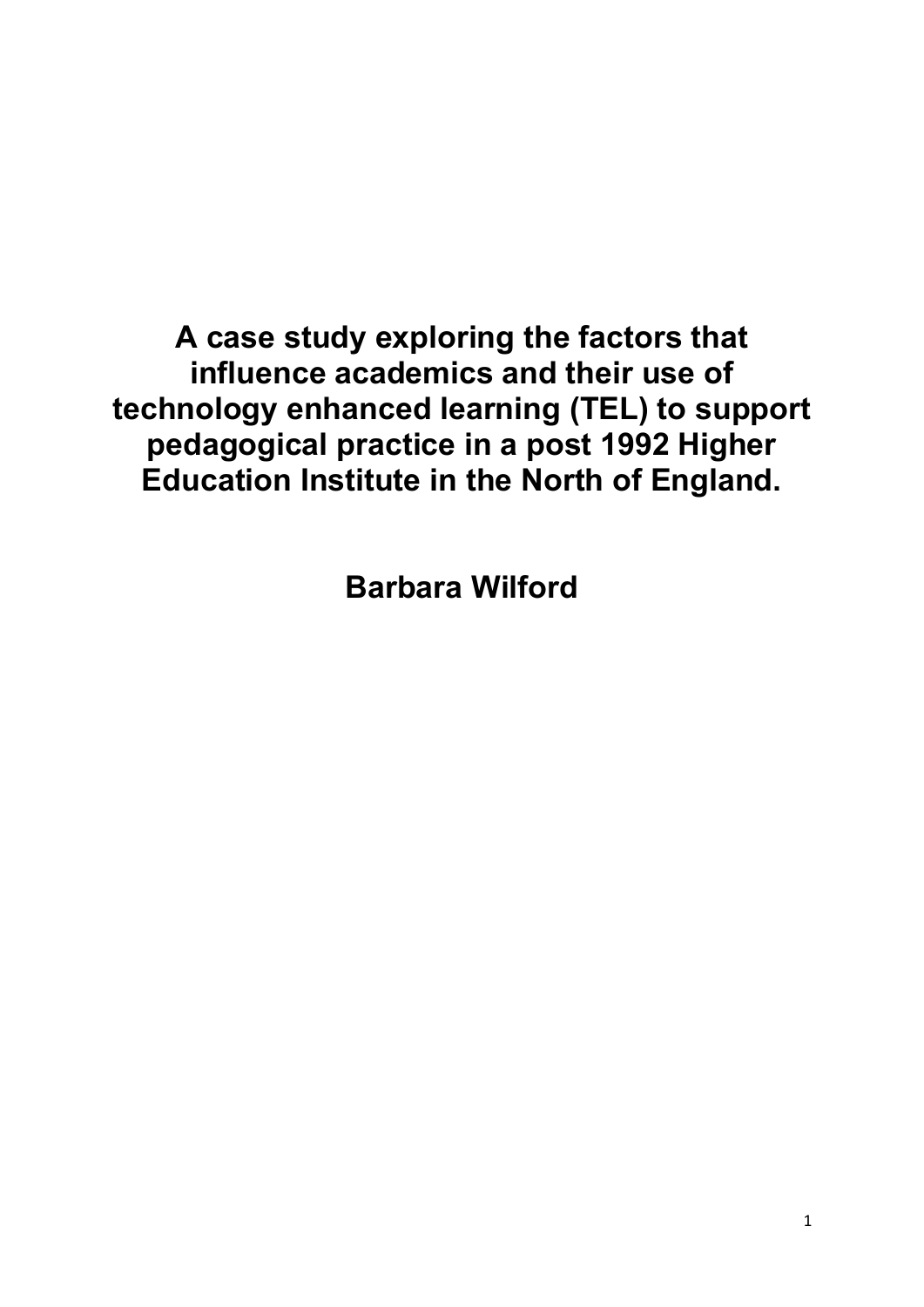# A case study exploring the factors that influence academics and their use of technology enhanced learning (TEL) to support pedagogical practice in a post 1992 Higher Education Institute in the North of England.

**Barbara Wilford**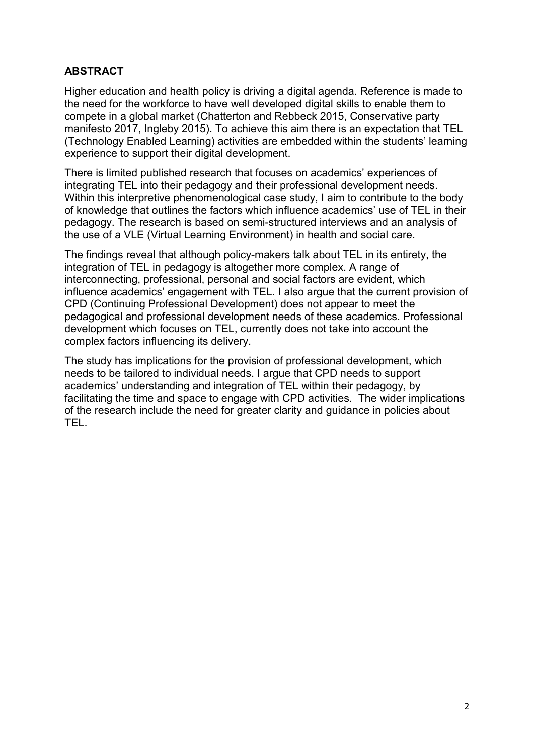## ABSTRACT

Higher education and health policy is driving a digital agenda. Reference is made to the need for the workforce to have well developed digital skills to enable them to compete in a global market (Chatterton and Rebbeck 2015, Conservative party manifesto 2017, Ingleby 2015). To achieve this aim there is an expectation that TEL (Technology Enabled Learning) activities are embedded within the students' learning experience to support their digital development.

There is limited published research that focuses on academics' experiences of integrating TEL into their pedagogy and their professional development needs. Within this interpretive phenomenological case study, I aim to contribute to the body of knowledge that outlines the factors which influence academics' use of TEL in their pedagogy. The research is based on semi-structured interviews and an analysis of the use of a VLE (Virtual Learning Environment) in health and social care.

The findings reveal that although policy-makers talk about TEL in its entirety, the integration of TEL in pedagogy is altogether more complex. A range of interconnecting, professional, personal and social factors are evident, which influence academics' engagement with TEL. I also argue that the current provision of CPD (Continuing Professional Development) does not appear to meet the pedagogical and professional development needs of these academics. Professional development which focuses on TEL, currently does not take into account the complex factors influencing its delivery.

The study has implications for the provision of professional development, which needs to be tailored to individual needs. I argue that CPD needs to support academics' understanding and integration of TEL within their pedagogy, by facilitating the time and space to engage with CPD activities. The wider implications of the research include the need for greater clarity and guidance in policies about TEL.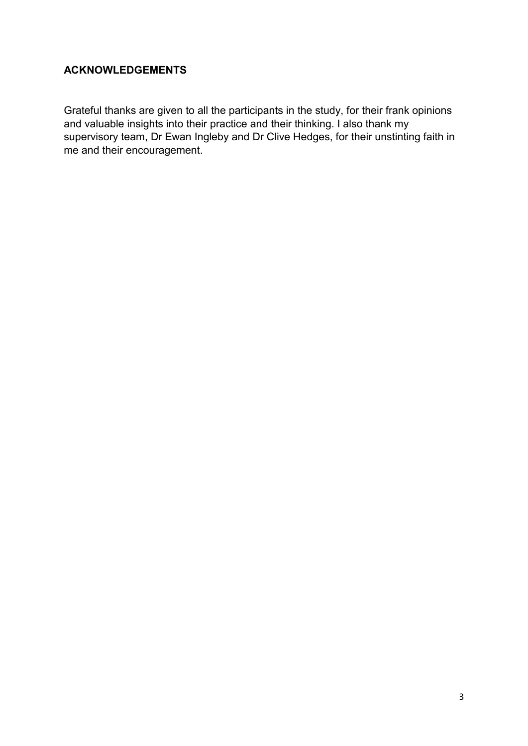## ACKNOWLEDGEMENTS

Grateful thanks are given to all the participants in the study, for their frank opinions and valuable insights into their practice and their thinking. I also thank my supervisory team, Dr Ewan Ingleby and Dr Clive Hedges, for their unstinting faith in me and their encouragement.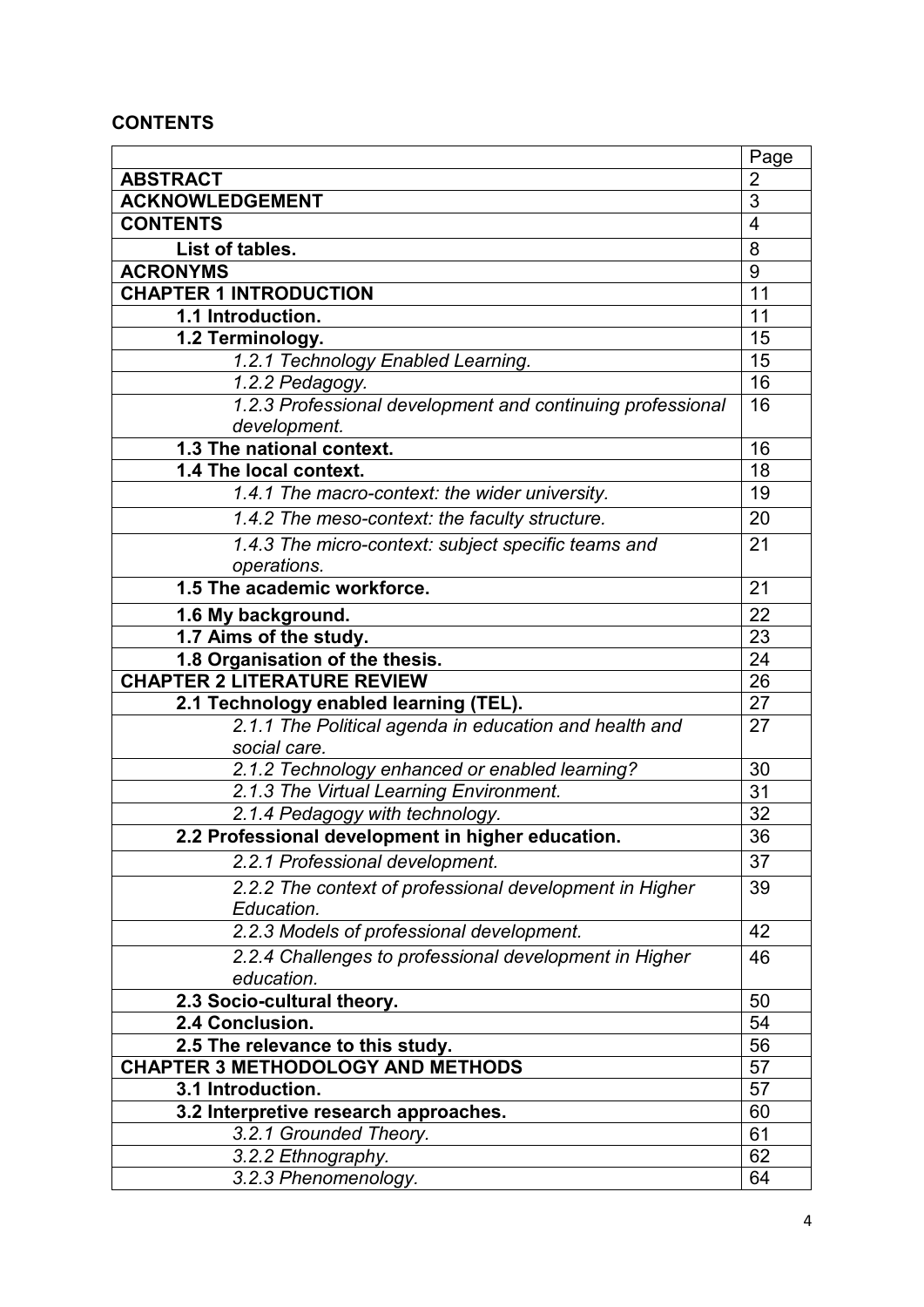**CONTENTS**

| | Page |
|---|---|
| **ABSTRACT** | 2 |
| **ACKNOWLEDGEMENT** | 3 |
| **CONTENTS** | 4 |
| **List of tables.** | 8 |
| **ACRONYMS** | 9 |
| **CHAPTER 1 INTRODUCTION** | 11 |
| **1.1 Introduction.** | 11 |
| **1.2 Terminology.** | 15 |
| *1.2.1 Technology Enabled Learning.* | 15 |
| *1.2.2 Pedagogy.* | 16 |
| *1.2.3 Professional development and continuing professional development.* | 16 |
| **1.3 The national context.** | 16 |
| **1.4 The local context.** | 18 |
| *1.4.1 The macro-context: the wider university.* | 19 |
| *1.4.2 The meso-context: the faculty structure.* | 20 |
| *1.4.3 The micro-context: subject specific teams and operations.* | 21 |
| **1.5 The academic workforce.** | 21 |
| **1.6 My background.** | 22 |
| **1.7 Aims of the study.** | 23 |
| **1.8 Organisation of the thesis.** | 24 |
| **CHAPTER 2 LITERATURE REVIEW** | 26 |
| **2.1 Technology enabled learning (TEL).** | 27 |
| *2.1.1 The Political agenda in education and health and social care.* | 27 |
| *2.1.2 Technology enhanced or enabled learning?* | 30 |
| *2.1.3 The Virtual Learning Environment.* | 31 |
| *2.1.4 Pedagogy with technology.* | 32 |
| **2.2 Professional development in higher education.** | 36 |
| *2.2.1 Professional development.* | 37 |
| *2.2.2 The context of professional development in Higher Education.* | 39 |
| *2.2.3 Models of professional development.* | 42 |
| *2.2.4 Challenges to professional development in Higher education.* | 46 |
| **2.3 Socio-cultural theory.** | 50 |
| **2.4 Conclusion.** | 54 |
| **2.5 The relevance to this study.** | 56 |
| **CHAPTER 3 METHODOLOGY AND METHODS** | 57 |
| **3.1 Introduction.** | 57 |
| **3.2 Interpretive research approaches.** | 60 |
| *3.2.1 Grounded Theory.* | 61 |
| *3.2.2 Ethnography.* | 62 |
| *3.2.3 Phenomenology.* | 64 |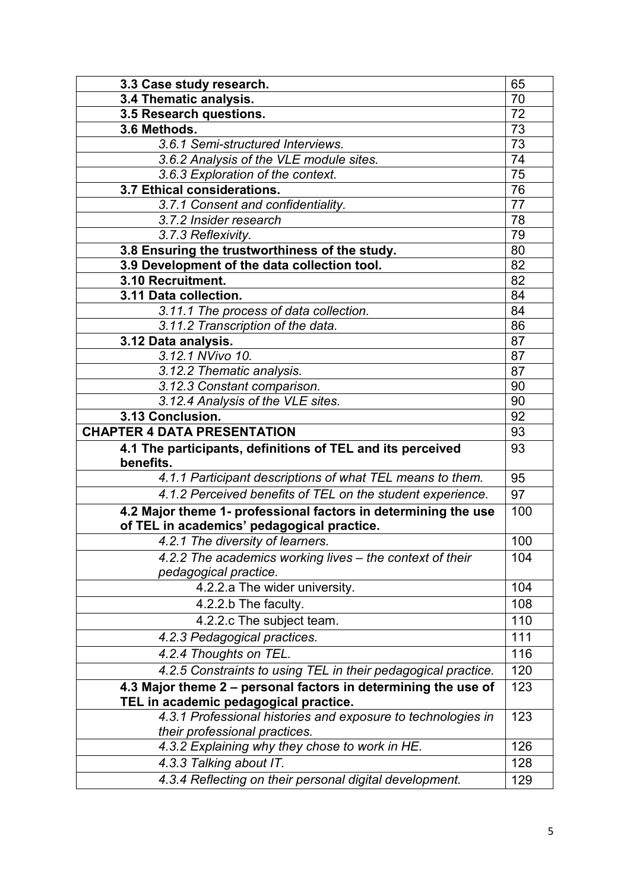| | |
|---|---|
| **3.3 Case study research.** | 65 |
| **3.4 Thematic analysis.** | 70 |
| **3.5 Research questions.** | 72 |
| **3.6 Methods.** | 73 |
| *3.6.1 Semi-structured Interviews.* | 73 |
| *3.6.2 Analysis of the VLE module sites.* | 74 |
| *3.6.3 Exploration of the context.* | 75 |
| **3.7 Ethical considerations.** | 76 |
| *3.7.1 Consent and confidentiality.* | 77 |
| *3.7.2 Insider research* | 78 |
| *3.7.3 Reflexivity.* | 79 |
| **3.8 Ensuring the trustworthiness of the study.** | 80 |
| **3.9 Development of the data collection tool.** | 82 |
| **3.10 Recruitment.** | 82 |
| **3.11 Data collection.** | 84 |
| *3.11.1 The process of data collection.* | 84 |
| *3.11.2 Transcription of the data.* | 86 |
| **3.12 Data analysis.** | 87 |
| *3.12.1 NVivo 10.* | 87 |
| *3.12.2 Thematic analysis.* | 87 |
| *3.12.3 Constant comparison.* | 90 |
| *3.12.4 Analysis of the VLE sites.* | 90 |
| **3.13 Conclusion.** | 92 |
| **CHAPTER 4 DATA PRESENTATION** | 93 |
| **4.1 The participants, definitions of TEL and its perceived benefits.** | 93 |
| *4.1.1 Participant descriptions of what TEL means to them.* | 95 |
| *4.1.2 Perceived benefits of TEL on the student experience.* | 97 |
| **4.2 Major theme 1- professional factors in determining the use of TEL in academics' pedagogical practice.** | 100 |
| *4.2.1 The diversity of learners.* | 100 |
| *4.2.2 The academics working lives – the context of their pedagogical practice.* | 104 |
| 4.2.2.a The wider university. | 104 |
| 4.2.2.b The faculty. | 108 |
| 4.2.2.c The subject team. | 110 |
| *4.2.3 Pedagogical practices.* | 111 |
| *4.2.4 Thoughts on TEL.* | 116 |
| *4.2.5 Constraints to using TEL in their pedagogical practice.* | 120 |
| **4.3 Major theme 2 – personal factors in determining the use of TEL in academic pedagogical practice.** | 123 |
| *4.3.1 Professional histories and exposure to technologies in their professional practices.* | 123 |
| *4.3.2 Explaining why they chose to work in HE.* | 126 |
| *4.3.3 Talking about IT.* | 128 |
| *4.3.4 Reflecting on their personal digital development.* | 129 |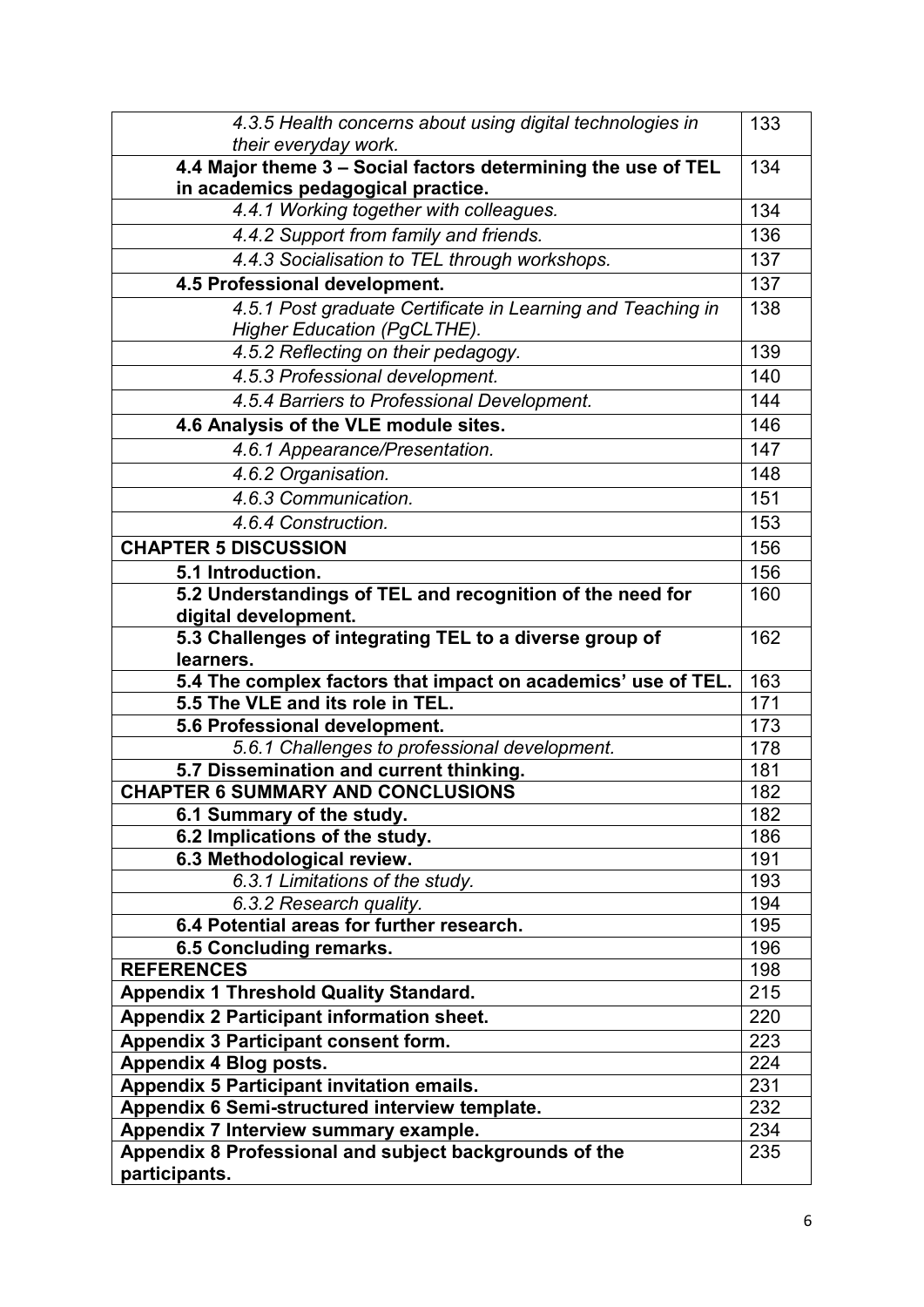| | |
|---|---|
| *4.3.5 Health concerns about using digital technologies in their everyday work.* | 133 |
| **4.4 Major theme 3 – Social factors determining the use of TEL in academics pedagogical practice.** | 134 |
| *4.4.1 Working together with colleagues.* | 134 |
| *4.4.2 Support from family and friends.* | 136 |
| *4.4.3 Socialisation to TEL through workshops.* | 137 |
| **4.5 Professional development.** | 137 |
| *4.5.1 Post graduate Certificate in Learning and Teaching in Higher Education (PgCLTHE).* | 138 |
| *4.5.2 Reflecting on their pedagogy.* | 139 |
| *4.5.3 Professional development.* | 140 |
| *4.5.4 Barriers to Professional Development.* | 144 |
| **4.6 Analysis of the VLE module sites.** | 146 |
| *4.6.1 Appearance/Presentation.* | 147 |
| *4.6.2 Organisation.* | 148 |
| *4.6.3 Communication.* | 151 |
| *4.6.4 Construction.* | 153 |
| **CHAPTER 5 DISCUSSION** | 156 |
| **5.1 Introduction.** | 156 |
| **5.2 Understandings of TEL and recognition of the need for digital development.** | 160 |
| **5.3 Challenges of integrating TEL to a diverse group of learners.** | 162 |
| **5.4 The complex factors that impact on academics' use of TEL.** | 163 |
| **5.5 The VLE and its role in TEL.** | 171 |
| **5.6 Professional development.** | 173 |
| *5.6.1 Challenges to professional development.* | 178 |
| **5.7 Dissemination and current thinking.** | 181 |
| **CHAPTER 6 SUMMARY AND CONCLUSIONS** | 182 |
| **6.1 Summary of the study.** | 182 |
| **6.2 Implications of the study.** | 186 |
| **6.3 Methodological review.** | 191 |
| *6.3.1 Limitations of the study.* | 193 |
| *6.3.2 Research quality.* | 194 |
| **6.4 Potential areas for further research.** | 195 |
| **6.5 Concluding remarks.** | 196 |
| **REFERENCES** | 198 |
| **Appendix 1 Threshold Quality Standard.** | 215 |
| **Appendix 2 Participant information sheet.** | 220 |
| **Appendix 3 Participant consent form.** | 223 |
| **Appendix 4 Blog posts.** | 224 |
| **Appendix 5 Participant invitation emails.** | 231 |
| **Appendix 6 Semi-structured interview template.** | 232 |
| **Appendix 7 Interview summary example.** | 234 |
| **Appendix 8 Professional and subject backgrounds of the participants.** | 235 |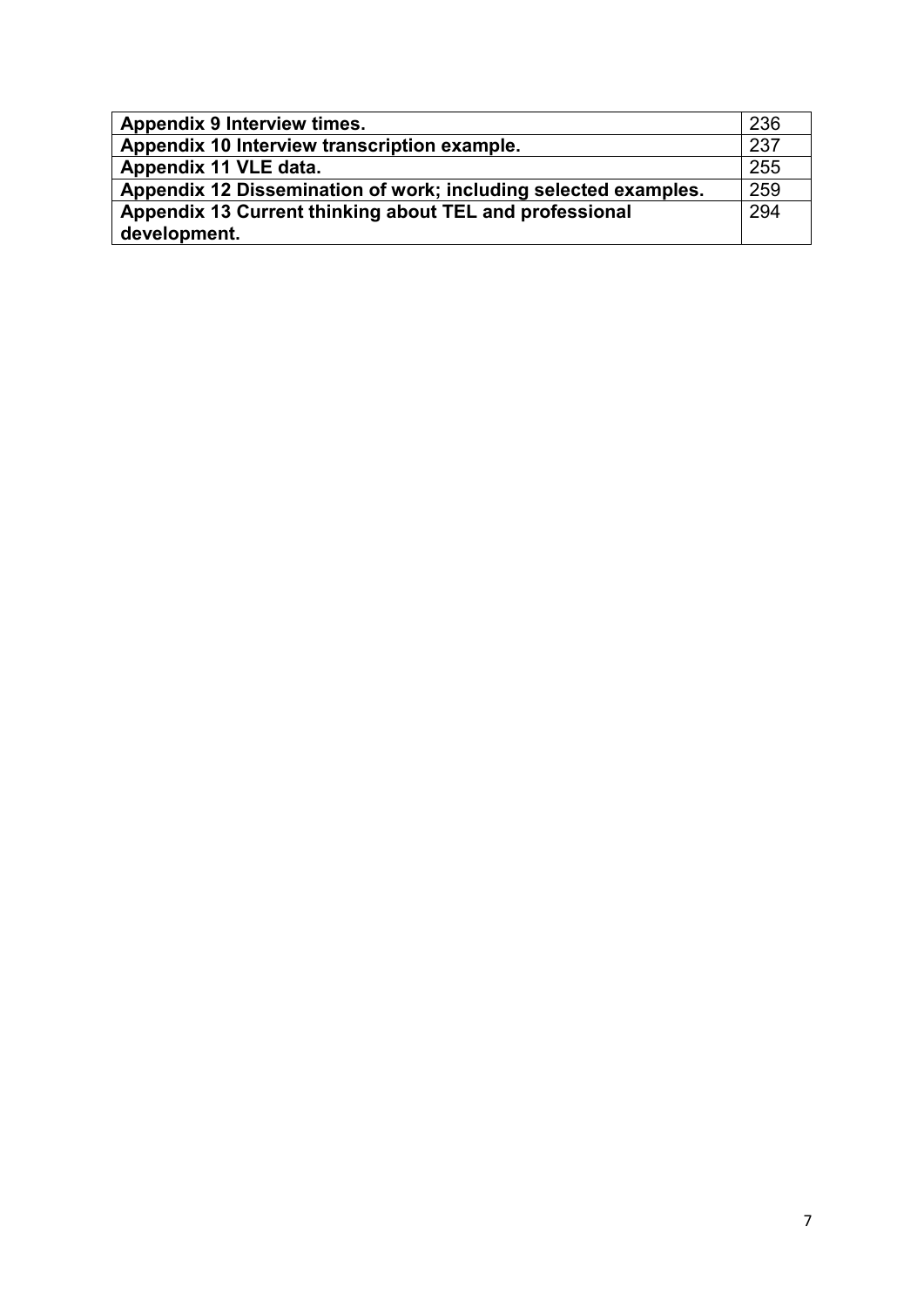| | |
|---|---|
| **Appendix 9 Interview times.** | 236 |
| **Appendix 10 Interview transcription example.** | 237 |
| **Appendix 11 VLE data.** | 255 |
| **Appendix 12 Dissemination of work; including selected examples.** | 259 |
| **Appendix 13 Current thinking about TEL and professional development.** | 294 |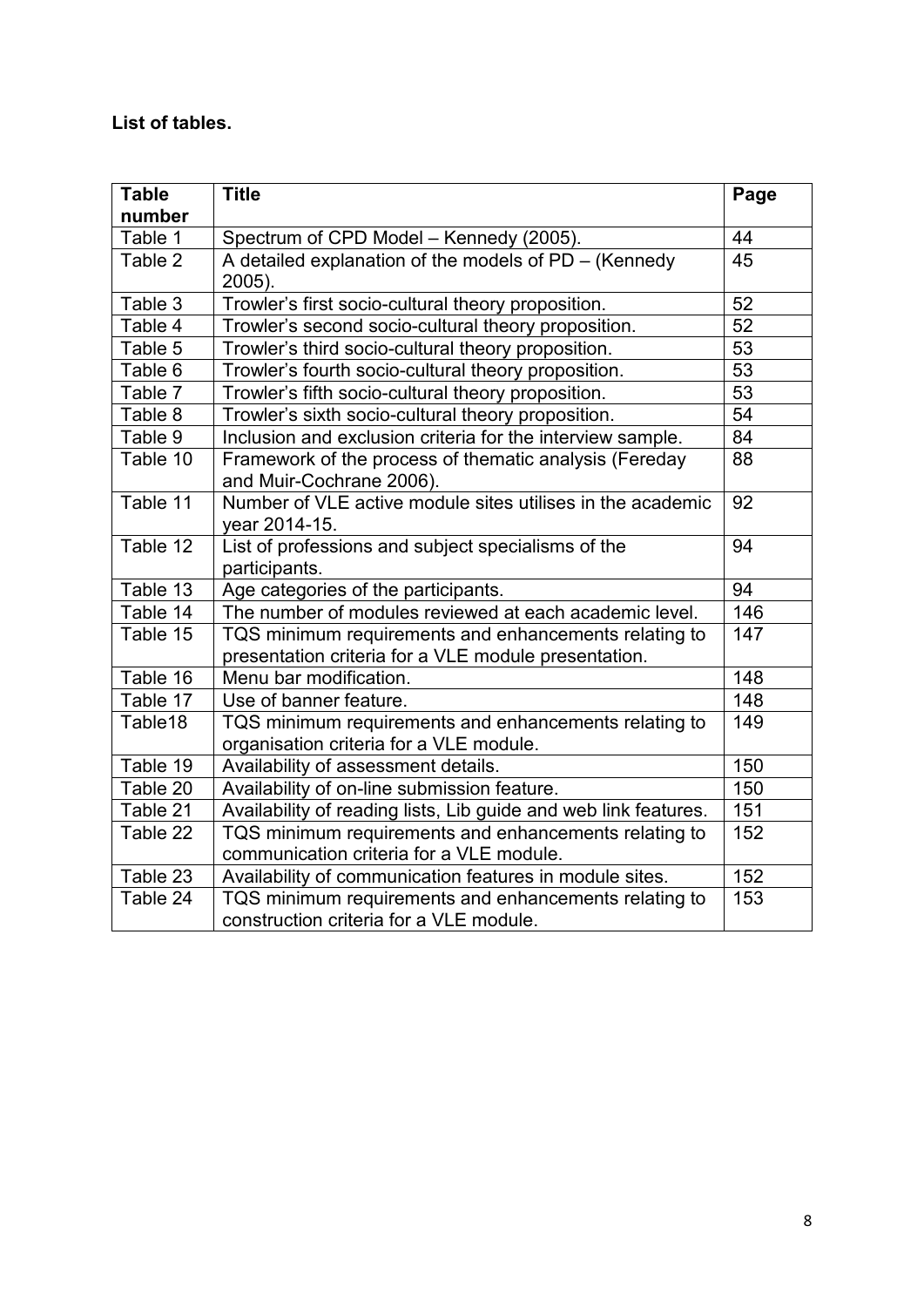**List of tables.**

| Table number | Title | Page |
|---|---|---|
| Table 1 | Spectrum of CPD Model – Kennedy (2005). | 44 |
| Table 2 | A detailed explanation of the models of PD – (Kennedy 2005). | 45 |
| Table 3 | Trowler's first socio-cultural theory proposition. | 52 |
| Table 4 | Trowler's second socio-cultural theory proposition. | 52 |
| Table 5 | Trowler's third socio-cultural theory proposition. | 53 |
| Table 6 | Trowler's fourth socio-cultural theory proposition. | 53 |
| Table 7 | Trowler's fifth socio-cultural theory proposition. | 53 |
| Table 8 | Trowler's sixth socio-cultural theory proposition. | 54 |
| Table 9 | Inclusion and exclusion criteria for the interview sample. | 84 |
| Table 10 | Framework of the process of thematic analysis (Fereday and Muir-Cochrane 2006). | 88 |
| Table 11 | Number of VLE active module sites utilises in the academic year 2014-15. | 92 |
| Table 12 | List of professions and subject specialisms of the participants. | 94 |
| Table 13 | Age categories of the participants. | 94 |
| Table 14 | The number of modules reviewed at each academic level. | 146 |
| Table 15 | TQS minimum requirements and enhancements relating to presentation criteria for a VLE module presentation. | 147 |
| Table 16 | Menu bar modification. | 148 |
| Table 17 | Use of banner feature. | 148 |
| Table18 | TQS minimum requirements and enhancements relating to organisation criteria for a VLE module. | 149 |
| Table 19 | Availability of assessment details. | 150 |
| Table 20 | Availability of on-line submission feature. | 150 |
| Table 21 | Availability of reading lists, Lib guide and web link features. | 151 |
| Table 22 | TQS minimum requirements and enhancements relating to communication criteria for a VLE module. | 152 |
| Table 23 | Availability of communication features in module sites. | 152 |
| Table 24 | TQS minimum requirements and enhancements relating to construction criteria for a VLE module. | 153 |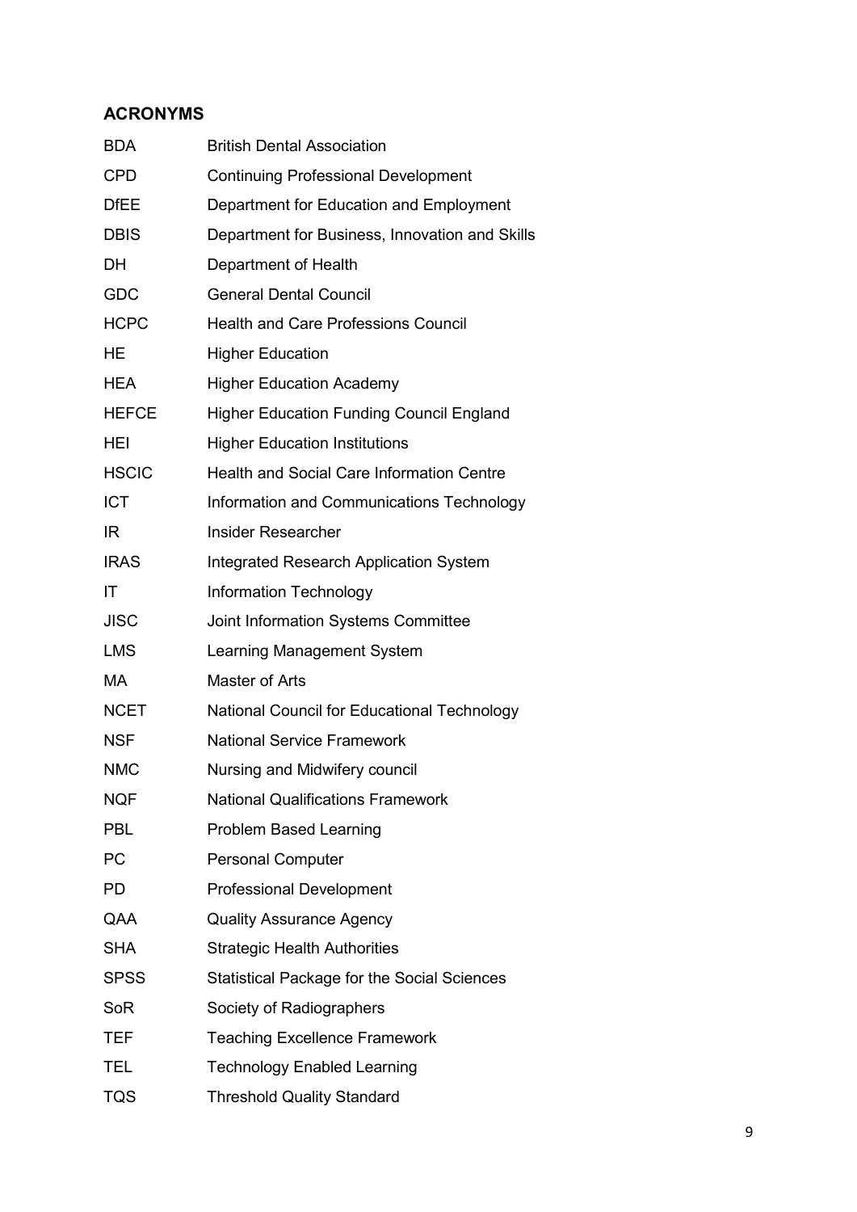## ACRONYMS

| | |
|---|---|
| BDA | British Dental Association |
| CPD | Continuing Professional Development |
| DfEE | Department for Education and Employment |
| DBIS | Department for Business, Innovation and Skills |
| DH | Department of Health |
| GDC | General Dental Council |
| HCPC | Health and Care Professions Council |
| HE | Higher Education |
| HEA | Higher Education Academy |
| HEFCE | Higher Education Funding Council England |
| HEI | Higher Education Institutions |
| HSCIC | Health and Social Care Information Centre |
| ICT | Information and Communications Technology |
| IR | Insider Researcher |
| IRAS | Integrated Research Application System |
| IT | Information Technology |
| JISC | Joint Information Systems Committee |
| LMS | Learning Management System |
| MA | Master of Arts |
| NCET | National Council for Educational Technology |
| NSF | National Service Framework |
| NMC | Nursing and Midwifery council |
| NQF | National Qualifications Framework |
| PBL | Problem Based Learning |
| PC | Personal Computer |
| PD | Professional Development |
| QAA | Quality Assurance Agency |
| SHA | Strategic Health Authorities |
| SPSS | Statistical Package for the Social Sciences |
| SoR | Society of Radiographers |
| TEF | Teaching Excellence Framework |
| TEL | Technology Enabled Learning |
| TQS | Threshold Quality Standard |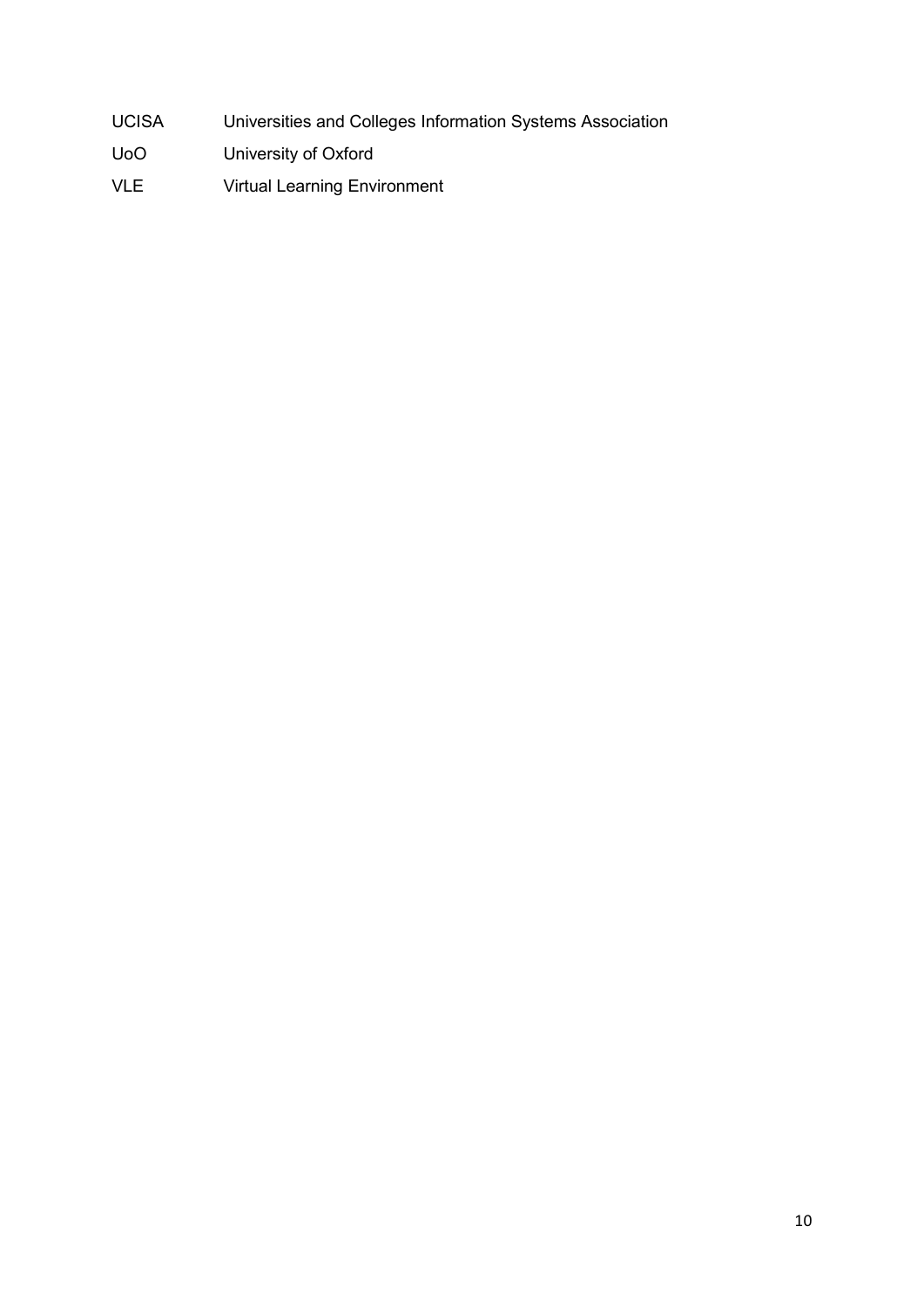| | |
|---|---|
| UCISA | Universities and Colleges Information Systems Association |
| UoO | University of Oxford |
| VLE | Virtual Learning Environment |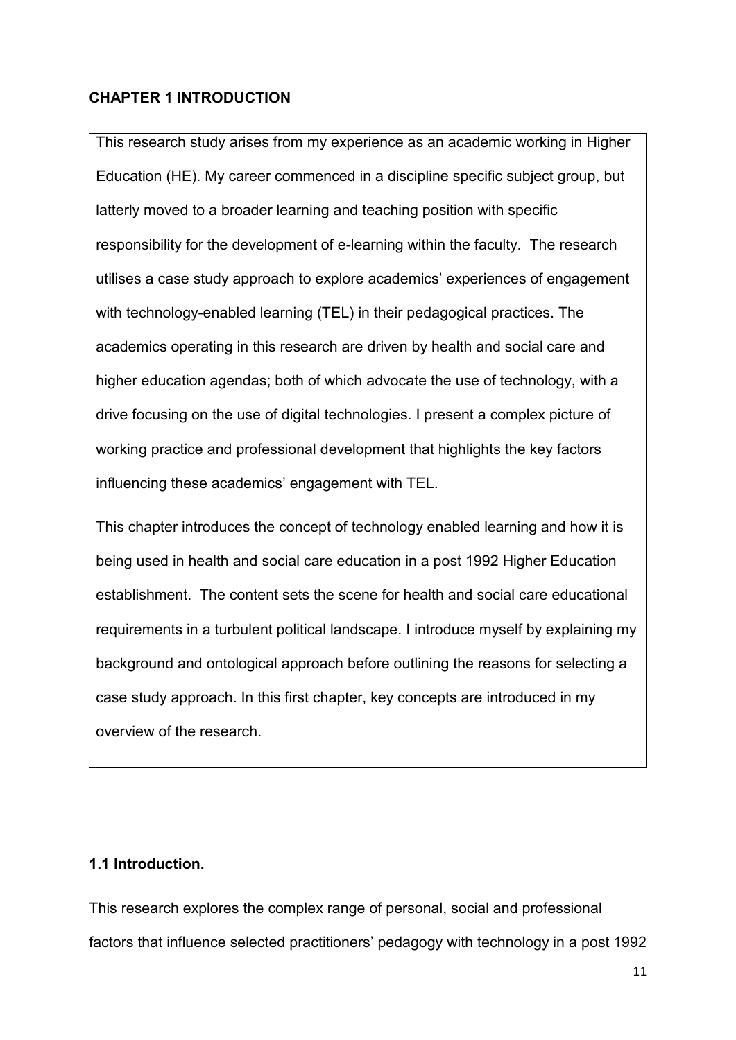# CHAPTER 1 INTRODUCTION

This research study arises from my experience as an academic working in Higher Education (HE). My career commenced in a discipline specific subject group, but latterly moved to a broader learning and teaching position with specific responsibility for the development of e-learning within the faculty. The research utilises a case study approach to explore academics' experiences of engagement with technology-enabled learning (TEL) in their pedagogical practices. The academics operating in this research are driven by health and social care and higher education agendas; both of which advocate the use of technology, with a drive focusing on the use of digital technologies. I present a complex picture of working practice and professional development that highlights the key factors influencing these academics' engagement with TEL.

This chapter introduces the concept of technology enabled learning and how it is being used in health and social care education in a post 1992 Higher Education establishment. The content sets the scene for health and social care educational requirements in a turbulent political landscape. I introduce myself by explaining my background and ontological approach before outlining the reasons for selecting a case study approach. In this first chapter, key concepts are introduced in my overview of the research.

## 1.1 Introduction.

This research explores the complex range of personal, social and professional factors that influence selected practitioners' pedagogy with technology in a post 1992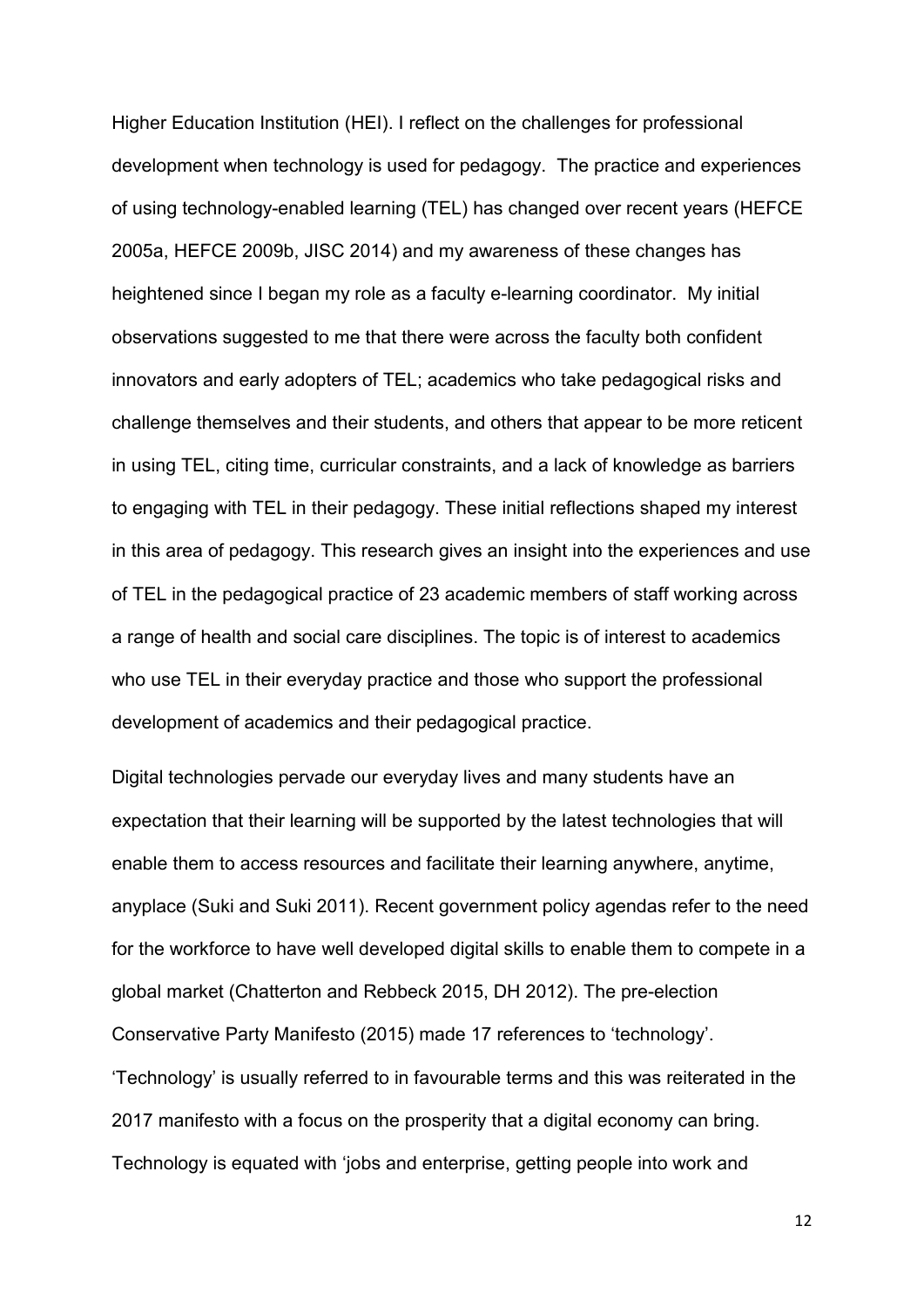Higher Education Institution (HEI). I reflect on the challenges for professional development when technology is used for pedagogy. The practice and experiences of using technology-enabled learning (TEL) has changed over recent years (HEFCE 2005a, HEFCE 2009b, JISC 2014) and my awareness of these changes has heightened since I began my role as a faculty e-learning coordinator. My initial observations suggested to me that there were across the faculty both confident innovators and early adopters of TEL; academics who take pedagogical risks and challenge themselves and their students, and others that appear to be more reticent in using TEL, citing time, curricular constraints, and a lack of knowledge as barriers to engaging with TEL in their pedagogy. These initial reflections shaped my interest in this area of pedagogy. This research gives an insight into the experiences and use of TEL in the pedagogical practice of 23 academic members of staff working across a range of health and social care disciplines. The topic is of interest to academics who use TEL in their everyday practice and those who support the professional development of academics and their pedagogical practice.

Digital technologies pervade our everyday lives and many students have an expectation that their learning will be supported by the latest technologies that will enable them to access resources and facilitate their learning anywhere, anytime, anyplace (Suki and Suki 2011). Recent government policy agendas refer to the need for the workforce to have well developed digital skills to enable them to compete in a global market (Chatterton and Rebbeck 2015, DH 2012). The pre-election Conservative Party Manifesto (2015) made 17 references to 'technology'. 'Technology' is usually referred to in favourable terms and this was reiterated in the 2017 manifesto with a focus on the prosperity that a digital economy can bring. Technology is equated with 'jobs and enterprise, getting people into work and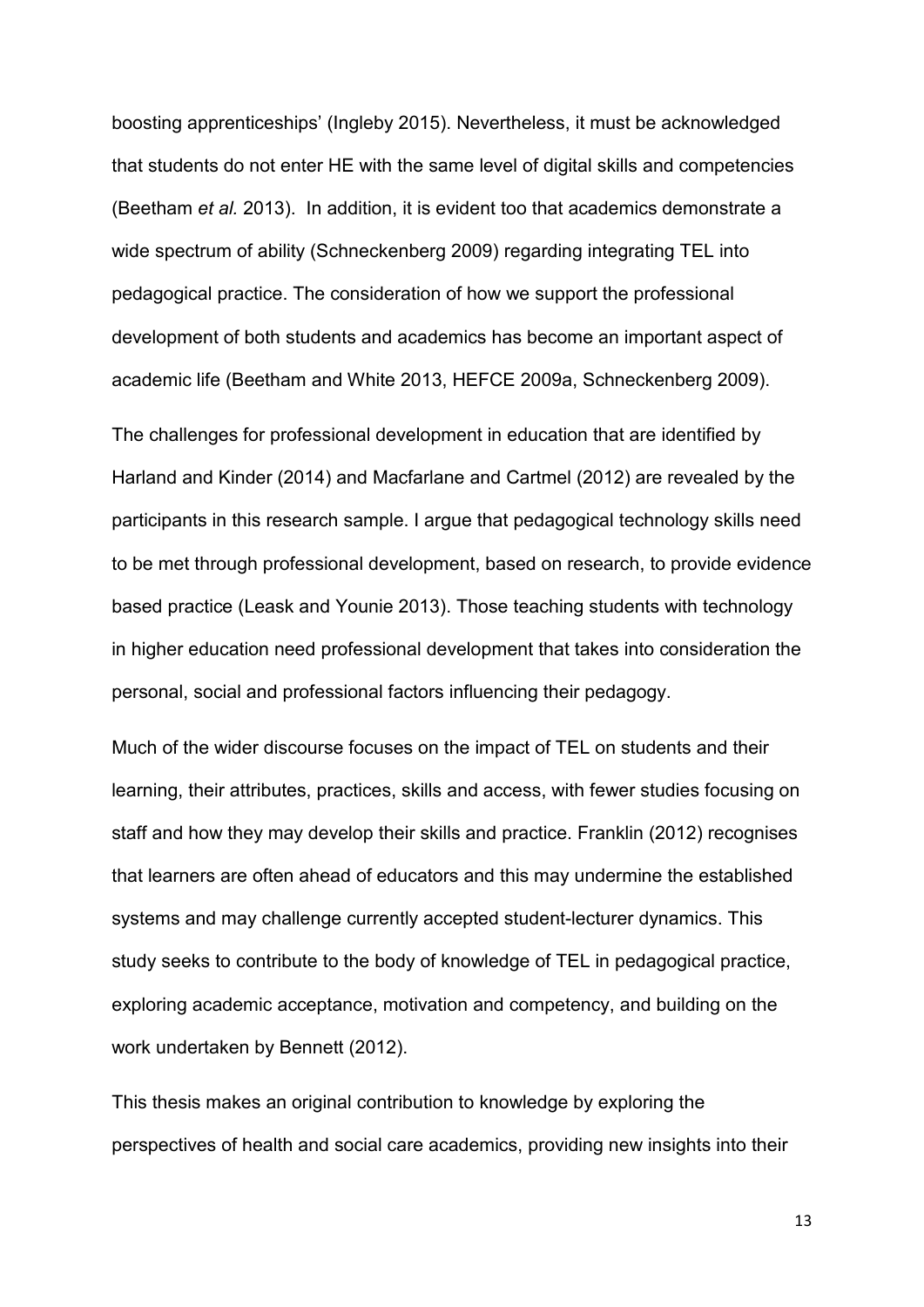boosting apprenticeships' (Ingleby 2015). Nevertheless, it must be acknowledged that students do not enter HE with the same level of digital skills and competencies (Beetham *et al.* 2013). In addition, it is evident too that academics demonstrate a wide spectrum of ability (Schneckenberg 2009) regarding integrating TEL into pedagogical practice. The consideration of how we support the professional development of both students and academics has become an important aspect of academic life (Beetham and White 2013, HEFCE 2009a, Schneckenberg 2009).

The challenges for professional development in education that are identified by Harland and Kinder (2014) and Macfarlane and Cartmel (2012) are revealed by the participants in this research sample. I argue that pedagogical technology skills need to be met through professional development, based on research, to provide evidence based practice (Leask and Younie 2013). Those teaching students with technology in higher education need professional development that takes into consideration the personal, social and professional factors influencing their pedagogy.

Much of the wider discourse focuses on the impact of TEL on students and their learning, their attributes, practices, skills and access, with fewer studies focusing on staff and how they may develop their skills and practice. Franklin (2012) recognises that learners are often ahead of educators and this may undermine the established systems and may challenge currently accepted student-lecturer dynamics. This study seeks to contribute to the body of knowledge of TEL in pedagogical practice, exploring academic acceptance, motivation and competency, and building on the work undertaken by Bennett (2012).

This thesis makes an original contribution to knowledge by exploring the perspectives of health and social care academics, providing new insights into their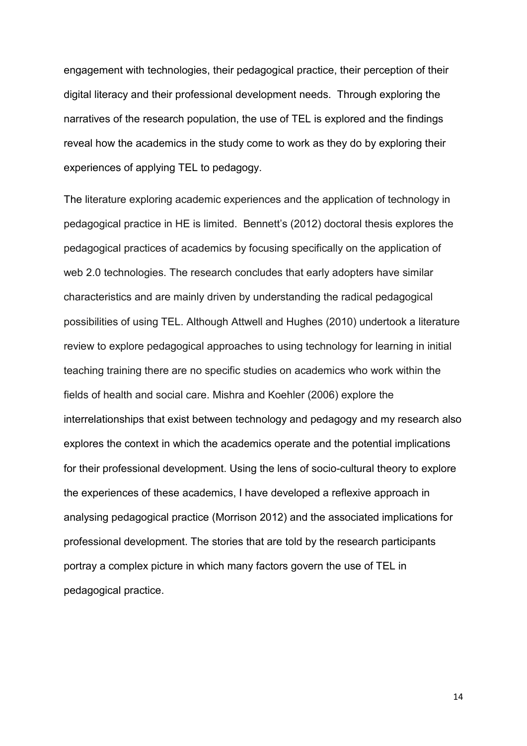engagement with technologies, their pedagogical practice, their perception of their digital literacy and their professional development needs. Through exploring the narratives of the research population, the use of TEL is explored and the findings reveal how the academics in the study come to work as they do by exploring their experiences of applying TEL to pedagogy.

The literature exploring academic experiences and the application of technology in pedagogical practice in HE is limited. Bennett's (2012) doctoral thesis explores the pedagogical practices of academics by focusing specifically on the application of web 2.0 technologies. The research concludes that early adopters have similar characteristics and are mainly driven by understanding the radical pedagogical possibilities of using TEL. Although Attwell and Hughes (2010) undertook a literature review to explore pedagogical approaches to using technology for learning in initial teaching training there are no specific studies on academics who work within the fields of health and social care. Mishra and Koehler (2006) explore the interrelationships that exist between technology and pedagogy and my research also explores the context in which the academics operate and the potential implications for their professional development. Using the lens of socio-cultural theory to explore the experiences of these academics, I have developed a reflexive approach in analysing pedagogical practice (Morrison 2012) and the associated implications for professional development. The stories that are told by the research participants portray a complex picture in which many factors govern the use of TEL in pedagogical practice.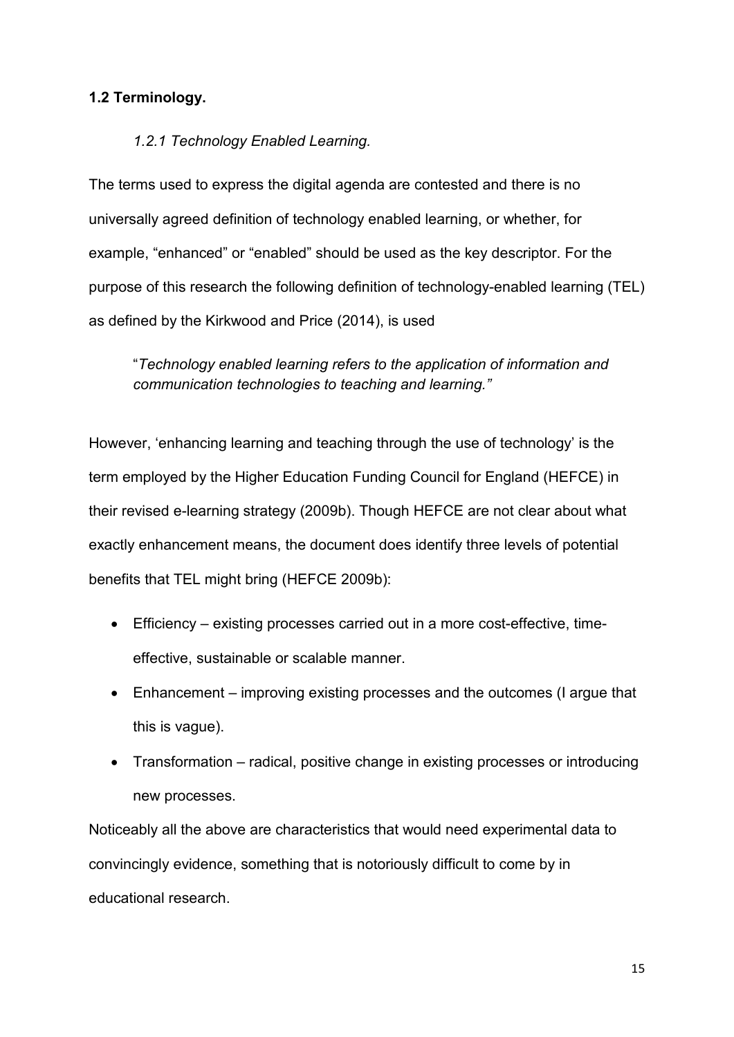## 1.2 Terminology.

### *1.2.1 Technology Enabled Learning.*

The terms used to express the digital agenda are contested and there is no universally agreed definition of technology enabled learning, or whether, for example, "enhanced" or "enabled" should be used as the key descriptor. For the purpose of this research the following definition of technology-enabled learning (TEL) as defined by the Kirkwood and Price (2014), is used

> "*Technology enabled learning refers to the application of information and communication technologies to teaching and learning."*

However, 'enhancing learning and teaching through the use of technology' is the term employed by the Higher Education Funding Council for England (HEFCE) in their revised e-learning strategy (2009b). Though HEFCE are not clear about what exactly enhancement means, the document does identify three levels of potential benefits that TEL might bring (HEFCE 2009b):

- Efficiency – existing processes carried out in a more cost-effective, time-effective, sustainable or scalable manner.
- Enhancement – improving existing processes and the outcomes (I argue that this is vague).
- Transformation – radical, positive change in existing processes or introducing new processes.

Noticeably all the above are characteristics that would need experimental data to convincingly evidence, something that is notoriously difficult to come by in educational research.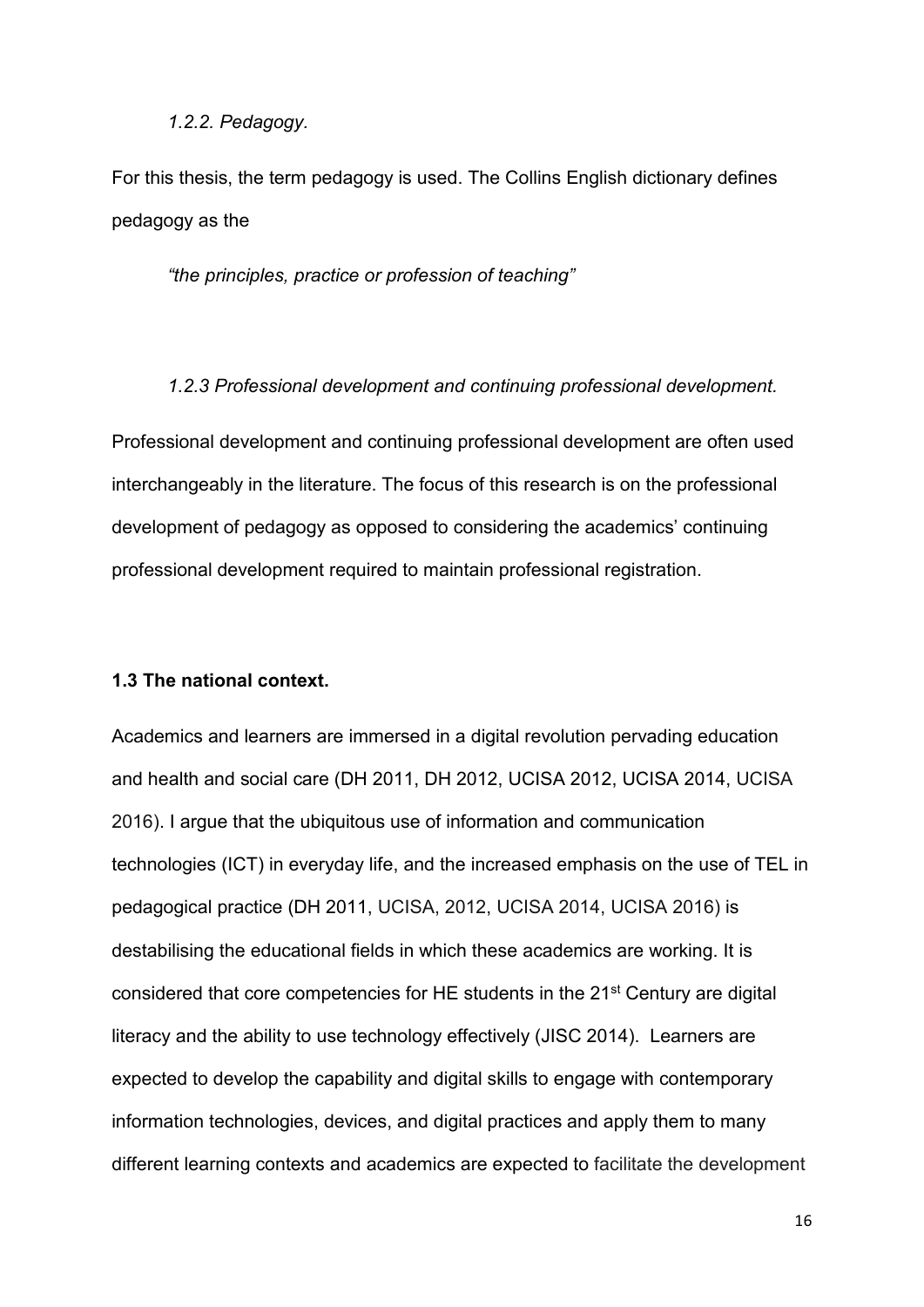*1.2.2. Pedagogy.*

For this thesis, the term pedagogy is used. The Collins English dictionary defines pedagogy as the

*"the principles, practice or profession of teaching"*

*1.2.3 Professional development and continuing professional development.*

Professional development and continuing professional development are often used interchangeably in the literature. The focus of this research is on the professional development of pedagogy as opposed to considering the academics' continuing professional development required to maintain professional registration.

**1.3 The national context.**

Academics and learners are immersed in a digital revolution pervading education and health and social care (DH 2011, DH 2012, UCISA 2012, UCISA 2014, UCISA 2016). I argue that the ubiquitous use of information and communication technologies (ICT) in everyday life, and the increased emphasis on the use of TEL in pedagogical practice (DH 2011, UCISA, 2012, UCISA 2014, UCISA 2016) is destabilising the educational fields in which these academics are working. It is considered that core competencies for HE students in the 21st Century are digital literacy and the ability to use technology effectively (JISC 2014). Learners are expected to develop the capability and digital skills to engage with contemporary information technologies, devices, and digital practices and apply them to many different learning contexts and academics are expected to facilitate the development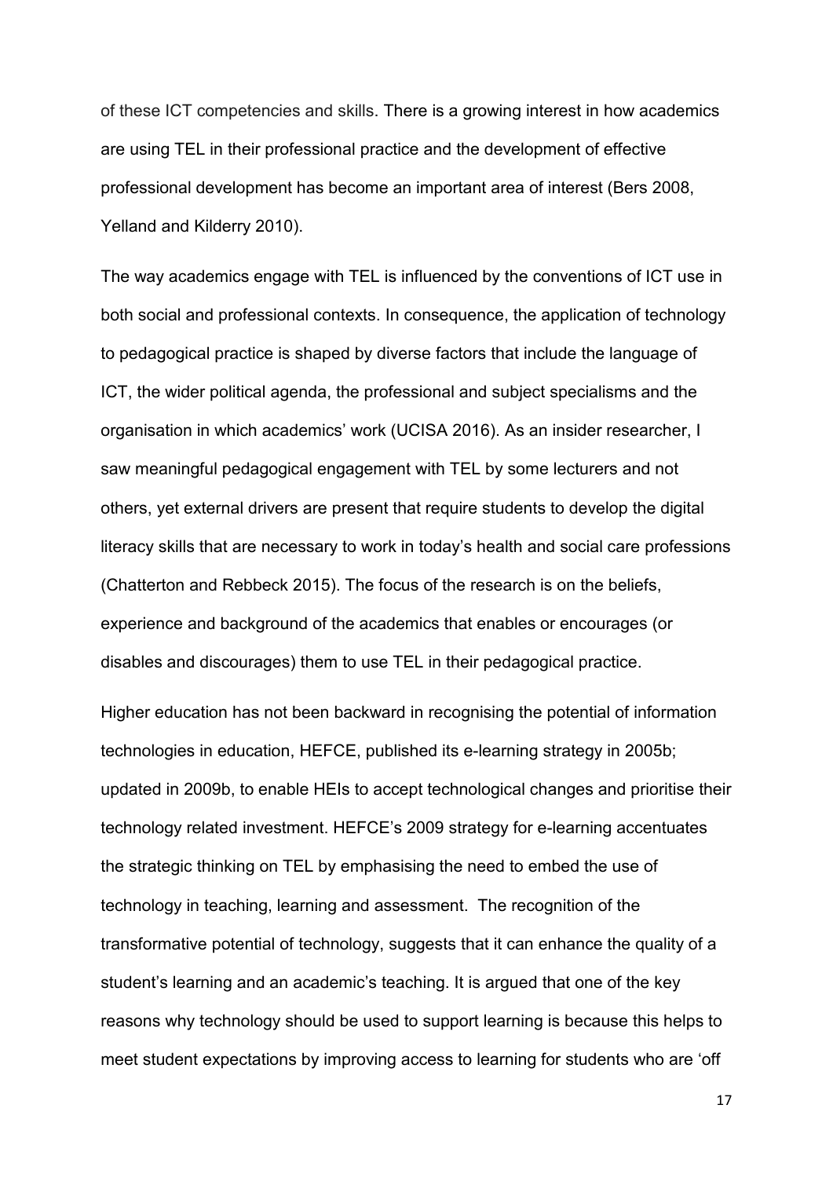of these ICT competencies and skills. There is a growing interest in how academics are using TEL in their professional practice and the development of effective professional development has become an important area of interest (Bers 2008, Yelland and Kilderry 2010).

The way academics engage with TEL is influenced by the conventions of ICT use in both social and professional contexts. In consequence, the application of technology to pedagogical practice is shaped by diverse factors that include the language of ICT, the wider political agenda, the professional and subject specialisms and the organisation in which academics' work (UCISA 2016). As an insider researcher, I saw meaningful pedagogical engagement with TEL by some lecturers and not others, yet external drivers are present that require students to develop the digital literacy skills that are necessary to work in today's health and social care professions (Chatterton and Rebbeck 2015). The focus of the research is on the beliefs, experience and background of the academics that enables or encourages (or disables and discourages) them to use TEL in their pedagogical practice.

Higher education has not been backward in recognising the potential of information technologies in education, HEFCE, published its e-learning strategy in 2005b; updated in 2009b, to enable HEIs to accept technological changes and prioritise their technology related investment. HEFCE's 2009 strategy for e-learning accentuates the strategic thinking on TEL by emphasising the need to embed the use of technology in teaching, learning and assessment. The recognition of the transformative potential of technology, suggests that it can enhance the quality of a student's learning and an academic's teaching. It is argued that one of the key reasons why technology should be used to support learning is because this helps to meet student expectations by improving access to learning for students who are 'off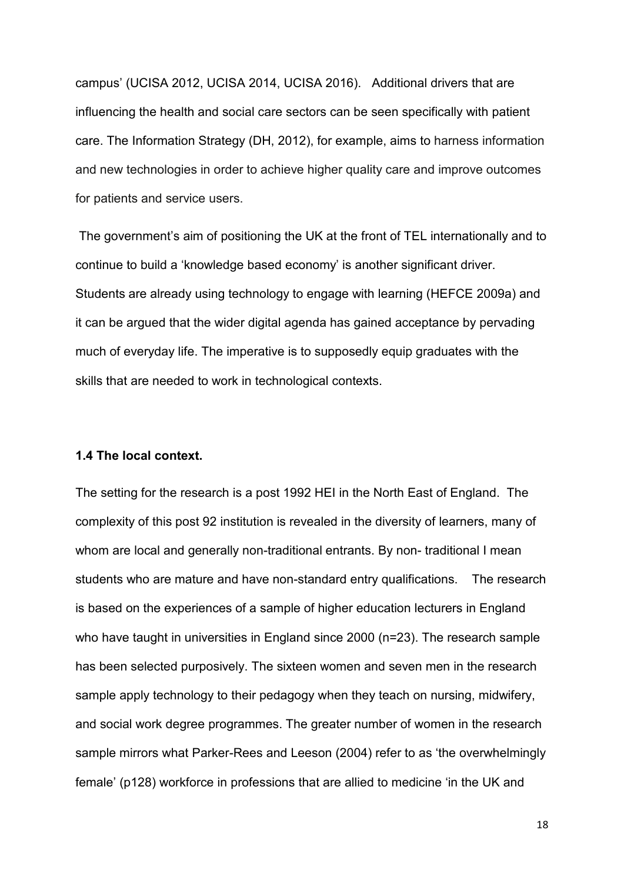campus' (UCISA 2012, UCISA 2014, UCISA 2016). Additional drivers that are influencing the health and social care sectors can be seen specifically with patient care. The Information Strategy (DH, 2012), for example, aims to harness information and new technologies in order to achieve higher quality care and improve outcomes for patients and service users.

The government's aim of positioning the UK at the front of TEL internationally and to continue to build a 'knowledge based economy' is another significant driver. Students are already using technology to engage with learning (HEFCE 2009a) and it can be argued that the wider digital agenda has gained acceptance by pervading much of everyday life. The imperative is to supposedly equip graduates with the skills that are needed to work in technological contexts.

### 1.4 The local context.

The setting for the research is a post 1992 HEI in the North East of England. The complexity of this post 92 institution is revealed in the diversity of learners, many of whom are local and generally non-traditional entrants. By non- traditional I mean students who are mature and have non-standard entry qualifications. The research is based on the experiences of a sample of higher education lecturers in England who have taught in universities in England since 2000 (n=23). The research sample has been selected purposively. The sixteen women and seven men in the research sample apply technology to their pedagogy when they teach on nursing, midwifery, and social work degree programmes. The greater number of women in the research sample mirrors what Parker-Rees and Leeson (2004) refer to as 'the overwhelmingly female' (p128) workforce in professions that are allied to medicine 'in the UK and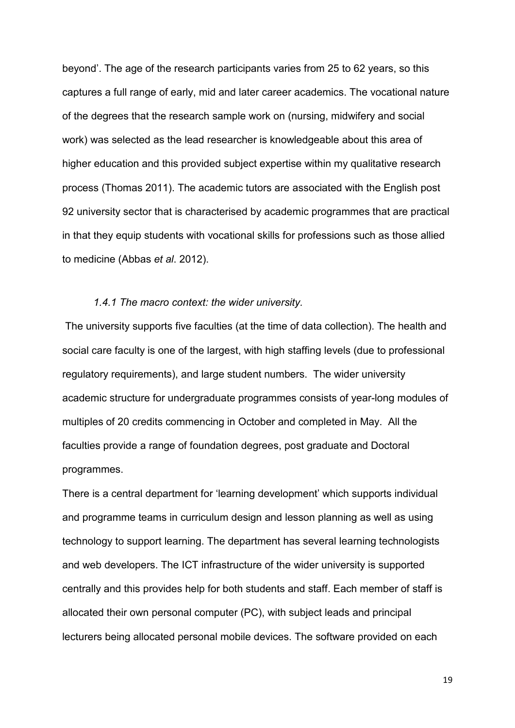beyond'. The age of the research participants varies from 25 to 62 years, so this captures a full range of early, mid and later career academics. The vocational nature of the degrees that the research sample work on (nursing, midwifery and social work) was selected as the lead researcher is knowledgeable about this area of higher education and this provided subject expertise within my qualitative research process (Thomas 2011). The academic tutors are associated with the English post 92 university sector that is characterised by academic programmes that are practical in that they equip students with vocational skills for professions such as those allied to medicine (Abbas *et al*. 2012).

#### *1.4.1 The macro context: the wider university.*

The university supports five faculties (at the time of data collection). The health and social care faculty is one of the largest, with high staffing levels (due to professional regulatory requirements), and large student numbers. The wider university academic structure for undergraduate programmes consists of year-long modules of multiples of 20 credits commencing in October and completed in May. All the faculties provide a range of foundation degrees, post graduate and Doctoral programmes.

There is a central department for 'learning development' which supports individual and programme teams in curriculum design and lesson planning as well as using technology to support learning. The department has several learning technologists and web developers. The ICT infrastructure of the wider university is supported centrally and this provides help for both students and staff. Each member of staff is allocated their own personal computer (PC), with subject leads and principal lecturers being allocated personal mobile devices. The software provided on each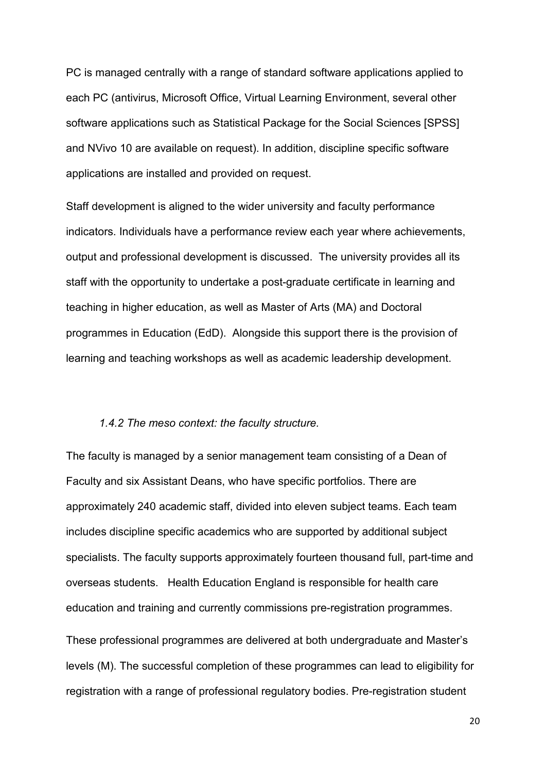PC is managed centrally with a range of standard software applications applied to each PC (antivirus, Microsoft Office, Virtual Learning Environment, several other software applications such as Statistical Package for the Social Sciences [SPSS] and NVivo 10 are available on request). In addition, discipline specific software applications are installed and provided on request.

Staff development is aligned to the wider university and faculty performance indicators. Individuals have a performance review each year where achievements, output and professional development is discussed. The university provides all its staff with the opportunity to undertake a post-graduate certificate in learning and teaching in higher education, as well as Master of Arts (MA) and Doctoral programmes in Education (EdD). Alongside this support there is the provision of learning and teaching workshops as well as academic leadership development.

### *1.4.2 The meso context: the faculty structure.*

The faculty is managed by a senior management team consisting of a Dean of Faculty and six Assistant Deans, who have specific portfolios. There are approximately 240 academic staff, divided into eleven subject teams. Each team includes discipline specific academics who are supported by additional subject specialists. The faculty supports approximately fourteen thousand full, part-time and overseas students. Health Education England is responsible for health care education and training and currently commissions pre-registration programmes.

These professional programmes are delivered at both undergraduate and Master's levels (M). The successful completion of these programmes can lead to eligibility for registration with a range of professional regulatory bodies. Pre-registration student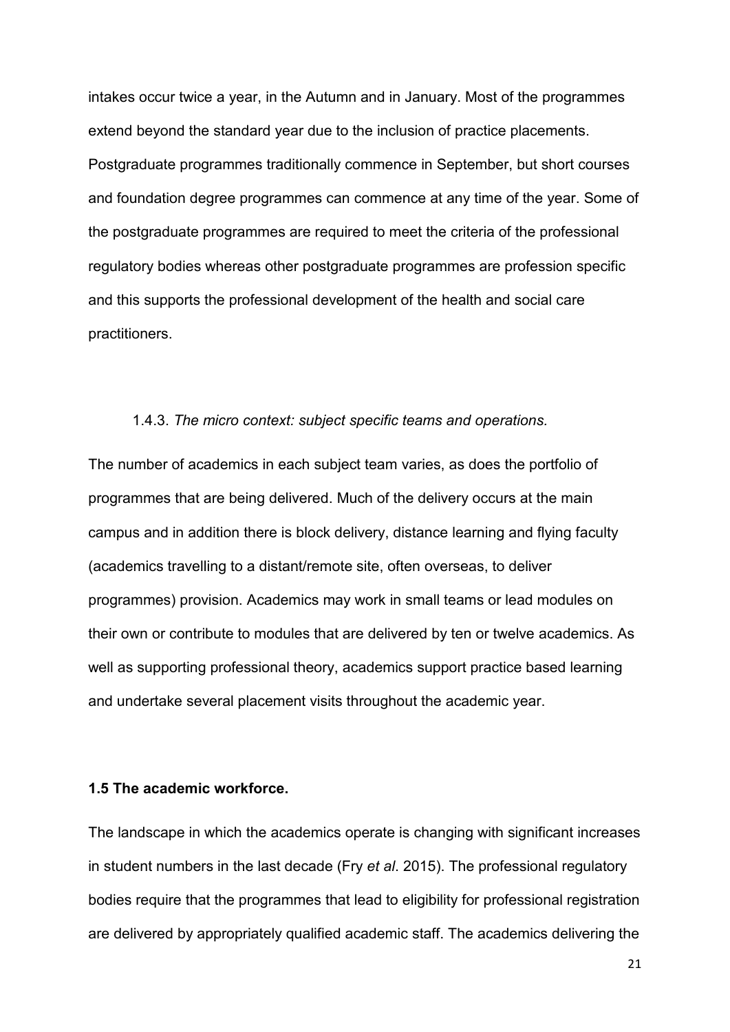intakes occur twice a year, in the Autumn and in January. Most of the programmes extend beyond the standard year due to the inclusion of practice placements. Postgraduate programmes traditionally commence in September, but short courses and foundation degree programmes can commence at any time of the year. Some of the postgraduate programmes are required to meet the criteria of the professional regulatory bodies whereas other postgraduate programmes are profession specific and this supports the professional development of the health and social care practitioners.

#### 1.4.3. *The micro context: subject specific teams and operations.*

The number of academics in each subject team varies, as does the portfolio of programmes that are being delivered. Much of the delivery occurs at the main campus and in addition there is block delivery, distance learning and flying faculty (academics travelling to a distant/remote site, often overseas, to deliver programmes) provision. Academics may work in small teams or lead modules on their own or contribute to modules that are delivered by ten or twelve academics. As well as supporting professional theory, academics support practice based learning and undertake several placement visits throughout the academic year.

## **1.5 The academic workforce.**

The landscape in which the academics operate is changing with significant increases in student numbers in the last decade (Fry *et al*. 2015). The professional regulatory bodies require that the programmes that lead to eligibility for professional registration are delivered by appropriately qualified academic staff. The academics delivering the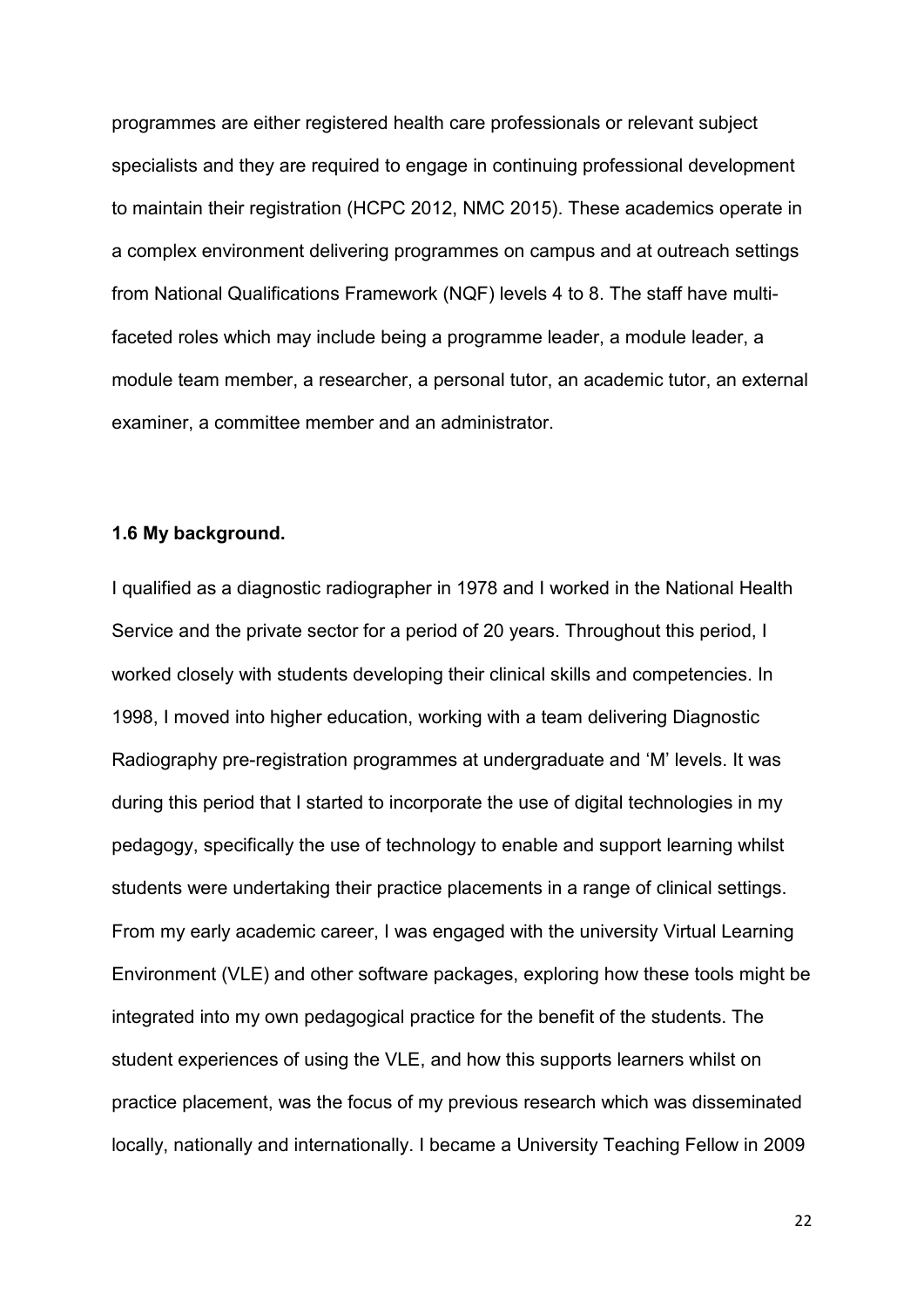programmes are either registered health care professionals or relevant subject specialists and they are required to engage in continuing professional development to maintain their registration (HCPC 2012, NMC 2015). These academics operate in a complex environment delivering programmes on campus and at outreach settings from National Qualifications Framework (NQF) levels 4 to 8. The staff have multi-faceted roles which may include being a programme leader, a module leader, a module team member, a researcher, a personal tutor, an academic tutor, an external examiner, a committee member and an administrator.

### 1.6 My background.

I qualified as a diagnostic radiographer in 1978 and I worked in the National Health Service and the private sector for a period of 20 years. Throughout this period, I worked closely with students developing their clinical skills and competencies. In 1998, I moved into higher education, working with a team delivering Diagnostic Radiography pre-registration programmes at undergraduate and 'M' levels. It was during this period that I started to incorporate the use of digital technologies in my pedagogy, specifically the use of technology to enable and support learning whilst students were undertaking their practice placements in a range of clinical settings. From my early academic career, I was engaged with the university Virtual Learning Environment (VLE) and other software packages, exploring how these tools might be integrated into my own pedagogical practice for the benefit of the students. The student experiences of using the VLE, and how this supports learners whilst on practice placement, was the focus of my previous research which was disseminated locally, nationally and internationally. I became a University Teaching Fellow in 2009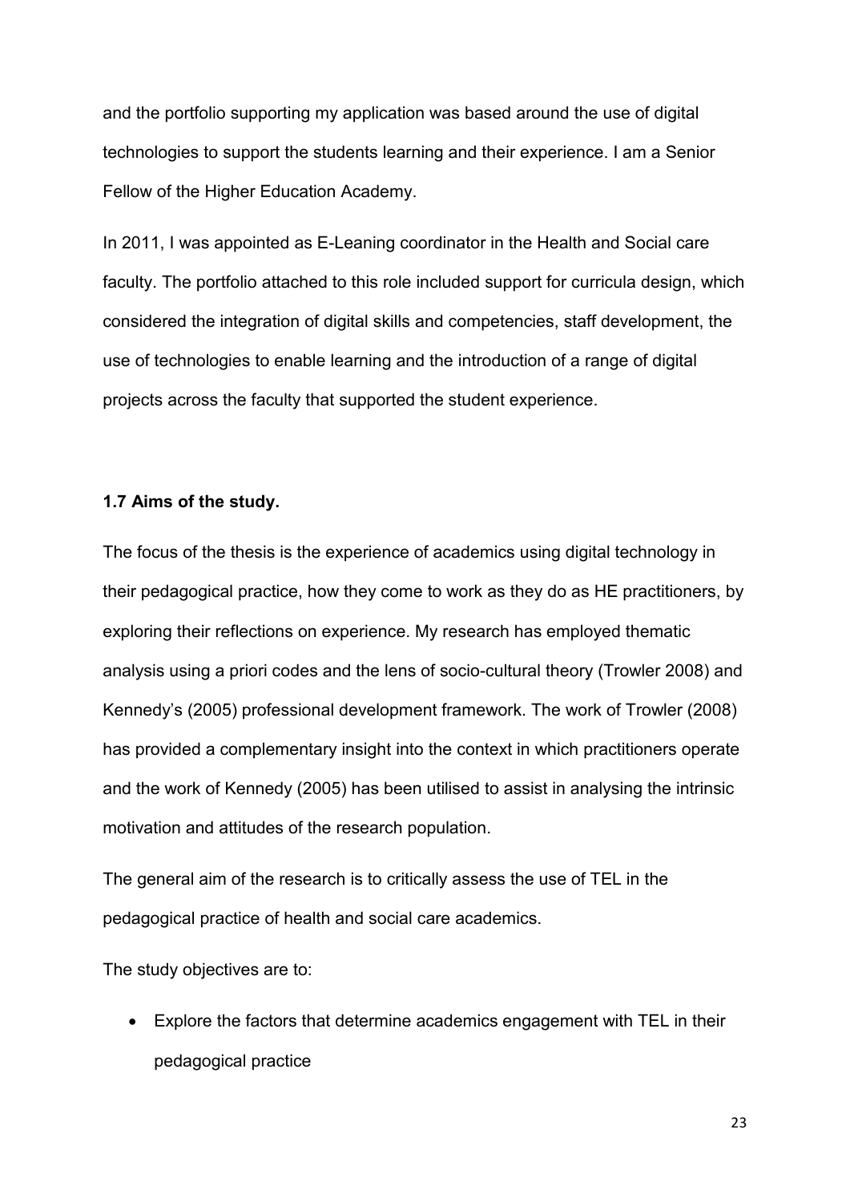and the portfolio supporting my application was based around the use of digital technologies to support the students learning and their experience. I am a Senior Fellow of the Higher Education Academy.

In 2011, I was appointed as E-Leaning coordinator in the Health and Social care faculty. The portfolio attached to this role included support for curricula design, which considered the integration of digital skills and competencies, staff development, the use of technologies to enable learning and the introduction of a range of digital projects across the faculty that supported the student experience.

### 1.7 Aims of the study.

The focus of the thesis is the experience of academics using digital technology in their pedagogical practice, how they come to work as they do as HE practitioners, by exploring their reflections on experience. My research has employed thematic analysis using a priori codes and the lens of socio-cultural theory (Trowler 2008) and Kennedy's (2005) professional development framework. The work of Trowler (2008) has provided a complementary insight into the context in which practitioners operate and the work of Kennedy (2005) has been utilised to assist in analysing the intrinsic motivation and attitudes of the research population.

The general aim of the research is to critically assess the use of TEL in the pedagogical practice of health and social care academics.

The study objectives are to:

- Explore the factors that determine academics engagement with TEL in their pedagogical practice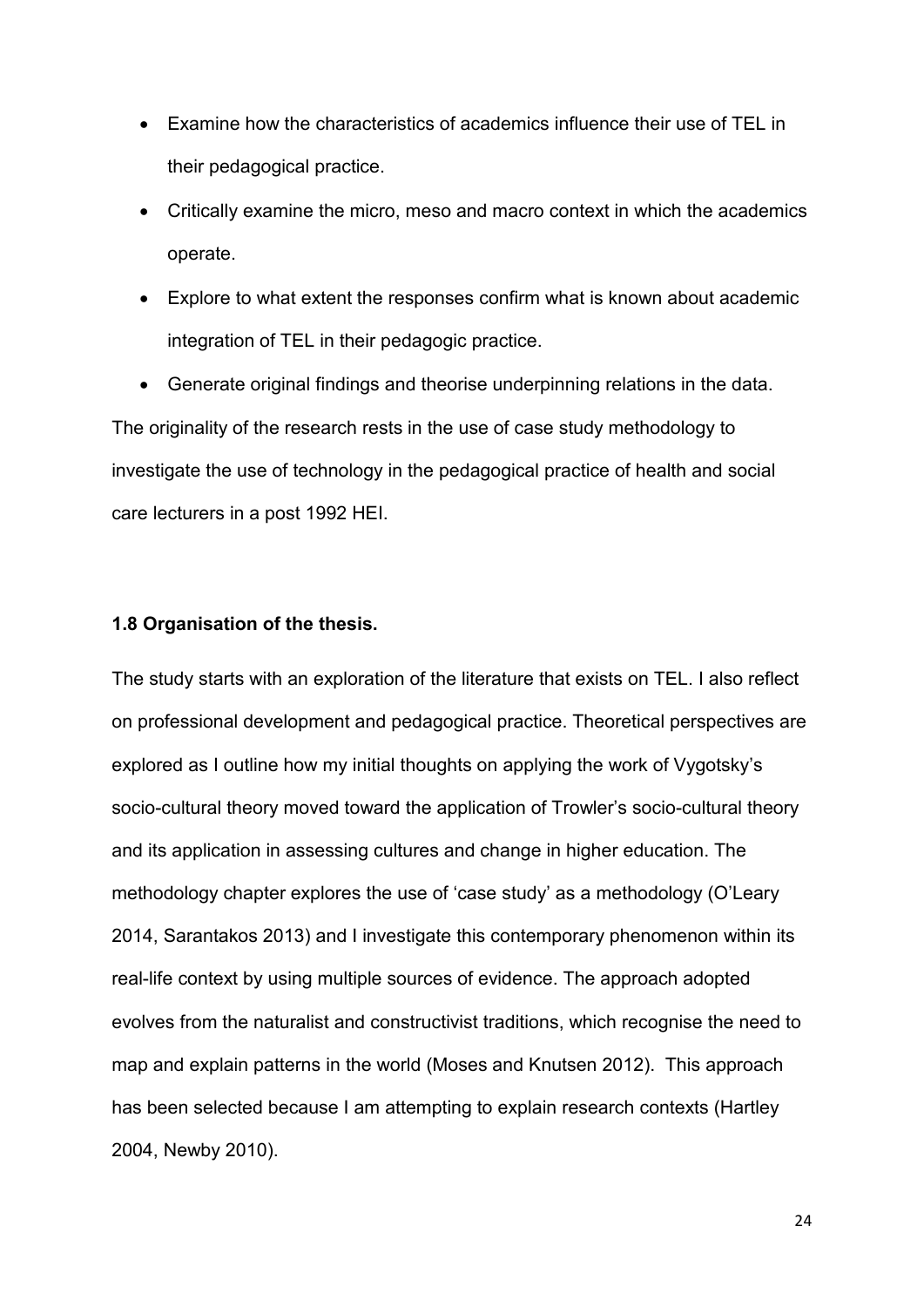- Examine how the characteristics of academics influence their use of TEL in their pedagogical practice.
- Critically examine the micro, meso and macro context in which the academics operate.
- Explore to what extent the responses confirm what is known about academic integration of TEL in their pedagogic practice.
- Generate original findings and theorise underpinning relations in the data.

The originality of the research rests in the use of case study methodology to investigate the use of technology in the pedagogical practice of health and social care lecturers in a post 1992 HEI.

### 1.8 Organisation of the thesis.

The study starts with an exploration of the literature that exists on TEL. I also reflect on professional development and pedagogical practice. Theoretical perspectives are explored as I outline how my initial thoughts on applying the work of Vygotsky's socio-cultural theory moved toward the application of Trowler's socio-cultural theory and its application in assessing cultures and change in higher education. The methodology chapter explores the use of 'case study' as a methodology (O'Leary 2014, Sarantakos 2013) and I investigate this contemporary phenomenon within its real-life context by using multiple sources of evidence. The approach adopted evolves from the naturalist and constructivist traditions, which recognise the need to map and explain patterns in the world (Moses and Knutsen 2012). This approach has been selected because I am attempting to explain research contexts (Hartley 2004, Newby 2010).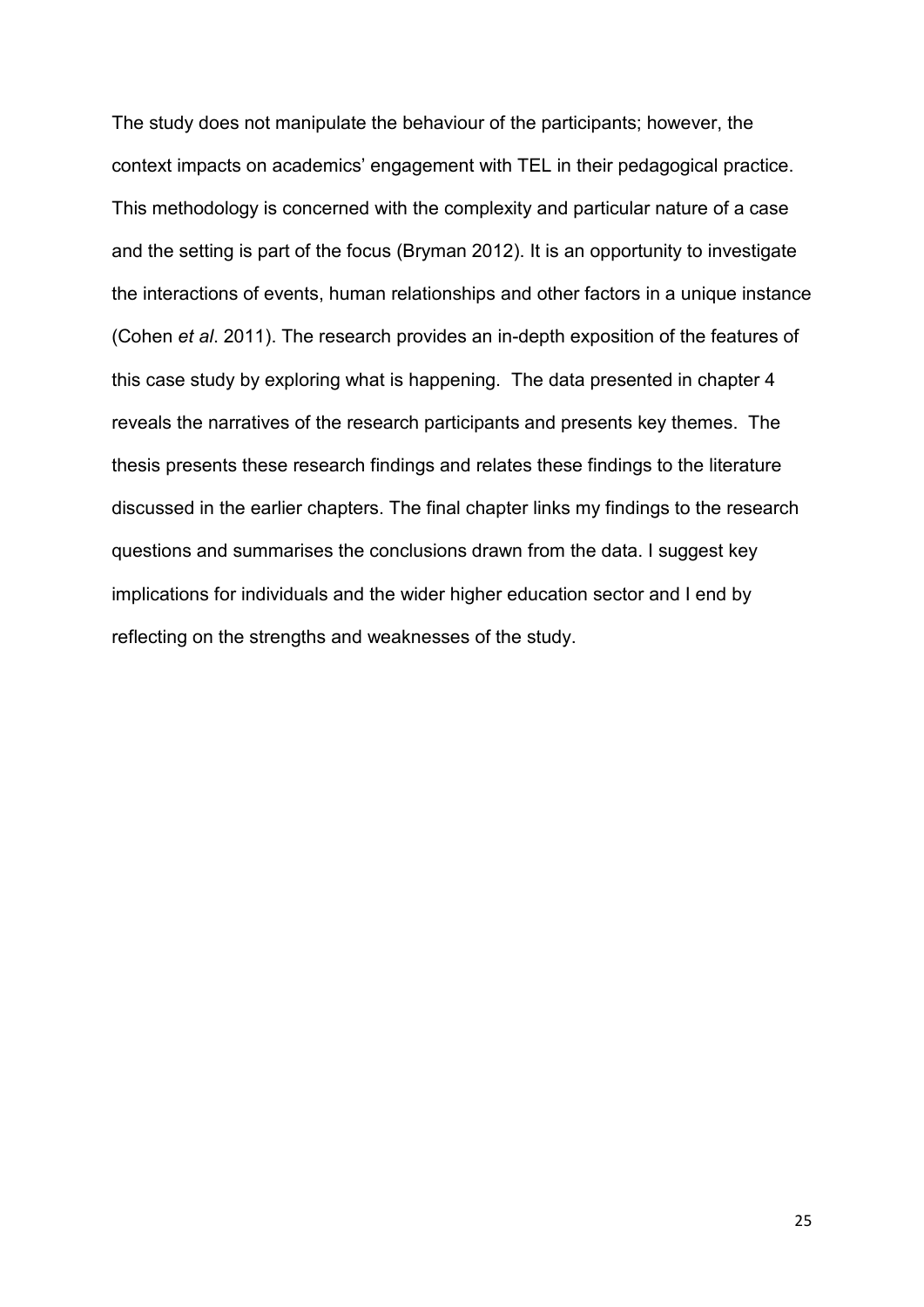The study does not manipulate the behaviour of the participants; however, the context impacts on academics' engagement with TEL in their pedagogical practice. This methodology is concerned with the complexity and particular nature of a case and the setting is part of the focus (Bryman 2012). It is an opportunity to investigate the interactions of events, human relationships and other factors in a unique instance (Cohen *et al*. 2011). The research provides an in-depth exposition of the features of this case study by exploring what is happening. The data presented in chapter 4 reveals the narratives of the research participants and presents key themes. The thesis presents these research findings and relates these findings to the literature discussed in the earlier chapters. The final chapter links my findings to the research questions and summarises the conclusions drawn from the data. I suggest key implications for individuals and the wider higher education sector and I end by reflecting on the strengths and weaknesses of the study.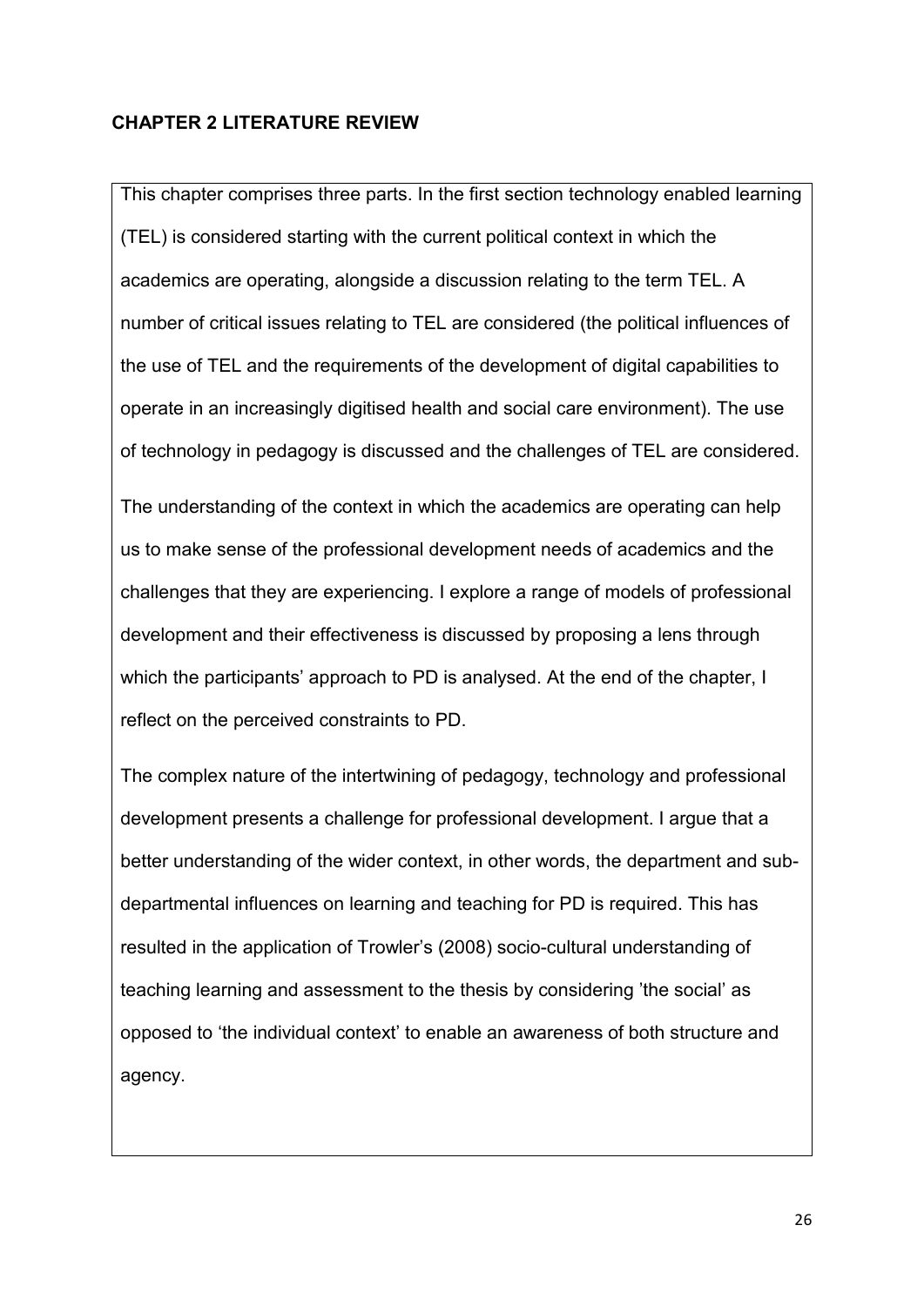## CHAPTER 2 LITERATURE REVIEW

This chapter comprises three parts. In the first section technology enabled learning (TEL) is considered starting with the current political context in which the academics are operating, alongside a discussion relating to the term TEL. A number of critical issues relating to TEL are considered (the political influences of the use of TEL and the requirements of the development of digital capabilities to operate in an increasingly digitised health and social care environment). The use of technology in pedagogy is discussed and the challenges of TEL are considered.

The understanding of the context in which the academics are operating can help us to make sense of the professional development needs of academics and the challenges that they are experiencing. I explore a range of models of professional development and their effectiveness is discussed by proposing a lens through which the participants' approach to PD is analysed. At the end of the chapter, I reflect on the perceived constraints to PD.

The complex nature of the intertwining of pedagogy, technology and professional development presents a challenge for professional development. I argue that a better understanding of the wider context, in other words, the department and sub-departmental influences on learning and teaching for PD is required. This has resulted in the application of Trowler's (2008) socio-cultural understanding of teaching learning and assessment to the thesis by considering 'the social' as opposed to 'the individual context' to enable an awareness of both structure and agency.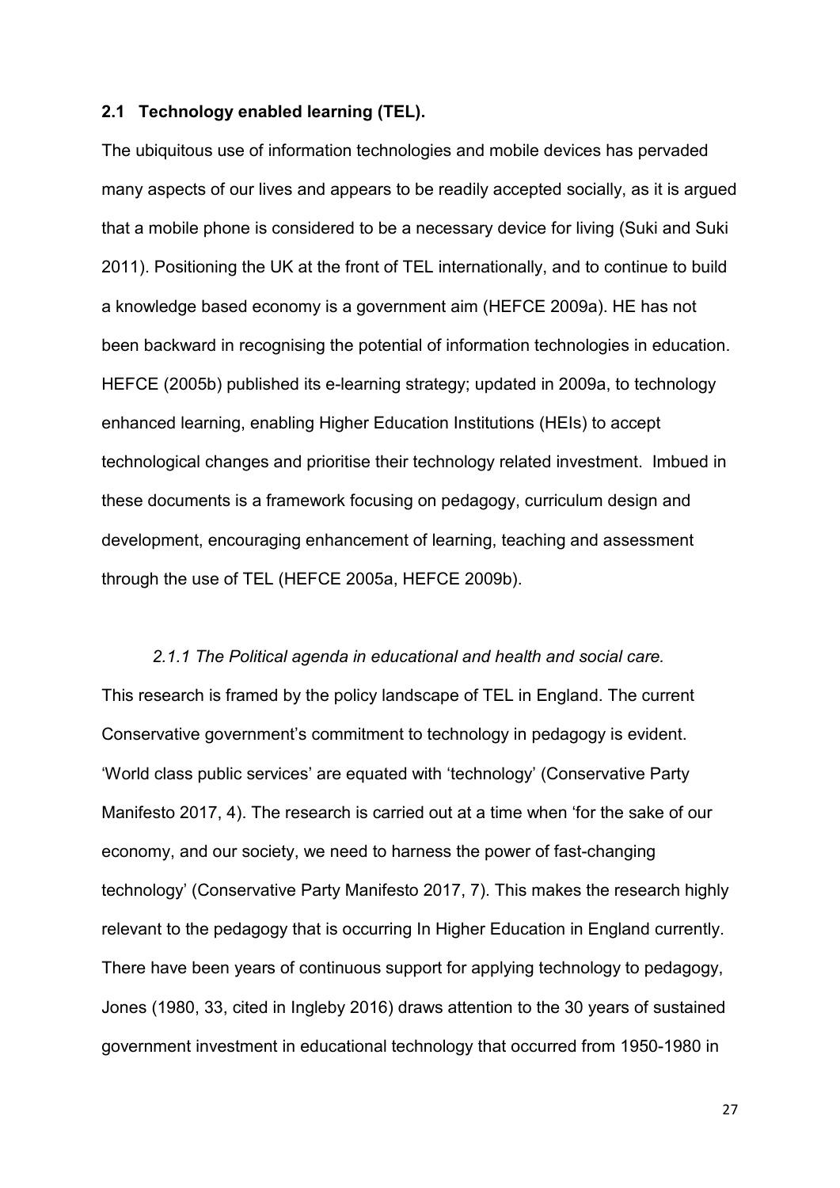## 2.1 Technology enabled learning (TEL).

The ubiquitous use of information technologies and mobile devices has pervaded many aspects of our lives and appears to be readily accepted socially, as it is argued that a mobile phone is considered to be a necessary device for living (Suki and Suki 2011). Positioning the UK at the front of TEL internationally, and to continue to build a knowledge based economy is a government aim (HEFCE 2009a). HE has not been backward in recognising the potential of information technologies in education. HEFCE (2005b) published its e-learning strategy; updated in 2009a, to technology enhanced learning, enabling Higher Education Institutions (HEIs) to accept technological changes and prioritise their technology related investment. Imbued in these documents is a framework focusing on pedagogy, curriculum design and development, encouraging enhancement of learning, teaching and assessment through the use of TEL (HEFCE 2005a, HEFCE 2009b).

### *2.1.1 The Political agenda in educational and health and social care.*

This research is framed by the policy landscape of TEL in England. The current Conservative government's commitment to technology in pedagogy is evident. 'World class public services' are equated with 'technology' (Conservative Party Manifesto 2017, 4). The research is carried out at a time when 'for the sake of our economy, and our society, we need to harness the power of fast-changing technology' (Conservative Party Manifesto 2017, 7). This makes the research highly relevant to the pedagogy that is occurring In Higher Education in England currently. There have been years of continuous support for applying technology to pedagogy, Jones (1980, 33, cited in Ingleby 2016) draws attention to the 30 years of sustained government investment in educational technology that occurred from 1950-1980 in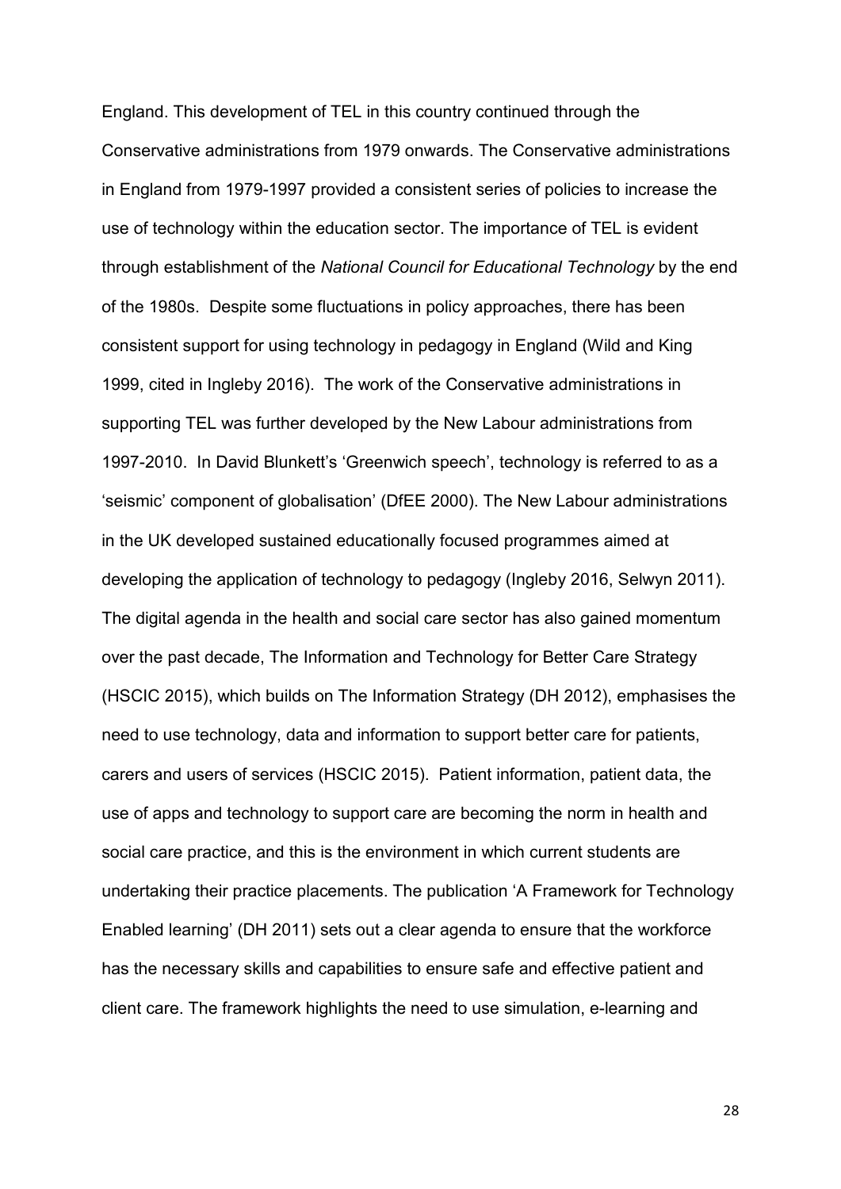England. This development of TEL in this country continued through the Conservative administrations from 1979 onwards. The Conservative administrations in England from 1979-1997 provided a consistent series of policies to increase the use of technology within the education sector. The importance of TEL is evident through establishment of the *National Council for Educational Technology* by the end of the 1980s. Despite some fluctuations in policy approaches, there has been consistent support for using technology in pedagogy in England (Wild and King 1999, cited in Ingleby 2016). The work of the Conservative administrations in supporting TEL was further developed by the New Labour administrations from 1997-2010. In David Blunkett's 'Greenwich speech', technology is referred to as a 'seismic' component of globalisation' (DfEE 2000). The New Labour administrations in the UK developed sustained educationally focused programmes aimed at developing the application of technology to pedagogy (Ingleby 2016, Selwyn 2011). The digital agenda in the health and social care sector has also gained momentum over the past decade, The Information and Technology for Better Care Strategy (HSCIC 2015), which builds on The Information Strategy (DH 2012), emphasises the need to use technology, data and information to support better care for patients, carers and users of services (HSCIC 2015). Patient information, patient data, the use of apps and technology to support care are becoming the norm in health and social care practice, and this is the environment in which current students are undertaking their practice placements. The publication 'A Framework for Technology Enabled learning' (DH 2011) sets out a clear agenda to ensure that the workforce has the necessary skills and capabilities to ensure safe and effective patient and client care. The framework highlights the need to use simulation, e-learning and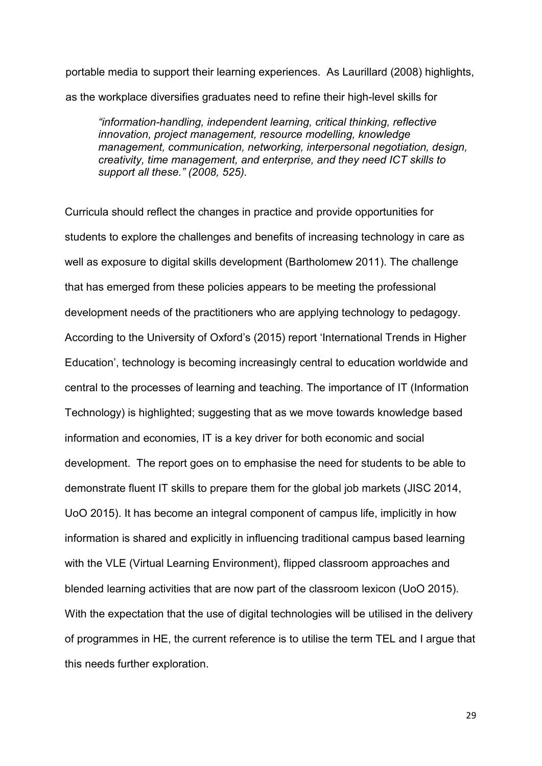portable media to support their learning experiences. As Laurillard (2008) highlights, as the workplace diversifies graduates need to refine their high-level skills for

> *"information-handling, independent learning, critical thinking, reflective innovation, project management, resource modelling, knowledge management, communication, networking, interpersonal negotiation, design, creativity, time management, and enterprise, and they need ICT skills to support all these." (2008, 525).*

Curricula should reflect the changes in practice and provide opportunities for students to explore the challenges and benefits of increasing technology in care as well as exposure to digital skills development (Bartholomew 2011). The challenge that has emerged from these policies appears to be meeting the professional development needs of the practitioners who are applying technology to pedagogy. According to the University of Oxford's (2015) report 'International Trends in Higher Education', technology is becoming increasingly central to education worldwide and central to the processes of learning and teaching. The importance of IT (Information Technology) is highlighted; suggesting that as we move towards knowledge based information and economies, IT is a key driver for both economic and social development. The report goes on to emphasise the need for students to be able to demonstrate fluent IT skills to prepare them for the global job markets (JISC 2014, UoO 2015). It has become an integral component of campus life, implicitly in how information is shared and explicitly in influencing traditional campus based learning with the VLE (Virtual Learning Environment), flipped classroom approaches and blended learning activities that are now part of the classroom lexicon (UoO 2015). With the expectation that the use of digital technologies will be utilised in the delivery of programmes in HE, the current reference is to utilise the term TEL and I argue that this needs further exploration.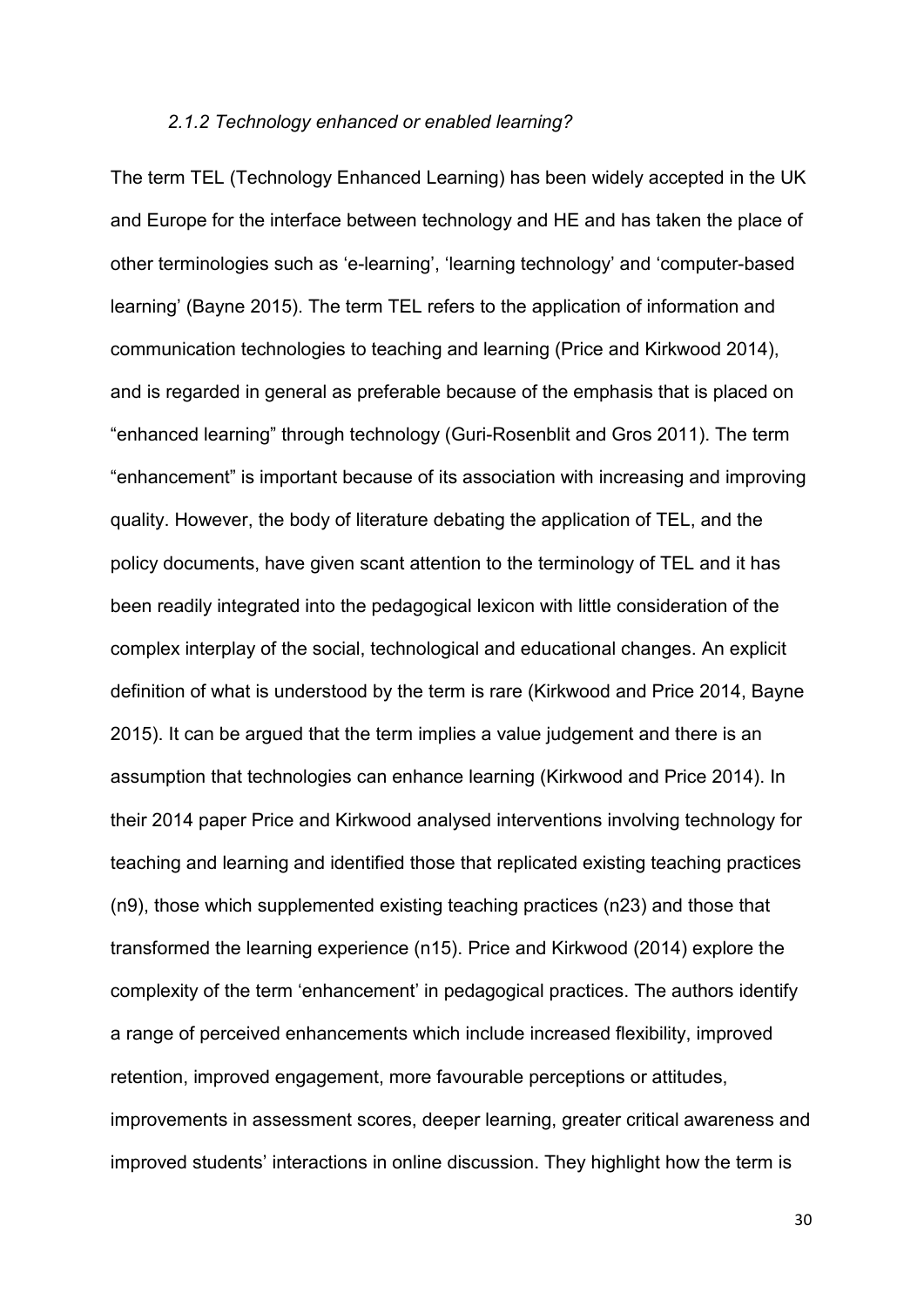### *2.1.2 Technology enhanced or enabled learning?*

The term TEL (Technology Enhanced Learning) has been widely accepted in the UK and Europe for the interface between technology and HE and has taken the place of other terminologies such as 'e-learning', 'learning technology' and 'computer-based learning' (Bayne 2015). The term TEL refers to the application of information and communication technologies to teaching and learning (Price and Kirkwood 2014), and is regarded in general as preferable because of the emphasis that is placed on "enhanced learning" through technology (Guri-Rosenblit and Gros 2011). The term "enhancement" is important because of its association with increasing and improving quality. However, the body of literature debating the application of TEL, and the policy documents, have given scant attention to the terminology of TEL and it has been readily integrated into the pedagogical lexicon with little consideration of the complex interplay of the social, technological and educational changes. An explicit definition of what is understood by the term is rare (Kirkwood and Price 2014, Bayne 2015). It can be argued that the term implies a value judgement and there is an assumption that technologies can enhance learning (Kirkwood and Price 2014). In their 2014 paper Price and Kirkwood analysed interventions involving technology for teaching and learning and identified those that replicated existing teaching practices (n9), those which supplemented existing teaching practices (n23) and those that transformed the learning experience (n15). Price and Kirkwood (2014) explore the complexity of the term 'enhancement' in pedagogical practices. The authors identify a range of perceived enhancements which include increased flexibility, improved retention, improved engagement, more favourable perceptions or attitudes, improvements in assessment scores, deeper learning, greater critical awareness and improved students' interactions in online discussion. They highlight how the term is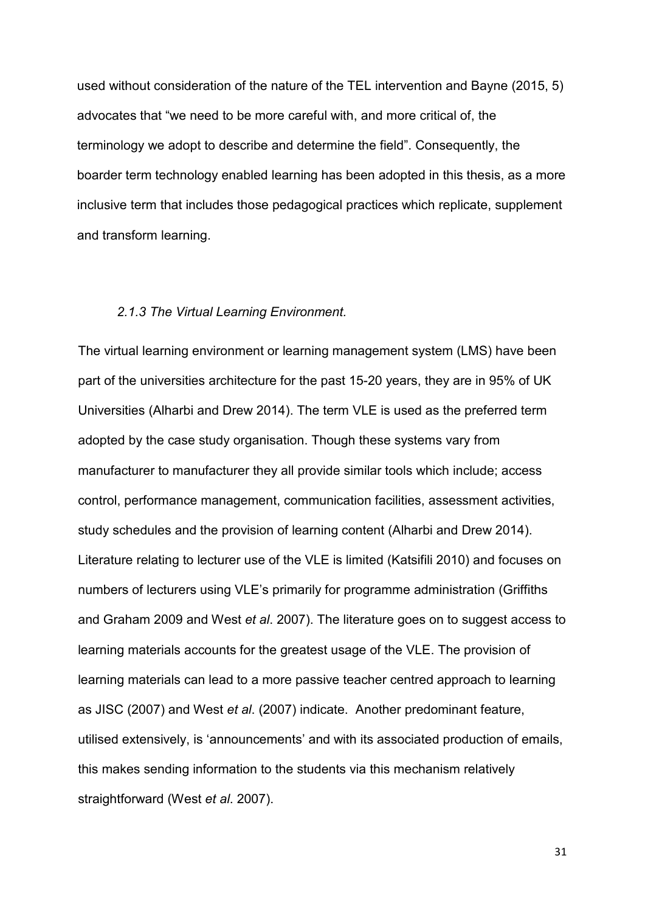used without consideration of the nature of the TEL intervention and Bayne (2015, 5) advocates that "we need to be more careful with, and more critical of, the terminology we adopt to describe and determine the field". Consequently, the boarder term technology enabled learning has been adopted in this thesis, as a more inclusive term that includes those pedagogical practices which replicate, supplement and transform learning.

### *2.1.3 The Virtual Learning Environment.*

The virtual learning environment or learning management system (LMS) have been part of the universities architecture for the past 15-20 years, they are in 95% of UK Universities (Alharbi and Drew 2014). The term VLE is used as the preferred term adopted by the case study organisation. Though these systems vary from manufacturer to manufacturer they all provide similar tools which include; access control, performance management, communication facilities, assessment activities, study schedules and the provision of learning content (Alharbi and Drew 2014). Literature relating to lecturer use of the VLE is limited (Katsifili 2010) and focuses on numbers of lecturers using VLE's primarily for programme administration (Griffiths and Graham 2009 and West *et al*. 2007). The literature goes on to suggest access to learning materials accounts for the greatest usage of the VLE. The provision of learning materials can lead to a more passive teacher centred approach to learning as JISC (2007) and West *et al*. (2007) indicate. Another predominant feature, utilised extensively, is 'announcements' and with its associated production of emails, this makes sending information to the students via this mechanism relatively straightforward (West *et al*. 2007).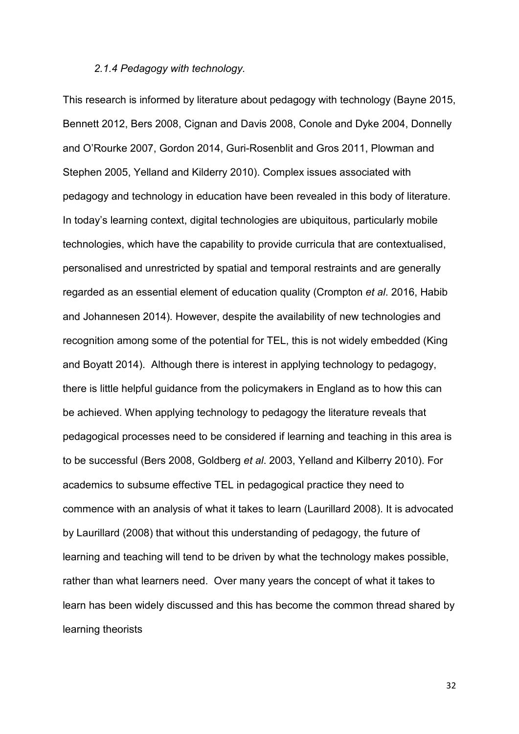### *2.1.4 Pedagogy with technology*.

This research is informed by literature about pedagogy with technology (Bayne 2015, Bennett 2012, Bers 2008, Cignan and Davis 2008, Conole and Dyke 2004, Donnelly and O'Rourke 2007, Gordon 2014, Guri-Rosenblit and Gros 2011, Plowman and Stephen 2005, Yelland and Kilderry 2010). Complex issues associated with pedagogy and technology in education have been revealed in this body of literature. In today's learning context, digital technologies are ubiquitous, particularly mobile technologies, which have the capability to provide curricula that are contextualised, personalised and unrestricted by spatial and temporal restraints and are generally regarded as an essential element of education quality (Crompton *et al*. 2016, Habib and Johannesen 2014). However, despite the availability of new technologies and recognition among some of the potential for TEL, this is not widely embedded (King and Boyatt 2014). Although there is interest in applying technology to pedagogy, there is little helpful guidance from the policymakers in England as to how this can be achieved. When applying technology to pedagogy the literature reveals that pedagogical processes need to be considered if learning and teaching in this area is to be successful (Bers 2008, Goldberg *et al*. 2003, Yelland and Kilberry 2010). For academics to subsume effective TEL in pedagogical practice they need to commence with an analysis of what it takes to learn (Laurillard 2008). It is advocated by Laurillard (2008) that without this understanding of pedagogy, the future of learning and teaching will tend to be driven by what the technology makes possible, rather than what learners need. Over many years the concept of what it takes to learn has been widely discussed and this has become the common thread shared by learning theorists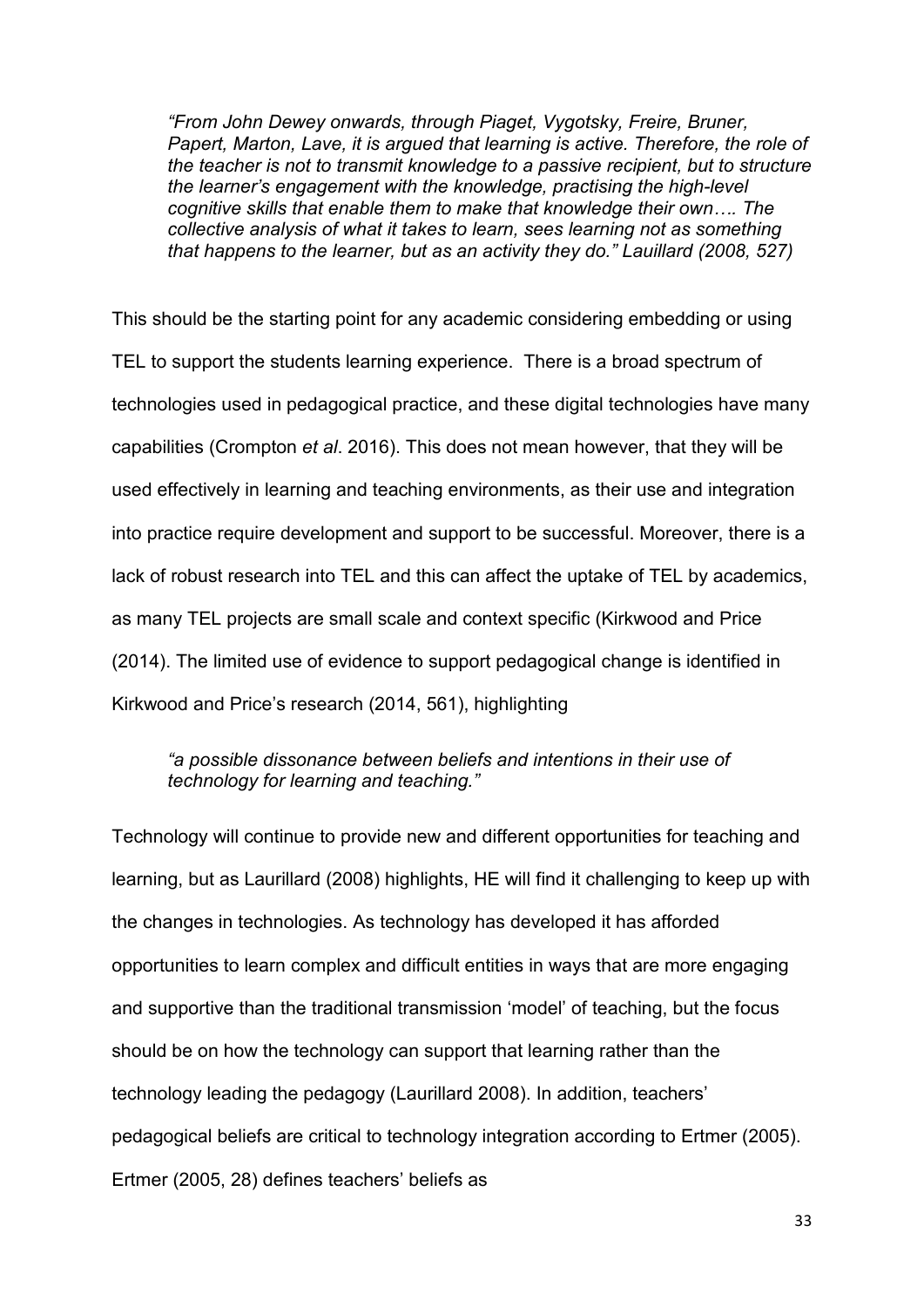> *"From John Dewey onwards, through Piaget, Vygotsky, Freire, Bruner, Papert, Marton, Lave, it is argued that learning is active. Therefore, the role of the teacher is not to transmit knowledge to a passive recipient, but to structure the learner's engagement with the knowledge, practising the high-level cognitive skills that enable them to make that knowledge their own…. The collective analysis of what it takes to learn, sees learning not as something that happens to the learner, but as an activity they do." Lauillard (2008, 527)*

This should be the starting point for any academic considering embedding or using TEL to support the students learning experience. There is a broad spectrum of technologies used in pedagogical practice, and these digital technologies have many capabilities (Crompton *et al*. 2016). This does not mean however, that they will be used effectively in learning and teaching environments, as their use and integration into practice require development and support to be successful. Moreover, there is a lack of robust research into TEL and this can affect the uptake of TEL by academics, as many TEL projects are small scale and context specific (Kirkwood and Price (2014). The limited use of evidence to support pedagogical change is identified in Kirkwood and Price's research (2014, 561), highlighting

> *"a possible dissonance between beliefs and intentions in their use of technology for learning and teaching."*

Technology will continue to provide new and different opportunities for teaching and learning, but as Laurillard (2008) highlights, HE will find it challenging to keep up with the changes in technologies. As technology has developed it has afforded opportunities to learn complex and difficult entities in ways that are more engaging and supportive than the traditional transmission 'model' of teaching, but the focus should be on how the technology can support that learning rather than the technology leading the pedagogy (Laurillard 2008). In addition, teachers' pedagogical beliefs are critical to technology integration according to Ertmer (2005). Ertmer (2005, 28) defines teachers' beliefs as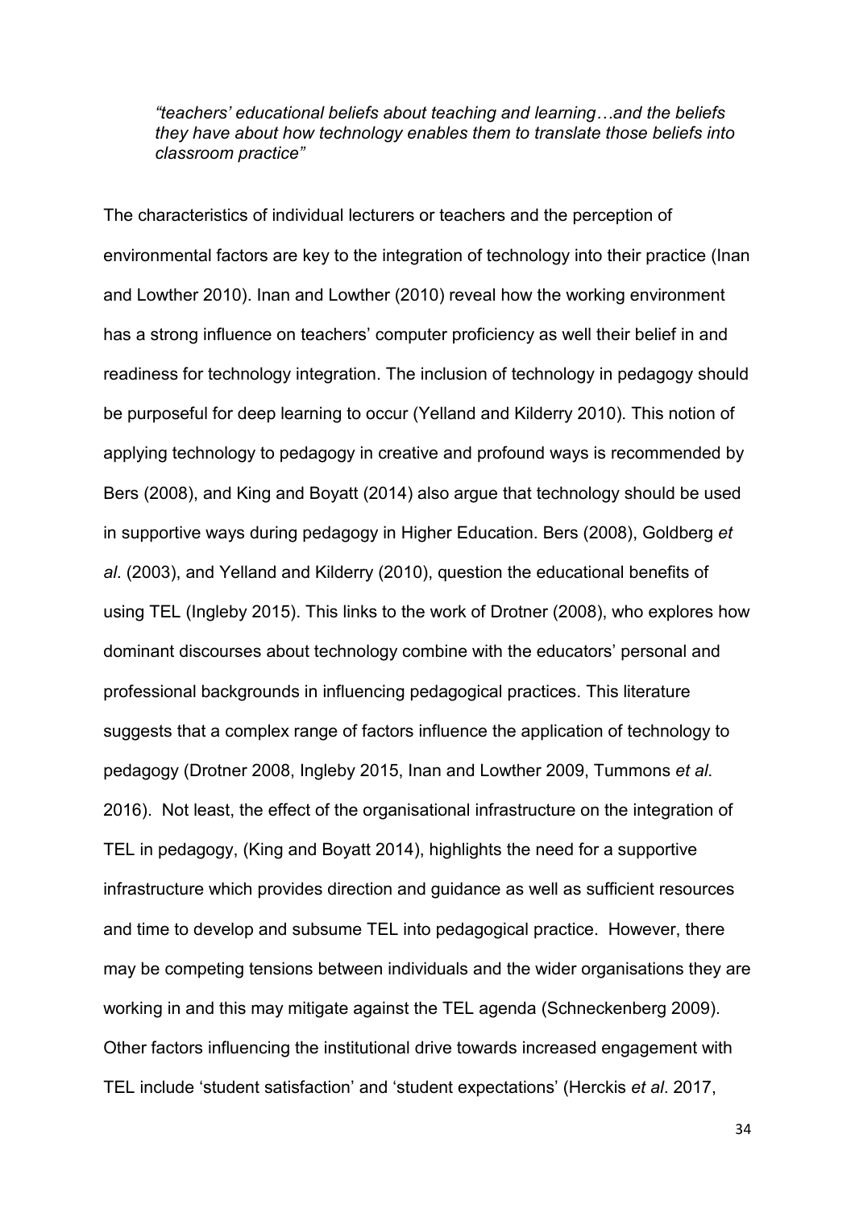> *"teachers' educational beliefs about teaching and learning…and the beliefs they have about how technology enables them to translate those beliefs into classroom practice"*

The characteristics of individual lecturers or teachers and the perception of environmental factors are key to the integration of technology into their practice (Inan and Lowther 2010). Inan and Lowther (2010) reveal how the working environment has a strong influence on teachers' computer proficiency as well their belief in and readiness for technology integration. The inclusion of technology in pedagogy should be purposeful for deep learning to occur (Yelland and Kilderry 2010). This notion of applying technology to pedagogy in creative and profound ways is recommended by Bers (2008), and King and Boyatt (2014) also argue that technology should be used in supportive ways during pedagogy in Higher Education. Bers (2008), Goldberg *et al*. (2003), and Yelland and Kilderry (2010), question the educational benefits of using TEL (Ingleby 2015). This links to the work of Drotner (2008), who explores how dominant discourses about technology combine with the educators' personal and professional backgrounds in influencing pedagogical practices. This literature suggests that a complex range of factors influence the application of technology to pedagogy (Drotner 2008, Ingleby 2015, Inan and Lowther 2009, Tummons *et al*. 2016). Not least, the effect of the organisational infrastructure on the integration of TEL in pedagogy, (King and Boyatt 2014), highlights the need for a supportive infrastructure which provides direction and guidance as well as sufficient resources and time to develop and subsume TEL into pedagogical practice. However, there may be competing tensions between individuals and the wider organisations they are working in and this may mitigate against the TEL agenda (Schneckenberg 2009). Other factors influencing the institutional drive towards increased engagement with TEL include 'student satisfaction' and 'student expectations' (Herckis *et al*. 2017,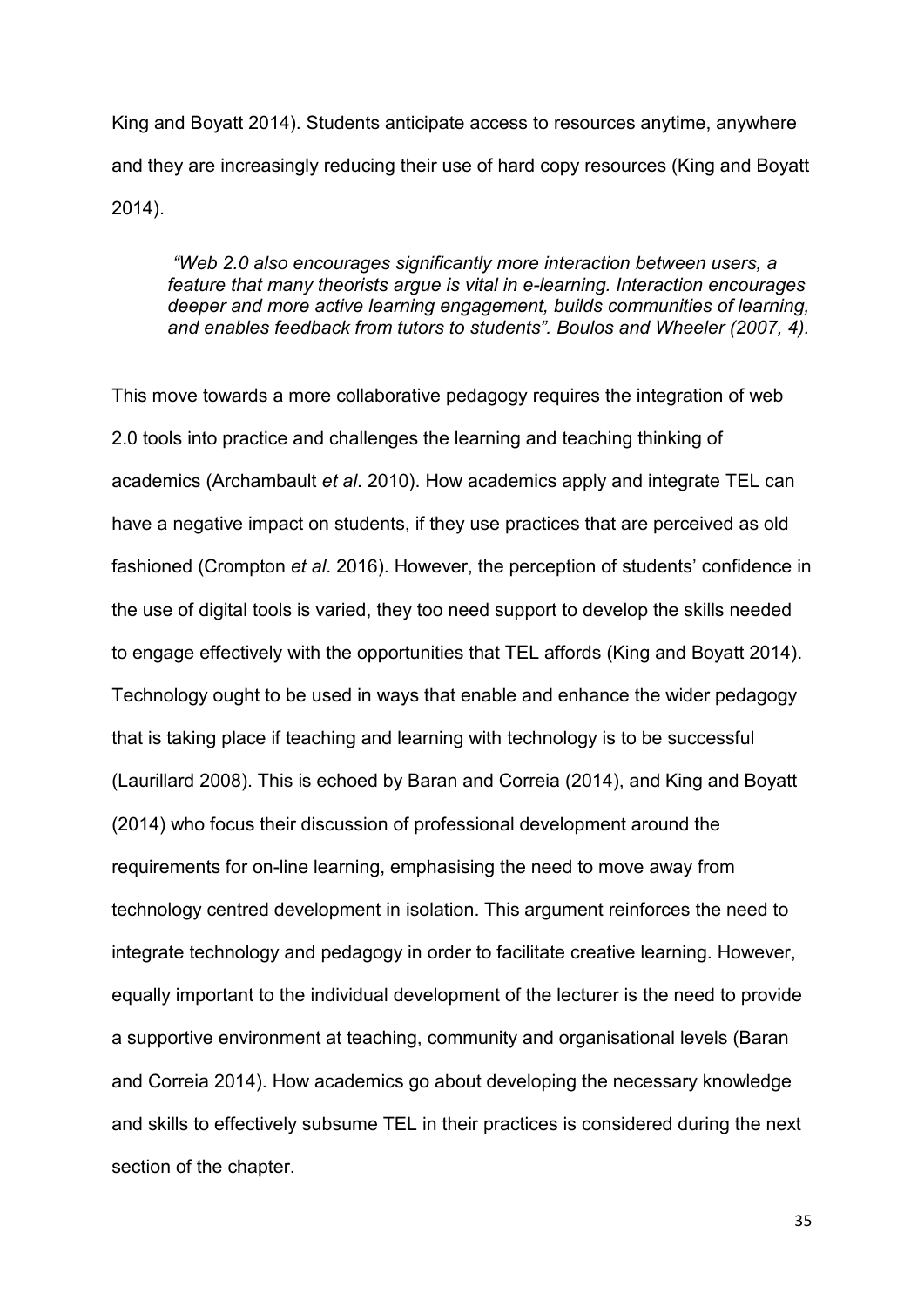King and Boyatt 2014). Students anticipate access to resources anytime, anywhere and they are increasingly reducing their use of hard copy resources (King and Boyatt 2014).

> *"Web 2.0 also encourages significantly more interaction between users, a feature that many theorists argue is vital in e-learning. Interaction encourages deeper and more active learning engagement, builds communities of learning, and enables feedback from tutors to students". Boulos and Wheeler (2007, 4).*

This move towards a more collaborative pedagogy requires the integration of web 2.0 tools into practice and challenges the learning and teaching thinking of academics (Archambault *et al*. 2010). How academics apply and integrate TEL can have a negative impact on students, if they use practices that are perceived as old fashioned (Crompton *et al*. 2016). However, the perception of students' confidence in the use of digital tools is varied, they too need support to develop the skills needed to engage effectively with the opportunities that TEL affords (King and Boyatt 2014). Technology ought to be used in ways that enable and enhance the wider pedagogy that is taking place if teaching and learning with technology is to be successful (Laurillard 2008). This is echoed by Baran and Correia (2014), and King and Boyatt (2014) who focus their discussion of professional development around the requirements for on-line learning, emphasising the need to move away from technology centred development in isolation. This argument reinforces the need to integrate technology and pedagogy in order to facilitate creative learning. However, equally important to the individual development of the lecturer is the need to provide a supportive environment at teaching, community and organisational levels (Baran and Correia 2014). How academics go about developing the necessary knowledge and skills to effectively subsume TEL in their practices is considered during the next section of the chapter.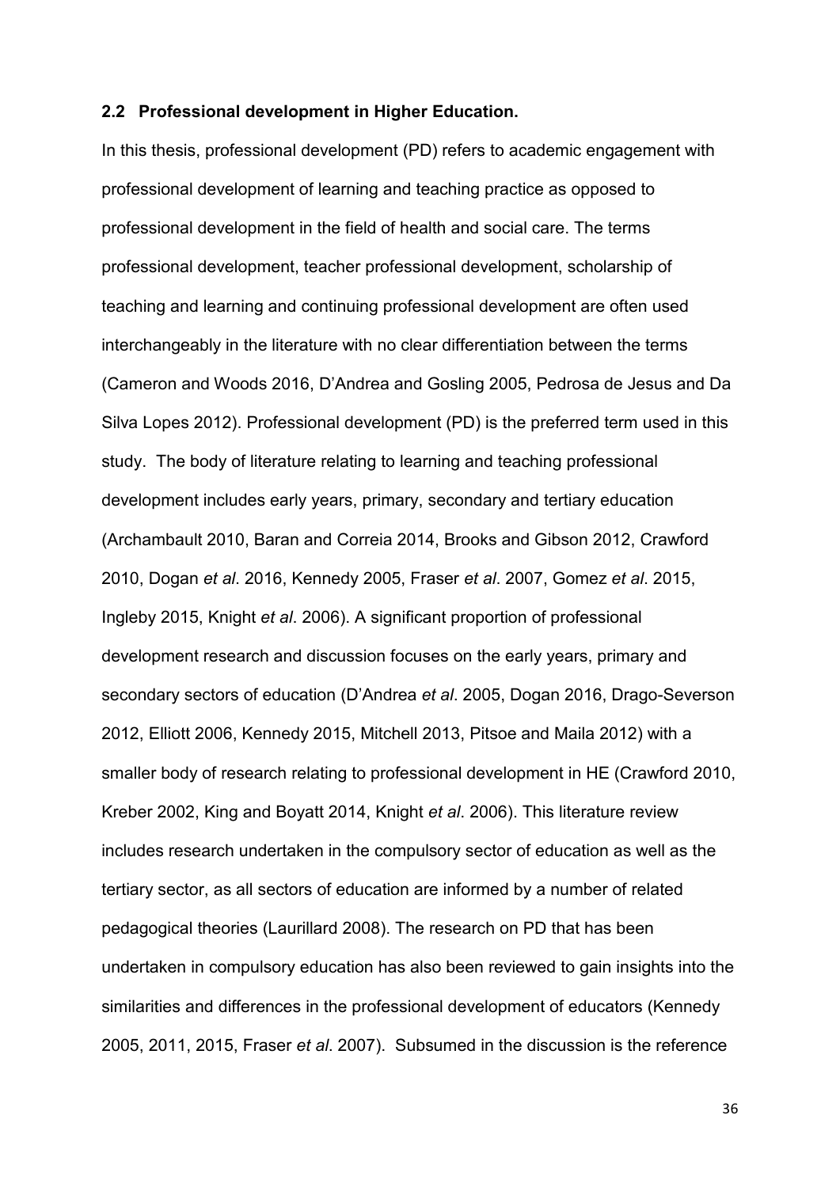## 2.2 Professional development in Higher Education.

In this thesis, professional development (PD) refers to academic engagement with professional development of learning and teaching practice as opposed to professional development in the field of health and social care. The terms professional development, teacher professional development, scholarship of teaching and learning and continuing professional development are often used interchangeably in the literature with no clear differentiation between the terms (Cameron and Woods 2016, D'Andrea and Gosling 2005, Pedrosa de Jesus and Da Silva Lopes 2012). Professional development (PD) is the preferred term used in this study. The body of literature relating to learning and teaching professional development includes early years, primary, secondary and tertiary education (Archambault 2010, Baran and Correia 2014, Brooks and Gibson 2012, Crawford 2010, Dogan *et al*. 2016, Kennedy 2005, Fraser *et al*. 2007, Gomez *et al*. 2015, Ingleby 2015, Knight *et al*. 2006). A significant proportion of professional development research and discussion focuses on the early years, primary and secondary sectors of education (D'Andrea *et al*. 2005, Dogan 2016, Drago-Severson 2012, Elliott 2006, Kennedy 2015, Mitchell 2013, Pitsoe and Maila 2012) with a smaller body of research relating to professional development in HE (Crawford 2010, Kreber 2002, King and Boyatt 2014, Knight *et al*. 2006). This literature review includes research undertaken in the compulsory sector of education as well as the tertiary sector, as all sectors of education are informed by a number of related pedagogical theories (Laurillard 2008). The research on PD that has been undertaken in compulsory education has also been reviewed to gain insights into the similarities and differences in the professional development of educators (Kennedy 2005, 2011, 2015, Fraser *et al*. 2007). Subsumed in the discussion is the reference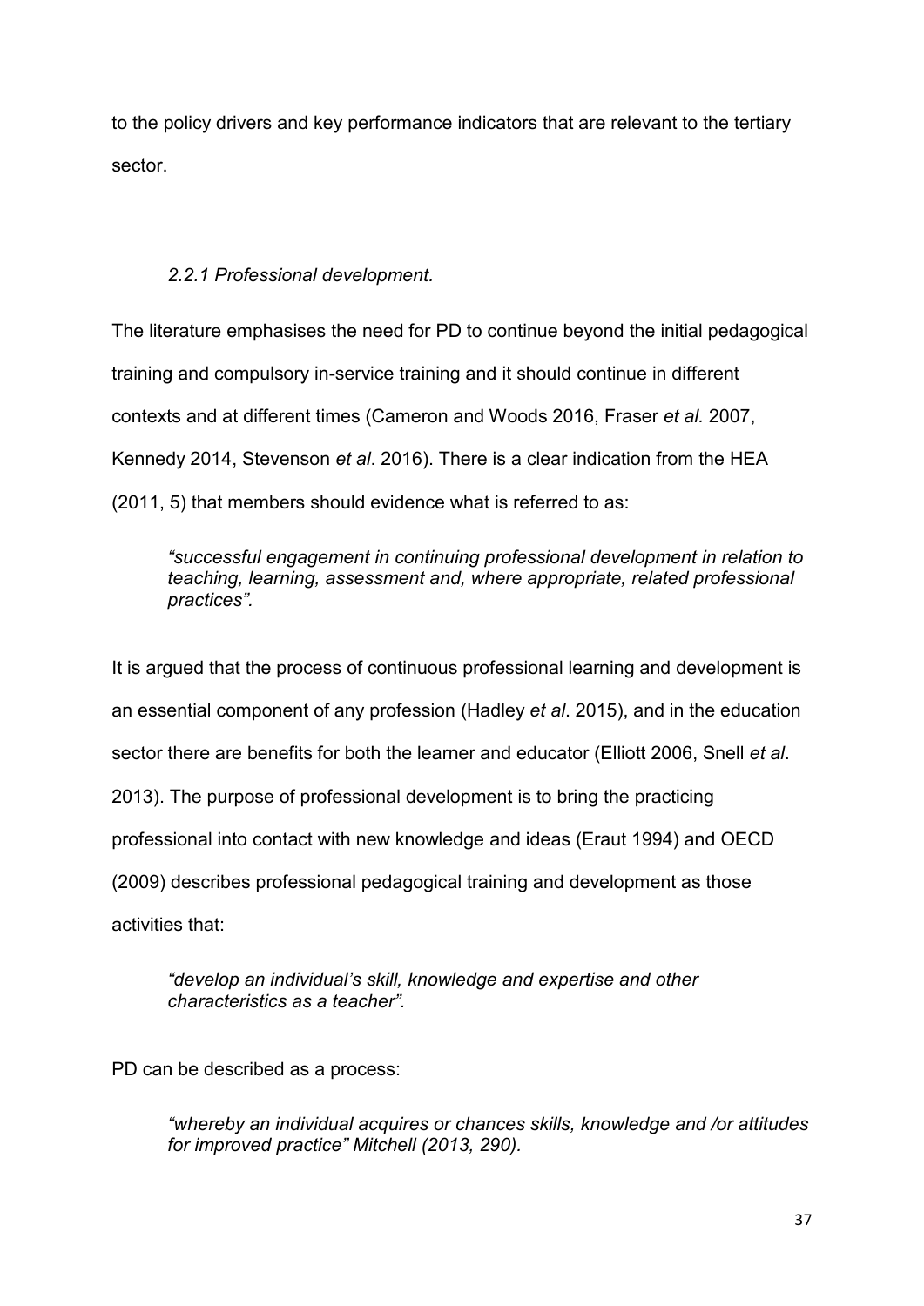to the policy drivers and key performance indicators that are relevant to the tertiary sector.

### *2.2.1 Professional development.*

The literature emphasises the need for PD to continue beyond the initial pedagogical training and compulsory in-service training and it should continue in different contexts and at different times (Cameron and Woods 2016, Fraser *et al.* 2007, Kennedy 2014, Stevenson *et al*. 2016). There is a clear indication from the HEA (2011, 5) that members should evidence what is referred to as:

> *"successful engagement in continuing professional development in relation to teaching, learning, assessment and, where appropriate, related professional practices".*

It is argued that the process of continuous professional learning and development is an essential component of any profession (Hadley *et al*. 2015), and in the education sector there are benefits for both the learner and educator (Elliott 2006, Snell *et al*. 2013). The purpose of professional development is to bring the practicing professional into contact with new knowledge and ideas (Eraut 1994) and OECD (2009) describes professional pedagogical training and development as those activities that:

> *"develop an individual's skill, knowledge and expertise and other characteristics as a teacher".*

PD can be described as a process:

> *"whereby an individual acquires or chances skills, knowledge and /or attitudes for improved practice" Mitchell (2013, 290).*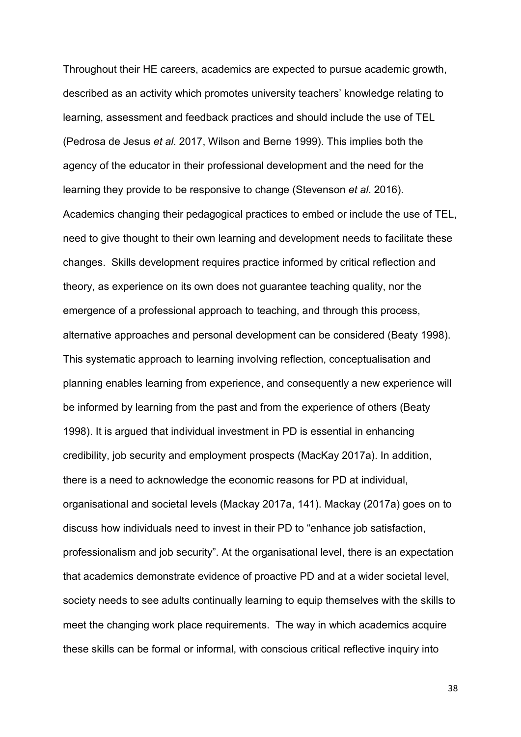Throughout their HE careers, academics are expected to pursue academic growth, described as an activity which promotes university teachers' knowledge relating to learning, assessment and feedback practices and should include the use of TEL (Pedrosa de Jesus *et al*. 2017, Wilson and Berne 1999). This implies both the agency of the educator in their professional development and the need for the learning they provide to be responsive to change (Stevenson *et al*. 2016). Academics changing their pedagogical practices to embed or include the use of TEL, need to give thought to their own learning and development needs to facilitate these changes. Skills development requires practice informed by critical reflection and theory, as experience on its own does not guarantee teaching quality, nor the emergence of a professional approach to teaching, and through this process, alternative approaches and personal development can be considered (Beaty 1998). This systematic approach to learning involving reflection, conceptualisation and planning enables learning from experience, and consequently a new experience will be informed by learning from the past and from the experience of others (Beaty 1998). It is argued that individual investment in PD is essential in enhancing credibility, job security and employment prospects (MacKay 2017a). In addition, there is a need to acknowledge the economic reasons for PD at individual, organisational and societal levels (Mackay 2017a, 141). Mackay (2017a) goes on to discuss how individuals need to invest in their PD to "enhance job satisfaction, professionalism and job security". At the organisational level, there is an expectation that academics demonstrate evidence of proactive PD and at a wider societal level, society needs to see adults continually learning to equip themselves with the skills to meet the changing work place requirements. The way in which academics acquire these skills can be formal or informal, with conscious critical reflective inquiry into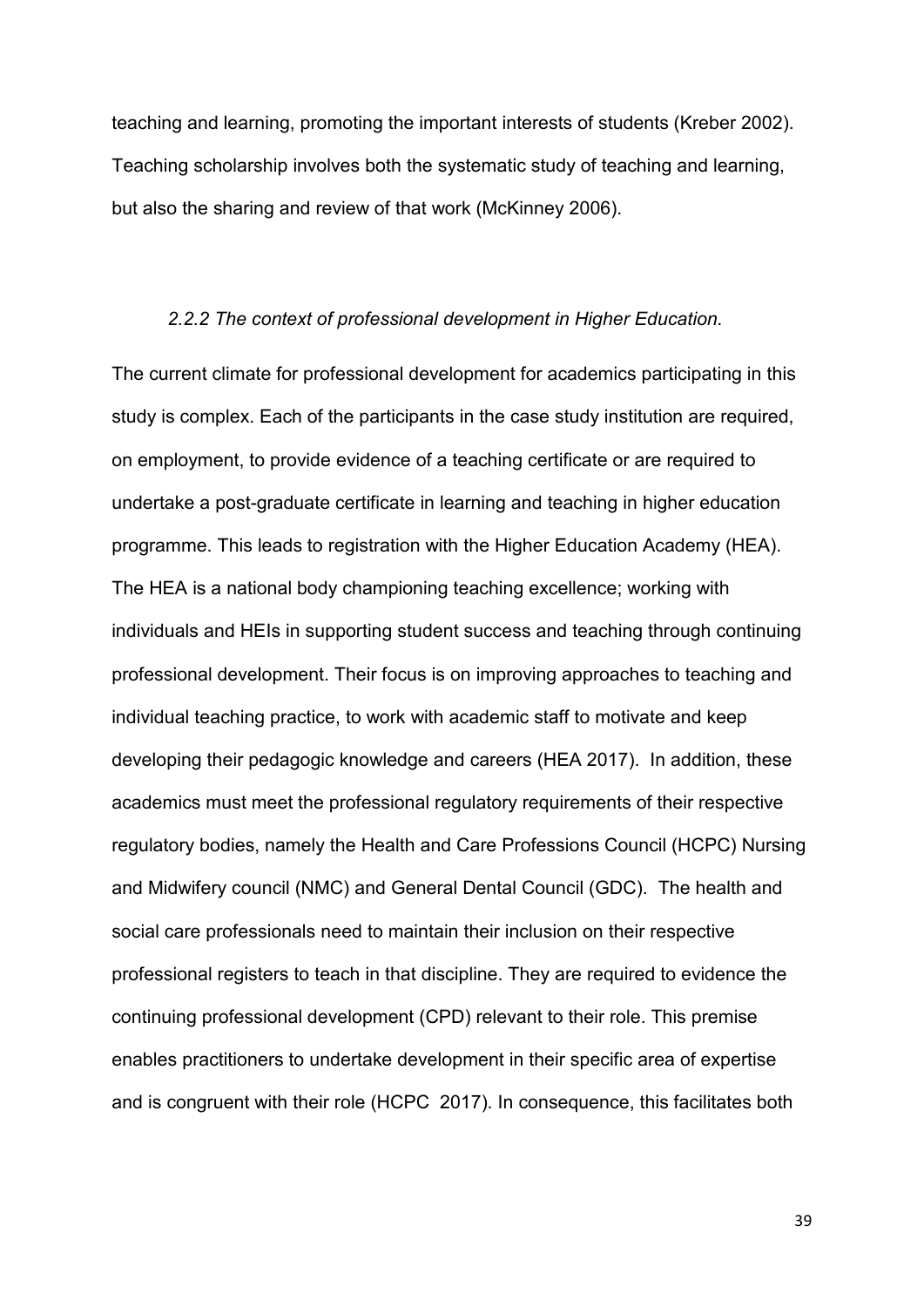teaching and learning, promoting the important interests of students (Kreber 2002). Teaching scholarship involves both the systematic study of teaching and learning, but also the sharing and review of that work (McKinney 2006).

### *2.2.2 The context of professional development in Higher Education.*

The current climate for professional development for academics participating in this study is complex. Each of the participants in the case study institution are required, on employment, to provide evidence of a teaching certificate or are required to undertake a post-graduate certificate in learning and teaching in higher education programme. This leads to registration with the Higher Education Academy (HEA). The HEA is a national body championing teaching excellence; working with individuals and HEIs in supporting student success and teaching through continuing professional development. Their focus is on improving approaches to teaching and individual teaching practice, to work with academic staff to motivate and keep developing their pedagogic knowledge and careers (HEA 2017). In addition, these academics must meet the professional regulatory requirements of their respective regulatory bodies, namely the Health and Care Professions Council (HCPC) Nursing and Midwifery council (NMC) and General Dental Council (GDC). The health and social care professionals need to maintain their inclusion on their respective professional registers to teach in that discipline. They are required to evidence the continuing professional development (CPD) relevant to their role. This premise enables practitioners to undertake development in their specific area of expertise and is congruent with their role (HCPC 2017). In consequence, this facilitates both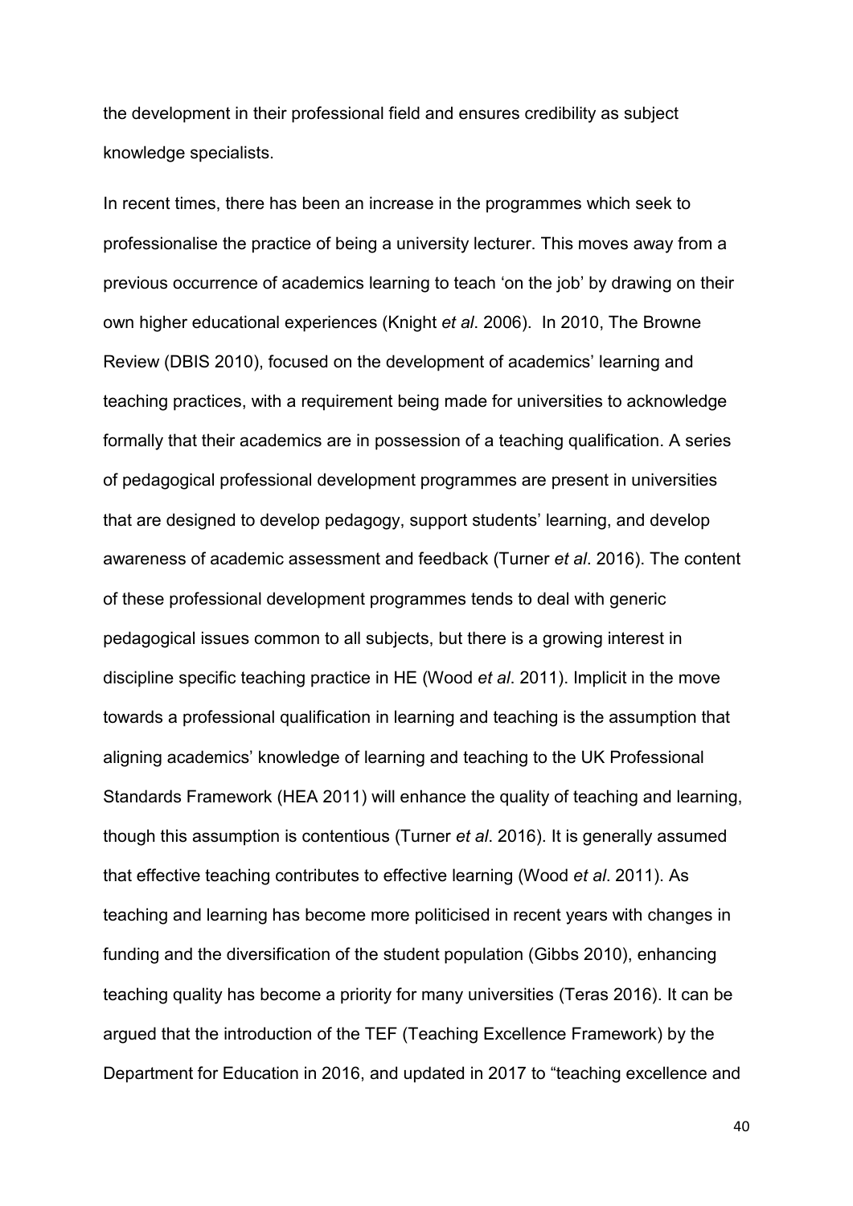the development in their professional field and ensures credibility as subject knowledge specialists.

In recent times, there has been an increase in the programmes which seek to professionalise the practice of being a university lecturer. This moves away from a previous occurrence of academics learning to teach 'on the job' by drawing on their own higher educational experiences (Knight *et al*. 2006). In 2010, The Browne Review (DBIS 2010), focused on the development of academics' learning and teaching practices, with a requirement being made for universities to acknowledge formally that their academics are in possession of a teaching qualification. A series of pedagogical professional development programmes are present in universities that are designed to develop pedagogy, support students' learning, and develop awareness of academic assessment and feedback (Turner *et al*. 2016). The content of these professional development programmes tends to deal with generic pedagogical issues common to all subjects, but there is a growing interest in discipline specific teaching practice in HE (Wood *et al*. 2011). Implicit in the move towards a professional qualification in learning and teaching is the assumption that aligning academics' knowledge of learning and teaching to the UK Professional Standards Framework (HEA 2011) will enhance the quality of teaching and learning, though this assumption is contentious (Turner *et al*. 2016). It is generally assumed that effective teaching contributes to effective learning (Wood *et al*. 2011). As teaching and learning has become more politicised in recent years with changes in funding and the diversification of the student population (Gibbs 2010), enhancing teaching quality has become a priority for many universities (Teras 2016). It can be argued that the introduction of the TEF (Teaching Excellence Framework) by the Department for Education in 2016, and updated in 2017 to "teaching excellence and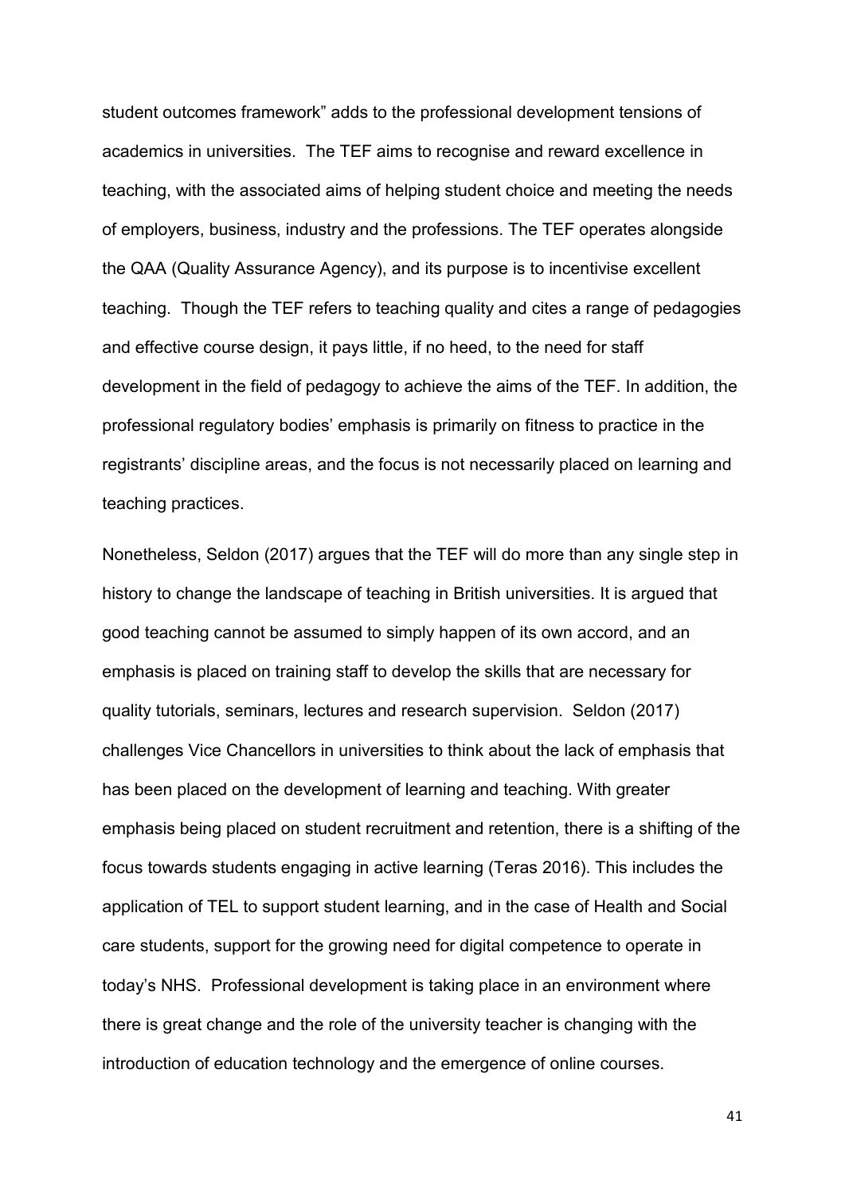student outcomes framework" adds to the professional development tensions of academics in universities. The TEF aims to recognise and reward excellence in teaching, with the associated aims of helping student choice and meeting the needs of employers, business, industry and the professions. The TEF operates alongside the QAA (Quality Assurance Agency), and its purpose is to incentivise excellent teaching. Though the TEF refers to teaching quality and cites a range of pedagogies and effective course design, it pays little, if no heed, to the need for staff development in the field of pedagogy to achieve the aims of the TEF. In addition, the professional regulatory bodies' emphasis is primarily on fitness to practice in the registrants' discipline areas, and the focus is not necessarily placed on learning and teaching practices.

Nonetheless, Seldon (2017) argues that the TEF will do more than any single step in history to change the landscape of teaching in British universities. It is argued that good teaching cannot be assumed to simply happen of its own accord, and an emphasis is placed on training staff to develop the skills that are necessary for quality tutorials, seminars, lectures and research supervision. Seldon (2017) challenges Vice Chancellors in universities to think about the lack of emphasis that has been placed on the development of learning and teaching. With greater emphasis being placed on student recruitment and retention, there is a shifting of the focus towards students engaging in active learning (Teras 2016). This includes the application of TEL to support student learning, and in the case of Health and Social care students, support for the growing need for digital competence to operate in today's NHS. Professional development is taking place in an environment where there is great change and the role of the university teacher is changing with the introduction of education technology and the emergence of online courses.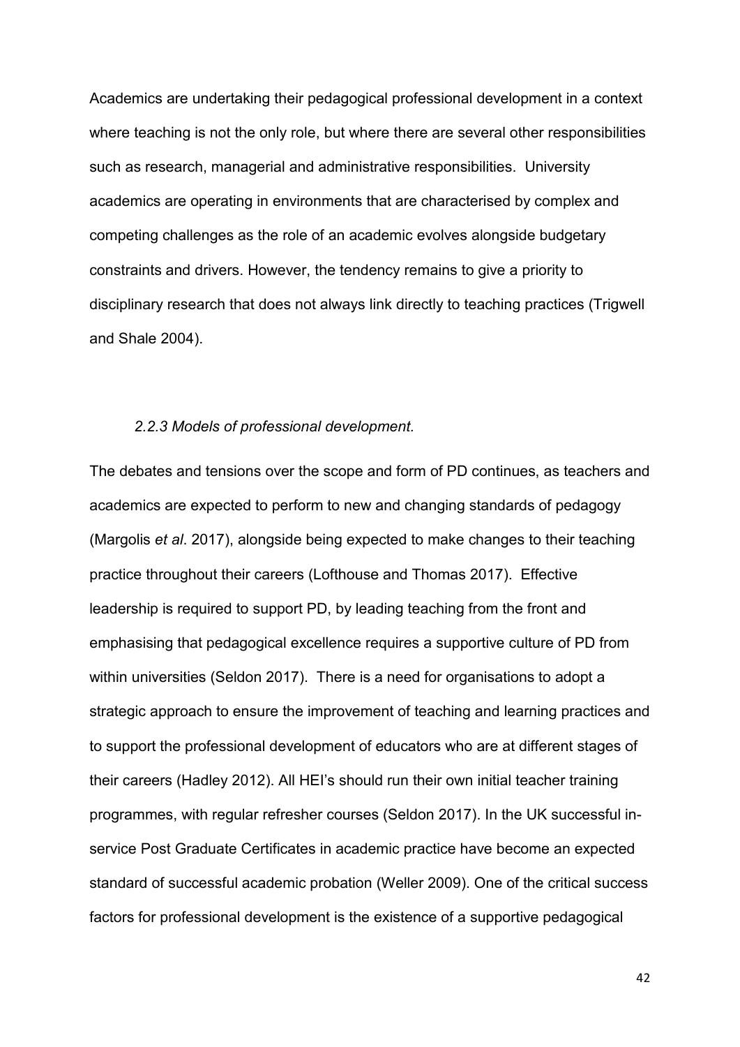Academics are undertaking their pedagogical professional development in a context where teaching is not the only role, but where there are several other responsibilities such as research, managerial and administrative responsibilities. University academics are operating in environments that are characterised by complex and competing challenges as the role of an academic evolves alongside budgetary constraints and drivers. However, the tendency remains to give a priority to disciplinary research that does not always link directly to teaching practices (Trigwell and Shale 2004).

### *2.2.3 Models of professional development.*

The debates and tensions over the scope and form of PD continues, as teachers and academics are expected to perform to new and changing standards of pedagogy (Margolis *et al*. 2017), alongside being expected to make changes to their teaching practice throughout their careers (Lofthouse and Thomas 2017). Effective leadership is required to support PD, by leading teaching from the front and emphasising that pedagogical excellence requires a supportive culture of PD from within universities (Seldon 2017). There is a need for organisations to adopt a strategic approach to ensure the improvement of teaching and learning practices and to support the professional development of educators who are at different stages of their careers (Hadley 2012). All HEI's should run their own initial teacher training programmes, with regular refresher courses (Seldon 2017). In the UK successful in-service Post Graduate Certificates in academic practice have become an expected standard of successful academic probation (Weller 2009). One of the critical success factors for professional development is the existence of a supportive pedagogical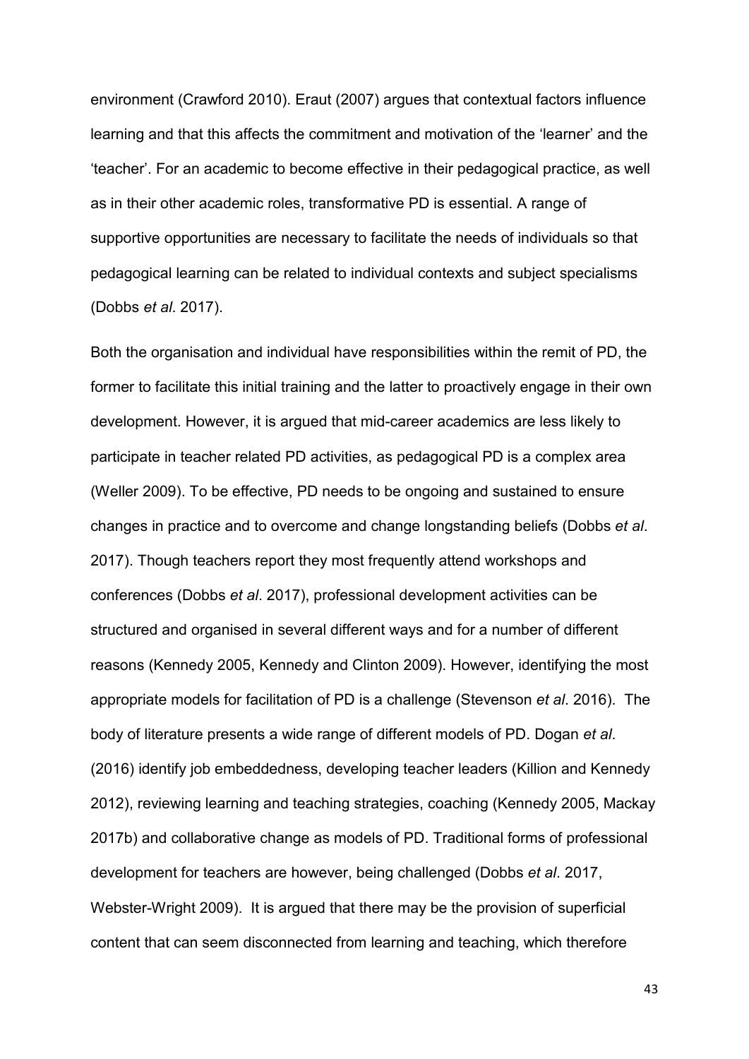environment (Crawford 2010). Eraut (2007) argues that contextual factors influence learning and that this affects the commitment and motivation of the 'learner' and the 'teacher'. For an academic to become effective in their pedagogical practice, as well as in their other academic roles, transformative PD is essential. A range of supportive opportunities are necessary to facilitate the needs of individuals so that pedagogical learning can be related to individual contexts and subject specialisms (Dobbs *et al*. 2017).

Both the organisation and individual have responsibilities within the remit of PD, the former to facilitate this initial training and the latter to proactively engage in their own development. However, it is argued that mid-career academics are less likely to participate in teacher related PD activities, as pedagogical PD is a complex area (Weller 2009). To be effective, PD needs to be ongoing and sustained to ensure changes in practice and to overcome and change longstanding beliefs (Dobbs *et al*. 2017). Though teachers report they most frequently attend workshops and conferences (Dobbs *et al*. 2017), professional development activities can be structured and organised in several different ways and for a number of different reasons (Kennedy 2005, Kennedy and Clinton 2009). However, identifying the most appropriate models for facilitation of PD is a challenge (Stevenson *et al*. 2016). The body of literature presents a wide range of different models of PD. Dogan *et al*. (2016) identify job embeddedness, developing teacher leaders (Killion and Kennedy 2012), reviewing learning and teaching strategies, coaching (Kennedy 2005, Mackay 2017b) and collaborative change as models of PD. Traditional forms of professional development for teachers are however, being challenged (Dobbs *et al*. 2017, Webster-Wright 2009). It is argued that there may be the provision of superficial content that can seem disconnected from learning and teaching, which therefore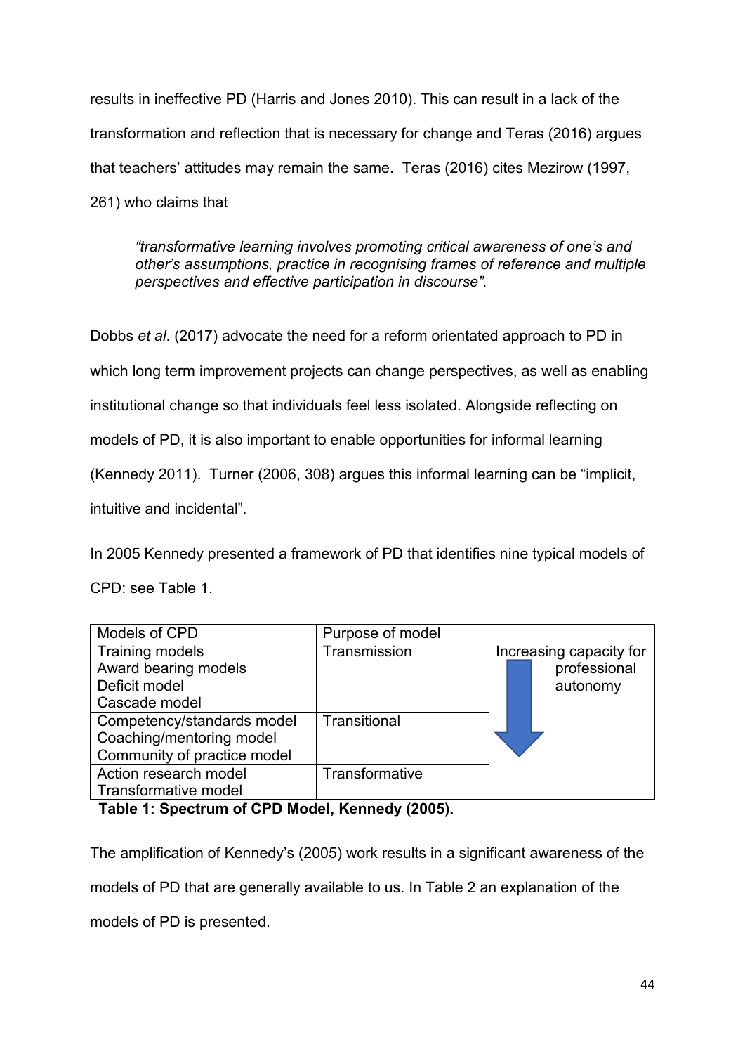results in ineffective PD (Harris and Jones 2010). This can result in a lack of the transformation and reflection that is necessary for change and Teras (2016) argues that teachers' attitudes may remain the same. Teras (2016) cites Mezirow (1997, 261) who claims that

> *"transformative learning involves promoting critical awareness of one's and other's assumptions, practice in recognising frames of reference and multiple perspectives and effective participation in discourse".*

Dobbs *et al*. (2017) advocate the need for a reform orientated approach to PD in which long term improvement projects can change perspectives, as well as enabling institutional change so that individuals feel less isolated. Alongside reflecting on models of PD, it is also important to enable opportunities for informal learning (Kennedy 2011). Turner (2006, 308) argues this informal learning can be "implicit, intuitive and incidental".

In 2005 Kennedy presented a framework of PD that identifies nine typical models of CPD: see Table 1.

| Models of CPD | Purpose of model | |
|---|---|---|
| Training models<br>Award bearing models<br>Deficit model<br>Cascade model | Transmission | Increasing capacity for professional autonomy ↓ |
| Competency/standards model<br>Coaching/mentoring model<br>Community of practice model | Transitional | |
| Action research model<br>Transformative model | Transformative | |

**Table 1: Spectrum of CPD Model, Kennedy (2005).**

The amplification of Kennedy's (2005) work results in a significant awareness of the models of PD that are generally available to us. In Table 2 an explanation of the models of PD is presented.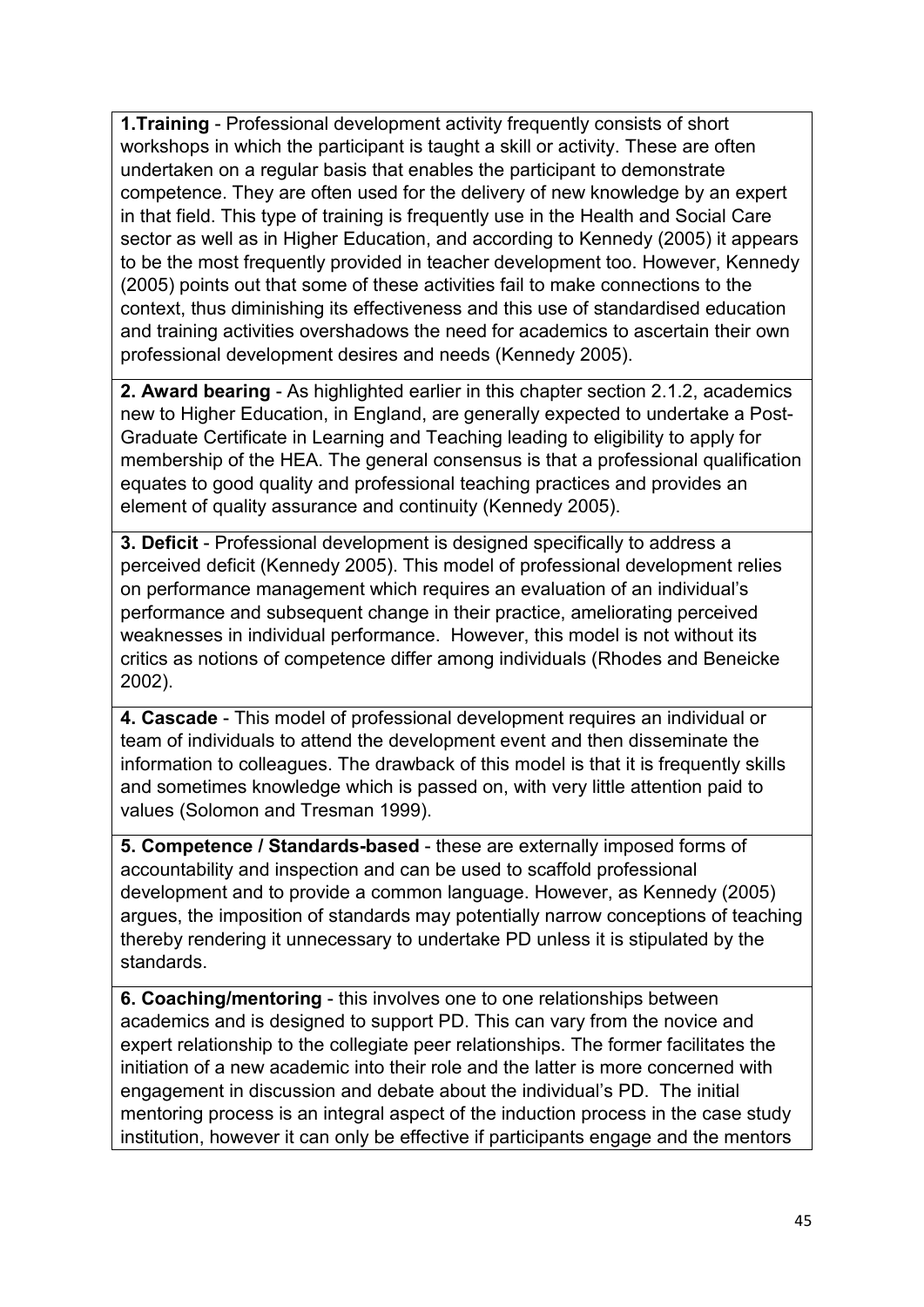**1.Training** - Professional development activity frequently consists of short workshops in which the participant is taught a skill or activity. These are often undertaken on a regular basis that enables the participant to demonstrate competence. They are often used for the delivery of new knowledge by an expert in that field. This type of training is frequently use in the Health and Social Care sector as well as in Higher Education, and according to Kennedy (2005) it appears to be the most frequently provided in teacher development too. However, Kennedy (2005) points out that some of these activities fail to make connections to the context, thus diminishing its effectiveness and this use of standardised education and training activities overshadows the need for academics to ascertain their own professional development desires and needs (Kennedy 2005).

**2. Award bearing** - As highlighted earlier in this chapter section 2.1.2, academics new to Higher Education, in England, are generally expected to undertake a Post-Graduate Certificate in Learning and Teaching leading to eligibility to apply for membership of the HEA. The general consensus is that a professional qualification equates to good quality and professional teaching practices and provides an element of quality assurance and continuity (Kennedy 2005).

**3. Deficit** - Professional development is designed specifically to address a perceived deficit (Kennedy 2005). This model of professional development relies on performance management which requires an evaluation of an individual's performance and subsequent change in their practice, ameliorating perceived weaknesses in individual performance. However, this model is not without its critics as notions of competence differ among individuals (Rhodes and Beneicke 2002).

**4. Cascade** - This model of professional development requires an individual or team of individuals to attend the development event and then disseminate the information to colleagues. The drawback of this model is that it is frequently skills and sometimes knowledge which is passed on, with very little attention paid to values (Solomon and Tresman 1999).

**5. Competence / Standards-based** - these are externally imposed forms of accountability and inspection and can be used to scaffold professional development and to provide a common language. However, as Kennedy (2005) argues, the imposition of standards may potentially narrow conceptions of teaching thereby rendering it unnecessary to undertake PD unless it is stipulated by the standards.

**6. Coaching/mentoring** - this involves one to one relationships between academics and is designed to support PD. This can vary from the novice and expert relationship to the collegiate peer relationships. The former facilitates the initiation of a new academic into their role and the latter is more concerned with engagement in discussion and debate about the individual's PD. The initial mentoring process is an integral aspect of the induction process in the case study institution, however it can only be effective if participants engage and the mentors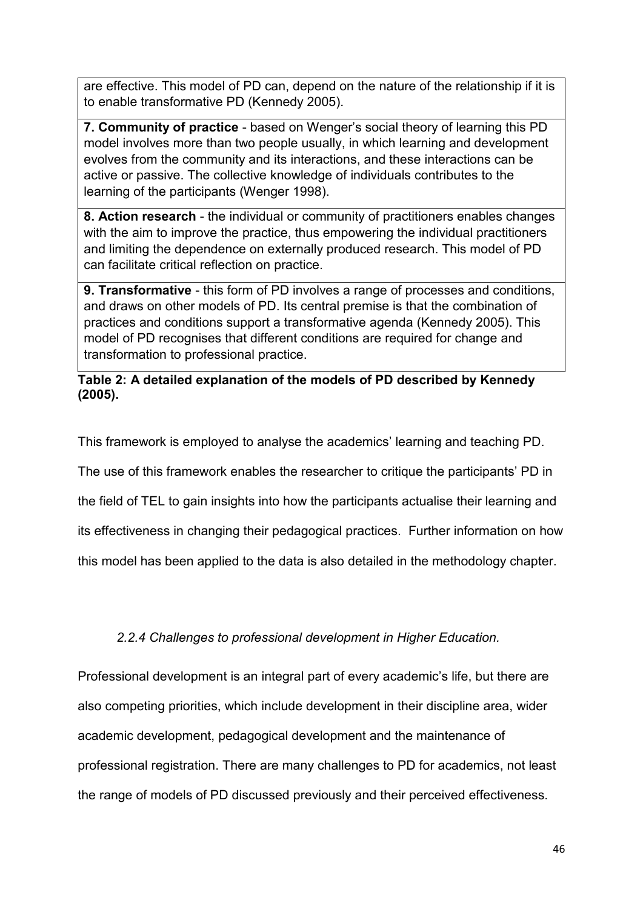| |
|---|
| are effective. This model of PD can, depend on the nature of the relationship if it is to enable transformative PD (Kennedy 2005). |
| **7. Community of practice** - based on Wenger's social theory of learning this PD model involves more than two people usually, in which learning and development evolves from the community and its interactions, and these interactions can be active or passive. The collective knowledge of individuals contributes to the learning of the participants (Wenger 1998). |
| **8. Action research** - the individual or community of practitioners enables changes with the aim to improve the practice, thus empowering the individual practitioners and limiting the dependence on externally produced research. This model of PD can facilitate critical reflection on practice. |
| **9. Transformative** - this form of PD involves a range of processes and conditions, and draws on other models of PD. Its central premise is that the combination of practices and conditions support a transformative agenda (Kennedy 2005). This model of PD recognises that different conditions are required for change and transformation to professional practice. |

**Table 2: A detailed explanation of the models of PD described by Kennedy (2005).**

This framework is employed to analyse the academics' learning and teaching PD. The use of this framework enables the researcher to critique the participants' PD in the field of TEL to gain insights into how the participants actualise their learning and its effectiveness in changing their pedagogical practices. Further information on how this model has been applied to the data is also detailed in the methodology chapter.

### *2.2.4 Challenges to professional development in Higher Education.*

Professional development is an integral part of every academic's life, but there are also competing priorities, which include development in their discipline area, wider academic development, pedagogical development and the maintenance of professional registration. There are many challenges to PD for academics, not least the range of models of PD discussed previously and their perceived effectiveness.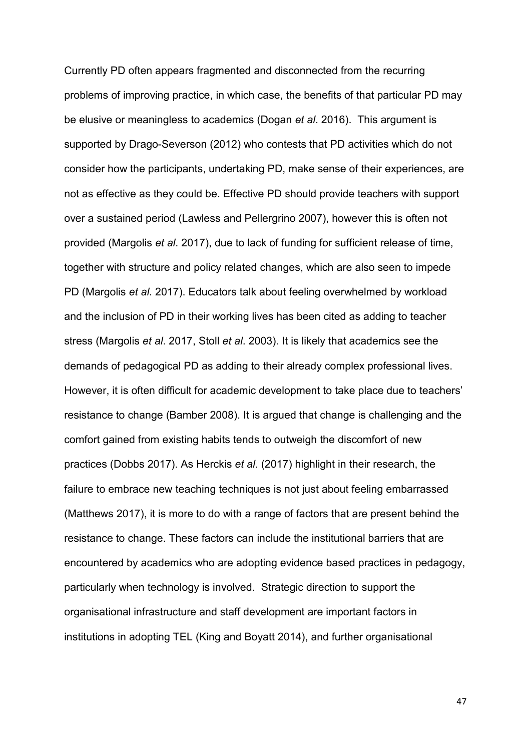Currently PD often appears fragmented and disconnected from the recurring problems of improving practice, in which case, the benefits of that particular PD may be elusive or meaningless to academics (Dogan *et al*. 2016). This argument is supported by Drago-Severson (2012) who contests that PD activities which do not consider how the participants, undertaking PD, make sense of their experiences, are not as effective as they could be. Effective PD should provide teachers with support over a sustained period (Lawless and Pellergrino 2007), however this is often not provided (Margolis *et al*. 2017), due to lack of funding for sufficient release of time, together with structure and policy related changes, which are also seen to impede PD (Margolis *et al*. 2017). Educators talk about feeling overwhelmed by workload and the inclusion of PD in their working lives has been cited as adding to teacher stress (Margolis *et al*. 2017, Stoll *et al*. 2003). It is likely that academics see the demands of pedagogical PD as adding to their already complex professional lives. However, it is often difficult for academic development to take place due to teachers' resistance to change (Bamber 2008). It is argued that change is challenging and the comfort gained from existing habits tends to outweigh the discomfort of new practices (Dobbs 2017). As Herckis *et al*. (2017) highlight in their research, the failure to embrace new teaching techniques is not just about feeling embarrassed (Matthews 2017), it is more to do with a range of factors that are present behind the resistance to change. These factors can include the institutional barriers that are encountered by academics who are adopting evidence based practices in pedagogy, particularly when technology is involved. Strategic direction to support the organisational infrastructure and staff development are important factors in institutions in adopting TEL (King and Boyatt 2014), and further organisational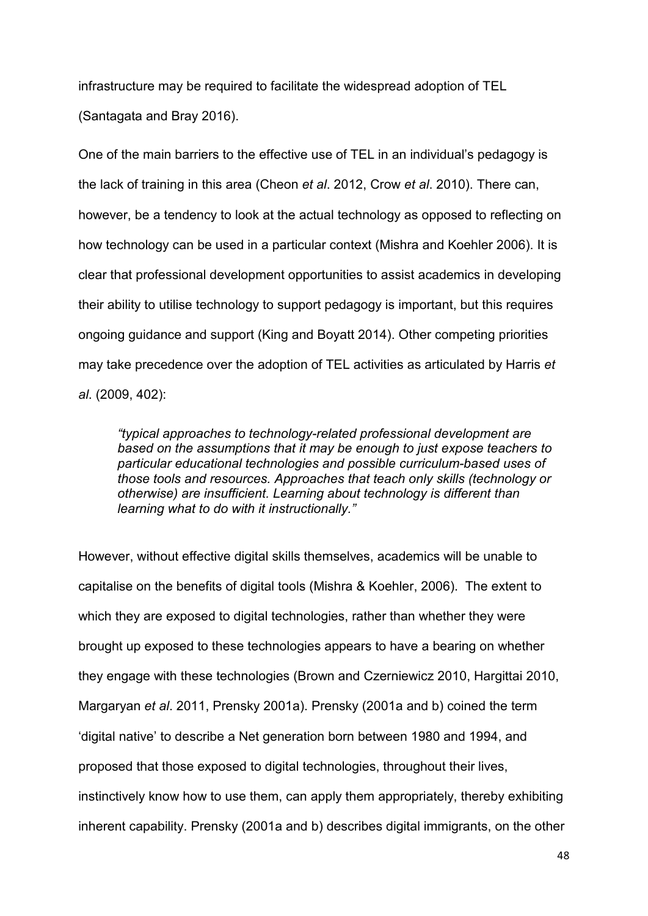infrastructure may be required to facilitate the widespread adoption of TEL (Santagata and Bray 2016).

One of the main barriers to the effective use of TEL in an individual's pedagogy is the lack of training in this area (Cheon *et al*. 2012, Crow *et al*. 2010). There can, however, be a tendency to look at the actual technology as opposed to reflecting on how technology can be used in a particular context (Mishra and Koehler 2006). It is clear that professional development opportunities to assist academics in developing their ability to utilise technology to support pedagogy is important, but this requires ongoing guidance and support (King and Boyatt 2014). Other competing priorities may take precedence over the adoption of TEL activities as articulated by Harris *et al*. (2009, 402):

> *"typical approaches to technology-related professional development are based on the assumptions that it may be enough to just expose teachers to particular educational technologies and possible curriculum-based uses of those tools and resources. Approaches that teach only skills (technology or otherwise) are insufficient. Learning about technology is different than learning what to do with it instructionally."*

However, without effective digital skills themselves, academics will be unable to capitalise on the benefits of digital tools (Mishra & Koehler, 2006). The extent to which they are exposed to digital technologies, rather than whether they were brought up exposed to these technologies appears to have a bearing on whether they engage with these technologies (Brown and Czerniewicz 2010, Hargittai 2010, Margaryan *et al*. 2011, Prensky 2001a). Prensky (2001a and b) coined the term 'digital native' to describe a Net generation born between 1980 and 1994, and proposed that those exposed to digital technologies, throughout their lives, instinctively know how to use them, can apply them appropriately, thereby exhibiting inherent capability. Prensky (2001a and b) describes digital immigrants, on the other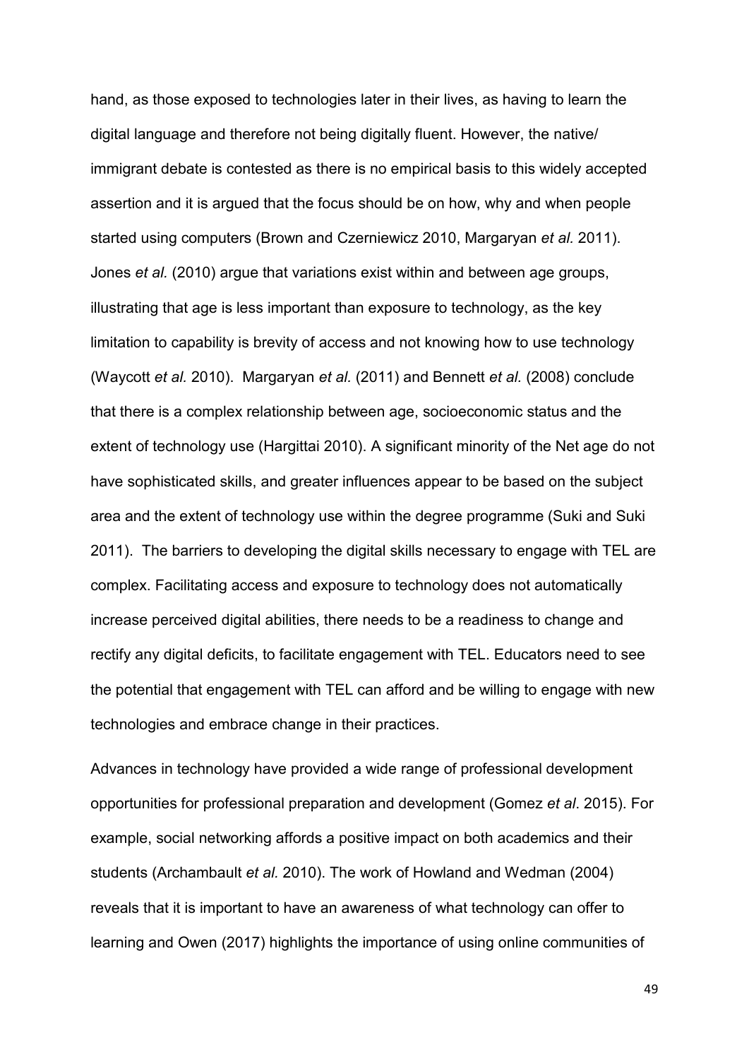hand, as those exposed to technologies later in their lives, as having to learn the digital language and therefore not being digitally fluent. However, the native/ immigrant debate is contested as there is no empirical basis to this widely accepted assertion and it is argued that the focus should be on how, why and when people started using computers (Brown and Czerniewicz 2010, Margaryan *et al.* 2011). Jones *et al.* (2010) argue that variations exist within and between age groups, illustrating that age is less important than exposure to technology, as the key limitation to capability is brevity of access and not knowing how to use technology (Waycott *et al.* 2010). Margaryan *et al.* (2011) and Bennett *et al.* (2008) conclude that there is a complex relationship between age, socioeconomic status and the extent of technology use (Hargittai 2010). A significant minority of the Net age do not have sophisticated skills, and greater influences appear to be based on the subject area and the extent of technology use within the degree programme (Suki and Suki 2011). The barriers to developing the digital skills necessary to engage with TEL are complex. Facilitating access and exposure to technology does not automatically increase perceived digital abilities, there needs to be a readiness to change and rectify any digital deficits, to facilitate engagement with TEL. Educators need to see the potential that engagement with TEL can afford and be willing to engage with new technologies and embrace change in their practices.

Advances in technology have provided a wide range of professional development opportunities for professional preparation and development (Gomez *et al*. 2015). For example, social networking affords a positive impact on both academics and their students (Archambault *et al.* 2010). The work of Howland and Wedman (2004) reveals that it is important to have an awareness of what technology can offer to learning and Owen (2017) highlights the importance of using online communities of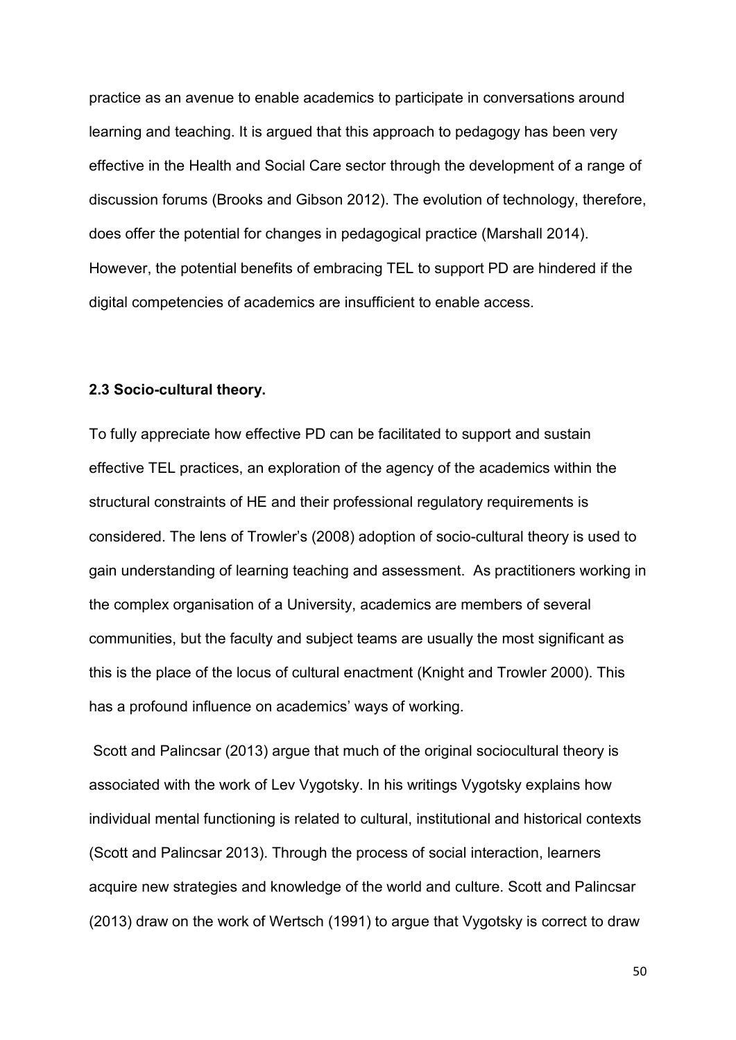practice as an avenue to enable academics to participate in conversations around learning and teaching. It is argued that this approach to pedagogy has been very effective in the Health and Social Care sector through the development of a range of discussion forums (Brooks and Gibson 2012). The evolution of technology, therefore, does offer the potential for changes in pedagogical practice (Marshall 2014). However, the potential benefits of embracing TEL to support PD are hindered if the digital competencies of academics are insufficient to enable access.

### 2.3 Socio-cultural theory.

To fully appreciate how effective PD can be facilitated to support and sustain effective TEL practices, an exploration of the agency of the academics within the structural constraints of HE and their professional regulatory requirements is considered. The lens of Trowler's (2008) adoption of socio-cultural theory is used to gain understanding of learning teaching and assessment. As practitioners working in the complex organisation of a University, academics are members of several communities, but the faculty and subject teams are usually the most significant as this is the place of the locus of cultural enactment (Knight and Trowler 2000). This has a profound influence on academics' ways of working.

Scott and Palincsar (2013) argue that much of the original sociocultural theory is associated with the work of Lev Vygotsky. In his writings Vygotsky explains how individual mental functioning is related to cultural, institutional and historical contexts (Scott and Palincsar 2013). Through the process of social interaction, learners acquire new strategies and knowledge of the world and culture. Scott and Palincsar (2013) draw on the work of Wertsch (1991) to argue that Vygotsky is correct to draw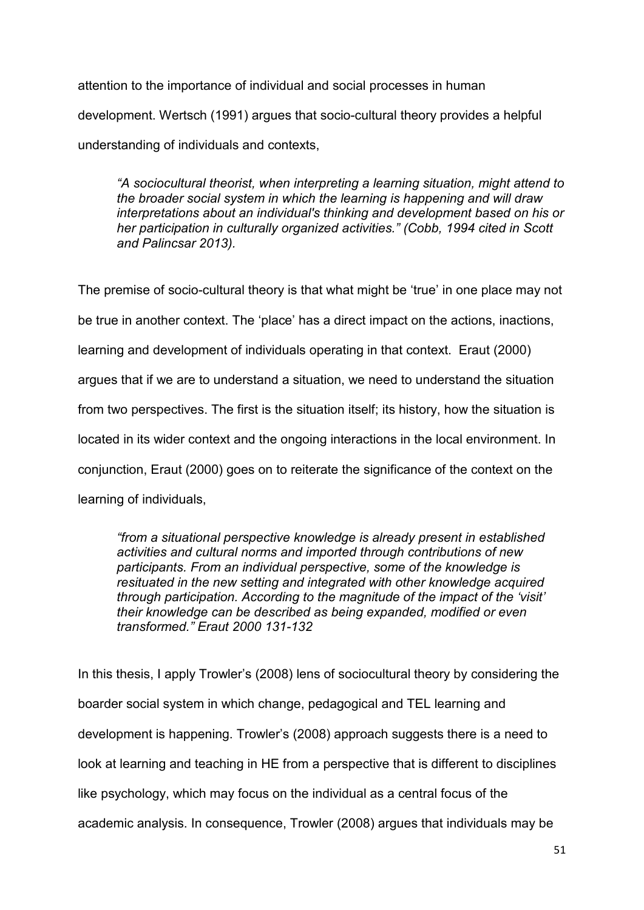attention to the importance of individual and social processes in human development. Wertsch (1991) argues that socio-cultural theory provides a helpful understanding of individuals and contexts,

> *"A sociocultural theorist, when interpreting a learning situation, might attend to the broader social system in which the learning is happening and will draw interpretations about an individual's thinking and development based on his or her participation in culturally organized activities." (Cobb, 1994 cited in Scott and Palincsar 2013).*

The premise of socio-cultural theory is that what might be 'true' in one place may not be true in another context. The 'place' has a direct impact on the actions, inactions, learning and development of individuals operating in that context. Eraut (2000) argues that if we are to understand a situation, we need to understand the situation from two perspectives. The first is the situation itself; its history, how the situation is located in its wider context and the ongoing interactions in the local environment. In conjunction, Eraut (2000) goes on to reiterate the significance of the context on the learning of individuals,

> *"from a situational perspective knowledge is already present in established activities and cultural norms and imported through contributions of new participants. From an individual perspective, some of the knowledge is resituated in the new setting and integrated with other knowledge acquired through participation. According to the magnitude of the impact of the 'visit' their knowledge can be described as being expanded, modified or even transformed." Eraut 2000 131-132*

In this thesis, I apply Trowler's (2008) lens of sociocultural theory by considering the boarder social system in which change, pedagogical and TEL learning and development is happening. Trowler's (2008) approach suggests there is a need to look at learning and teaching in HE from a perspective that is different to disciplines like psychology, which may focus on the individual as a central focus of the academic analysis. In consequence, Trowler (2008) argues that individuals may be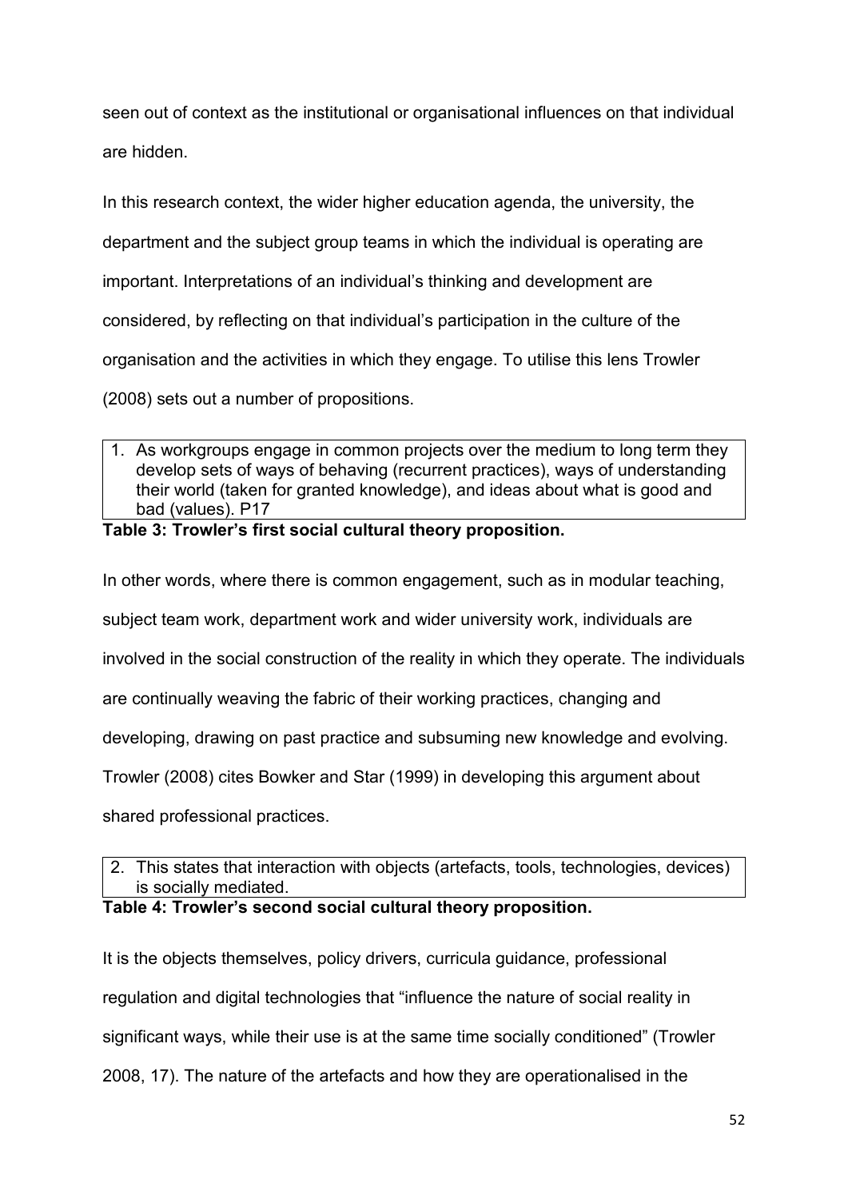seen out of context as the institutional or organisational influences on that individual are hidden.

In this research context, the wider higher education agenda, the university, the department and the subject group teams in which the individual is operating are important. Interpretations of an individual's thinking and development are considered, by reflecting on that individual's participation in the culture of the organisation and the activities in which they engage. To utilise this lens Trowler (2008) sets out a number of propositions.

| 1. As workgroups engage in common projects over the medium to long term they develop sets of ways of behaving (recurrent practices), ways of understanding their world (taken for granted knowledge), and ideas about what is good and bad (values). P17 |
|---|

**Table 3: Trowler's first social cultural theory proposition.**

In other words, where there is common engagement, such as in modular teaching, subject team work, department work and wider university work, individuals are involved in the social construction of the reality in which they operate. The individuals are continually weaving the fabric of their working practices, changing and developing, drawing on past practice and subsuming new knowledge and evolving. Trowler (2008) cites Bowker and Star (1999) in developing this argument about shared professional practices.

| 2. This states that interaction with objects (artefacts, tools, technologies, devices) is socially mediated. |
|---|

**Table 4: Trowler's second social cultural theory proposition.**

It is the objects themselves, policy drivers, curricula guidance, professional regulation and digital technologies that "influence the nature of social reality in significant ways, while their use is at the same time socially conditioned" (Trowler 2008, 17). The nature of the artefacts and how they are operationalised in the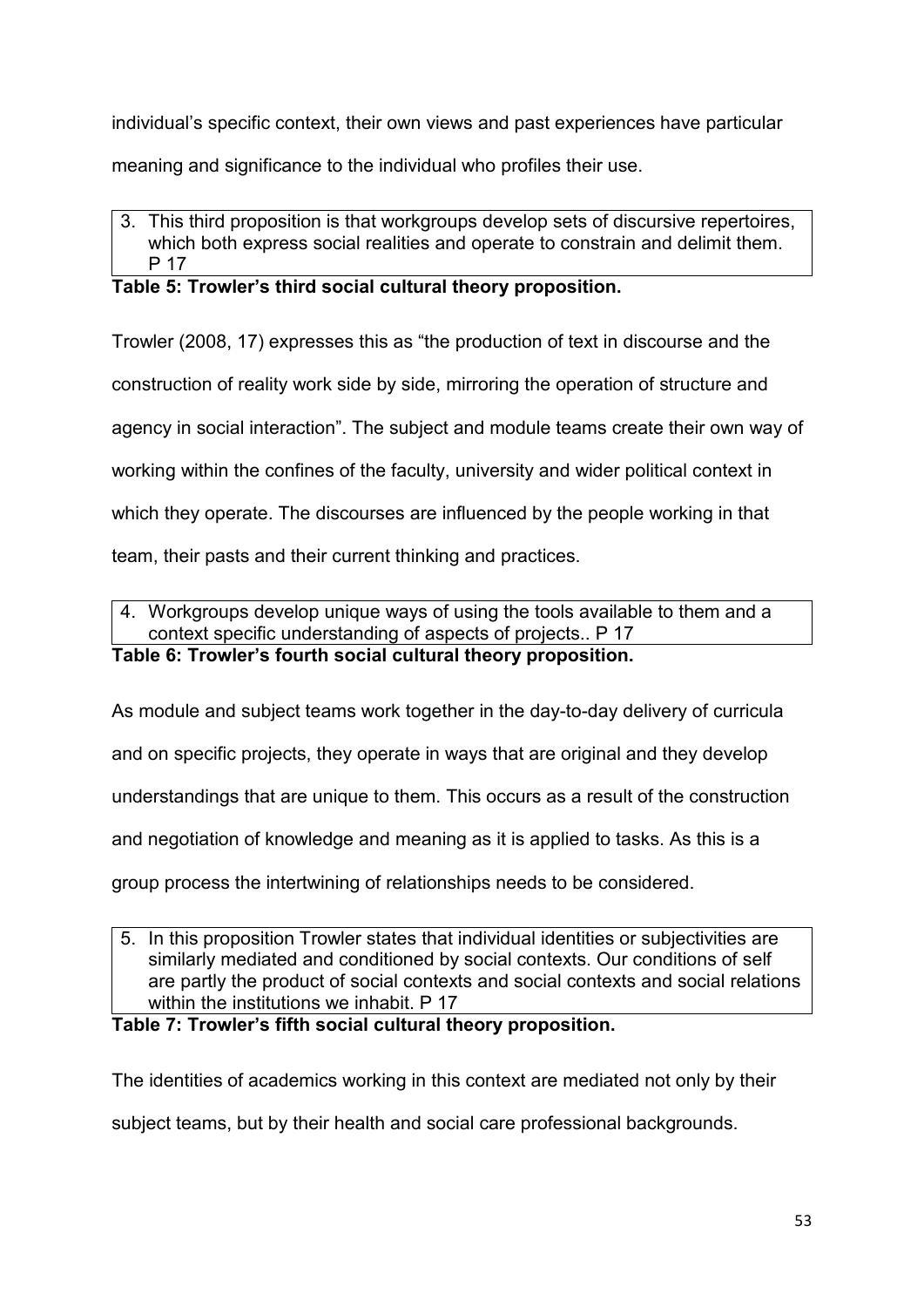individual's specific context, their own views and past experiences have particular meaning and significance to the individual who profiles their use.

| 3. This third proposition is that workgroups develop sets of discursive repertoires, which both express social realities and operate to constrain and delimit them. P 17 |
|---|

**Table 5: Trowler's third social cultural theory proposition.**

Trowler (2008, 17) expresses this as "the production of text in discourse and the construction of reality work side by side, mirroring the operation of structure and agency in social interaction". The subject and module teams create their own way of working within the confines of the faculty, university and wider political context in which they operate. The discourses are influenced by the people working in that team, their pasts and their current thinking and practices.

| 4. Workgroups develop unique ways of using the tools available to them and a context specific understanding of aspects of projects.. P 17 |
|---|

**Table 6: Trowler's fourth social cultural theory proposition.**

As module and subject teams work together in the day-to-day delivery of curricula and on specific projects, they operate in ways that are original and they develop understandings that are unique to them. This occurs as a result of the construction and negotiation of knowledge and meaning as it is applied to tasks. As this is a group process the intertwining of relationships needs to be considered.

| 5. In this proposition Trowler states that individual identities or subjectivities are similarly mediated and conditioned by social contexts. Our conditions of self are partly the product of social contexts and social contexts and social relations within the institutions we inhabit. P 17 |
|---|

**Table 7: Trowler's fifth social cultural theory proposition.**

The identities of academics working in this context are mediated not only by their subject teams, but by their health and social care professional backgrounds.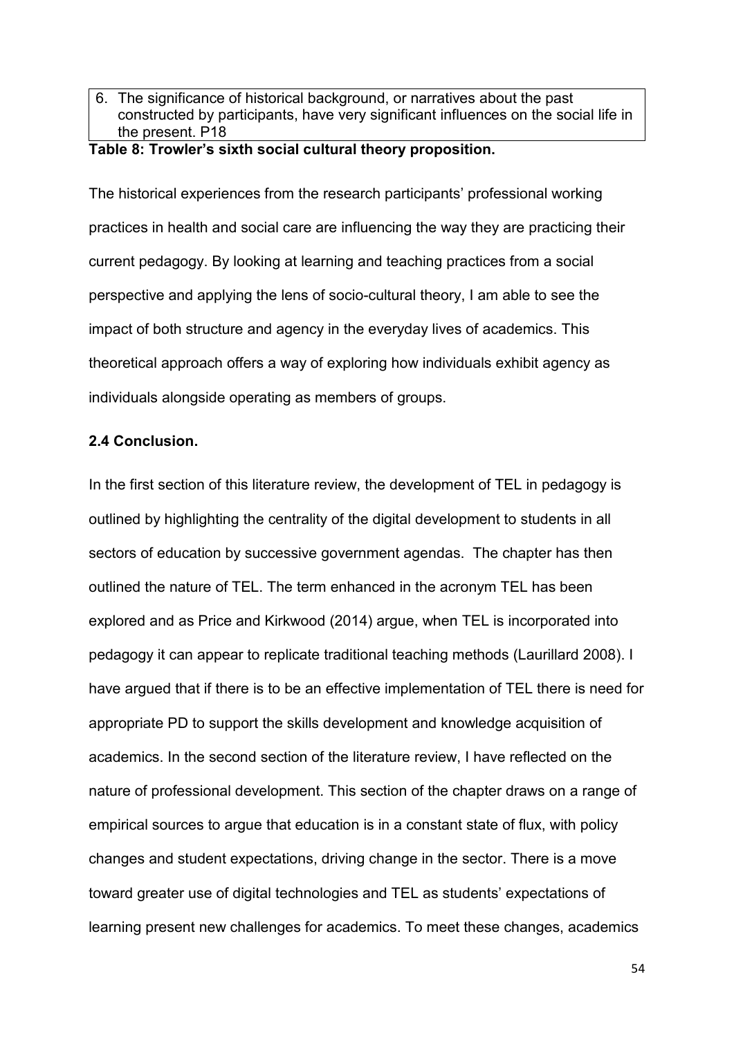| 6. The significance of historical background, or narratives about the past constructed by participants, have very significant influences on the social life in the present. P18 |
|---|

**Table 8: Trowler's sixth social cultural theory proposition.**

The historical experiences from the research participants' professional working practices in health and social care are influencing the way they are practicing their current pedagogy. By looking at learning and teaching practices from a social perspective and applying the lens of socio-cultural theory, I am able to see the impact of both structure and agency in the everyday lives of academics. This theoretical approach offers a way of exploring how individuals exhibit agency as individuals alongside operating as members of groups.

## 2.4 Conclusion.

In the first section of this literature review, the development of TEL in pedagogy is outlined by highlighting the centrality of the digital development to students in all sectors of education by successive government agendas. The chapter has then outlined the nature of TEL. The term enhanced in the acronym TEL has been explored and as Price and Kirkwood (2014) argue, when TEL is incorporated into pedagogy it can appear to replicate traditional teaching methods (Laurillard 2008). I have argued that if there is to be an effective implementation of TEL there is need for appropriate PD to support the skills development and knowledge acquisition of academics. In the second section of the literature review, I have reflected on the nature of professional development. This section of the chapter draws on a range of empirical sources to argue that education is in a constant state of flux, with policy changes and student expectations, driving change in the sector. There is a move toward greater use of digital technologies and TEL as students' expectations of learning present new challenges for academics. To meet these changes, academics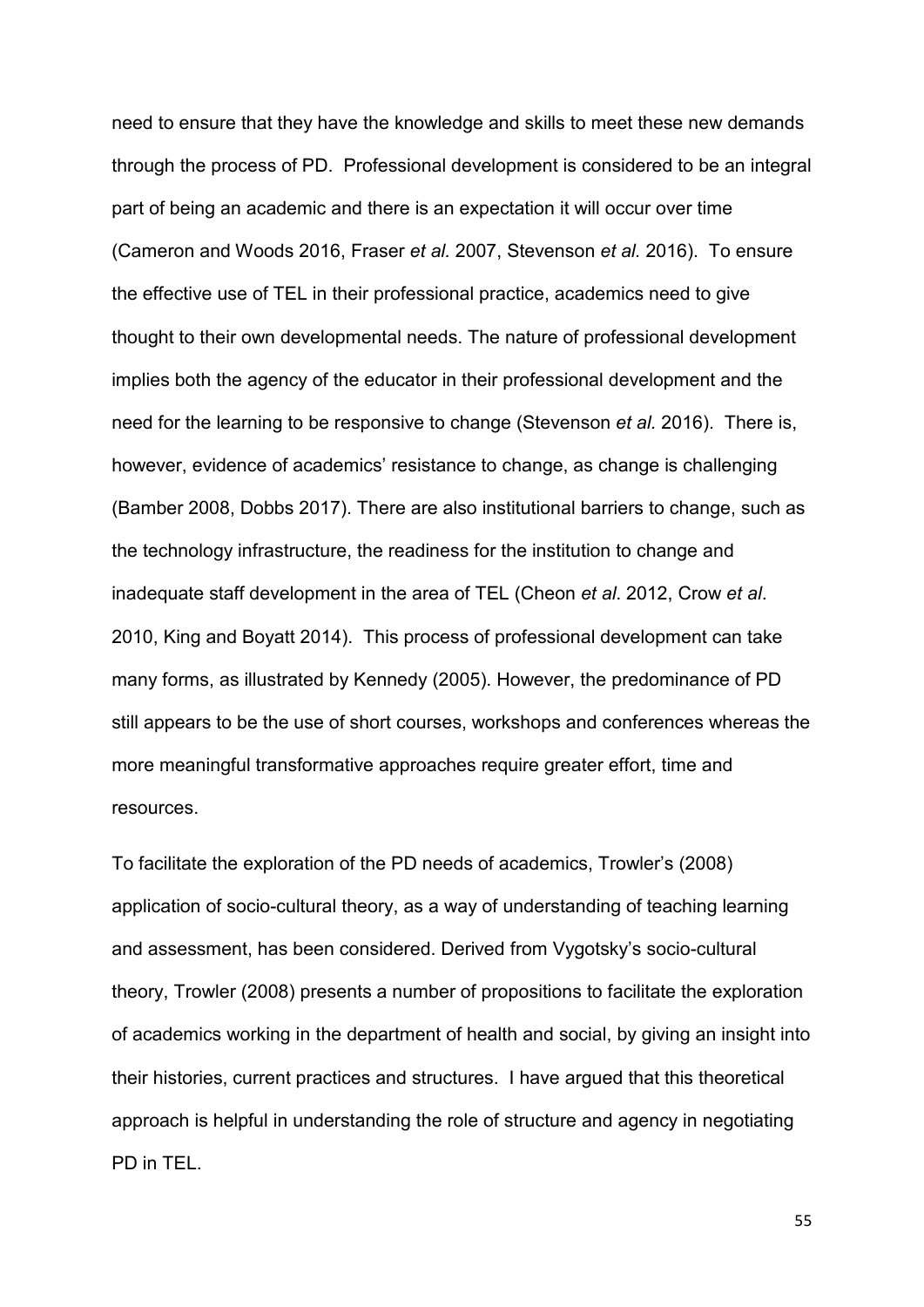need to ensure that they have the knowledge and skills to meet these new demands through the process of PD. Professional development is considered to be an integral part of being an academic and there is an expectation it will occur over time (Cameron and Woods 2016, Fraser *et al.* 2007, Stevenson *et al.* 2016). To ensure the effective use of TEL in their professional practice, academics need to give thought to their own developmental needs. The nature of professional development implies both the agency of the educator in their professional development and the need for the learning to be responsive to change (Stevenson *et al.* 2016). There is, however, evidence of academics' resistance to change, as change is challenging (Bamber 2008, Dobbs 2017). There are also institutional barriers to change, such as the technology infrastructure, the readiness for the institution to change and inadequate staff development in the area of TEL (Cheon *et al*. 2012, Crow *et al*. 2010, King and Boyatt 2014). This process of professional development can take many forms, as illustrated by Kennedy (2005). However, the predominance of PD still appears to be the use of short courses, workshops and conferences whereas the more meaningful transformative approaches require greater effort, time and resources.

To facilitate the exploration of the PD needs of academics, Trowler's (2008) application of socio-cultural theory, as a way of understanding of teaching learning and assessment, has been considered. Derived from Vygotsky's socio-cultural theory, Trowler (2008) presents a number of propositions to facilitate the exploration of academics working in the department of health and social, by giving an insight into their histories, current practices and structures. I have argued that this theoretical approach is helpful in understanding the role of structure and agency in negotiating PD in TEL.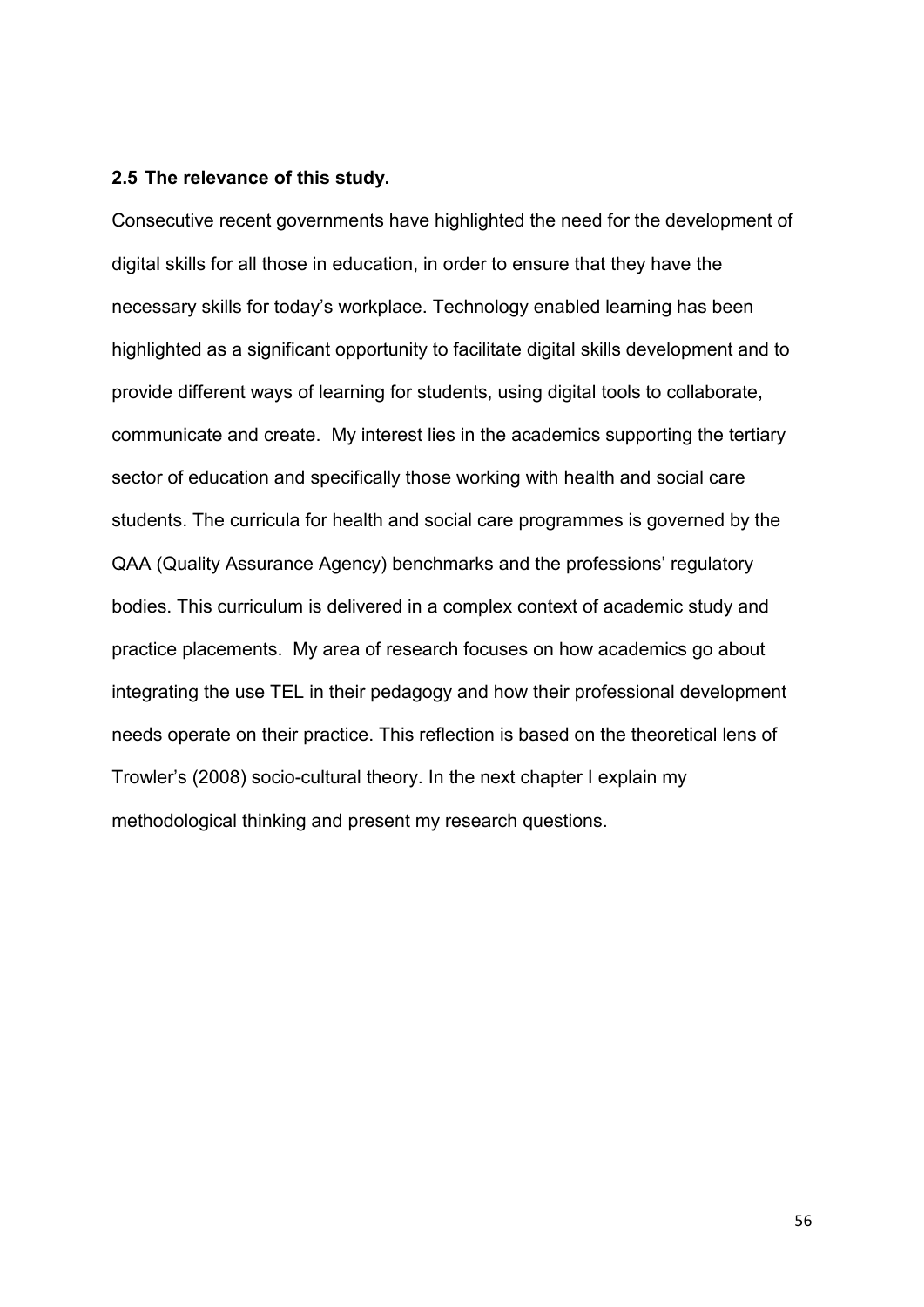## 2.5 The relevance of this study.

Consecutive recent governments have highlighted the need for the development of digital skills for all those in education, in order to ensure that they have the necessary skills for today's workplace. Technology enabled learning has been highlighted as a significant opportunity to facilitate digital skills development and to provide different ways of learning for students, using digital tools to collaborate, communicate and create. My interest lies in the academics supporting the tertiary sector of education and specifically those working with health and social care students. The curricula for health and social care programmes is governed by the QAA (Quality Assurance Agency) benchmarks and the professions' regulatory bodies. This curriculum is delivered in a complex context of academic study and practice placements. My area of research focuses on how academics go about integrating the use TEL in their pedagogy and how their professional development needs operate on their practice. This reflection is based on the theoretical lens of Trowler's (2008) socio-cultural theory. In the next chapter I explain my methodological thinking and present my research questions.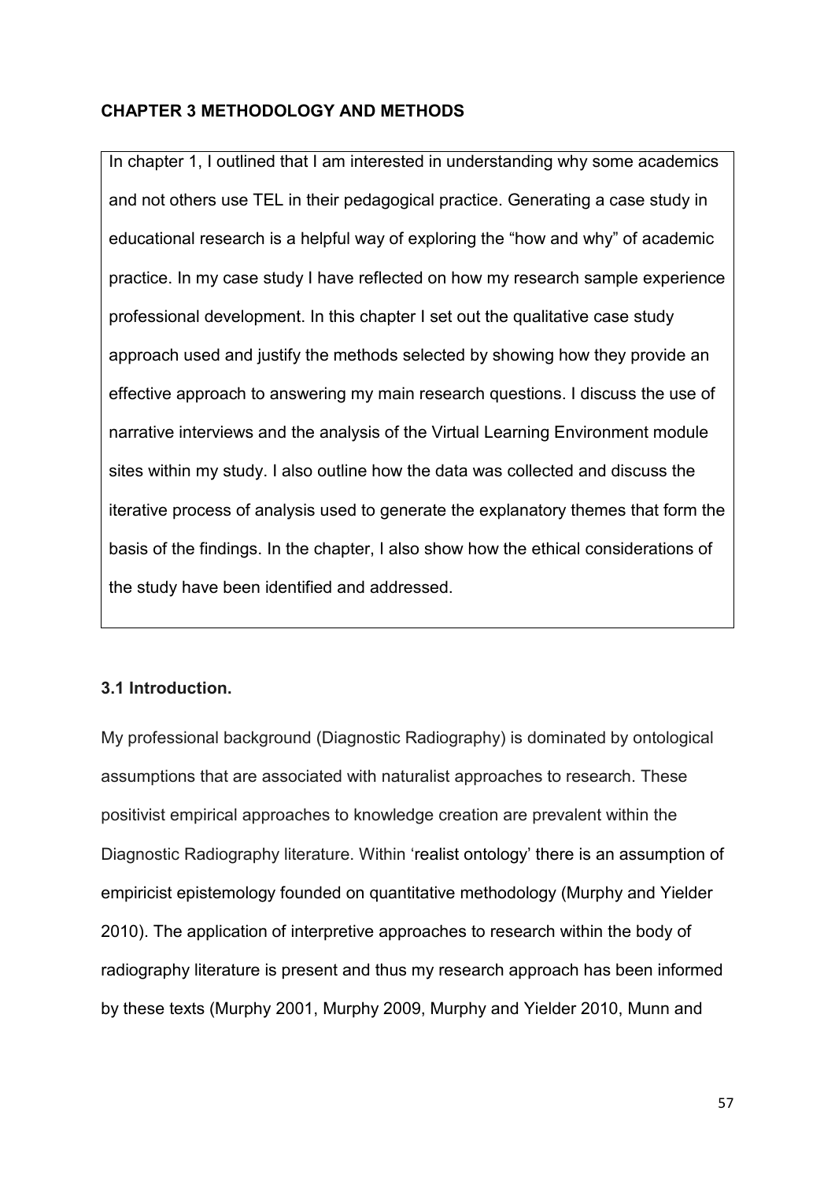## CHAPTER 3 METHODOLOGY AND METHODS

In chapter 1, I outlined that I am interested in understanding why some academics and not others use TEL in their pedagogical practice. Generating a case study in educational research is a helpful way of exploring the "how and why" of academic practice. In my case study I have reflected on how my research sample experience professional development. In this chapter I set out the qualitative case study approach used and justify the methods selected by showing how they provide an effective approach to answering my main research questions. I discuss the use of narrative interviews and the analysis of the Virtual Learning Environment module sites within my study. I also outline how the data was collected and discuss the iterative process of analysis used to generate the explanatory themes that form the basis of the findings. In the chapter, I also show how the ethical considerations of the study have been identified and addressed.

### 3.1 Introduction.

My professional background (Diagnostic Radiography) is dominated by ontological assumptions that are associated with naturalist approaches to research. These positivist empirical approaches to knowledge creation are prevalent within the Diagnostic Radiography literature. Within 'realist ontology' there is an assumption of empiricist epistemology founded on quantitative methodology (Murphy and Yielder 2010). The application of interpretive approaches to research within the body of radiography literature is present and thus my research approach has been informed by these texts (Murphy 2001, Murphy 2009, Murphy and Yielder 2010, Munn and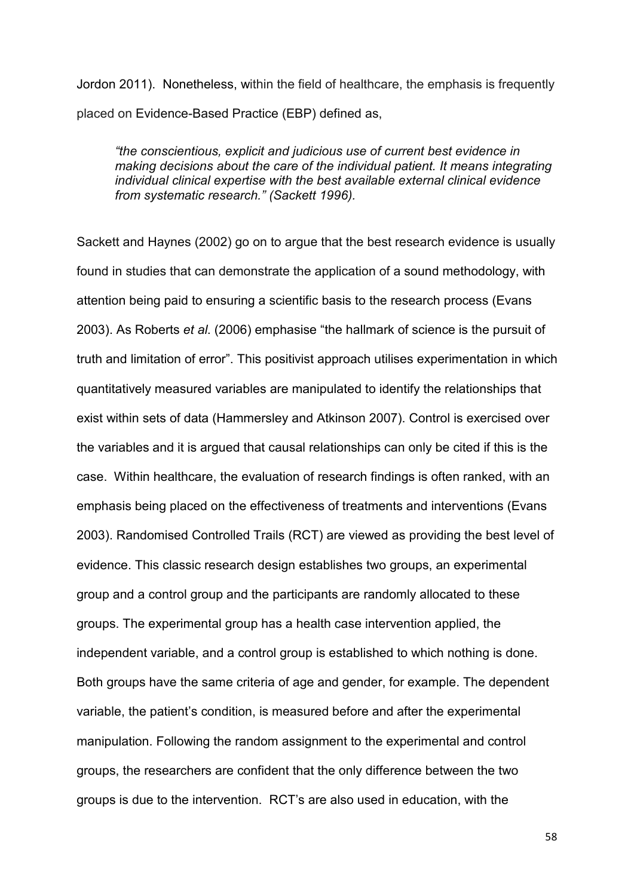Jordon 2011). Nonetheless, within the field of healthcare, the emphasis is frequently placed on Evidence-Based Practice (EBP) defined as,

> *"the conscientious, explicit and judicious use of current best evidence in making decisions about the care of the individual patient. It means integrating individual clinical expertise with the best available external clinical evidence from systematic research." (Sackett 1996).*

Sackett and Haynes (2002) go on to argue that the best research evidence is usually found in studies that can demonstrate the application of a sound methodology, with attention being paid to ensuring a scientific basis to the research process (Evans 2003). As Roberts *et al*. (2006) emphasise "the hallmark of science is the pursuit of truth and limitation of error". This positivist approach utilises experimentation in which quantitatively measured variables are manipulated to identify the relationships that exist within sets of data (Hammersley and Atkinson 2007). Control is exercised over the variables and it is argued that causal relationships can only be cited if this is the case. Within healthcare, the evaluation of research findings is often ranked, with an emphasis being placed on the effectiveness of treatments and interventions (Evans 2003). Randomised Controlled Trails (RCT) are viewed as providing the best level of evidence. This classic research design establishes two groups, an experimental group and a control group and the participants are randomly allocated to these groups. The experimental group has a health case intervention applied, the independent variable, and a control group is established to which nothing is done. Both groups have the same criteria of age and gender, for example. The dependent variable, the patient's condition, is measured before and after the experimental manipulation. Following the random assignment to the experimental and control groups, the researchers are confident that the only difference between the two groups is due to the intervention. RCT's are also used in education, with the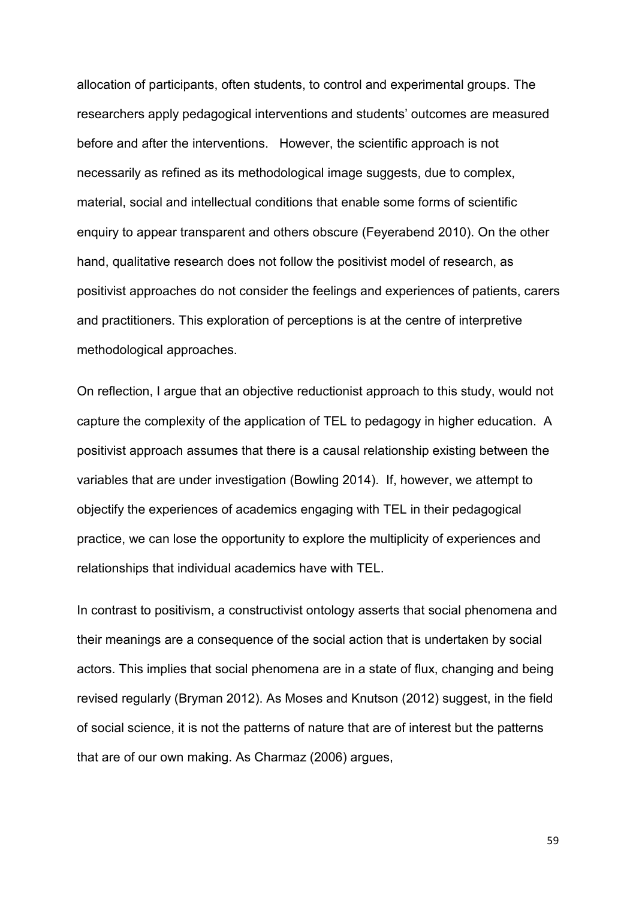allocation of participants, often students, to control and experimental groups. The researchers apply pedagogical interventions and students' outcomes are measured before and after the interventions. However, the scientific approach is not necessarily as refined as its methodological image suggests, due to complex, material, social and intellectual conditions that enable some forms of scientific enquiry to appear transparent and others obscure (Feyerabend 2010). On the other hand, qualitative research does not follow the positivist model of research, as positivist approaches do not consider the feelings and experiences of patients, carers and practitioners. This exploration of perceptions is at the centre of interpretive methodological approaches.

On reflection, I argue that an objective reductionist approach to this study, would not capture the complexity of the application of TEL to pedagogy in higher education. A positivist approach assumes that there is a causal relationship existing between the variables that are under investigation (Bowling 2014). If, however, we attempt to objectify the experiences of academics engaging with TEL in their pedagogical practice, we can lose the opportunity to explore the multiplicity of experiences and relationships that individual academics have with TEL.

In contrast to positivism, a constructivist ontology asserts that social phenomena and their meanings are a consequence of the social action that is undertaken by social actors. This implies that social phenomena are in a state of flux, changing and being revised regularly (Bryman 2012). As Moses and Knutson (2012) suggest, in the field of social science, it is not the patterns of nature that are of interest but the patterns that are of our own making. As Charmaz (2006) argues,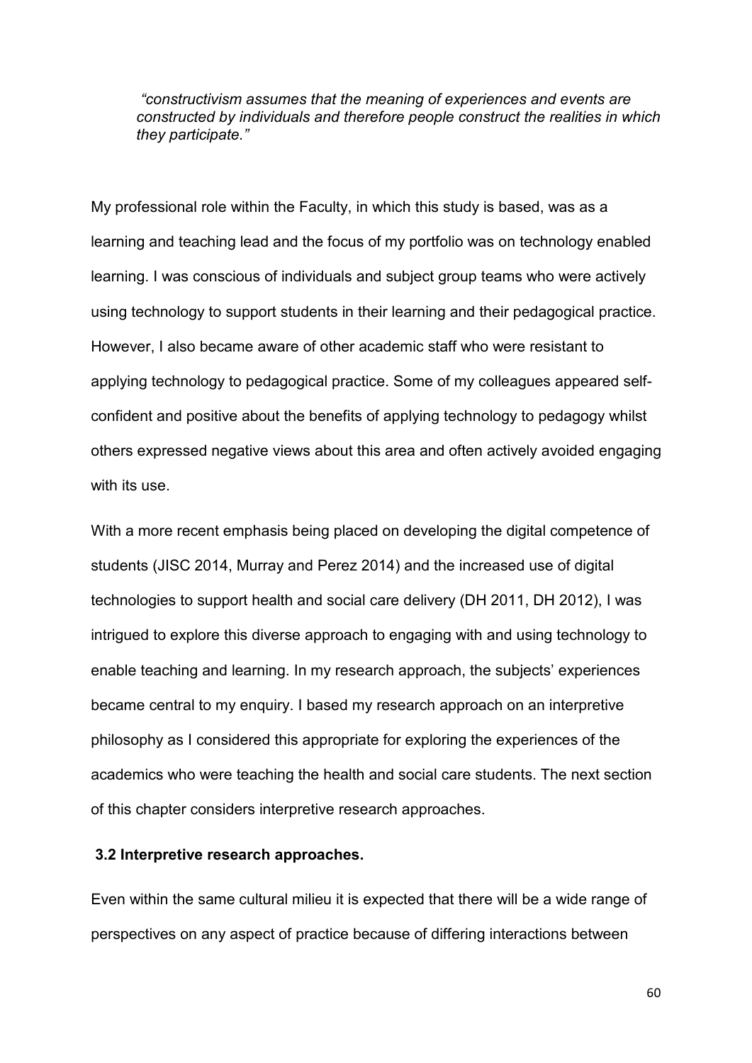> *"constructivism assumes that the meaning of experiences and events are constructed by individuals and therefore people construct the realities in which they participate."*

My professional role within the Faculty, in which this study is based, was as a learning and teaching lead and the focus of my portfolio was on technology enabled learning. I was conscious of individuals and subject group teams who were actively using technology to support students in their learning and their pedagogical practice. However, I also became aware of other academic staff who were resistant to applying technology to pedagogical practice. Some of my colleagues appeared self-confident and positive about the benefits of applying technology to pedagogy whilst others expressed negative views about this area and often actively avoided engaging with its use.

With a more recent emphasis being placed on developing the digital competence of students (JISC 2014, Murray and Perez 2014) and the increased use of digital technologies to support health and social care delivery (DH 2011, DH 2012), I was intrigued to explore this diverse approach to engaging with and using technology to enable teaching and learning. In my research approach, the subjects' experiences became central to my enquiry. I based my research approach on an interpretive philosophy as I considered this appropriate for exploring the experiences of the academics who were teaching the health and social care students. The next section of this chapter considers interpretive research approaches.

### 3.2 Interpretive research approaches.

Even within the same cultural milieu it is expected that there will be a wide range of perspectives on any aspect of practice because of differing interactions between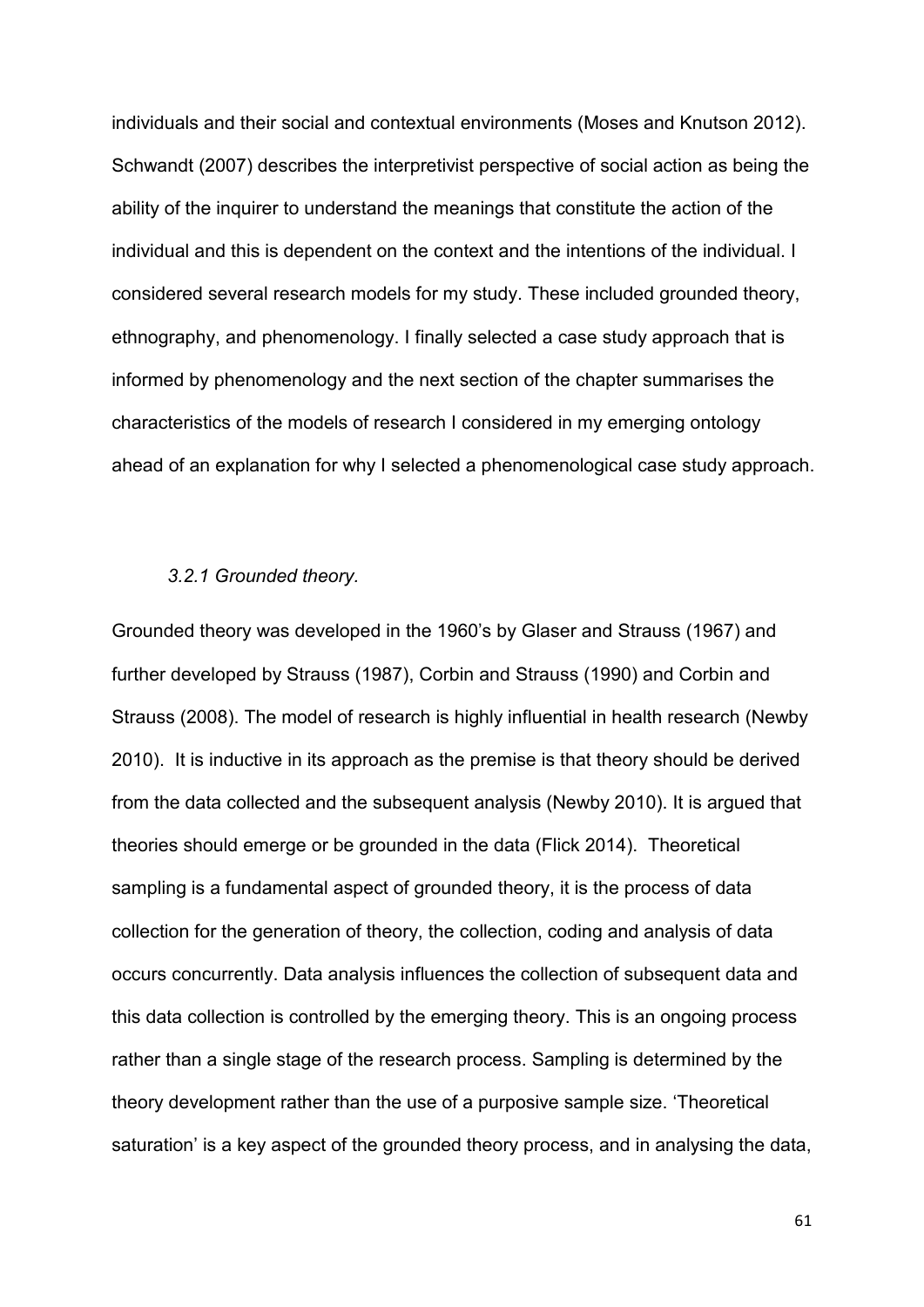individuals and their social and contextual environments (Moses and Knutson 2012). Schwandt (2007) describes the interpretivist perspective of social action as being the ability of the inquirer to understand the meanings that constitute the action of the individual and this is dependent on the context and the intentions of the individual. I considered several research models for my study. These included grounded theory, ethnography, and phenomenology. I finally selected a case study approach that is informed by phenomenology and the next section of the chapter summarises the characteristics of the models of research I considered in my emerging ontology ahead of an explanation for why I selected a phenomenological case study approach.

### *3.2.1 Grounded theory.*

Grounded theory was developed in the 1960's by Glaser and Strauss (1967) and further developed by Strauss (1987), Corbin and Strauss (1990) and Corbin and Strauss (2008). The model of research is highly influential in health research (Newby 2010). It is inductive in its approach as the premise is that theory should be derived from the data collected and the subsequent analysis (Newby 2010). It is argued that theories should emerge or be grounded in the data (Flick 2014). Theoretical sampling is a fundamental aspect of grounded theory, it is the process of data collection for the generation of theory, the collection, coding and analysis of data occurs concurrently. Data analysis influences the collection of subsequent data and this data collection is controlled by the emerging theory. This is an ongoing process rather than a single stage of the research process. Sampling is determined by the theory development rather than the use of a purposive sample size. 'Theoretical saturation' is a key aspect of the grounded theory process, and in analysing the data,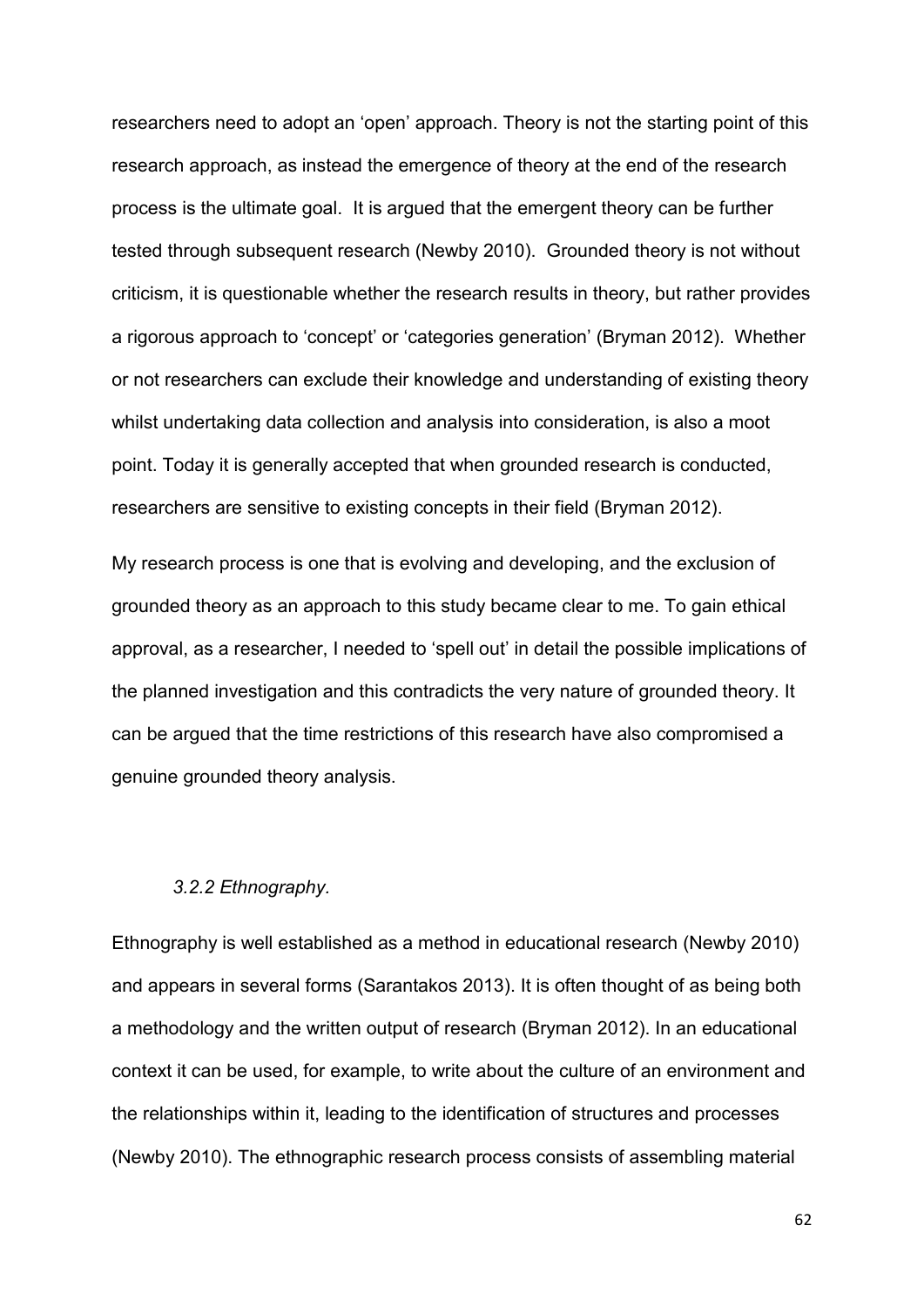researchers need to adopt an 'open' approach. Theory is not the starting point of this research approach, as instead the emergence of theory at the end of the research process is the ultimate goal. It is argued that the emergent theory can be further tested through subsequent research (Newby 2010). Grounded theory is not without criticism, it is questionable whether the research results in theory, but rather provides a rigorous approach to 'concept' or 'categories generation' (Bryman 2012). Whether or not researchers can exclude their knowledge and understanding of existing theory whilst undertaking data collection and analysis into consideration, is also a moot point. Today it is generally accepted that when grounded research is conducted, researchers are sensitive to existing concepts in their field (Bryman 2012).

My research process is one that is evolving and developing, and the exclusion of grounded theory as an approach to this study became clear to me. To gain ethical approval, as a researcher, I needed to 'spell out' in detail the possible implications of the planned investigation and this contradicts the very nature of grounded theory. It can be argued that the time restrictions of this research have also compromised a genuine grounded theory analysis.

### *3.2.2 Ethnography.*

Ethnography is well established as a method in educational research (Newby 2010) and appears in several forms (Sarantakos 2013). It is often thought of as being both a methodology and the written output of research (Bryman 2012). In an educational context it can be used, for example, to write about the culture of an environment and the relationships within it, leading to the identification of structures and processes (Newby 2010). The ethnographic research process consists of assembling material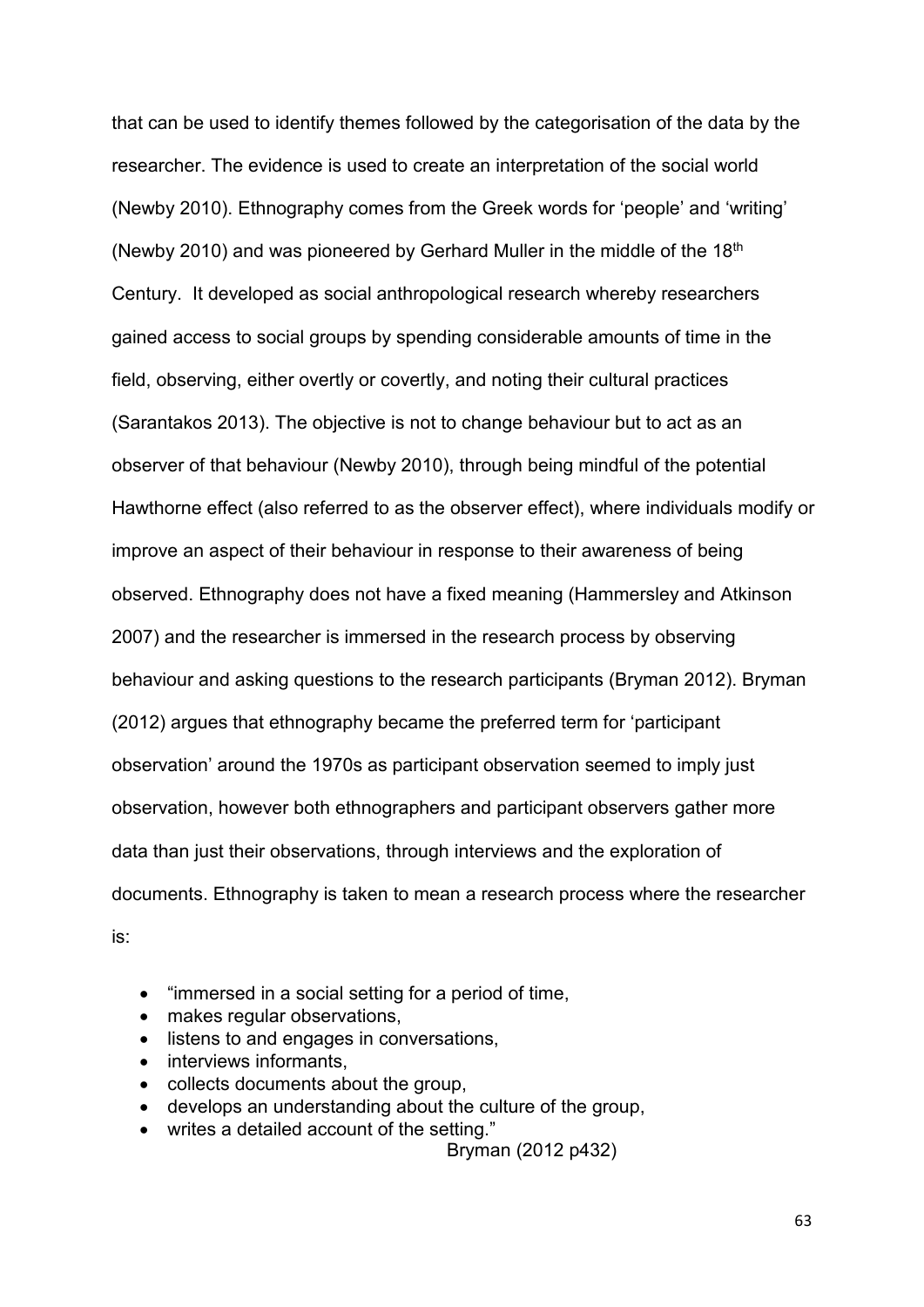that can be used to identify themes followed by the categorisation of the data by the researcher. The evidence is used to create an interpretation of the social world (Newby 2010). Ethnography comes from the Greek words for 'people' and 'writing' (Newby 2010) and was pioneered by Gerhard Muller in the middle of the 18th Century. It developed as social anthropological research whereby researchers gained access to social groups by spending considerable amounts of time in the field, observing, either overtly or covertly, and noting their cultural practices (Sarantakos 2013). The objective is not to change behaviour but to act as an observer of that behaviour (Newby 2010), through being mindful of the potential Hawthorne effect (also referred to as the observer effect), where individuals modify or improve an aspect of their behaviour in response to their awareness of being observed. Ethnography does not have a fixed meaning (Hammersley and Atkinson 2007) and the researcher is immersed in the research process by observing behaviour and asking questions to the research participants (Bryman 2012). Bryman (2012) argues that ethnography became the preferred term for 'participant observation' around the 1970s as participant observation seemed to imply just observation, however both ethnographers and participant observers gather more data than just their observations, through interviews and the exploration of documents. Ethnography is taken to mean a research process where the researcher is:

- "immersed in a social setting for a period of time,
- makes regular observations,
- listens to and engages in conversations,
- interviews informants,
- collects documents about the group,
- develops an understanding about the culture of the group,
- writes a detailed account of the setting."

Bryman (2012 p432)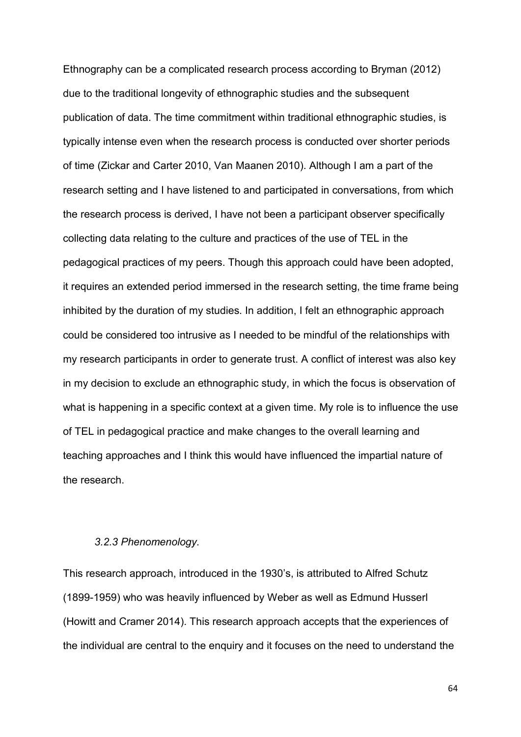Ethnography can be a complicated research process according to Bryman (2012) due to the traditional longevity of ethnographic studies and the subsequent publication of data. The time commitment within traditional ethnographic studies, is typically intense even when the research process is conducted over shorter periods of time (Zickar and Carter 2010, Van Maanen 2010). Although I am a part of the research setting and I have listened to and participated in conversations, from which the research process is derived, I have not been a participant observer specifically collecting data relating to the culture and practices of the use of TEL in the pedagogical practices of my peers. Though this approach could have been adopted, it requires an extended period immersed in the research setting, the time frame being inhibited by the duration of my studies. In addition, I felt an ethnographic approach could be considered too intrusive as I needed to be mindful of the relationships with my research participants in order to generate trust. A conflict of interest was also key in my decision to exclude an ethnographic study, in which the focus is observation of what is happening in a specific context at a given time. My role is to influence the use of TEL in pedagogical practice and make changes to the overall learning and teaching approaches and I think this would have influenced the impartial nature of the research.

### *3.2.3 Phenomenology.*

This research approach, introduced in the 1930's, is attributed to Alfred Schutz (1899-1959) who was heavily influenced by Weber as well as Edmund Husserl (Howitt and Cramer 2014). This research approach accepts that the experiences of the individual are central to the enquiry and it focuses on the need to understand the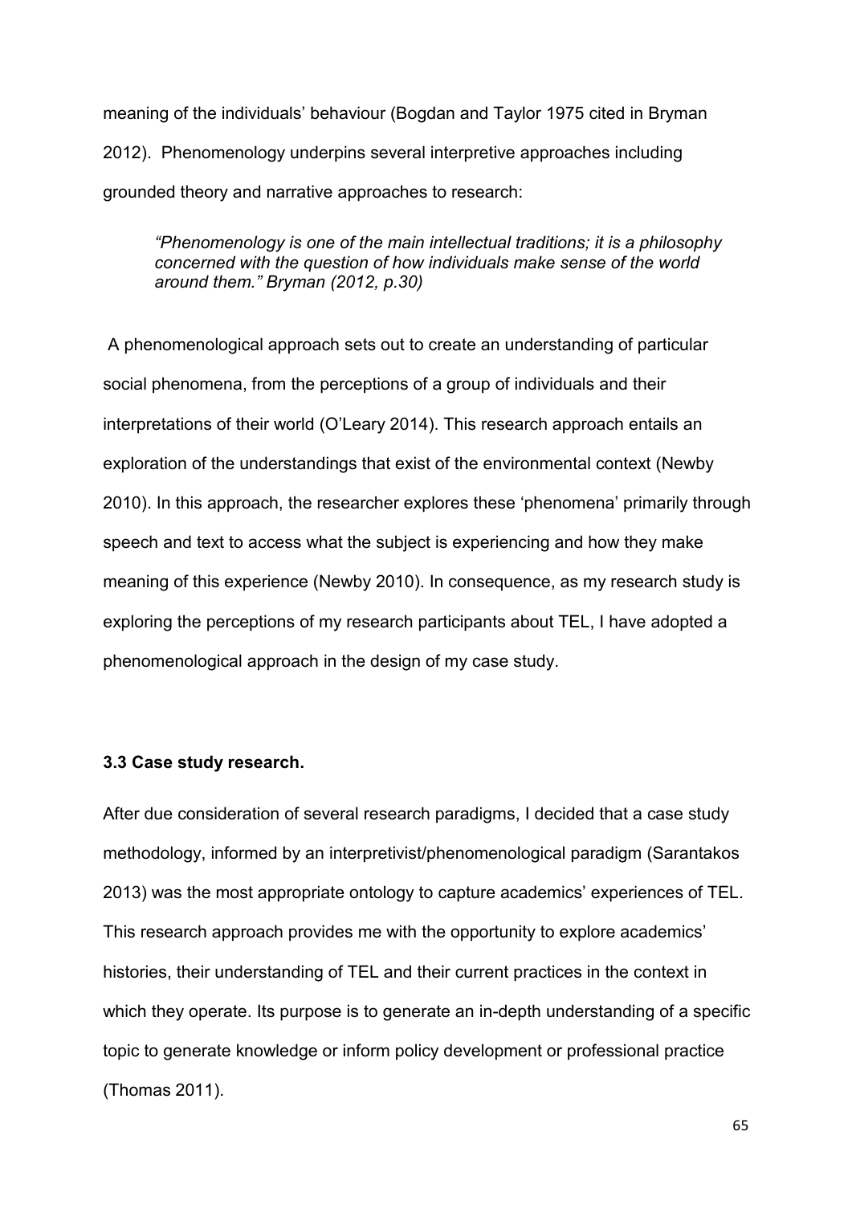meaning of the individuals' behaviour (Bogdan and Taylor 1975 cited in Bryman 2012). Phenomenology underpins several interpretive approaches including grounded theory and narrative approaches to research:

> *"Phenomenology is one of the main intellectual traditions; it is a philosophy concerned with the question of how individuals make sense of the world around them." Bryman (2012, p.30)*

A phenomenological approach sets out to create an understanding of particular social phenomena, from the perceptions of a group of individuals and their interpretations of their world (O'Leary 2014). This research approach entails an exploration of the understandings that exist of the environmental context (Newby 2010). In this approach, the researcher explores these 'phenomena' primarily through speech and text to access what the subject is experiencing and how they make meaning of this experience (Newby 2010). In consequence, as my research study is exploring the perceptions of my research participants about TEL, I have adopted a phenomenological approach in the design of my case study.

### 3.3 Case study research.

After due consideration of several research paradigms, I decided that a case study methodology, informed by an interpretivist/phenomenological paradigm (Sarantakos 2013) was the most appropriate ontology to capture academics' experiences of TEL. This research approach provides me with the opportunity to explore academics' histories, their understanding of TEL and their current practices in the context in which they operate. Its purpose is to generate an in-depth understanding of a specific topic to generate knowledge or inform policy development or professional practice (Thomas 2011).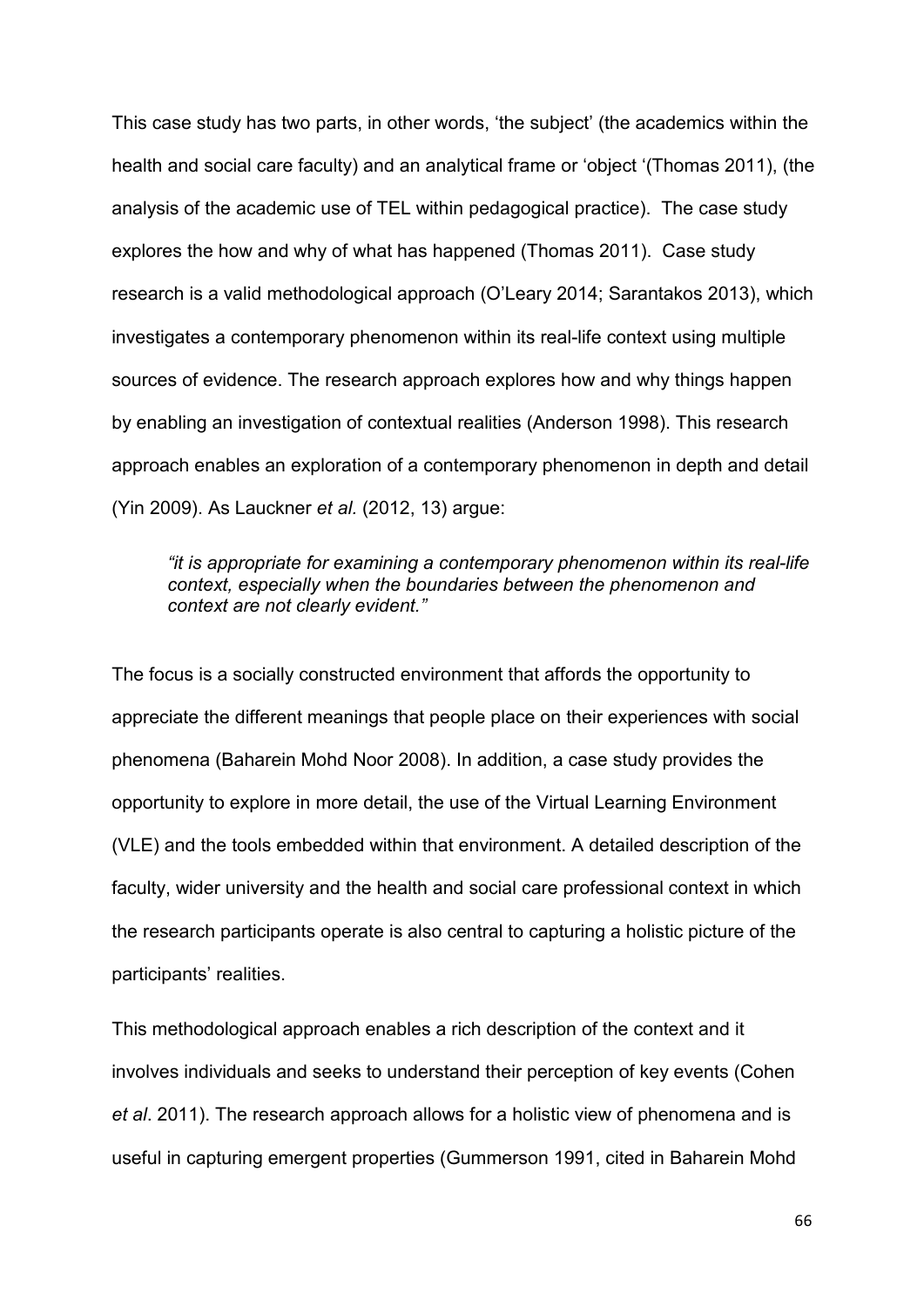This case study has two parts, in other words, 'the subject' (the academics within the health and social care faculty) and an analytical frame or 'object '(Thomas 2011), (the analysis of the academic use of TEL within pedagogical practice). The case study explores the how and why of what has happened (Thomas 2011). Case study research is a valid methodological approach (O'Leary 2014; Sarantakos 2013), which investigates a contemporary phenomenon within its real-life context using multiple sources of evidence. The research approach explores how and why things happen by enabling an investigation of contextual realities (Anderson 1998). This research approach enables an exploration of a contemporary phenomenon in depth and detail (Yin 2009). As Lauckner *et al.* (2012, 13) argue:

> *"it is appropriate for examining a contemporary phenomenon within its real-life context, especially when the boundaries between the phenomenon and context are not clearly evident."*

The focus is a socially constructed environment that affords the opportunity to appreciate the different meanings that people place on their experiences with social phenomena (Baharein Mohd Noor 2008). In addition, a case study provides the opportunity to explore in more detail, the use of the Virtual Learning Environment (VLE) and the tools embedded within that environment. A detailed description of the faculty, wider university and the health and social care professional context in which the research participants operate is also central to capturing a holistic picture of the participants' realities.

This methodological approach enables a rich description of the context and it involves individuals and seeks to understand their perception of key events (Cohen *et al*. 2011). The research approach allows for a holistic view of phenomena and is useful in capturing emergent properties (Gummerson 1991, cited in Baharein Mohd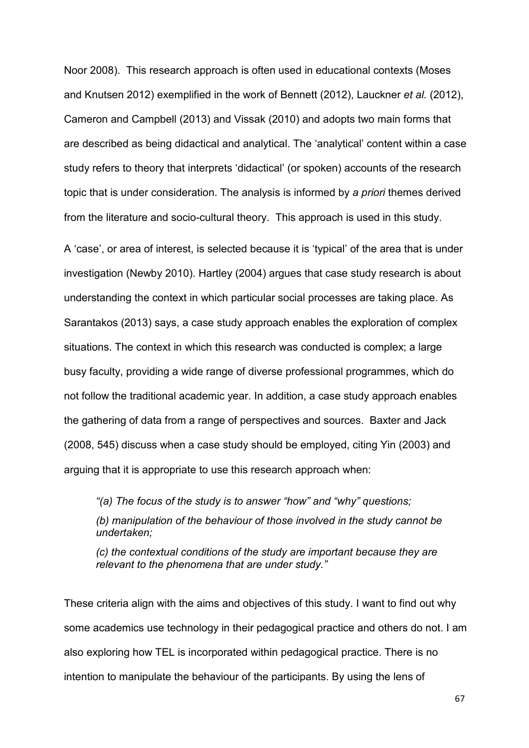Noor 2008). This research approach is often used in educational contexts (Moses and Knutsen 2012) exemplified in the work of Bennett (2012), Lauckner *et al.* (2012), Cameron and Campbell (2013) and Vissak (2010) and adopts two main forms that are described as being didactical and analytical. The 'analytical' content within a case study refers to theory that interprets 'didactical' (or spoken) accounts of the research topic that is under consideration. The analysis is informed by *a priori* themes derived from the literature and socio-cultural theory. This approach is used in this study.

A 'case', or area of interest, is selected because it is 'typical' of the area that is under investigation (Newby 2010). Hartley (2004) argues that case study research is about understanding the context in which particular social processes are taking place. As Sarantakos (2013) says, a case study approach enables the exploration of complex situations. The context in which this research was conducted is complex; a large busy faculty, providing a wide range of diverse professional programmes, which do not follow the traditional academic year. In addition, a case study approach enables the gathering of data from a range of perspectives and sources. Baxter and Jack (2008, 545) discuss when a case study should be employed, citing Yin (2003) and arguing that it is appropriate to use this research approach when:

> *"(a) The focus of the study is to answer "how" and "why" questions;*
>
> *(b) manipulation of the behaviour of those involved in the study cannot be undertaken;*
>
> *(c) the contextual conditions of the study are important because they are relevant to the phenomena that are under study."*

These criteria align with the aims and objectives of this study. I want to find out why some academics use technology in their pedagogical practice and others do not. I am also exploring how TEL is incorporated within pedagogical practice. There is no intention to manipulate the behaviour of the participants. By using the lens of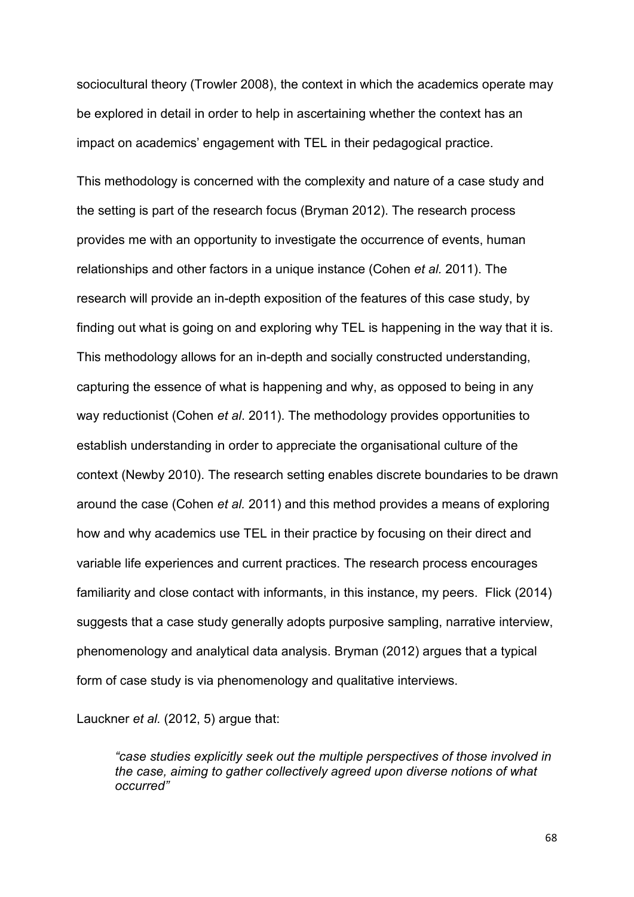sociocultural theory (Trowler 2008), the context in which the academics operate may be explored in detail in order to help in ascertaining whether the context has an impact on academics' engagement with TEL in their pedagogical practice.

This methodology is concerned with the complexity and nature of a case study and the setting is part of the research focus (Bryman 2012). The research process provides me with an opportunity to investigate the occurrence of events, human relationships and other factors in a unique instance (Cohen *et al.* 2011). The research will provide an in-depth exposition of the features of this case study, by finding out what is going on and exploring why TEL is happening in the way that it is. This methodology allows for an in-depth and socially constructed understanding, capturing the essence of what is happening and why, as opposed to being in any way reductionist (Cohen *et al*. 2011). The methodology provides opportunities to establish understanding in order to appreciate the organisational culture of the context (Newby 2010). The research setting enables discrete boundaries to be drawn around the case (Cohen *et al.* 2011) and this method provides a means of exploring how and why academics use TEL in their practice by focusing on their direct and variable life experiences and current practices. The research process encourages familiarity and close contact with informants, in this instance, my peers. Flick (2014) suggests that a case study generally adopts purposive sampling, narrative interview, phenomenology and analytical data analysis. Bryman (2012) argues that a typical form of case study is via phenomenology and qualitative interviews.

Lauckner *et al.* (2012, 5) argue that:

> *"case studies explicitly seek out the multiple perspectives of those involved in the case, aiming to gather collectively agreed upon diverse notions of what occurred"*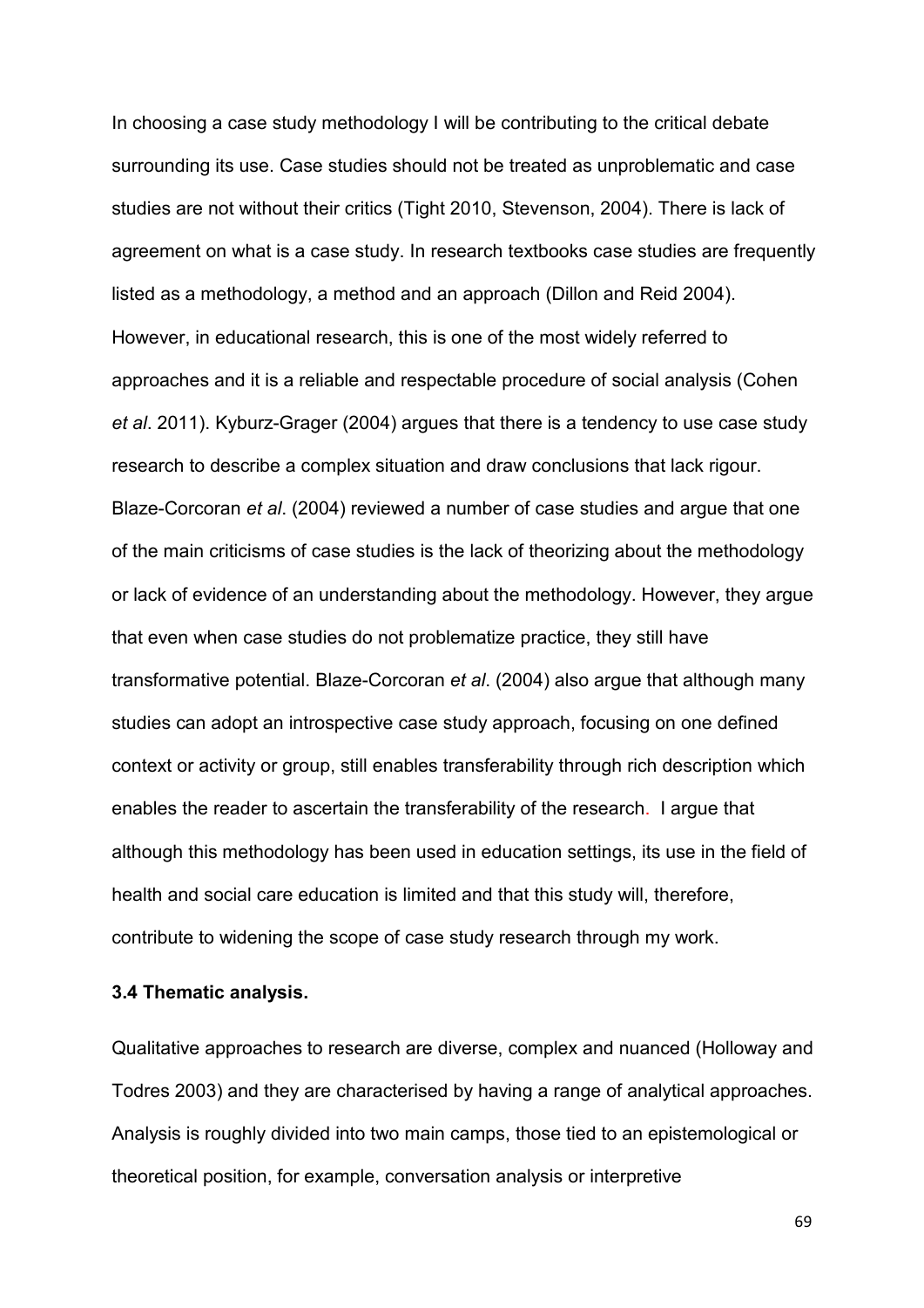In choosing a case study methodology I will be contributing to the critical debate surrounding its use. Case studies should not be treated as unproblematic and case studies are not without their critics (Tight 2010, Stevenson, 2004). There is lack of agreement on what is a case study. In research textbooks case studies are frequently listed as a methodology, a method and an approach (Dillon and Reid 2004). However, in educational research, this is one of the most widely referred to approaches and it is a reliable and respectable procedure of social analysis (Cohen *et al*. 2011). Kyburz-Grager (2004) argues that there is a tendency to use case study research to describe a complex situation and draw conclusions that lack rigour. Blaze-Corcoran *et al*. (2004) reviewed a number of case studies and argue that one of the main criticisms of case studies is the lack of theorizing about the methodology or lack of evidence of an understanding about the methodology. However, they argue that even when case studies do not problematize practice, they still have transformative potential. Blaze-Corcoran *et al*. (2004) also argue that although many studies can adopt an introspective case study approach, focusing on one defined context or activity or group, still enables transferability through rich description which enables the reader to ascertain the transferability of the research. I argue that although this methodology has been used in education settings, its use in the field of health and social care education is limited and that this study will, therefore, contribute to widening the scope of case study research through my work.

### 3.4 Thematic analysis.

Qualitative approaches to research are diverse, complex and nuanced (Holloway and Todres 2003) and they are characterised by having a range of analytical approaches. Analysis is roughly divided into two main camps, those tied to an epistemological or theoretical position, for example, conversation analysis or interpretive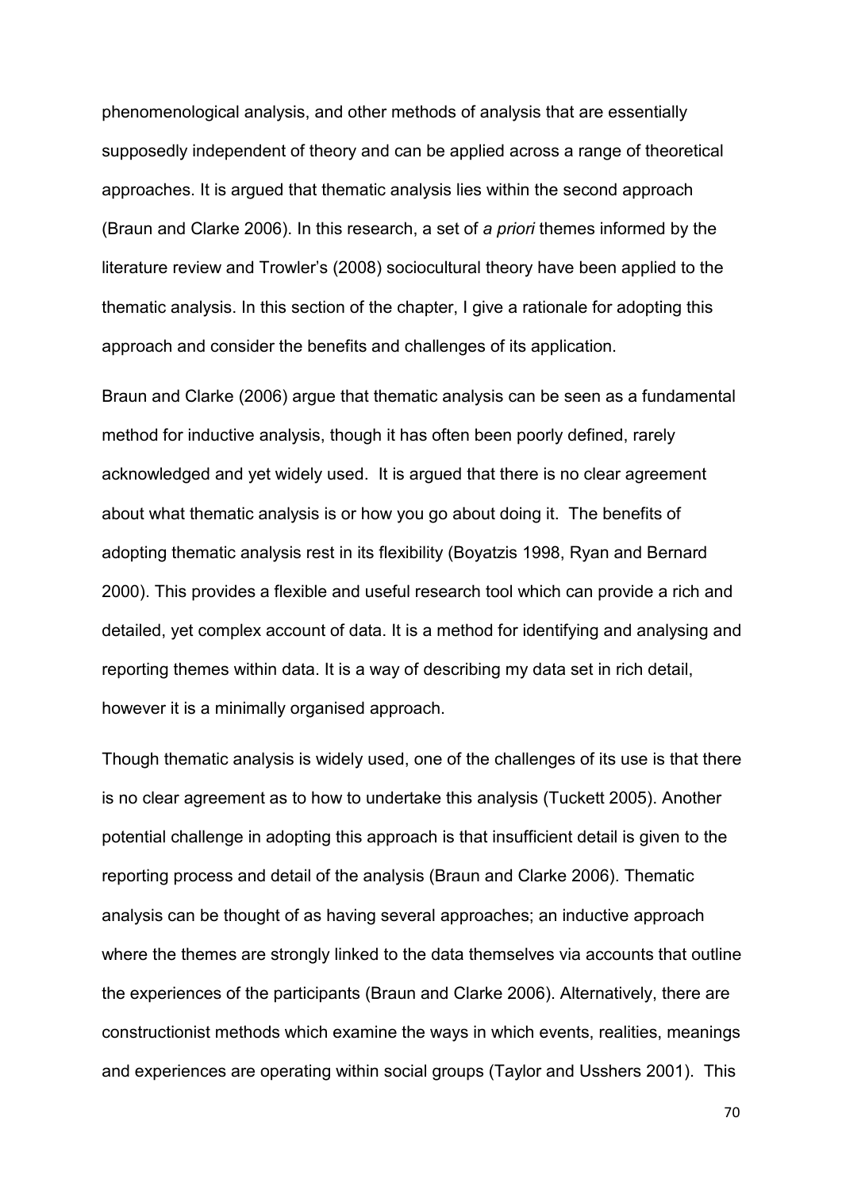phenomenological analysis, and other methods of analysis that are essentially supposedly independent of theory and can be applied across a range of theoretical approaches. It is argued that thematic analysis lies within the second approach (Braun and Clarke 2006). In this research, a set of *a priori* themes informed by the literature review and Trowler's (2008) sociocultural theory have been applied to the thematic analysis. In this section of the chapter, I give a rationale for adopting this approach and consider the benefits and challenges of its application.

Braun and Clarke (2006) argue that thematic analysis can be seen as a fundamental method for inductive analysis, though it has often been poorly defined, rarely acknowledged and yet widely used. It is argued that there is no clear agreement about what thematic analysis is or how you go about doing it. The benefits of adopting thematic analysis rest in its flexibility (Boyatzis 1998, Ryan and Bernard 2000). This provides a flexible and useful research tool which can provide a rich and detailed, yet complex account of data. It is a method for identifying and analysing and reporting themes within data. It is a way of describing my data set in rich detail, however it is a minimally organised approach.

Though thematic analysis is widely used, one of the challenges of its use is that there is no clear agreement as to how to undertake this analysis (Tuckett 2005). Another potential challenge in adopting this approach is that insufficient detail is given to the reporting process and detail of the analysis (Braun and Clarke 2006). Thematic analysis can be thought of as having several approaches; an inductive approach where the themes are strongly linked to the data themselves via accounts that outline the experiences of the participants (Braun and Clarke 2006). Alternatively, there are constructionist methods which examine the ways in which events, realities, meanings and experiences are operating within social groups (Taylor and Usshers 2001). This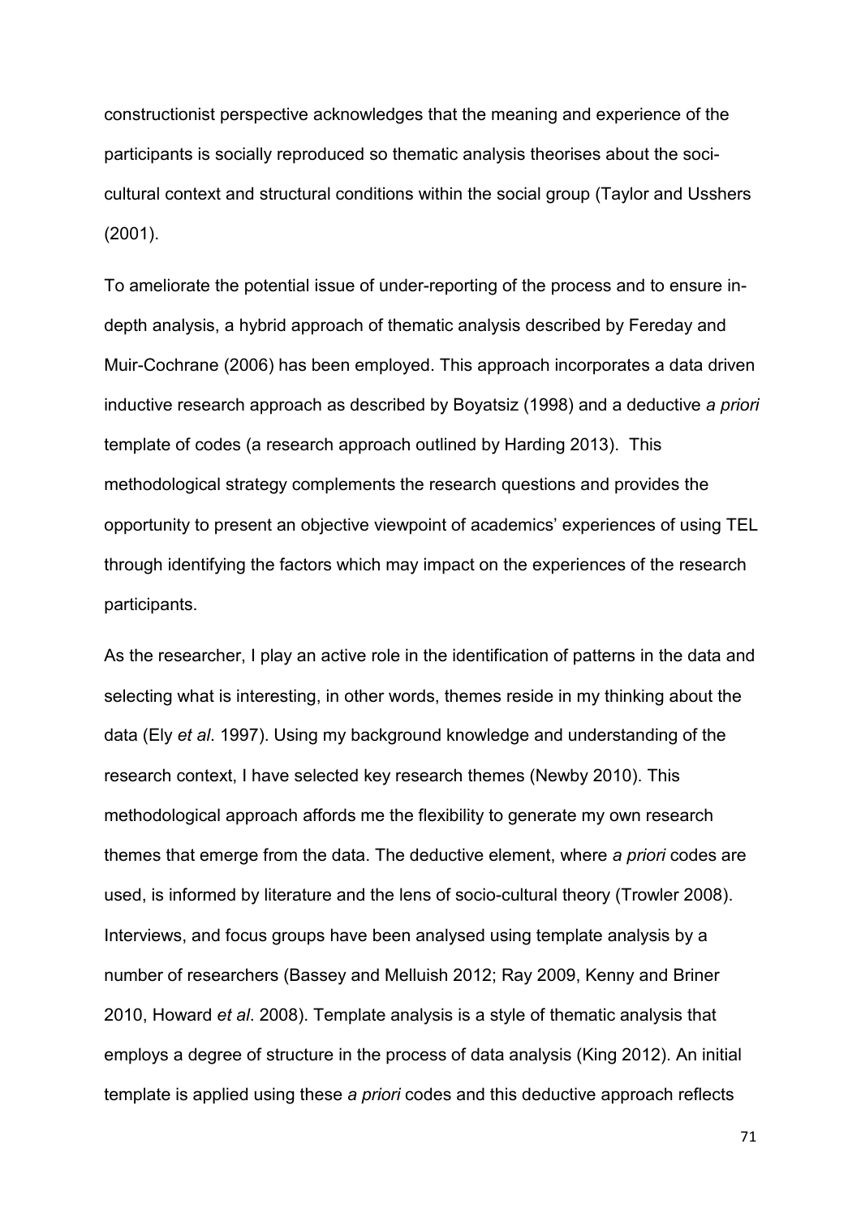constructionist perspective acknowledges that the meaning and experience of the participants is socially reproduced so thematic analysis theorises about the soci-cultural context and structural conditions within the social group (Taylor and Usshers (2001).

To ameliorate the potential issue of under-reporting of the process and to ensure in-depth analysis, a hybrid approach of thematic analysis described by Fereday and Muir-Cochrane (2006) has been employed. This approach incorporates a data driven inductive research approach as described by Boyatsiz (1998) and a deductive *a priori* template of codes (a research approach outlined by Harding 2013). This methodological strategy complements the research questions and provides the opportunity to present an objective viewpoint of academics' experiences of using TEL through identifying the factors which may impact on the experiences of the research participants.

As the researcher, I play an active role in the identification of patterns in the data and selecting what is interesting, in other words, themes reside in my thinking about the data (Ely *et al*. 1997). Using my background knowledge and understanding of the research context, I have selected key research themes (Newby 2010). This methodological approach affords me the flexibility to generate my own research themes that emerge from the data. The deductive element, where *a priori* codes are used, is informed by literature and the lens of socio-cultural theory (Trowler 2008). Interviews, and focus groups have been analysed using template analysis by a number of researchers (Bassey and Melluish 2012; Ray 2009, Kenny and Briner 2010, Howard *et al*. 2008). Template analysis is a style of thematic analysis that employs a degree of structure in the process of data analysis (King 2012). An initial template is applied using these *a priori* codes and this deductive approach reflects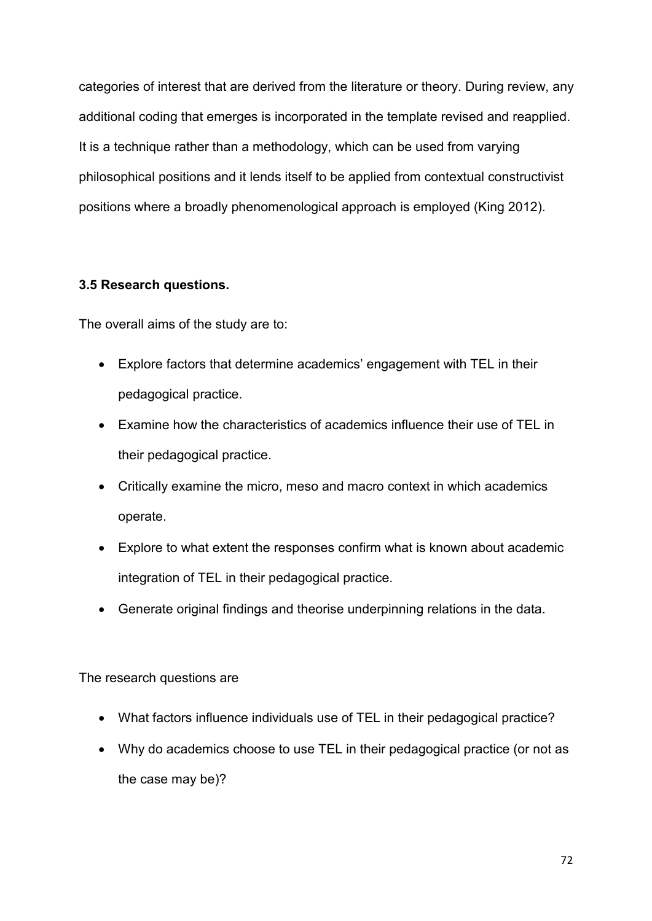categories of interest that are derived from the literature or theory. During review, any additional coding that emerges is incorporated in the template revised and reapplied. It is a technique rather than a methodology, which can be used from varying philosophical positions and it lends itself to be applied from contextual constructivist positions where a broadly phenomenological approach is employed (King 2012).

### 3.5 Research questions.

The overall aims of the study are to:

- Explore factors that determine academics' engagement with TEL in their pedagogical practice.
- Examine how the characteristics of academics influence their use of TEL in their pedagogical practice.
- Critically examine the micro, meso and macro context in which academics operate.
- Explore to what extent the responses confirm what is known about academic integration of TEL in their pedagogical practice.
- Generate original findings and theorise underpinning relations in the data.

The research questions are

- What factors influence individuals use of TEL in their pedagogical practice?
- Why do academics choose to use TEL in their pedagogical practice (or not as the case may be)?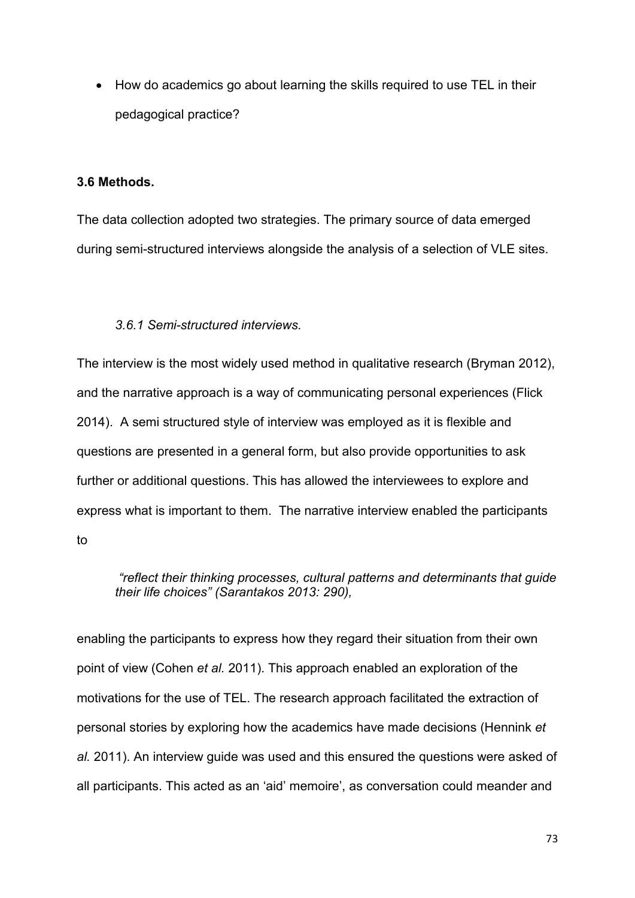- How do academics go about learning the skills required to use TEL in their pedagogical practice?

### 3.6 Methods.

The data collection adopted two strategies. The primary source of data emerged during semi-structured interviews alongside the analysis of a selection of VLE sites.

#### *3.6.1 Semi-structured interviews.*

The interview is the most widely used method in qualitative research (Bryman 2012), and the narrative approach is a way of communicating personal experiences (Flick 2014). A semi structured style of interview was employed as it is flexible and questions are presented in a general form, but also provide opportunities to ask further or additional questions. This has allowed the interviewees to explore and express what is important to them. The narrative interview enabled the participants to

> *"reflect their thinking processes, cultural patterns and determinants that guide their life choices" (Sarantakos 2013: 290),*

enabling the participants to express how they regard their situation from their own point of view (Cohen *et al.* 2011). This approach enabled an exploration of the motivations for the use of TEL. The research approach facilitated the extraction of personal stories by exploring how the academics have made decisions (Hennink *et al.* 2011). An interview guide was used and this ensured the questions were asked of all participants. This acted as an 'aid' memoire', as conversation could meander and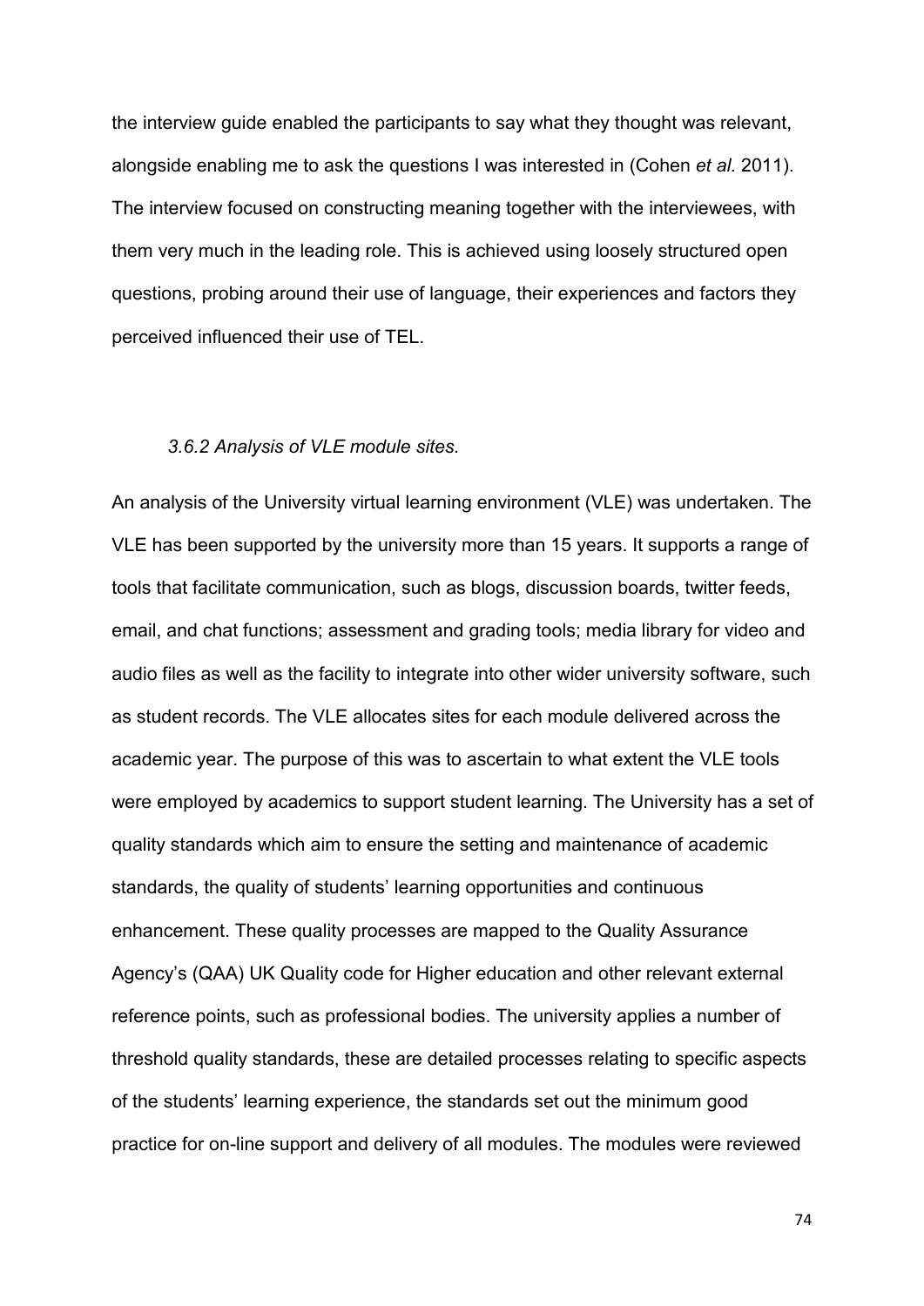the interview guide enabled the participants to say what they thought was relevant, alongside enabling me to ask the questions I was interested in (Cohen *et al.* 2011). The interview focused on constructing meaning together with the interviewees, with them very much in the leading role. This is achieved using loosely structured open questions, probing around their use of language, their experiences and factors they perceived influenced their use of TEL.

### *3.6.2 Analysis of VLE module sites.*

An analysis of the University virtual learning environment (VLE) was undertaken. The VLE has been supported by the university more than 15 years. It supports a range of tools that facilitate communication, such as blogs, discussion boards, twitter feeds, email, and chat functions; assessment and grading tools; media library for video and audio files as well as the facility to integrate into other wider university software, such as student records. The VLE allocates sites for each module delivered across the academic year. The purpose of this was to ascertain to what extent the VLE tools were employed by academics to support student learning. The University has a set of quality standards which aim to ensure the setting and maintenance of academic standards, the quality of students' learning opportunities and continuous enhancement. These quality processes are mapped to the Quality Assurance Agency's (QAA) UK Quality code for Higher education and other relevant external reference points, such as professional bodies. The university applies a number of threshold quality standards, these are detailed processes relating to specific aspects of the students' learning experience, the standards set out the minimum good practice for on-line support and delivery of all modules. The modules were reviewed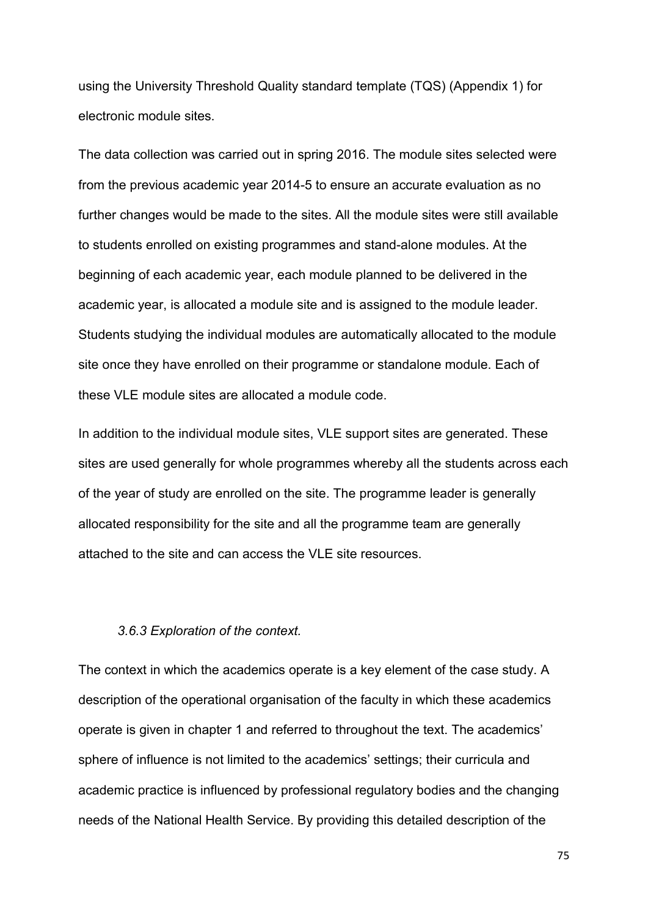using the University Threshold Quality standard template (TQS) (Appendix 1) for electronic module sites.

The data collection was carried out in spring 2016. The module sites selected were from the previous academic year 2014-5 to ensure an accurate evaluation as no further changes would be made to the sites. All the module sites were still available to students enrolled on existing programmes and stand-alone modules. At the beginning of each academic year, each module planned to be delivered in the academic year, is allocated a module site and is assigned to the module leader. Students studying the individual modules are automatically allocated to the module site once they have enrolled on their programme or standalone module. Each of these VLE module sites are allocated a module code.

In addition to the individual module sites, VLE support sites are generated. These sites are used generally for whole programmes whereby all the students across each of the year of study are enrolled on the site. The programme leader is generally allocated responsibility for the site and all the programme team are generally attached to the site and can access the VLE site resources.

### *3.6.3 Exploration of the context.*

The context in which the academics operate is a key element of the case study. A description of the operational organisation of the faculty in which these academics operate is given in chapter 1 and referred to throughout the text. The academics' sphere of influence is not limited to the academics' settings; their curricula and academic practice is influenced by professional regulatory bodies and the changing needs of the National Health Service. By providing this detailed description of the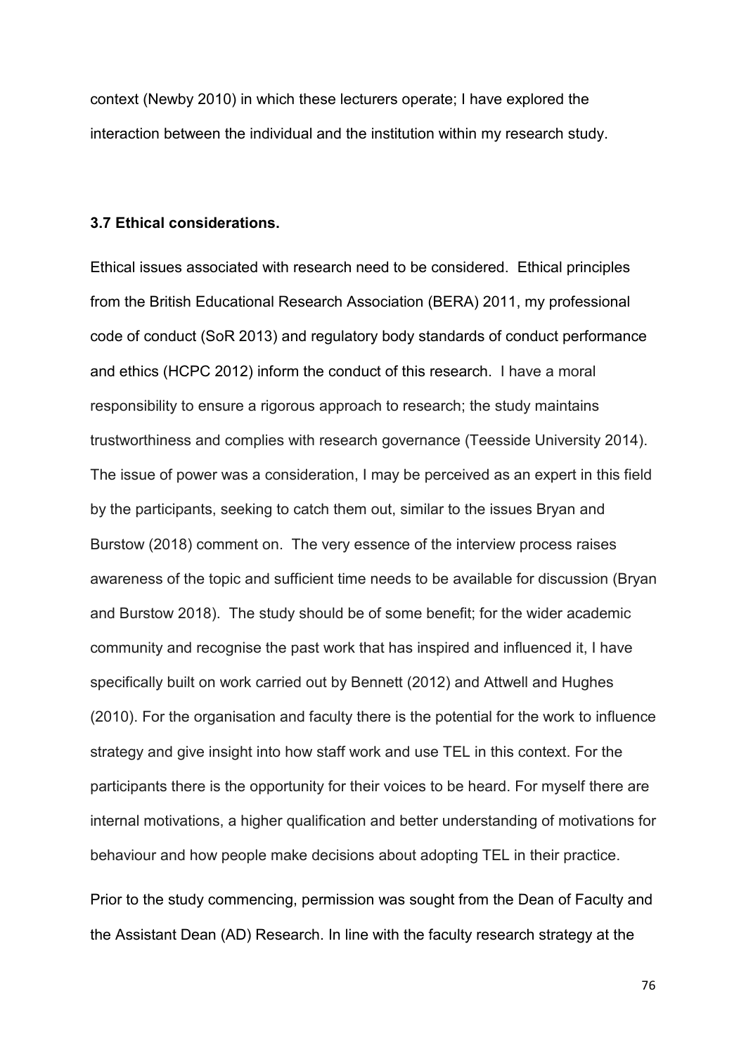context (Newby 2010) in which these lecturers operate; I have explored the interaction between the individual and the institution within my research study.

### 3.7 Ethical considerations.

Ethical issues associated with research need to be considered. Ethical principles from the British Educational Research Association (BERA) 2011, my professional code of conduct (SoR 2013) and regulatory body standards of conduct performance and ethics (HCPC 2012) inform the conduct of this research. I have a moral responsibility to ensure a rigorous approach to research; the study maintains trustworthiness and complies with research governance (Teesside University 2014). The issue of power was a consideration, I may be perceived as an expert in this field by the participants, seeking to catch them out, similar to the issues Bryan and Burstow (2018) comment on. The very essence of the interview process raises awareness of the topic and sufficient time needs to be available for discussion (Bryan and Burstow 2018). The study should be of some benefit; for the wider academic community and recognise the past work that has inspired and influenced it, I have specifically built on work carried out by Bennett (2012) and Attwell and Hughes (2010). For the organisation and faculty there is the potential for the work to influence strategy and give insight into how staff work and use TEL in this context. For the participants there is the opportunity for their voices to be heard. For myself there are internal motivations, a higher qualification and better understanding of motivations for behaviour and how people make decisions about adopting TEL in their practice.

Prior to the study commencing, permission was sought from the Dean of Faculty and the Assistant Dean (AD) Research. In line with the faculty research strategy at the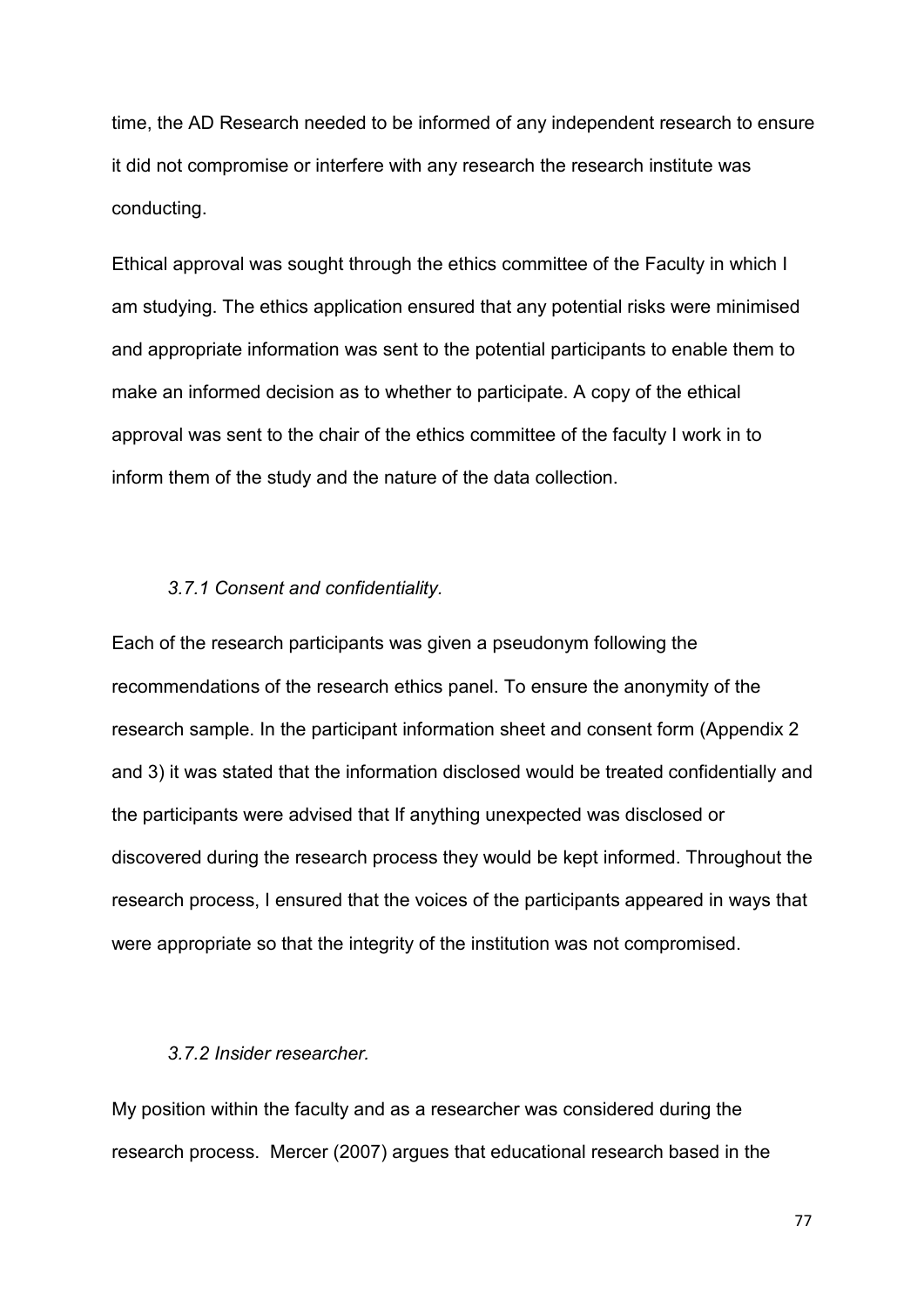time, the AD Research needed to be informed of any independent research to ensure it did not compromise or interfere with any research the research institute was conducting.

Ethical approval was sought through the ethics committee of the Faculty in which I am studying. The ethics application ensured that any potential risks were minimised and appropriate information was sent to the potential participants to enable them to make an informed decision as to whether to participate. A copy of the ethical approval was sent to the chair of the ethics committee of the faculty I work in to inform them of the study and the nature of the data collection.

### *3.7.1 Consent and confidentiality.*

Each of the research participants was given a pseudonym following the recommendations of the research ethics panel. To ensure the anonymity of the research sample. In the participant information sheet and consent form (Appendix 2 and 3) it was stated that the information disclosed would be treated confidentially and the participants were advised that If anything unexpected was disclosed or discovered during the research process they would be kept informed. Throughout the research process, I ensured that the voices of the participants appeared in ways that were appropriate so that the integrity of the institution was not compromised.

### *3.7.2 Insider researcher.*

My position within the faculty and as a researcher was considered during the research process. Mercer (2007) argues that educational research based in the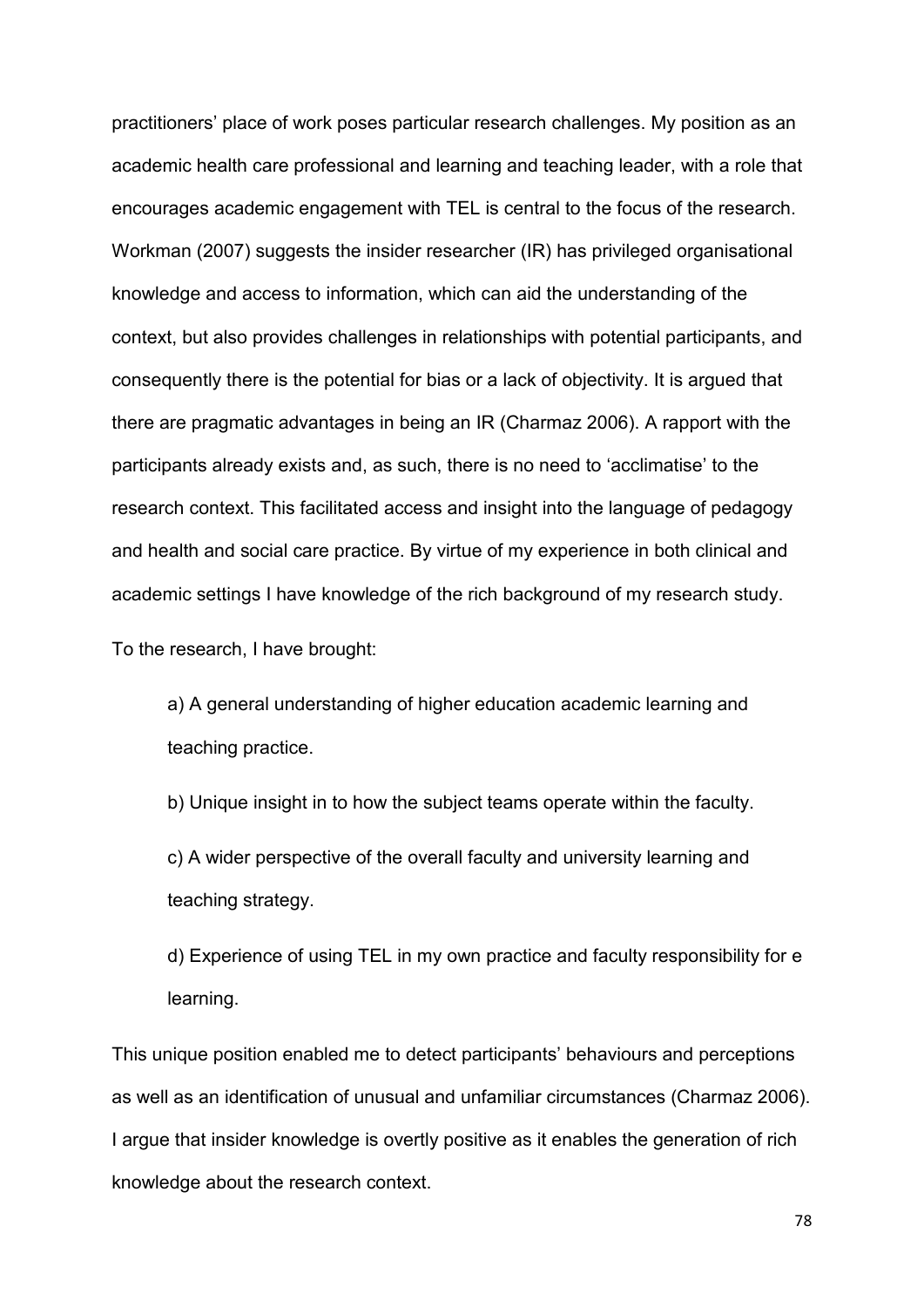practitioners' place of work poses particular research challenges. My position as an academic health care professional and learning and teaching leader, with a role that encourages academic engagement with TEL is central to the focus of the research. Workman (2007) suggests the insider researcher (IR) has privileged organisational knowledge and access to information, which can aid the understanding of the context, but also provides challenges in relationships with potential participants, and consequently there is the potential for bias or a lack of objectivity. It is argued that there are pragmatic advantages in being an IR (Charmaz 2006). A rapport with the participants already exists and, as such, there is no need to 'acclimatise' to the research context. This facilitated access and insight into the language of pedagogy and health and social care practice. By virtue of my experience in both clinical and academic settings I have knowledge of the rich background of my research study.

To the research, I have brought:

a) A general understanding of higher education academic learning and teaching practice.

b) Unique insight in to how the subject teams operate within the faculty.

c) A wider perspective of the overall faculty and university learning and teaching strategy.

d) Experience of using TEL in my own practice and faculty responsibility for e learning.

This unique position enabled me to detect participants' behaviours and perceptions as well as an identification of unusual and unfamiliar circumstances (Charmaz 2006). I argue that insider knowledge is overtly positive as it enables the generation of rich knowledge about the research context.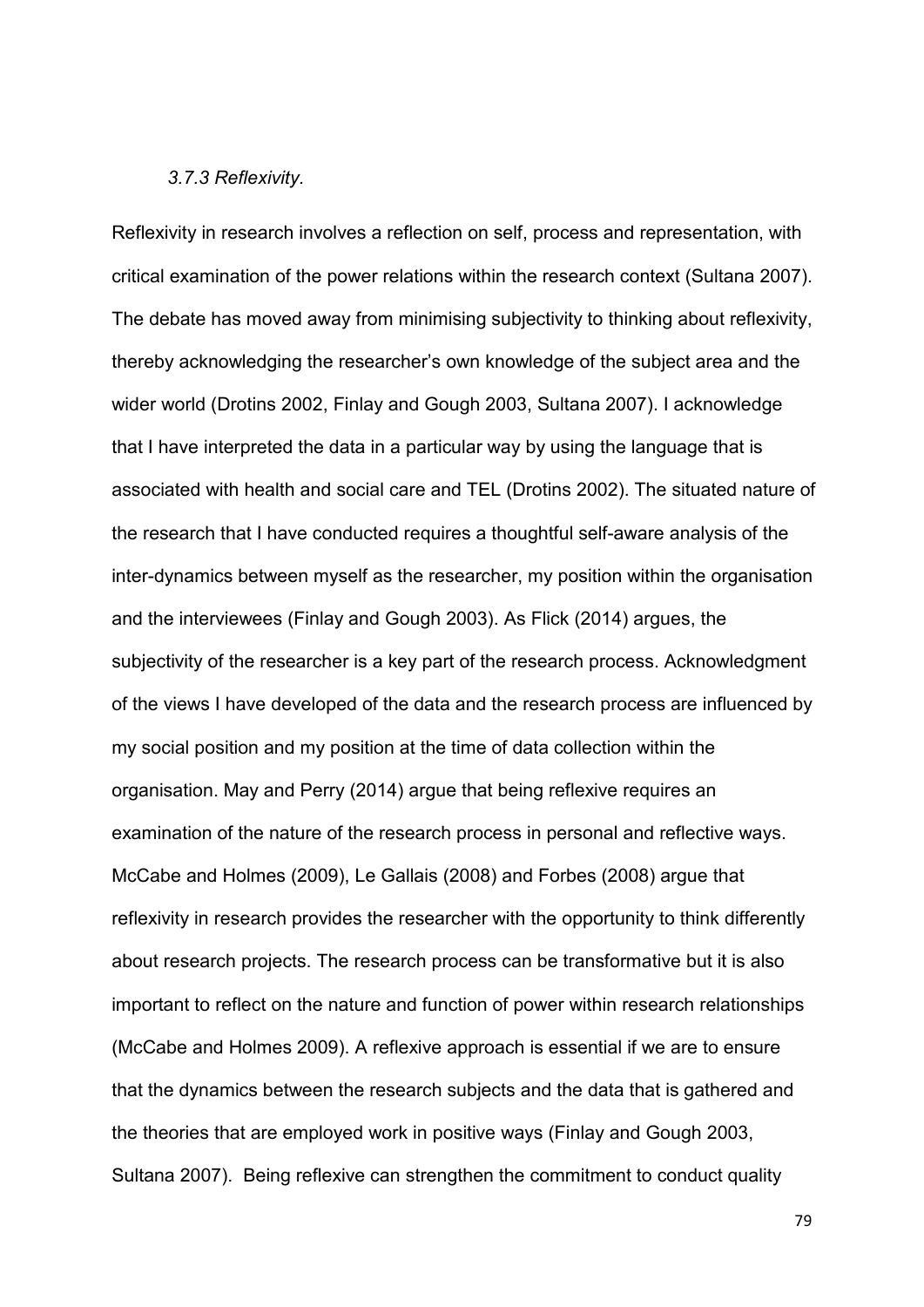### *3.7.3 Reflexivity*.

Reflexivity in research involves a reflection on self, process and representation, with critical examination of the power relations within the research context (Sultana 2007). The debate has moved away from minimising subjectivity to thinking about reflexivity, thereby acknowledging the researcher's own knowledge of the subject area and the wider world (Drotins 2002, Finlay and Gough 2003, Sultana 2007). I acknowledge that I have interpreted the data in a particular way by using the language that is associated with health and social care and TEL (Drotins 2002). The situated nature of the research that I have conducted requires a thoughtful self-aware analysis of the inter-dynamics between myself as the researcher, my position within the organisation and the interviewees (Finlay and Gough 2003). As Flick (2014) argues, the subjectivity of the researcher is a key part of the research process. Acknowledgment of the views I have developed of the data and the research process are influenced by my social position and my position at the time of data collection within the organisation. May and Perry (2014) argue that being reflexive requires an examination of the nature of the research process in personal and reflective ways. McCabe and Holmes (2009), Le Gallais (2008) and Forbes (2008) argue that reflexivity in research provides the researcher with the opportunity to think differently about research projects. The research process can be transformative but it is also important to reflect on the nature and function of power within research relationships (McCabe and Holmes 2009). A reflexive approach is essential if we are to ensure that the dynamics between the research subjects and the data that is gathered and the theories that are employed work in positive ways (Finlay and Gough 2003, Sultana 2007). Being reflexive can strengthen the commitment to conduct quality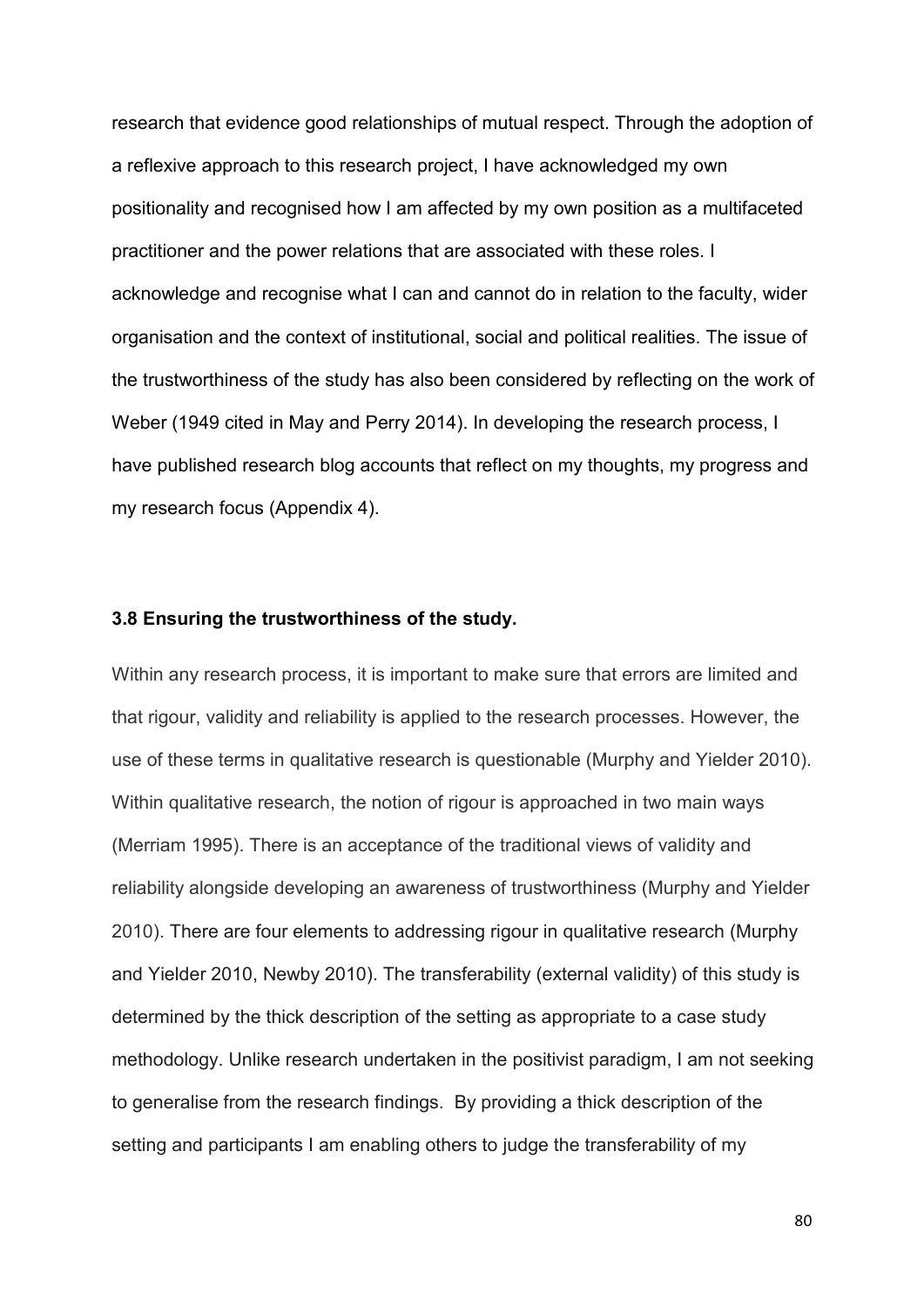research that evidence good relationships of mutual respect. Through the adoption of a reflexive approach to this research project, I have acknowledged my own positionality and recognised how I am affected by my own position as a multifaceted practitioner and the power relations that are associated with these roles. I acknowledge and recognise what I can and cannot do in relation to the faculty, wider organisation and the context of institutional, social and political realities. The issue of the trustworthiness of the study has also been considered by reflecting on the work of Weber (1949 cited in May and Perry 2014). In developing the research process, I have published research blog accounts that reflect on my thoughts, my progress and my research focus (Appendix 4).

### 3.8 Ensuring the trustworthiness of the study.

Within any research process, it is important to make sure that errors are limited and that rigour, validity and reliability is applied to the research processes. However, the use of these terms in qualitative research is questionable (Murphy and Yielder 2010). Within qualitative research, the notion of rigour is approached in two main ways (Merriam 1995). There is an acceptance of the traditional views of validity and reliability alongside developing an awareness of trustworthiness (Murphy and Yielder 2010). There are four elements to addressing rigour in qualitative research (Murphy and Yielder 2010, Newby 2010). The transferability (external validity) of this study is determined by the thick description of the setting as appropriate to a case study methodology. Unlike research undertaken in the positivist paradigm, I am not seeking to generalise from the research findings. By providing a thick description of the setting and participants I am enabling others to judge the transferability of my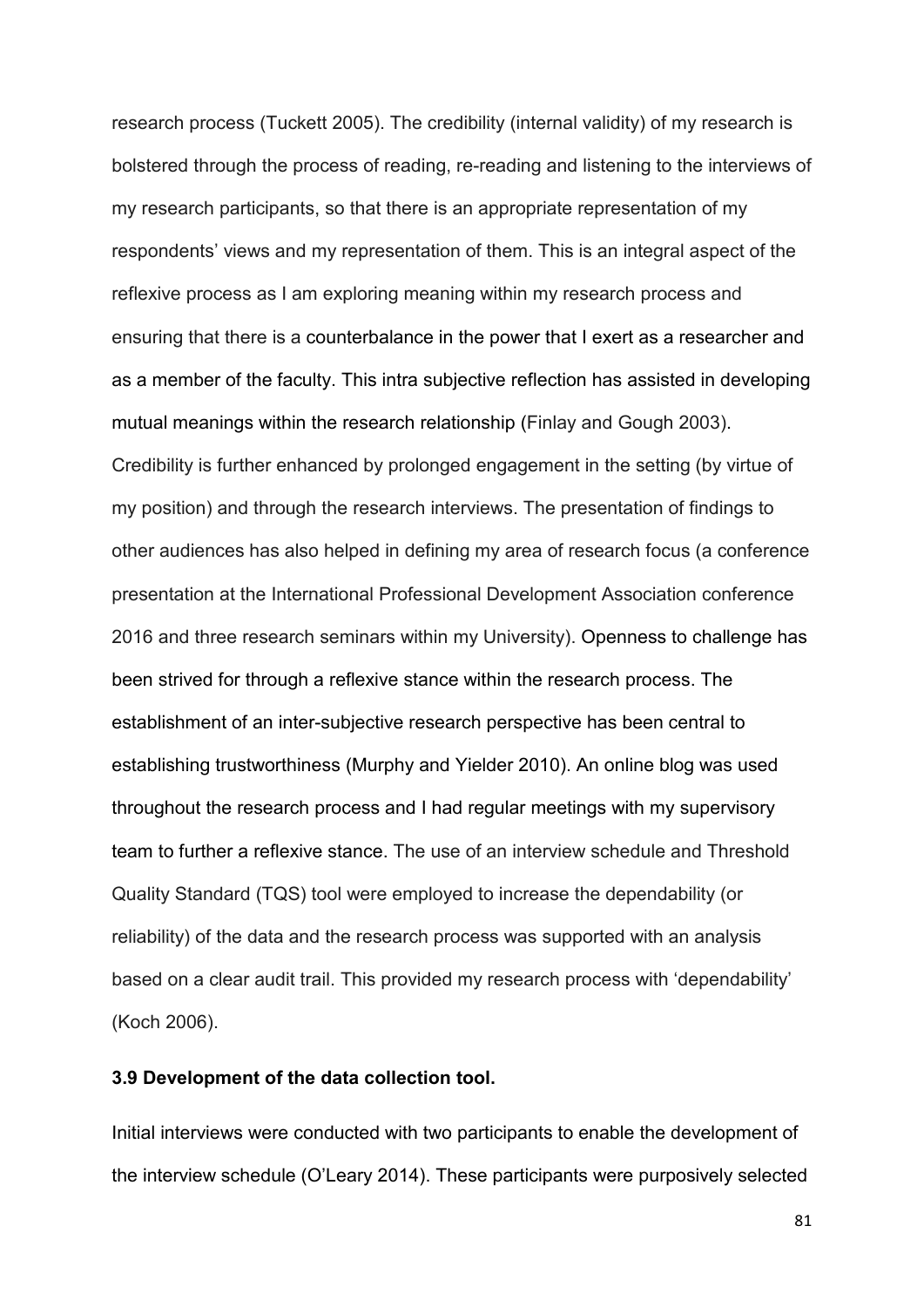research process (Tuckett 2005). The credibility (internal validity) of my research is bolstered through the process of reading, re-reading and listening to the interviews of my research participants, so that there is an appropriate representation of my respondents' views and my representation of them. This is an integral aspect of the reflexive process as I am exploring meaning within my research process and ensuring that there is a counterbalance in the power that I exert as a researcher and as a member of the faculty. This intra subjective reflection has assisted in developing mutual meanings within the research relationship (Finlay and Gough 2003). Credibility is further enhanced by prolonged engagement in the setting (by virtue of my position) and through the research interviews. The presentation of findings to other audiences has also helped in defining my area of research focus (a conference presentation at the International Professional Development Association conference 2016 and three research seminars within my University). Openness to challenge has been strived for through a reflexive stance within the research process. The establishment of an inter-subjective research perspective has been central to establishing trustworthiness (Murphy and Yielder 2010). An online blog was used throughout the research process and I had regular meetings with my supervisory team to further a reflexive stance. The use of an interview schedule and Threshold Quality Standard (TQS) tool were employed to increase the dependability (or reliability) of the data and the research process was supported with an analysis based on a clear audit trail. This provided my research process with 'dependability' (Koch 2006).

### 3.9 Development of the data collection tool.

Initial interviews were conducted with two participants to enable the development of the interview schedule (O'Leary 2014). These participants were purposively selected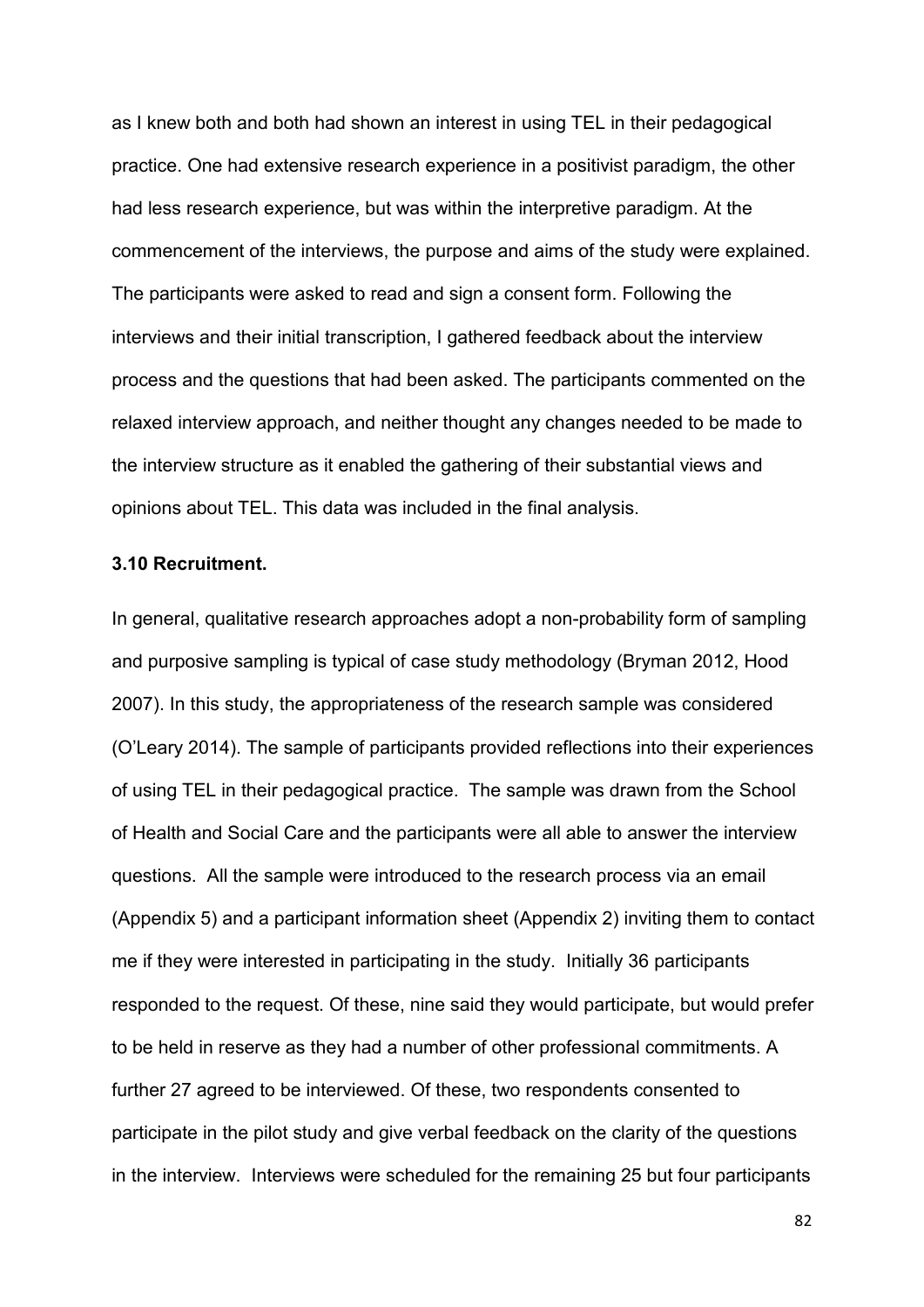as I knew both and both had shown an interest in using TEL in their pedagogical practice. One had extensive research experience in a positivist paradigm, the other had less research experience, but was within the interpretive paradigm. At the commencement of the interviews, the purpose and aims of the study were explained. The participants were asked to read and sign a consent form. Following the interviews and their initial transcription, I gathered feedback about the interview process and the questions that had been asked. The participants commented on the relaxed interview approach, and neither thought any changes needed to be made to the interview structure as it enabled the gathering of their substantial views and opinions about TEL. This data was included in the final analysis.

### 3.10 Recruitment.

In general, qualitative research approaches adopt a non-probability form of sampling and purposive sampling is typical of case study methodology (Bryman 2012, Hood 2007). In this study, the appropriateness of the research sample was considered (O'Leary 2014). The sample of participants provided reflections into their experiences of using TEL in their pedagogical practice. The sample was drawn from the School of Health and Social Care and the participants were all able to answer the interview questions. All the sample were introduced to the research process via an email (Appendix 5) and a participant information sheet (Appendix 2) inviting them to contact me if they were interested in participating in the study. Initially 36 participants responded to the request. Of these, nine said they would participate, but would prefer to be held in reserve as they had a number of other professional commitments. A further 27 agreed to be interviewed. Of these, two respondents consented to participate in the pilot study and give verbal feedback on the clarity of the questions in the interview. Interviews were scheduled for the remaining 25 but four participants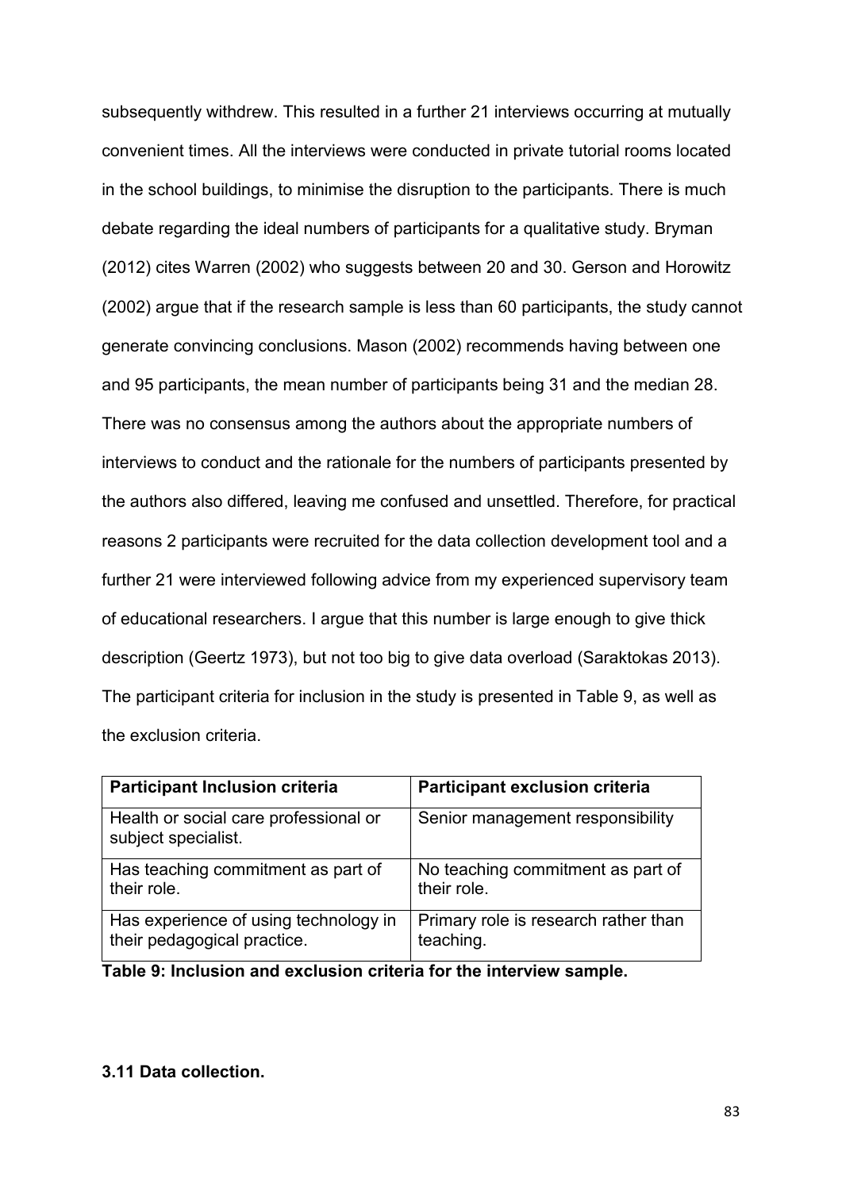subsequently withdrew. This resulted in a further 21 interviews occurring at mutually convenient times. All the interviews were conducted in private tutorial rooms located in the school buildings, to minimise the disruption to the participants. There is much debate regarding the ideal numbers of participants for a qualitative study. Bryman (2012) cites Warren (2002) who suggests between 20 and 30. Gerson and Horowitz (2002) argue that if the research sample is less than 60 participants, the study cannot generate convincing conclusions. Mason (2002) recommends having between one and 95 participants, the mean number of participants being 31 and the median 28. There was no consensus among the authors about the appropriate numbers of interviews to conduct and the rationale for the numbers of participants presented by the authors also differed, leaving me confused and unsettled. Therefore, for practical reasons 2 participants were recruited for the data collection development tool and a further 21 were interviewed following advice from my experienced supervisory team of educational researchers. I argue that this number is large enough to give thick description (Geertz 1973), but not too big to give data overload (Saraktokas 2013). The participant criteria for inclusion in the study is presented in Table 9, as well as the exclusion criteria.

| **Participant Inclusion criteria** | **Participant exclusion criteria** |
|---|---|
| Health or social care professional or subject specialist. | Senior management responsibility |
| Has teaching commitment as part of their role. | No teaching commitment as part of their role. |
| Has experience of using technology in their pedagogical practice. | Primary role is research rather than teaching. |

**Table 9: Inclusion and exclusion criteria for the interview sample.**

### 3.11 Data collection.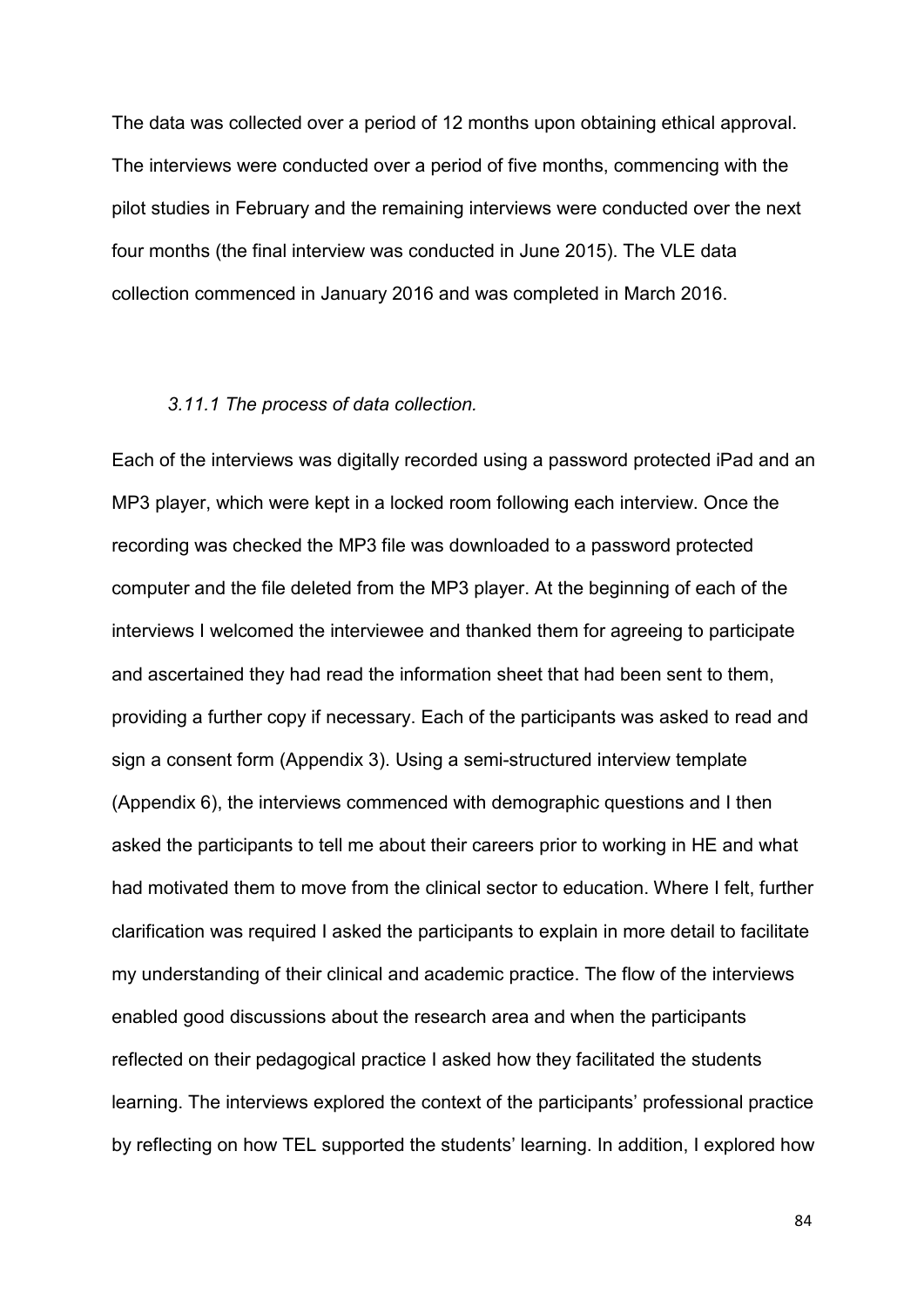The data was collected over a period of 12 months upon obtaining ethical approval. The interviews were conducted over a period of five months, commencing with the pilot studies in February and the remaining interviews were conducted over the next four months (the final interview was conducted in June 2015). The VLE data collection commenced in January 2016 and was completed in March 2016.

### *3.11.1 The process of data collection.*

Each of the interviews was digitally recorded using a password protected iPad and an MP3 player, which were kept in a locked room following each interview. Once the recording was checked the MP3 file was downloaded to a password protected computer and the file deleted from the MP3 player. At the beginning of each of the interviews I welcomed the interviewee and thanked them for agreeing to participate and ascertained they had read the information sheet that had been sent to them, providing a further copy if necessary. Each of the participants was asked to read and sign a consent form (Appendix 3). Using a semi-structured interview template (Appendix 6), the interviews commenced with demographic questions and I then asked the participants to tell me about their careers prior to working in HE and what had motivated them to move from the clinical sector to education. Where I felt, further clarification was required I asked the participants to explain in more detail to facilitate my understanding of their clinical and academic practice. The flow of the interviews enabled good discussions about the research area and when the participants reflected on their pedagogical practice I asked how they facilitated the students learning. The interviews explored the context of the participants' professional practice by reflecting on how TEL supported the students' learning. In addition, I explored how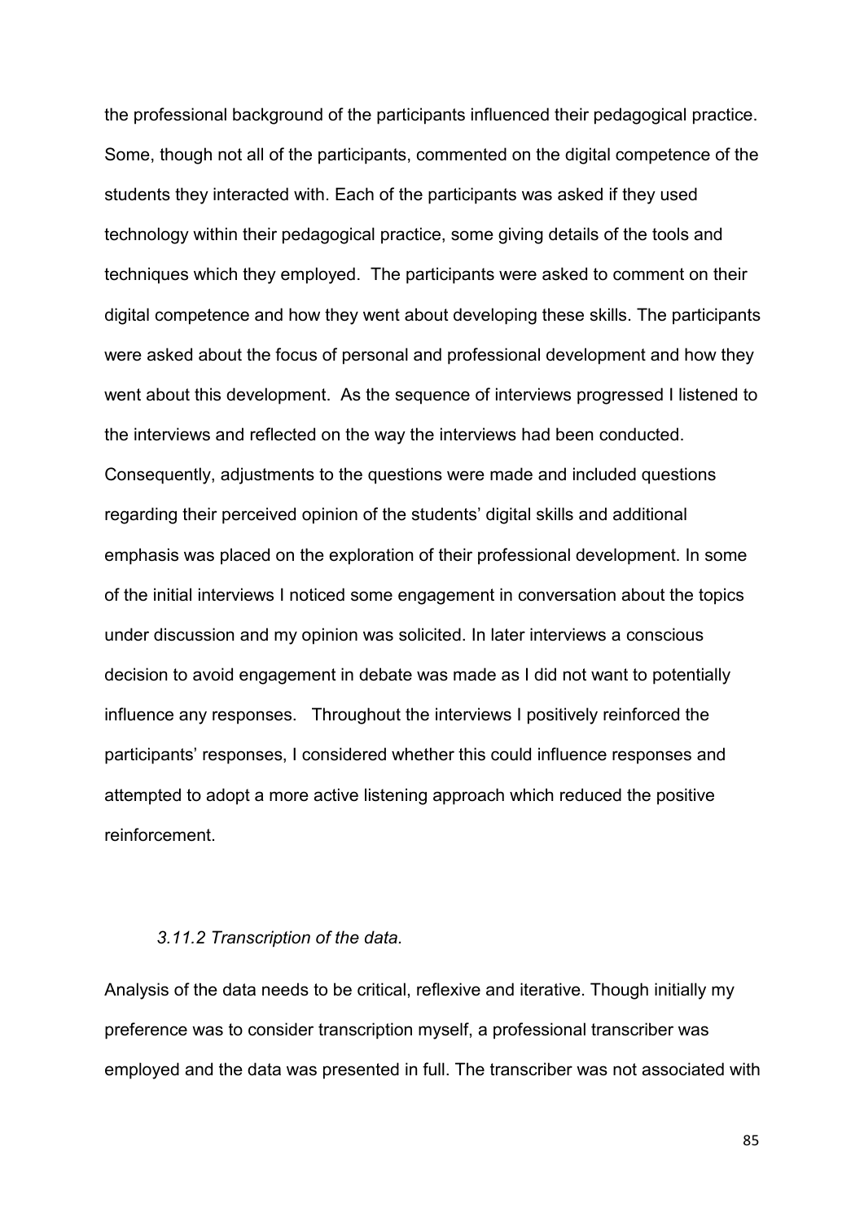the professional background of the participants influenced their pedagogical practice. Some, though not all of the participants, commented on the digital competence of the students they interacted with. Each of the participants was asked if they used technology within their pedagogical practice, some giving details of the tools and techniques which they employed. The participants were asked to comment on their digital competence and how they went about developing these skills. The participants were asked about the focus of personal and professional development and how they went about this development. As the sequence of interviews progressed I listened to the interviews and reflected on the way the interviews had been conducted. Consequently, adjustments to the questions were made and included questions regarding their perceived opinion of the students' digital skills and additional emphasis was placed on the exploration of their professional development. In some of the initial interviews I noticed some engagement in conversation about the topics under discussion and my opinion was solicited. In later interviews a conscious decision to avoid engagement in debate was made as I did not want to potentially influence any responses. Throughout the interviews I positively reinforced the participants' responses, I considered whether this could influence responses and attempted to adopt a more active listening approach which reduced the positive reinforcement.

### *3.11.2 Transcription of the data.*

Analysis of the data needs to be critical, reflexive and iterative. Though initially my preference was to consider transcription myself, a professional transcriber was employed and the data was presented in full. The transcriber was not associated with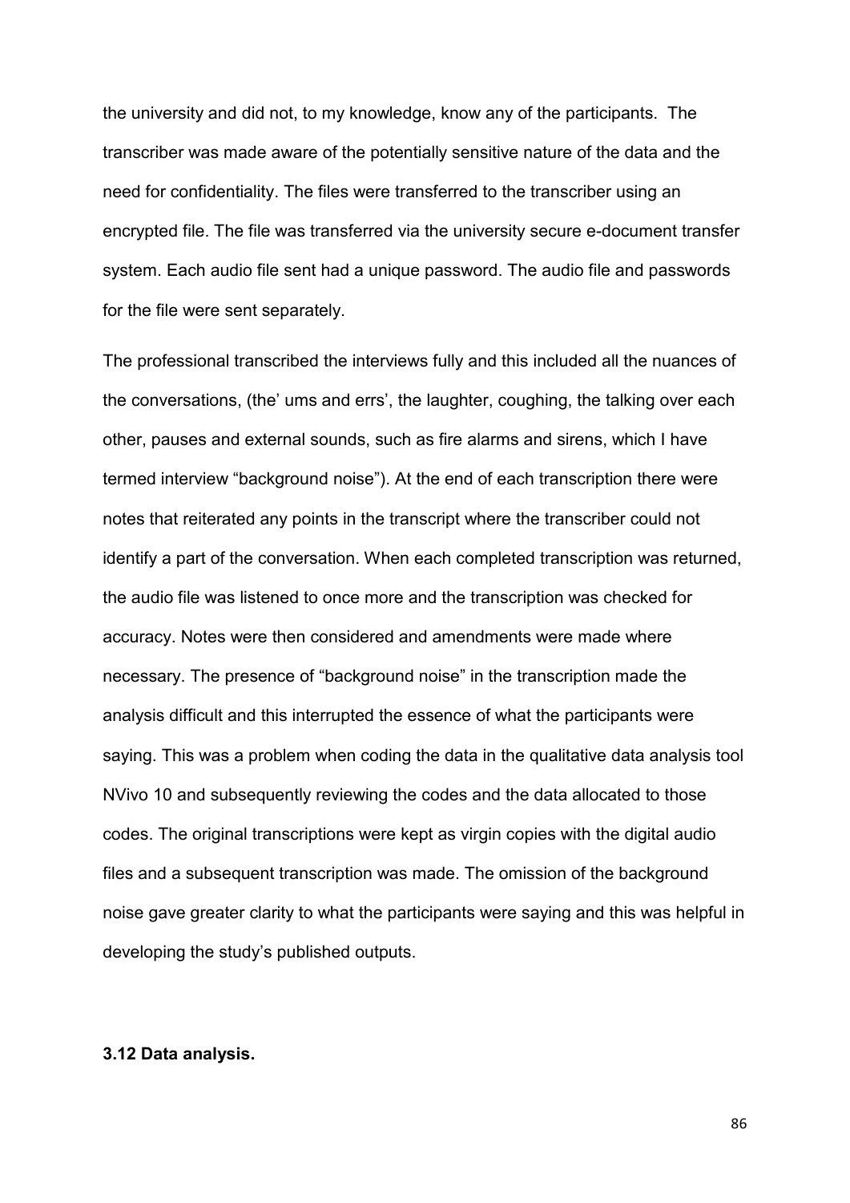the university and did not, to my knowledge, know any of the participants. The transcriber was made aware of the potentially sensitive nature of the data and the need for confidentiality. The files were transferred to the transcriber using an encrypted file. The file was transferred via the university secure e-document transfer system. Each audio file sent had a unique password. The audio file and passwords for the file were sent separately.

The professional transcribed the interviews fully and this included all the nuances of the conversations, (the' ums and errs', the laughter, coughing, the talking over each other, pauses and external sounds, such as fire alarms and sirens, which I have termed interview "background noise"). At the end of each transcription there were notes that reiterated any points in the transcript where the transcriber could not identify a part of the conversation. When each completed transcription was returned, the audio file was listened to once more and the transcription was checked for accuracy. Notes were then considered and amendments were made where necessary. The presence of "background noise" in the transcription made the analysis difficult and this interrupted the essence of what the participants were saying. This was a problem when coding the data in the qualitative data analysis tool NVivo 10 and subsequently reviewing the codes and the data allocated to those codes. The original transcriptions were kept as virgin copies with the digital audio files and a subsequent transcription was made. The omission of the background noise gave greater clarity to what the participants were saying and this was helpful in developing the study's published outputs.

### 3.12 Data analysis.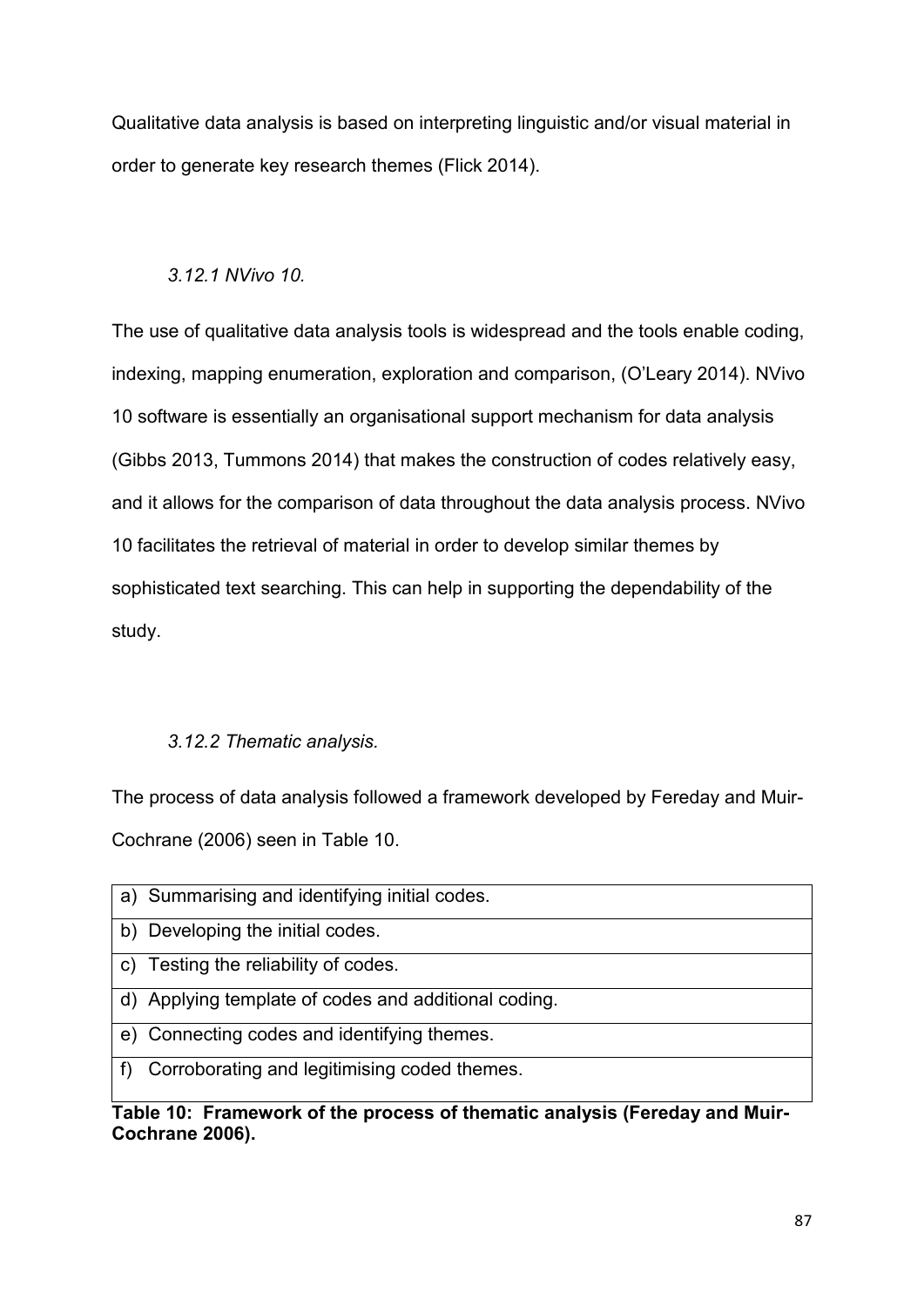Qualitative data analysis is based on interpreting linguistic and/or visual material in order to generate key research themes (Flick 2014).

### *3.12.1 NVivo 10.*

The use of qualitative data analysis tools is widespread and the tools enable coding, indexing, mapping enumeration, exploration and comparison, (O'Leary 2014). NVivo 10 software is essentially an organisational support mechanism for data analysis (Gibbs 2013, Tummons 2014) that makes the construction of codes relatively easy, and it allows for the comparison of data throughout the data analysis process. NVivo 10 facilitates the retrieval of material in order to develop similar themes by sophisticated text searching. This can help in supporting the dependability of the study.

### *3.12.2 Thematic analysis.*

The process of data analysis followed a framework developed by Fereday and Muir-Cochrane (2006) seen in Table 10.

| |
|---|
| a) Summarising and identifying initial codes. |
| b) Developing the initial codes. |
| c) Testing the reliability of codes. |
| d) Applying template of codes and additional coding. |
| e) Connecting codes and identifying themes. |
| f) Corroborating and legitimising coded themes. |

**Table 10: Framework of the process of thematic analysis (Fereday and Muir-Cochrane 2006).**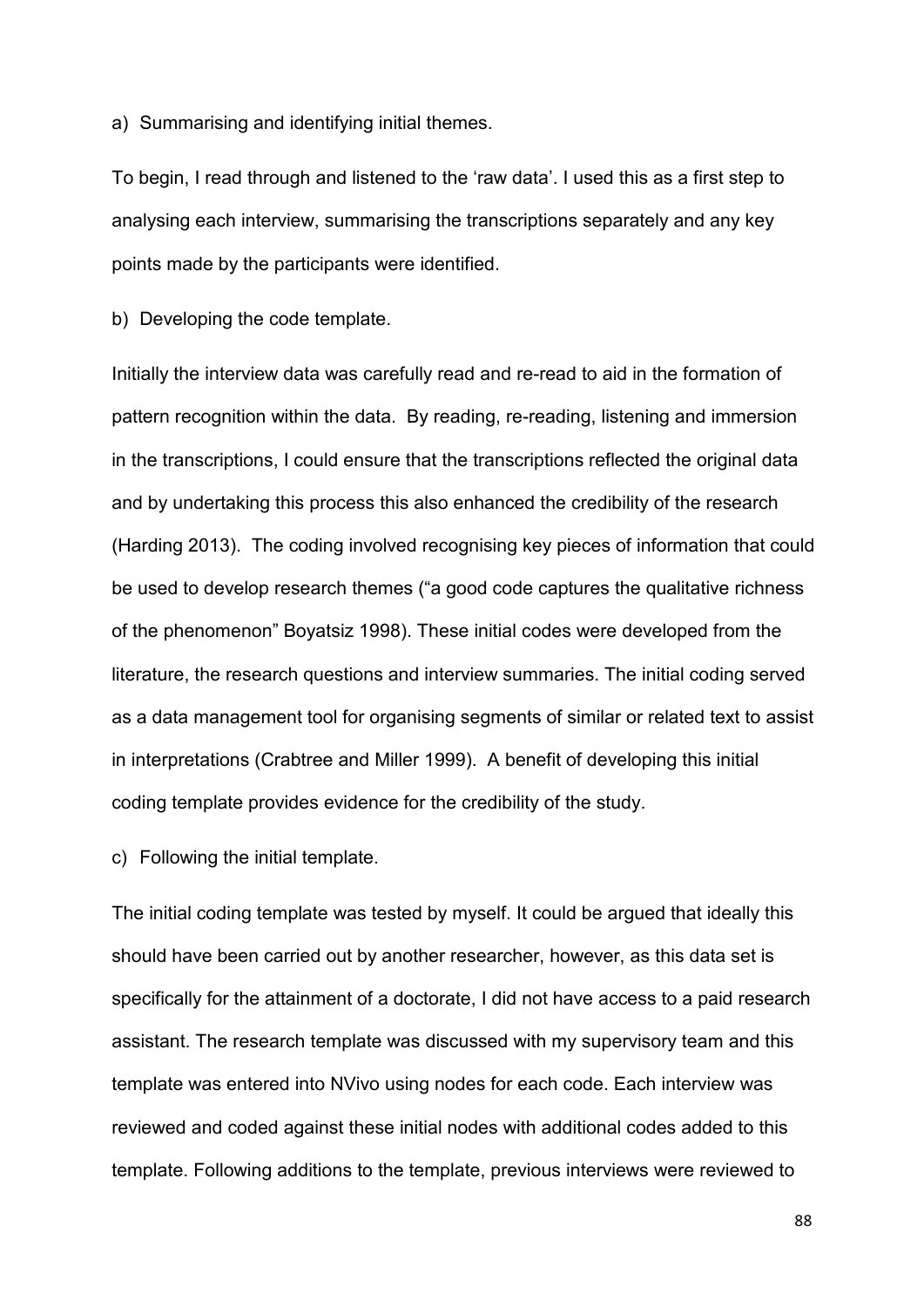a) Summarising and identifying initial themes.

To begin, I read through and listened to the 'raw data'. I used this as a first step to analysing each interview, summarising the transcriptions separately and any key points made by the participants were identified.

b) Developing the code template.

Initially the interview data was carefully read and re-read to aid in the formation of pattern recognition within the data. By reading, re-reading, listening and immersion in the transcriptions, I could ensure that the transcriptions reflected the original data and by undertaking this process this also enhanced the credibility of the research (Harding 2013). The coding involved recognising key pieces of information that could be used to develop research themes ("a good code captures the qualitative richness of the phenomenon" Boyatsiz 1998). These initial codes were developed from the literature, the research questions and interview summaries. The initial coding served as a data management tool for organising segments of similar or related text to assist in interpretations (Crabtree and Miller 1999). A benefit of developing this initial coding template provides evidence for the credibility of the study.

c) Following the initial template.

The initial coding template was tested by myself. It could be argued that ideally this should have been carried out by another researcher, however, as this data set is specifically for the attainment of a doctorate, I did not have access to a paid research assistant. The research template was discussed with my supervisory team and this template was entered into NVivo using nodes for each code. Each interview was reviewed and coded against these initial nodes with additional codes added to this template. Following additions to the template, previous interviews were reviewed to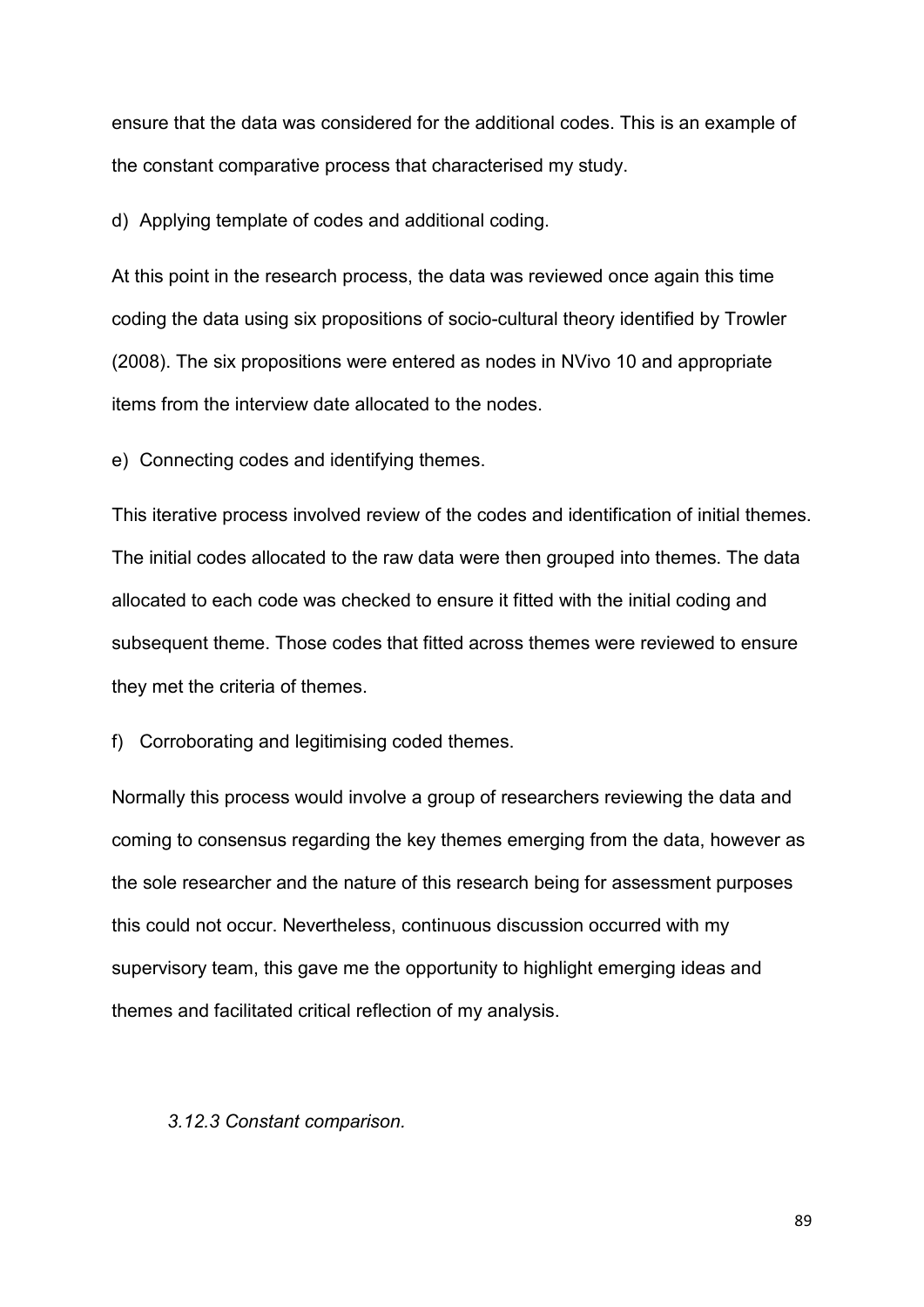ensure that the data was considered for the additional codes. This is an example of the constant comparative process that characterised my study.

d) Applying template of codes and additional coding.

At this point in the research process, the data was reviewed once again this time coding the data using six propositions of socio-cultural theory identified by Trowler (2008). The six propositions were entered as nodes in NVivo 10 and appropriate items from the interview date allocated to the nodes.

e) Connecting codes and identifying themes.

This iterative process involved review of the codes and identification of initial themes. The initial codes allocated to the raw data were then grouped into themes. The data allocated to each code was checked to ensure it fitted with the initial coding and subsequent theme. Those codes that fitted across themes were reviewed to ensure they met the criteria of themes.

f) Corroborating and legitimising coded themes.

Normally this process would involve a group of researchers reviewing the data and coming to consensus regarding the key themes emerging from the data, however as the sole researcher and the nature of this research being for assessment purposes this could not occur. Nevertheless, continuous discussion occurred with my supervisory team, this gave me the opportunity to highlight emerging ideas and themes and facilitated critical reflection of my analysis.

#### *3.12.3 Constant comparison.*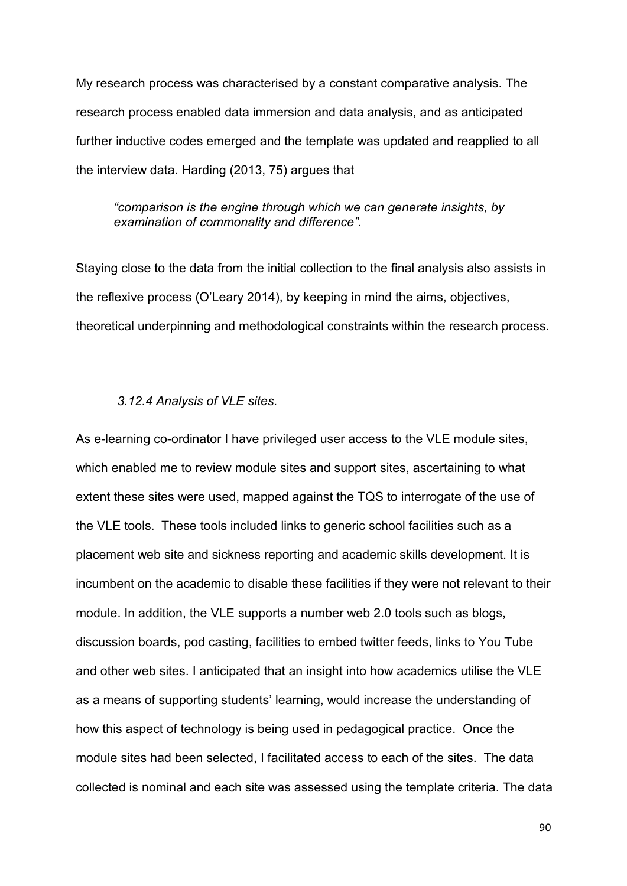My research process was characterised by a constant comparative analysis. The research process enabled data immersion and data analysis, and as anticipated further inductive codes emerged and the template was updated and reapplied to all the interview data. Harding (2013, 75) argues that

> *"comparison is the engine through which we can generate insights, by examination of commonality and difference".*

Staying close to the data from the initial collection to the final analysis also assists in the reflexive process (O'Leary 2014), by keeping in mind the aims, objectives, theoretical underpinning and methodological constraints within the research process.

#### *3.12.4 Analysis of VLE sites.*

As e-learning co-ordinator I have privileged user access to the VLE module sites, which enabled me to review module sites and support sites, ascertaining to what extent these sites were used, mapped against the TQS to interrogate of the use of the VLE tools. These tools included links to generic school facilities such as a placement web site and sickness reporting and academic skills development. It is incumbent on the academic to disable these facilities if they were not relevant to their module. In addition, the VLE supports a number web 2.0 tools such as blogs, discussion boards, pod casting, facilities to embed twitter feeds, links to You Tube and other web sites. I anticipated that an insight into how academics utilise the VLE as a means of supporting students' learning, would increase the understanding of how this aspect of technology is being used in pedagogical practice. Once the module sites had been selected, I facilitated access to each of the sites. The data collected is nominal and each site was assessed using the template criteria. The data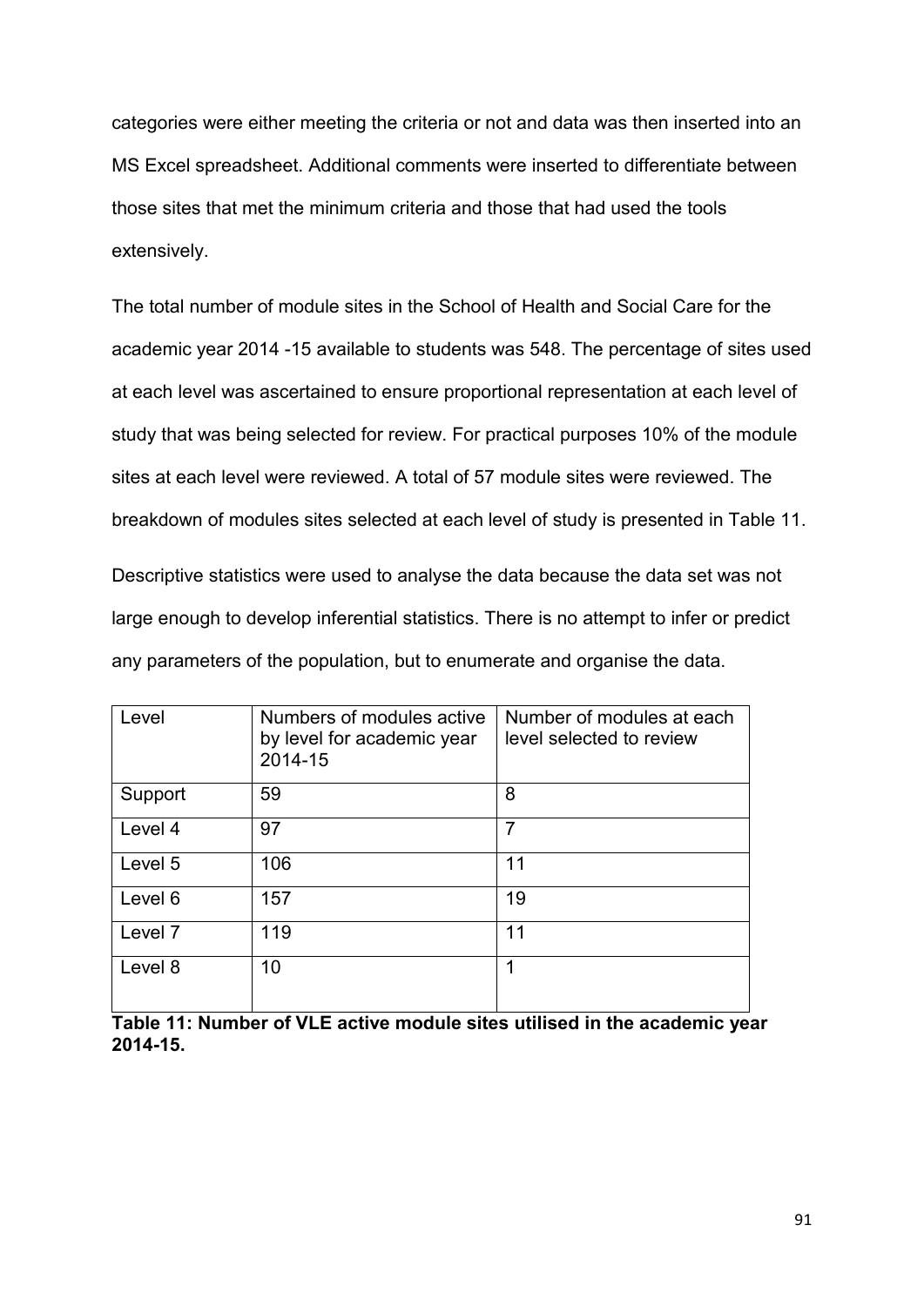categories were either meeting the criteria or not and data was then inserted into an MS Excel spreadsheet. Additional comments were inserted to differentiate between those sites that met the minimum criteria and those that had used the tools extensively.

The total number of module sites in the School of Health and Social Care for the academic year 2014 -15 available to students was 548. The percentage of sites used at each level was ascertained to ensure proportional representation at each level of study that was being selected for review. For practical purposes 10% of the module sites at each level were reviewed. A total of 57 module sites were reviewed. The breakdown of modules sites selected at each level of study is presented in Table 11.

Descriptive statistics were used to analyse the data because the data set was not large enough to develop inferential statistics. There is no attempt to infer or predict any parameters of the population, but to enumerate and organise the data.

| Level | Numbers of modules active by level for academic year 2014-15 | Number of modules at each level selected to review |
|---|---|---|
| Support | 59 | 8 |
| Level 4 | 97 | 7 |
| Level 5 | 106 | 11 |
| Level 6 | 157 | 19 |
| Level 7 | 119 | 11 |
| Level 8 | 10 | 1 |

**Table 11: Number of VLE active module sites utilised in the academic year 2014-15.**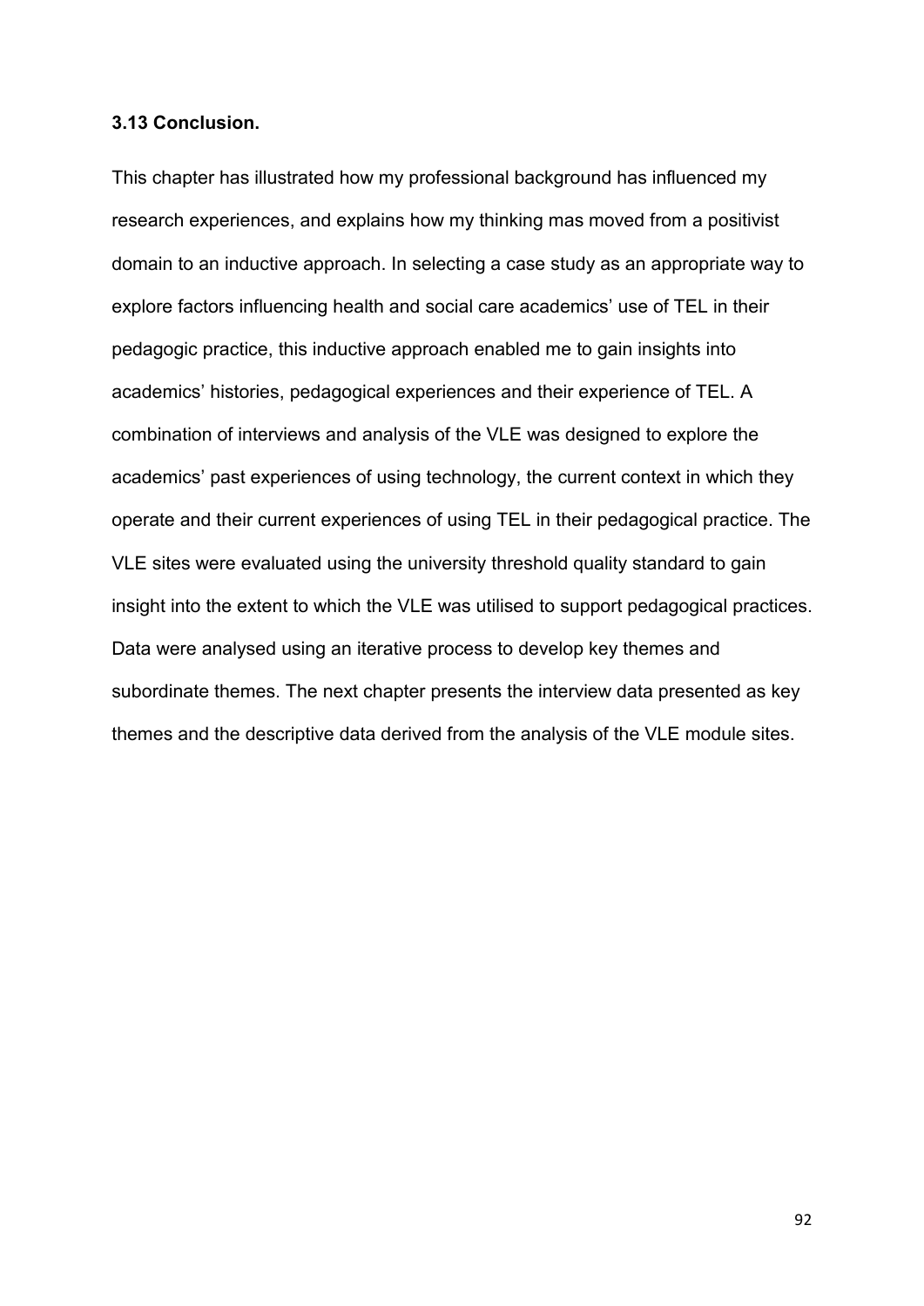### 3.13 Conclusion.

This chapter has illustrated how my professional background has influenced my research experiences, and explains how my thinking mas moved from a positivist domain to an inductive approach. In selecting a case study as an appropriate way to explore factors influencing health and social care academics' use of TEL in their pedagogic practice, this inductive approach enabled me to gain insights into academics' histories, pedagogical experiences and their experience of TEL. A combination of interviews and analysis of the VLE was designed to explore the academics' past experiences of using technology, the current context in which they operate and their current experiences of using TEL in their pedagogical practice. The VLE sites were evaluated using the university threshold quality standard to gain insight into the extent to which the VLE was utilised to support pedagogical practices. Data were analysed using an iterative process to develop key themes and subordinate themes. The next chapter presents the interview data presented as key themes and the descriptive data derived from the analysis of the VLE module sites.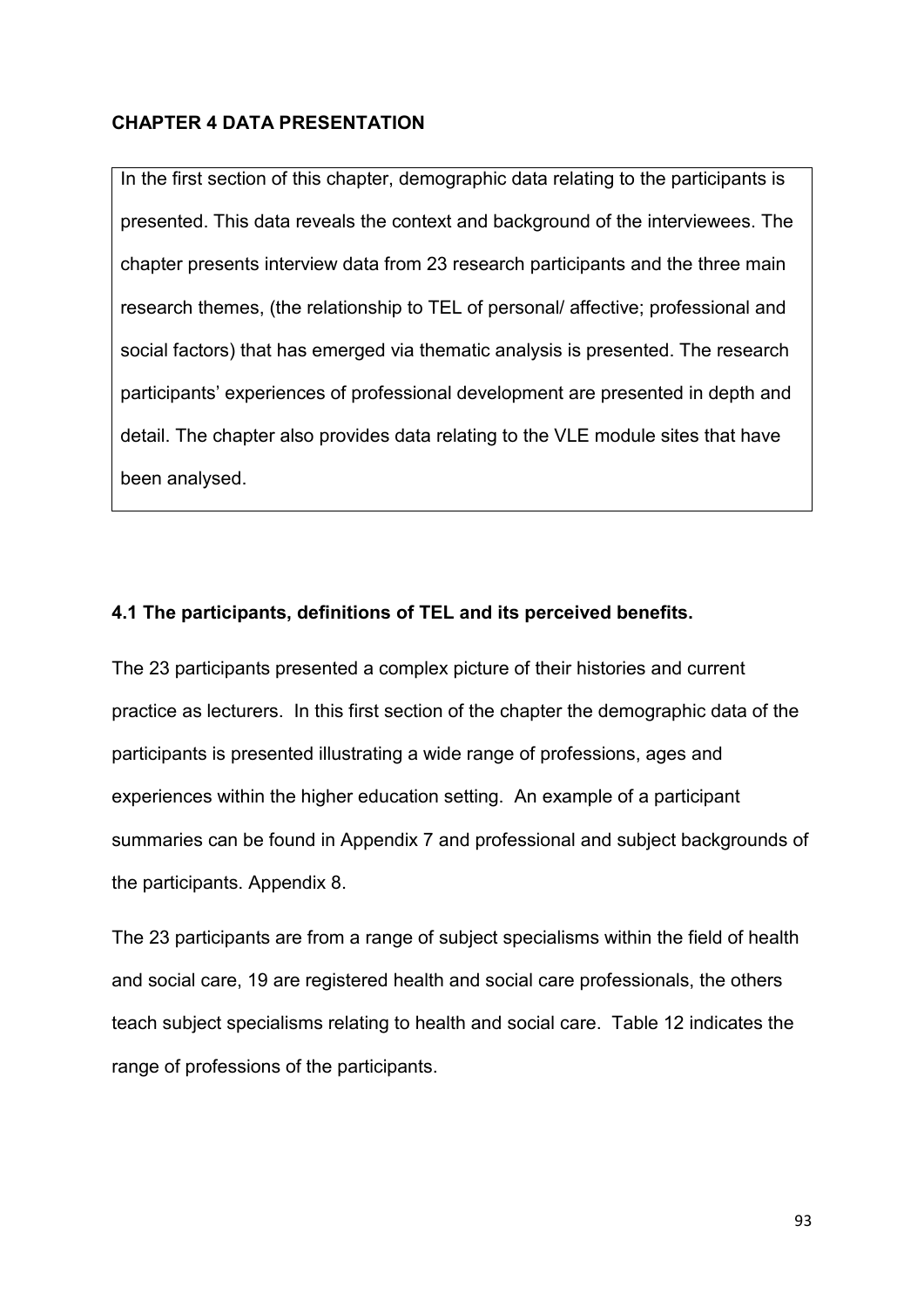## CHAPTER 4 DATA PRESENTATION

In the first section of this chapter, demographic data relating to the participants is presented. This data reveals the context and background of the interviewees. The chapter presents interview data from 23 research participants and the three main research themes, (the relationship to TEL of personal/ affective; professional and social factors) that has emerged via thematic analysis is presented. The research participants' experiences of professional development are presented in depth and detail. The chapter also provides data relating to the VLE module sites that have been analysed.

### 4.1 The participants, definitions of TEL and its perceived benefits.

The 23 participants presented a complex picture of their histories and current practice as lecturers. In this first section of the chapter the demographic data of the participants is presented illustrating a wide range of professions, ages and experiences within the higher education setting. An example of a participant summaries can be found in Appendix 7 and professional and subject backgrounds of the participants. Appendix 8.

The 23 participants are from a range of subject specialisms within the field of health and social care, 19 are registered health and social care professionals, the others teach subject specialisms relating to health and social care. Table 12 indicates the range of professions of the participants.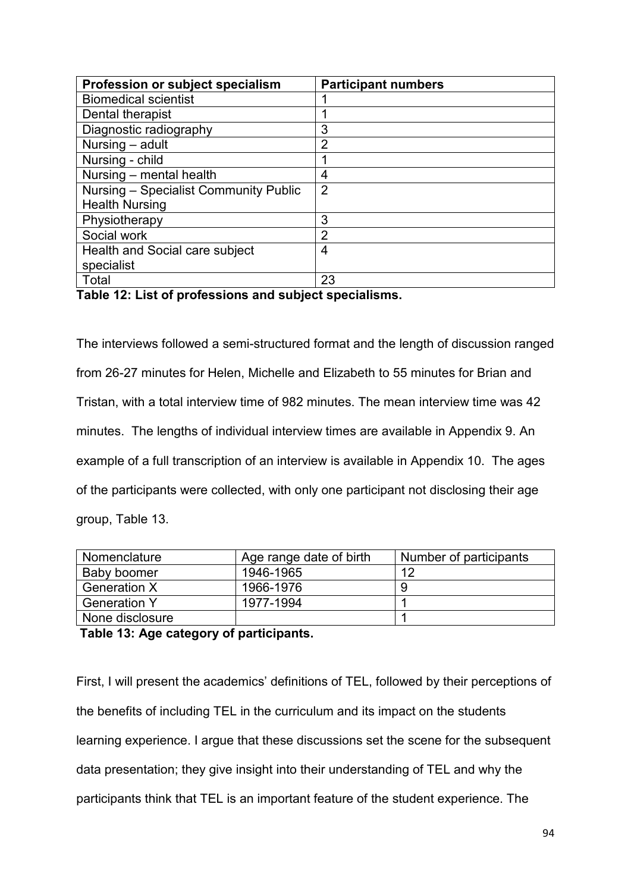| Profession or subject specialism | Participant numbers |
|---|---|
| Biomedical scientist | 1 |
| Dental therapist | 1 |
| Diagnostic radiography | 3 |
| Nursing – adult | 2 |
| Nursing - child | 1 |
| Nursing – mental health | 4 |
| Nursing – Specialist Community Public Health Nursing | 2 |
| Physiotherapy | 3 |
| Social work | 2 |
| Health and Social care subject specialist | 4 |
| Total | 23 |

**Table 12: List of professions and subject specialisms.**

The interviews followed a semi-structured format and the length of discussion ranged from 26-27 minutes for Helen, Michelle and Elizabeth to 55 minutes for Brian and Tristan, with a total interview time of 982 minutes. The mean interview time was 42 minutes. The lengths of individual interview times are available in Appendix 9. An example of a full transcription of an interview is available in Appendix 10. The ages of the participants were collected, with only one participant not disclosing their age group, Table 13.

| Nomenclature | Age range date of birth | Number of participants |
|---|---|---|
| Baby boomer | 1946-1965 | 12 |
| Generation X | 1966-1976 | 9 |
| Generation Y | 1977-1994 | 1 |
| None disclosure | | 1 |

**Table 13: Age category of participants.**

First, I will present the academics' definitions of TEL, followed by their perceptions of the benefits of including TEL in the curriculum and its impact on the students learning experience. I argue that these discussions set the scene for the subsequent data presentation; they give insight into their understanding of TEL and why the participants think that TEL is an important feature of the student experience. The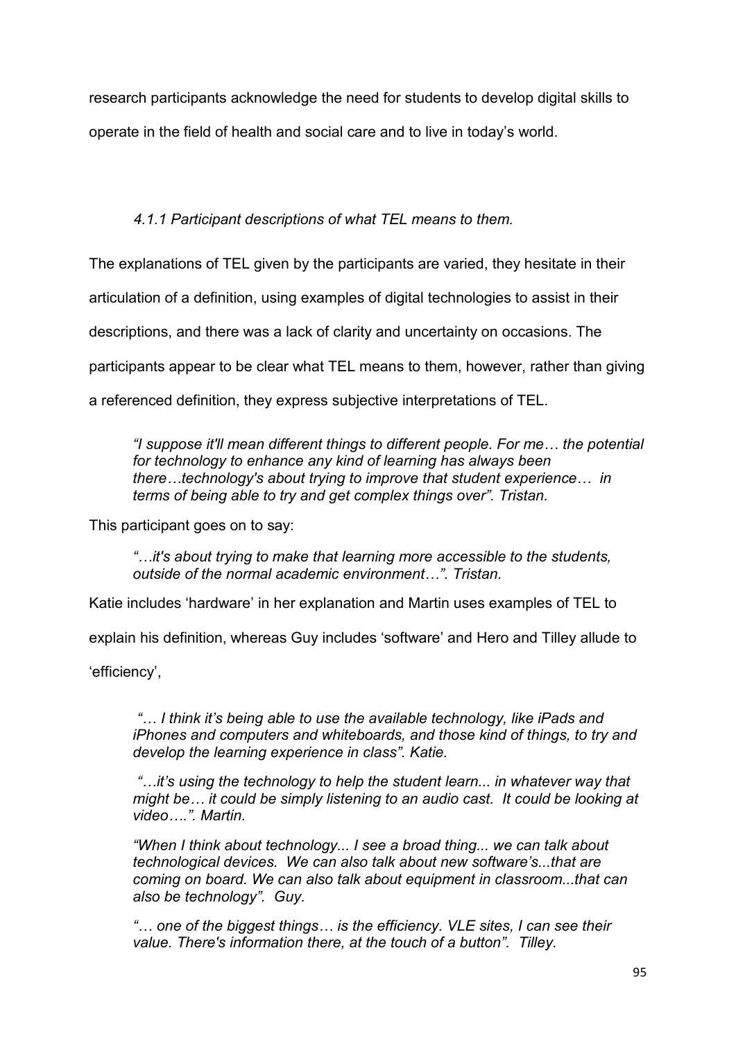research participants acknowledge the need for students to develop digital skills to operate in the field of health and social care and to live in today's world.

### *4.1.1 Participant descriptions of what TEL means to them.*

The explanations of TEL given by the participants are varied, they hesitate in their articulation of a definition, using examples of digital technologies to assist in their descriptions, and there was a lack of clarity and uncertainty on occasions. The participants appear to be clear what TEL means to them, however, rather than giving a referenced definition, they express subjective interpretations of TEL.

> *"I suppose it'll mean different things to different people. For me… the potential for technology to enhance any kind of learning has always been there…technology's about trying to improve that student experience… in terms of being able to try and get complex things over". Tristan.*

This participant goes on to say:

> *"…it's about trying to make that learning more accessible to the students, outside of the normal academic environment…". Tristan.*

Katie includes 'hardware' in her explanation and Martin uses examples of TEL to explain his definition, whereas Guy includes 'software' and Hero and Tilley allude to 'efficiency',

> *"… I think it's being able to use the available technology, like iPads and iPhones and computers and whiteboards, and those kind of things, to try and develop the learning experience in class". Katie.*

> *"…it's using the technology to help the student learn... in whatever way that might be… it could be simply listening to an audio cast. It could be looking at video….". Martin.*

> *"When I think about technology... I see a broad thing... we can talk about technological devices. We can also talk about new software's...that are coming on board. We can also talk about equipment in classroom...that can also be technology". Guy.*

> *"… one of the biggest things… is the efficiency. VLE sites, I can see their value. There's information there, at the touch of a button". Tilley.*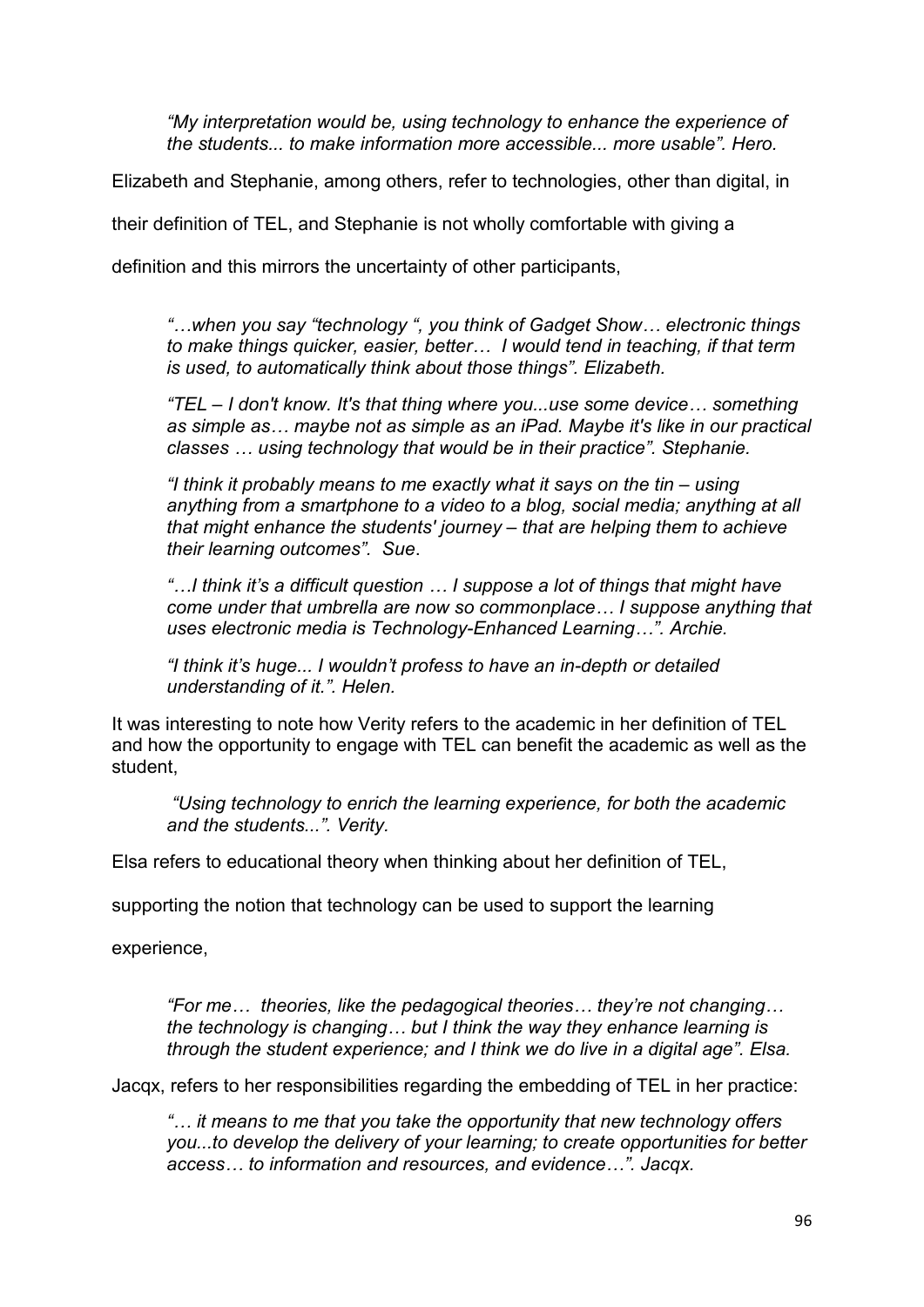*"My interpretation would be, using technology to enhance the experience of the students... to make information more accessible... more usable". Hero.*

Elizabeth and Stephanie, among others, refer to technologies, other than digital, in their definition of TEL, and Stephanie is not wholly comfortable with giving a definition and this mirrors the uncertainty of other participants,

> *"…when you say "technology ", you think of Gadget Show… electronic things to make things quicker, easier, better… I would tend in teaching, if that term is used, to automatically think about those things". Elizabeth.*
>
> *"TEL – I don't know. It's that thing where you...use some device… something as simple as… maybe not as simple as an iPad. Maybe it's like in our practical classes … using technology that would be in their practice". Stephanie.*
>
> *"I think it probably means to me exactly what it says on the tin – using anything from a smartphone to a video to a blog, social media; anything at all that might enhance the students' journey – that are helping them to achieve their learning outcomes". Sue.*
>
> *"…I think it's a difficult question … I suppose a lot of things that might have come under that umbrella are now so commonplace… I suppose anything that uses electronic media is Technology-Enhanced Learning…". Archie.*
>
> *"I think it's huge... I wouldn't profess to have an in-depth or detailed understanding of it.". Helen.*

It was interesting to note how Verity refers to the academic in her definition of TEL and how the opportunity to engage with TEL can benefit the academic as well as the student,

> *"Using technology to enrich the learning experience, for both the academic and the students...". Verity.*

Elsa refers to educational theory when thinking about her definition of TEL, supporting the notion that technology can be used to support the learning experience,

> *"For me… theories, like the pedagogical theories… they're not changing… the technology is changing… but I think the way they enhance learning is through the student experience; and I think we do live in a digital age". Elsa.*

Jacqx, refers to her responsibilities regarding the embedding of TEL in her practice:

> *"… it means to me that you take the opportunity that new technology offers you...to develop the delivery of your learning; to create opportunities for better access… to information and resources, and evidence…". Jacqx.*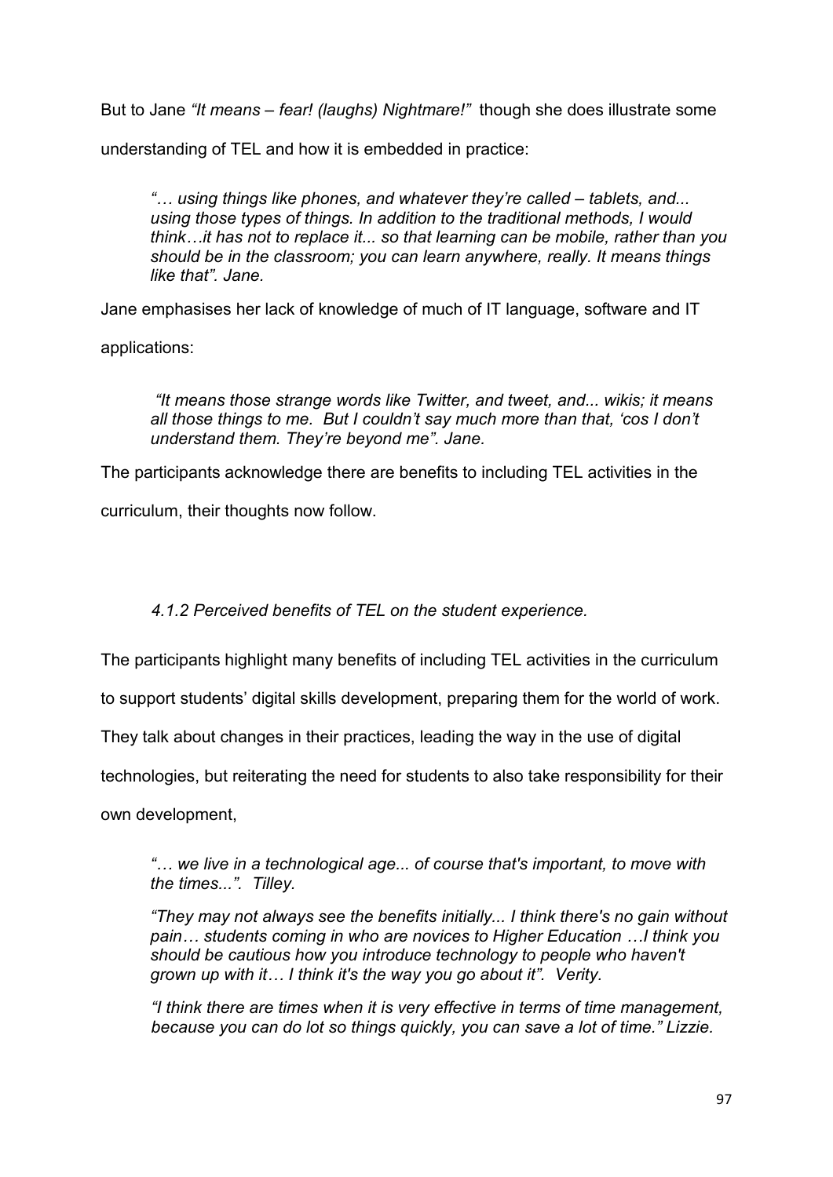But to Jane *"It means – fear! (laughs) Nightmare!"* though she does illustrate some understanding of TEL and how it is embedded in practice:

> *"… using things like phones, and whatever they're called – tablets, and... using those types of things. In addition to the traditional methods, I would think…it has not to replace it... so that learning can be mobile, rather than you should be in the classroom; you can learn anywhere, really. It means things like that". Jane.*

Jane emphasises her lack of knowledge of much of IT language, software and IT applications:

> *"It means those strange words like Twitter, and tweet, and... wikis; it means all those things to me. But I couldn't say much more than that, 'cos I don't understand them. They're beyond me". Jane.*

The participants acknowledge there are benefits to including TEL activities in the curriculum, their thoughts now follow.

### *4.1.2 Perceived benefits of TEL on the student experience.*

The participants highlight many benefits of including TEL activities in the curriculum to support students' digital skills development, preparing them for the world of work. They talk about changes in their practices, leading the way in the use of digital technologies, but reiterating the need for students to also take responsibility for their own development,

> *"… we live in a technological age... of course that's important, to move with the times...". Tilley.*
>
> *"They may not always see the benefits initially... I think there's no gain without pain… students coming in who are novices to Higher Education …I think you should be cautious how you introduce technology to people who haven't grown up with it… I think it's the way you go about it". Verity.*
>
> *"I think there are times when it is very effective in terms of time management, because you can do lot so things quickly, you can save a lot of time." Lizzie.*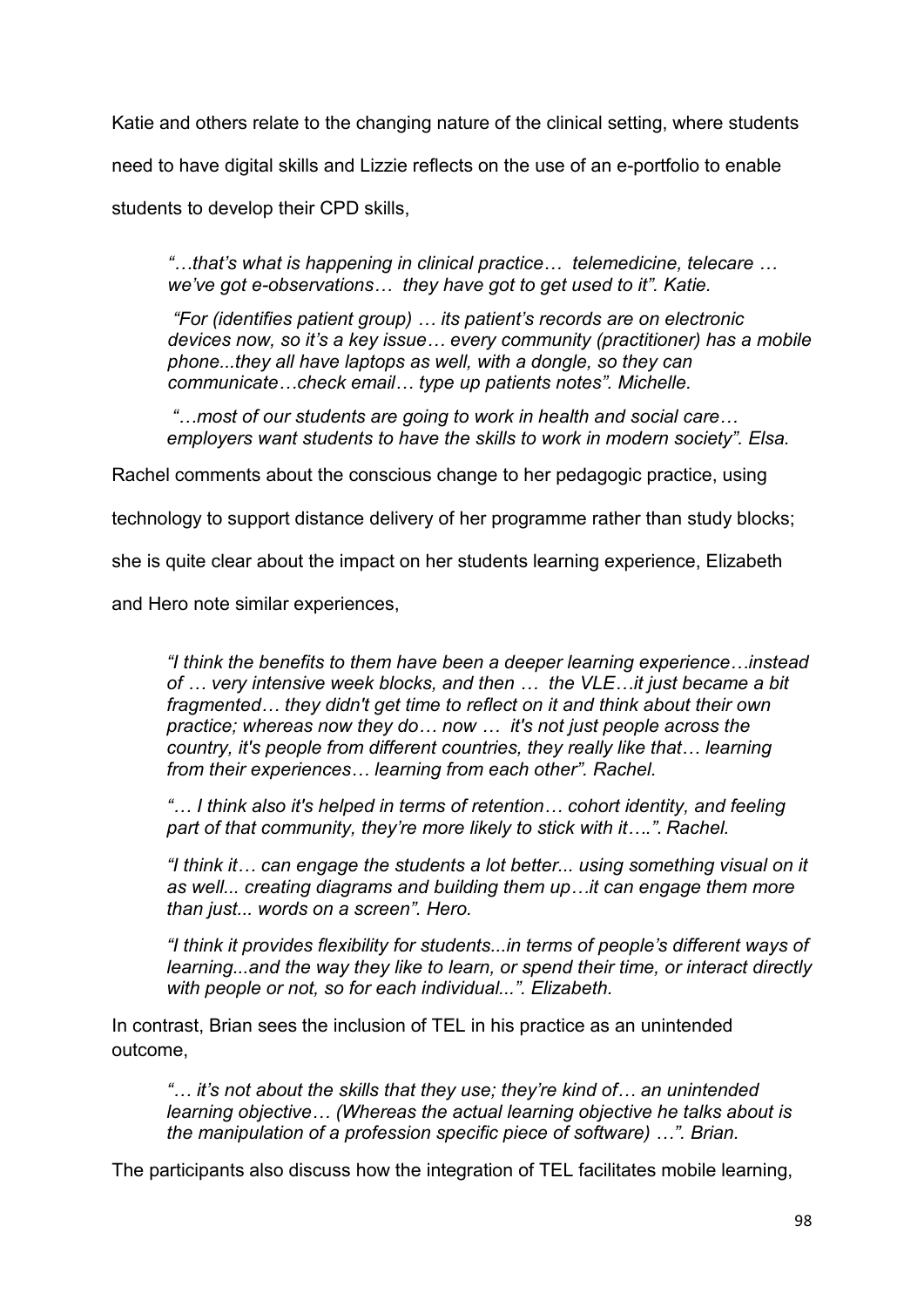Katie and others relate to the changing nature of the clinical setting, where students need to have digital skills and Lizzie reflects on the use of an e-portfolio to enable students to develop their CPD skills,

> *"…that's what is happening in clinical practice… telemedicine, telecare … we've got e-observations… they have got to get used to it". Katie.*
>
> *"For (identifies patient group) … its patient's records are on electronic devices now, so it's a key issue… every community (practitioner) has a mobile phone...they all have laptops as well, with a dongle, so they can communicate…check email… type up patients notes". Michelle.*
>
> *"…most of our students are going to work in health and social care… employers want students to have the skills to work in modern society". Elsa.*

Rachel comments about the conscious change to her pedagogic practice, using technology to support distance delivery of her programme rather than study blocks; she is quite clear about the impact on her students learning experience, Elizabeth and Hero note similar experiences,

> *"I think the benefits to them have been a deeper learning experience…instead of … very intensive week blocks, and then … the VLE…it just became a bit fragmented… they didn't get time to reflect on it and think about their own practice; whereas now they do… now … it's not just people across the country, it's people from different countries, they really like that… learning from their experiences… learning from each other". Rachel.*
>
> *"… I think also it's helped in terms of retention… cohort identity, and feeling part of that community, they're more likely to stick with it….". Rachel.*
>
> *"I think it… can engage the students a lot better... using something visual on it as well... creating diagrams and building them up…it can engage them more than just... words on a screen". Hero.*
>
> *"I think it provides flexibility for students...in terms of people's different ways of learning...and the way they like to learn, or spend their time, or interact directly with people or not, so for each individual...". Elizabeth.*

In contrast, Brian sees the inclusion of TEL in his practice as an unintended outcome,

> *"… it's not about the skills that they use; they're kind of… an unintended learning objective… (Whereas the actual learning objective he talks about is the manipulation of a profession specific piece of software) …". Brian.*

The participants also discuss how the integration of TEL facilitates mobile learning,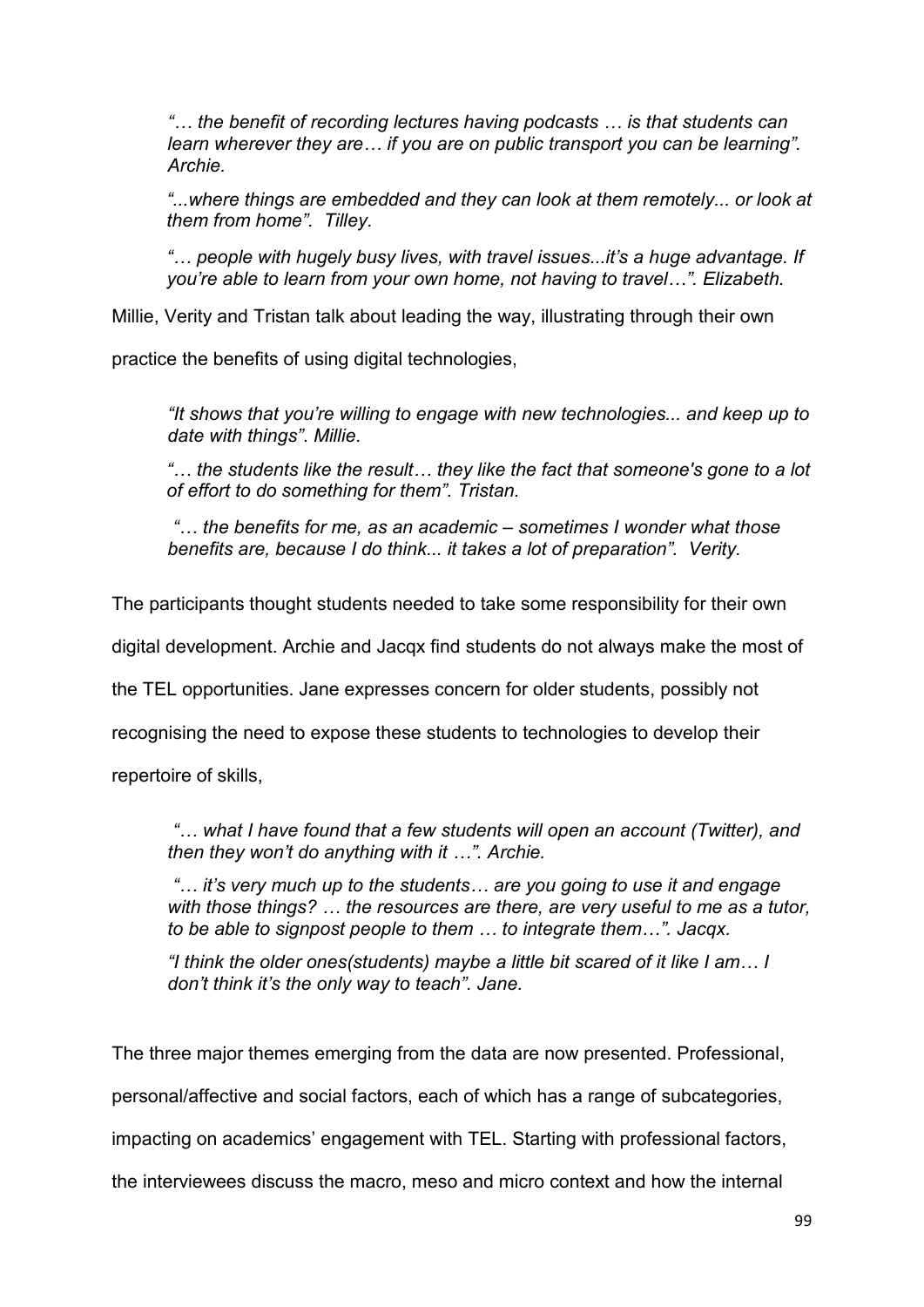> *"… the benefit of recording lectures having podcasts … is that students can learn wherever they are… if you are on public transport you can be learning". Archie.*

> *"...where things are embedded and they can look at them remotely... or look at them from home". Tilley.*

> *"… people with hugely busy lives, with travel issues...it's a huge advantage. If you're able to learn from your own home, not having to travel…". Elizabeth.*

Millie, Verity and Tristan talk about leading the way, illustrating through their own practice the benefits of using digital technologies,

> *"It shows that you're willing to engage with new technologies... and keep up to date with things". Millie.*

> *"… the students like the result… they like the fact that someone's gone to a lot of effort to do something for them". Tristan.*

> *"… the benefits for me, as an academic – sometimes I wonder what those benefits are, because I do think... it takes a lot of preparation". Verity.*

The participants thought students needed to take some responsibility for their own digital development. Archie and Jacqx find students do not always make the most of the TEL opportunities. Jane expresses concern for older students, possibly not recognising the need to expose these students to technologies to develop their repertoire of skills,

> *"… what I have found that a few students will open an account (Twitter), and then they won't do anything with it …". Archie.*

> *"… it's very much up to the students… are you going to use it and engage with those things? … the resources are there, are very useful to me as a tutor, to be able to signpost people to them … to integrate them…". Jacqx.*

> *"I think the older ones(students) maybe a little bit scared of it like I am… I don't think it's the only way to teach". Jane.*

The three major themes emerging from the data are now presented. Professional, personal/affective and social factors, each of which has a range of subcategories, impacting on academics' engagement with TEL. Starting with professional factors, the interviewees discuss the macro, meso and micro context and how the internal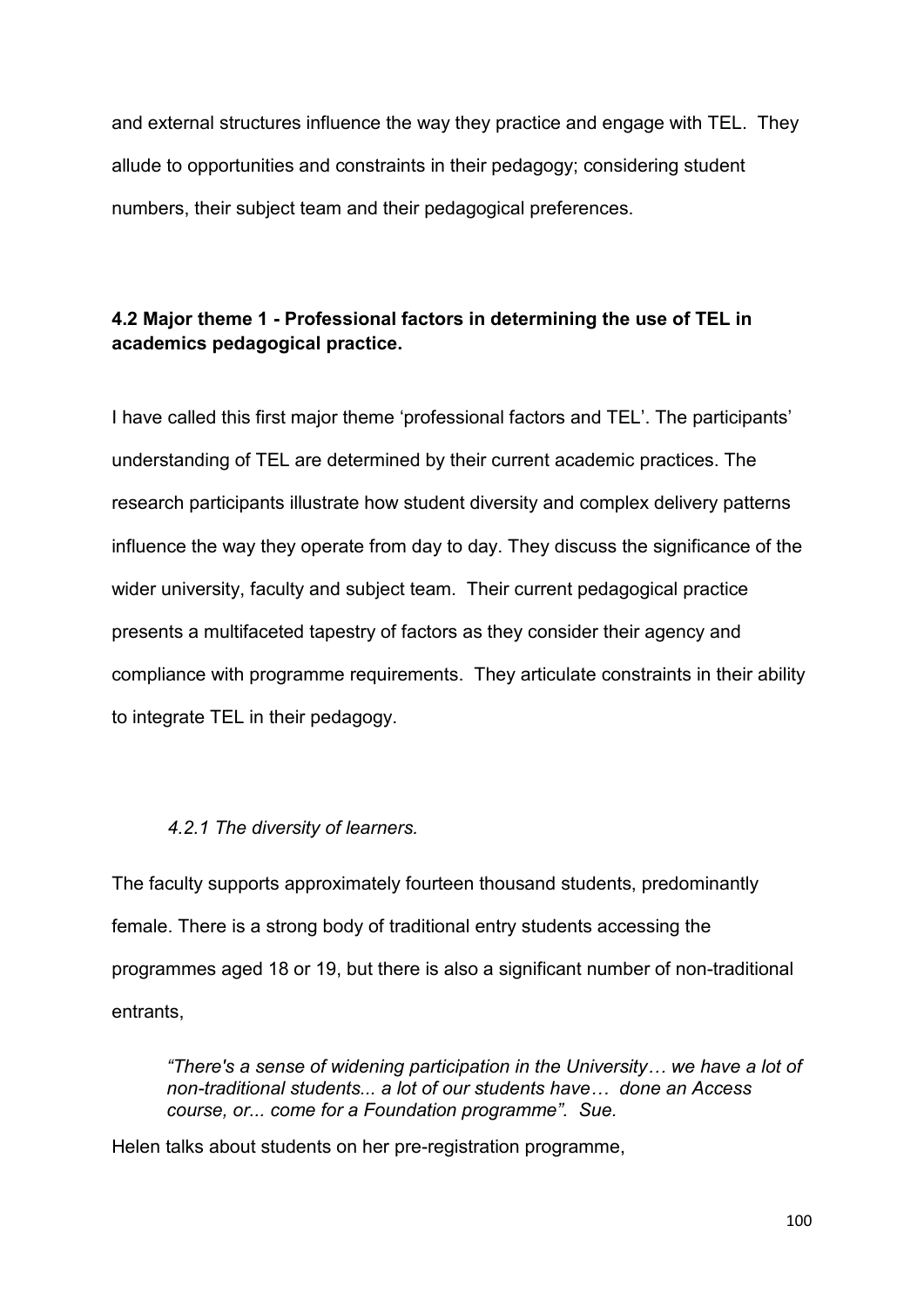and external structures influence the way they practice and engage with TEL. They allude to opportunities and constraints in their pedagogy; considering student numbers, their subject team and their pedagogical preferences.

## 4.2 Major theme 1 - Professional factors in determining the use of TEL in academics pedagogical practice.

I have called this first major theme 'professional factors and TEL'. The participants' understanding of TEL are determined by their current academic practices. The research participants illustrate how student diversity and complex delivery patterns influence the way they operate from day to day. They discuss the significance of the wider university, faculty and subject team. Their current pedagogical practice presents a multifaceted tapestry of factors as they consider their agency and compliance with programme requirements. They articulate constraints in their ability to integrate TEL in their pedagogy.

### *4.2.1 The diversity of learners.*

The faculty supports approximately fourteen thousand students, predominantly female. There is a strong body of traditional entry students accessing the programmes aged 18 or 19, but there is also a significant number of non-traditional entrants,

> *"There's a sense of widening participation in the University… we have a lot of non-traditional students... a lot of our students have… done an Access course, or... come for a Foundation programme". Sue.*

Helen talks about students on her pre-registration programme,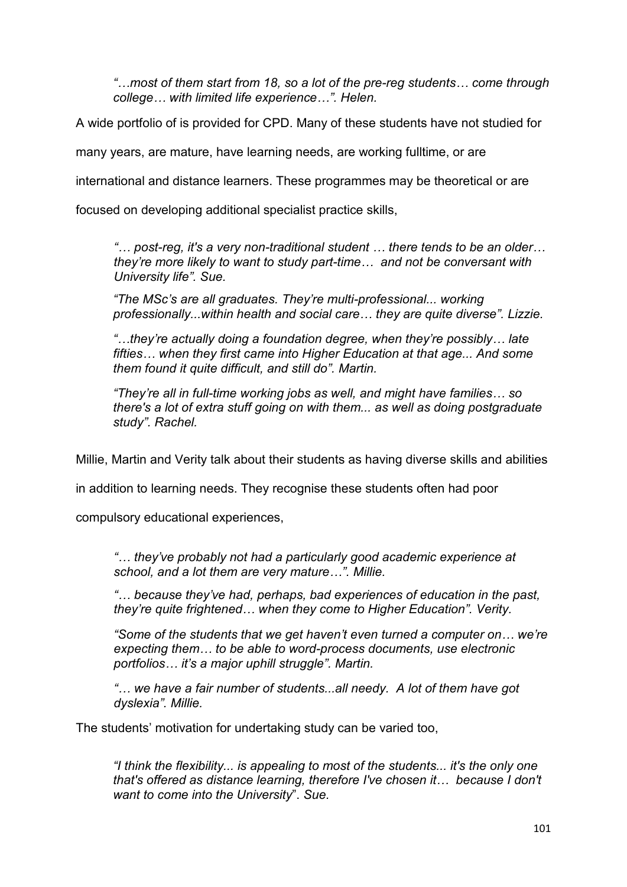> *"…most of them start from 18, so a lot of the pre-reg students… come through college… with limited life experience…". Helen.*

A wide portfolio of is provided for CPD. Many of these students have not studied for many years, are mature, have learning needs, are working fulltime, or are international and distance learners. These programmes may be theoretical or are focused on developing additional specialist practice skills,

> *"… post-reg, it's a very non-traditional student … there tends to be an older… they're more likely to want to study part-time… and not be conversant with University life". Sue.*
>
> *"The MSc's are all graduates. They're multi-professional... working professionally...within health and social care… they are quite diverse". Lizzie.*
>
> *"…they're actually doing a foundation degree, when they're possibly… late fifties… when they first came into Higher Education at that age... And some them found it quite difficult, and still do". Martin.*
>
> *"They're all in full-time working jobs as well, and might have families… so there's a lot of extra stuff going on with them... as well as doing postgraduate study". Rachel.*

Millie, Martin and Verity talk about their students as having diverse skills and abilities in addition to learning needs. They recognise these students often had poor compulsory educational experiences,

> *"… they've probably not had a particularly good academic experience at school, and a lot them are very mature…". Millie.*
>
> *"… because they've had, perhaps, bad experiences of education in the past, they're quite frightened… when they come to Higher Education". Verity.*
>
> *"Some of the students that we get haven't even turned a computer on… we're expecting them… to be able to word-process documents, use electronic portfolios… it's a major uphill struggle". Martin.*
>
> *"… we have a fair number of students...all needy. A lot of them have got dyslexia". Millie.*

The students' motivation for undertaking study can be varied too,

> *"I think the flexibility... is appealing to most of the students... it's the only one that's offered as distance learning, therefore I've chosen it… because I don't want to come into the University". Sue.*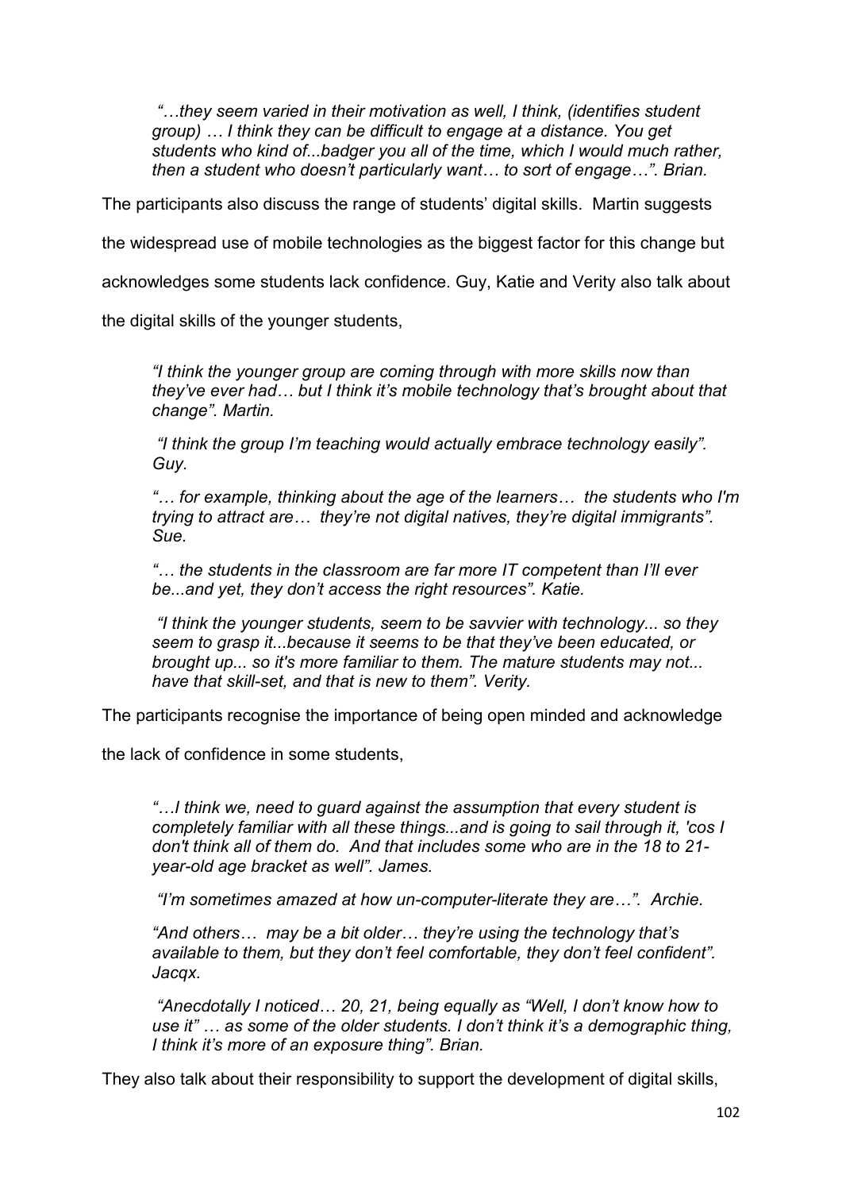*"…they seem varied in their motivation as well, I think, (identifies student group) … I think they can be difficult to engage at a distance. You get students who kind of...badger you all of the time, which I would much rather, then a student who doesn't particularly want… to sort of engage…". Brian.*

The participants also discuss the range of students' digital skills. Martin suggests the widespread use of mobile technologies as the biggest factor for this change but acknowledges some students lack confidence. Guy, Katie and Verity also talk about the digital skills of the younger students,

*"I think the younger group are coming through with more skills now than they've ever had… but I think it's mobile technology that's brought about that change". Martin.*

*"I think the group I'm teaching would actually embrace technology easily". Guy.*

*"… for example, thinking about the age of the learners… the students who I'm trying to attract are… they're not digital natives, they're digital immigrants". Sue.*

*"… the students in the classroom are far more IT competent than I'll ever be...and yet, they don't access the right resources". Katie.*

*"I think the younger students, seem to be savvier with technology... so they seem to grasp it...because it seems to be that they've been educated, or brought up... so it's more familiar to them. The mature students may not... have that skill-set, and that is new to them". Verity.*

The participants recognise the importance of being open minded and acknowledge the lack of confidence in some students,

*"…I think we, need to guard against the assumption that every student is completely familiar with all these things...and is going to sail through it, 'cos I don't think all of them do. And that includes some who are in the 18 to 21-year-old age bracket as well". James.*

*"I'm sometimes amazed at how un-computer-literate they are…". Archie.*

*"And others… may be a bit older… they're using the technology that's available to them, but they don't feel comfortable, they don't feel confident". Jacqx.*

*"Anecdotally I noticed… 20, 21, being equally as "Well, I don't know how to use it" … as some of the older students. I don't think it's a demographic thing, I think it's more of an exposure thing". Brian.*

They also talk about their responsibility to support the development of digital skills,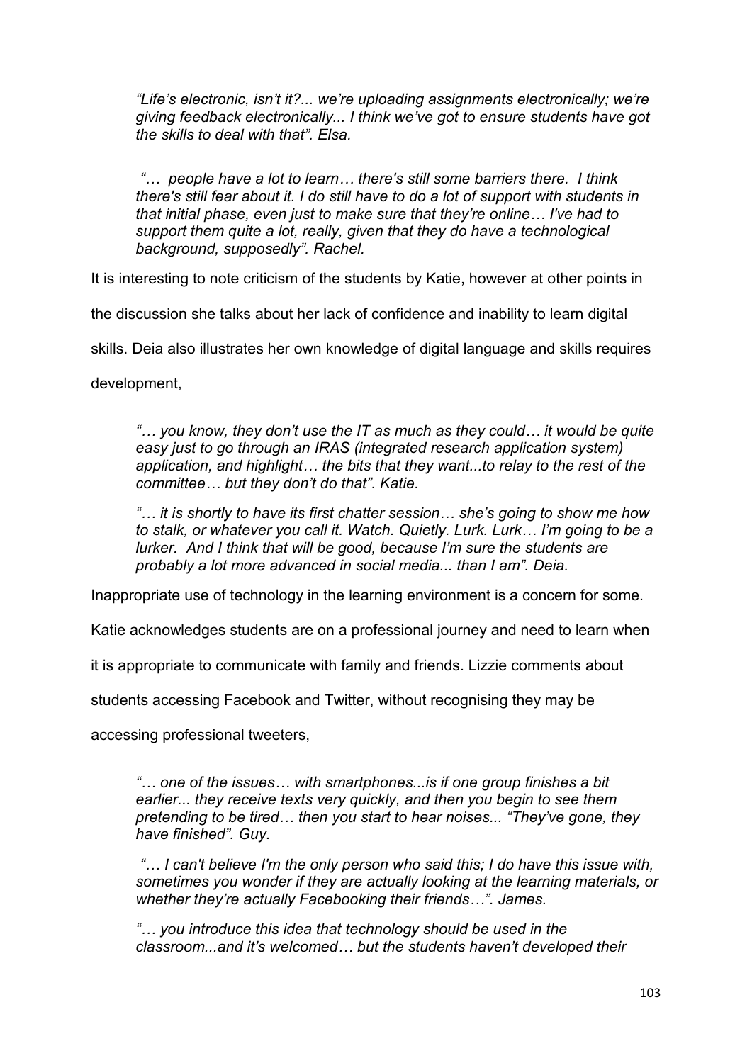*"Life's electronic, isn't it?... we're uploading assignments electronically; we're giving feedback electronically... I think we've got to ensure students have got the skills to deal with that". Elsa.*

*"… people have a lot to learn… there's still some barriers there. I think there's still fear about it. I do still have to do a lot of support with students in that initial phase, even just to make sure that they're online… I've had to support them quite a lot, really, given that they do have a technological background, supposedly". Rachel.*

It is interesting to note criticism of the students by Katie, however at other points in the discussion she talks about her lack of confidence and inability to learn digital skills. Deia also illustrates her own knowledge of digital language and skills requires development,

*"… you know, they don't use the IT as much as they could… it would be quite easy just to go through an IRAS (integrated research application system) application, and highlight… the bits that they want...to relay to the rest of the committee… but they don't do that". Katie.*

*"… it is shortly to have its first chatter session… she's going to show me how to stalk, or whatever you call it. Watch. Quietly. Lurk. Lurk… I'm going to be a lurker. And I think that will be good, because I'm sure the students are probably a lot more advanced in social media... than I am". Deia.*

Inappropriate use of technology in the learning environment is a concern for some. Katie acknowledges students are on a professional journey and need to learn when it is appropriate to communicate with family and friends. Lizzie comments about students accessing Facebook and Twitter, without recognising they may be accessing professional tweeters,

*"… one of the issues… with smartphones...is if one group finishes a bit earlier... they receive texts very quickly, and then you begin to see them pretending to be tired… then you start to hear noises... "They've gone, they have finished". Guy.*

*"… I can't believe I'm the only person who said this; I do have this issue with, sometimes you wonder if they are actually looking at the learning materials, or whether they're actually Facebooking their friends…". James.*

*"… you introduce this idea that technology should be used in the classroom...and it's welcomed… but the students haven't developed their*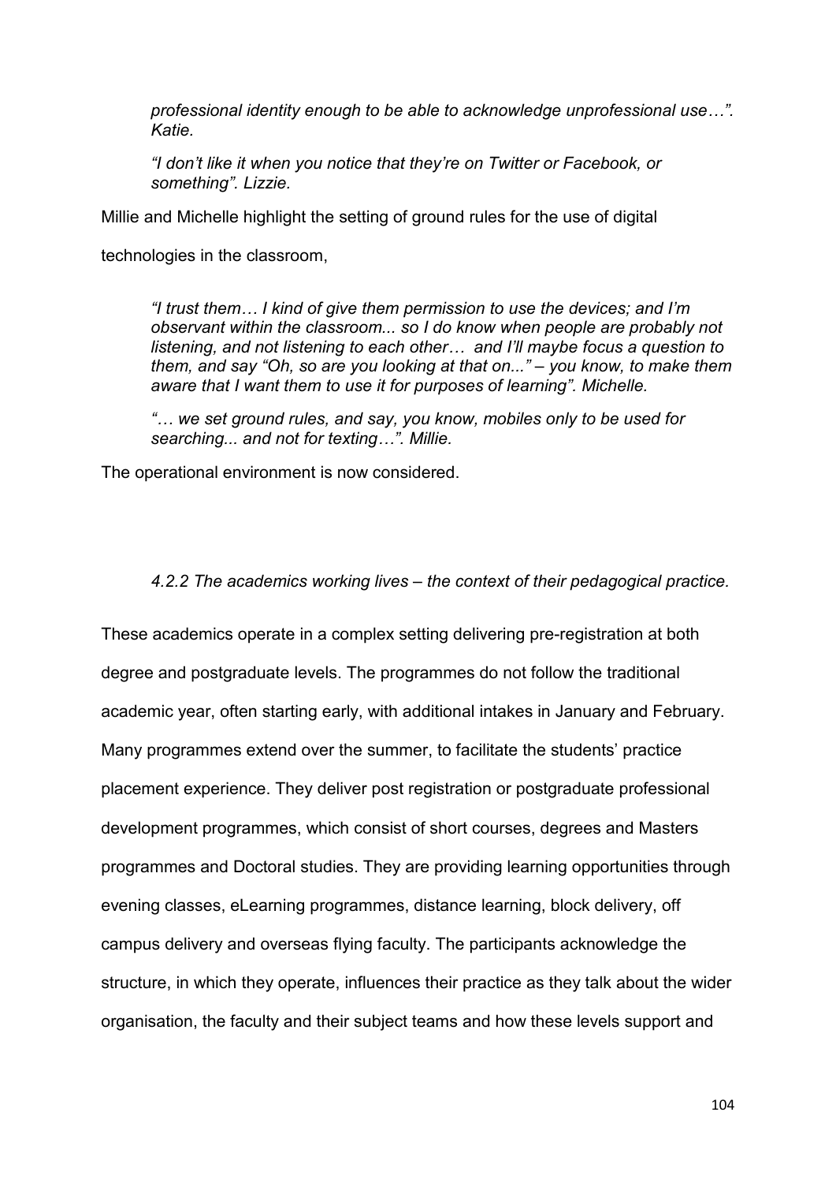*professional identity enough to be able to acknowledge unprofessional use…". Katie.*

*"I don't like it when you notice that they're on Twitter or Facebook, or something". Lizzie.*

Millie and Michelle highlight the setting of ground rules for the use of digital technologies in the classroom,

*"I trust them… I kind of give them permission to use the devices; and I'm observant within the classroom... so I do know when people are probably not listening, and not listening to each other… and I'll maybe focus a question to them, and say "Oh, so are you looking at that on..." – you know, to make them aware that I want them to use it for purposes of learning". Michelle.*

*"… we set ground rules, and say, you know, mobiles only to be used for searching... and not for texting…". Millie.*

The operational environment is now considered.

#### *4.2.2 The academics working lives – the context of their pedagogical practice.*

These academics operate in a complex setting delivering pre-registration at both degree and postgraduate levels. The programmes do not follow the traditional academic year, often starting early, with additional intakes in January and February. Many programmes extend over the summer, to facilitate the students' practice placement experience. They deliver post registration or postgraduate professional development programmes, which consist of short courses, degrees and Masters programmes and Doctoral studies. They are providing learning opportunities through evening classes, eLearning programmes, distance learning, block delivery, off campus delivery and overseas flying faculty. The participants acknowledge the structure, in which they operate, influences their practice as they talk about the wider organisation, the faculty and their subject teams and how these levels support and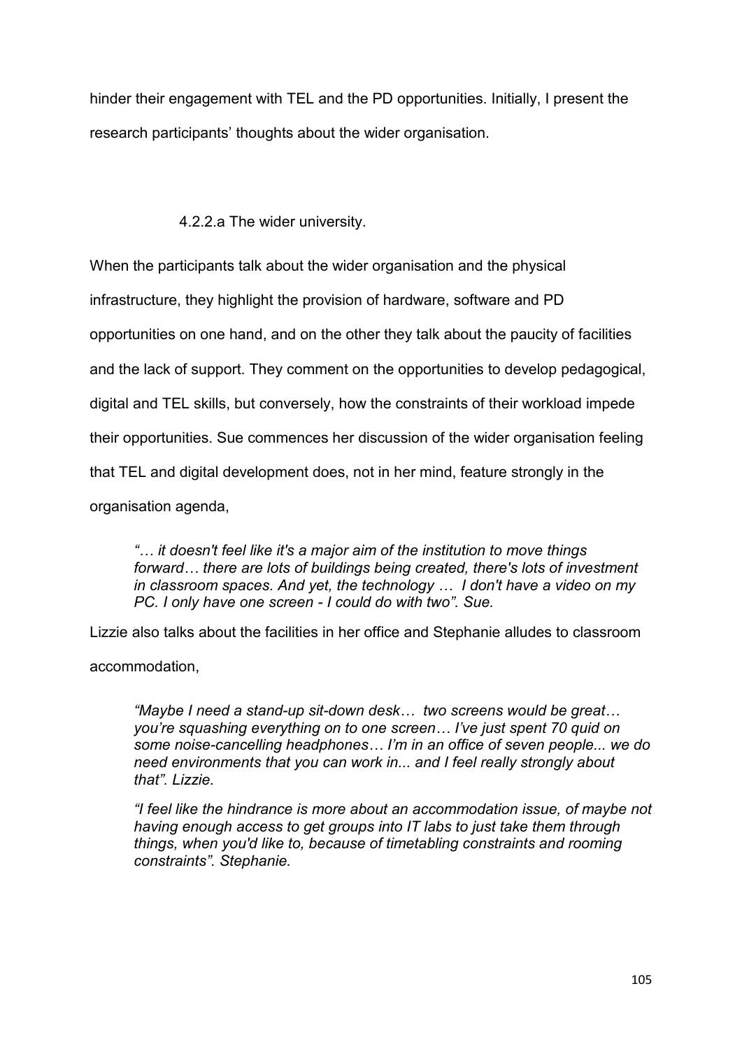hinder their engagement with TEL and the PD opportunities. Initially, I present the research participants' thoughts about the wider organisation.

#### 4.2.2.a The wider university.

When the participants talk about the wider organisation and the physical infrastructure, they highlight the provision of hardware, software and PD opportunities on one hand, and on the other they talk about the paucity of facilities and the lack of support. They comment on the opportunities to develop pedagogical, digital and TEL skills, but conversely, how the constraints of their workload impede their opportunities. Sue commences her discussion of the wider organisation feeling that TEL and digital development does, not in her mind, feature strongly in the organisation agenda,

> *"… it doesn't feel like it's a major aim of the institution to move things forward… there are lots of buildings being created, there's lots of investment in classroom spaces. And yet, the technology … I don't have a video on my PC. I only have one screen - I could do with two". Sue.*

Lizzie also talks about the facilities in her office and Stephanie alludes to classroom accommodation,

> *"Maybe I need a stand-up sit-down desk… two screens would be great… you're squashing everything on to one screen… I've just spent 70 quid on some noise-cancelling headphones… I'm in an office of seven people... we do need environments that you can work in... and I feel really strongly about that". Lizzie.*

> *"I feel like the hindrance is more about an accommodation issue, of maybe not having enough access to get groups into IT labs to just take them through things, when you'd like to, because of timetabling constraints and rooming constraints". Stephanie.*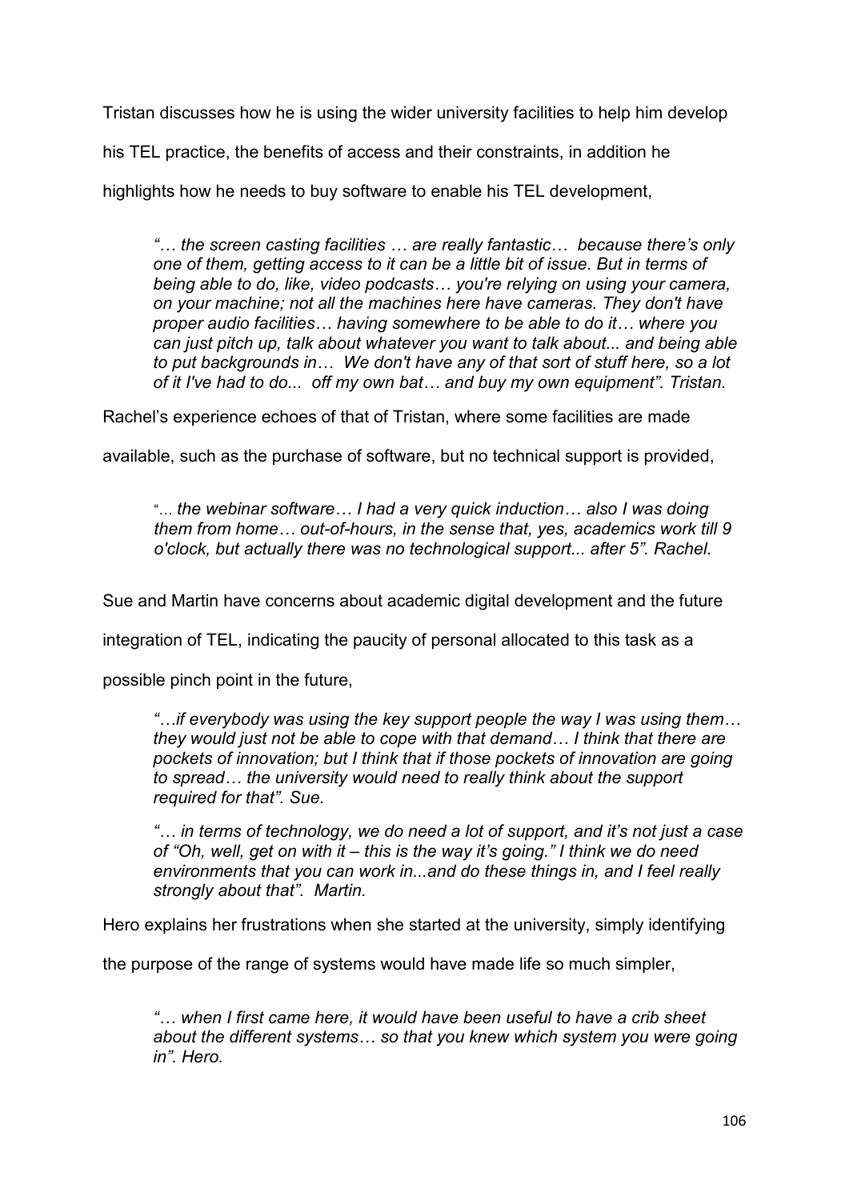Tristan discusses how he is using the wider university facilities to help him develop his TEL practice, the benefits of access and their constraints, in addition he highlights how he needs to buy software to enable his TEL development,

> *"… the screen casting facilities … are really fantastic… because there's only one of them, getting access to it can be a little bit of issue. But in terms of being able to do, like, video podcasts… you're relying on using your camera, on your machine; not all the machines here have cameras. They don't have proper audio facilities… having somewhere to be able to do it… where you can just pitch up, talk about whatever you want to talk about... and being able to put backgrounds in… We don't have any of that sort of stuff here, so a lot of it I've had to do... off my own bat… and buy my own equipment". Tristan.*

Rachel's experience echoes of that of Tristan, where some facilities are made available, such as the purchase of software, but no technical support is provided,

> "… *the webinar software… I had a very quick induction… also I was doing them from home… out-of-hours, in the sense that, yes, academics work till 9 o'clock, but actually there was no technological support... after 5". Rachel.*

Sue and Martin have concerns about academic digital development and the future integration of TEL, indicating the paucity of personal allocated to this task as a possible pinch point in the future,

> *"…if everybody was using the key support people the way I was using them… they would just not be able to cope with that demand… I think that there are pockets of innovation; but I think that if those pockets of innovation are going to spread… the university would need to really think about the support required for that". Sue.*

> *"… in terms of technology, we do need a lot of support, and it's not just a case of "Oh, well, get on with it – this is the way it's going." I think we do need environments that you can work in...and do these things in, and I feel really strongly about that". Martin.*

Hero explains her frustrations when she started at the university, simply identifying the purpose of the range of systems would have made life so much simpler,

> *"… when I first came here, it would have been useful to have a crib sheet about the different systems… so that you knew which system you were going in". Hero.*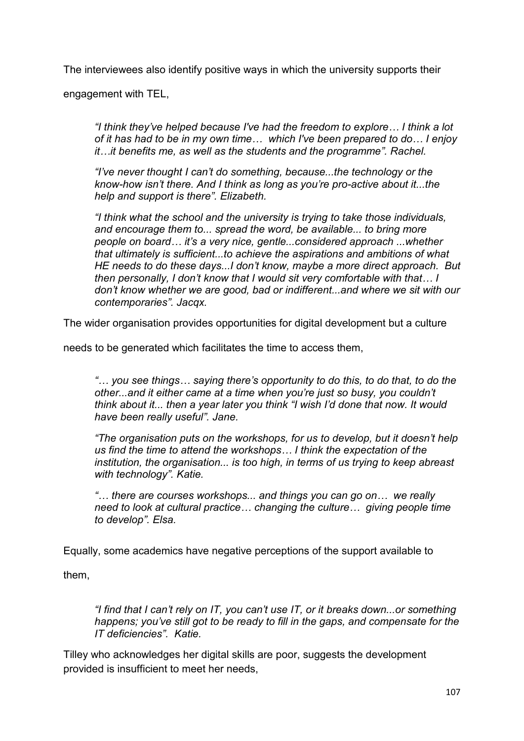The interviewees also identify positive ways in which the university supports their engagement with TEL,

> *"I think they've helped because I've had the freedom to explore… I think a lot of it has had to be in my own time… which I've been prepared to do… I enjoy it…it benefits me, as well as the students and the programme". Rachel.*

> *"I've never thought I can't do something, because...the technology or the know-how isn't there. And I think as long as you're pro-active about it...the help and support is there". Elizabeth.*

> *"I think what the school and the university is trying to take those individuals, and encourage them to... spread the word, be available... to bring more people on board… it's a very nice, gentle...considered approach ...whether that ultimately is sufficient...to achieve the aspirations and ambitions of what HE needs to do these days...I don't know, maybe a more direct approach. But then personally, I don't know that I would sit very comfortable with that… I don't know whether we are good, bad or indifferent...and where we sit with our contemporaries". Jacqx.*

The wider organisation provides opportunities for digital development but a culture needs to be generated which facilitates the time to access them,

> *"… you see things… saying there's opportunity to do this, to do that, to do the other...and it either came at a time when you're just so busy, you couldn't think about it... then a year later you think "I wish I'd done that now. It would have been really useful". Jane.*

> *"The organisation puts on the workshops, for us to develop, but it doesn't help us find the time to attend the workshops… I think the expectation of the institution, the organisation... is too high, in terms of us trying to keep abreast with technology". Katie.*

> *"… there are courses workshops... and things you can go on… we really need to look at cultural practice… changing the culture… giving people time to develop". Elsa.*

Equally, some academics have negative perceptions of the support available to them,

> *"I find that I can't rely on IT, you can't use IT, or it breaks down...or something happens; you've still got to be ready to fill in the gaps, and compensate for the IT deficiencies". Katie.*

Tilley who acknowledges her digital skills are poor, suggests the development provided is insufficient to meet her needs,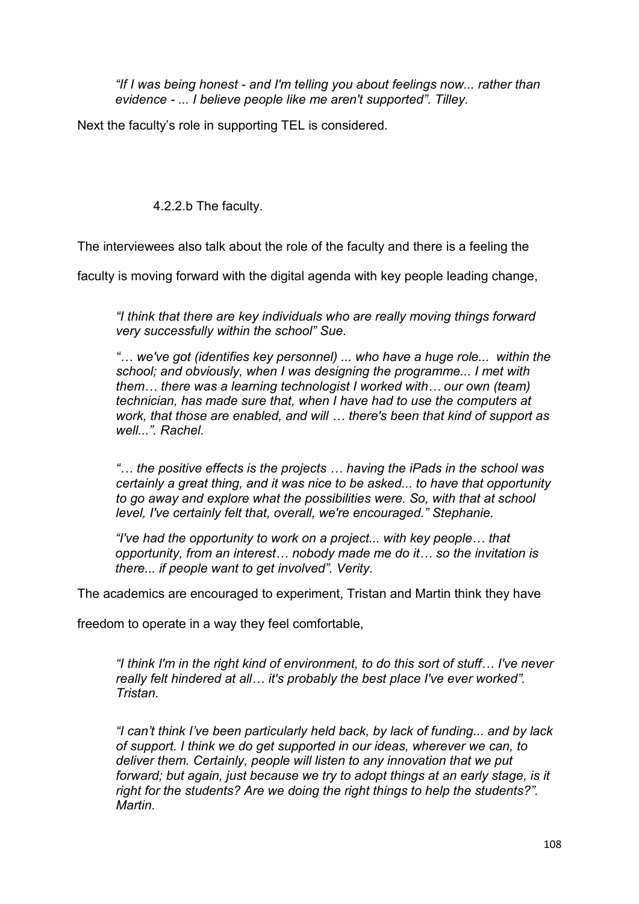> *"If I was being honest - and I'm telling you about feelings now... rather than evidence - ... I believe people like me aren't supported". Tilley.*

Next the faculty's role in supporting TEL is considered.

#### 4.2.2.b The faculty.

The interviewees also talk about the role of the faculty and there is a feeling the faculty is moving forward with the digital agenda with key people leading change,

> *"I think that there are key individuals who are really moving things forward very successfully within the school" Sue.*
>
> *"… we've got (identifies key personnel) ... who have a huge role... within the school; and obviously, when I was designing the programme... I met with them… there was a learning technologist I worked with… our own (team) technician, has made sure that, when I have had to use the computers at work, that those are enabled, and will … there's been that kind of support as well...". Rachel.*
>
> *"… the positive effects is the projects … having the iPads in the school was certainly a great thing, and it was nice to be asked... to have that opportunity to go away and explore what the possibilities were. So, with that at school level, I've certainly felt that, overall, we're encouraged." Stephanie.*
>
> *"I've had the opportunity to work on a project... with key people… that opportunity, from an interest… nobody made me do it… so the invitation is there... if people want to get involved". Verity.*

The academics are encouraged to experiment, Tristan and Martin think they have freedom to operate in a way they feel comfortable,

> *"I think I'm in the right kind of environment, to do this sort of stuff… I've never really felt hindered at all… it's probably the best place I've ever worked". Tristan.*
>
> *"I can't think I've been particularly held back, by lack of funding... and by lack of support. I think we do get supported in our ideas, wherever we can, to deliver them. Certainly, people will listen to any innovation that we put forward; but again, just because we try to adopt things at an early stage, is it right for the students? Are we doing the right things to help the students?". Martin.*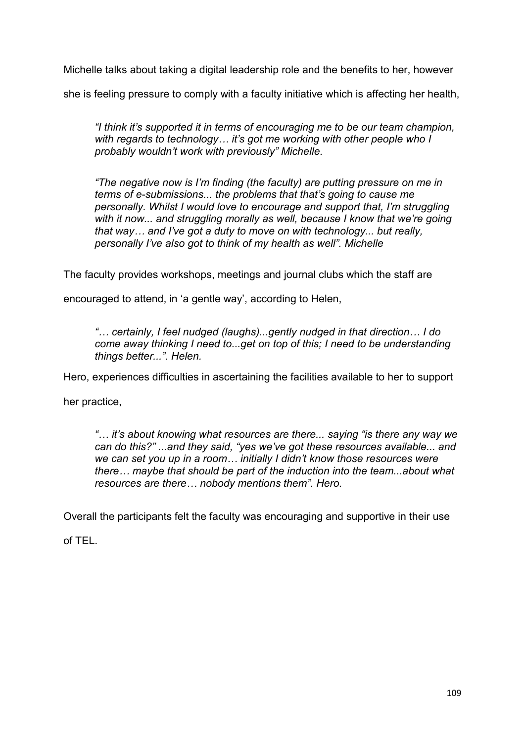Michelle talks about taking a digital leadership role and the benefits to her, however she is feeling pressure to comply with a faculty initiative which is affecting her health,

> *"I think it's supported it in terms of encouraging me to be our team champion, with regards to technology… it's got me working with other people who I probably wouldn't work with previously" Michelle.*

> *"The negative now is I'm finding (the faculty) are putting pressure on me in terms of e-submissions... the problems that that's going to cause me personally. Whilst I would love to encourage and support that, I'm struggling with it now... and struggling morally as well, because I know that we're going that way… and I've got a duty to move on with technology... but really, personally I've also got to think of my health as well". Michelle*

The faculty provides workshops, meetings and journal clubs which the staff are encouraged to attend, in 'a gentle way', according to Helen,

> *"… certainly, I feel nudged (laughs)...gently nudged in that direction… I do come away thinking I need to...get on top of this; I need to be understanding things better...". Helen.*

Hero, experiences difficulties in ascertaining the facilities available to her to support her practice,

> *"… it's about knowing what resources are there... saying "is there any way we can do this?" ...and they said, "yes we've got these resources available... and we can set you up in a room… initially I didn't know those resources were there… maybe that should be part of the induction into the team...about what resources are there… nobody mentions them". Hero.*

Overall the participants felt the faculty was encouraging and supportive in their use of TEL.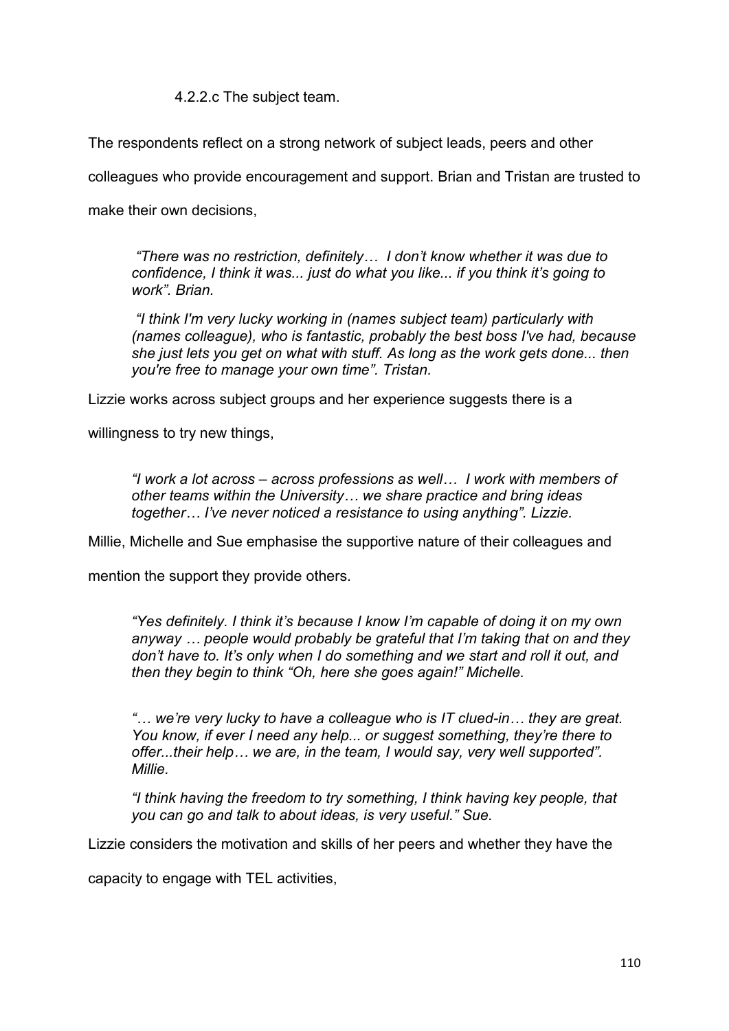#### 4.2.2.c The subject team.

The respondents reflect on a strong network of subject leads, peers and other colleagues who provide encouragement and support. Brian and Tristan are trusted to make their own decisions,

> *"There was no restriction, definitely… I don't know whether it was due to confidence, I think it was... just do what you like... if you think it's going to work". Brian.*
>
> *"I think I'm very lucky working in (names subject team) particularly with (names colleague), who is fantastic, probably the best boss I've had, because she just lets you get on what with stuff. As long as the work gets done... then you're free to manage your own time". Tristan.*

Lizzie works across subject groups and her experience suggests there is a willingness to try new things,

> *"I work a lot across – across professions as well… I work with members of other teams within the University… we share practice and bring ideas together… I've never noticed a resistance to using anything". Lizzie.*

Millie, Michelle and Sue emphasise the supportive nature of their colleagues and mention the support they provide others.

> *"Yes definitely. I think it's because I know I'm capable of doing it on my own anyway … people would probably be grateful that I'm taking that on and they don't have to. It's only when I do something and we start and roll it out, and then they begin to think "Oh, here she goes again!" Michelle.*
>
> *"… we're very lucky to have a colleague who is IT clued-in… they are great. You know, if ever I need any help... or suggest something, they're there to offer...their help… we are, in the team, I would say, very well supported". Millie.*
>
> *"I think having the freedom to try something, I think having key people, that you can go and talk to about ideas, is very useful." Sue.*

Lizzie considers the motivation and skills of her peers and whether they have the capacity to engage with TEL activities,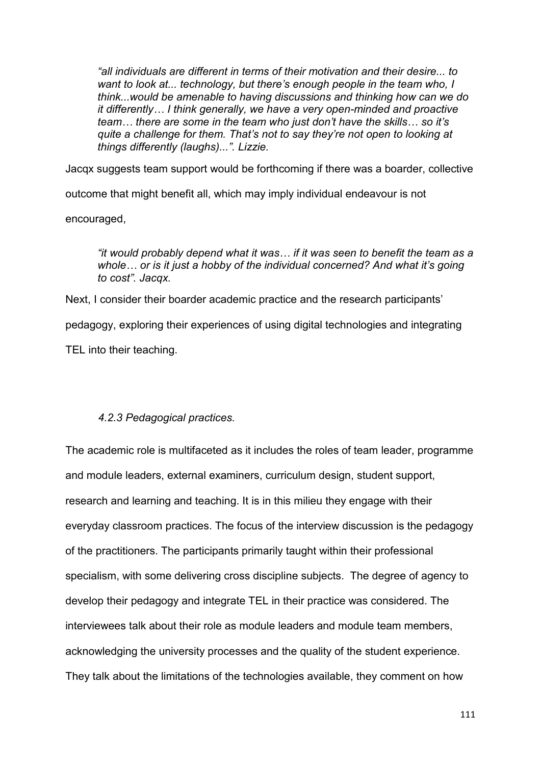> *"all individuals are different in terms of their motivation and their desire... to want to look at... technology, but there's enough people in the team who, I think...would be amenable to having discussions and thinking how can we do it differently… I think generally, we have a very open-minded and proactive team… there are some in the team who just don't have the skills… so it's quite a challenge for them. That's not to say they're not open to looking at things differently (laughs)...". Lizzie.*

Jacqx suggests team support would be forthcoming if there was a boarder, collective outcome that might benefit all, which may imply individual endeavour is not encouraged,

> *"it would probably depend what it was… if it was seen to benefit the team as a whole… or is it just a hobby of the individual concerned? And what it's going to cost". Jacqx.*

Next, I consider their boarder academic practice and the research participants' pedagogy, exploring their experiences of using digital technologies and integrating TEL into their teaching.

### *4.2.3 Pedagogical practices.*

The academic role is multifaceted as it includes the roles of team leader, programme and module leaders, external examiners, curriculum design, student support, research and learning and teaching. It is in this milieu they engage with their everyday classroom practices. The focus of the interview discussion is the pedagogy of the practitioners. The participants primarily taught within their professional specialism, with some delivering cross discipline subjects. The degree of agency to develop their pedagogy and integrate TEL in their practice was considered. The interviewees talk about their role as module leaders and module team members, acknowledging the university processes and the quality of the student experience. They talk about the limitations of the technologies available, they comment on how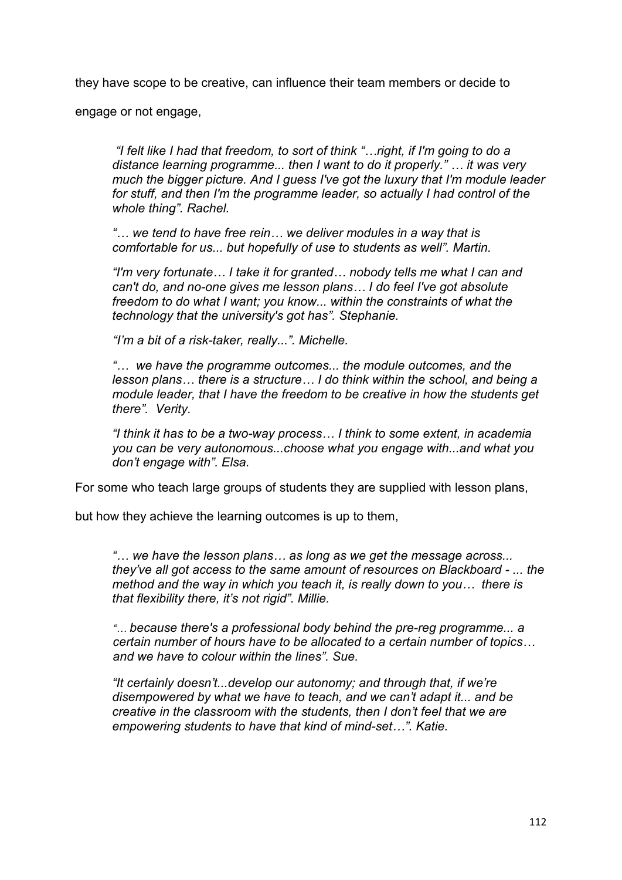they have scope to be creative, can influence their team members or decide to engage or not engage,

> *"I felt like I had that freedom, to sort of think "…right, if I'm going to do a distance learning programme... then I want to do it properly." … it was very much the bigger picture. And I guess I've got the luxury that I'm module leader for stuff, and then I'm the programme leader, so actually I had control of the whole thing". Rachel.*
>
> *"… we tend to have free rein… we deliver modules in a way that is comfortable for us... but hopefully of use to students as well". Martin.*
>
> *"I'm very fortunate… I take it for granted… nobody tells me what I can and can't do, and no-one gives me lesson plans… I do feel I've got absolute freedom to do what I want; you know... within the constraints of what the technology that the university's got has". Stephanie.*
>
> *"I'm a bit of a risk-taker, really...". Michelle.*
>
> *"… we have the programme outcomes... the module outcomes, and the lesson plans… there is a structure… I do think within the school, and being a module leader, that I have the freedom to be creative in how the students get there". Verity.*
>
> *"I think it has to be a two-way process… I think to some extent, in academia you can be very autonomous...choose what you engage with...and what you don't engage with". Elsa.*

For some who teach large groups of students they are supplied with lesson plans, but how they achieve the learning outcomes is up to them,

> *"… we have the lesson plans… as long as we get the message across... they've all got access to the same amount of resources on Blackboard - ... the method and the way in which you teach it, is really down to you… there is that flexibility there, it's not rigid". Millie.*
>
> *"… because there's a professional body behind the pre-reg programme... a certain number of hours have to be allocated to a certain number of topics… and we have to colour within the lines". Sue.*
>
> *"It certainly doesn't...develop our autonomy; and through that, if we're disempowered by what we have to teach, and we can't adapt it... and be creative in the classroom with the students, then I don't feel that we are empowering students to have that kind of mind-set…". Katie.*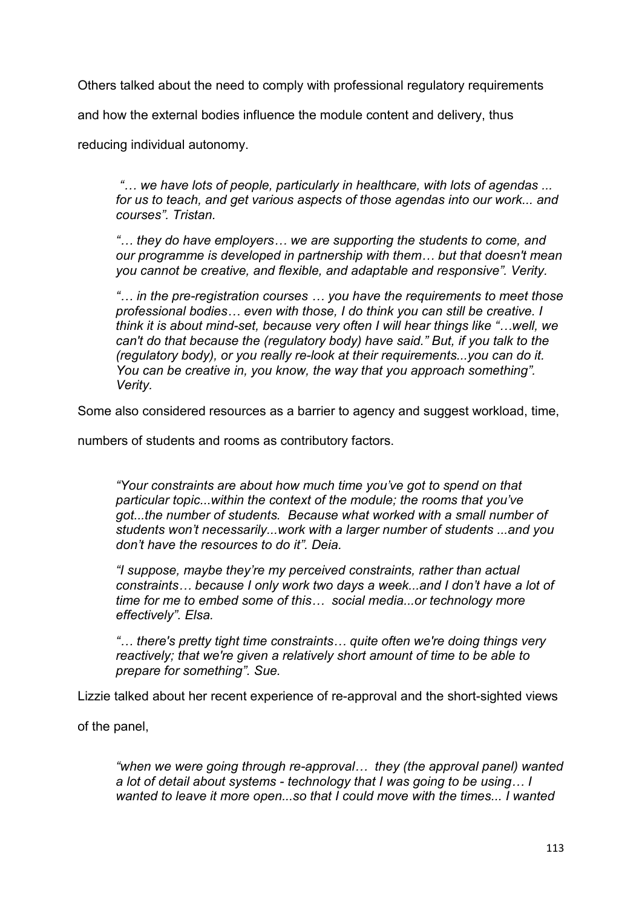Others talked about the need to comply with professional regulatory requirements and how the external bodies influence the module content and delivery, thus reducing individual autonomy.

> *"… we have lots of people, particularly in healthcare, with lots of agendas ... for us to teach, and get various aspects of those agendas into our work... and courses". Tristan.*
>
> *"… they do have employers… we are supporting the students to come, and our programme is developed in partnership with them… but that doesn't mean you cannot be creative, and flexible, and adaptable and responsive". Verity.*
>
> *"… in the pre-registration courses … you have the requirements to meet those professional bodies… even with those, I do think you can still be creative. I think it is about mind-set, because very often I will hear things like "…well, we can't do that because the (regulatory body) have said." But, if you talk to the (regulatory body), or you really re-look at their requirements...you can do it. You can be creative in, you know, the way that you approach something". Verity.*

Some also considered resources as a barrier to agency and suggest workload, time, numbers of students and rooms as contributory factors.

> *"Your constraints are about how much time you've got to spend on that particular topic...within the context of the module; the rooms that you've got...the number of students. Because what worked with a small number of students won't necessarily...work with a larger number of students ...and you don't have the resources to do it". Deia.*
>
> *"I suppose, maybe they're my perceived constraints, rather than actual constraints… because I only work two days a week...and I don't have a lot of time for me to embed some of this… social media...or technology more effectively". Elsa.*
>
> *"… there's pretty tight time constraints… quite often we're doing things very reactively; that we're given a relatively short amount of time to be able to prepare for something". Sue.*

Lizzie talked about her recent experience of re-approval and the short-sighted views of the panel,

> *"when we were going through re-approval… they (the approval panel) wanted a lot of detail about systems - technology that I was going to be using… I wanted to leave it more open...so that I could move with the times... I wanted*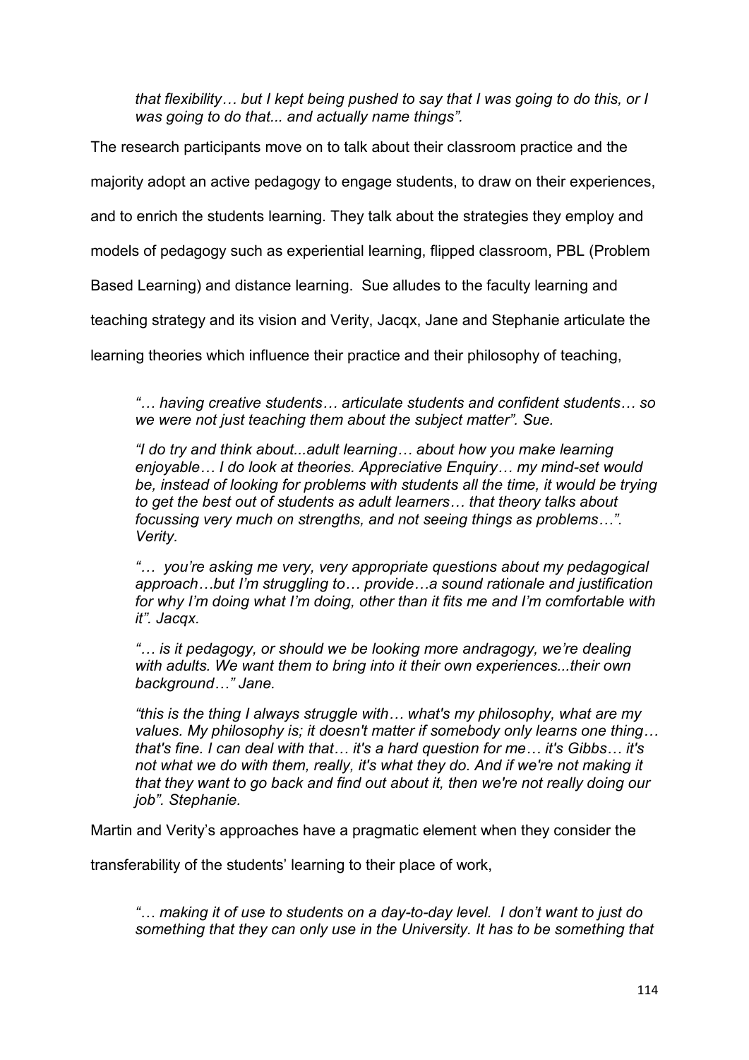*that flexibility… but I kept being pushed to say that I was going to do this, or I was going to do that... and actually name things".*

The research participants move on to talk about their classroom practice and the majority adopt an active pedagogy to engage students, to draw on their experiences, and to enrich the students learning. They talk about the strategies they employ and models of pedagogy such as experiential learning, flipped classroom, PBL (Problem Based Learning) and distance learning. Sue alludes to the faculty learning and teaching strategy and its vision and Verity, Jacqx, Jane and Stephanie articulate the learning theories which influence their practice and their philosophy of teaching,

> *"… having creative students… articulate students and confident students… so we were not just teaching them about the subject matter". Sue.*
>
> *"I do try and think about...adult learning… about how you make learning enjoyable… I do look at theories. Appreciative Enquiry… my mind-set would be, instead of looking for problems with students all the time, it would be trying to get the best out of students as adult learners… that theory talks about focussing very much on strengths, and not seeing things as problems…". Verity.*
>
> *"… you're asking me very, very appropriate questions about my pedagogical approach…but I'm struggling to… provide…a sound rationale and justification for why I'm doing what I'm doing, other than it fits me and I'm comfortable with it". Jacqx.*
>
> *"… is it pedagogy, or should we be looking more andragogy, we're dealing with adults. We want them to bring into it their own experiences...their own background…" Jane.*
>
> *"this is the thing I always struggle with… what's my philosophy, what are my values. My philosophy is; it doesn't matter if somebody only learns one thing… that's fine. I can deal with that… it's a hard question for me… it's Gibbs… it's not what we do with them, really, it's what they do. And if we're not making it that they want to go back and find out about it, then we're not really doing our job". Stephanie.*

Martin and Verity's approaches have a pragmatic element when they consider the transferability of the students' learning to their place of work,

> *"… making it of use to students on a day-to-day level. I don't want to just do something that they can only use in the University. It has to be something that*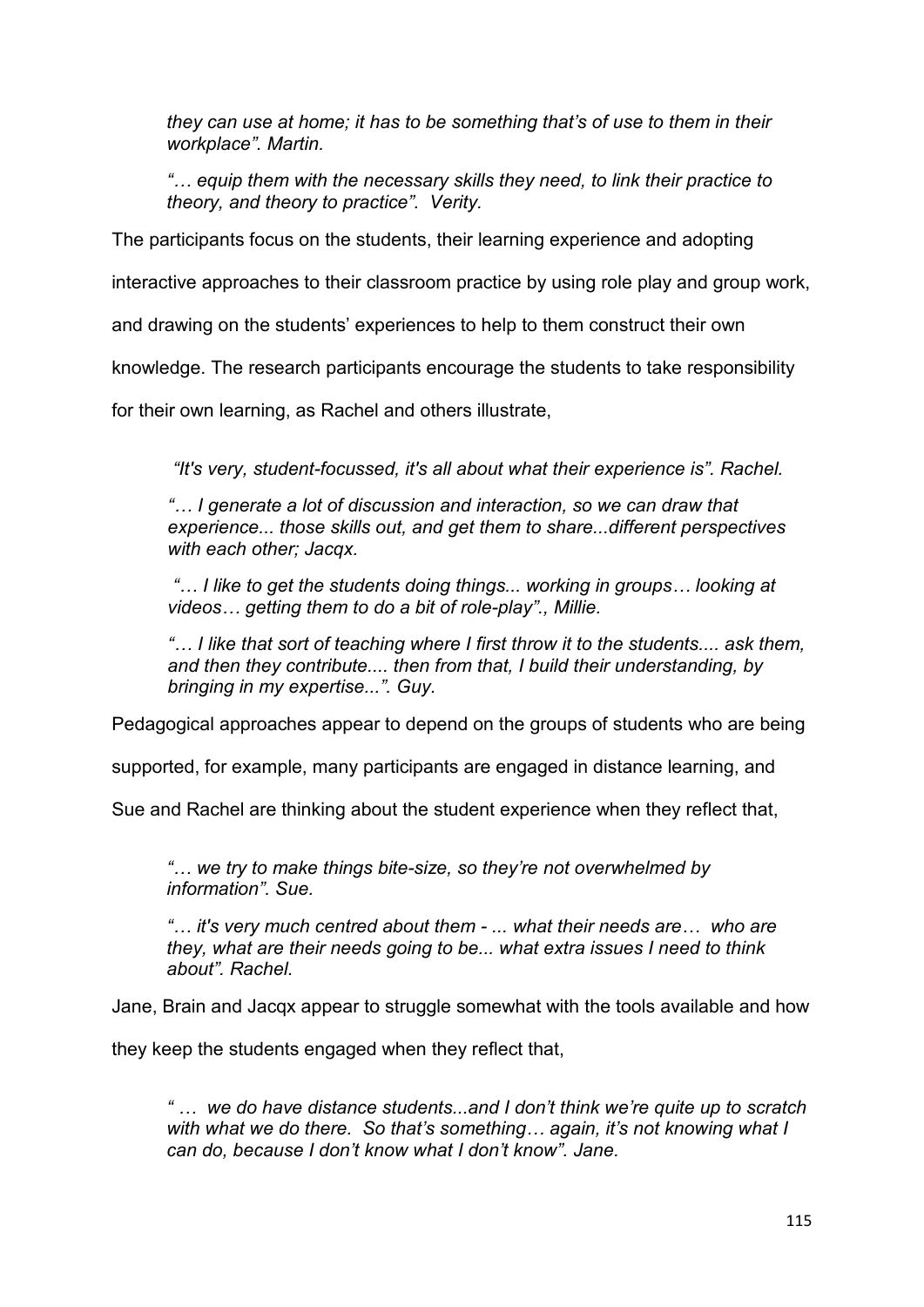*they can use at home; it has to be something that's of use to them in their workplace". Martin.*

*"… equip them with the necessary skills they need, to link their practice to theory, and theory to practice". Verity.*

The participants focus on the students, their learning experience and adopting interactive approaches to their classroom practice by using role play and group work, and drawing on the students' experiences to help to them construct their own knowledge. The research participants encourage the students to take responsibility for their own learning, as Rachel and others illustrate,

*"It's very, student-focussed, it's all about what their experience is". Rachel.*

*"… I generate a lot of discussion and interaction, so we can draw that experience... those skills out, and get them to share...different perspectives with each other; Jacqx.*

*"… I like to get the students doing things... working in groups… looking at videos… getting them to do a bit of role-play"., Millie.*

*"… I like that sort of teaching where I first throw it to the students.... ask them, and then they contribute.... then from that, I build their understanding, by bringing in my expertise...". Guy.*

Pedagogical approaches appear to depend on the groups of students who are being supported, for example, many participants are engaged in distance learning, and Sue and Rachel are thinking about the student experience when they reflect that,

*"… we try to make things bite-size, so they're not overwhelmed by information". Sue.*

*"… it's very much centred about them - ... what their needs are… who are they, what are their needs going to be... what extra issues I need to think about". Rachel.*

Jane, Brain and Jacqx appear to struggle somewhat with the tools available and how they keep the students engaged when they reflect that,

*" … we do have distance students...and I don't think we're quite up to scratch with what we do there. So that's something… again, it's not knowing what I can do, because I don't know what I don't know". Jane.*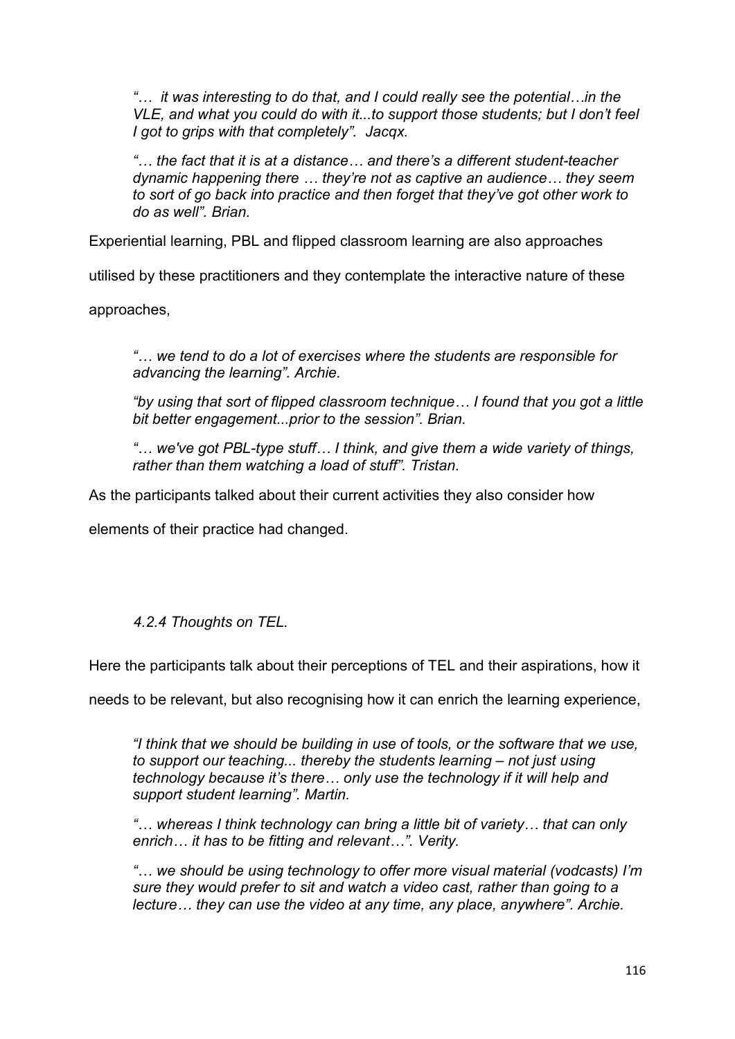*"… it was interesting to do that, and I could really see the potential…in the VLE, and what you could do with it...to support those students; but I don't feel I got to grips with that completely". Jacqx.*

*"… the fact that it is at a distance… and there's a different student-teacher dynamic happening there … they're not as captive an audience… they seem to sort of go back into practice and then forget that they've got other work to do as well". Brian.*

Experiential learning, PBL and flipped classroom learning are also approaches utilised by these practitioners and they contemplate the interactive nature of these approaches,

*"… we tend to do a lot of exercises where the students are responsible for advancing the learning". Archie.*

*"by using that sort of flipped classroom technique… I found that you got a little bit better engagement...prior to the session". Brian.*

*"… we've got PBL-type stuff… I think, and give them a wide variety of things, rather than them watching a load of stuff". Tristan.*

As the participants talked about their current activities they also consider how elements of their practice had changed.

### *4.2.4 Thoughts on TEL.*

Here the participants talk about their perceptions of TEL and their aspirations, how it needs to be relevant, but also recognising how it can enrich the learning experience,

*"I think that we should be building in use of tools, or the software that we use, to support our teaching... thereby the students learning – not just using technology because it's there… only use the technology if it will help and support student learning". Martin.*

*"… whereas I think technology can bring a little bit of variety… that can only enrich… it has to be fitting and relevant…". Verity.*

*"… we should be using technology to offer more visual material (vodcasts) I'm sure they would prefer to sit and watch a video cast, rather than going to a lecture… they can use the video at any time, any place, anywhere". Archie.*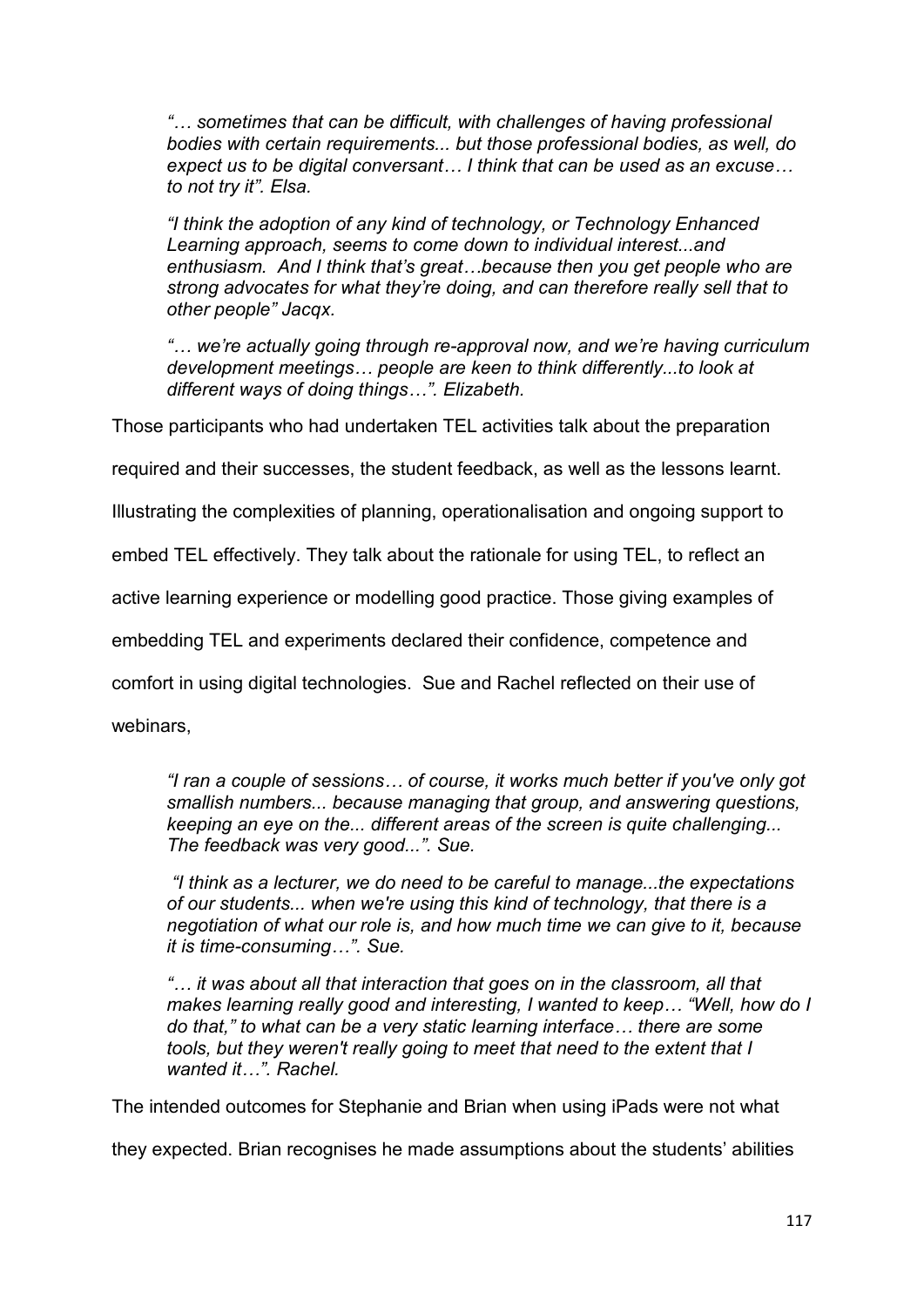*"… sometimes that can be difficult, with challenges of having professional bodies with certain requirements... but those professional bodies, as well, do expect us to be digital conversant… I think that can be used as an excuse… to not try it". Elsa.*

*"I think the adoption of any kind of technology, or Technology Enhanced Learning approach, seems to come down to individual interest...and enthusiasm. And I think that's great…because then you get people who are strong advocates for what they're doing, and can therefore really sell that to other people" Jacqx.*

*"… we're actually going through re-approval now, and we're having curriculum development meetings… people are keen to think differently...to look at different ways of doing things…". Elizabeth.*

Those participants who had undertaken TEL activities talk about the preparation required and their successes, the student feedback, as well as the lessons learnt. Illustrating the complexities of planning, operationalisation and ongoing support to embed TEL effectively. They talk about the rationale for using TEL, to reflect an active learning experience or modelling good practice. Those giving examples of embedding TEL and experiments declared their confidence, competence and comfort in using digital technologies. Sue and Rachel reflected on their use of webinars,

*"I ran a couple of sessions… of course, it works much better if you've only got smallish numbers... because managing that group, and answering questions, keeping an eye on the... different areas of the screen is quite challenging... The feedback was very good...". Sue.*

*"I think as a lecturer, we do need to be careful to manage...the expectations of our students... when we're using this kind of technology, that there is a negotiation of what our role is, and how much time we can give to it, because it is time-consuming…". Sue.*

*"… it was about all that interaction that goes on in the classroom, all that makes learning really good and interesting, I wanted to keep… "Well, how do I do that," to what can be a very static learning interface… there are some tools, but they weren't really going to meet that need to the extent that I wanted it…". Rachel.*

The intended outcomes for Stephanie and Brian when using iPads were not what they expected. Brian recognises he made assumptions about the students' abilities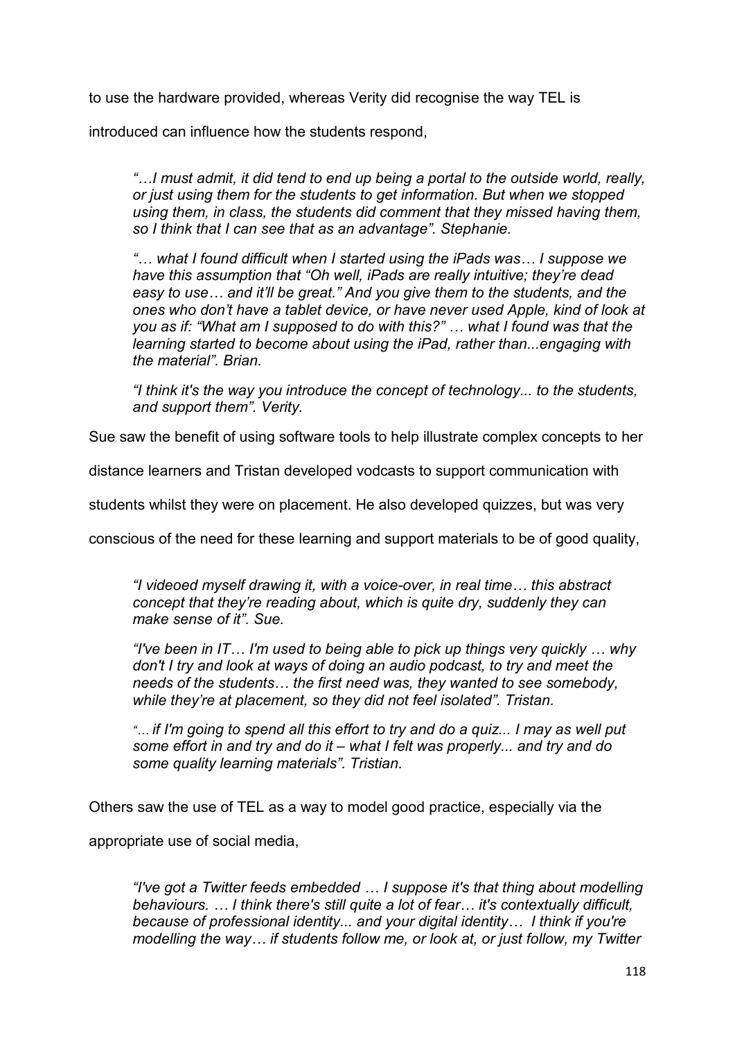to use the hardware provided, whereas Verity did recognise the way TEL is introduced can influence how the students respond,

> *"…I must admit, it did tend to end up being a portal to the outside world, really, or just using them for the students to get information. But when we stopped using them, in class, the students did comment that they missed having them, so I think that I can see that as an advantage". Stephanie.*
>
> *"… what I found difficult when I started using the iPads was… I suppose we have this assumption that "Oh well, iPads are really intuitive; they're dead easy to use… and it'll be great." And you give them to the students, and the ones who don't have a tablet device, or have never used Apple, kind of look at you as if: "What am I supposed to do with this?" … what I found was that the learning started to become about using the iPad, rather than...engaging with the material". Brian.*
>
> *"I think it's the way you introduce the concept of technology... to the students, and support them". Verity.*

Sue saw the benefit of using software tools to help illustrate complex concepts to her distance learners and Tristan developed vodcasts to support communication with students whilst they were on placement. He also developed quizzes, but was very conscious of the need for these learning and support materials to be of good quality,

> *"I videoed myself drawing it, with a voice-over, in real time… this abstract concept that they're reading about, which is quite dry, suddenly they can make sense of it". Sue.*
>
> *"I've been in IT… I'm used to being able to pick up things very quickly … why don't I try and look at ways of doing an audio podcast, to try and meet the needs of the students… the first need was, they wanted to see somebody, while they're at placement, so they did not feel isolated". Tristan.*
>
> *"… if I'm going to spend all this effort to try and do a quiz... I may as well put some effort in and try and do it – what I felt was properly... and try and do some quality learning materials". Tristian.*

Others saw the use of TEL as a way to model good practice, especially via the appropriate use of social media,

> *"I've got a Twitter feeds embedded … I suppose it's that thing about modelling behaviours. … I think there's still quite a lot of fear… it's contextually difficult, because of professional identity... and your digital identity… I think if you're modelling the way… if students follow me, or look at, or just follow, my Twitter*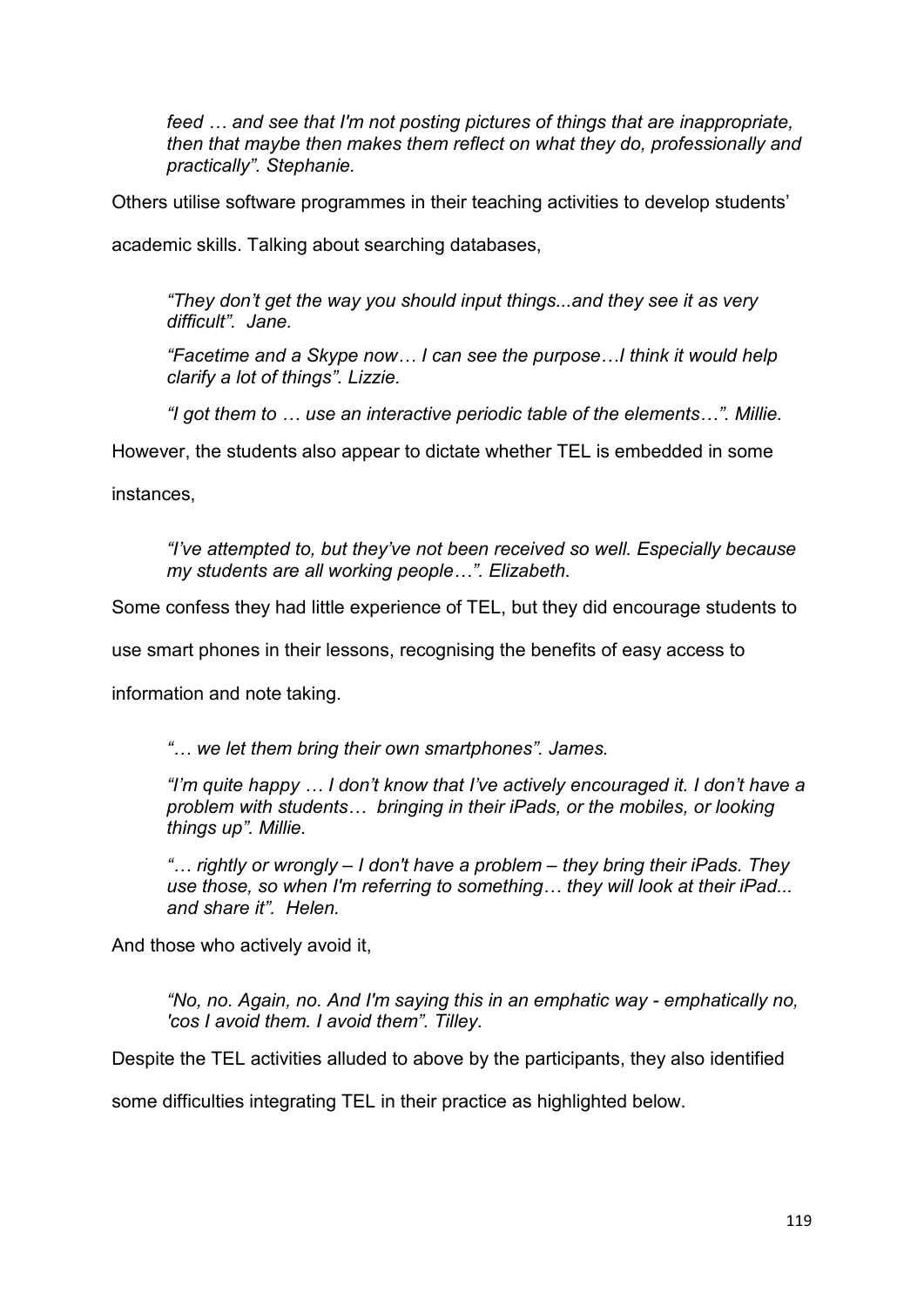*feed … and see that I'm not posting pictures of things that are inappropriate, then that maybe then makes them reflect on what they do, professionally and practically". Stephanie.*

Others utilise software programmes in their teaching activities to develop students' academic skills. Talking about searching databases,

> *"They don't get the way you should input things...and they see it as very difficult". Jane.*
>
> *"Facetime and a Skype now… I can see the purpose…I think it would help clarify a lot of things". Lizzie.*
>
> *"I got them to … use an interactive periodic table of the elements…". Millie.*

However, the students also appear to dictate whether TEL is embedded in some instances,

> *"I've attempted to, but they've not been received so well. Especially because my students are all working people…". Elizabeth.*

Some confess they had little experience of TEL, but they did encourage students to use smart phones in their lessons, recognising the benefits of easy access to information and note taking.

> *"… we let them bring their own smartphones". James.*
>
> *"I'm quite happy … I don't know that I've actively encouraged it. I don't have a problem with students… bringing in their iPads, or the mobiles, or looking things up". Millie.*
>
> *"… rightly or wrongly – I don't have a problem – they bring their iPads. They use those, so when I'm referring to something… they will look at their iPad... and share it". Helen.*

And those who actively avoid it,

> *"No, no. Again, no. And I'm saying this in an emphatic way - emphatically no, 'cos I avoid them. I avoid them". Tilley.*

Despite the TEL activities alluded to above by the participants, they also identified some difficulties integrating TEL in their practice as highlighted below.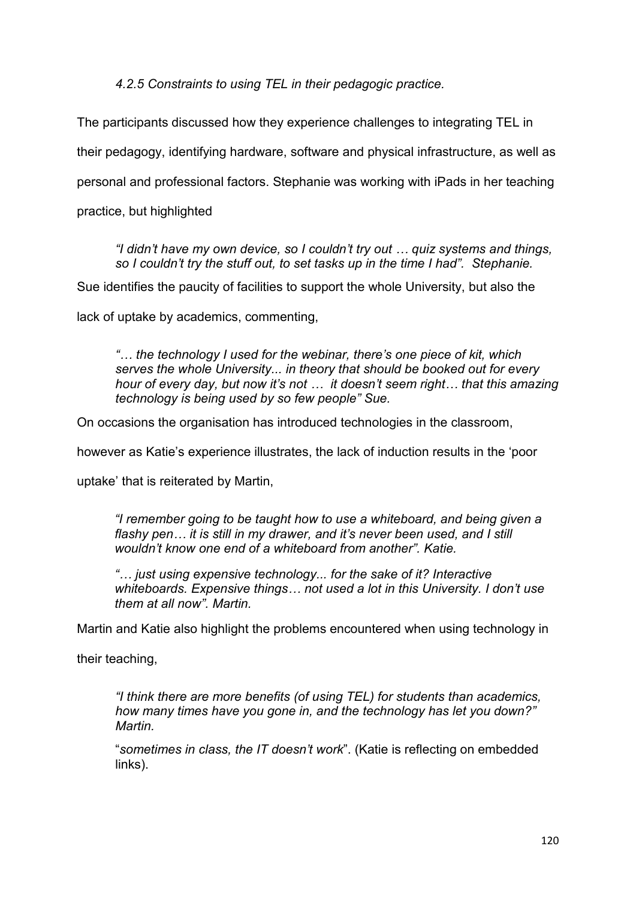#### *4.2.5 Constraints to using TEL in their pedagogic practice.*

The participants discussed how they experience challenges to integrating TEL in their pedagogy, identifying hardware, software and physical infrastructure, as well as personal and professional factors. Stephanie was working with iPads in her teaching practice, but highlighted

> *"I didn't have my own device, so I couldn't try out … quiz systems and things, so I couldn't try the stuff out, to set tasks up in the time I had". Stephanie.*

Sue identifies the paucity of facilities to support the whole University, but also the lack of uptake by academics, commenting,

> *"… the technology I used for the webinar, there's one piece of kit, which serves the whole University... in theory that should be booked out for every hour of every day, but now it's not … it doesn't seem right… that this amazing technology is being used by so few people" Sue.*

On occasions the organisation has introduced technologies in the classroom, however as Katie's experience illustrates, the lack of induction results in the 'poor uptake' that is reiterated by Martin,

> *"I remember going to be taught how to use a whiteboard, and being given a flashy pen… it is still in my drawer, and it's never been used, and I still wouldn't know one end of a whiteboard from another". Katie.*
>
> *"… just using expensive technology... for the sake of it? Interactive whiteboards. Expensive things… not used a lot in this University. I don't use them at all now". Martin.*

Martin and Katie also highlight the problems encountered when using technology in their teaching,

> *"I think there are more benefits (of using TEL) for students than academics, how many times have you gone in, and the technology has let you down?" Martin.*
>
> "*sometimes in class, the IT doesn't work*". (Katie is reflecting on embedded links).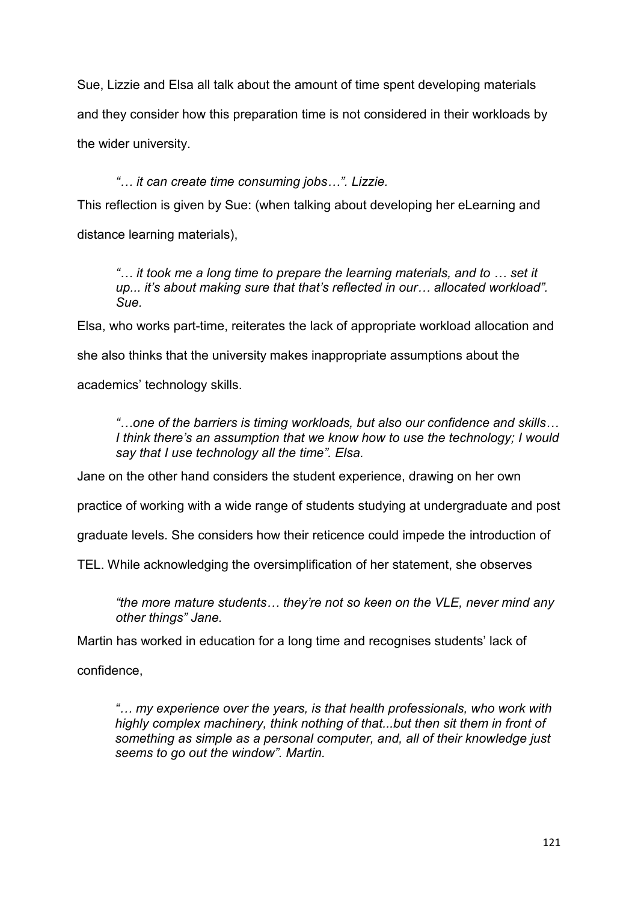Sue, Lizzie and Elsa all talk about the amount of time spent developing materials and they consider how this preparation time is not considered in their workloads by the wider university.

> *"… it can create time consuming jobs…". Lizzie.*

This reflection is given by Sue: (when talking about developing her eLearning and distance learning materials),

> *"… it took me a long time to prepare the learning materials, and to … set it up... it's about making sure that that's reflected in our… allocated workload". Sue.*

Elsa, who works part-time, reiterates the lack of appropriate workload allocation and she also thinks that the university makes inappropriate assumptions about the academics' technology skills.

> *"…one of the barriers is timing workloads, but also our confidence and skills… I think there's an assumption that we know how to use the technology; I would say that I use technology all the time". Elsa.*

Jane on the other hand considers the student experience, drawing on her own practice of working with a wide range of students studying at undergraduate and post graduate levels. She considers how their reticence could impede the introduction of TEL. While acknowledging the oversimplification of her statement, she observes

> *"the more mature students… they're not so keen on the VLE, never mind any other things" Jane.*

Martin has worked in education for a long time and recognises students' lack of confidence,

> *"… my experience over the years, is that health professionals, who work with highly complex machinery, think nothing of that...but then sit them in front of something as simple as a personal computer, and, all of their knowledge just seems to go out the window". Martin.*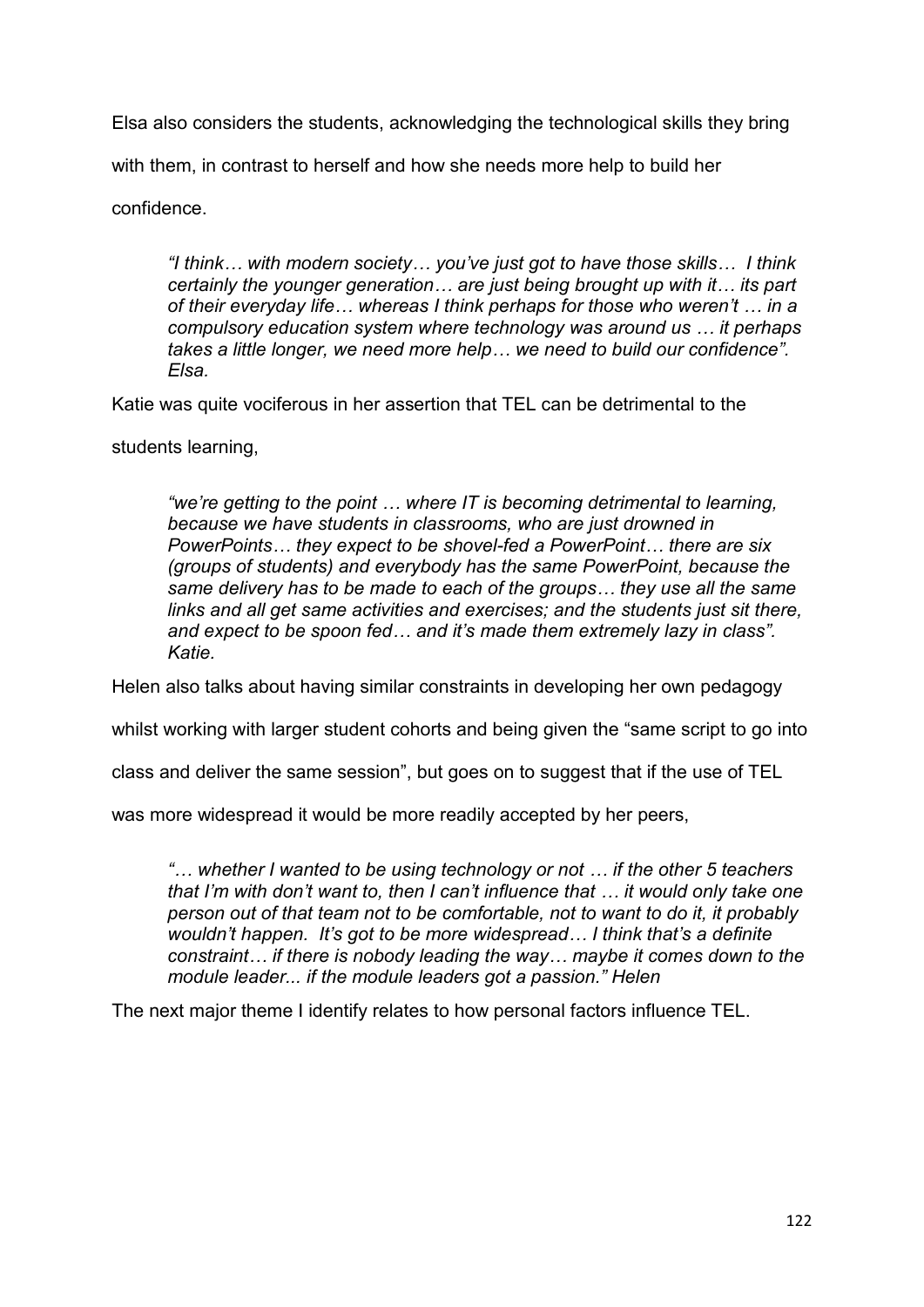Elsa also considers the students, acknowledging the technological skills they bring with them, in contrast to herself and how she needs more help to build her confidence.

> *"I think… with modern society… you've just got to have those skills… I think certainly the younger generation… are just being brought up with it… its part of their everyday life… whereas I think perhaps for those who weren't … in a compulsory education system where technology was around us … it perhaps takes a little longer, we need more help… we need to build our confidence". Elsa.*

Katie was quite vociferous in her assertion that TEL can be detrimental to the students learning,

> *"we're getting to the point … where IT is becoming detrimental to learning, because we have students in classrooms, who are just drowned in PowerPoints… they expect to be shovel-fed a PowerPoint… there are six (groups of students) and everybody has the same PowerPoint, because the same delivery has to be made to each of the groups… they use all the same links and all get same activities and exercises; and the students just sit there, and expect to be spoon fed… and it's made them extremely lazy in class". Katie.*

Helen also talks about having similar constraints in developing her own pedagogy whilst working with larger student cohorts and being given the "same script to go into class and deliver the same session", but goes on to suggest that if the use of TEL was more widespread it would be more readily accepted by her peers,

> *"… whether I wanted to be using technology or not … if the other 5 teachers that I'm with don't want to, then I can't influence that … it would only take one person out of that team not to be comfortable, not to want to do it, it probably wouldn't happen. It's got to be more widespread… I think that's a definite constraint… if there is nobody leading the way… maybe it comes down to the module leader... if the module leaders got a passion." Helen*

The next major theme I identify relates to how personal factors influence TEL.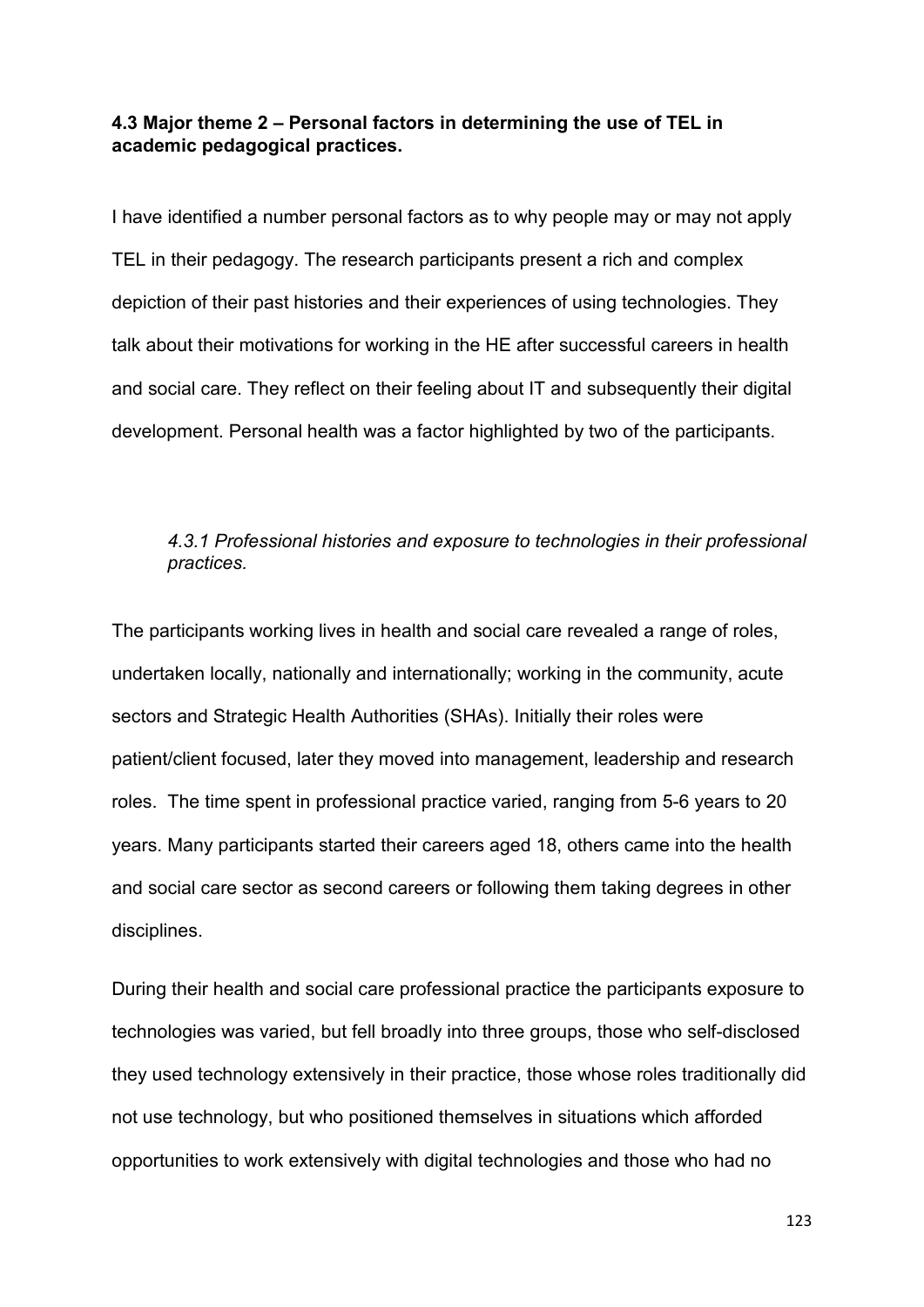### 4.3 Major theme 2 – Personal factors in determining the use of TEL in academic pedagogical practices.

I have identified a number personal factors as to why people may or may not apply TEL in their pedagogy. The research participants present a rich and complex depiction of their past histories and their experiences of using technologies. They talk about their motivations for working in the HE after successful careers in health and social care. They reflect on their feeling about IT and subsequently their digital development. Personal health was a factor highlighted by two of the participants.

#### *4.3.1 Professional histories and exposure to technologies in their professional practices.*

The participants working lives in health and social care revealed a range of roles, undertaken locally, nationally and internationally; working in the community, acute sectors and Strategic Health Authorities (SHAs). Initially their roles were patient/client focused, later they moved into management, leadership and research roles. The time spent in professional practice varied, ranging from 5-6 years to 20 years. Many participants started their careers aged 18, others came into the health and social care sector as second careers or following them taking degrees in other disciplines.

During their health and social care professional practice the participants exposure to technologies was varied, but fell broadly into three groups, those who self-disclosed they used technology extensively in their practice, those whose roles traditionally did not use technology, but who positioned themselves in situations which afforded opportunities to work extensively with digital technologies and those who had no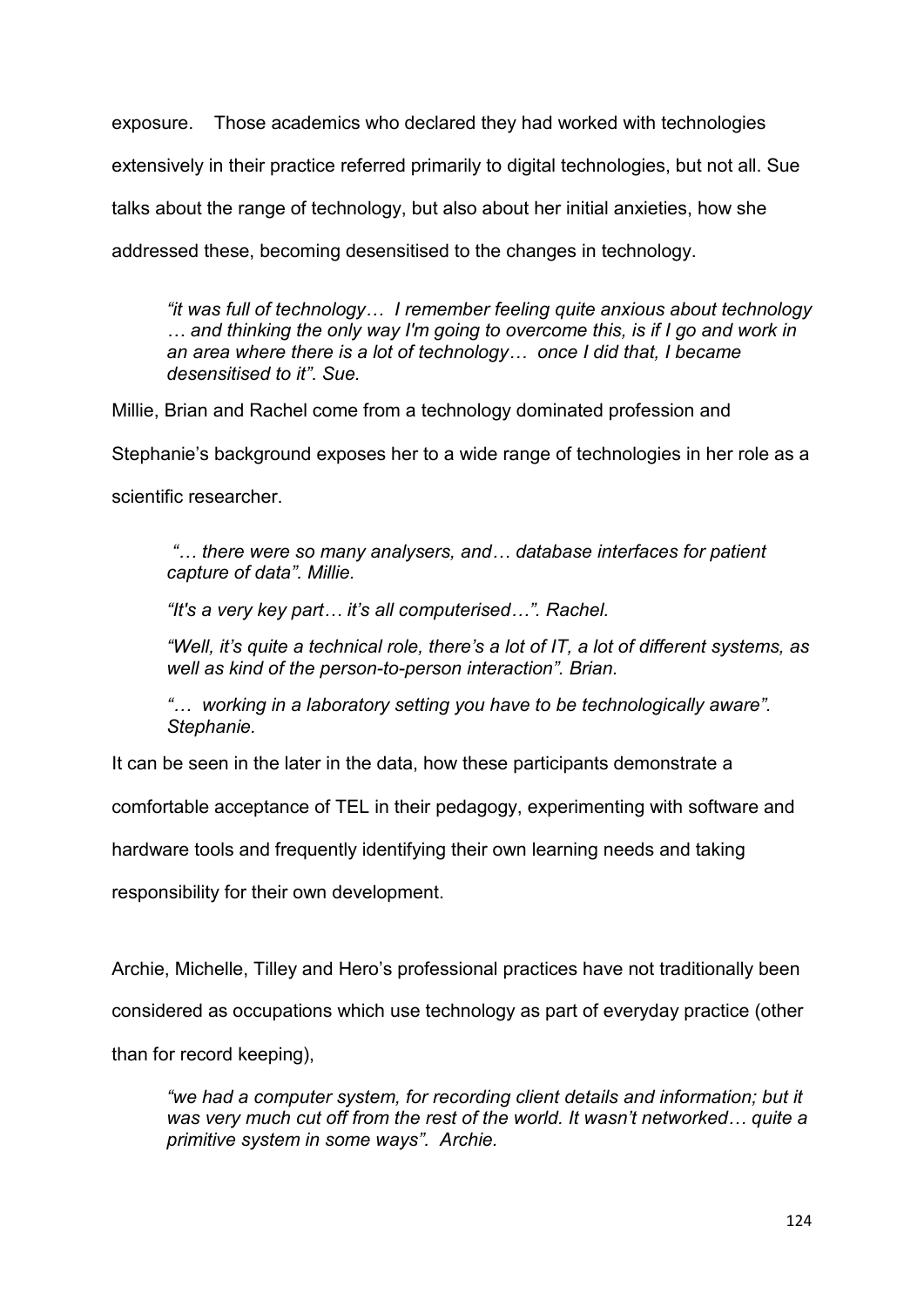exposure. Those academics who declared they had worked with technologies extensively in their practice referred primarily to digital technologies, but not all. Sue talks about the range of technology, but also about her initial anxieties, how she addressed these, becoming desensitised to the changes in technology.

> *"it was full of technology… I remember feeling quite anxious about technology … and thinking the only way I'm going to overcome this, is if I go and work in an area where there is a lot of technology… once I did that, I became desensitised to it". Sue.*

Millie, Brian and Rachel come from a technology dominated profession and Stephanie's background exposes her to a wide range of technologies in her role as a scientific researcher.

> *"… there were so many analysers, and… database interfaces for patient capture of data". Millie.*
>
> *"It's a very key part… it's all computerised…". Rachel.*
>
> *"Well, it's quite a technical role, there's a lot of IT, a lot of different systems, as well as kind of the person-to-person interaction". Brian.*
>
> *"… working in a laboratory setting you have to be technologically aware". Stephanie.*

It can be seen in the later in the data, how these participants demonstrate a comfortable acceptance of TEL in their pedagogy, experimenting with software and hardware tools and frequently identifying their own learning needs and taking responsibility for their own development.

Archie, Michelle, Tilley and Hero's professional practices have not traditionally been considered as occupations which use technology as part of everyday practice (other than for record keeping),

> *"we had a computer system, for recording client details and information; but it was very much cut off from the rest of the world. It wasn't networked… quite a primitive system in some ways". Archie.*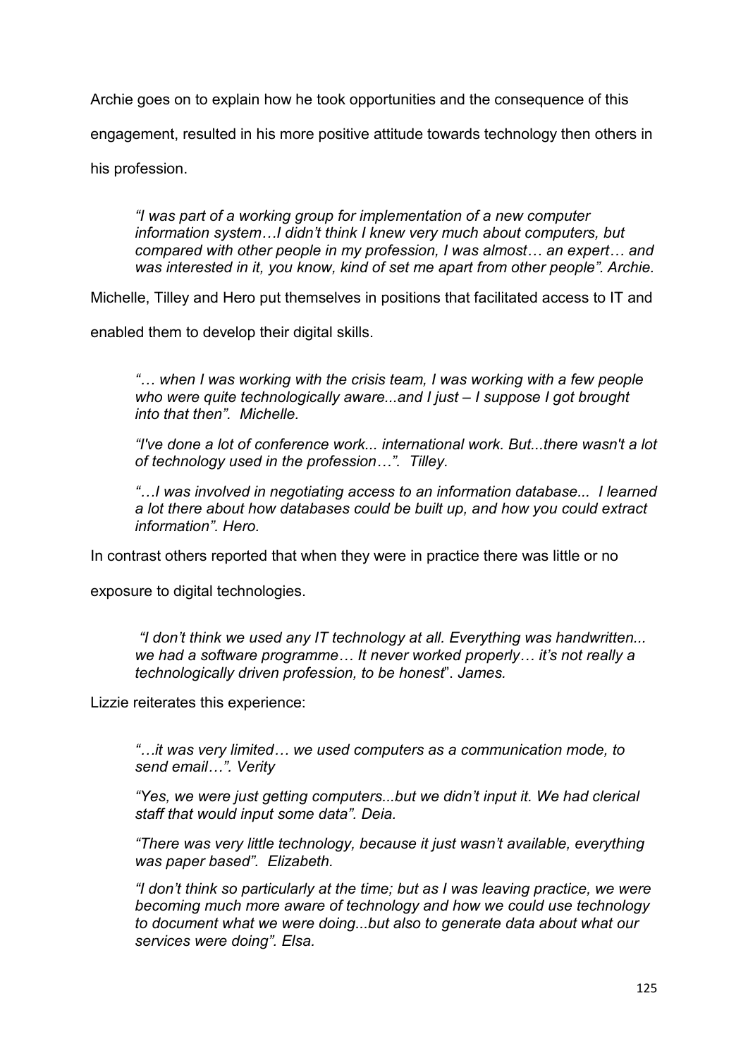Archie goes on to explain how he took opportunities and the consequence of this engagement, resulted in his more positive attitude towards technology then others in his profession.

> *"I was part of a working group for implementation of a new computer information system…I didn't think I knew very much about computers, but compared with other people in my profession, I was almost… an expert… and was interested in it, you know, kind of set me apart from other people". Archie.*

Michelle, Tilley and Hero put themselves in positions that facilitated access to IT and enabled them to develop their digital skills.

> *"… when I was working with the crisis team, I was working with a few people who were quite technologically aware...and I just – I suppose I got brought into that then". Michelle.*
>
> *"I've done a lot of conference work... international work. But...there wasn't a lot of technology used in the profession…". Tilley.*
>
> *"…I was involved in negotiating access to an information database... I learned a lot there about how databases could be built up, and how you could extract information". Hero.*

In contrast others reported that when they were in practice there was little or no exposure to digital technologies.

> *"I don't think we used any IT technology at all. Everything was handwritten... we had a software programme… It never worked properly… it's not really a technologically driven profession, to be honest*". *James.*

Lizzie reiterates this experience:

> *"…it was very limited… we used computers as a communication mode, to send email…". Verity*
>
> *"Yes, we were just getting computers...but we didn't input it. We had clerical staff that would input some data". Deia.*
>
> *"There was very little technology, because it just wasn't available, everything was paper based". Elizabeth.*
>
> *"I don't think so particularly at the time; but as I was leaving practice, we were becoming much more aware of technology and how we could use technology to document what we were doing...but also to generate data about what our services were doing". Elsa.*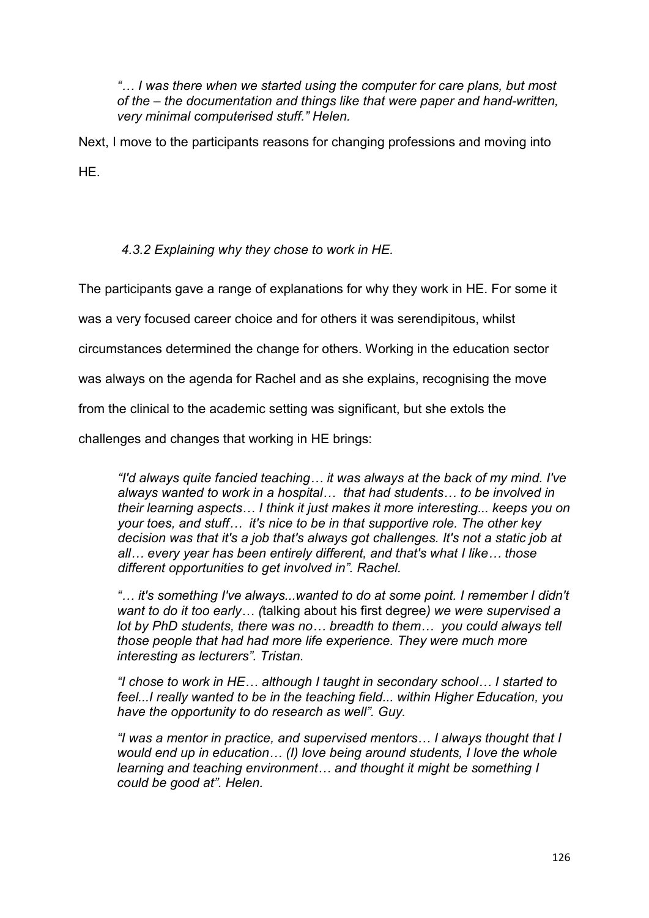*"… I was there when we started using the computer for care plans, but most of the – the documentation and things like that were paper and hand-written, very minimal computerised stuff." Helen.*

Next, I move to the participants reasons for changing professions and moving into HE.

### *4.3.2 Explaining why they chose to work in HE.*

The participants gave a range of explanations for why they work in HE. For some it was a very focused career choice and for others it was serendipitous, whilst circumstances determined the change for others. Working in the education sector was always on the agenda for Rachel and as she explains, recognising the move from the clinical to the academic setting was significant, but she extols the challenges and changes that working in HE brings:

> *"I'd always quite fancied teaching… it was always at the back of my mind. I've always wanted to work in a hospital… that had students… to be involved in their learning aspects… I think it just makes it more interesting... keeps you on your toes, and stuff… it's nice to be in that supportive role. The other key decision was that it's a job that's always got challenges. It's not a static job at all… every year has been entirely different, and that's what I like… those different opportunities to get involved in". Rachel.*
>
> *"… it's something I've always...wanted to do at some point. I remember I didn't want to do it too early… (*talking about his first degree*) we were supervised a lot by PhD students, there was no… breadth to them… you could always tell those people that had had more life experience. They were much more interesting as lecturers". Tristan.*
>
> *"I chose to work in HE… although I taught in secondary school… I started to feel...I really wanted to be in the teaching field... within Higher Education, you have the opportunity to do research as well". Guy.*
>
> *"I was a mentor in practice, and supervised mentors… I always thought that I would end up in education… (I) love being around students, I love the whole learning and teaching environment… and thought it might be something I could be good at". Helen.*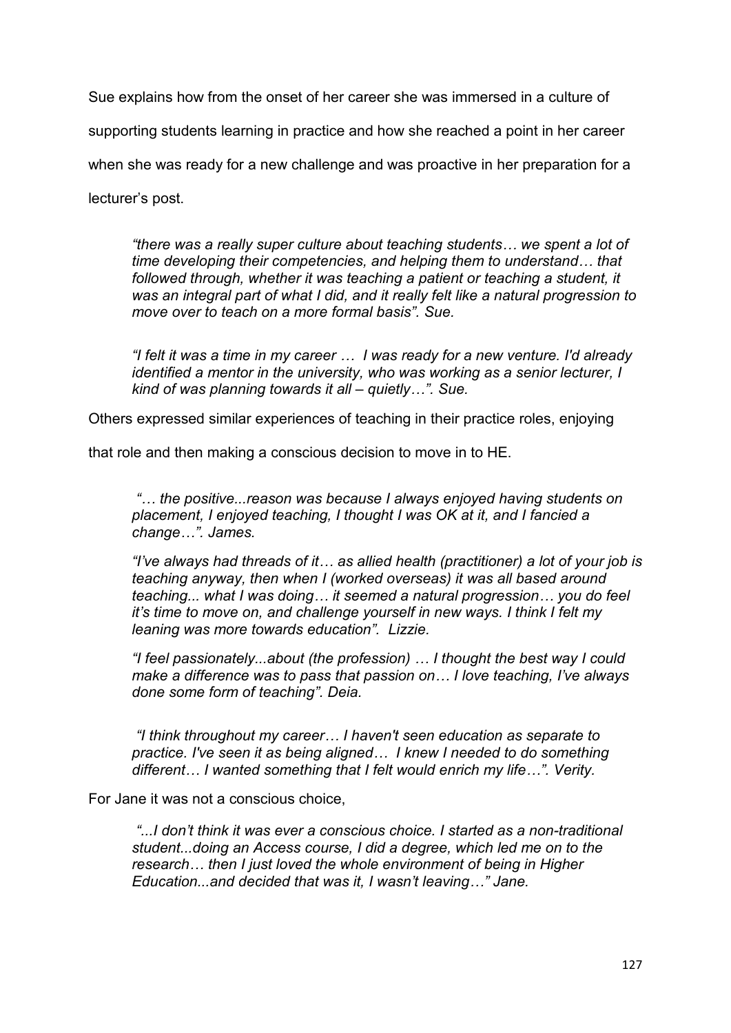Sue explains how from the onset of her career she was immersed in a culture of supporting students learning in practice and how she reached a point in her career when she was ready for a new challenge and was proactive in her preparation for a lecturer's post.

> *"there was a really super culture about teaching students… we spent a lot of time developing their competencies, and helping them to understand… that followed through, whether it was teaching a patient or teaching a student, it was an integral part of what I did, and it really felt like a natural progression to move over to teach on a more formal basis". Sue.*

> *"I felt it was a time in my career … I was ready for a new venture. I'd already identified a mentor in the university, who was working as a senior lecturer, I kind of was planning towards it all – quietly…". Sue.*

Others expressed similar experiences of teaching in their practice roles, enjoying that role and then making a conscious decision to move in to HE.

> *"… the positive...reason was because I always enjoyed having students on placement, I enjoyed teaching, I thought I was OK at it, and I fancied a change…". James.*

> *"I've always had threads of it… as allied health (practitioner) a lot of your job is teaching anyway, then when I (worked overseas) it was all based around teaching... what I was doing… it seemed a natural progression… you do feel it's time to move on, and challenge yourself in new ways. I think I felt my leaning was more towards education". Lizzie.*

> *"I feel passionately...about (the profession) … I thought the best way I could make a difference was to pass that passion on… I love teaching, I've always done some form of teaching". Deia.*

> *"I think throughout my career… I haven't seen education as separate to practice. I've seen it as being aligned… I knew I needed to do something different… I wanted something that I felt would enrich my life…". Verity.*

For Jane it was not a conscious choice,

> *"...I don't think it was ever a conscious choice. I started as a non-traditional student...doing an Access course, I did a degree, which led me on to the research… then I just loved the whole environment of being in Higher Education...and decided that was it, I wasn't leaving…" Jane.*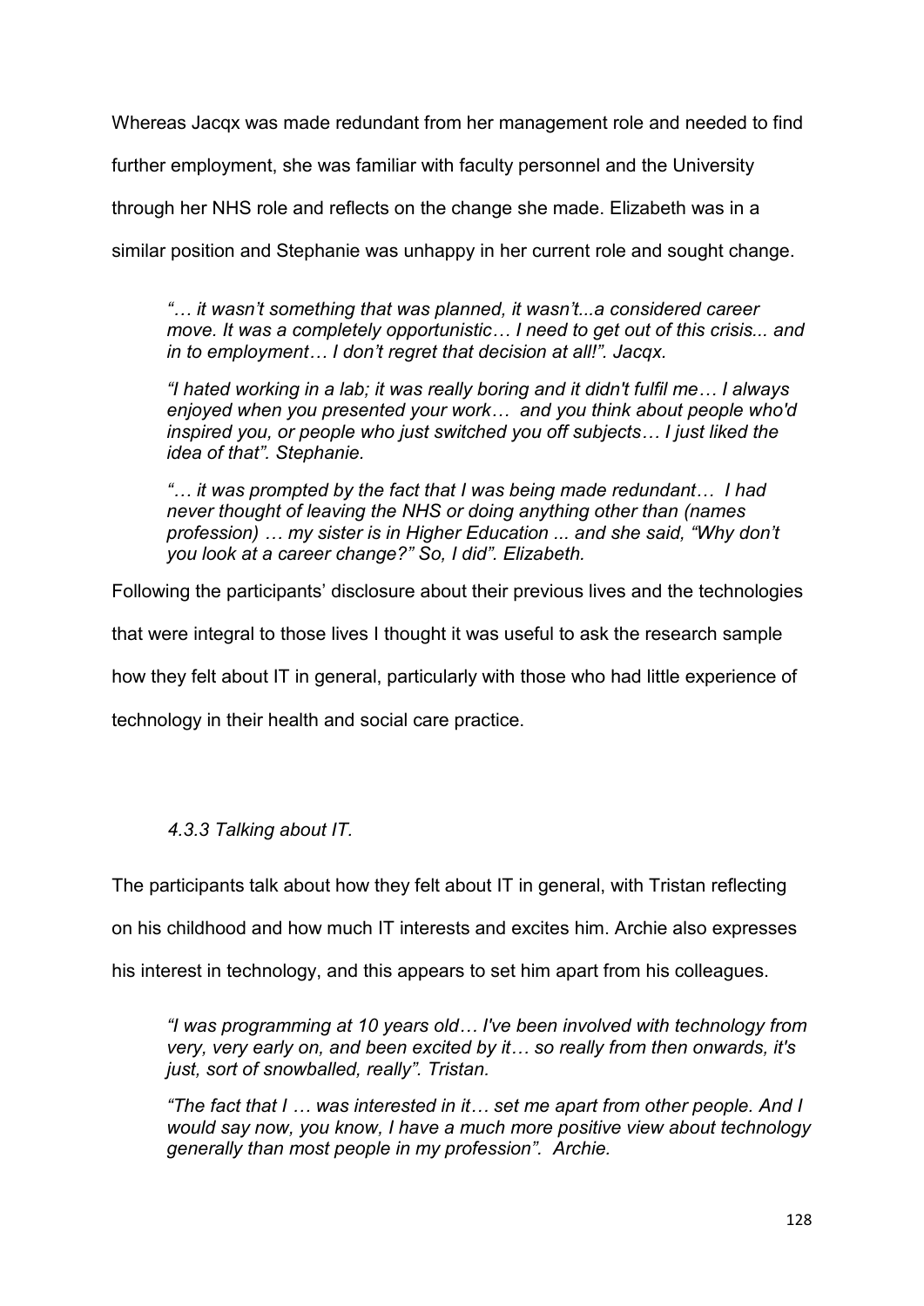Whereas Jacqx was made redundant from her management role and needed to find further employment, she was familiar with faculty personnel and the University through her NHS role and reflects on the change she made. Elizabeth was in a similar position and Stephanie was unhappy in her current role and sought change.

> *"… it wasn't something that was planned, it wasn't...a considered career move. It was a completely opportunistic… I need to get out of this crisis... and in to employment… I don't regret that decision at all!". Jacqx.*
>
> *"I hated working in a lab; it was really boring and it didn't fulfil me… I always enjoyed when you presented your work… and you think about people who'd inspired you, or people who just switched you off subjects… I just liked the idea of that". Stephanie.*
>
> *"… it was prompted by the fact that I was being made redundant… I had never thought of leaving the NHS or doing anything other than (names profession) … my sister is in Higher Education ... and she said, "Why don't you look at a career change?" So, I did". Elizabeth.*

Following the participants' disclosure about their previous lives and the technologies that were integral to those lives I thought it was useful to ask the research sample how they felt about IT in general, particularly with those who had little experience of technology in their health and social care practice.

#### *4.3.3 Talking about IT.*

The participants talk about how they felt about IT in general, with Tristan reflecting on his childhood and how much IT interests and excites him. Archie also expresses his interest in technology, and this appears to set him apart from his colleagues.

> *"I was programming at 10 years old… I've been involved with technology from very, very early on, and been excited by it… so really from then onwards, it's just, sort of snowballed, really". Tristan.*
>
> *"The fact that I … was interested in it… set me apart from other people. And I would say now, you know, I have a much more positive view about technology generally than most people in my profession". Archie.*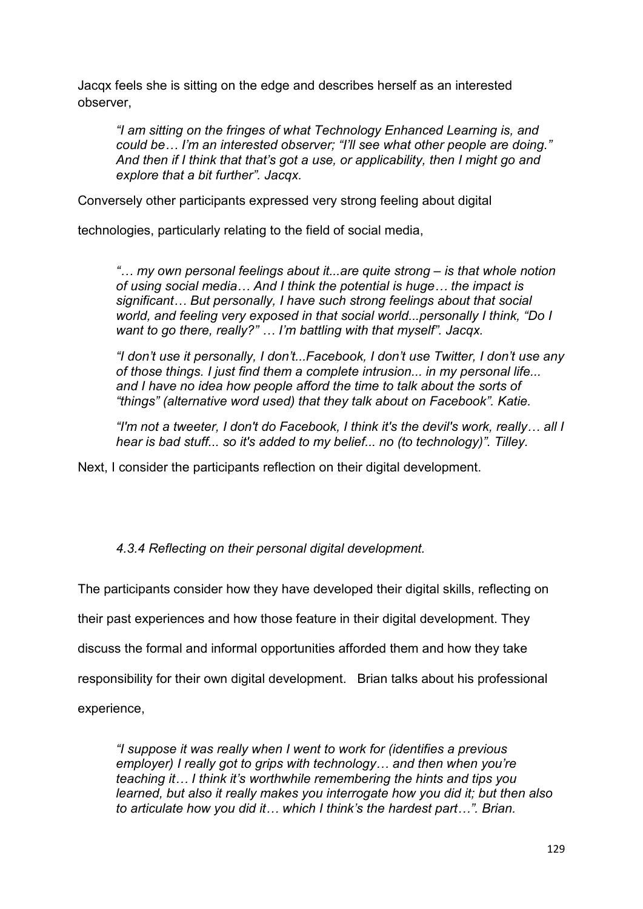Jacqx feels she is sitting on the edge and describes herself as an interested observer,

> *"I am sitting on the fringes of what Technology Enhanced Learning is, and could be… I'm an interested observer; "I'll see what other people are doing." And then if I think that that's got a use, or applicability, then I might go and explore that a bit further". Jacqx.*

Conversely other participants expressed very strong feeling about digital technologies, particularly relating to the field of social media,

> *"… my own personal feelings about it...are quite strong – is that whole notion of using social media… And I think the potential is huge… the impact is significant… But personally, I have such strong feelings about that social world, and feeling very exposed in that social world...personally I think, "Do I want to go there, really?" … I'm battling with that myself". Jacqx.*
>
> *"I don't use it personally, I don't...Facebook, I don't use Twitter, I don't use any of those things. I just find them a complete intrusion... in my personal life... and I have no idea how people afford the time to talk about the sorts of "things" (alternative word used) that they talk about on Facebook". Katie.*
>
> *"I'm not a tweeter, I don't do Facebook, I think it's the devil's work, really… all I hear is bad stuff... so it's added to my belief... no (to technology)". Tilley.*

Next, I consider the participants reflection on their digital development.

### *4.3.4 Reflecting on their personal digital development.*

The participants consider how they have developed their digital skills, reflecting on their past experiences and how those feature in their digital development. They discuss the formal and informal opportunities afforded them and how they take responsibility for their own digital development. Brian talks about his professional experience,

> *"I suppose it was really when I went to work for (identifies a previous employer) I really got to grips with technology… and then when you're teaching it… I think it's worthwhile remembering the hints and tips you learned, but also it really makes you interrogate how you did it; but then also to articulate how you did it… which I think's the hardest part…". Brian.*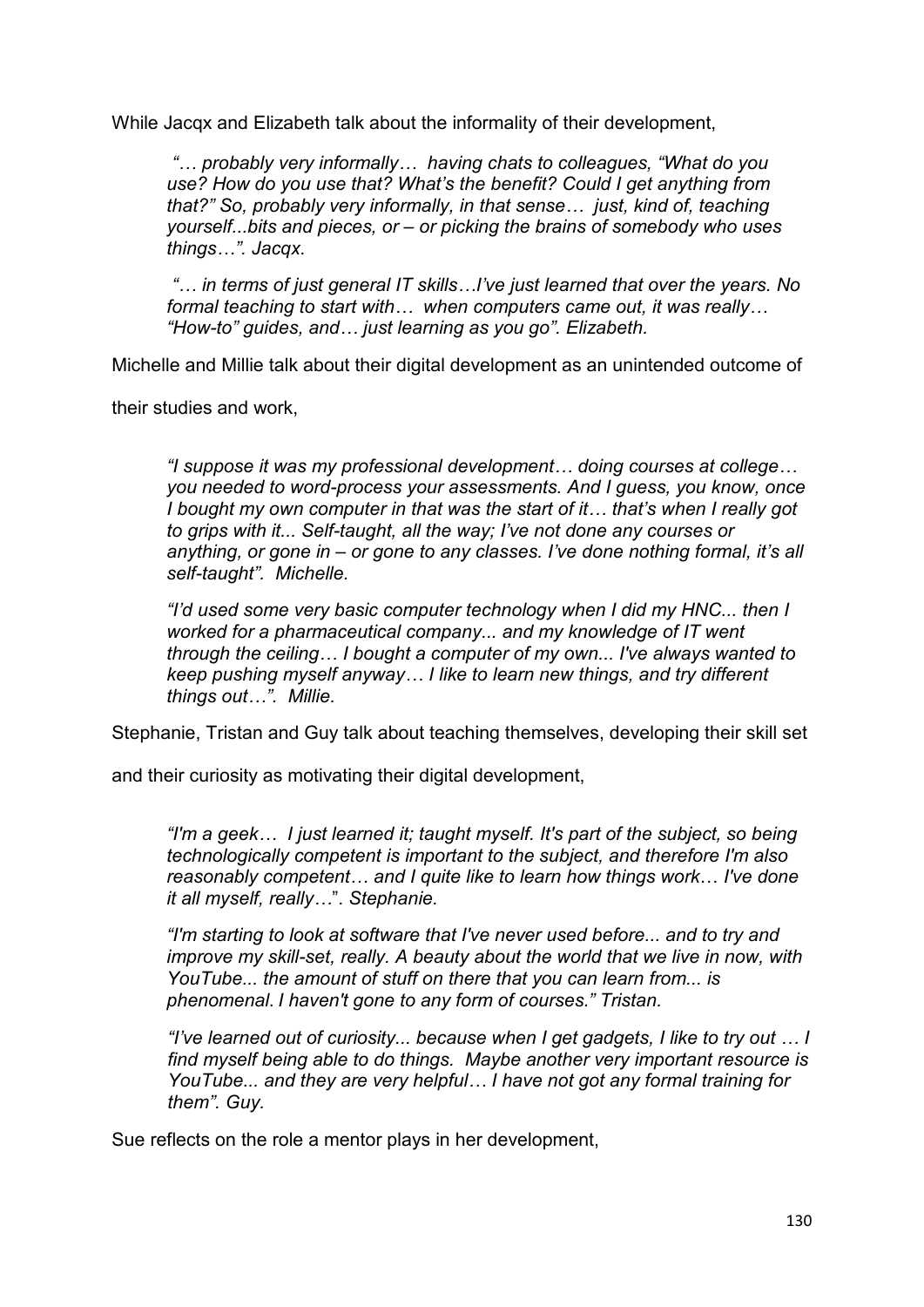While Jacqx and Elizabeth talk about the informality of their development,

> *"… probably very informally… having chats to colleagues, "What do you use? How do you use that? What's the benefit? Could I get anything from that?" So, probably very informally, in that sense… just, kind of, teaching yourself...bits and pieces, or – or picking the brains of somebody who uses things…". Jacqx.*

> *"… in terms of just general IT skills…I've just learned that over the years. No formal teaching to start with… when computers came out, it was really… "How-to" guides, and… just learning as you go". Elizabeth.*

Michelle and Millie talk about their digital development as an unintended outcome of their studies and work,

> *"I suppose it was my professional development… doing courses at college… you needed to word-process your assessments. And I guess, you know, once I bought my own computer in that was the start of it… that's when I really got to grips with it... Self-taught, all the way; I've not done any courses or anything, or gone in – or gone to any classes. I've done nothing formal, it's all self-taught". Michelle.*

> *"I'd used some very basic computer technology when I did my HNC... then I worked for a pharmaceutical company... and my knowledge of IT went through the ceiling… I bought a computer of my own... I've always wanted to keep pushing myself anyway… I like to learn new things, and try different things out…". Millie.*

Stephanie, Tristan and Guy talk about teaching themselves, developing their skill set and their curiosity as motivating their digital development,

> *"I'm a geek… I just learned it; taught myself. It's part of the subject, so being technologically competent is important to the subject, and therefore I'm also reasonably competent… and I quite like to learn how things work… I've done it all myself, really…". Stephanie.*

> *"I'm starting to look at software that I've never used before... and to try and improve my skill-set, really. A beauty about the world that we live in now, with YouTube... the amount of stuff on there that you can learn from... is phenomenal. I haven't gone to any form of courses." Tristan.*

> *"I've learned out of curiosity... because when I get gadgets, I like to try out … I find myself being able to do things. Maybe another very important resource is YouTube... and they are very helpful… I have not got any formal training for them". Guy.*

Sue reflects on the role a mentor plays in her development,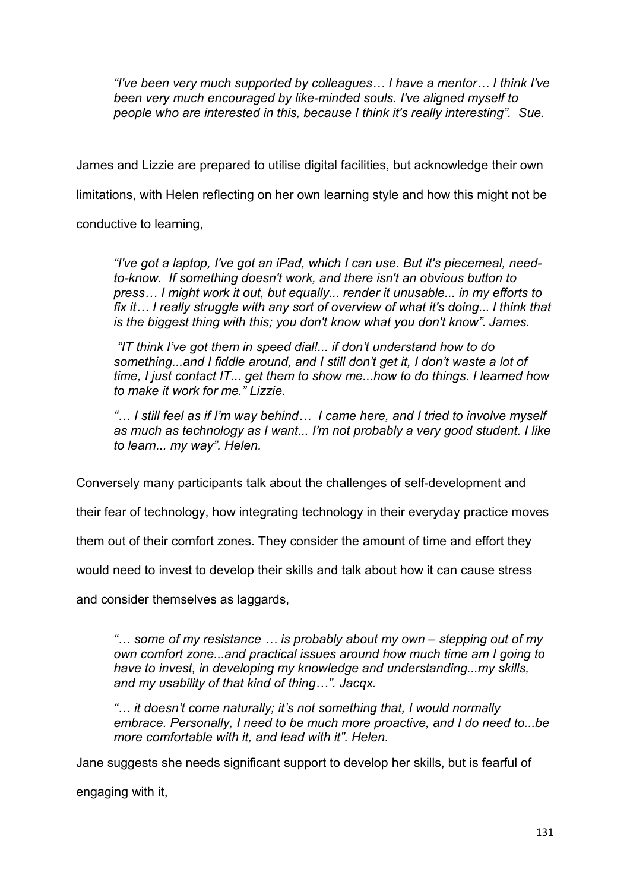> *"I've been very much supported by colleagues… I have a mentor… I think I've been very much encouraged by like-minded souls. I've aligned myself to people who are interested in this, because I think it's really interesting". Sue.*

James and Lizzie are prepared to utilise digital facilities, but acknowledge their own limitations, with Helen reflecting on her own learning style and how this might not be conductive to learning,

> *"I've got a laptop, I've got an iPad, which I can use. But it's piecemeal, need-to-know. If something doesn't work, and there isn't an obvious button to press… I might work it out, but equally... render it unusable... in my efforts to fix it… I really struggle with any sort of overview of what it's doing... I think that is the biggest thing with this; you don't know what you don't know". James.*
>
> *"IT think I've got them in speed dial!... if don't understand how to do something...and I fiddle around, and I still don't get it, I don't waste a lot of time, I just contact IT... get them to show me...how to do things. I learned how to make it work for me." Lizzie.*
>
> *"… I still feel as if I'm way behind… I came here, and I tried to involve myself as much as technology as I want... I'm not probably a very good student. I like to learn... my way". Helen.*

Conversely many participants talk about the challenges of self-development and their fear of technology, how integrating technology in their everyday practice moves them out of their comfort zones. They consider the amount of time and effort they would need to invest to develop their skills and talk about how it can cause stress and consider themselves as laggards,

> *"… some of my resistance … is probably about my own – stepping out of my own comfort zone...and practical issues around how much time am I going to have to invest, in developing my knowledge and understanding...my skills, and my usability of that kind of thing…". Jacqx.*
>
> *"… it doesn't come naturally; it's not something that, I would normally embrace. Personally, I need to be much more proactive, and I do need to...be more comfortable with it, and lead with it". Helen.*

Jane suggests she needs significant support to develop her skills, but is fearful of engaging with it,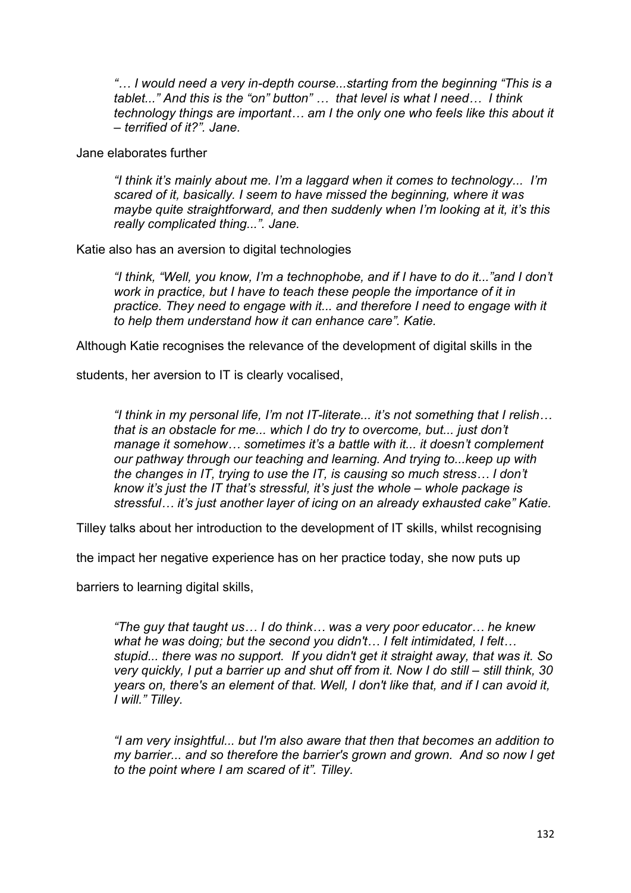> *"… I would need a very in-depth course...starting from the beginning "This is a tablet..." And this is the "on" button" … that level is what I need… I think technology things are important… am I the only one who feels like this about it – terrified of it?". Jane.*

Jane elaborates further

> *"I think it's mainly about me. I'm a laggard when it comes to technology... I'm scared of it, basically. I seem to have missed the beginning, where it was maybe quite straightforward, and then suddenly when I'm looking at it, it's this really complicated thing...". Jane.*

Katie also has an aversion to digital technologies

> *"I think, "Well, you know, I'm a technophobe, and if I have to do it..."and I don't work in practice, but I have to teach these people the importance of it in practice. They need to engage with it... and therefore I need to engage with it to help them understand how it can enhance care". Katie.*

Although Katie recognises the relevance of the development of digital skills in the students, her aversion to IT is clearly vocalised,

> *"I think in my personal life, I'm not IT-literate... it's not something that I relish… that is an obstacle for me... which I do try to overcome, but... just don't manage it somehow… sometimes it's a battle with it... it doesn't complement our pathway through our teaching and learning. And trying to...keep up with the changes in IT, trying to use the IT, is causing so much stress… I don't know it's just the IT that's stressful, it's just the whole – whole package is stressful… it's just another layer of icing on an already exhausted cake" Katie.*

Tilley talks about her introduction to the development of IT skills, whilst recognising the impact her negative experience has on her practice today, she now puts up barriers to learning digital skills,

> *"The guy that taught us… I do think… was a very poor educator… he knew what he was doing; but the second you didn't… I felt intimidated, I felt… stupid... there was no support. If you didn't get it straight away, that was it. So very quickly, I put a barrier up and shut off from it. Now I do still – still think, 30 years on, there's an element of that. Well, I don't like that, and if I can avoid it, I will." Tilley.*

> *"I am very insightful... but I'm also aware that then that becomes an addition to my barrier... and so therefore the barrier's grown and grown. And so now I get to the point where I am scared of it". Tilley.*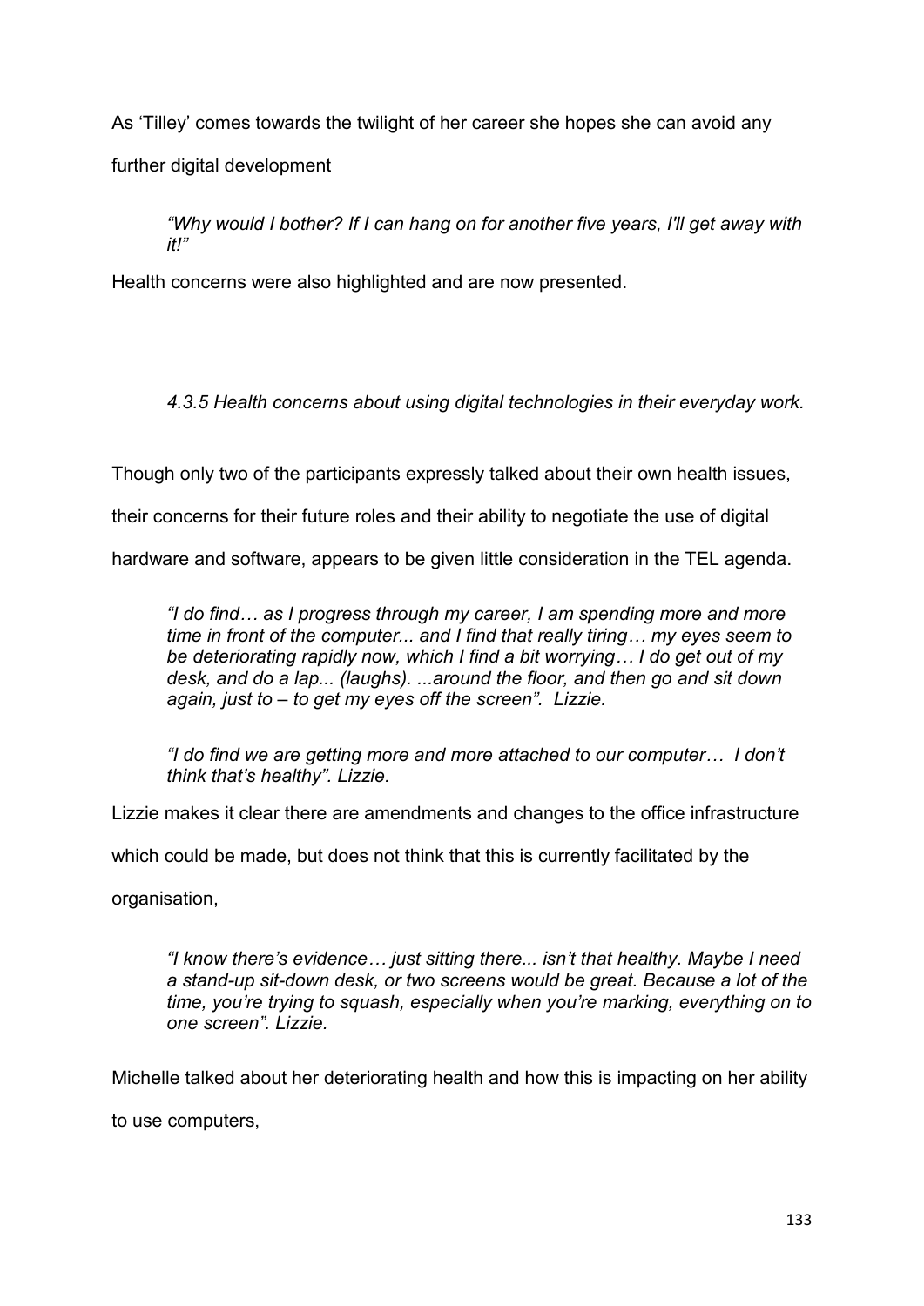As 'Tilley' comes towards the twilight of her career she hopes she can avoid any further digital development

> *"Why would I bother? If I can hang on for another five years, I'll get away with it!"*

Health concerns were also highlighted and are now presented.

#### *4.3.5 Health concerns about using digital technologies in their everyday work.*

Though only two of the participants expressly talked about their own health issues, their concerns for their future roles and their ability to negotiate the use of digital hardware and software, appears to be given little consideration in the TEL agenda.

> *"I do find… as I progress through my career, I am spending more and more time in front of the computer... and I find that really tiring… my eyes seem to be deteriorating rapidly now, which I find a bit worrying… I do get out of my desk, and do a lap... (laughs). ...around the floor, and then go and sit down again, just to – to get my eyes off the screen". Lizzie.*

> *"I do find we are getting more and more attached to our computer… I don't think that's healthy". Lizzie.*

Lizzie makes it clear there are amendments and changes to the office infrastructure which could be made, but does not think that this is currently facilitated by the organisation,

> *"I know there's evidence… just sitting there... isn't that healthy. Maybe I need a stand-up sit-down desk, or two screens would be great. Because a lot of the time, you're trying to squash, especially when you're marking, everything on to one screen". Lizzie.*

Michelle talked about her deteriorating health and how this is impacting on her ability to use computers,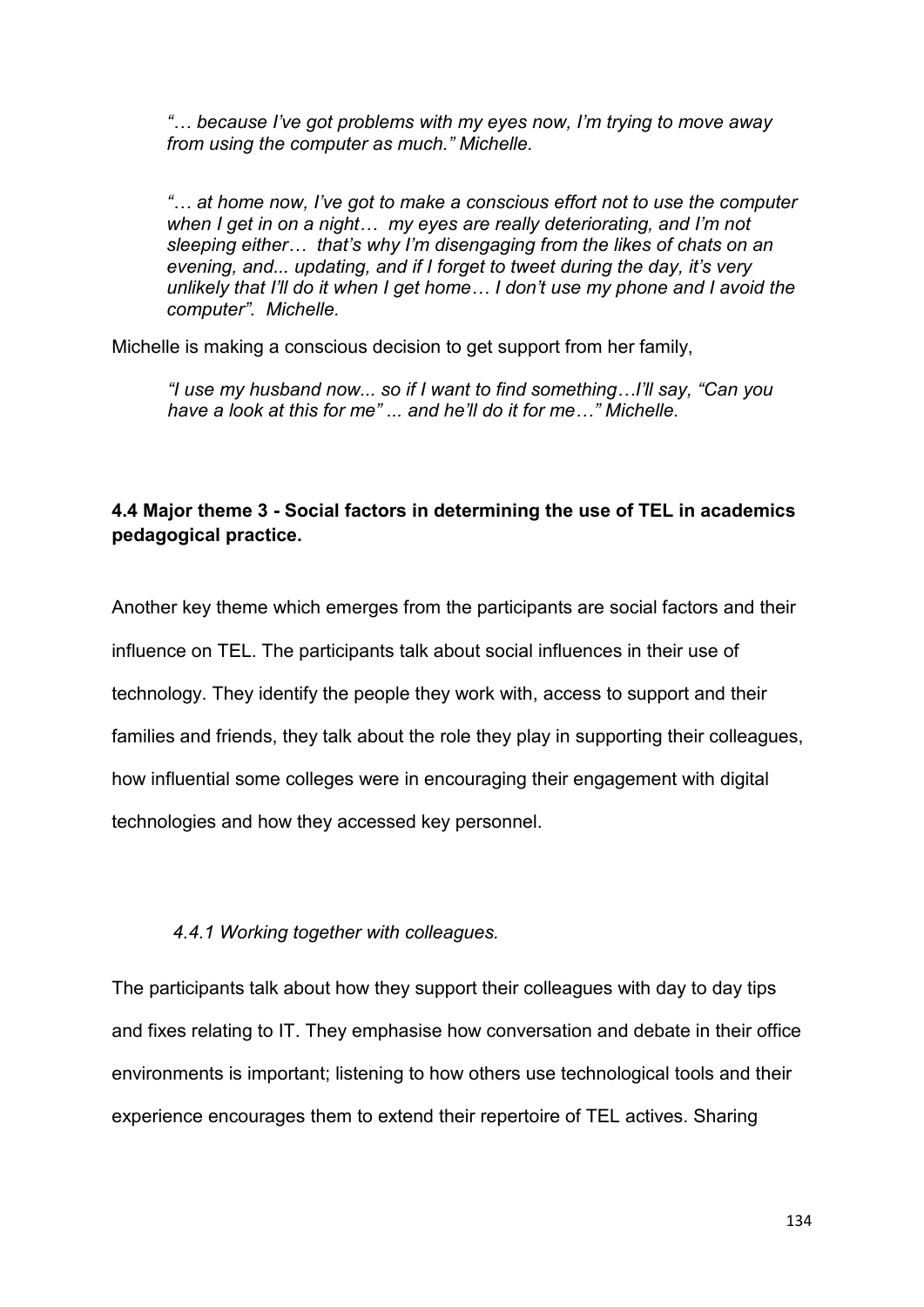*"… because I've got problems with my eyes now, I'm trying to move away from using the computer as much." Michelle.*

*"… at home now, I've got to make a conscious effort not to use the computer when I get in on a night… my eyes are really deteriorating, and I'm not sleeping either… that's why I'm disengaging from the likes of chats on an evening, and... updating, and if I forget to tweet during the day, it's very unlikely that I'll do it when I get home… I don't use my phone and I avoid the computer". Michelle.*

Michelle is making a conscious decision to get support from her family,

*"I use my husband now... so if I want to find something…I'll say, "Can you have a look at this for me" ... and he'll do it for me…" Michelle.*

### 4.4 Major theme 3 - Social factors in determining the use of TEL in academics pedagogical practice.

Another key theme which emerges from the participants are social factors and their influence on TEL. The participants talk about social influences in their use of technology. They identify the people they work with, access to support and their families and friends, they talk about the role they play in supporting their colleagues, how influential some colleges were in encouraging their engagement with digital technologies and how they accessed key personnel.

#### *4.4.1 Working together with colleagues.*

The participants talk about how they support their colleagues with day to day tips and fixes relating to IT. They emphasise how conversation and debate in their office environments is important; listening to how others use technological tools and their experience encourages them to extend their repertoire of TEL actives. Sharing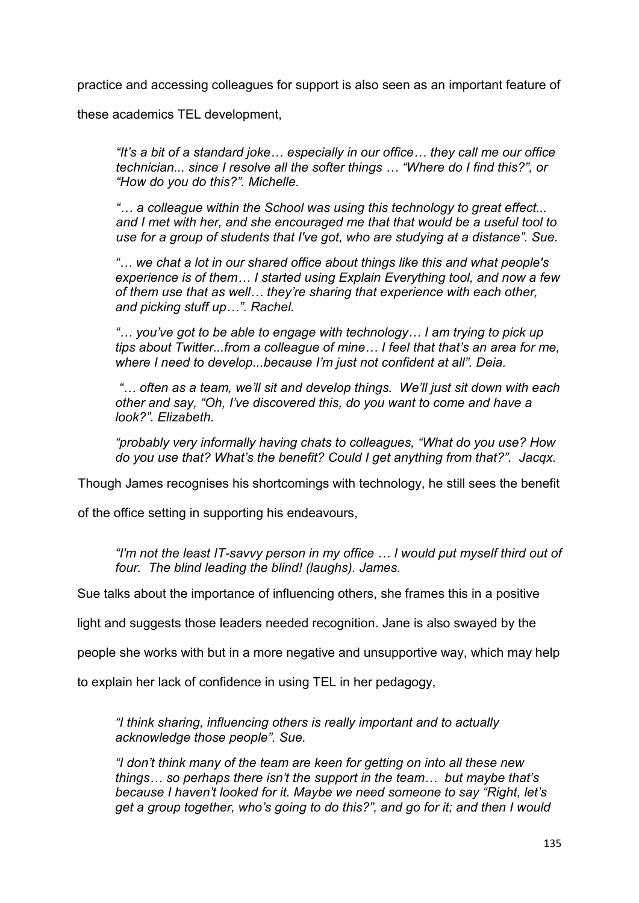practice and accessing colleagues for support is also seen as an important feature of these academics TEL development,

> *"It's a bit of a standard joke… especially in our office… they call me our office technician... since I resolve all the softer things … "Where do I find this?", or "How do you do this?". Michelle.*
>
> *"… a colleague within the School was using this technology to great effect... and I met with her, and she encouraged me that that would be a useful tool to use for a group of students that I've got, who are studying at a distance". Sue.*
>
> *"… we chat a lot in our shared office about things like this and what people's experience is of them… I started using Explain Everything tool, and now a few of them use that as well… they're sharing that experience with each other, and picking stuff up…". Rachel.*
>
> *"… you've got to be able to engage with technology… I am trying to pick up tips about Twitter...from a colleague of mine… I feel that that's an area for me, where I need to develop...because I'm just not confident at all". Deia.*
>
> *"… often as a team, we'll sit and develop things. We'll just sit down with each other and say, "Oh, I've discovered this, do you want to come and have a look?". Elizabeth.*
>
> *"probably very informally having chats to colleagues, "What do you use? How do you use that? What's the benefit? Could I get anything from that?". Jacqx.*

Though James recognises his shortcomings with technology, he still sees the benefit of the office setting in supporting his endeavours,

> *"I'm not the least IT-savvy person in my office … I would put myself third out of four. The blind leading the blind! (laughs). James.*

Sue talks about the importance of influencing others, she frames this in a positive light and suggests those leaders needed recognition. Jane is also swayed by the people she works with but in a more negative and unsupportive way, which may help to explain her lack of confidence in using TEL in her pedagogy,

> *"I think sharing, influencing others is really important and to actually acknowledge those people". Sue.*
>
> *"I don't think many of the team are keen for getting on into all these new things… so perhaps there isn't the support in the team… but maybe that's because I haven't looked for it. Maybe we need someone to say "Right, let's get a group together, who's going to do this?", and go for it; and then I would*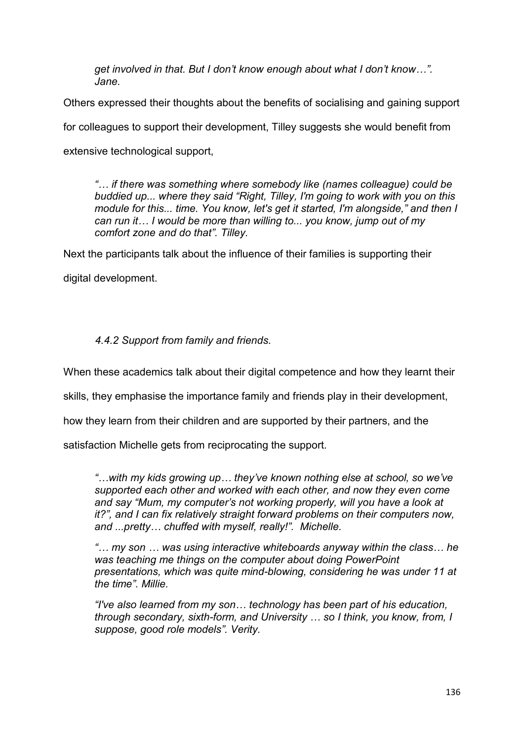> *get involved in that. But I don't know enough about what I don't know…". Jane.*

Others expressed their thoughts about the benefits of socialising and gaining support for colleagues to support their development, Tilley suggests she would benefit from extensive technological support,

> *"… if there was something where somebody like (names colleague) could be buddied up... where they said "Right, Tilley, I'm going to work with you on this module for this... time. You know, let's get it started, I'm alongside," and then I can run it… I would be more than willing to... you know, jump out of my comfort zone and do that". Tilley.*

Next the participants talk about the influence of their families is supporting their digital development.

#### *4.4.2 Support from family and friends.*

When these academics talk about their digital competence and how they learnt their skills, they emphasise the importance family and friends play in their development, how they learn from their children and are supported by their partners, and the satisfaction Michelle gets from reciprocating the support.

> *"…with my kids growing up… they've known nothing else at school, so we've supported each other and worked with each other, and now they even come and say "Mum, my computer's not working properly, will you have a look at it?", and I can fix relatively straight forward problems on their computers now, and ...pretty… chuffed with myself, really!". Michelle.*

> *"… my son … was using interactive whiteboards anyway within the class… he was teaching me things on the computer about doing PowerPoint presentations, which was quite mind-blowing, considering he was under 11 at the time". Millie.*

> *"I've also learned from my son… technology has been part of his education, through secondary, sixth-form, and University … so I think, you know, from, I suppose, good role models". Verity.*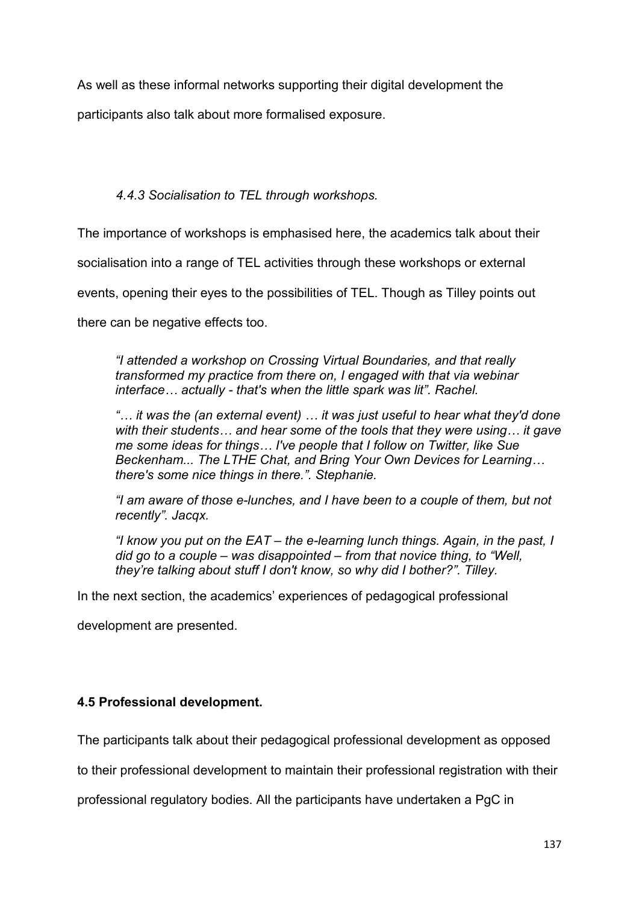As well as these informal networks supporting their digital development the participants also talk about more formalised exposure.

### *4.4.3 Socialisation to TEL through workshops.*

The importance of workshops is emphasised here, the academics talk about their socialisation into a range of TEL activities through these workshops or external events, opening their eyes to the possibilities of TEL. Though as Tilley points out there can be negative effects too.

> *"I attended a workshop on Crossing Virtual Boundaries, and that really transformed my practice from there on, I engaged with that via webinar interface… actually - that's when the little spark was lit". Rachel.*
>
> *"… it was the (an external event) … it was just useful to hear what they'd done with their students… and hear some of the tools that they were using… it gave me some ideas for things… I've people that I follow on Twitter, like Sue Beckenham... The LTHE Chat, and Bring Your Own Devices for Learning… there's some nice things in there.". Stephanie.*
>
> *"I am aware of those e-lunches, and I have been to a couple of them, but not recently". Jacqx.*
>
> *"I know you put on the EAT – the e-learning lunch things. Again, in the past, I did go to a couple – was disappointed – from that novice thing, to "Well, they're talking about stuff I don't know, so why did I bother?". Tilley.*

In the next section, the academics' experiences of pedagogical professional development are presented.

## **4.5 Professional development.**

The participants talk about their pedagogical professional development as opposed to their professional development to maintain their professional registration with their professional regulatory bodies. All the participants have undertaken a PgC in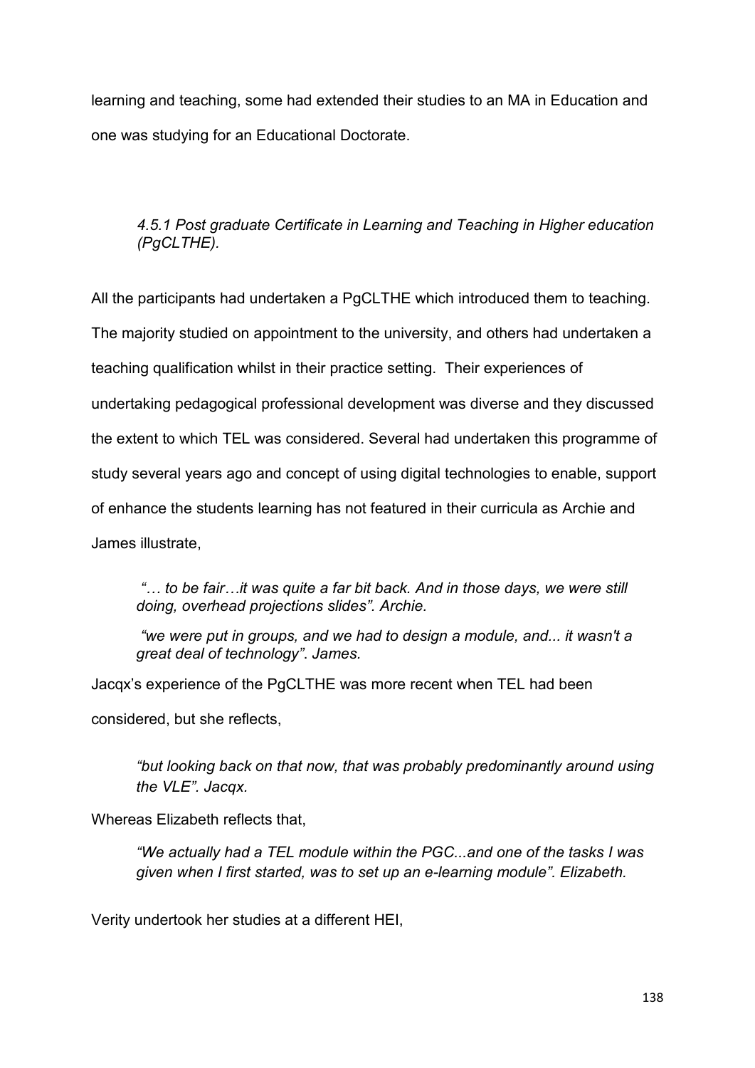learning and teaching, some had extended their studies to an MA in Education and one was studying for an Educational Doctorate.

### *4.5.1 Post graduate Certificate in Learning and Teaching in Higher education (PgCLTHE).*

All the participants had undertaken a PgCLTHE which introduced them to teaching. The majority studied on appointment to the university, and others had undertaken a teaching qualification whilst in their practice setting. Their experiences of undertaking pedagogical professional development was diverse and they discussed the extent to which TEL was considered. Several had undertaken this programme of study several years ago and concept of using digital technologies to enable, support of enhance the students learning has not featured in their curricula as Archie and James illustrate,

> *"… to be fair…it was quite a far bit back. And in those days, we were still doing, overhead projections slides". Archie.*
>
> *"we were put in groups, and we had to design a module, and... it wasn't a great deal of technology". James.*

Jacqx's experience of the PgCLTHE was more recent when TEL had been considered, but she reflects,

> *"but looking back on that now, that was probably predominantly around using the VLE". Jacqx.*

Whereas Elizabeth reflects that,

> *"We actually had a TEL module within the PGC...and one of the tasks I was given when I first started, was to set up an e-learning module". Elizabeth.*

Verity undertook her studies at a different HEI,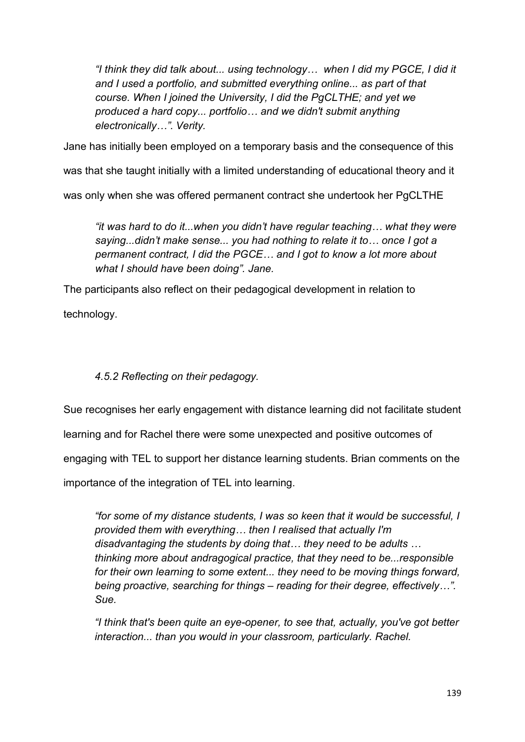*“I think they did talk about... using technology… when I did my PGCE, I did it and I used a portfolio, and submitted everything online... as part of that course. When I joined the University, I did the PgCLTHE; and yet we produced a hard copy... portfolio… and we didn't submit anything electronically…”. Verity.*

Jane has initially been employed on a temporary basis and the consequence of this was that she taught initially with a limited understanding of educational theory and it was only when she was offered permanent contract she undertook her PgCLTHE

*“it was hard to do it...when you didn’t have regular teaching… what they were saying...didn’t make sense... you had nothing to relate it to… once I got a permanent contract, I did the PGCE… and I got to know a lot more about what I should have been doing”. Jane.*

The participants also reflect on their pedagogical development in relation to technology.

### *4.5.2 Reflecting on their pedagogy.*

Sue recognises her early engagement with distance learning did not facilitate student learning and for Rachel there were some unexpected and positive outcomes of engaging with TEL to support her distance learning students. Brian comments on the importance of the integration of TEL into learning.

*“for some of my distance students, I was so keen that it would be successful, I provided them with everything… then I realised that actually I'm disadvantaging the students by doing that… they need to be adults … thinking more about andragogical practice, that they need to be...responsible for their own learning to some extent... they need to be moving things forward, being proactive, searching for things – reading for their degree, effectively…”. Sue.*

*“I think that's been quite an eye-opener, to see that, actually, you've got better interaction... than you would in your classroom, particularly. Rachel.*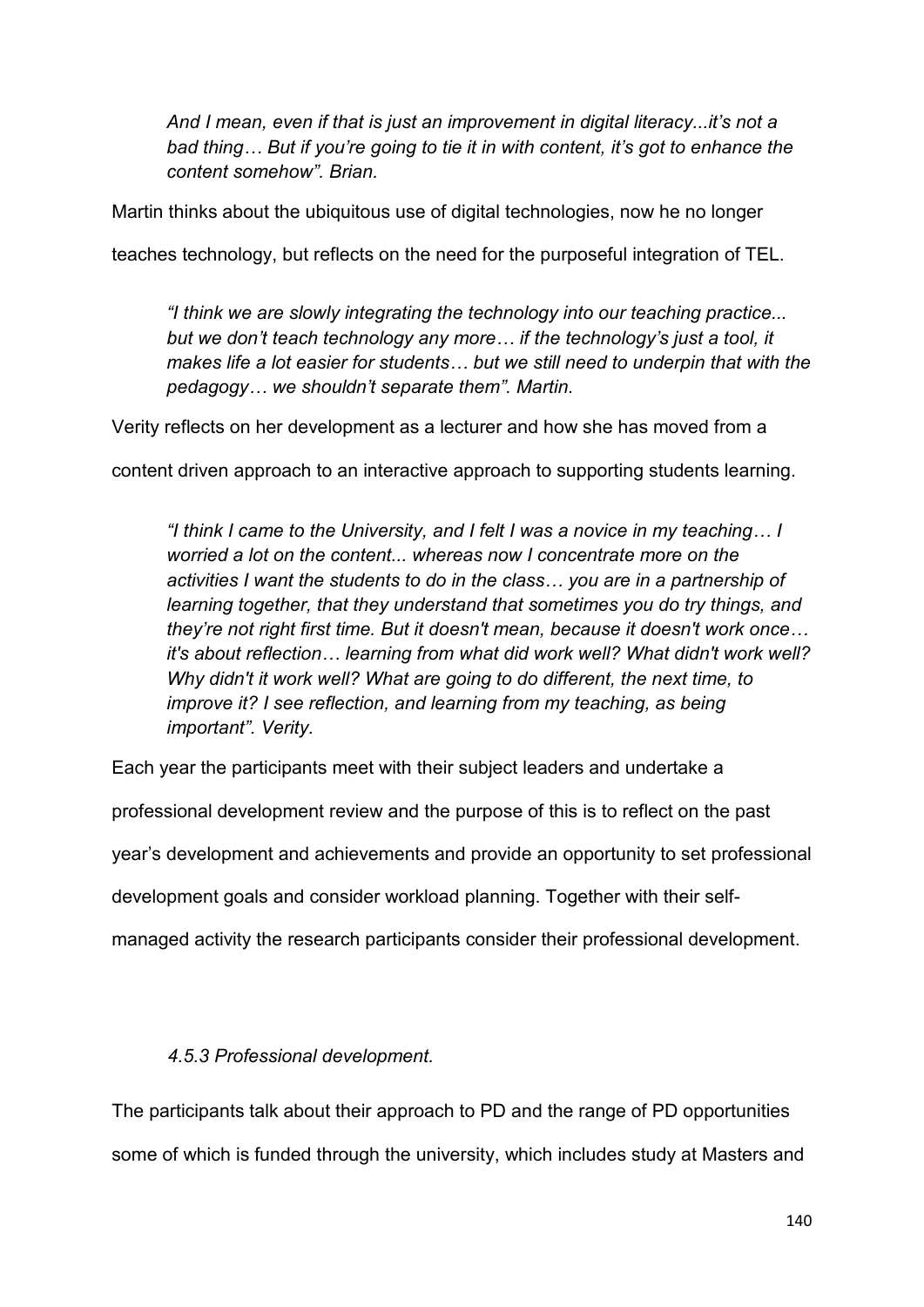*And I mean, even if that is just an improvement in digital literacy...it's not a bad thing… But if you're going to tie it in with content, it's got to enhance the content somehow". Brian.*

Martin thinks about the ubiquitous use of digital technologies, now he no longer teaches technology, but reflects on the need for the purposeful integration of TEL.

*"I think we are slowly integrating the technology into our teaching practice... but we don't teach technology any more… if the technology's just a tool, it makes life a lot easier for students… but we still need to underpin that with the pedagogy… we shouldn't separate them". Martin.*

Verity reflects on her development as a lecturer and how she has moved from a content driven approach to an interactive approach to supporting students learning.

*"I think I came to the University, and I felt I was a novice in my teaching… I worried a lot on the content... whereas now I concentrate more on the activities I want the students to do in the class… you are in a partnership of learning together, that they understand that sometimes you do try things, and they're not right first time. But it doesn't mean, because it doesn't work once… it's about reflection… learning from what did work well? What didn't work well? Why didn't it work well? What are going to do different, the next time, to improve it? I see reflection, and learning from my teaching, as being important". Verity.*

Each year the participants meet with their subject leaders and undertake a professional development review and the purpose of this is to reflect on the past year's development and achievements and provide an opportunity to set professional development goals and consider workload planning. Together with their self-managed activity the research participants consider their professional development.

### *4.5.3 Professional development.*

The participants talk about their approach to PD and the range of PD opportunities some of which is funded through the university, which includes study at Masters and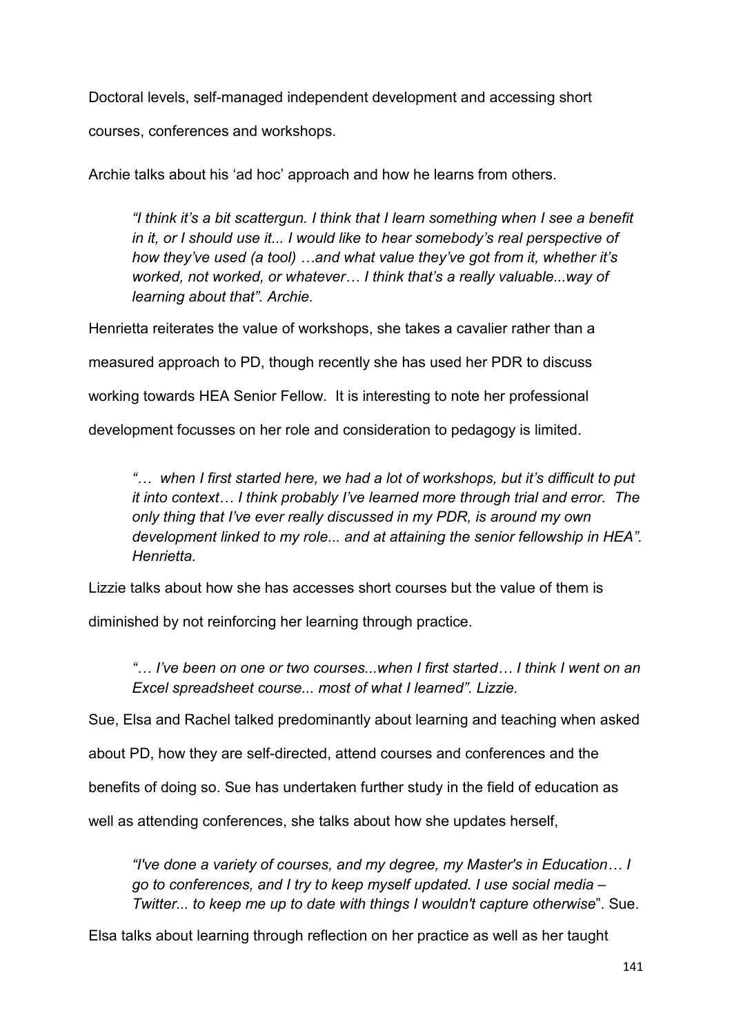Doctoral levels, self-managed independent development and accessing short courses, conferences and workshops.

Archie talks about his 'ad hoc' approach and how he learns from others.

> *"I think it's a bit scattergun. I think that I learn something when I see a benefit in it, or I should use it... I would like to hear somebody's real perspective of how they've used (a tool) …and what value they've got from it, whether it's worked, not worked, or whatever… I think that's a really valuable...way of learning about that". Archie.*

Henrietta reiterates the value of workshops, she takes a cavalier rather than a measured approach to PD, though recently she has used her PDR to discuss working towards HEA Senior Fellow. It is interesting to note her professional development focusses on her role and consideration to pedagogy is limited.

> *"… when I first started here, we had a lot of workshops, but it's difficult to put it into context… I think probably I've learned more through trial and error. The only thing that I've ever really discussed in my PDR, is around my own development linked to my role... and at attaining the senior fellowship in HEA". Henrietta.*

Lizzie talks about how she has accesses short courses but the value of them is diminished by not reinforcing her learning through practice.

> *"… I've been on one or two courses...when I first started… I think I went on an Excel spreadsheet course... most of what I learned". Lizzie.*

Sue, Elsa and Rachel talked predominantly about learning and teaching when asked about PD, how they are self-directed, attend courses and conferences and the benefits of doing so. Sue has undertaken further study in the field of education as well as attending conferences, she talks about how she updates herself,

> *"I've done a variety of courses, and my degree, my Master's in Education… I go to conferences, and I try to keep myself updated. I use social media – Twitter... to keep me up to date with things I wouldn't capture otherwise*". Sue.

Elsa talks about learning through reflection on her practice as well as her taught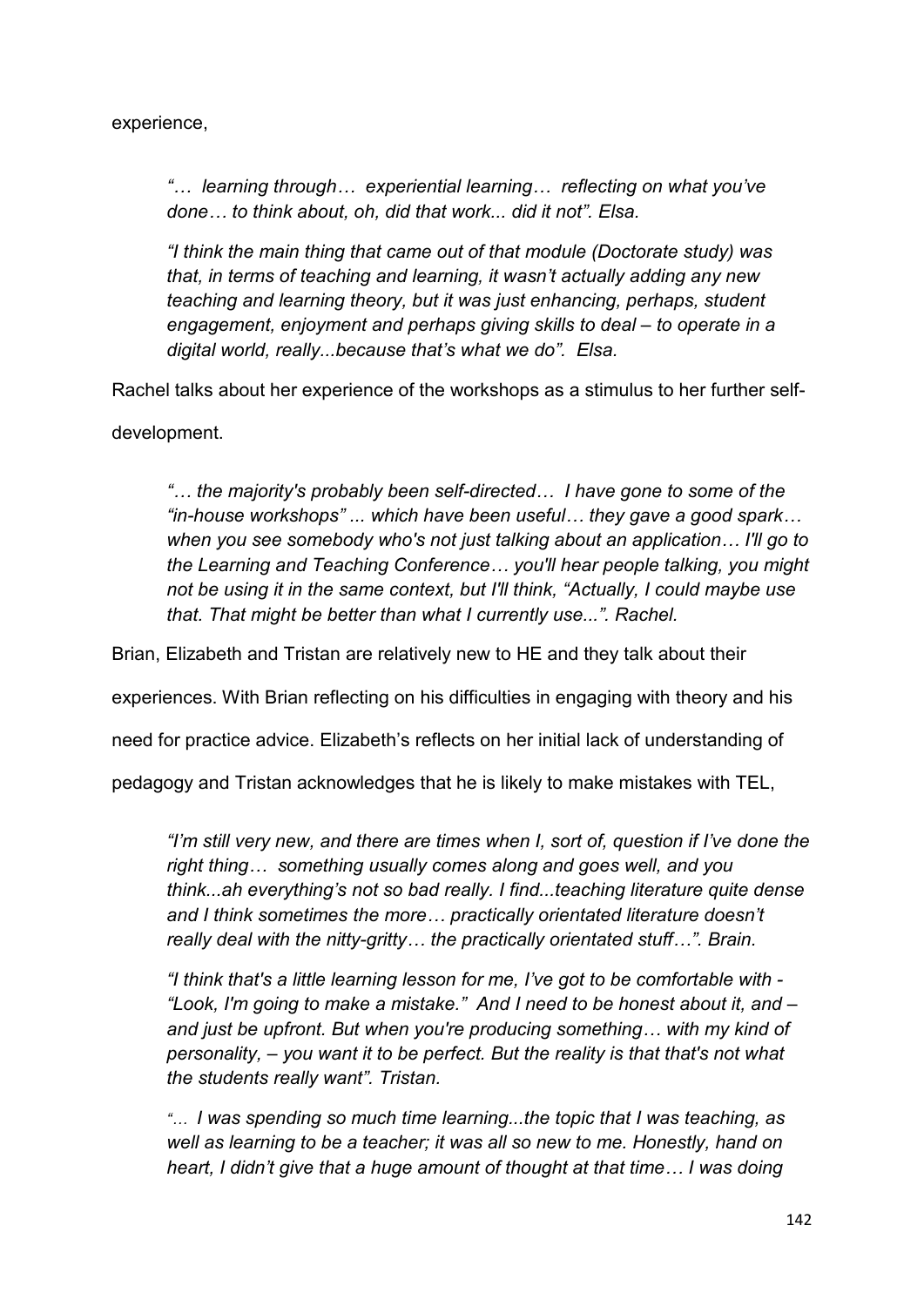experience,

> *"… learning through… experiential learning… reflecting on what you've done… to think about, oh, did that work... did it not". Elsa.*

> *"I think the main thing that came out of that module (Doctorate study) was that, in terms of teaching and learning, it wasn't actually adding any new teaching and learning theory, but it was just enhancing, perhaps, student engagement, enjoyment and perhaps giving skills to deal – to operate in a digital world, really...because that's what we do". Elsa.*

Rachel talks about her experience of the workshops as a stimulus to her further self-development.

> *"… the majority's probably been self-directed… I have gone to some of the "in-house workshops" ... which have been useful… they gave a good spark… when you see somebody who's not just talking about an application… I'll go to the Learning and Teaching Conference… you'll hear people talking, you might not be using it in the same context, but I'll think, "Actually, I could maybe use that. That might be better than what I currently use...". Rachel.*

Brian, Elizabeth and Tristan are relatively new to HE and they talk about their experiences. With Brian reflecting on his difficulties in engaging with theory and his need for practice advice. Elizabeth's reflects on her initial lack of understanding of pedagogy and Tristan acknowledges that he is likely to make mistakes with TEL,

> *"I'm still very new, and there are times when I, sort of, question if I've done the right thing… something usually comes along and goes well, and you think...ah everything's not so bad really. I find...teaching literature quite dense and I think sometimes the more… practically orientated literature doesn't really deal with the nitty-gritty… the practically orientated stuff…". Brain.*

> *"I think that's a little learning lesson for me, I've got to be comfortable with - "Look, I'm going to make a mistake." And I need to be honest about it, and – and just be upfront. But when you're producing something… with my kind of personality, – you want it to be perfect. But the reality is that that's not what the students really want". Tristan.*

> *"… I was spending so much time learning...the topic that I was teaching, as well as learning to be a teacher; it was all so new to me. Honestly, hand on heart, I didn't give that a huge amount of thought at that time… I was doing*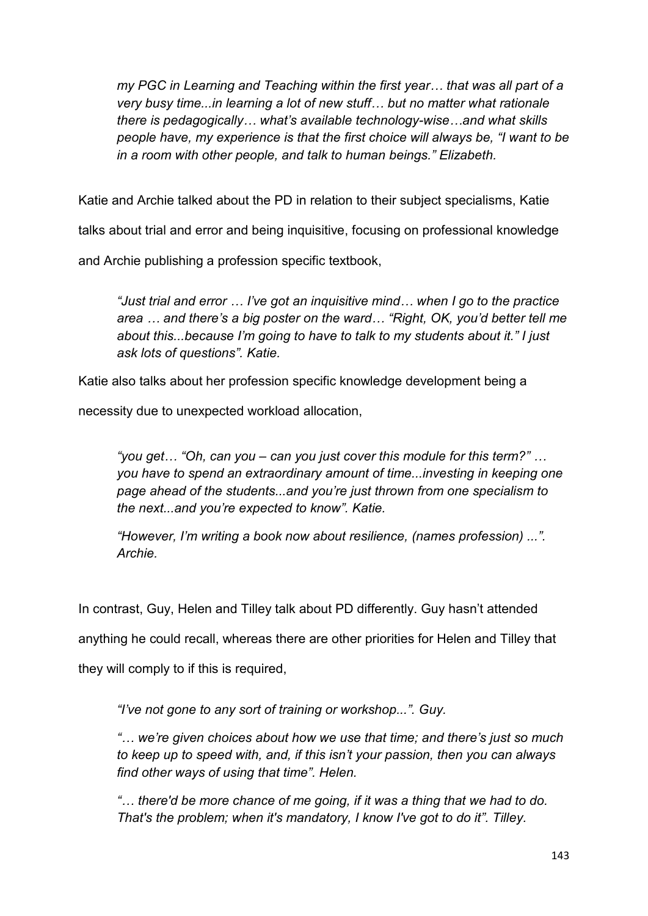*my PGC in Learning and Teaching within the first year… that was all part of a very busy time...in learning a lot of new stuff… but no matter what rationale there is pedagogically… what's available technology-wise…and what skills people have, my experience is that the first choice will always be, "I want to be in a room with other people, and talk to human beings." Elizabeth.*

Katie and Archie talked about the PD in relation to their subject specialisms, Katie talks about trial and error and being inquisitive, focusing on professional knowledge and Archie publishing a profession specific textbook,

*"Just trial and error … I've got an inquisitive mind… when I go to the practice area … and there's a big poster on the ward… "Right, OK, you'd better tell me about this...because I'm going to have to talk to my students about it." I just ask lots of questions". Katie.*

Katie also talks about her profession specific knowledge development being a necessity due to unexpected workload allocation,

*"you get… "Oh, can you – can you just cover this module for this term?" … you have to spend an extraordinary amount of time...investing in keeping one page ahead of the students...and you're just thrown from one specialism to the next...and you're expected to know". Katie.*

*"However, I'm writing a book now about resilience, (names profession) ...". Archie.*

In contrast, Guy, Helen and Tilley talk about PD differently. Guy hasn't attended anything he could recall, whereas there are other priorities for Helen and Tilley that they will comply to if this is required,

*"I've not gone to any sort of training or workshop...". Guy.*

*"… we're given choices about how we use that time; and there's just so much to keep up to speed with, and, if this isn't your passion, then you can always find other ways of using that time". Helen.*

*"… there'd be more chance of me going, if it was a thing that we had to do. That's the problem; when it's mandatory, I know I've got to do it". Tilley.*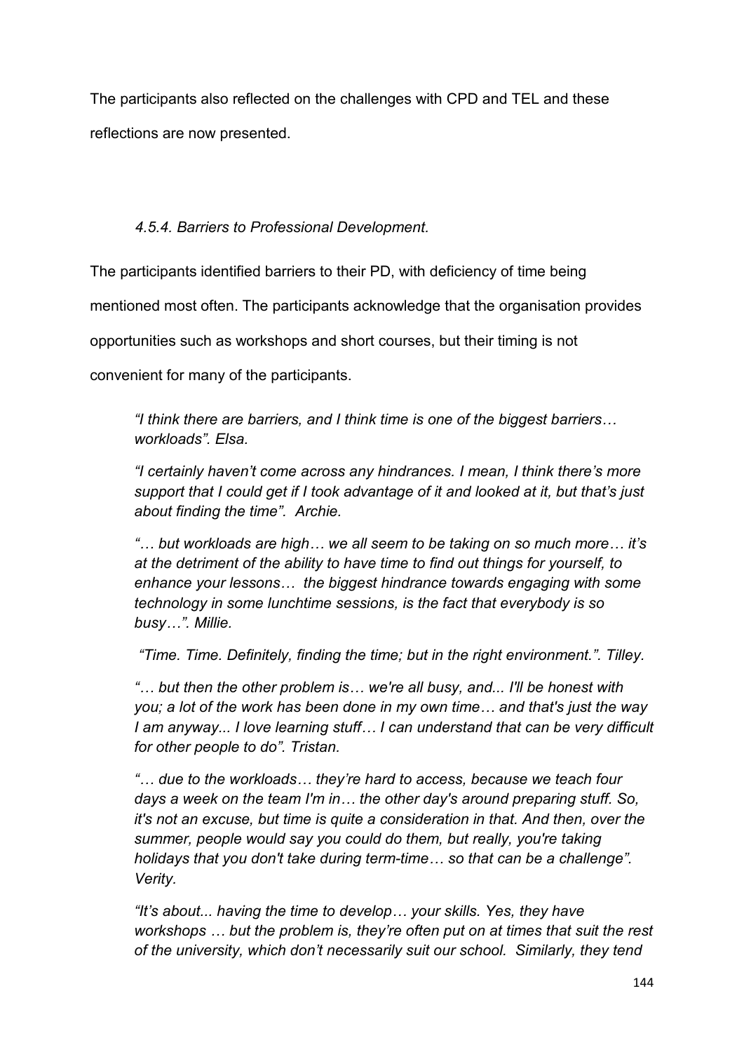The participants also reflected on the challenges with CPD and TEL and these reflections are now presented.

### *4.5.4. Barriers to Professional Development.*

The participants identified barriers to their PD, with deficiency of time being mentioned most often. The participants acknowledge that the organisation provides opportunities such as workshops and short courses, but their timing is not convenient for many of the participants.

> *"I think there are barriers, and I think time is one of the biggest barriers… workloads". Elsa.*
>
> *"I certainly haven't come across any hindrances. I mean, I think there's more support that I could get if I took advantage of it and looked at it, but that's just about finding the time". Archie.*
>
> *"… but workloads are high… we all seem to be taking on so much more… it's at the detriment of the ability to have time to find out things for yourself, to enhance your lessons… the biggest hindrance towards engaging with some technology in some lunchtime sessions, is the fact that everybody is so busy…". Millie.*
>
> *"Time. Time. Definitely, finding the time; but in the right environment.". Tilley.*
>
> *"… but then the other problem is… we're all busy, and... I'll be honest with you; a lot of the work has been done in my own time… and that's just the way I am anyway... I love learning stuff… I can understand that can be very difficult for other people to do". Tristan.*
>
> *"… due to the workloads… they're hard to access, because we teach four days a week on the team I'm in… the other day's around preparing stuff. So, it's not an excuse, but time is quite a consideration in that. And then, over the summer, people would say you could do them, but really, you're taking holidays that you don't take during term-time… so that can be a challenge". Verity.*
>
> *"It's about... having the time to develop… your skills. Yes, they have workshops … but the problem is, they're often put on at times that suit the rest of the university, which don't necessarily suit our school. Similarly, they tend*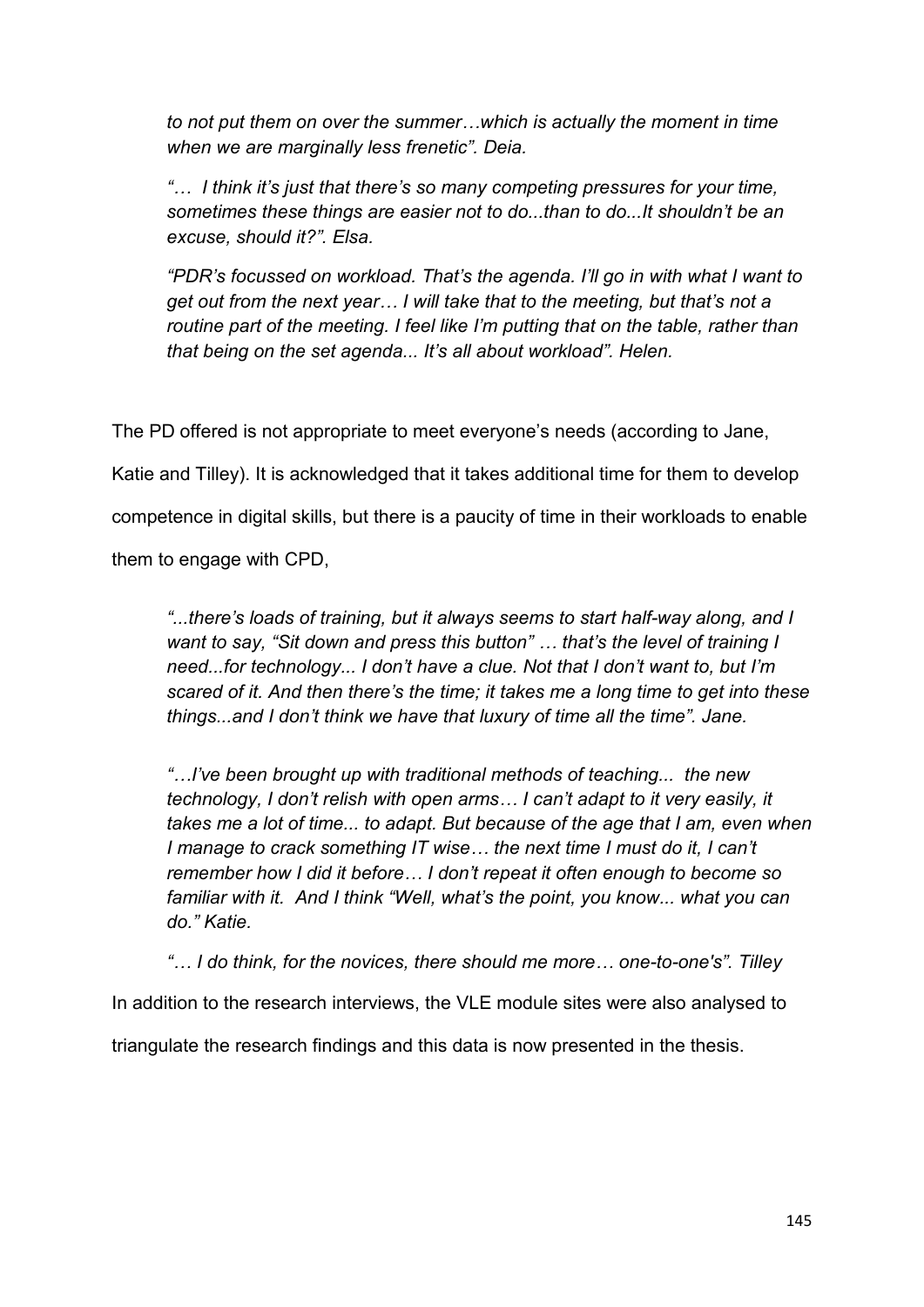*to not put them on over the summer…which is actually the moment in time when we are marginally less frenetic". Deia.*

*"… I think it's just that there's so many competing pressures for your time, sometimes these things are easier not to do...than to do...It shouldn't be an excuse, should it?". Elsa.*

*"PDR's focussed on workload. That's the agenda. I'll go in with what I want to get out from the next year… I will take that to the meeting, but that's not a routine part of the meeting. I feel like I'm putting that on the table, rather than that being on the set agenda... It's all about workload". Helen.*

The PD offered is not appropriate to meet everyone's needs (according to Jane, Katie and Tilley). It is acknowledged that it takes additional time for them to develop competence in digital skills, but there is a paucity of time in their workloads to enable them to engage with CPD,

*"...there's loads of training, but it always seems to start half-way along, and I want to say, "Sit down and press this button" … that's the level of training I need...for technology... I don't have a clue. Not that I don't want to, but I'm scared of it. And then there's the time; it takes me a long time to get into these things...and I don't think we have that luxury of time all the time". Jane.*

*"…I've been brought up with traditional methods of teaching... the new technology, I don't relish with open arms… I can't adapt to it very easily, it takes me a lot of time... to adapt. But because of the age that I am, even when I manage to crack something IT wise… the next time I must do it, I can't remember how I did it before… I don't repeat it often enough to become so familiar with it. And I think "Well, what's the point, you know... what you can do." Katie.*

*"… I do think, for the novices, there should me more… one-to-one's". Tilley*

In addition to the research interviews, the VLE module sites were also analysed to triangulate the research findings and this data is now presented in the thesis.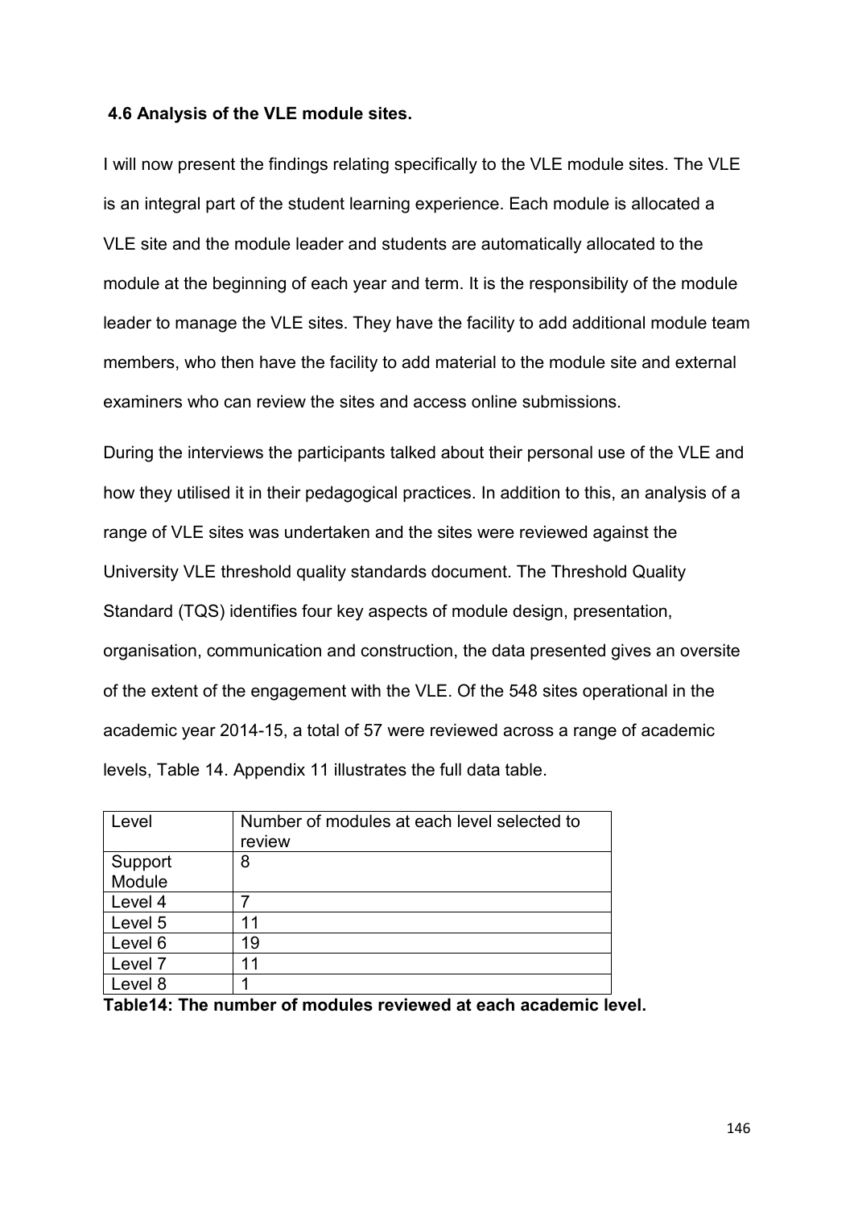### 4.6 Analysis of the VLE module sites.

I will now present the findings relating specifically to the VLE module sites. The VLE is an integral part of the student learning experience. Each module is allocated a VLE site and the module leader and students are automatically allocated to the module at the beginning of each year and term. It is the responsibility of the module leader to manage the VLE sites. They have the facility to add additional module team members, who then have the facility to add material to the module site and external examiners who can review the sites and access online submissions.

During the interviews the participants talked about their personal use of the VLE and how they utilised it in their pedagogical practices. In addition to this, an analysis of a range of VLE sites was undertaken and the sites were reviewed against the University VLE threshold quality standards document. The Threshold Quality Standard (TQS) identifies four key aspects of module design, presentation, organisation, communication and construction, the data presented gives an oversite of the extent of the engagement with the VLE. Of the 548 sites operational in the academic year 2014-15, a total of 57 were reviewed across a range of academic levels, Table 14. Appendix 11 illustrates the full data table.

| Level | Number of modules at each level selected to review |
|---|---|
| Support Module | 8 |
| Level 4 | 7 |
| Level 5 | 11 |
| Level 6 | 19 |
| Level 7 | 11 |
| Level 8 | 1 |

**Table14: The number of modules reviewed at each academic level.**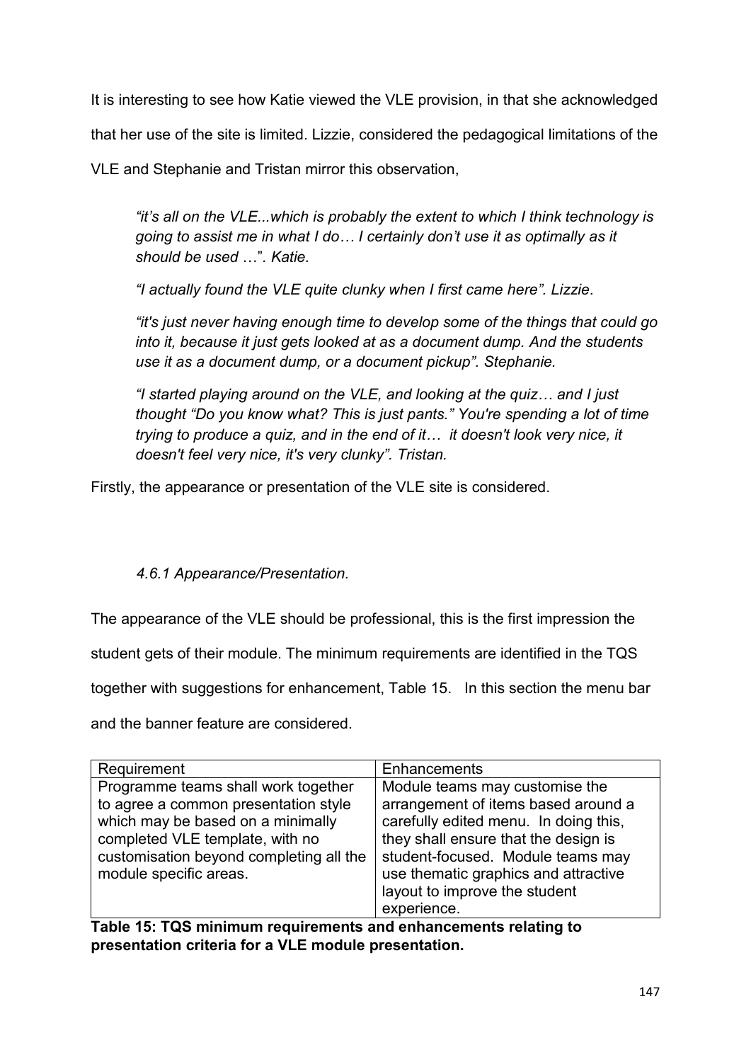It is interesting to see how Katie viewed the VLE provision, in that she acknowledged that her use of the site is limited. Lizzie, considered the pedagogical limitations of the VLE and Stephanie and Tristan mirror this observation,

> *"it's all on the VLE...which is probably the extent to which I think technology is going to assist me in what I do… I certainly don't use it as optimally as it should be used* …*". Katie.*
>
> *"I actually found the VLE quite clunky when I first came here". Lizzie*.
>
> *"it's just never having enough time to develop some of the things that could go into it, because it just gets looked at as a document dump. And the students use it as a document dump, or a document pickup". Stephanie.*
>
> *"I started playing around on the VLE, and looking at the quiz… and I just thought "Do you know what? This is just pants." You're spending a lot of time trying to produce a quiz, and in the end of it… it doesn't look very nice, it doesn't feel very nice, it's very clunky". Tristan.*

Firstly, the appearance or presentation of the VLE site is considered.

### *4.6.1 Appearance/Presentation.*

The appearance of the VLE should be professional, this is the first impression the student gets of their module. The minimum requirements are identified in the TQS together with suggestions for enhancement, Table 15. In this section the menu bar and the banner feature are considered.

| Requirement | Enhancements |
|---|---|
| Programme teams shall work together to agree a common presentation style which may be based on a minimally completed VLE template, with no customisation beyond completing all the module specific areas. | Module teams may customise the arrangement of items based around a carefully edited menu. In doing this, they shall ensure that the design is student-focused. Module teams may use thematic graphics and attractive layout to improve the student experience. |

**Table 15: TQS minimum requirements and enhancements relating to presentation criteria for a VLE module presentation.**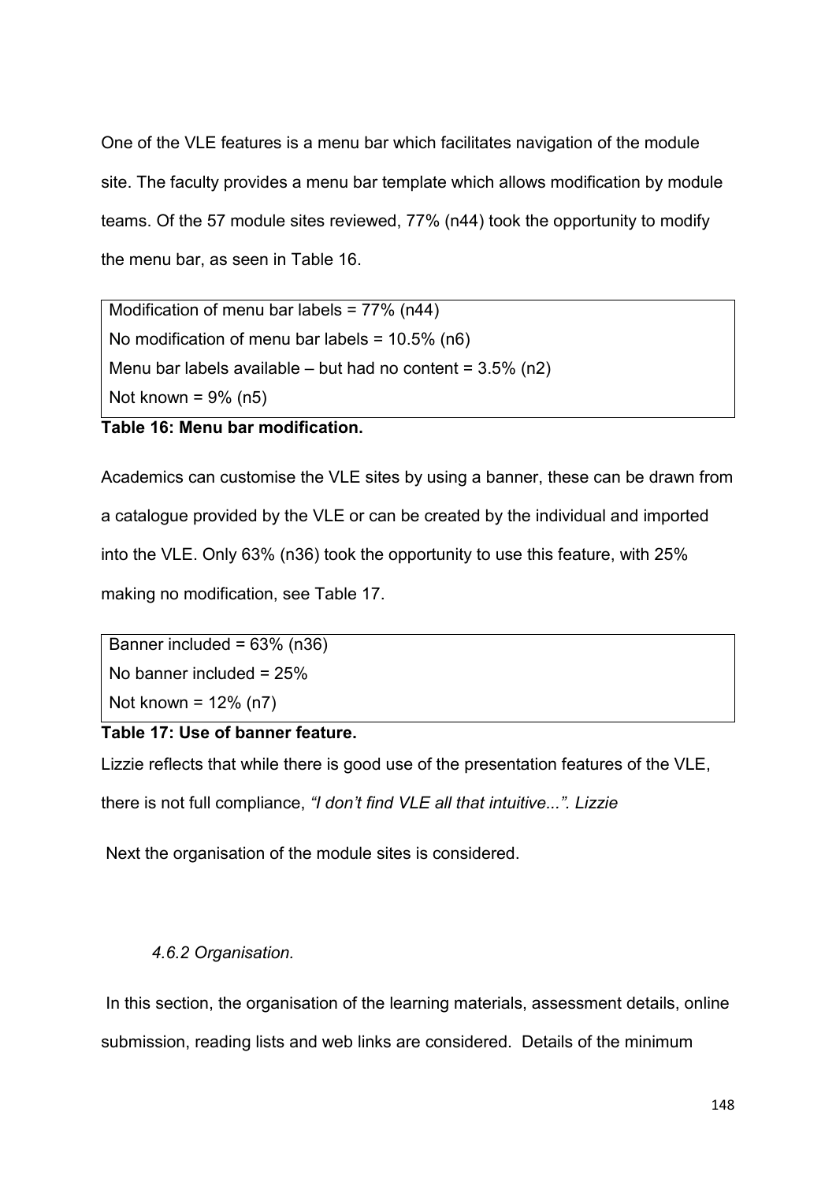One of the VLE features is a menu bar which facilitates navigation of the module site. The faculty provides a menu bar template which allows modification by module teams. Of the 57 module sites reviewed, 77% (n44) took the opportunity to modify the menu bar, as seen in Table 16.

| Modification of menu bar labels = 77% (n44) |
|---|
| No modification of menu bar labels = 10.5% (n6) |
| Menu bar labels available – but had no content = 3.5% (n2) |
| Not known = 9% (n5) |

**Table 16: Menu bar modification.**

Academics can customise the VLE sites by using a banner, these can be drawn from a catalogue provided by the VLE or can be created by the individual and imported into the VLE. Only 63% (n36) took the opportunity to use this feature, with 25% making no modification, see Table 17.

| Banner included = 63% (n36) |
|---|
| No banner included = 25% |
| Not known = 12% (n7) |

**Table 17: Use of banner feature.**

Lizzie reflects that while there is good use of the presentation features of the VLE, there is not full compliance, *"I don't find VLE all that intuitive...". Lizzie*

Next the organisation of the module sites is considered.

### *4.6.2 Organisation.*

In this section, the organisation of the learning materials, assessment details, online submission, reading lists and web links are considered. Details of the minimum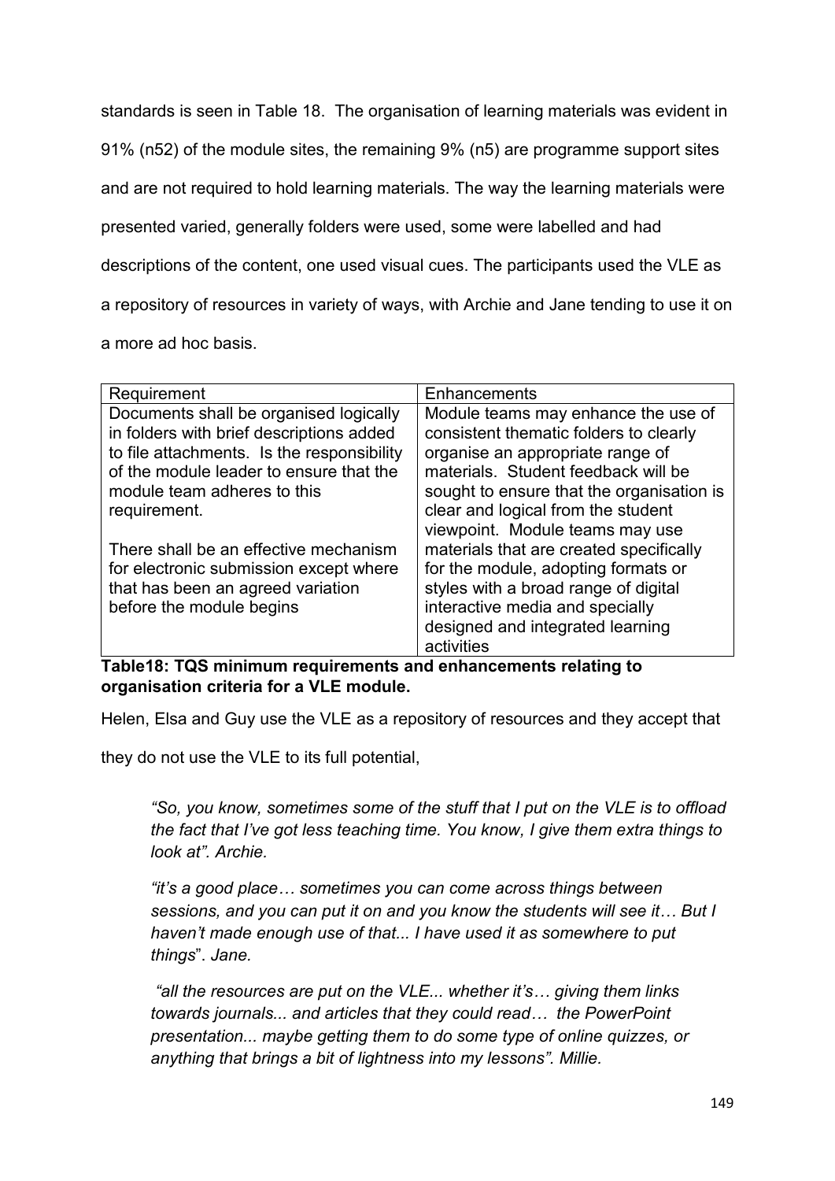standards is seen in Table 18. The organisation of learning materials was evident in 91% (n52) of the module sites, the remaining 9% (n5) are programme support sites and are not required to hold learning materials. The way the learning materials were presented varied, generally folders were used, some were labelled and had descriptions of the content, one used visual cues. The participants used the VLE as a repository of resources in variety of ways, with Archie and Jane tending to use it on a more ad hoc basis.

| Requirement | Enhancements |
|---|---|
| Documents shall be organised logically in folders with brief descriptions added to file attachments. Is the responsibility of the module leader to ensure that the module team adheres to this requirement.<br><br>There shall be an effective mechanism for electronic submission except where that has been an agreed variation before the module begins | Module teams may enhance the use of consistent thematic folders to clearly organise an appropriate range of materials. Student feedback will be sought to ensure that the organisation is clear and logical from the student viewpoint. Module teams may use materials that are created specifically for the module, adopting formats or styles with a broad range of digital interactive media and specially designed and integrated learning activities |

**Table18: TQS minimum requirements and enhancements relating to organisation criteria for a VLE module.**

Helen, Elsa and Guy use the VLE as a repository of resources and they accept that they do not use the VLE to its full potential,

> *"So, you know, sometimes some of the stuff that I put on the VLE is to offload the fact that I've got less teaching time. You know, I give them extra things to look at". Archie.*
>
> *"it's a good place… sometimes you can come across things between sessions, and you can put it on and you know the students will see it… But I haven't made enough use of that... I have used it as somewhere to put things". Jane.*
>
> *"all the resources are put on the VLE... whether it's… giving them links towards journals... and articles that they could read… the PowerPoint presentation... maybe getting them to do some type of online quizzes, or anything that brings a bit of lightness into my lessons". Millie.*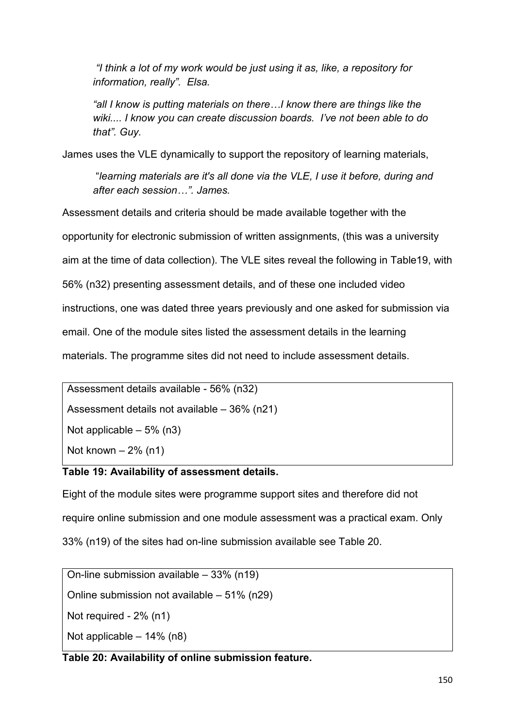*"I think a lot of my work would be just using it as, like, a repository for information, really". Elsa.*

*"all I know is putting materials on there…I know there are things like the wiki.... I know you can create discussion boards. I've not been able to do that". Guy.*

James uses the VLE dynamically to support the repository of learning materials,

"*learning materials are it's all done via the VLE, I use it before, during and after each session…". James.*

Assessment details and criteria should be made available together with the opportunity for electronic submission of written assignments, (this was a university aim at the time of data collection). The VLE sites reveal the following in Table19, with 56% (n32) presenting assessment details, and of these one included video instructions, one was dated three years previously and one asked for submission via email. One of the module sites listed the assessment details in the learning materials. The programme sites did not need to include assessment details.

| Assessment details available - 56% (n32) |
|---|
| Assessment details not available – 36% (n21) |
| Not applicable – 5% (n3) |
| Not known – 2% (n1) |

**Table 19: Availability of assessment details.**

Eight of the module sites were programme support sites and therefore did not require online submission and one module assessment was a practical exam. Only 33% (n19) of the sites had on-line submission available see Table 20.

| On-line submission available – 33% (n19) |
|---|
| Online submission not available – 51% (n29) |
| Not required - 2% (n1) |
| Not applicable – 14% (n8) |

**Table 20: Availability of online submission feature.**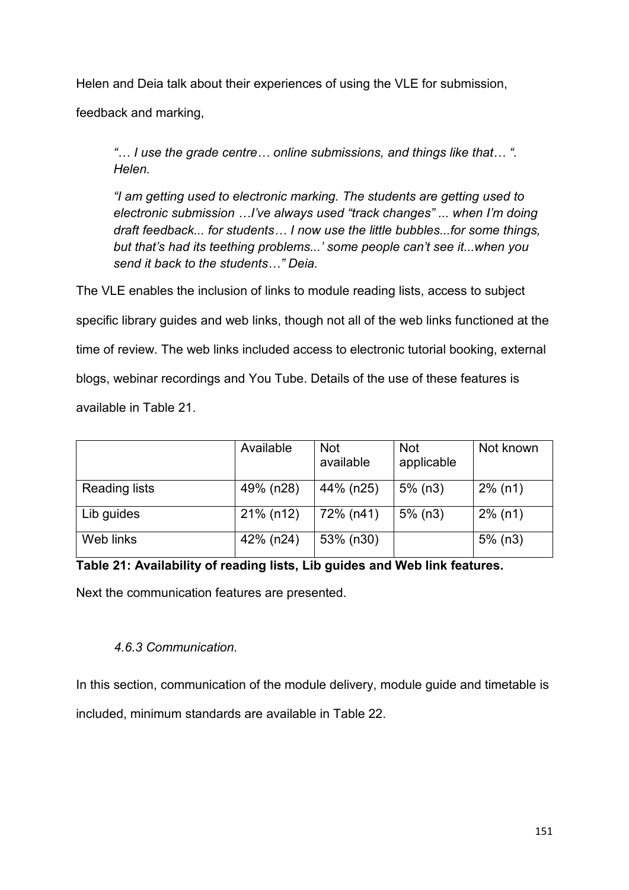Helen and Deia talk about their experiences of using the VLE for submission, feedback and marking,

> *"… I use the grade centre… online submissions, and things like that… ". Helen.*
>
> *"I am getting used to electronic marking. The students are getting used to electronic submission …I've always used "track changes" ... when I'm doing draft feedback... for students… I now use the little bubbles...for some things, but that's had its teething problems...' some people can't see it...when you send it back to the students…" Deia.*

The VLE enables the inclusion of links to module reading lists, access to subject specific library guides and web links, though not all of the web links functioned at the time of review. The web links included access to electronic tutorial booking, external blogs, webinar recordings and You Tube. Details of the use of these features is available in Table 21.

| | Available | Not available | Not applicable | Not known |
|---|---|---|---|---|
| Reading lists | 49% (n28) | 44% (n25) | 5% (n3) | 2% (n1) |
| Lib guides | 21% (n12) | 72% (n41) | 5% (n3) | 2% (n1) |
| Web links | 42% (n24) | 53% (n30) | | 5% (n3) |

**Table 21: Availability of reading lists, Lib guides and Web link features.**

Next the communication features are presented.

### *4.6.3 Communication.*

In this section, communication of the module delivery, module guide and timetable is included, minimum standards are available in Table 22.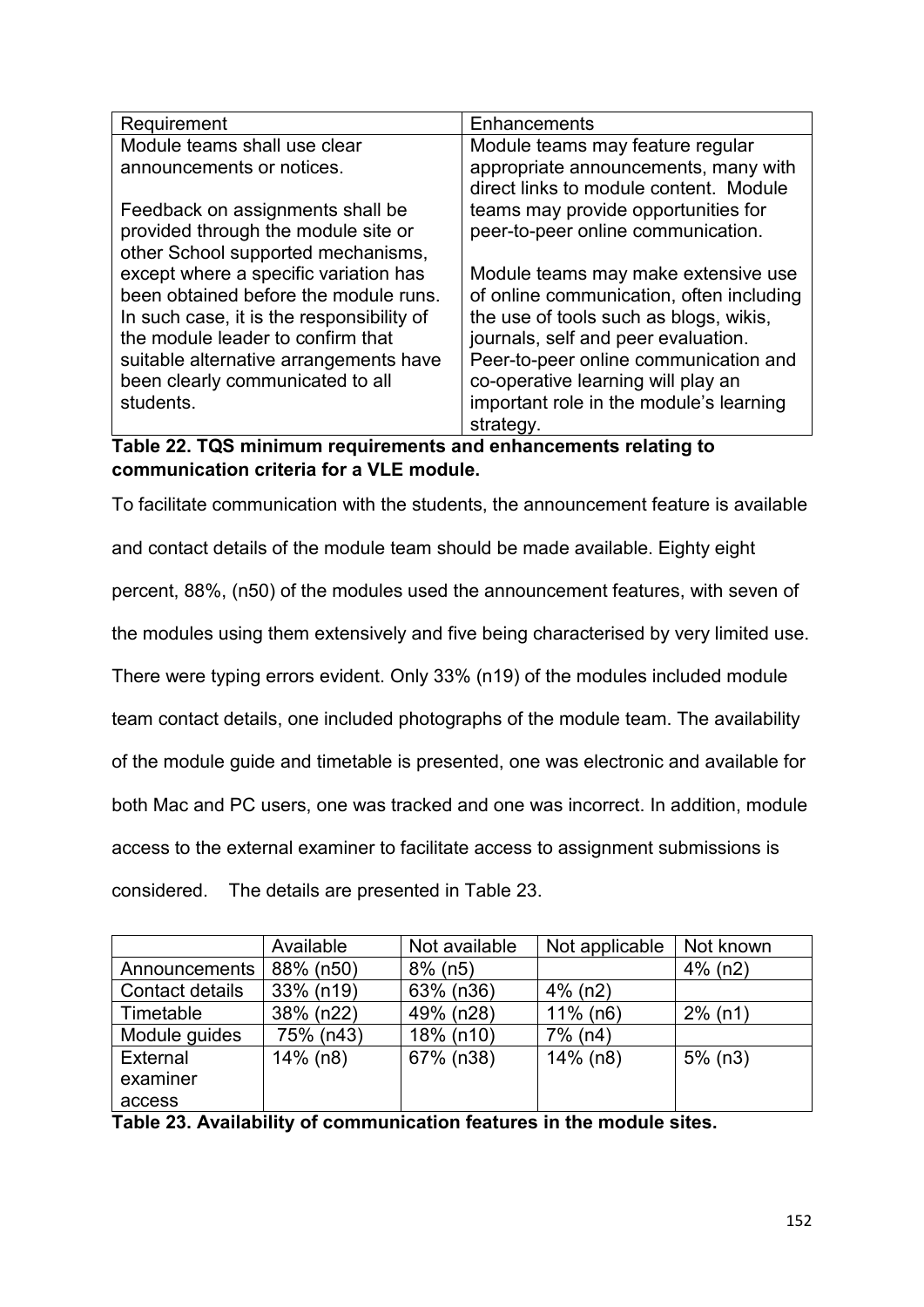| Requirement | Enhancements |
| --- | --- |
| Module teams shall use clear announcements or notices.<br><br>Feedback on assignments shall be provided through the module site or other School supported mechanisms, except where a specific variation has been obtained before the module runs. In such case, it is the responsibility of the module leader to confirm that suitable alternative arrangements have been clearly communicated to all students. | Module teams may feature regular appropriate announcements, many with direct links to module content. Module teams may provide opportunities for peer-to-peer online communication.<br><br>Module teams may make extensive use of online communication, often including the use of tools such as blogs, wikis, journals, self and peer evaluation. Peer-to-peer online communication and co-operative learning will play an important role in the module's learning strategy. |

**Table 22. TQS minimum requirements and enhancements relating to communication criteria for a VLE module.**

To facilitate communication with the students, the announcement feature is available and contact details of the module team should be made available. Eighty eight percent, 88%, (n50) of the modules used the announcement features, with seven of the modules using them extensively and five being characterised by very limited use. There were typing errors evident. Only 33% (n19) of the modules included module team contact details, one included photographs of the module team. The availability of the module guide and timetable is presented, one was electronic and available for both Mac and PC users, one was tracked and one was incorrect. In addition, module access to the external examiner to facilitate access to assignment submissions is considered. The details are presented in Table 23.

| | Available | Not available | Not applicable | Not known |
| --- | --- | --- | --- | --- |
| Announcements | 88% (n50) | 8% (n5) | | 4% (n2) |
| Contact details | 33% (n19) | 63% (n36) | 4% (n2) | |
| Timetable | 38% (n22) | 49% (n28) | 11% (n6) | 2% (n1) |
| Module guides | 75% (n43) | 18% (n10) | 7% (n4) | |
| External examiner access | 14% (n8) | 67% (n38) | 14% (n8) | 5% (n3) |

**Table 23. Availability of communication features in the module sites.**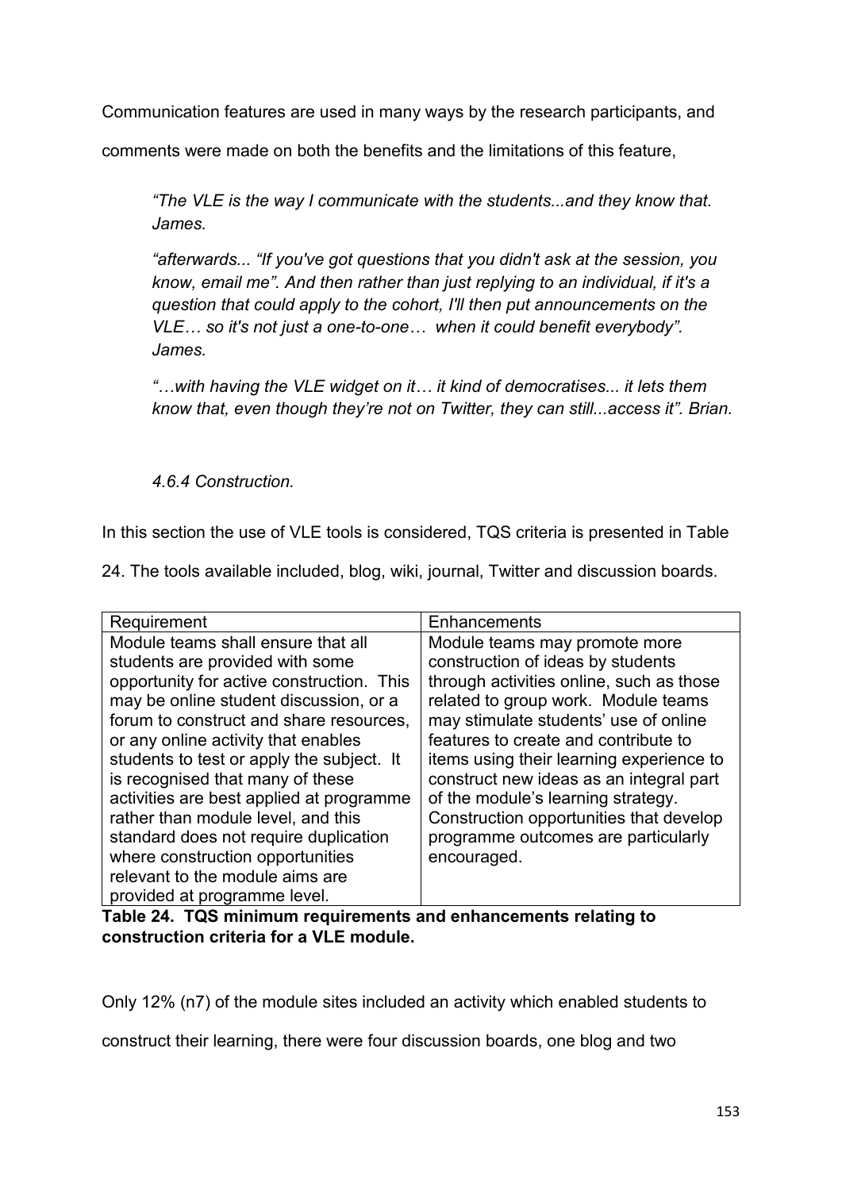Communication features are used in many ways by the research participants, and comments were made on both the benefits and the limitations of this feature,

> *"The VLE is the way I communicate with the students...and they know that. James.*
>
> *"afterwards... "If you've got questions that you didn't ask at the session, you know, email me". And then rather than just replying to an individual, if it's a question that could apply to the cohort, I'll then put announcements on the VLE… so it's not just a one-to-one… when it could benefit everybody". James.*
>
> *"…with having the VLE widget on it… it kind of democratises... it lets them know that, even though they're not on Twitter, they can still...access it". Brian.*

#### *4.6.4 Construction.*

In this section the use of VLE tools is considered, TQS criteria is presented in Table 24. The tools available included, blog, wiki, journal, Twitter and discussion boards.

| Requirement | Enhancements |
|---|---|
| Module teams shall ensure that all students are provided with some opportunity for active construction. This may be online student discussion, or a forum to construct and share resources, or any online activity that enables students to test or apply the subject. It is recognised that many of these activities are best applied at programme rather than module level, and this standard does not require duplication where construction opportunities relevant to the module aims are provided at programme level. | Module teams may promote more construction of ideas by students through activities online, such as those related to group work. Module teams may stimulate students' use of online features to create and contribute to items using their learning experience to construct new ideas as an integral part of the module's learning strategy. Construction opportunities that develop programme outcomes are particularly encouraged. |

**Table 24. TQS minimum requirements and enhancements relating to construction criteria for a VLE module.**

Only 12% (n7) of the module sites included an activity which enabled students to construct their learning, there were four discussion boards, one blog and two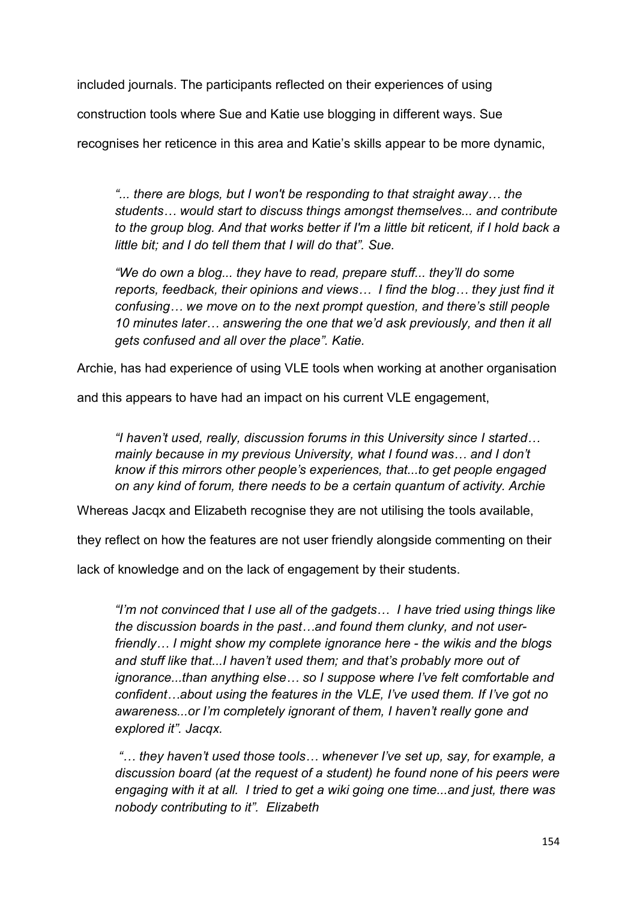included journals. The participants reflected on their experiences of using construction tools where Sue and Katie use blogging in different ways. Sue recognises her reticence in this area and Katie's skills appear to be more dynamic,

> *"... there are blogs, but I won't be responding to that straight away… the students… would start to discuss things amongst themselves... and contribute to the group blog. And that works better if I'm a little bit reticent, if I hold back a little bit; and I do tell them that I will do that". Sue.*
>
> *"We do own a blog... they have to read, prepare stuff... they'll do some reports, feedback, their opinions and views… I find the blog… they just find it confusing… we move on to the next prompt question, and there's still people 10 minutes later… answering the one that we'd ask previously, and then it all gets confused and all over the place". Katie.*

Archie, has had experience of using VLE tools when working at another organisation and this appears to have had an impact on his current VLE engagement,

> *"I haven't used, really, discussion forums in this University since I started… mainly because in my previous University, what I found was… and I don't know if this mirrors other people's experiences, that...to get people engaged on any kind of forum, there needs to be a certain quantum of activity. Archie*

Whereas Jacqx and Elizabeth recognise they are not utilising the tools available, they reflect on how the features are not user friendly alongside commenting on their lack of knowledge and on the lack of engagement by their students.

> *"I'm not convinced that I use all of the gadgets… I have tried using things like the discussion boards in the past…and found them clunky, and not user-friendly… I might show my complete ignorance here - the wikis and the blogs and stuff like that...I haven't used them; and that's probably more out of ignorance...than anything else… so I suppose where I've felt comfortable and confident…about using the features in the VLE, I've used them. If I've got no awareness...or I'm completely ignorant of them, I haven't really gone and explored it". Jacqx.*
>
> *"… they haven't used those tools… whenever I've set up, say, for example, a discussion board (at the request of a student) he found none of his peers were engaging with it at all. I tried to get a wiki going one time...and just, there was nobody contributing to it". Elizabeth*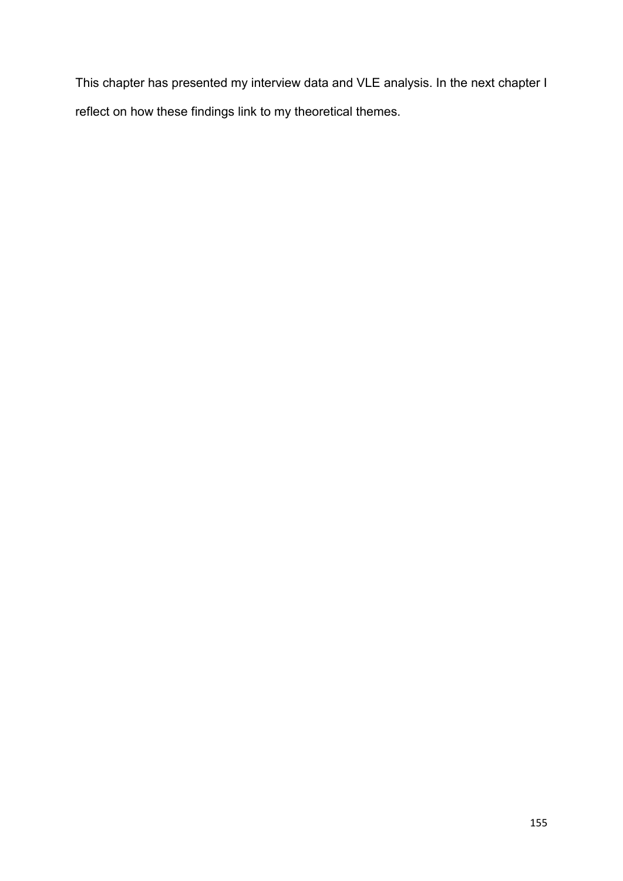This chapter has presented my interview data and VLE analysis. In the next chapter I reflect on how these findings link to my theoretical themes.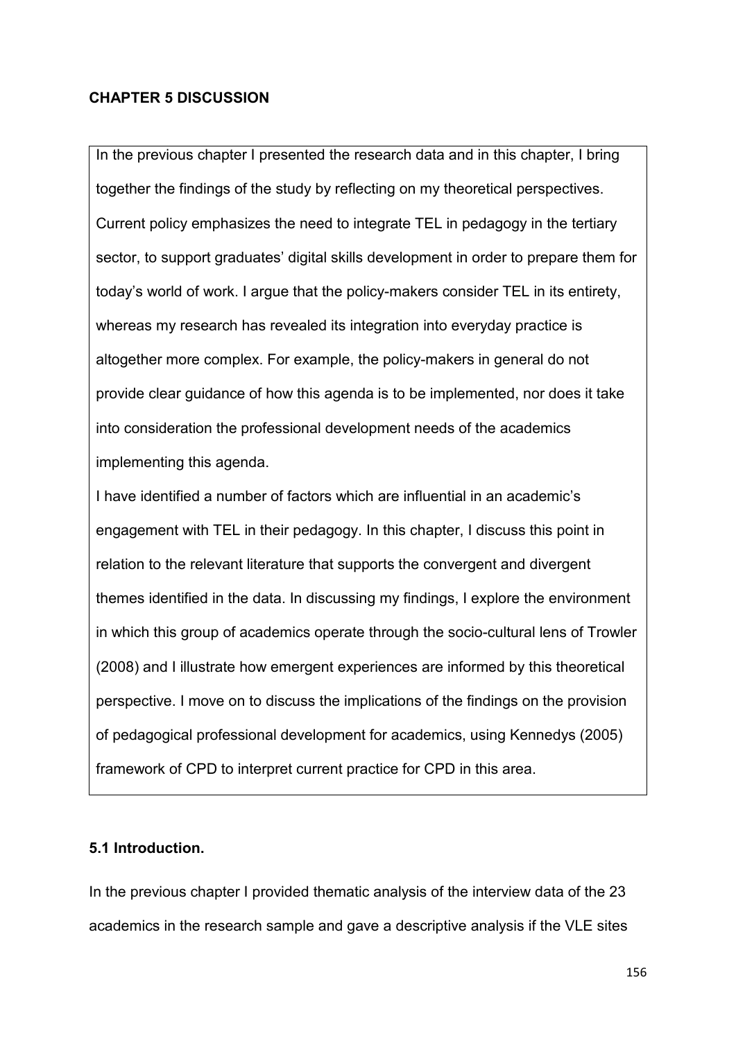## CHAPTER 5 DISCUSSION

In the previous chapter I presented the research data and in this chapter, I bring together the findings of the study by reflecting on my theoretical perspectives. Current policy emphasizes the need to integrate TEL in pedagogy in the tertiary sector, to support graduates' digital skills development in order to prepare them for today's world of work. I argue that the policy-makers consider TEL in its entirety, whereas my research has revealed its integration into everyday practice is altogether more complex. For example, the policy-makers in general do not provide clear guidance of how this agenda is to be implemented, nor does it take into consideration the professional development needs of the academics implementing this agenda.

I have identified a number of factors which are influential in an academic's engagement with TEL in their pedagogy. In this chapter, I discuss this point in relation to the relevant literature that supports the convergent and divergent themes identified in the data. In discussing my findings, I explore the environment in which this group of academics operate through the socio-cultural lens of Trowler (2008) and I illustrate how emergent experiences are informed by this theoretical perspective. I move on to discuss the implications of the findings on the provision of pedagogical professional development for academics, using Kennedys (2005) framework of CPD to interpret current practice for CPD in this area.

### 5.1 Introduction.

In the previous chapter I provided thematic analysis of the interview data of the 23 academics in the research sample and gave a descriptive analysis if the VLE sites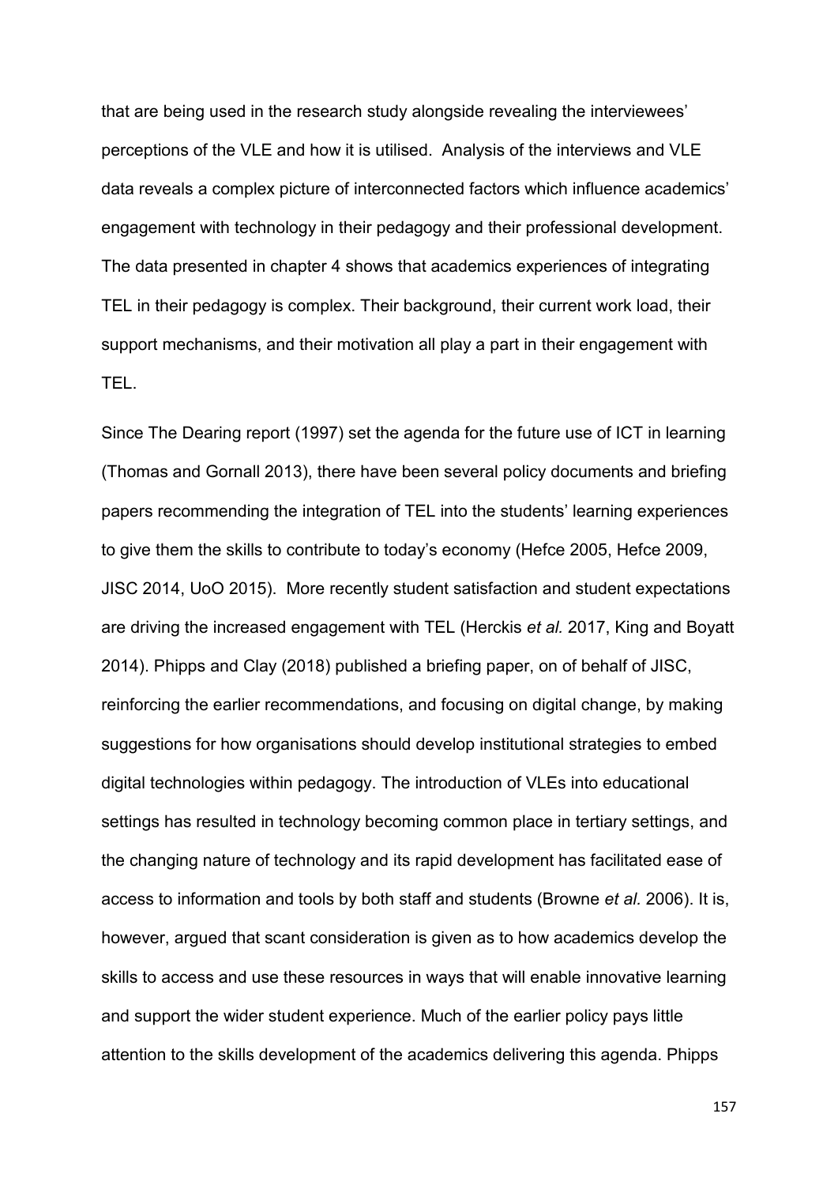that are being used in the research study alongside revealing the interviewees' perceptions of the VLE and how it is utilised. Analysis of the interviews and VLE data reveals a complex picture of interconnected factors which influence academics' engagement with technology in their pedagogy and their professional development. The data presented in chapter 4 shows that academics experiences of integrating TEL in their pedagogy is complex. Their background, their current work load, their support mechanisms, and their motivation all play a part in their engagement with TEL.

Since The Dearing report (1997) set the agenda for the future use of ICT in learning (Thomas and Gornall 2013), there have been several policy documents and briefing papers recommending the integration of TEL into the students' learning experiences to give them the skills to contribute to today's economy (Hefce 2005, Hefce 2009, JISC 2014, UoO 2015). More recently student satisfaction and student expectations are driving the increased engagement with TEL (Herckis *et al.* 2017, King and Boyatt 2014). Phipps and Clay (2018) published a briefing paper, on of behalf of JISC, reinforcing the earlier recommendations, and focusing on digital change, by making suggestions for how organisations should develop institutional strategies to embed digital technologies within pedagogy. The introduction of VLEs into educational settings has resulted in technology becoming common place in tertiary settings, and the changing nature of technology and its rapid development has facilitated ease of access to information and tools by both staff and students (Browne *et al.* 2006). It is, however, argued that scant consideration is given as to how academics develop the skills to access and use these resources in ways that will enable innovative learning and support the wider student experience. Much of the earlier policy pays little attention to the skills development of the academics delivering this agenda. Phipps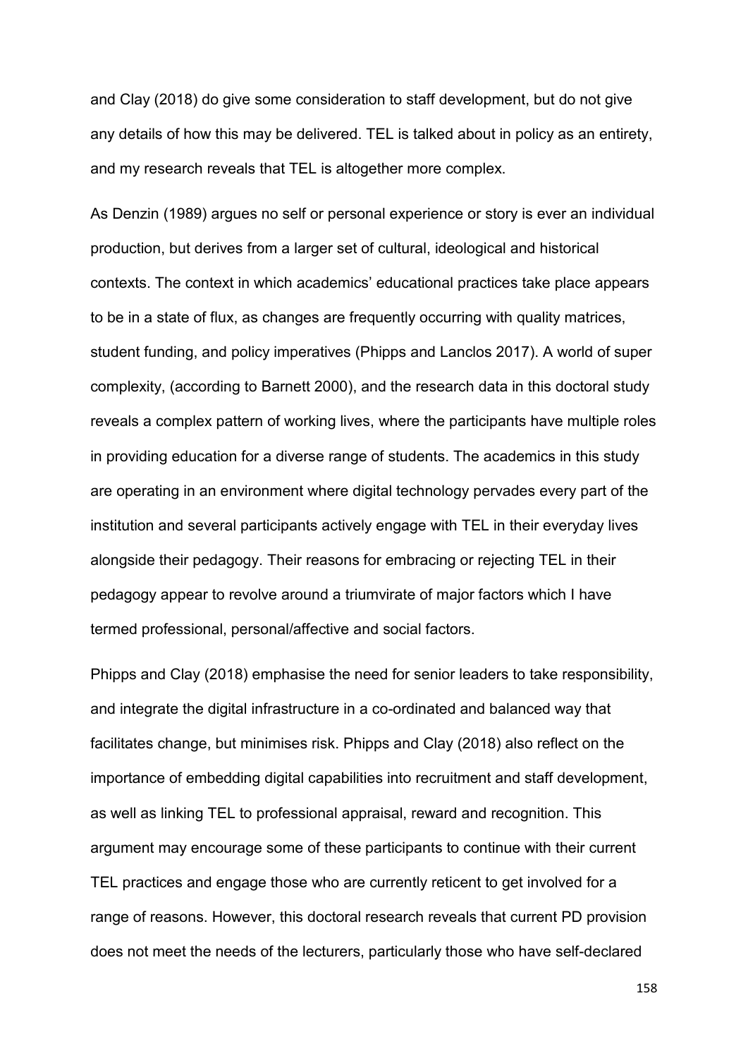and Clay (2018) do give some consideration to staff development, but do not give any details of how this may be delivered. TEL is talked about in policy as an entirety, and my research reveals that TEL is altogether more complex.

As Denzin (1989) argues no self or personal experience or story is ever an individual production, but derives from a larger set of cultural, ideological and historical contexts. The context in which academics' educational practices take place appears to be in a state of flux, as changes are frequently occurring with quality matrices, student funding, and policy imperatives (Phipps and Lanclos 2017). A world of super complexity, (according to Barnett 2000), and the research data in this doctoral study reveals a complex pattern of working lives, where the participants have multiple roles in providing education for a diverse range of students. The academics in this study are operating in an environment where digital technology pervades every part of the institution and several participants actively engage with TEL in their everyday lives alongside their pedagogy. Their reasons for embracing or rejecting TEL in their pedagogy appear to revolve around a triumvirate of major factors which I have termed professional, personal/affective and social factors.

Phipps and Clay (2018) emphasise the need for senior leaders to take responsibility, and integrate the digital infrastructure in a co-ordinated and balanced way that facilitates change, but minimises risk. Phipps and Clay (2018) also reflect on the importance of embedding digital capabilities into recruitment and staff development, as well as linking TEL to professional appraisal, reward and recognition. This argument may encourage some of these participants to continue with their current TEL practices and engage those who are currently reticent to get involved for a range of reasons. However, this doctoral research reveals that current PD provision does not meet the needs of the lecturers, particularly those who have self-declared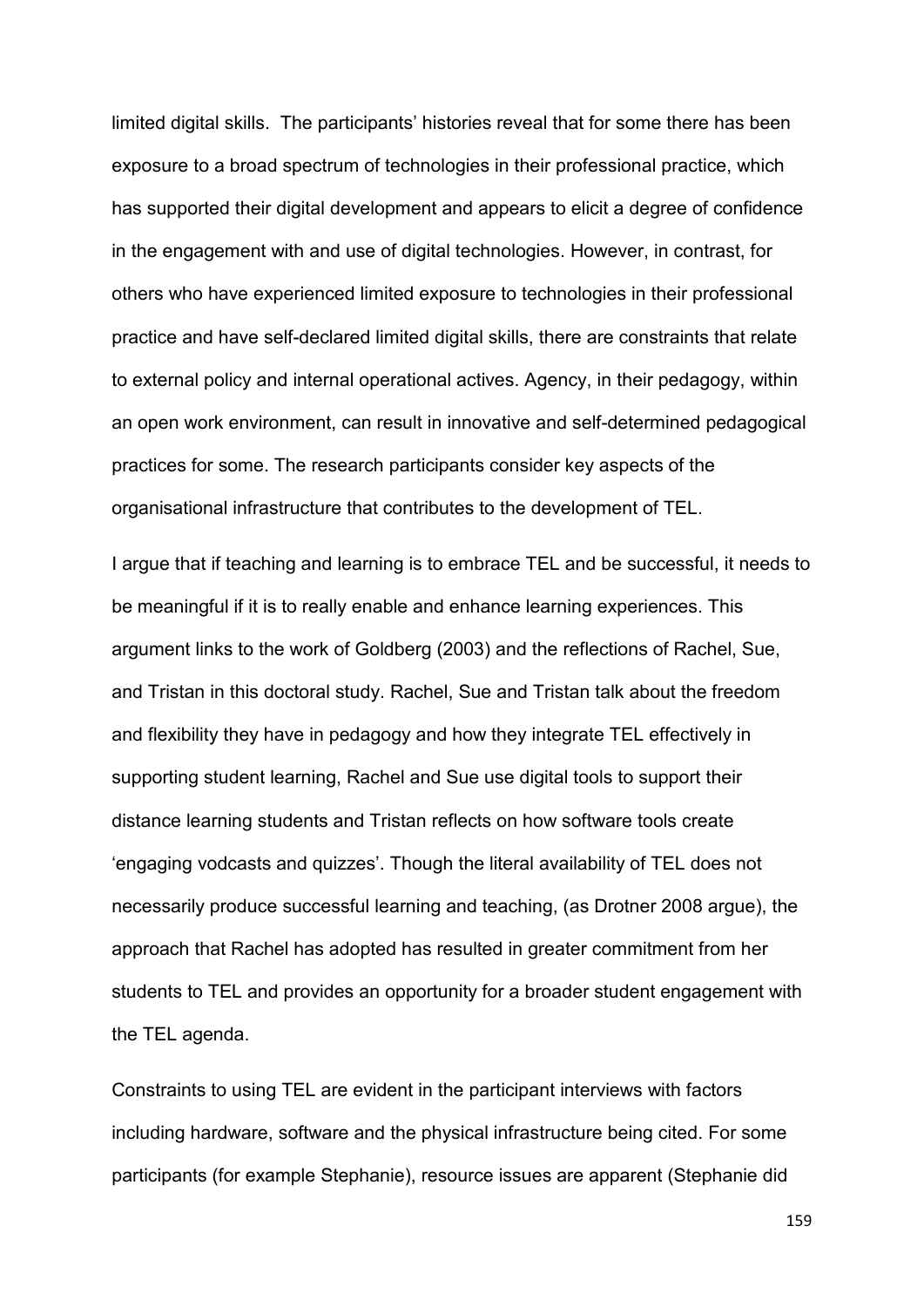limited digital skills. The participants' histories reveal that for some there has been exposure to a broad spectrum of technologies in their professional practice, which has supported their digital development and appears to elicit a degree of confidence in the engagement with and use of digital technologies. However, in contrast, for others who have experienced limited exposure to technologies in their professional practice and have self-declared limited digital skills, there are constraints that relate to external policy and internal operational actives. Agency, in their pedagogy, within an open work environment, can result in innovative and self-determined pedagogical practices for some. The research participants consider key aspects of the organisational infrastructure that contributes to the development of TEL.

I argue that if teaching and learning is to embrace TEL and be successful, it needs to be meaningful if it is to really enable and enhance learning experiences. This argument links to the work of Goldberg (2003) and the reflections of Rachel, Sue, and Tristan in this doctoral study. Rachel, Sue and Tristan talk about the freedom and flexibility they have in pedagogy and how they integrate TEL effectively in supporting student learning, Rachel and Sue use digital tools to support their distance learning students and Tristan reflects on how software tools create 'engaging vodcasts and quizzes'. Though the literal availability of TEL does not necessarily produce successful learning and teaching, (as Drotner 2008 argue), the approach that Rachel has adopted has resulted in greater commitment from her students to TEL and provides an opportunity for a broader student engagement with the TEL agenda.

Constraints to using TEL are evident in the participant interviews with factors including hardware, software and the physical infrastructure being cited. For some participants (for example Stephanie), resource issues are apparent (Stephanie did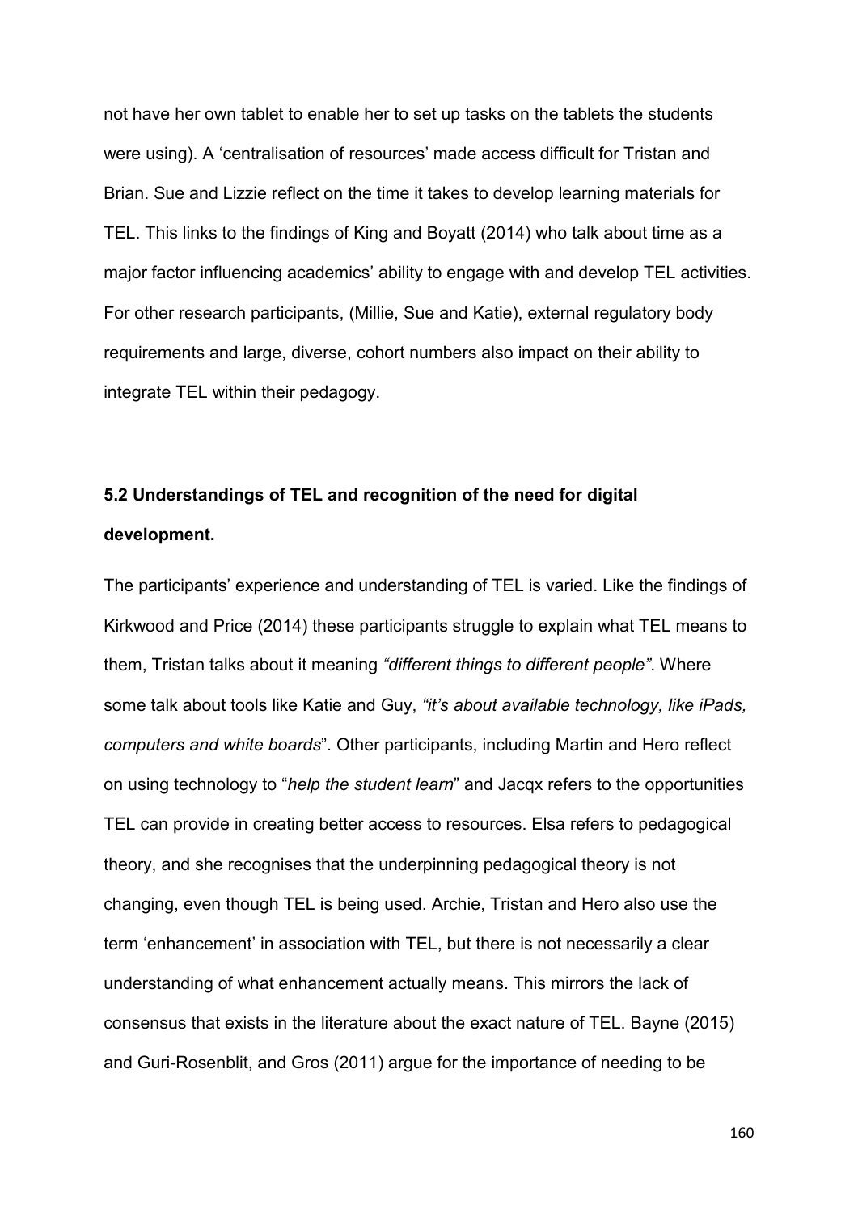not have her own tablet to enable her to set up tasks on the tablets the students were using). A 'centralisation of resources' made access difficult for Tristan and Brian. Sue and Lizzie reflect on the time it takes to develop learning materials for TEL. This links to the findings of King and Boyatt (2014) who talk about time as a major factor influencing academics' ability to engage with and develop TEL activities. For other research participants, (Millie, Sue and Katie), external regulatory body requirements and large, diverse, cohort numbers also impact on their ability to integrate TEL within their pedagogy.

### 5.2 Understandings of TEL and recognition of the need for digital development.

The participants' experience and understanding of TEL is varied. Like the findings of Kirkwood and Price (2014) these participants struggle to explain what TEL means to them, Tristan talks about it meaning *"different things to different people"*. Where some talk about tools like Katie and Guy, *"it's about available technology, like iPads, computers and white boards*". Other participants, including Martin and Hero reflect on using technology to "*help the student learn*" and Jacqx refers to the opportunities TEL can provide in creating better access to resources. Elsa refers to pedagogical theory, and she recognises that the underpinning pedagogical theory is not changing, even though TEL is being used. Archie, Tristan and Hero also use the term 'enhancement' in association with TEL, but there is not necessarily a clear understanding of what enhancement actually means. This mirrors the lack of consensus that exists in the literature about the exact nature of TEL. Bayne (2015) and Guri-Rosenblit, and Gros (2011) argue for the importance of needing to be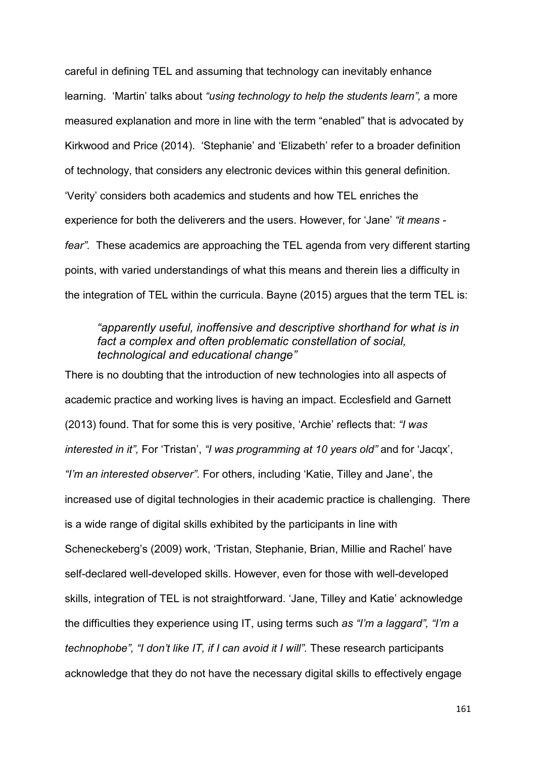careful in defining TEL and assuming that technology can inevitably enhance learning. 'Martin' talks about *"using technology to help the students learn",* a more measured explanation and more in line with the term "enabled" that is advocated by Kirkwood and Price (2014). 'Stephanie' and 'Elizabeth' refer to a broader definition of technology, that considers any electronic devices within this general definition. 'Verity' considers both academics and students and how TEL enriches the experience for both the deliverers and the users. However, for 'Jane' *"it means - fear".* These academics are approaching the TEL agenda from very different starting points, with varied understandings of what this means and therein lies a difficulty in the integration of TEL within the curricula. Bayne (2015) argues that the term TEL is:

> *"apparently useful, inoffensive and descriptive shorthand for what is in fact a complex and often problematic constellation of social, technological and educational change"*

There is no doubting that the introduction of new technologies into all aspects of academic practice and working lives is having an impact. Ecclesfield and Garnett (2013) found. That for some this is very positive, 'Archie' reflects that: *"I was interested in it",* For 'Tristan', *"I was programming at 10 years old"* and for 'Jacqx', *"I'm an interested observer".* For others, including 'Katie, Tilley and Jane', the increased use of digital technologies in their academic practice is challenging. There is a wide range of digital skills exhibited by the participants in line with Scheneckeberg's (2009) work, 'Tristan, Stephanie, Brian, Millie and Rachel' have self-declared well-developed skills. However, even for those with well-developed skills, integration of TEL is not straightforward. 'Jane, Tilley and Katie' acknowledge the difficulties they experience using IT, using terms such *as "I'm a laggard", "I'm a technophobe", "I don't like IT, if I can avoid it I will".* These research participants acknowledge that they do not have the necessary digital skills to effectively engage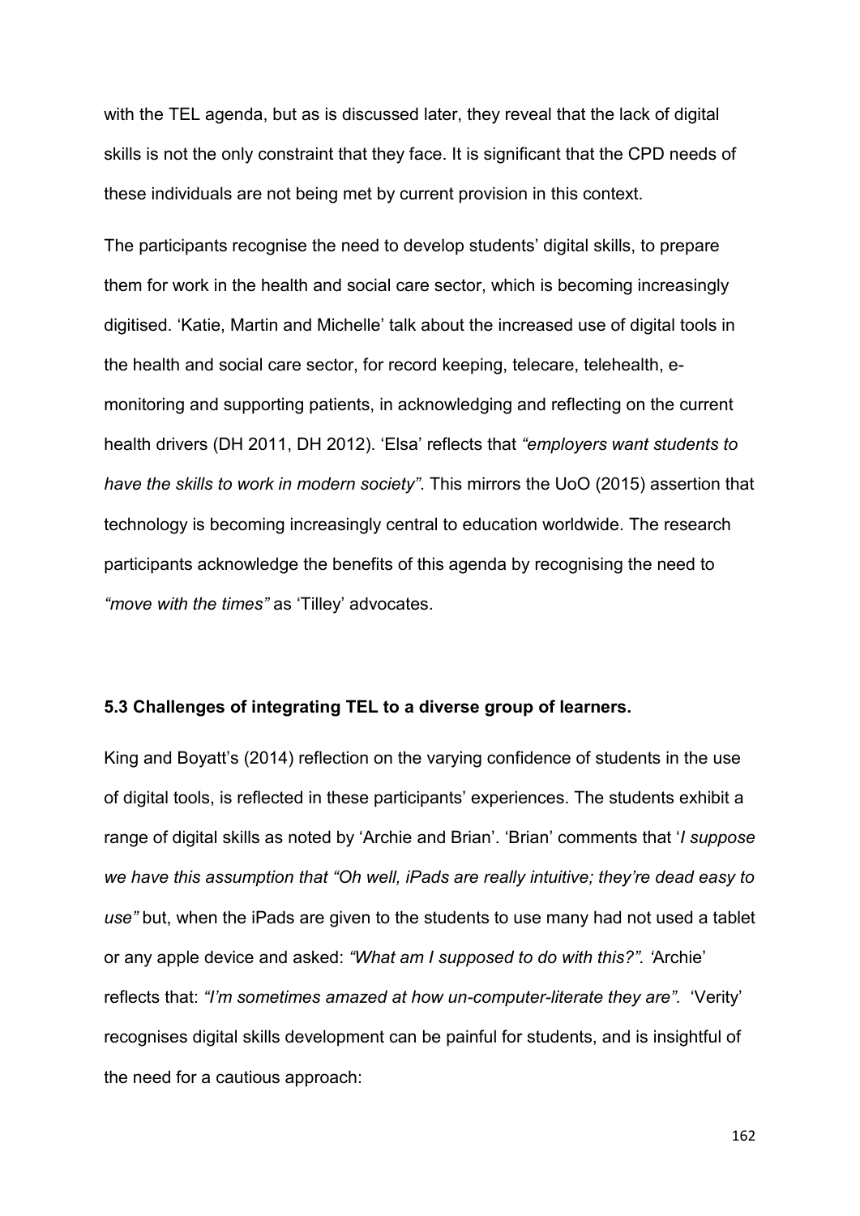with the TEL agenda, but as is discussed later, they reveal that the lack of digital skills is not the only constraint that they face. It is significant that the CPD needs of these individuals are not being met by current provision in this context.

The participants recognise the need to develop students' digital skills, to prepare them for work in the health and social care sector, which is becoming increasingly digitised. 'Katie, Martin and Michelle' talk about the increased use of digital tools in the health and social care sector, for record keeping, telecare, telehealth, e-monitoring and supporting patients, in acknowledging and reflecting on the current health drivers (DH 2011, DH 2012). 'Elsa' reflects that *"employers want students to have the skills to work in modern society"*. This mirrors the UoO (2015) assertion that technology is becoming increasingly central to education worldwide. The research participants acknowledge the benefits of this agenda by recognising the need to *"move with the times"* as 'Tilley' advocates.

### 5.3 Challenges of integrating TEL to a diverse group of learners.

King and Boyatt's (2014) reflection on the varying confidence of students in the use of digital tools, is reflected in these participants' experiences. The students exhibit a range of digital skills as noted by 'Archie and Brian'. 'Brian' comments that '*I suppose we have this assumption that "Oh well, iPads are really intuitive; they're dead easy to use"* but, when the iPads are given to the students to use many had not used a tablet or any apple device and asked: *"What am I supposed to do with this?".* 'Archie' reflects that: *"I'm sometimes amazed at how un-computer-literate they are".* 'Verity' recognises digital skills development can be painful for students, and is insightful of the need for a cautious approach: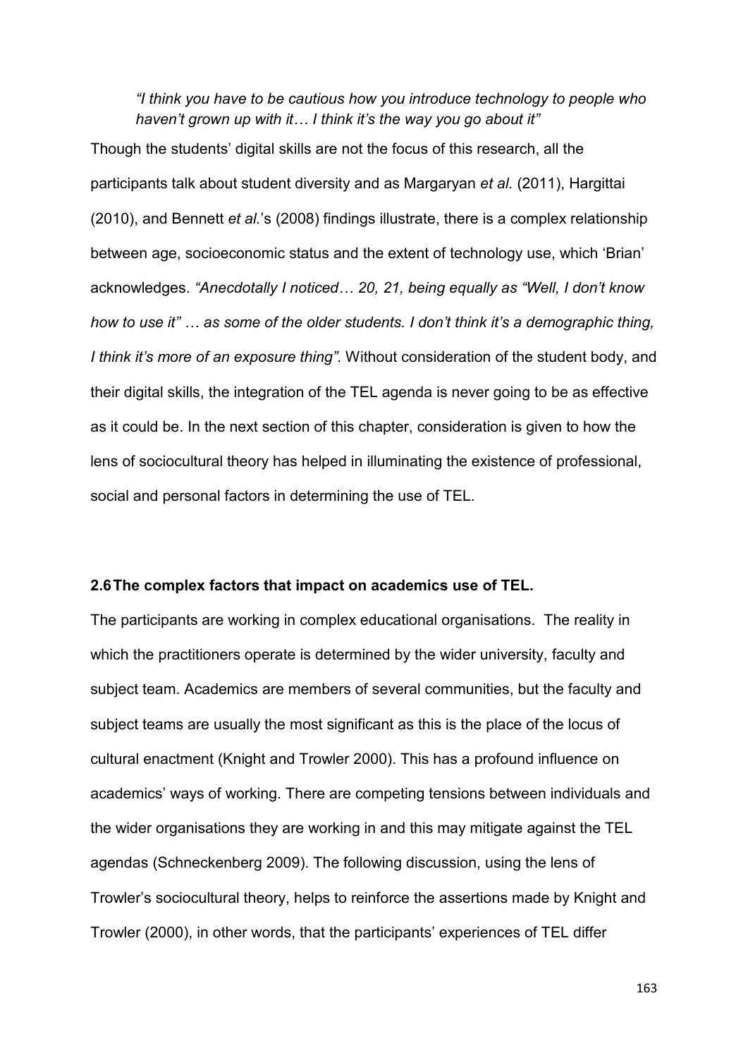*"I think you have to be cautious how you introduce technology to people who haven't grown up with it… I think it's the way you go about it"*

Though the students' digital skills are not the focus of this research, all the participants talk about student diversity and as Margaryan *et al.* (2011), Hargittai (2010), and Bennett *et al.*'s (2008) findings illustrate, there is a complex relationship between age, socioeconomic status and the extent of technology use, which 'Brian' acknowledges. *"Anecdotally I noticed… 20, 21, being equally as "Well, I don't know how to use it" … as some of the older students. I don't think it's a demographic thing, I think it's more of an exposure thing".* Without consideration of the student body, and their digital skills, the integration of the TEL agenda is never going to be as effective as it could be. In the next section of this chapter, consideration is given to how the lens of sociocultural theory has helped in illuminating the existence of professional, social and personal factors in determining the use of TEL.

## 2.6 The complex factors that impact on academics use of TEL.

The participants are working in complex educational organisations. The reality in which the practitioners operate is determined by the wider university, faculty and subject team. Academics are members of several communities, but the faculty and subject teams are usually the most significant as this is the place of the locus of cultural enactment (Knight and Trowler 2000). This has a profound influence on academics' ways of working. There are competing tensions between individuals and the wider organisations they are working in and this may mitigate against the TEL agendas (Schneckenberg 2009). The following discussion, using the lens of Trowler's sociocultural theory, helps to reinforce the assertions made by Knight and Trowler (2000), in other words, that the participants' experiences of TEL differ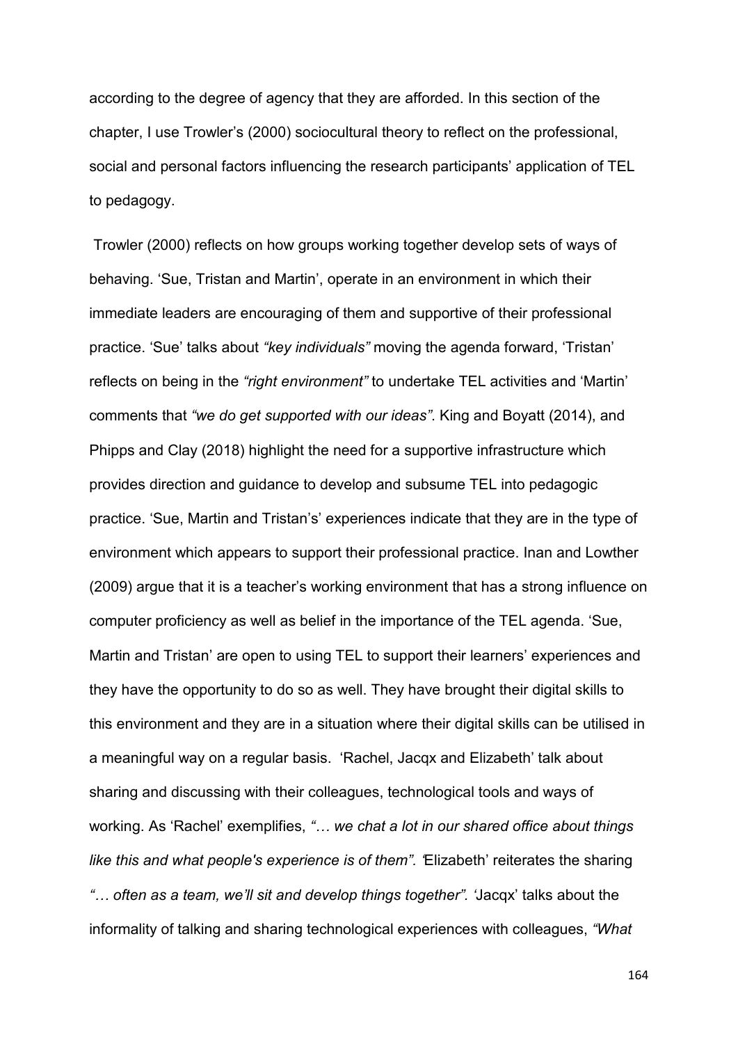according to the degree of agency that they are afforded. In this section of the chapter, I use Trowler's (2000) sociocultural theory to reflect on the professional, social and personal factors influencing the research participants' application of TEL to pedagogy.

Trowler (2000) reflects on how groups working together develop sets of ways of behaving. 'Sue, Tristan and Martin', operate in an environment in which their immediate leaders are encouraging of them and supportive of their professional practice. 'Sue' talks about *"key individuals"* moving the agenda forward, 'Tristan' reflects on being in the *"right environment"* to undertake TEL activities and 'Martin' comments that *"we do get supported with our ideas"*. King and Boyatt (2014), and Phipps and Clay (2018) highlight the need for a supportive infrastructure which provides direction and guidance to develop and subsume TEL into pedagogic practice. 'Sue, Martin and Tristan's' experiences indicate that they are in the type of environment which appears to support their professional practice. Inan and Lowther (2009) argue that it is a teacher's working environment that has a strong influence on computer proficiency as well as belief in the importance of the TEL agenda. 'Sue, Martin and Tristan' are open to using TEL to support their learners' experiences and they have the opportunity to do so as well. They have brought their digital skills to this environment and they are in a situation where their digital skills can be utilised in a meaningful way on a regular basis. 'Rachel, Jacqx and Elizabeth' talk about sharing and discussing with their colleagues, technological tools and ways of working. As 'Rachel' exemplifies, *"… we chat a lot in our shared office about things like this and what people's experience is of them". '*Elizabeth' reiterates the sharing *"… often as a team, we'll sit and develop things together". '*Jacqx' talks about the informality of talking and sharing technological experiences with colleagues, *"What*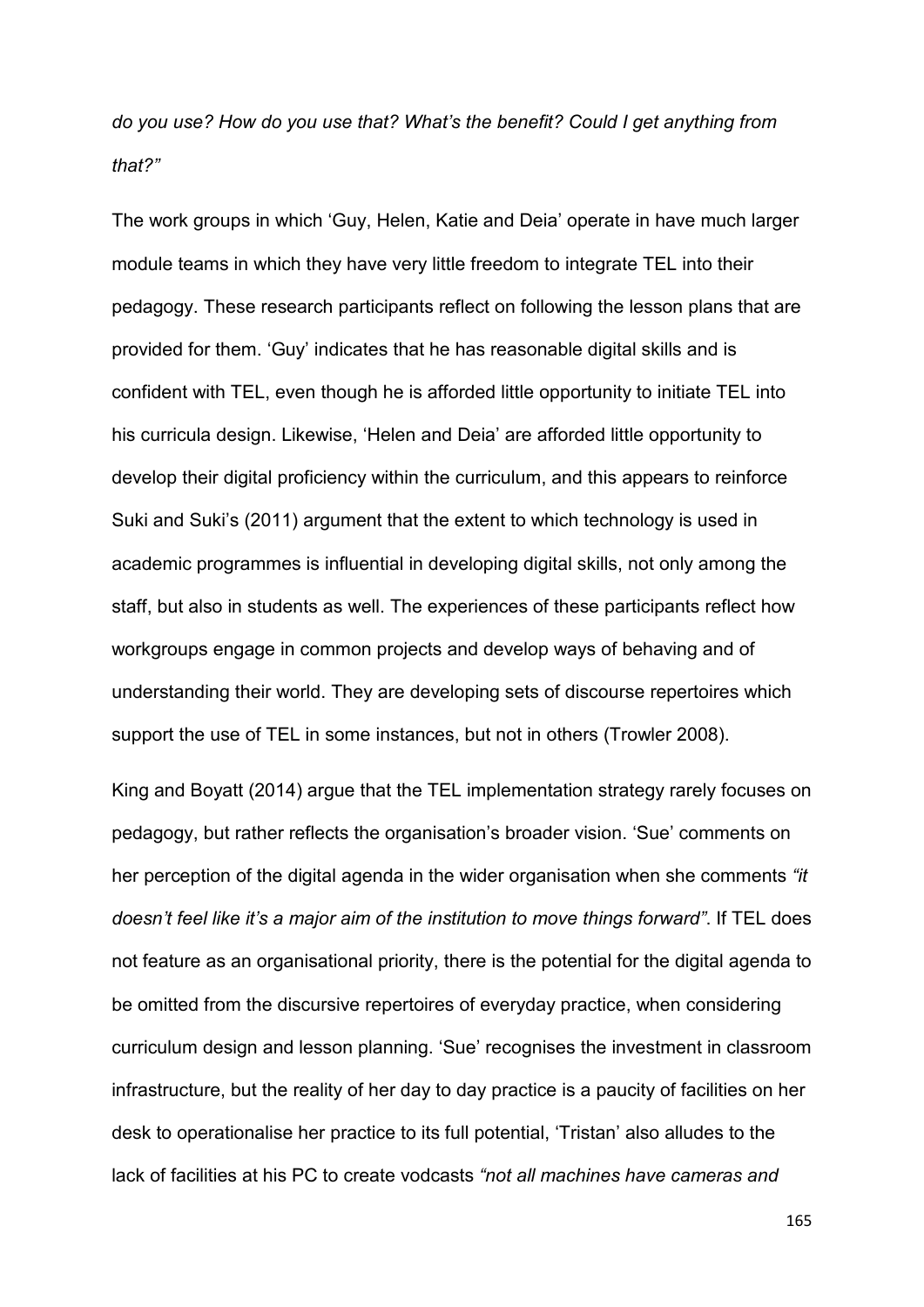*do you use? How do you use that? What's the benefit? Could I get anything from that?"*

The work groups in which 'Guy, Helen, Katie and Deia' operate in have much larger module teams in which they have very little freedom to integrate TEL into their pedagogy. These research participants reflect on following the lesson plans that are provided for them. 'Guy' indicates that he has reasonable digital skills and is confident with TEL, even though he is afforded little opportunity to initiate TEL into his curricula design. Likewise, 'Helen and Deia' are afforded little opportunity to develop their digital proficiency within the curriculum, and this appears to reinforce Suki and Suki's (2011) argument that the extent to which technology is used in academic programmes is influential in developing digital skills, not only among the staff, but also in students as well. The experiences of these participants reflect how workgroups engage in common projects and develop ways of behaving and of understanding their world. They are developing sets of discourse repertoires which support the use of TEL in some instances, but not in others (Trowler 2008).

King and Boyatt (2014) argue that the TEL implementation strategy rarely focuses on pedagogy, but rather reflects the organisation's broader vision. 'Sue' comments on her perception of the digital agenda in the wider organisation when she comments *"it doesn't feel like it's a major aim of the institution to move things forward"*. If TEL does not feature as an organisational priority, there is the potential for the digital agenda to be omitted from the discursive repertoires of everyday practice, when considering curriculum design and lesson planning. 'Sue' recognises the investment in classroom infrastructure, but the reality of her day to day practice is a paucity of facilities on her desk to operationalise her practice to its full potential, 'Tristan' also alludes to the lack of facilities at his PC to create vodcasts *"not all machines have cameras and*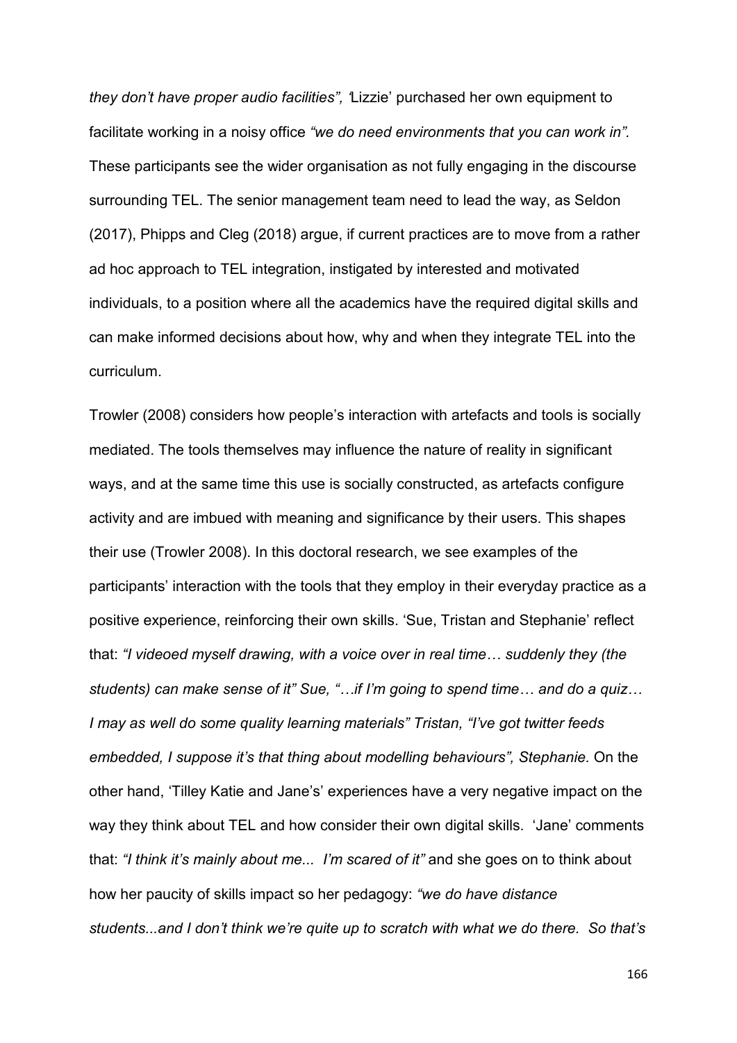*they don't have proper audio facilities", '*Lizzie' purchased her own equipment to facilitate working in a noisy office *"we do need environments that you can work in".* These participants see the wider organisation as not fully engaging in the discourse surrounding TEL. The senior management team need to lead the way, as Seldon (2017), Phipps and Cleg (2018) argue, if current practices are to move from a rather ad hoc approach to TEL integration, instigated by interested and motivated individuals, to a position where all the academics have the required digital skills and can make informed decisions about how, why and when they integrate TEL into the curriculum.

Trowler (2008) considers how people's interaction with artefacts and tools is socially mediated. The tools themselves may influence the nature of reality in significant ways, and at the same time this use is socially constructed, as artefacts configure activity and are imbued with meaning and significance by their users. This shapes their use (Trowler 2008). In this doctoral research, we see examples of the participants' interaction with the tools that they employ in their everyday practice as a positive experience, reinforcing their own skills. 'Sue, Tristan and Stephanie' reflect that: *"I videoed myself drawing, with a voice over in real time… suddenly they (the students) can make sense of it" Sue, "…if I'm going to spend time… and do a quiz… I may as well do some quality learning materials" Tristan, "I've got twitter feeds embedded, I suppose it's that thing about modelling behaviours", Stephanie.* On the other hand, 'Tilley Katie and Jane's' experiences have a very negative impact on the way they think about TEL and how consider their own digital skills. 'Jane' comments that: *"I think it's mainly about me... I'm scared of it"* and she goes on to think about how her paucity of skills impact so her pedagogy: *"we do have distance students...and I don't think we're quite up to scratch with what we do there. So that's*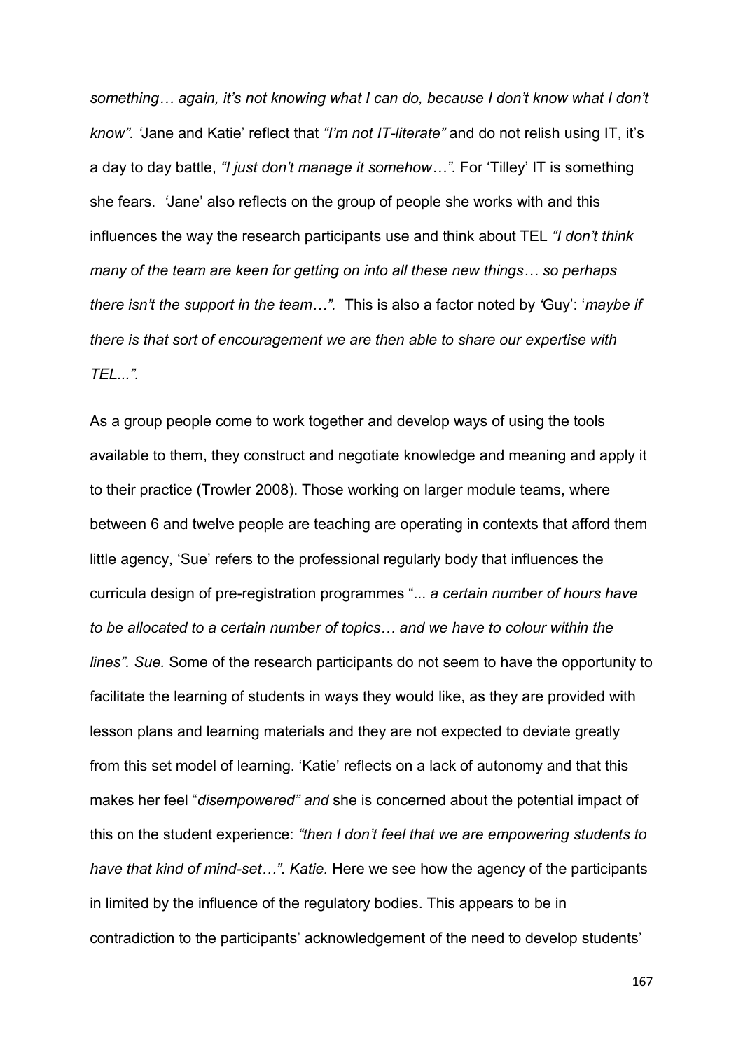*something… again, it's not knowing what I can do, because I don't know what I don't know". '*Jane and Katie' reflect that *"I'm not IT-literate"* and do not relish using IT, it's a day to day battle, *"I just don't manage it somehow…".* For 'Tilley' IT is something she fears. *'*Jane' also reflects on the group of people she works with and this influences the way the research participants use and think about TEL *"I don't think many of the team are keen for getting on into all these new things… so perhaps there isn't the support in the team…".* This is also a factor noted by *'*Guy': '*maybe if there is that sort of encouragement we are then able to share our expertise with TEL...".*

As a group people come to work together and develop ways of using the tools available to them, they construct and negotiate knowledge and meaning and apply it to their practice (Trowler 2008). Those working on larger module teams, where between 6 and twelve people are teaching are operating in contexts that afford them little agency, 'Sue' refers to the professional regularly body that influences the curricula design of pre-registration programmes "... *a certain number of hours have to be allocated to a certain number of topics… and we have to colour within the lines". Sue.* Some of the research participants do not seem to have the opportunity to facilitate the learning of students in ways they would like, as they are provided with lesson plans and learning materials and they are not expected to deviate greatly from this set model of learning. 'Katie' reflects on a lack of autonomy and that this makes her feel "*disempowered" and* she is concerned about the potential impact of this on the student experience: *"then I don't feel that we are empowering students to have that kind of mind-set…". Katie.* Here we see how the agency of the participants in limited by the influence of the regulatory bodies. This appears to be in contradiction to the participants' acknowledgement of the need to develop students'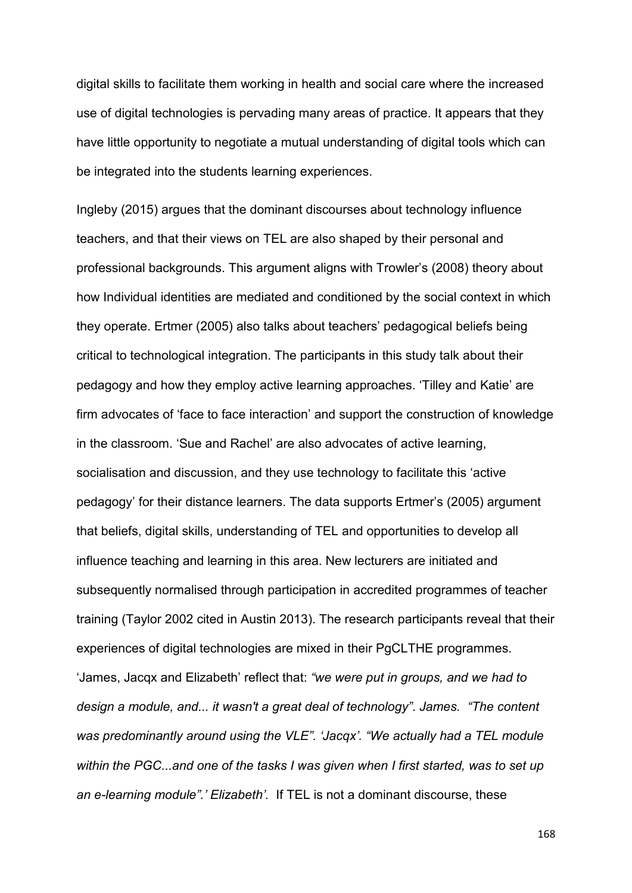digital skills to facilitate them working in health and social care where the increased use of digital technologies is pervading many areas of practice. It appears that they have little opportunity to negotiate a mutual understanding of digital tools which can be integrated into the students learning experiences.

Ingleby (2015) argues that the dominant discourses about technology influence teachers, and that their views on TEL are also shaped by their personal and professional backgrounds. This argument aligns with Trowler's (2008) theory about how Individual identities are mediated and conditioned by the social context in which they operate. Ertmer (2005) also talks about teachers' pedagogical beliefs being critical to technological integration. The participants in this study talk about their pedagogy and how they employ active learning approaches. 'Tilley and Katie' are firm advocates of 'face to face interaction' and support the construction of knowledge in the classroom. 'Sue and Rachel' are also advocates of active learning, socialisation and discussion, and they use technology to facilitate this 'active pedagogy' for their distance learners. The data supports Ertmer's (2005) argument that beliefs, digital skills, understanding of TEL and opportunities to develop all influence teaching and learning in this area. New lecturers are initiated and subsequently normalised through participation in accredited programmes of teacher training (Taylor 2002 cited in Austin 2013). The research participants reveal that their experiences of digital technologies are mixed in their PgCLTHE programmes. 'James, Jacqx and Elizabeth' reflect that: *"we were put in groups, and we had to design a module, and... it wasn't a great deal of technology". James. "The content was predominantly around using the VLE". 'Jacqx'. "We actually had a TEL module within the PGC...and one of the tasks I was given when I first started, was to set up an e-learning module".' Elizabeth'.* If TEL is not a dominant discourse, these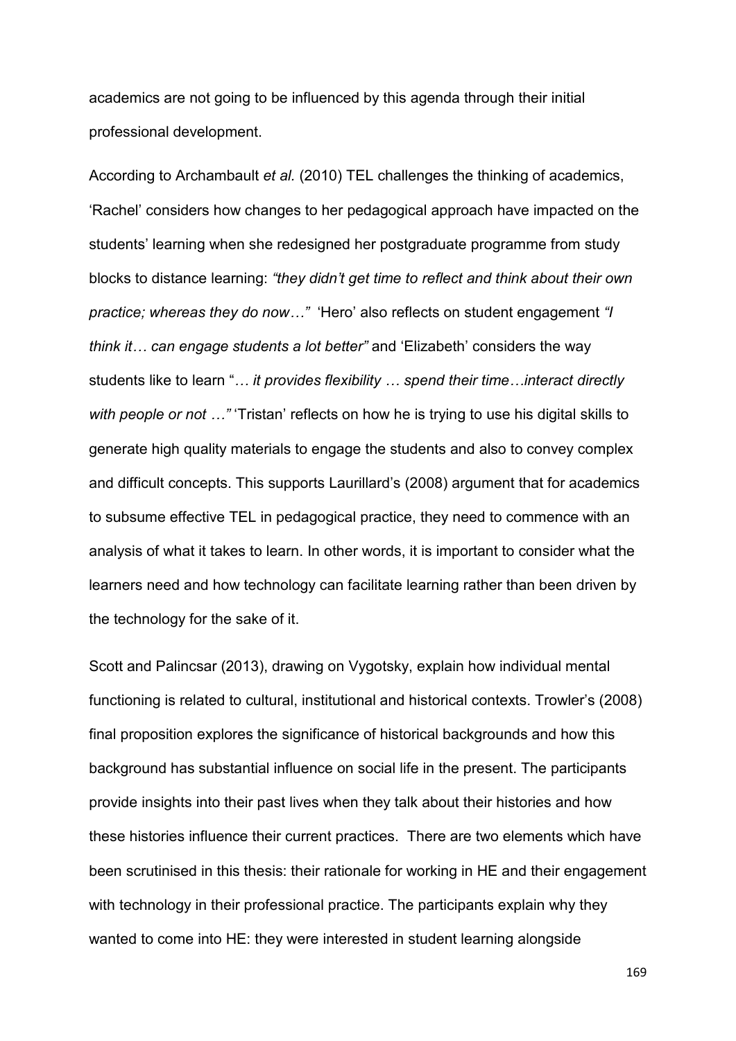academics are not going to be influenced by this agenda through their initial professional development.

According to Archambault *et al.* (2010) TEL challenges the thinking of academics, 'Rachel' considers how changes to her pedagogical approach have impacted on the students' learning when she redesigned her postgraduate programme from study blocks to distance learning: *"they didn't get time to reflect and think about their own practice; whereas they do now…"* 'Hero' also reflects on student engagement *"I think it… can engage students a lot better"* and 'Elizabeth' considers the way students like to learn "*… it provides flexibility … spend their time…interact directly with people or not …"* 'Tristan' reflects on how he is trying to use his digital skills to generate high quality materials to engage the students and also to convey complex and difficult concepts. This supports Laurillard's (2008) argument that for academics to subsume effective TEL in pedagogical practice, they need to commence with an analysis of what it takes to learn. In other words, it is important to consider what the learners need and how technology can facilitate learning rather than been driven by the technology for the sake of it.

Scott and Palincsar (2013), drawing on Vygotsky, explain how individual mental functioning is related to cultural, institutional and historical contexts. Trowler's (2008) final proposition explores the significance of historical backgrounds and how this background has substantial influence on social life in the present. The participants provide insights into their past lives when they talk about their histories and how these histories influence their current practices. There are two elements which have been scrutinised in this thesis: their rationale for working in HE and their engagement with technology in their professional practice. The participants explain why they wanted to come into HE: they were interested in student learning alongside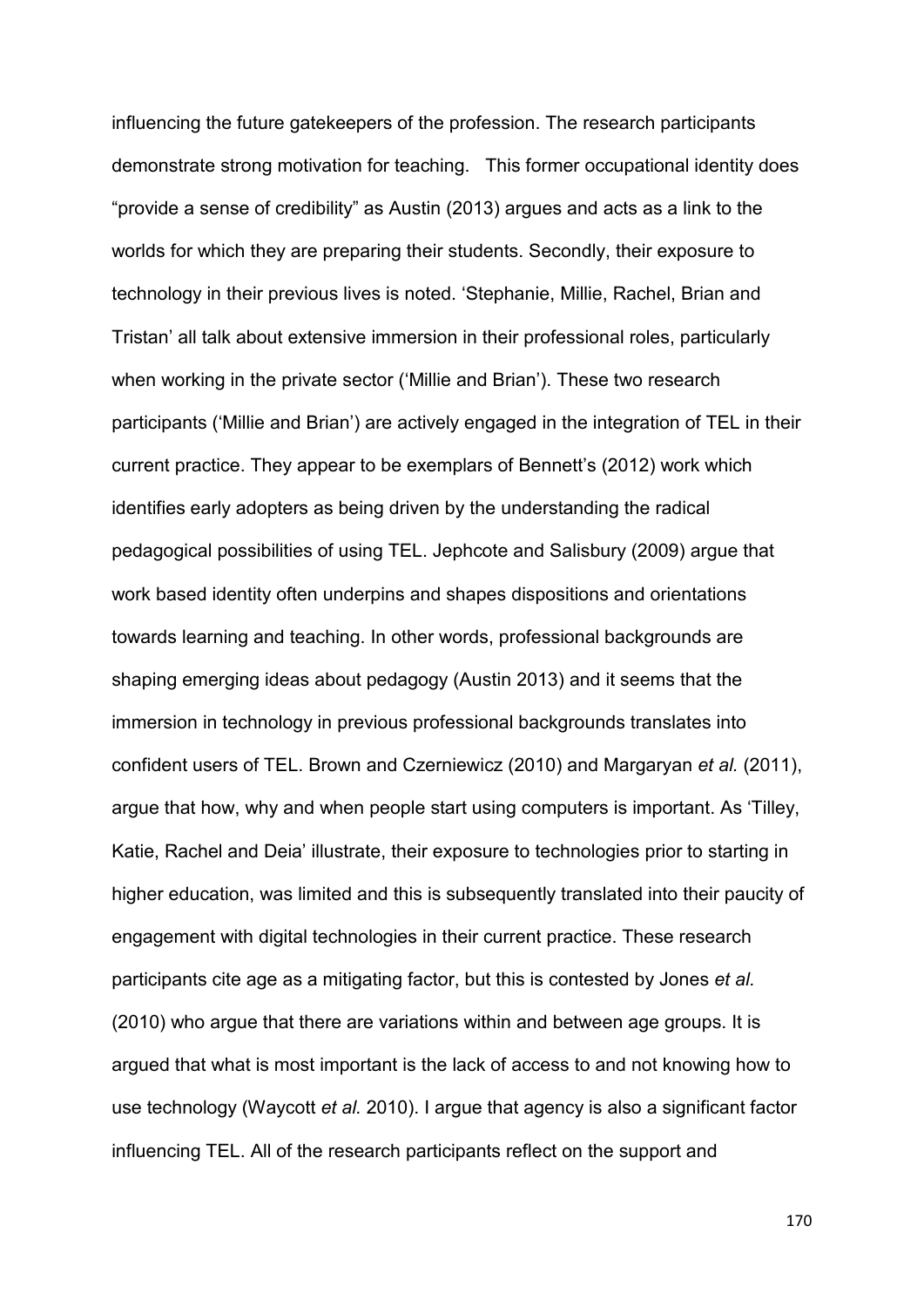influencing the future gatekeepers of the profession. The research participants demonstrate strong motivation for teaching. This former occupational identity does "provide a sense of credibility" as Austin (2013) argues and acts as a link to the worlds for which they are preparing their students. Secondly, their exposure to technology in their previous lives is noted. 'Stephanie, Millie, Rachel, Brian and Tristan' all talk about extensive immersion in their professional roles, particularly when working in the private sector ('Millie and Brian'). These two research participants ('Millie and Brian') are actively engaged in the integration of TEL in their current practice. They appear to be exemplars of Bennett's (2012) work which identifies early adopters as being driven by the understanding the radical pedagogical possibilities of using TEL. Jephcote and Salisbury (2009) argue that work based identity often underpins and shapes dispositions and orientations towards learning and teaching. In other words, professional backgrounds are shaping emerging ideas about pedagogy (Austin 2013) and it seems that the immersion in technology in previous professional backgrounds translates into confident users of TEL. Brown and Czerniewicz (2010) and Margaryan *et al.* (2011), argue that how, why and when people start using computers is important. As 'Tilley, Katie, Rachel and Deia' illustrate, their exposure to technologies prior to starting in higher education, was limited and this is subsequently translated into their paucity of engagement with digital technologies in their current practice. These research participants cite age as a mitigating factor, but this is contested by Jones *et al.* (2010) who argue that there are variations within and between age groups. It is argued that what is most important is the lack of access to and not knowing how to use technology (Waycott *et al.* 2010). I argue that agency is also a significant factor influencing TEL. All of the research participants reflect on the support and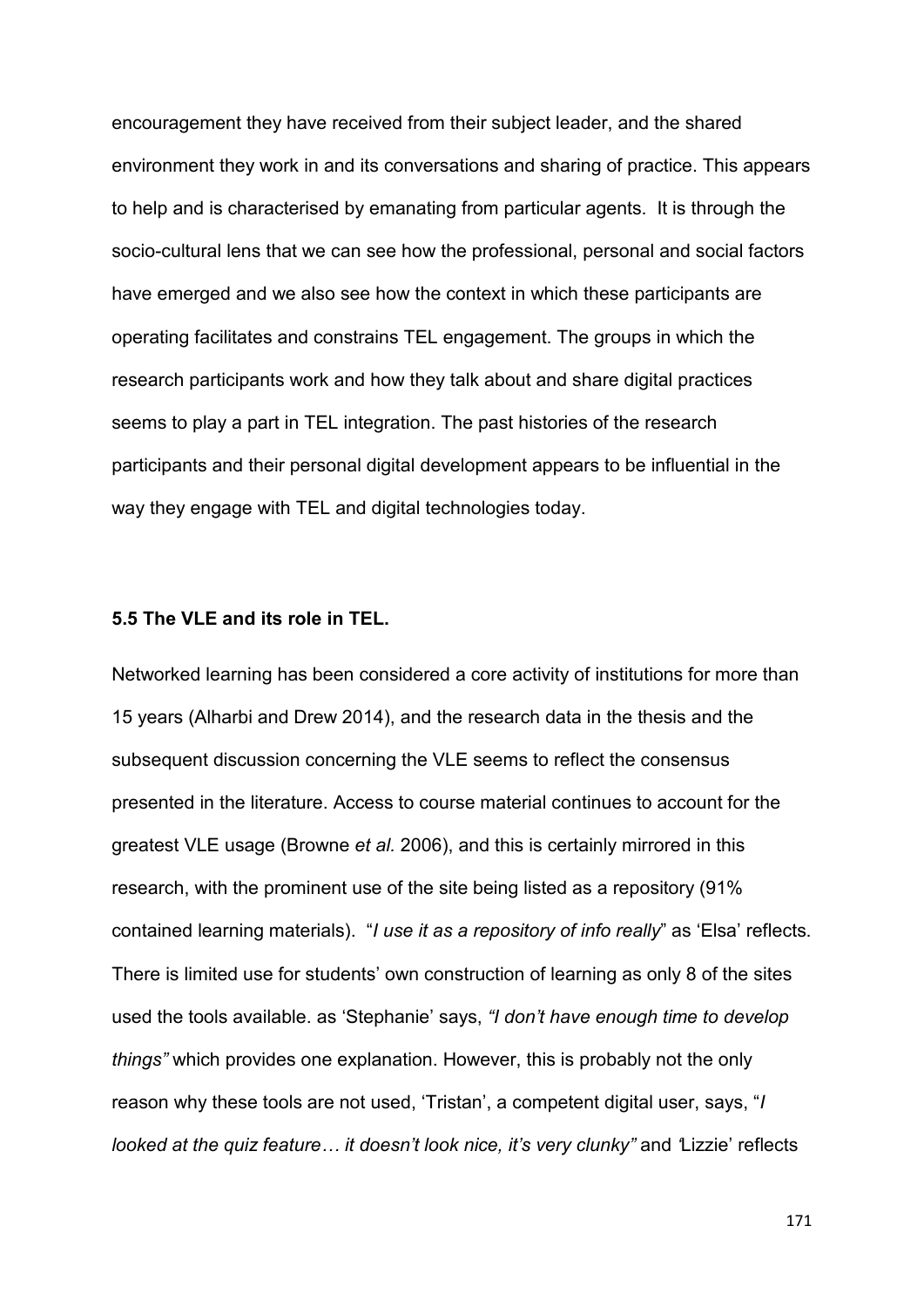encouragement they have received from their subject leader, and the shared environment they work in and its conversations and sharing of practice. This appears to help and is characterised by emanating from particular agents. It is through the socio-cultural lens that we can see how the professional, personal and social factors have emerged and we also see how the context in which these participants are operating facilitates and constrains TEL engagement. The groups in which the research participants work and how they talk about and share digital practices seems to play a part in TEL integration. The past histories of the research participants and their personal digital development appears to be influential in the way they engage with TEL and digital technologies today.

### 5.5 The VLE and its role in TEL.

Networked learning has been considered a core activity of institutions for more than 15 years (Alharbi and Drew 2014), and the research data in the thesis and the subsequent discussion concerning the VLE seems to reflect the consensus presented in the literature. Access to course material continues to account for the greatest VLE usage (Browne *et al.* 2006), and this is certainly mirrored in this research, with the prominent use of the site being listed as a repository (91% contained learning materials). "*I use it as a repository of info really*" as 'Elsa' reflects. There is limited use for students' own construction of learning as only 8 of the sites used the tools available. as 'Stephanie' says, *"I don't have enough time to develop things"* which provides one explanation. However, this is probably not the only reason why these tools are not used, 'Tristan', a competent digital user, says, "*I looked at the quiz feature… it doesn't look nice, it's very clunky"* and 'Lizzie' reflects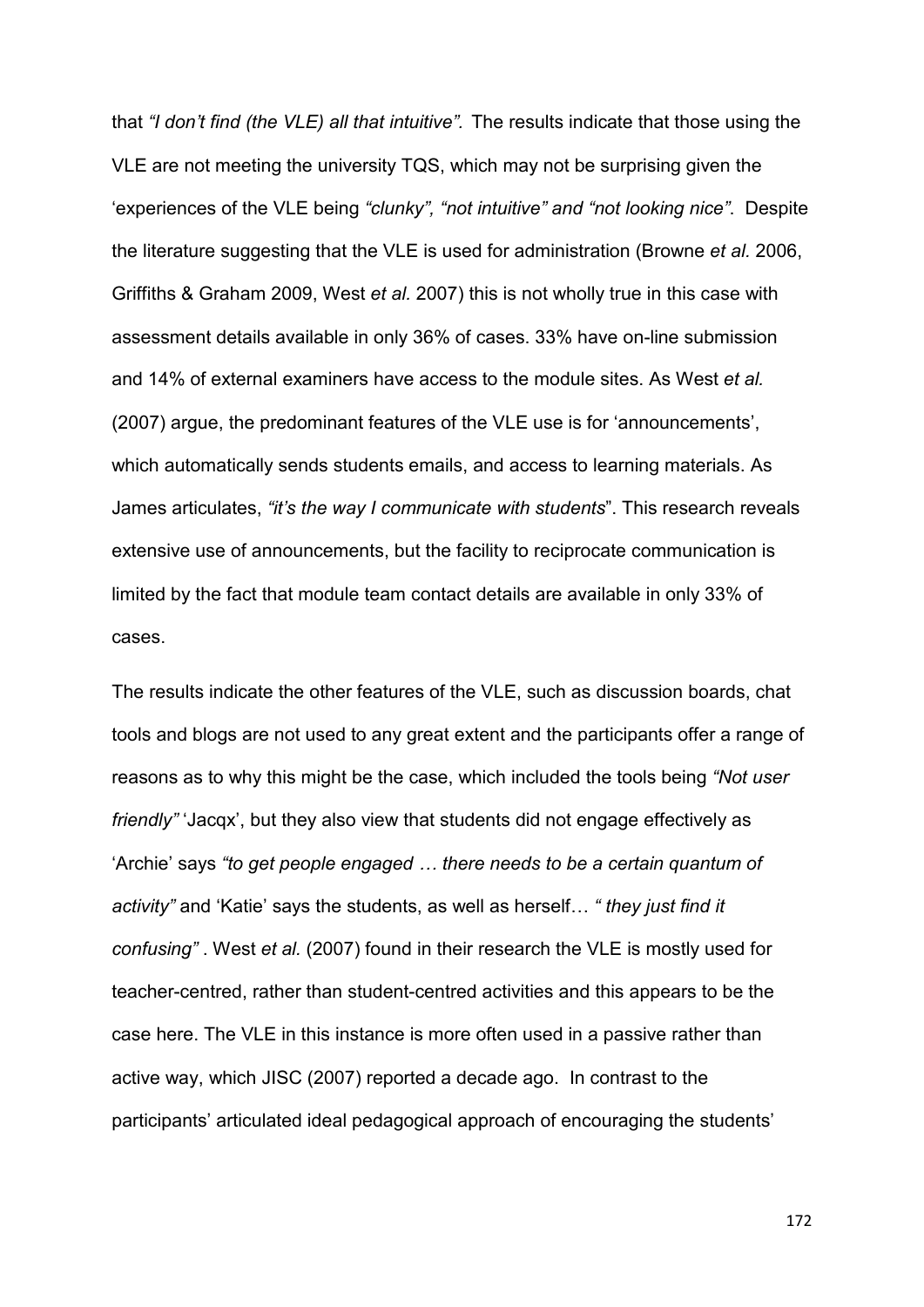that *"I don't find (the VLE) all that intuitive".* The results indicate that those using the VLE are not meeting the university TQS, which may not be surprising given the 'experiences of the VLE being *"clunky", "not intuitive" and "not looking nice"*. Despite the literature suggesting that the VLE is used for administration (Browne *et al.* 2006, Griffiths & Graham 2009, West *et al.* 2007) this is not wholly true in this case with assessment details available in only 36% of cases. 33% have on-line submission and 14% of external examiners have access to the module sites. As West *et al.* (2007) argue, the predominant features of the VLE use is for 'announcements', which automatically sends students emails, and access to learning materials. As James articulates, *"it's the way I communicate with students*". This research reveals extensive use of announcements, but the facility to reciprocate communication is limited by the fact that module team contact details are available in only 33% of cases.

The results indicate the other features of the VLE, such as discussion boards, chat tools and blogs are not used to any great extent and the participants offer a range of reasons as to why this might be the case, which included the tools being *"Not user friendly"* 'Jacqx', but they also view that students did not engage effectively as 'Archie' says *"to get people engaged … there needs to be a certain quantum of activity"* and 'Katie' says the students, as well as herself… *" they just find it confusing"* . West *et al.* (2007) found in their research the VLE is mostly used for teacher-centred, rather than student-centred activities and this appears to be the case here. The VLE in this instance is more often used in a passive rather than active way, which JISC (2007) reported a decade ago. In contrast to the participants' articulated ideal pedagogical approach of encouraging the students'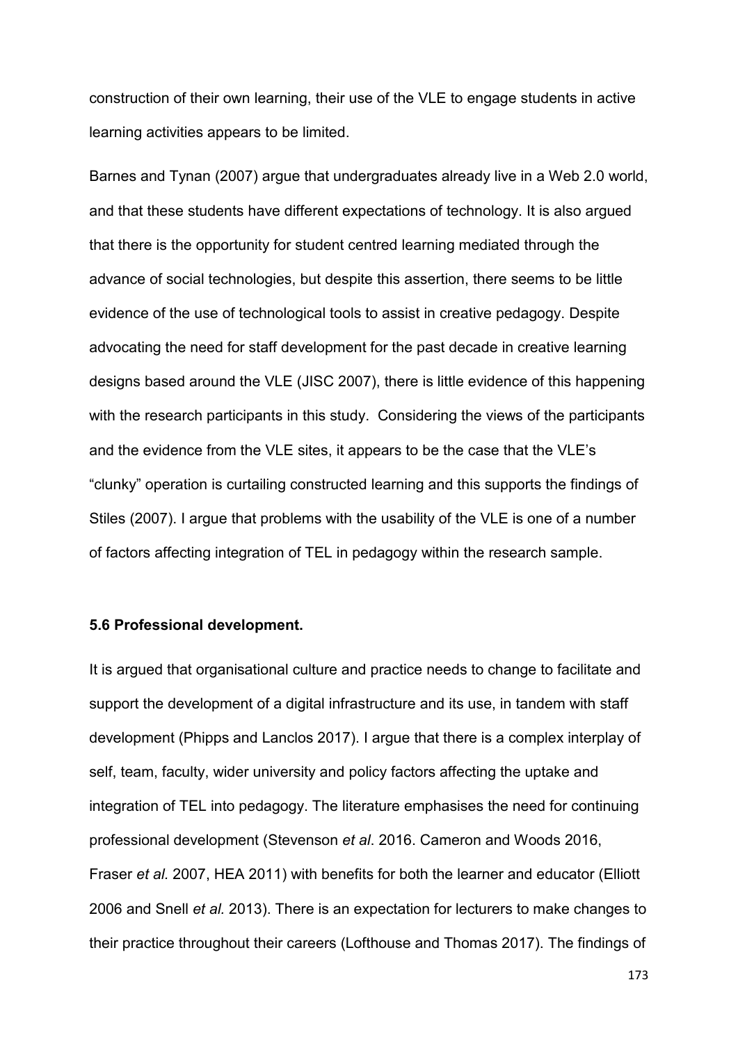construction of their own learning, their use of the VLE to engage students in active learning activities appears to be limited.

Barnes and Tynan (2007) argue that undergraduates already live in a Web 2.0 world, and that these students have different expectations of technology. It is also argued that there is the opportunity for student centred learning mediated through the advance of social technologies, but despite this assertion, there seems to be little evidence of the use of technological tools to assist in creative pedagogy. Despite advocating the need for staff development for the past decade in creative learning designs based around the VLE (JISC 2007), there is little evidence of this happening with the research participants in this study. Considering the views of the participants and the evidence from the VLE sites, it appears to be the case that the VLE's "clunky" operation is curtailing constructed learning and this supports the findings of Stiles (2007). I argue that problems with the usability of the VLE is one of a number of factors affecting integration of TEL in pedagogy within the research sample.

### 5.6 Professional development.

It is argued that organisational culture and practice needs to change to facilitate and support the development of a digital infrastructure and its use, in tandem with staff development (Phipps and Lanclos 2017). I argue that there is a complex interplay of self, team, faculty, wider university and policy factors affecting the uptake and integration of TEL into pedagogy. The literature emphasises the need for continuing professional development (Stevenson *et al*. 2016. Cameron and Woods 2016, Fraser *et al.* 2007, HEA 2011) with benefits for both the learner and educator (Elliott 2006 and Snell *et al.* 2013). There is an expectation for lecturers to make changes to their practice throughout their careers (Lofthouse and Thomas 2017). The findings of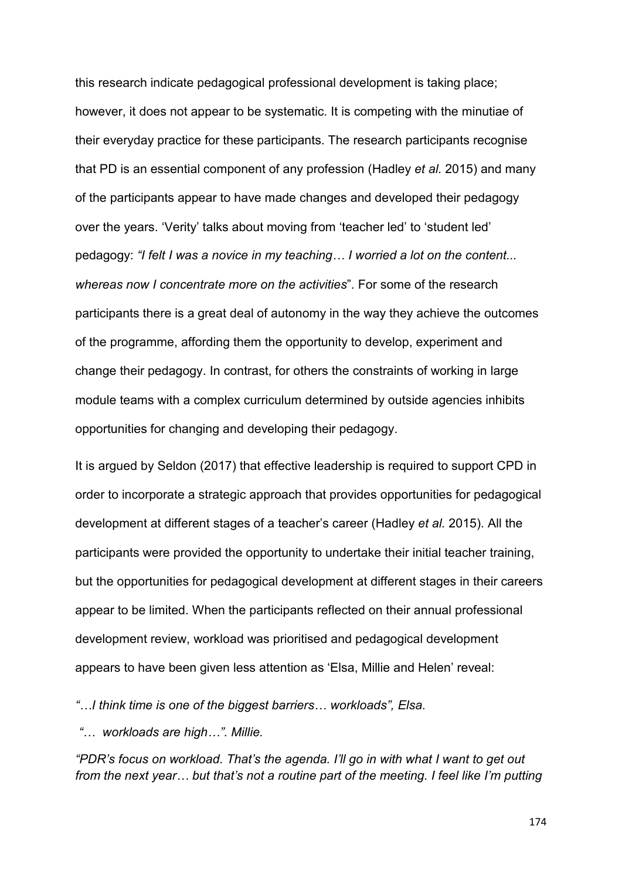this research indicate pedagogical professional development is taking place; however, it does not appear to be systematic. It is competing with the minutiae of their everyday practice for these participants. The research participants recognise that PD is an essential component of any profession (Hadley *et al.* 2015) and many of the participants appear to have made changes and developed their pedagogy over the years. 'Verity' talks about moving from 'teacher led' to 'student led' pedagogy: *"I felt I was a novice in my teaching… I worried a lot on the content... whereas now I concentrate more on the activities*". For some of the research participants there is a great deal of autonomy in the way they achieve the outcomes of the programme, affording them the opportunity to develop, experiment and change their pedagogy. In contrast, for others the constraints of working in large module teams with a complex curriculum determined by outside agencies inhibits opportunities for changing and developing their pedagogy.

It is argued by Seldon (2017) that effective leadership is required to support CPD in order to incorporate a strategic approach that provides opportunities for pedagogical development at different stages of a teacher's career (Hadley *et al.* 2015). All the participants were provided the opportunity to undertake their initial teacher training, but the opportunities for pedagogical development at different stages in their careers appear to be limited. When the participants reflected on their annual professional development review, workload was prioritised and pedagogical development appears to have been given less attention as 'Elsa, Millie and Helen' reveal:

*"…I think time is one of the biggest barriers… workloads", Elsa.*

*"… workloads are high…". Millie.*

*"PDR's focus on workload. That's the agenda. I'll go in with what I want to get out from the next year… but that's not a routine part of the meeting. I feel like I'm putting*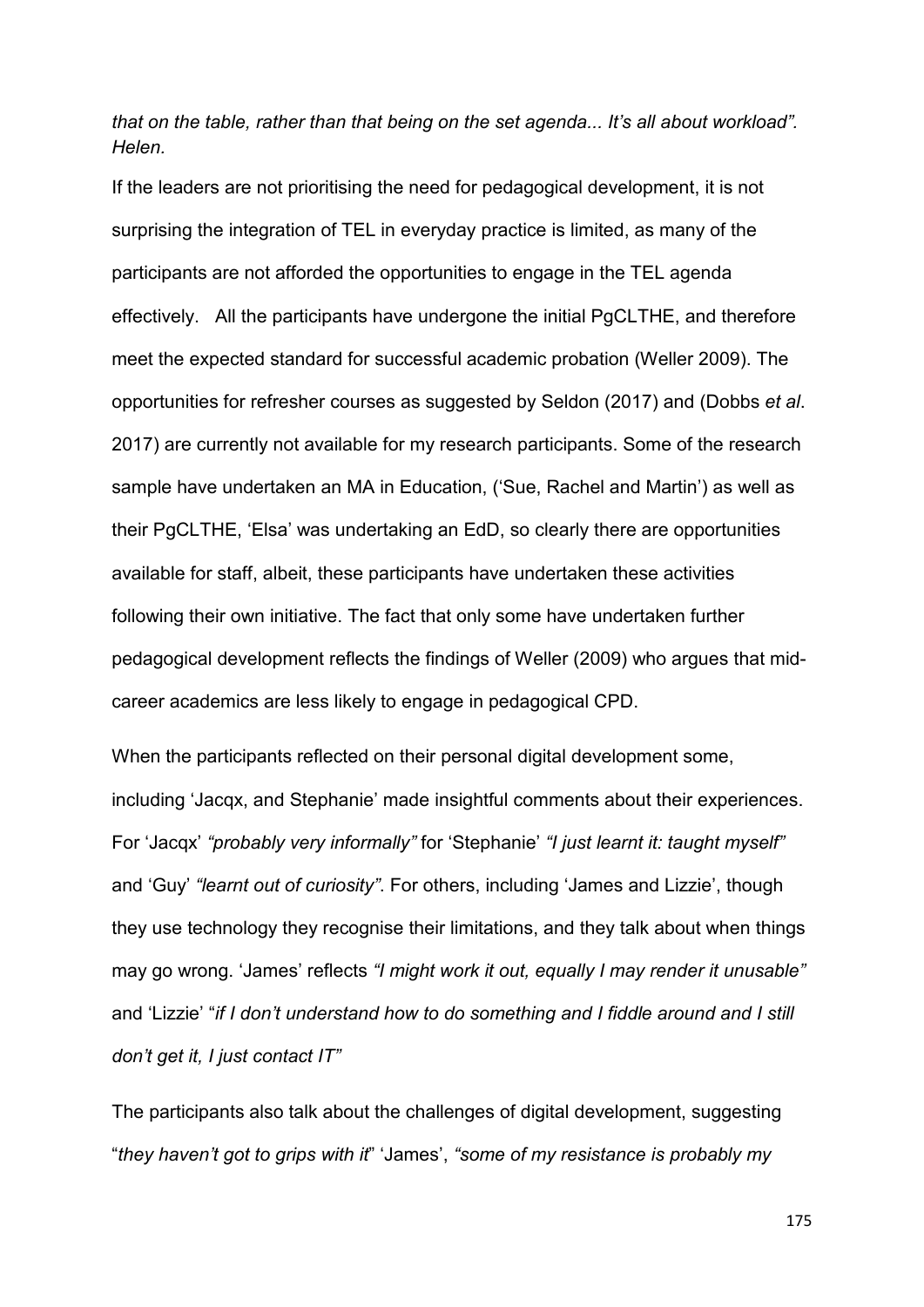*that on the table, rather than that being on the set agenda... It's all about workload". Helen.*

If the leaders are not prioritising the need for pedagogical development, it is not surprising the integration of TEL in everyday practice is limited, as many of the participants are not afforded the opportunities to engage in the TEL agenda effectively. All the participants have undergone the initial PgCLTHE, and therefore meet the expected standard for successful academic probation (Weller 2009). The opportunities for refresher courses as suggested by Seldon (2017) and (Dobbs *et al*. 2017) are currently not available for my research participants. Some of the research sample have undertaken an MA in Education, ('Sue, Rachel and Martin') as well as their PgCLTHE, 'Elsa' was undertaking an EdD, so clearly there are opportunities available for staff, albeit, these participants have undertaken these activities following their own initiative. The fact that only some have undertaken further pedagogical development reflects the findings of Weller (2009) who argues that mid-career academics are less likely to engage in pedagogical CPD.

When the participants reflected on their personal digital development some, including 'Jacqx, and Stephanie' made insightful comments about their experiences. For 'Jacqx' *"probably very informally"* for 'Stephanie' *"I just learnt it: taught myself"* and 'Guy' *"learnt out of curiosity"*. For others, including 'James and Lizzie', though they use technology they recognise their limitations, and they talk about when things may go wrong. 'James' reflects *"I might work it out, equally I may render it unusable"* and 'Lizzie' "*if I don't understand how to do something and I fiddle around and I still don't get it, I just contact IT"*

The participants also talk about the challenges of digital development, suggesting "*they haven't got to grips with it*" 'James', *"some of my resistance is probably my*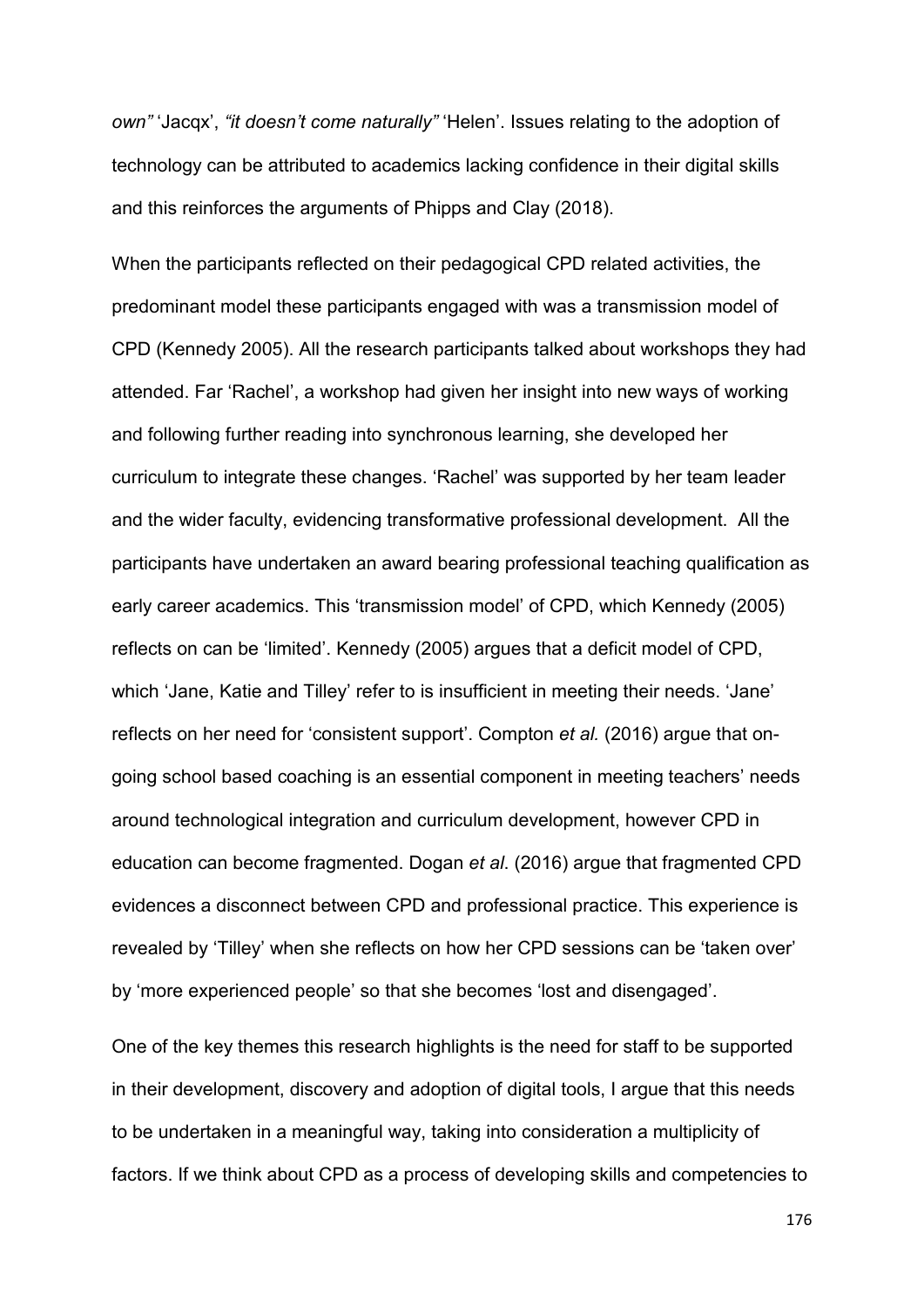*own"* 'Jacqx', *"it doesn't come naturally"* 'Helen'. Issues relating to the adoption of technology can be attributed to academics lacking confidence in their digital skills and this reinforces the arguments of Phipps and Clay (2018).

When the participants reflected on their pedagogical CPD related activities, the predominant model these participants engaged with was a transmission model of CPD (Kennedy 2005). All the research participants talked about workshops they had attended. Far 'Rachel', a workshop had given her insight into new ways of working and following further reading into synchronous learning, she developed her curriculum to integrate these changes. 'Rachel' was supported by her team leader and the wider faculty, evidencing transformative professional development. All the participants have undertaken an award bearing professional teaching qualification as early career academics. This 'transmission model' of CPD, which Kennedy (2005) reflects on can be 'limited'. Kennedy (2005) argues that a deficit model of CPD, which 'Jane, Katie and Tilley' refer to is insufficient in meeting their needs. 'Jane' reflects on her need for 'consistent support'. Compton *et al.* (2016) argue that on-going school based coaching is an essential component in meeting teachers' needs around technological integration and curriculum development, however CPD in education can become fragmented. Dogan *et al*. (2016) argue that fragmented CPD evidences a disconnect between CPD and professional practice. This experience is revealed by 'Tilley' when she reflects on how her CPD sessions can be 'taken over' by 'more experienced people' so that she becomes 'lost and disengaged'.

One of the key themes this research highlights is the need for staff to be supported in their development, discovery and adoption of digital tools, I argue that this needs to be undertaken in a meaningful way, taking into consideration a multiplicity of factors. If we think about CPD as a process of developing skills and competencies to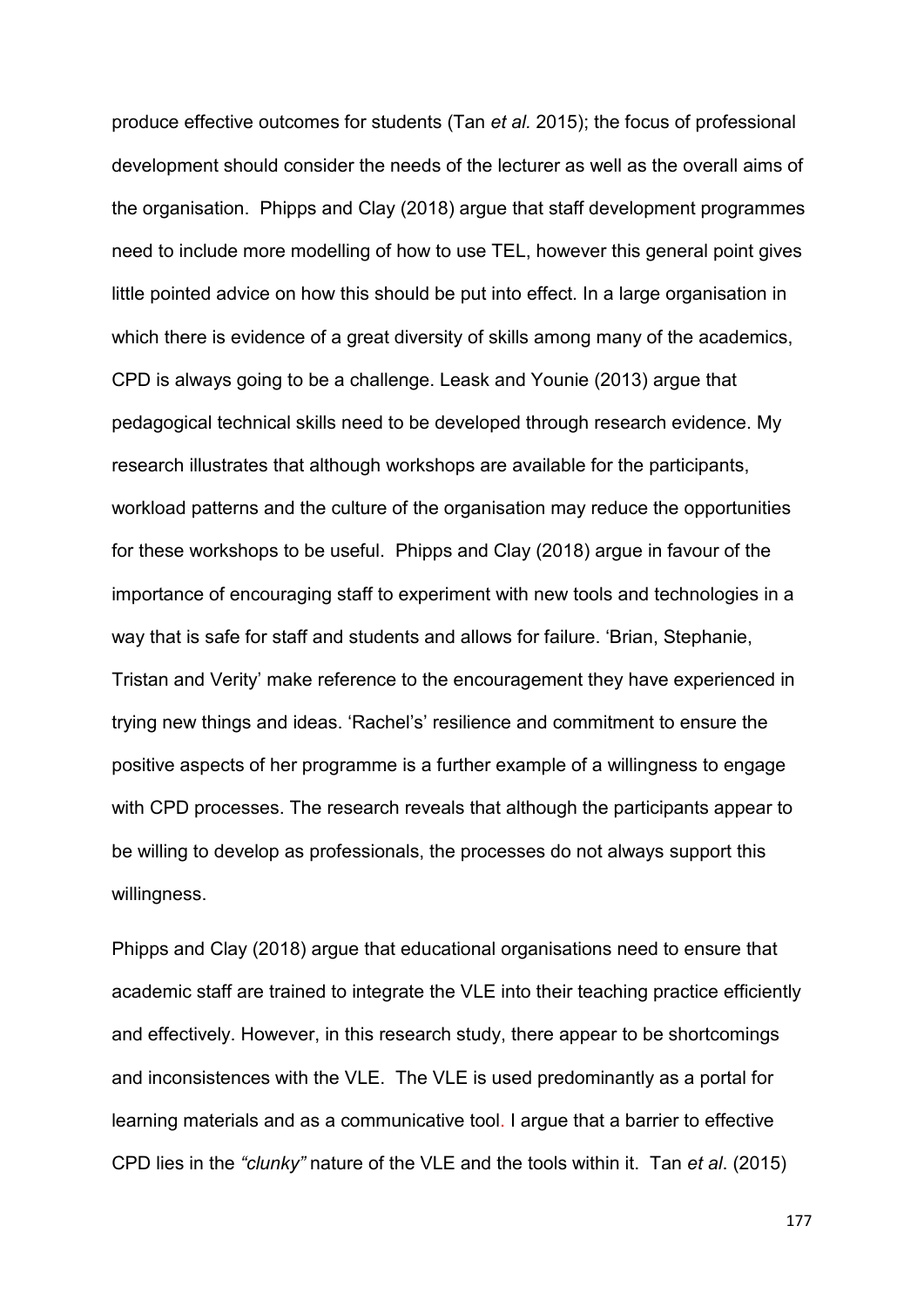produce effective outcomes for students (Tan *et al.* 2015); the focus of professional development should consider the needs of the lecturer as well as the overall aims of the organisation. Phipps and Clay (2018) argue that staff development programmes need to include more modelling of how to use TEL, however this general point gives little pointed advice on how this should be put into effect. In a large organisation in which there is evidence of a great diversity of skills among many of the academics, CPD is always going to be a challenge. Leask and Younie (2013) argue that pedagogical technical skills need to be developed through research evidence. My research illustrates that although workshops are available for the participants, workload patterns and the culture of the organisation may reduce the opportunities for these workshops to be useful. Phipps and Clay (2018) argue in favour of the importance of encouraging staff to experiment with new tools and technologies in a way that is safe for staff and students and allows for failure. 'Brian, Stephanie, Tristan and Verity' make reference to the encouragement they have experienced in trying new things and ideas. 'Rachel's' resilience and commitment to ensure the positive aspects of her programme is a further example of a willingness to engage with CPD processes. The research reveals that although the participants appear to be willing to develop as professionals, the processes do not always support this willingness.

Phipps and Clay (2018) argue that educational organisations need to ensure that academic staff are trained to integrate the VLE into their teaching practice efficiently and effectively. However, in this research study, there appear to be shortcomings and inconsistences with the VLE. The VLE is used predominantly as a portal for learning materials and as a communicative tool. I argue that a barrier to effective CPD lies in the *"clunky"* nature of the VLE and the tools within it. Tan *et al*. (2015)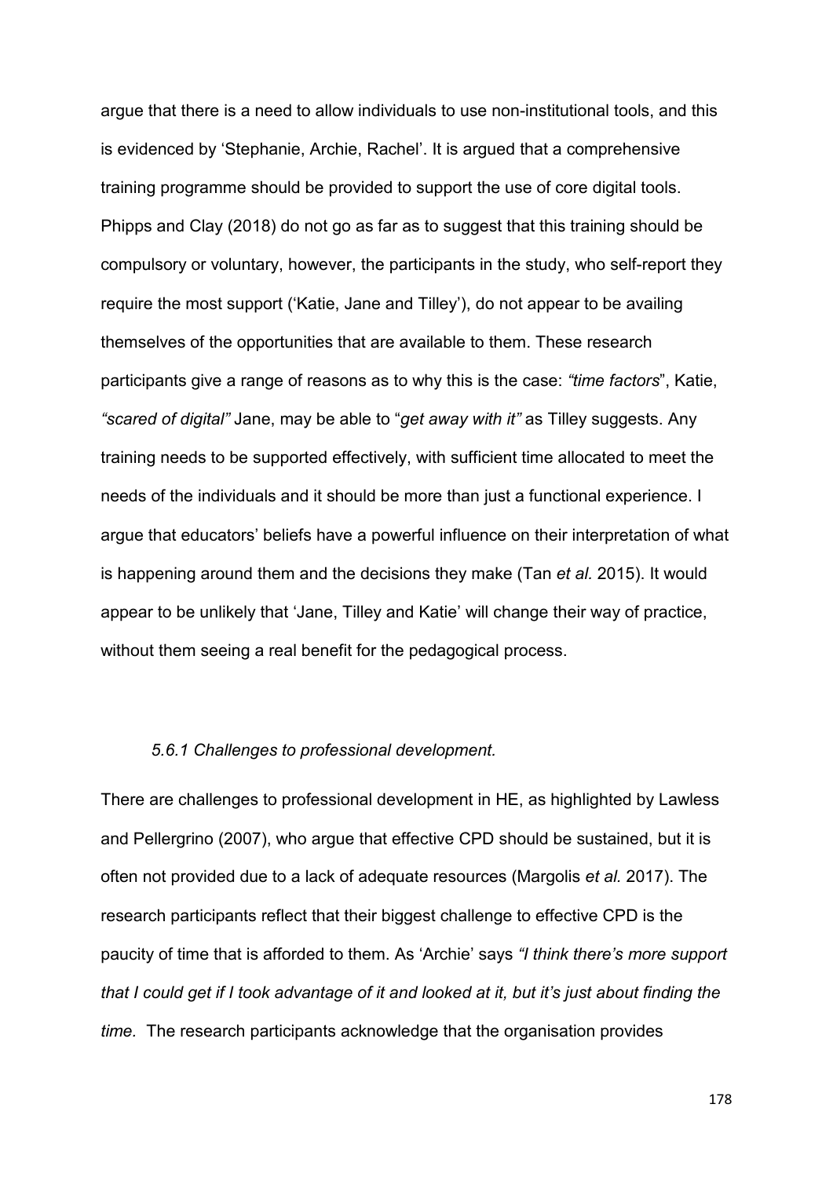argue that there is a need to allow individuals to use non-institutional tools, and this is evidenced by 'Stephanie, Archie, Rachel'. It is argued that a comprehensive training programme should be provided to support the use of core digital tools. Phipps and Clay (2018) do not go as far as to suggest that this training should be compulsory or voluntary, however, the participants in the study, who self-report they require the most support ('Katie, Jane and Tilley'), do not appear to be availing themselves of the opportunities that are available to them. These research participants give a range of reasons as to why this is the case: *"time factors*", Katie, *"scared of digital"* Jane, may be able to "*get away with it"* as Tilley suggests. Any training needs to be supported effectively, with sufficient time allocated to meet the needs of the individuals and it should be more than just a functional experience. I argue that educators' beliefs have a powerful influence on their interpretation of what is happening around them and the decisions they make (Tan *et al.* 2015). It would appear to be unlikely that 'Jane, Tilley and Katie' will change their way of practice, without them seeing a real benefit for the pedagogical process.

### *5.6.1 Challenges to professional development.*

There are challenges to professional development in HE, as highlighted by Lawless and Pellergrino (2007), who argue that effective CPD should be sustained, but it is often not provided due to a lack of adequate resources (Margolis *et al.* 2017). The research participants reflect that their biggest challenge to effective CPD is the paucity of time that is afforded to them. As 'Archie' says *"I think there's more support that I could get if I took advantage of it and looked at it, but it's just about finding the time.* The research participants acknowledge that the organisation provides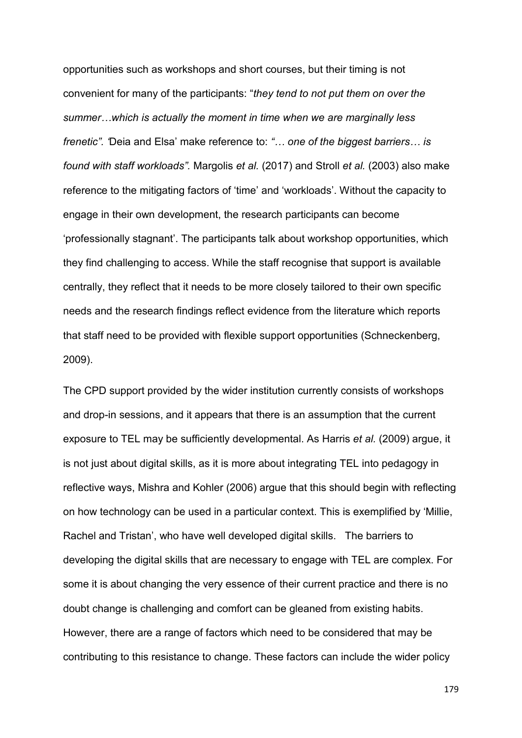opportunities such as workshops and short courses, but their timing is not convenient for many of the participants: "*they tend to not put them on over the summer…which is actually the moment in time when we are marginally less frenetic". '*Deia and Elsa' make reference to: *"… one of the biggest barriers… is found with staff workloads".* Margolis *et al.* (2017) and Stroll *et al.* (2003) also make reference to the mitigating factors of 'time' and 'workloads'. Without the capacity to engage in their own development, the research participants can become 'professionally stagnant'. The participants talk about workshop opportunities, which they find challenging to access. While the staff recognise that support is available centrally, they reflect that it needs to be more closely tailored to their own specific needs and the research findings reflect evidence from the literature which reports that staff need to be provided with flexible support opportunities (Schneckenberg, 2009).

The CPD support provided by the wider institution currently consists of workshops and drop-in sessions, and it appears that there is an assumption that the current exposure to TEL may be sufficiently developmental. As Harris *et al.* (2009) argue, it is not just about digital skills, as it is more about integrating TEL into pedagogy in reflective ways, Mishra and Kohler (2006) argue that this should begin with reflecting on how technology can be used in a particular context. This is exemplified by 'Millie, Rachel and Tristan', who have well developed digital skills. The barriers to developing the digital skills that are necessary to engage with TEL are complex. For some it is about changing the very essence of their current practice and there is no doubt change is challenging and comfort can be gleaned from existing habits. However, there are a range of factors which need to be considered that may be contributing to this resistance to change. These factors can include the wider policy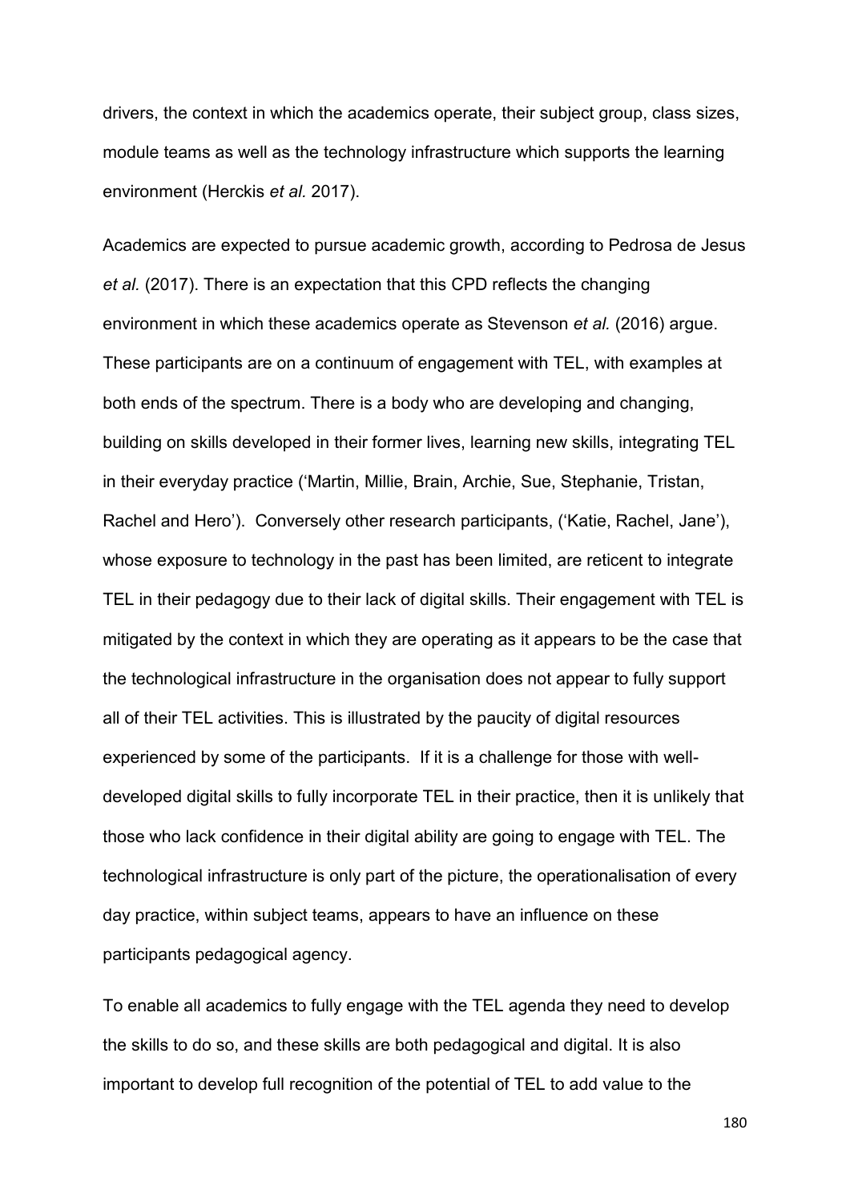drivers, the context in which the academics operate, their subject group, class sizes, module teams as well as the technology infrastructure which supports the learning environment (Herckis *et al.* 2017).

Academics are expected to pursue academic growth, according to Pedrosa de Jesus *et al.* (2017). There is an expectation that this CPD reflects the changing environment in which these academics operate as Stevenson *et al.* (2016) argue. These participants are on a continuum of engagement with TEL, with examples at both ends of the spectrum. There is a body who are developing and changing, building on skills developed in their former lives, learning new skills, integrating TEL in their everyday practice ('Martin, Millie, Brain, Archie, Sue, Stephanie, Tristan, Rachel and Hero'). Conversely other research participants, ('Katie, Rachel, Jane'), whose exposure to technology in the past has been limited, are reticent to integrate TEL in their pedagogy due to their lack of digital skills. Their engagement with TEL is mitigated by the context in which they are operating as it appears to be the case that the technological infrastructure in the organisation does not appear to fully support all of their TEL activities. This is illustrated by the paucity of digital resources experienced by some of the participants. If it is a challenge for those with well-developed digital skills to fully incorporate TEL in their practice, then it is unlikely that those who lack confidence in their digital ability are going to engage with TEL. The technological infrastructure is only part of the picture, the operationalisation of every day practice, within subject teams, appears to have an influence on these participants pedagogical agency.

To enable all academics to fully engage with the TEL agenda they need to develop the skills to do so, and these skills are both pedagogical and digital. It is also important to develop full recognition of the potential of TEL to add value to the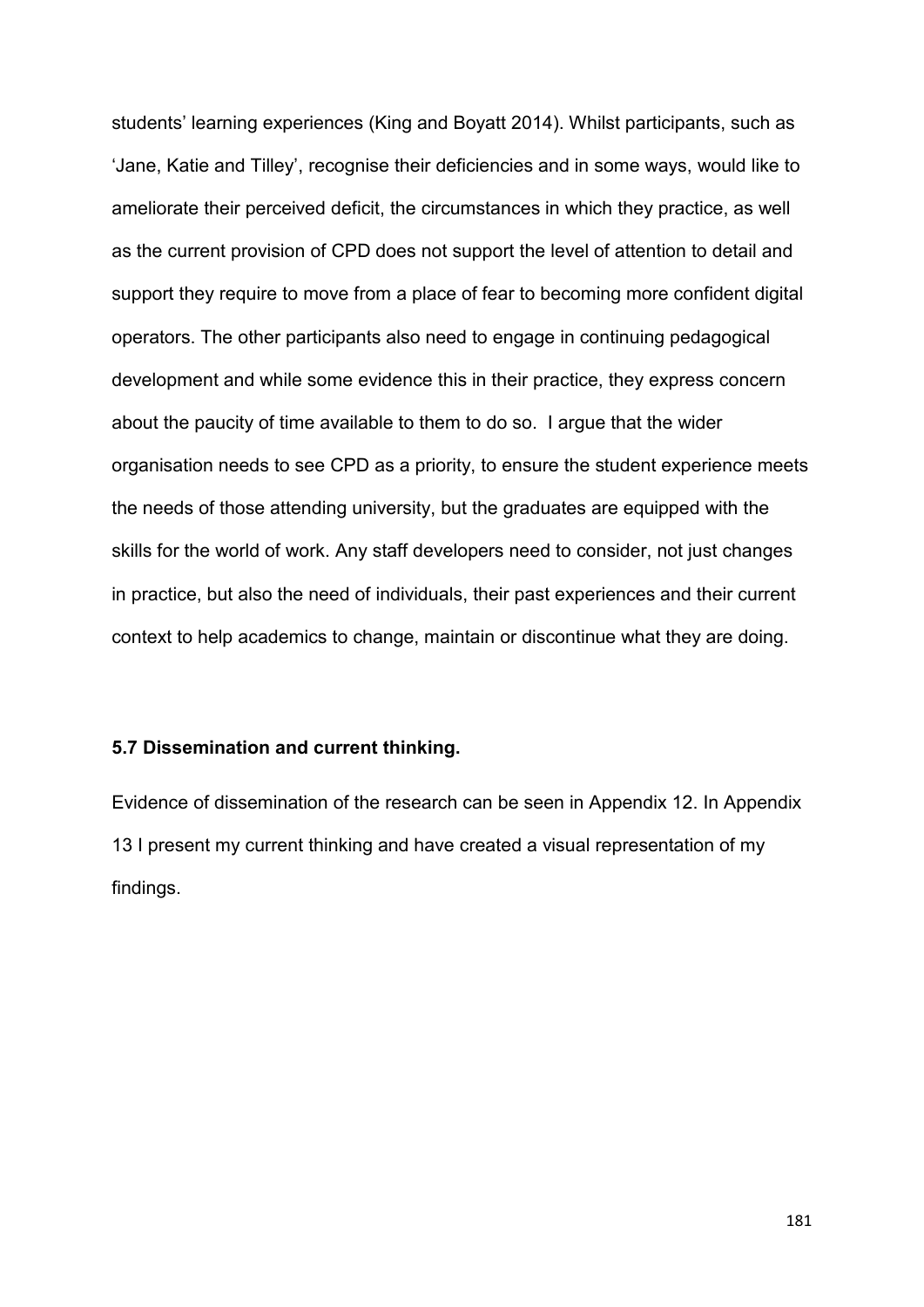students' learning experiences (King and Boyatt 2014). Whilst participants, such as 'Jane, Katie and Tilley', recognise their deficiencies and in some ways, would like to ameliorate their perceived deficit, the circumstances in which they practice, as well as the current provision of CPD does not support the level of attention to detail and support they require to move from a place of fear to becoming more confident digital operators. The other participants also need to engage in continuing pedagogical development and while some evidence this in their practice, they express concern about the paucity of time available to them to do so. I argue that the wider organisation needs to see CPD as a priority, to ensure the student experience meets the needs of those attending university, but the graduates are equipped with the skills for the world of work. Any staff developers need to consider, not just changes in practice, but also the need of individuals, their past experiences and their current context to help academics to change, maintain or discontinue what they are doing.

### 5.7 Dissemination and current thinking.

Evidence of dissemination of the research can be seen in Appendix 12. In Appendix 13 I present my current thinking and have created a visual representation of my findings.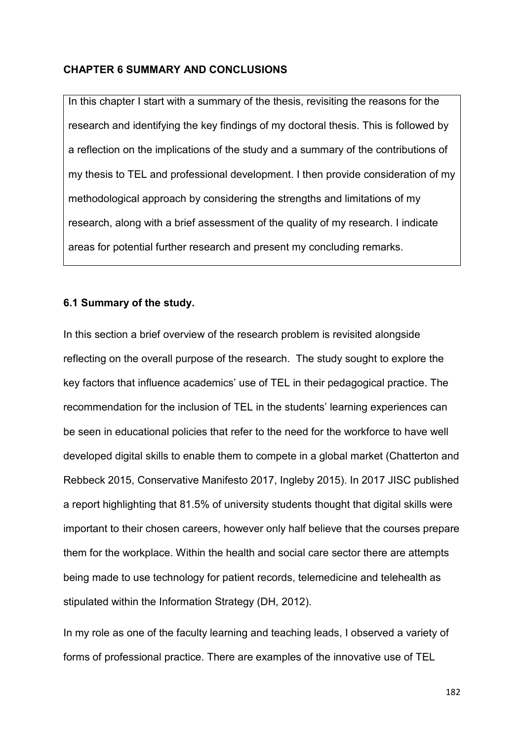## CHAPTER 6 SUMMARY AND CONCLUSIONS

In this chapter I start with a summary of the thesis, revisiting the reasons for the research and identifying the key findings of my doctoral thesis. This is followed by a reflection on the implications of the study and a summary of the contributions of my thesis to TEL and professional development. I then provide consideration of my methodological approach by considering the strengths and limitations of my research, along with a brief assessment of the quality of my research. I indicate areas for potential further research and present my concluding remarks.

### 6.1 Summary of the study.

In this section a brief overview of the research problem is revisited alongside reflecting on the overall purpose of the research. The study sought to explore the key factors that influence academics' use of TEL in their pedagogical practice. The recommendation for the inclusion of TEL in the students' learning experiences can be seen in educational policies that refer to the need for the workforce to have well developed digital skills to enable them to compete in a global market (Chatterton and Rebbeck 2015, Conservative Manifesto 2017, Ingleby 2015). In 2017 JISC published a report highlighting that 81.5% of university students thought that digital skills were important to their chosen careers, however only half believe that the courses prepare them for the workplace. Within the health and social care sector there are attempts being made to use technology for patient records, telemedicine and telehealth as stipulated within the Information Strategy (DH, 2012).

In my role as one of the faculty learning and teaching leads, I observed a variety of forms of professional practice. There are examples of the innovative use of TEL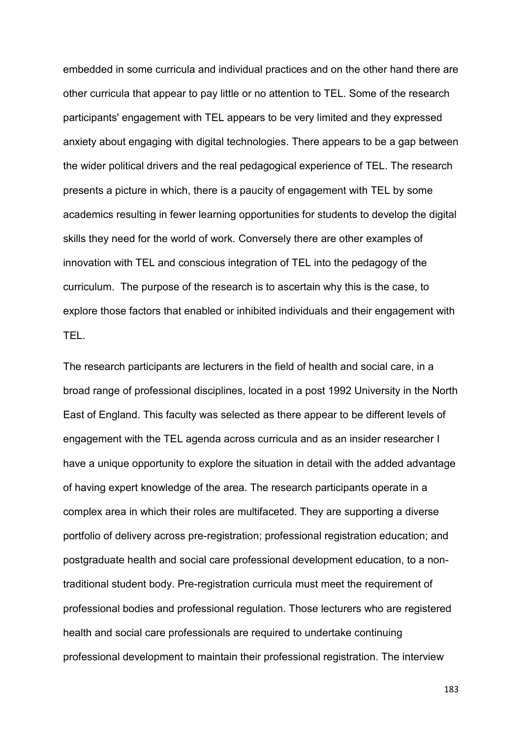embedded in some curricula and individual practices and on the other hand there are other curricula that appear to pay little or no attention to TEL. Some of the research participants' engagement with TEL appears to be very limited and they expressed anxiety about engaging with digital technologies. There appears to be a gap between the wider political drivers and the real pedagogical experience of TEL. The research presents a picture in which, there is a paucity of engagement with TEL by some academics resulting in fewer learning opportunities for students to develop the digital skills they need for the world of work. Conversely there are other examples of innovation with TEL and conscious integration of TEL into the pedagogy of the curriculum. The purpose of the research is to ascertain why this is the case, to explore those factors that enabled or inhibited individuals and their engagement with TEL.

The research participants are lecturers in the field of health and social care, in a broad range of professional disciplines, located in a post 1992 University in the North East of England. This faculty was selected as there appear to be different levels of engagement with the TEL agenda across curricula and as an insider researcher I have a unique opportunity to explore the situation in detail with the added advantage of having expert knowledge of the area. The research participants operate in a complex area in which their roles are multifaceted. They are supporting a diverse portfolio of delivery across pre-registration; professional registration education; and postgraduate health and social care professional development education, to a non-traditional student body. Pre-registration curricula must meet the requirement of professional bodies and professional regulation. Those lecturers who are registered health and social care professionals are required to undertake continuing professional development to maintain their professional registration. The interview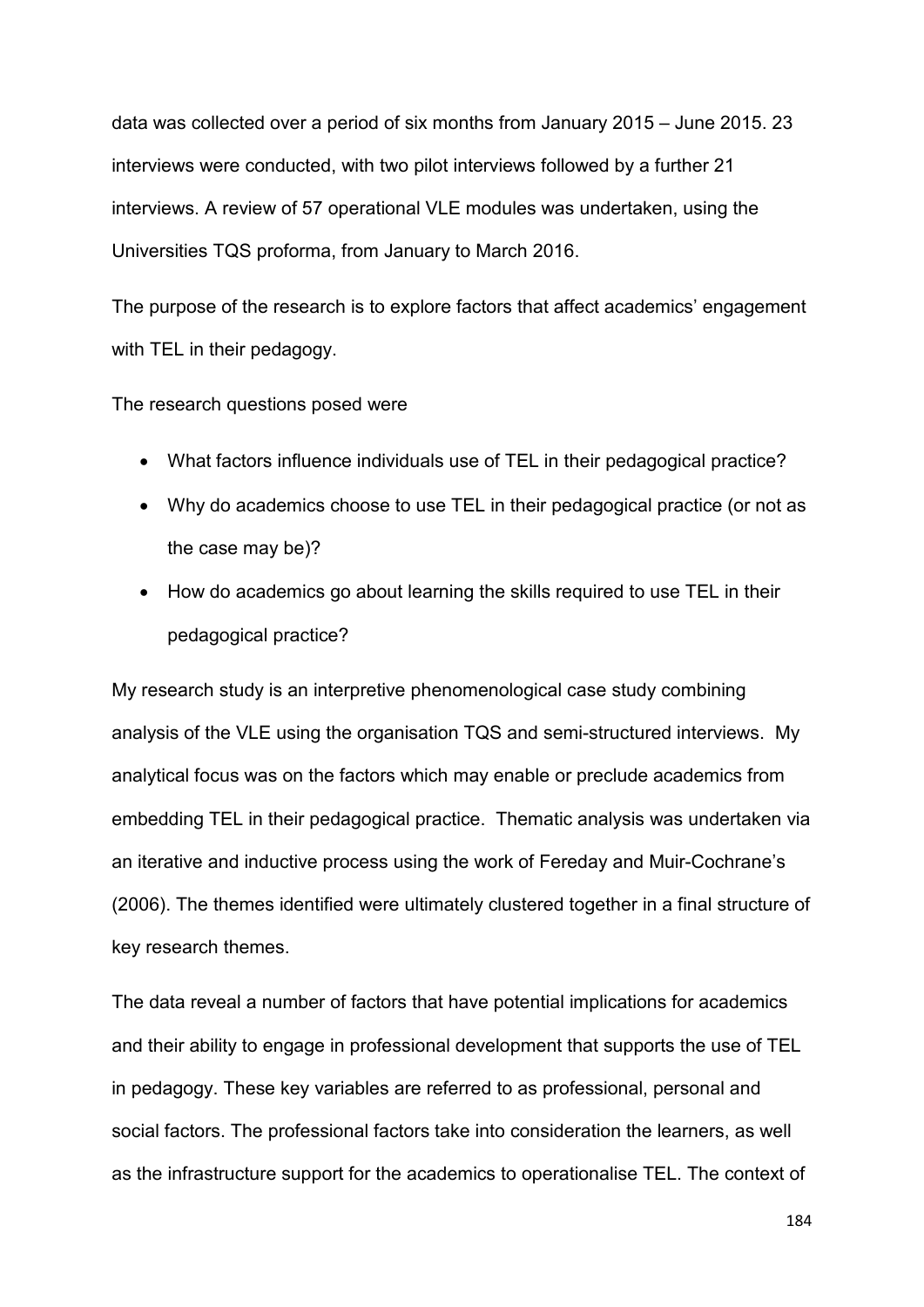data was collected over a period of six months from January 2015 – June 2015. 23 interviews were conducted, with two pilot interviews followed by a further 21 interviews. A review of 57 operational VLE modules was undertaken, using the Universities TQS proforma, from January to March 2016.

The purpose of the research is to explore factors that affect academics' engagement with TEL in their pedagogy.

The research questions posed were

- What factors influence individuals use of TEL in their pedagogical practice?
- Why do academics choose to use TEL in their pedagogical practice (or not as the case may be)?
- How do academics go about learning the skills required to use TEL in their pedagogical practice?

My research study is an interpretive phenomenological case study combining analysis of the VLE using the organisation TQS and semi-structured interviews. My analytical focus was on the factors which may enable or preclude academics from embedding TEL in their pedagogical practice. Thematic analysis was undertaken via an iterative and inductive process using the work of Fereday and Muir-Cochrane's (2006). The themes identified were ultimately clustered together in a final structure of key research themes.

The data reveal a number of factors that have potential implications for academics and their ability to engage in professional development that supports the use of TEL in pedagogy. These key variables are referred to as professional, personal and social factors. The professional factors take into consideration the learners, as well as the infrastructure support for the academics to operationalise TEL. The context of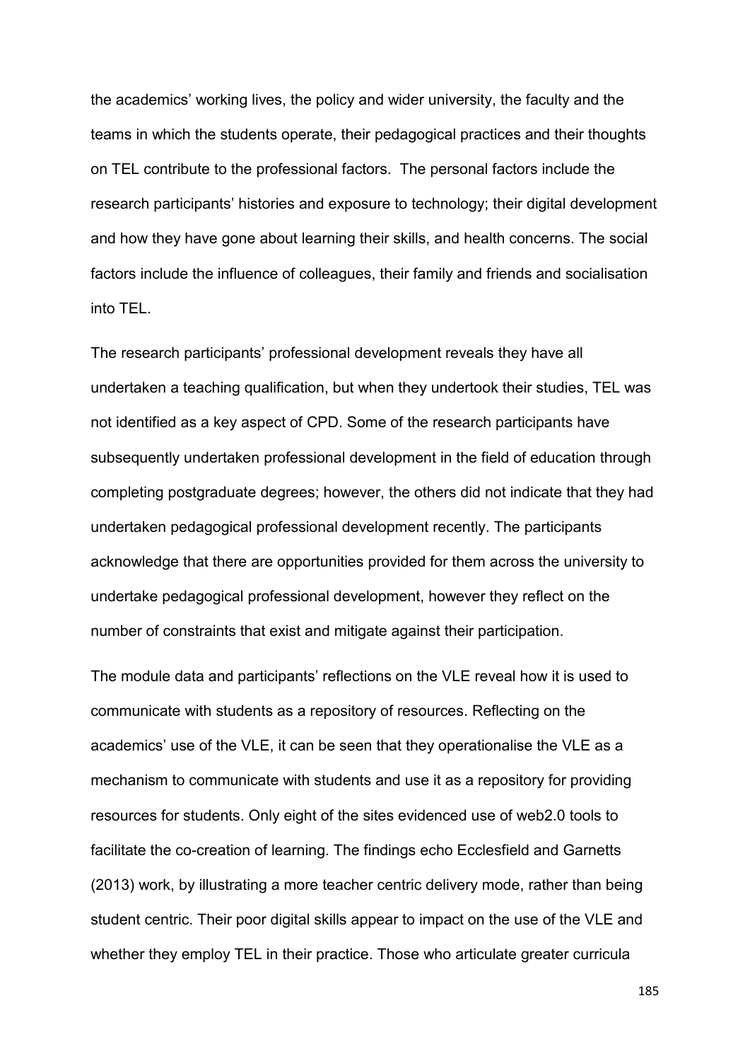the academics' working lives, the policy and wider university, the faculty and the teams in which the students operate, their pedagogical practices and their thoughts on TEL contribute to the professional factors. The personal factors include the research participants' histories and exposure to technology; their digital development and how they have gone about learning their skills, and health concerns. The social factors include the influence of colleagues, their family and friends and socialisation into TEL.

The research participants' professional development reveals they have all undertaken a teaching qualification, but when they undertook their studies, TEL was not identified as a key aspect of CPD. Some of the research participants have subsequently undertaken professional development in the field of education through completing postgraduate degrees; however, the others did not indicate that they had undertaken pedagogical professional development recently. The participants acknowledge that there are opportunities provided for them across the university to undertake pedagogical professional development, however they reflect on the number of constraints that exist and mitigate against their participation.

The module data and participants' reflections on the VLE reveal how it is used to communicate with students as a repository of resources. Reflecting on the academics' use of the VLE, it can be seen that they operationalise the VLE as a mechanism to communicate with students and use it as a repository for providing resources for students. Only eight of the sites evidenced use of web2.0 tools to facilitate the co-creation of learning. The findings echo Ecclesfield and Garnetts (2013) work, by illustrating a more teacher centric delivery mode, rather than being student centric. Their poor digital skills appear to impact on the use of the VLE and whether they employ TEL in their practice. Those who articulate greater curricula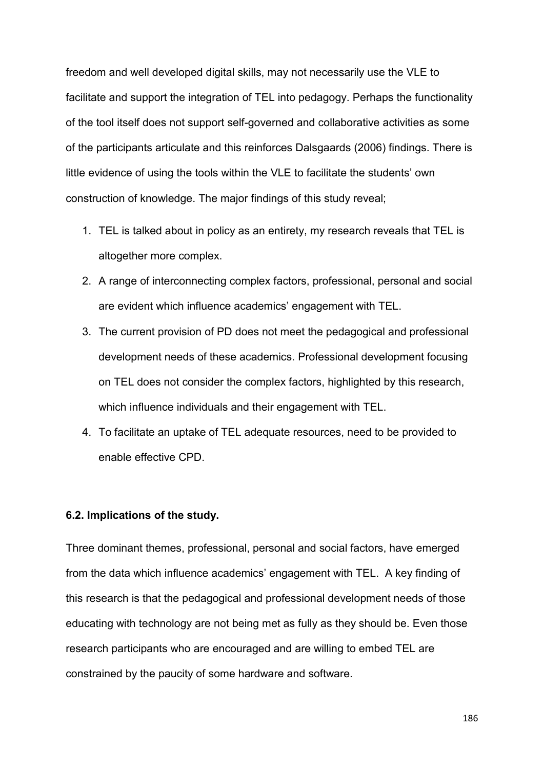freedom and well developed digital skills, may not necessarily use the VLE to facilitate and support the integration of TEL into pedagogy. Perhaps the functionality of the tool itself does not support self-governed and collaborative activities as some of the participants articulate and this reinforces Dalsgaards (2006) findings. There is little evidence of using the tools within the VLE to facilitate the students' own construction of knowledge. The major findings of this study reveal;

1. TEL is talked about in policy as an entirety, my research reveals that TEL is altogether more complex.
2. A range of interconnecting complex factors, professional, personal and social are evident which influence academics' engagement with TEL.
3. The current provision of PD does not meet the pedagogical and professional development needs of these academics. Professional development focusing on TEL does not consider the complex factors, highlighted by this research, which influence individuals and their engagement with TEL.
4. To facilitate an uptake of TEL adequate resources, need to be provided to enable effective CPD.

### 6.2. Implications of the study.

Three dominant themes, professional, personal and social factors, have emerged from the data which influence academics' engagement with TEL. A key finding of this research is that the pedagogical and professional development needs of those educating with technology are not being met as fully as they should be. Even those research participants who are encouraged and are willing to embed TEL are constrained by the paucity of some hardware and software.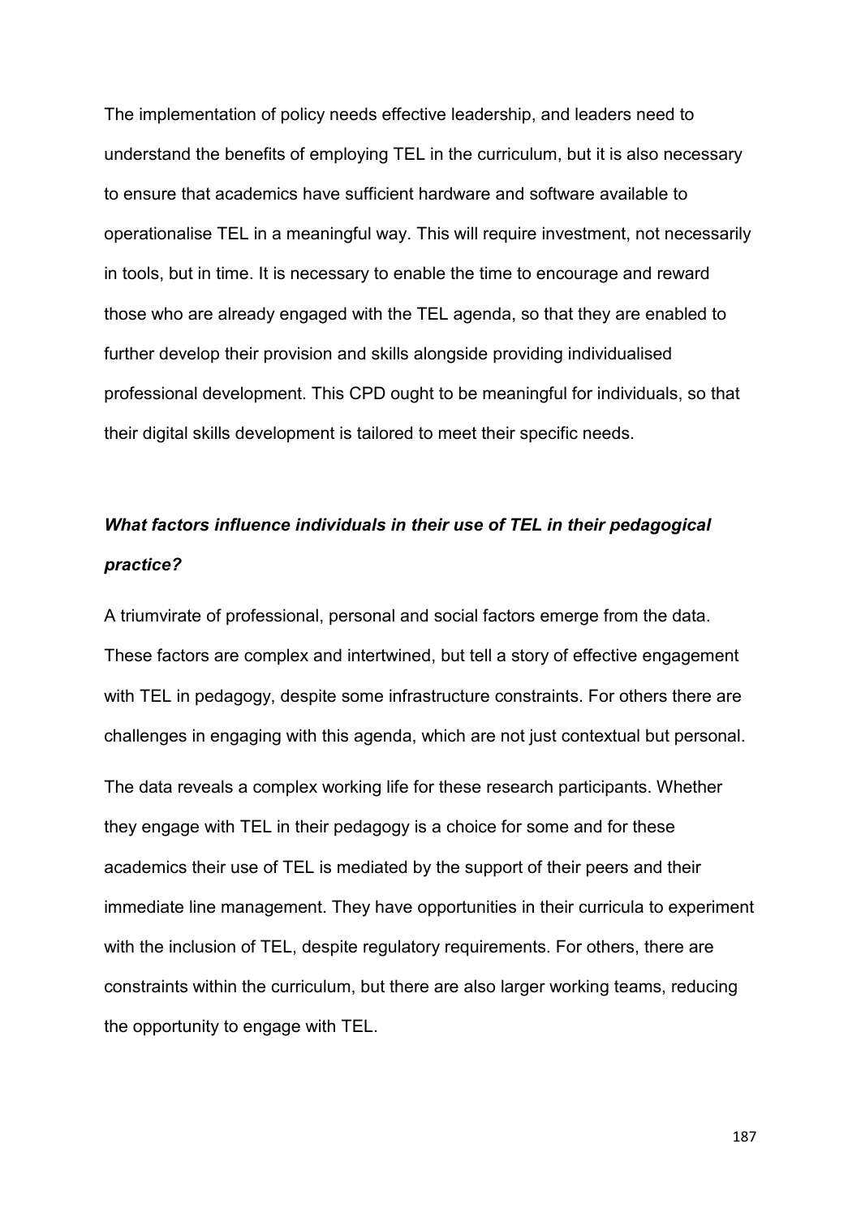The implementation of policy needs effective leadership, and leaders need to understand the benefits of employing TEL in the curriculum, but it is also necessary to ensure that academics have sufficient hardware and software available to operationalise TEL in a meaningful way. This will require investment, not necessarily in tools, but in time. It is necessary to enable the time to encourage and reward those who are already engaged with the TEL agenda, so that they are enabled to further develop their provision and skills alongside providing individualised professional development. This CPD ought to be meaningful for individuals, so that their digital skills development is tailored to meet their specific needs.

***What factors influence individuals in their use of TEL in their pedagogical practice?***

A triumvirate of professional, personal and social factors emerge from the data. These factors are complex and intertwined, but tell a story of effective engagement with TEL in pedagogy, despite some infrastructure constraints. For others there are challenges in engaging with this agenda, which are not just contextual but personal.

The data reveals a complex working life for these research participants. Whether they engage with TEL in their pedagogy is a choice for some and for these academics their use of TEL is mediated by the support of their peers and their immediate line management. They have opportunities in their curricula to experiment with the inclusion of TEL, despite regulatory requirements. For others, there are constraints within the curriculum, but there are also larger working teams, reducing the opportunity to engage with TEL.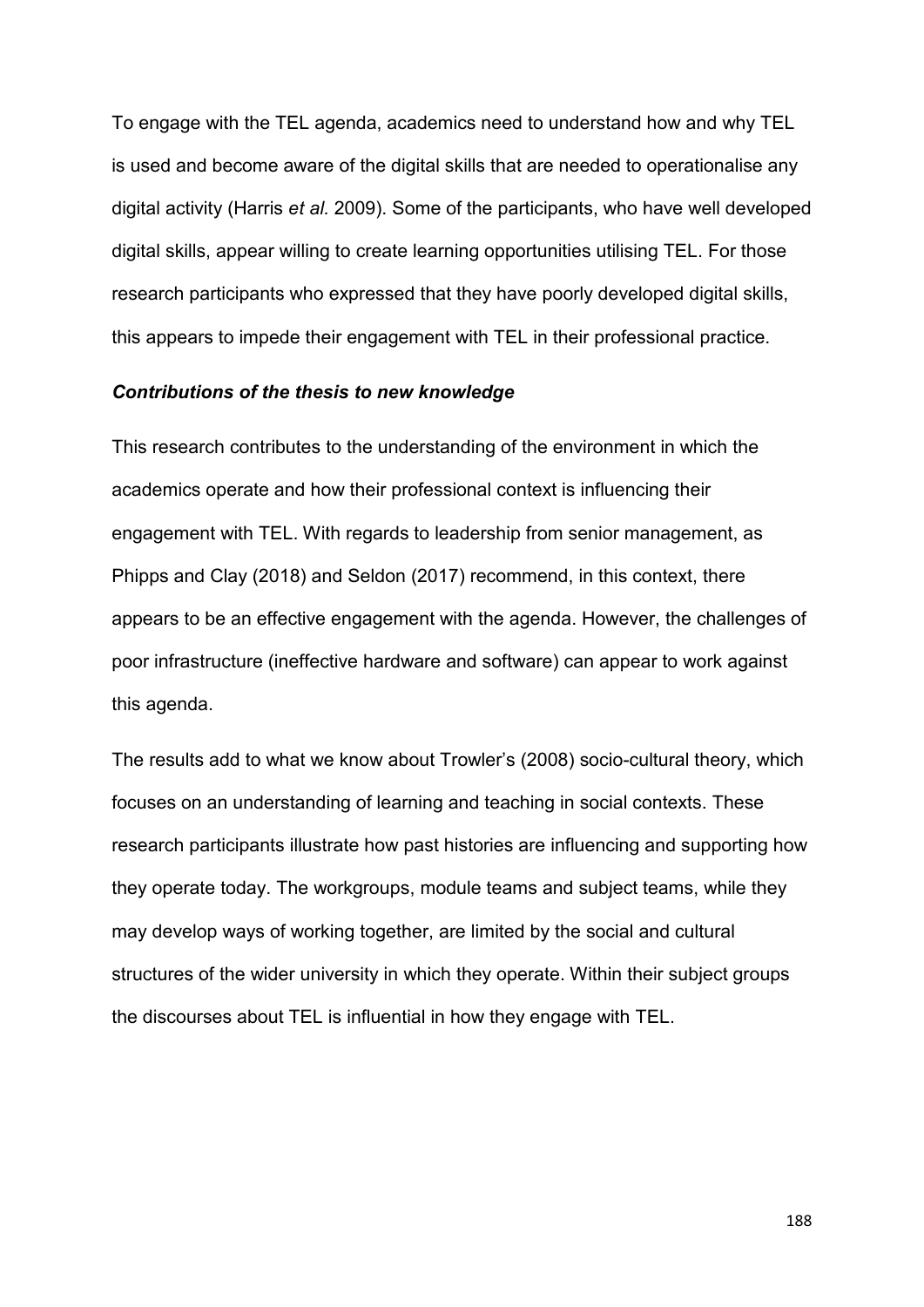To engage with the TEL agenda, academics need to understand how and why TEL is used and become aware of the digital skills that are needed to operationalise any digital activity (Harris *et al.* 2009). Some of the participants, who have well developed digital skills, appear willing to create learning opportunities utilising TEL. For those research participants who expressed that they have poorly developed digital skills, this appears to impede their engagement with TEL in their professional practice.

***Contributions of the thesis to new knowledge***

This research contributes to the understanding of the environment in which the academics operate and how their professional context is influencing their engagement with TEL. With regards to leadership from senior management, as Phipps and Clay (2018) and Seldon (2017) recommend, in this context, there appears to be an effective engagement with the agenda. However, the challenges of poor infrastructure (ineffective hardware and software) can appear to work against this agenda.

The results add to what we know about Trowler's (2008) socio-cultural theory, which focuses on an understanding of learning and teaching in social contexts. These research participants illustrate how past histories are influencing and supporting how they operate today. The workgroups, module teams and subject teams, while they may develop ways of working together, are limited by the social and cultural structures of the wider university in which they operate. Within their subject groups the discourses about TEL is influential in how they engage with TEL.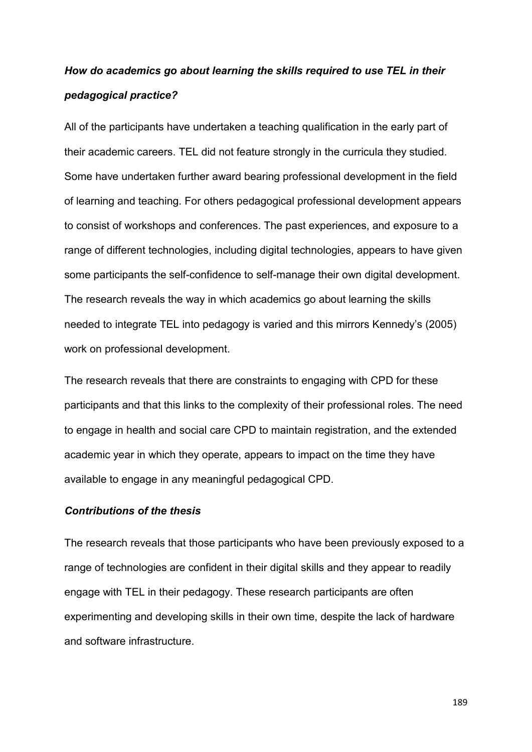***How do academics go about learning the skills required to use TEL in their pedagogical practice?***

All of the participants have undertaken a teaching qualification in the early part of their academic careers. TEL did not feature strongly in the curricula they studied. Some have undertaken further award bearing professional development in the field of learning and teaching. For others pedagogical professional development appears to consist of workshops and conferences. The past experiences, and exposure to a range of different technologies, including digital technologies, appears to have given some participants the self-confidence to self-manage their own digital development. The research reveals the way in which academics go about learning the skills needed to integrate TEL into pedagogy is varied and this mirrors Kennedy's (2005) work on professional development.

The research reveals that there are constraints to engaging with CPD for these participants and that this links to the complexity of their professional roles. The need to engage in health and social care CPD to maintain registration, and the extended academic year in which they operate, appears to impact on the time they have available to engage in any meaningful pedagogical CPD.

***Contributions of the thesis***

The research reveals that those participants who have been previously exposed to a range of technologies are confident in their digital skills and they appear to readily engage with TEL in their pedagogy. These research participants are often experimenting and developing skills in their own time, despite the lack of hardware and software infrastructure.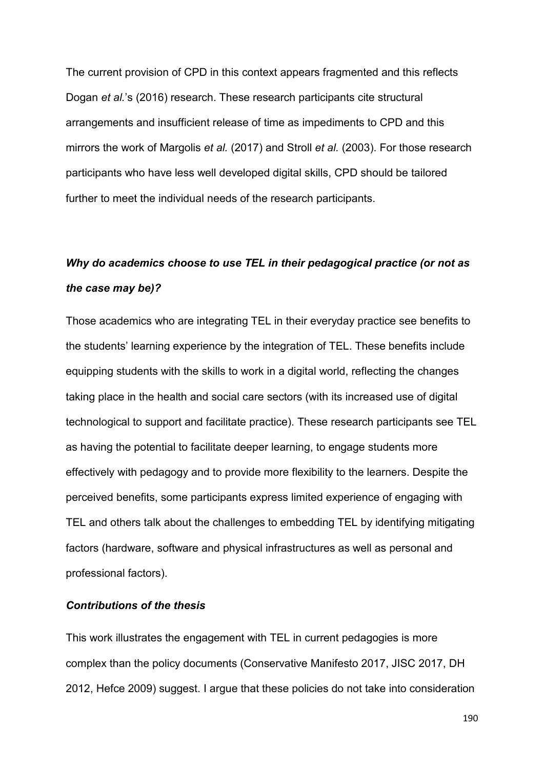The current provision of CPD in this context appears fragmented and this reflects Dogan *et al.*'s (2016) research. These research participants cite structural arrangements and insufficient release of time as impediments to CPD and this mirrors the work of Margolis *et al.* (2017) and Stroll *et al.* (2003). For those research participants who have less well developed digital skills, CPD should be tailored further to meet the individual needs of the research participants.

***Why do academics choose to use TEL in their pedagogical practice (or not as the case may be)?***

Those academics who are integrating TEL in their everyday practice see benefits to the students' learning experience by the integration of TEL. These benefits include equipping students with the skills to work in a digital world, reflecting the changes taking place in the health and social care sectors (with its increased use of digital technological to support and facilitate practice). These research participants see TEL as having the potential to facilitate deeper learning, to engage students more effectively with pedagogy and to provide more flexibility to the learners. Despite the perceived benefits, some participants express limited experience of engaging with TEL and others talk about the challenges to embedding TEL by identifying mitigating factors (hardware, software and physical infrastructures as well as personal and professional factors).

***Contributions of the thesis***

This work illustrates the engagement with TEL in current pedagogies is more complex than the policy documents (Conservative Manifesto 2017, JISC 2017, DH 2012, Hefce 2009) suggest. I argue that these policies do not take into consideration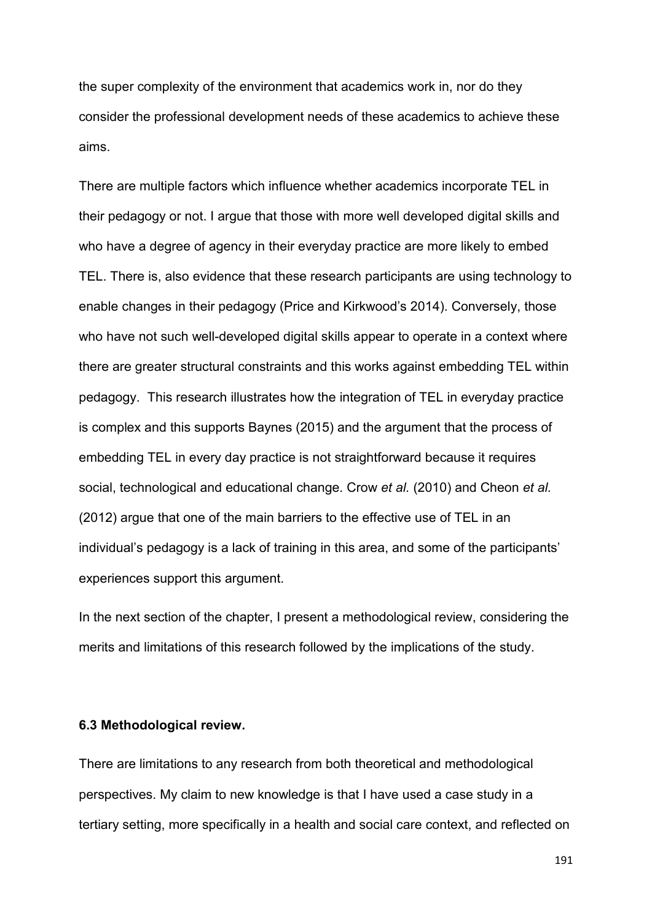the super complexity of the environment that academics work in, nor do they consider the professional development needs of these academics to achieve these aims.

There are multiple factors which influence whether academics incorporate TEL in their pedagogy or not. I argue that those with more well developed digital skills and who have a degree of agency in their everyday practice are more likely to embed TEL. There is, also evidence that these research participants are using technology to enable changes in their pedagogy (Price and Kirkwood's 2014). Conversely, those who have not such well-developed digital skills appear to operate in a context where there are greater structural constraints and this works against embedding TEL within pedagogy. This research illustrates how the integration of TEL in everyday practice is complex and this supports Baynes (2015) and the argument that the process of embedding TEL in every day practice is not straightforward because it requires social, technological and educational change. Crow *et al.* (2010) and Cheon *et al.* (2012) argue that one of the main barriers to the effective use of TEL in an individual's pedagogy is a lack of training in this area, and some of the participants' experiences support this argument.

In the next section of the chapter, I present a methodological review, considering the merits and limitations of this research followed by the implications of the study.

### 6.3 Methodological review.

There are limitations to any research from both theoretical and methodological perspectives. My claim to new knowledge is that I have used a case study in a tertiary setting, more specifically in a health and social care context, and reflected on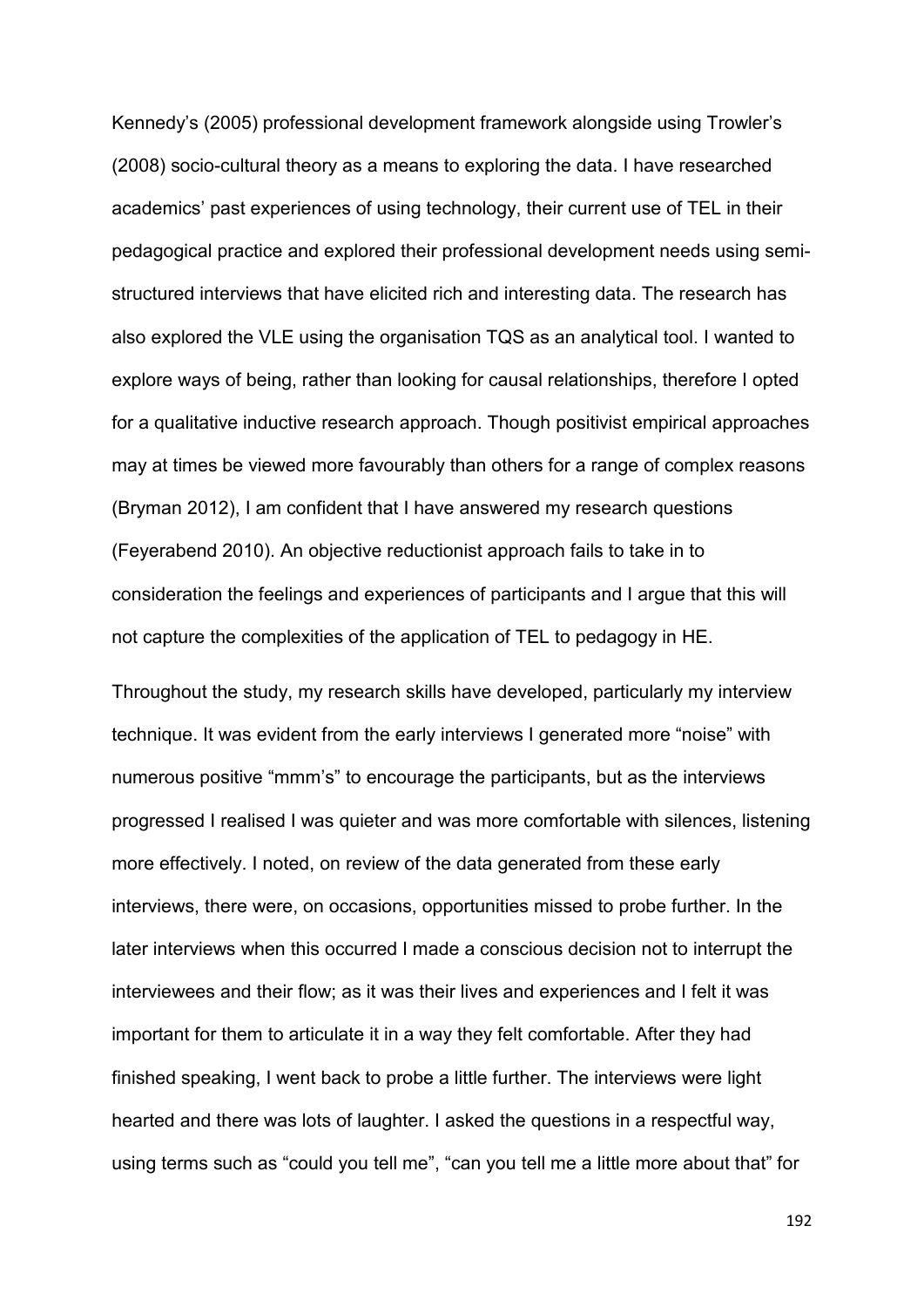Kennedy's (2005) professional development framework alongside using Trowler's (2008) socio-cultural theory as a means to exploring the data. I have researched academics' past experiences of using technology, their current use of TEL in their pedagogical practice and explored their professional development needs using semi-structured interviews that have elicited rich and interesting data. The research has also explored the VLE using the organisation TQS as an analytical tool. I wanted to explore ways of being, rather than looking for causal relationships, therefore I opted for a qualitative inductive research approach. Though positivist empirical approaches may at times be viewed more favourably than others for a range of complex reasons (Bryman 2012), I am confident that I have answered my research questions (Feyerabend 2010). An objective reductionist approach fails to take in to consideration the feelings and experiences of participants and I argue that this will not capture the complexities of the application of TEL to pedagogy in HE.

Throughout the study, my research skills have developed, particularly my interview technique. It was evident from the early interviews I generated more "noise" with numerous positive "mmm's" to encourage the participants, but as the interviews progressed I realised I was quieter and was more comfortable with silences, listening more effectively. I noted, on review of the data generated from these early interviews, there were, on occasions, opportunities missed to probe further. In the later interviews when this occurred I made a conscious decision not to interrupt the interviewees and their flow; as it was their lives and experiences and I felt it was important for them to articulate it in a way they felt comfortable. After they had finished speaking, I went back to probe a little further. The interviews were light hearted and there was lots of laughter. I asked the questions in a respectful way, using terms such as "could you tell me", "can you tell me a little more about that" for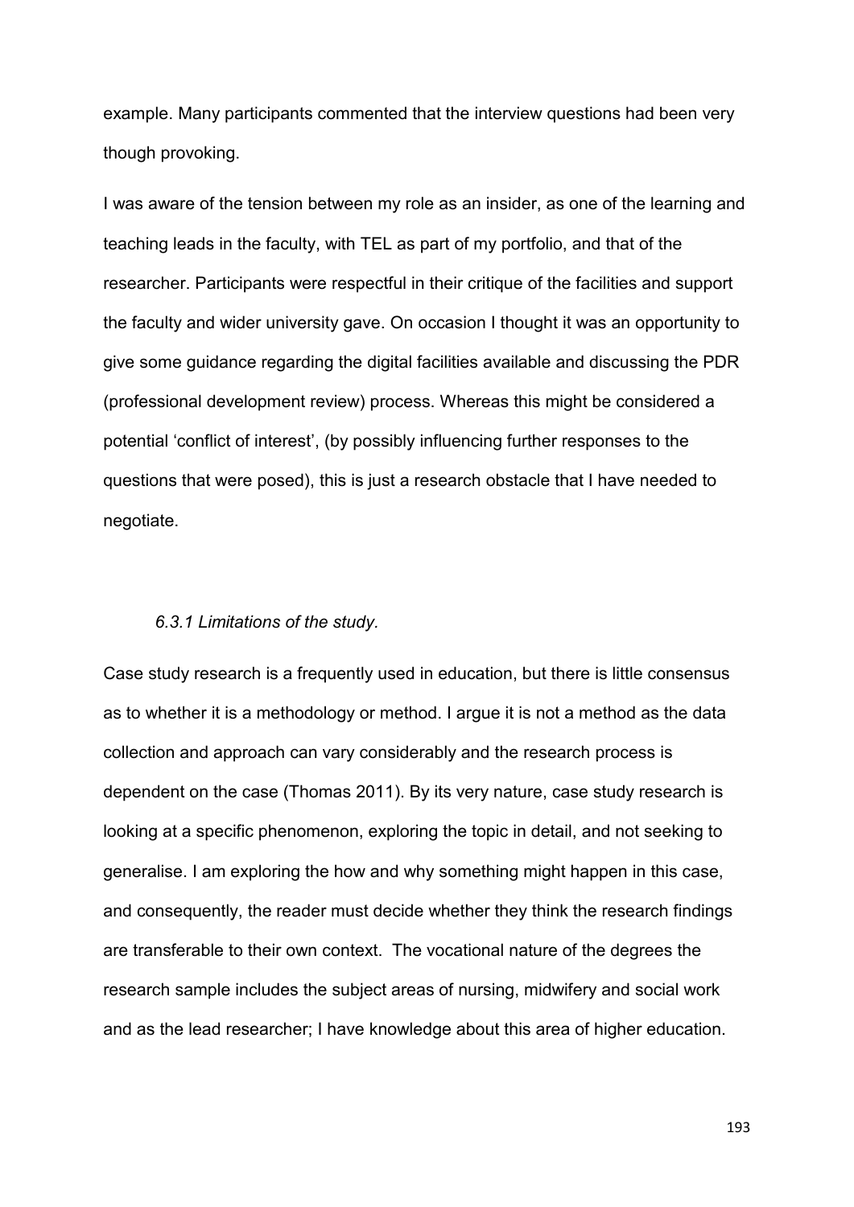example. Many participants commented that the interview questions had been very though provoking.

I was aware of the tension between my role as an insider, as one of the learning and teaching leads in the faculty, with TEL as part of my portfolio, and that of the researcher. Participants were respectful in their critique of the facilities and support the faculty and wider university gave. On occasion I thought it was an opportunity to give some guidance regarding the digital facilities available and discussing the PDR (professional development review) process. Whereas this might be considered a potential 'conflict of interest', (by possibly influencing further responses to the questions that were posed), this is just a research obstacle that I have needed to negotiate.

### *6.3.1 Limitations of the study.*

Case study research is a frequently used in education, but there is little consensus as to whether it is a methodology or method. I argue it is not a method as the data collection and approach can vary considerably and the research process is dependent on the case (Thomas 2011). By its very nature, case study research is looking at a specific phenomenon, exploring the topic in detail, and not seeking to generalise. I am exploring the how and why something might happen in this case, and consequently, the reader must decide whether they think the research findings are transferable to their own context. The vocational nature of the degrees the research sample includes the subject areas of nursing, midwifery and social work and as the lead researcher; I have knowledge about this area of higher education.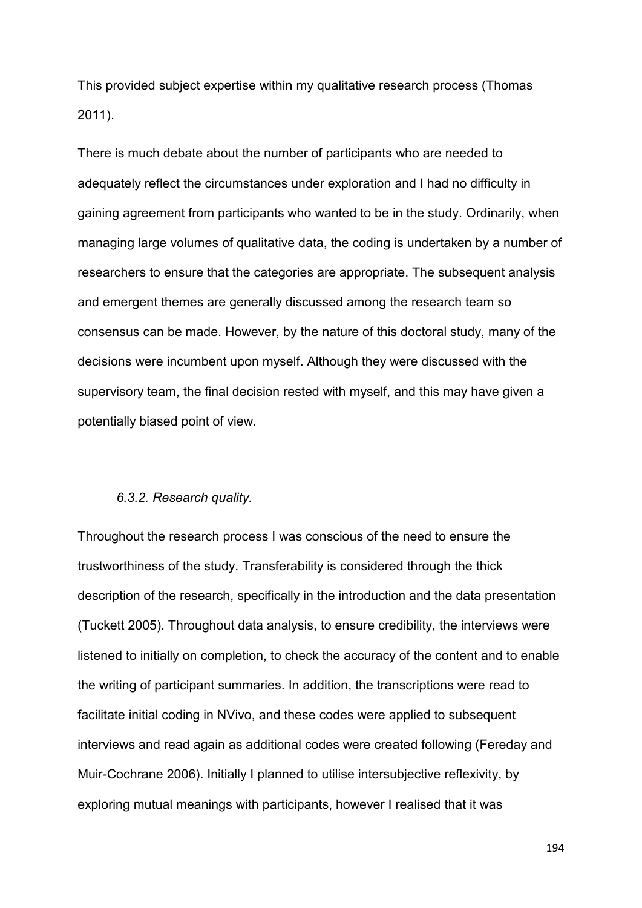This provided subject expertise within my qualitative research process (Thomas 2011).

There is much debate about the number of participants who are needed to adequately reflect the circumstances under exploration and I had no difficulty in gaining agreement from participants who wanted to be in the study. Ordinarily, when managing large volumes of qualitative data, the coding is undertaken by a number of researchers to ensure that the categories are appropriate. The subsequent analysis and emergent themes are generally discussed among the research team so consensus can be made. However, by the nature of this doctoral study, many of the decisions were incumbent upon myself. Although they were discussed with the supervisory team, the final decision rested with myself, and this may have given a potentially biased point of view.

### *6.3.2. Research quality.*

Throughout the research process I was conscious of the need to ensure the trustworthiness of the study. Transferability is considered through the thick description of the research, specifically in the introduction and the data presentation (Tuckett 2005). Throughout data analysis, to ensure credibility, the interviews were listened to initially on completion, to check the accuracy of the content and to enable the writing of participant summaries. In addition, the transcriptions were read to facilitate initial coding in NVivo, and these codes were applied to subsequent interviews and read again as additional codes were created following (Fereday and Muir-Cochrane 2006). Initially I planned to utilise intersubjective reflexivity, by exploring mutual meanings with participants, however I realised that it was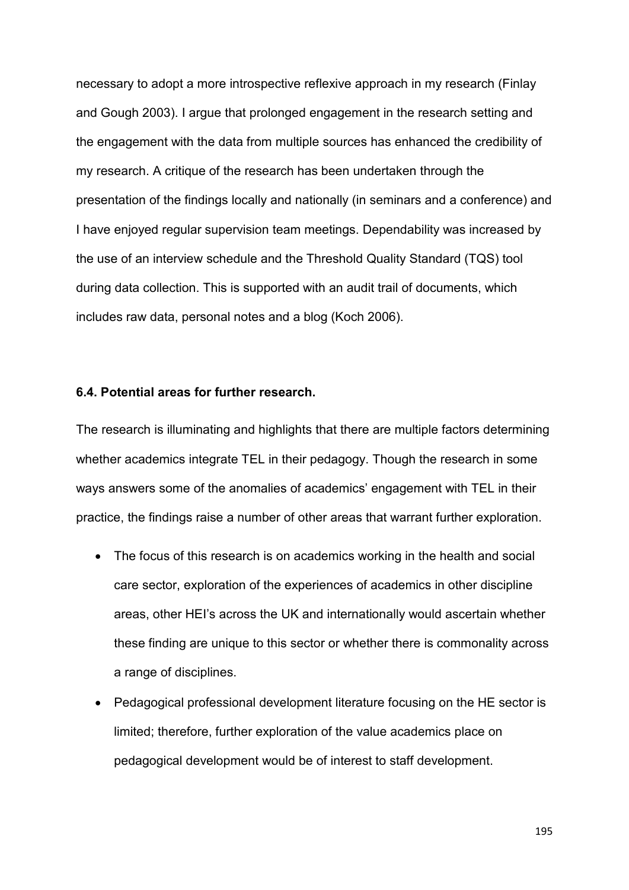necessary to adopt a more introspective reflexive approach in my research (Finlay and Gough 2003). I argue that prolonged engagement in the research setting and the engagement with the data from multiple sources has enhanced the credibility of my research. A critique of the research has been undertaken through the presentation of the findings locally and nationally (in seminars and a conference) and I have enjoyed regular supervision team meetings. Dependability was increased by the use of an interview schedule and the Threshold Quality Standard (TQS) tool during data collection. This is supported with an audit trail of documents, which includes raw data, personal notes and a blog (Koch 2006).

### 6.4. Potential areas for further research.

The research is illuminating and highlights that there are multiple factors determining whether academics integrate TEL in their pedagogy. Though the research in some ways answers some of the anomalies of academics' engagement with TEL in their practice, the findings raise a number of other areas that warrant further exploration.

- The focus of this research is on academics working in the health and social care sector, exploration of the experiences of academics in other discipline areas, other HEI's across the UK and internationally would ascertain whether these finding are unique to this sector or whether there is commonality across a range of disciplines.
- Pedagogical professional development literature focusing on the HE sector is limited; therefore, further exploration of the value academics place on pedagogical development would be of interest to staff development.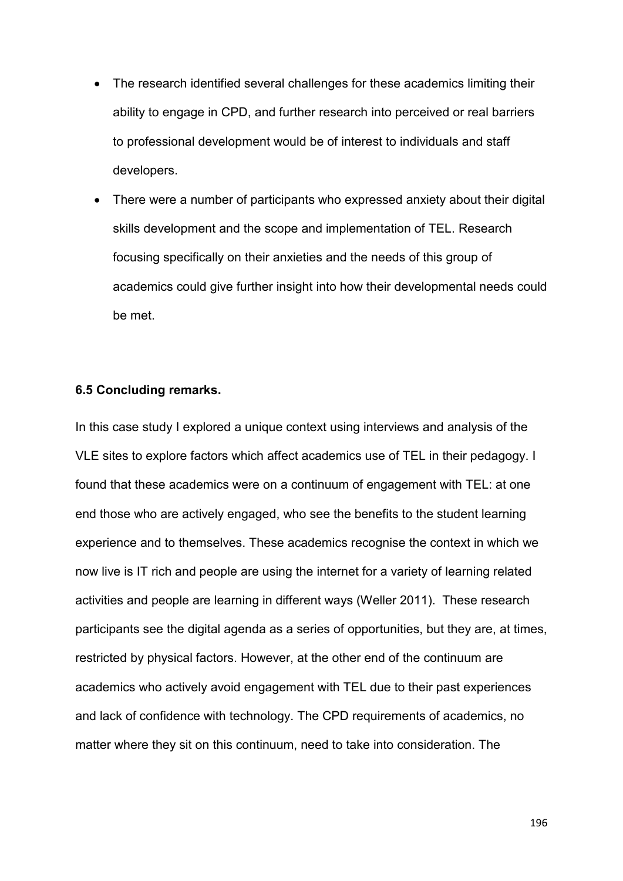- The research identified several challenges for these academics limiting their ability to engage in CPD, and further research into perceived or real barriers to professional development would be of interest to individuals and staff developers.
- There were a number of participants who expressed anxiety about their digital skills development and the scope and implementation of TEL. Research focusing specifically on their anxieties and the needs of this group of academics could give further insight into how their developmental needs could be met.

### 6.5 Concluding remarks.

In this case study I explored a unique context using interviews and analysis of the VLE sites to explore factors which affect academics use of TEL in their pedagogy. I found that these academics were on a continuum of engagement with TEL: at one end those who are actively engaged, who see the benefits to the student learning experience and to themselves. These academics recognise the context in which we now live is IT rich and people are using the internet for a variety of learning related activities and people are learning in different ways (Weller 2011). These research participants see the digital agenda as a series of opportunities, but they are, at times, restricted by physical factors. However, at the other end of the continuum are academics who actively avoid engagement with TEL due to their past experiences and lack of confidence with technology. The CPD requirements of academics, no matter where they sit on this continuum, need to take into consideration. The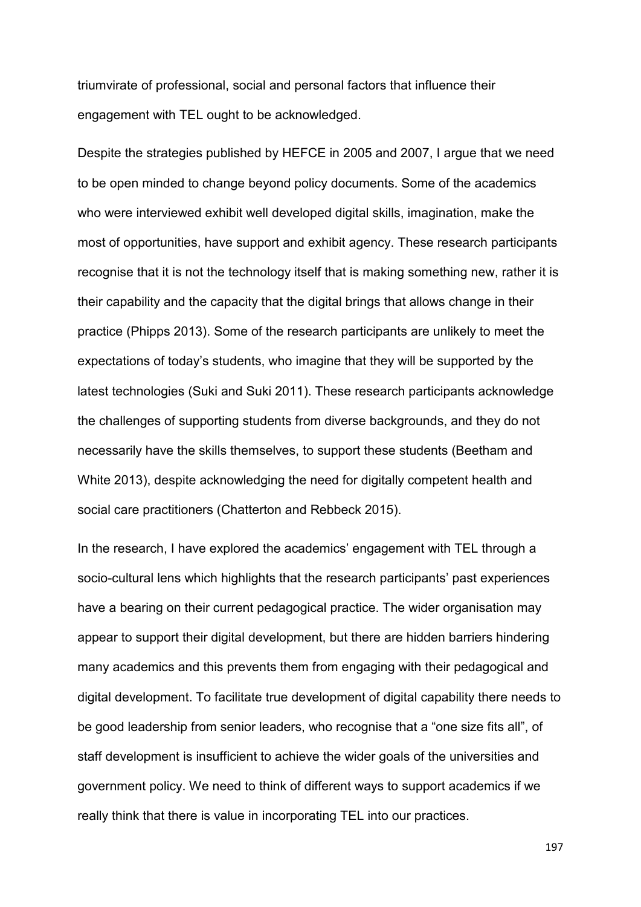triumvirate of professional, social and personal factors that influence their engagement with TEL ought to be acknowledged.

Despite the strategies published by HEFCE in 2005 and 2007, I argue that we need to be open minded to change beyond policy documents. Some of the academics who were interviewed exhibit well developed digital skills, imagination, make the most of opportunities, have support and exhibit agency. These research participants recognise that it is not the technology itself that is making something new, rather it is their capability and the capacity that the digital brings that allows change in their practice (Phipps 2013). Some of the research participants are unlikely to meet the expectations of today's students, who imagine that they will be supported by the latest technologies (Suki and Suki 2011). These research participants acknowledge the challenges of supporting students from diverse backgrounds, and they do not necessarily have the skills themselves, to support these students (Beetham and White 2013), despite acknowledging the need for digitally competent health and social care practitioners (Chatterton and Rebbeck 2015).

In the research, I have explored the academics' engagement with TEL through a socio-cultural lens which highlights that the research participants' past experiences have a bearing on their current pedagogical practice. The wider organisation may appear to support their digital development, but there are hidden barriers hindering many academics and this prevents them from engaging with their pedagogical and digital development. To facilitate true development of digital capability there needs to be good leadership from senior leaders, who recognise that a "one size fits all", of staff development is insufficient to achieve the wider goals of the universities and government policy. We need to think of different ways to support academics if we really think that there is value in incorporating TEL into our practices.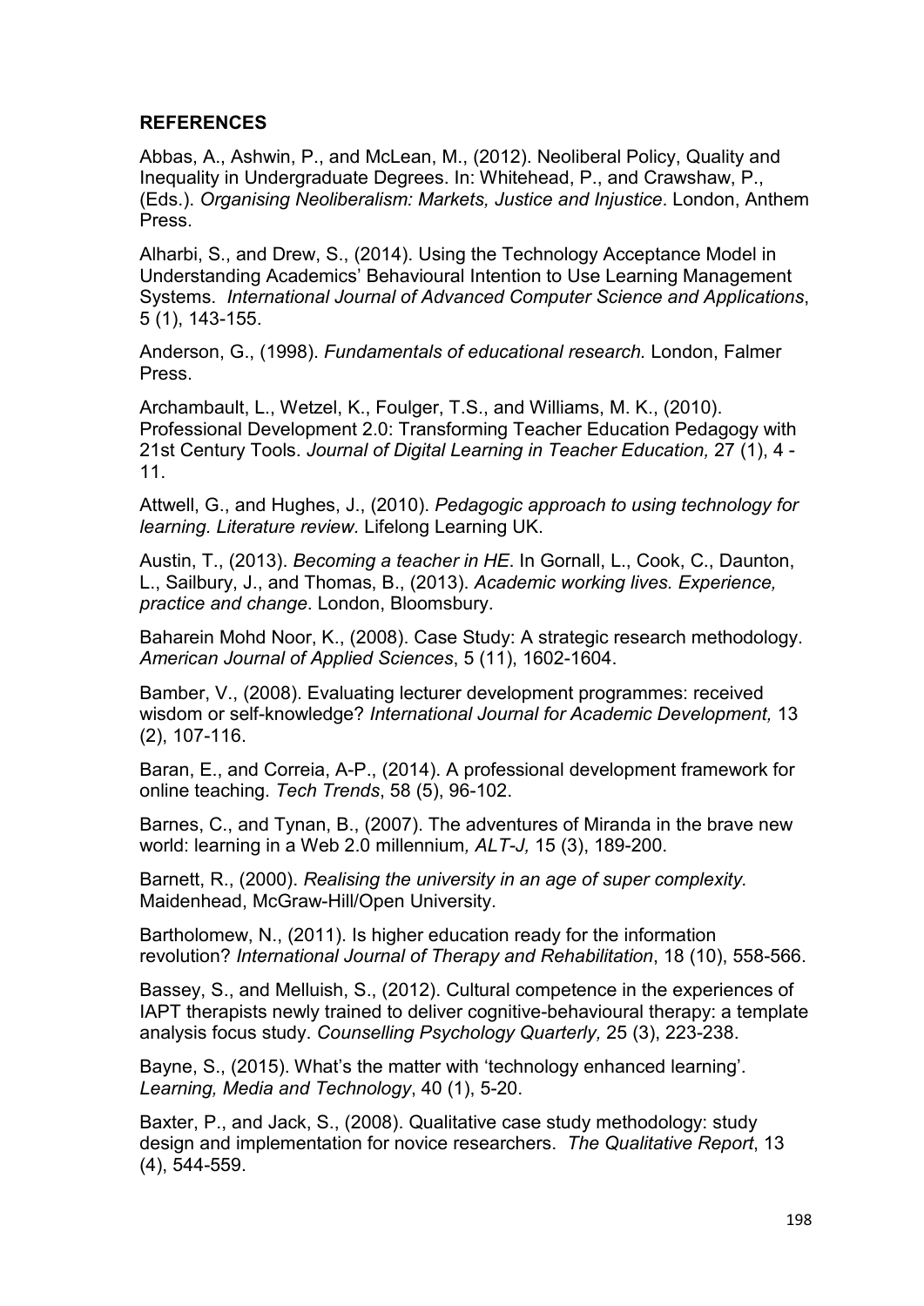**REFERENCES**

Abbas, A., Ashwin, P., and McLean, M., (2012). Neoliberal Policy, Quality and Inequality in Undergraduate Degrees. In: Whitehead, P., and Crawshaw, P., (Eds.). *Organising Neoliberalism: Markets, Justice and Injustice*. London, Anthem Press.

Alharbi, S., and Drew, S., (2014). Using the Technology Acceptance Model in Understanding Academics' Behavioural Intention to Use Learning Management Systems. *International Journal of Advanced Computer Science and Applications*, 5 (1), 143-155.

Anderson, G., (1998). *Fundamentals of educational research*. London, Falmer Press.

Archambault, L., Wetzel, K., Foulger, T.S., and Williams, M. K., (2010). Professional Development 2.0: Transforming Teacher Education Pedagogy with 21st Century Tools. *Journal of Digital Learning in Teacher Education,* 27 (1), 4 - 11.

Attwell, G., and Hughes, J., (2010). *Pedagogic approach to using technology for learning. Literature review*. Lifelong Learning UK.

Austin, T., (2013). *Becoming a teacher in HE*. In Gornall, L., Cook, C., Daunton, L., Sailbury, J., and Thomas, B., (2013). *Academic working lives. Experience, practice and change*. London, Bloomsbury.

Baharein Mohd Noor, K., (2008). Case Study: A strategic research methodology. *American Journal of Applied Sciences*, 5 (11), 1602-1604.

Bamber, V., (2008). Evaluating lecturer development programmes: received wisdom or self-knowledge? *International Journal for Academic Development,* 13 (2), 107-116.

Baran, E., and Correia, A-P., (2014). A professional development framework for online teaching. *Tech Trends*, 58 (5), 96-102.

Barnes, C., and Tynan, B., (2007). The adventures of Miranda in the brave new world: learning in a Web 2.0 millennium*, ALT-J,* 15 (3), 189-200.

Barnett, R., (2000). *Realising the university in an age of super complexity.* Maidenhead, McGraw-Hill/Open University.

Bartholomew, N., (2011). Is higher education ready for the information revolution? *International Journal of Therapy and Rehabilitation*, 18 (10), 558-566.

Bassey, S., and Melluish, S., (2012). Cultural competence in the experiences of IAPT therapists newly trained to deliver cognitive-behavioural therapy: a template analysis focus study. *Counselling Psychology Quarterly,* 25 (3), 223-238.

Bayne, S., (2015). What's the matter with 'technology enhanced learning'. *Learning, Media and Technology*, 40 (1), 5-20.

Baxter, P., and Jack, S., (2008). Qualitative case study methodology: study design and implementation for novice researchers. *The Qualitative Report*, 13 (4), 544-559.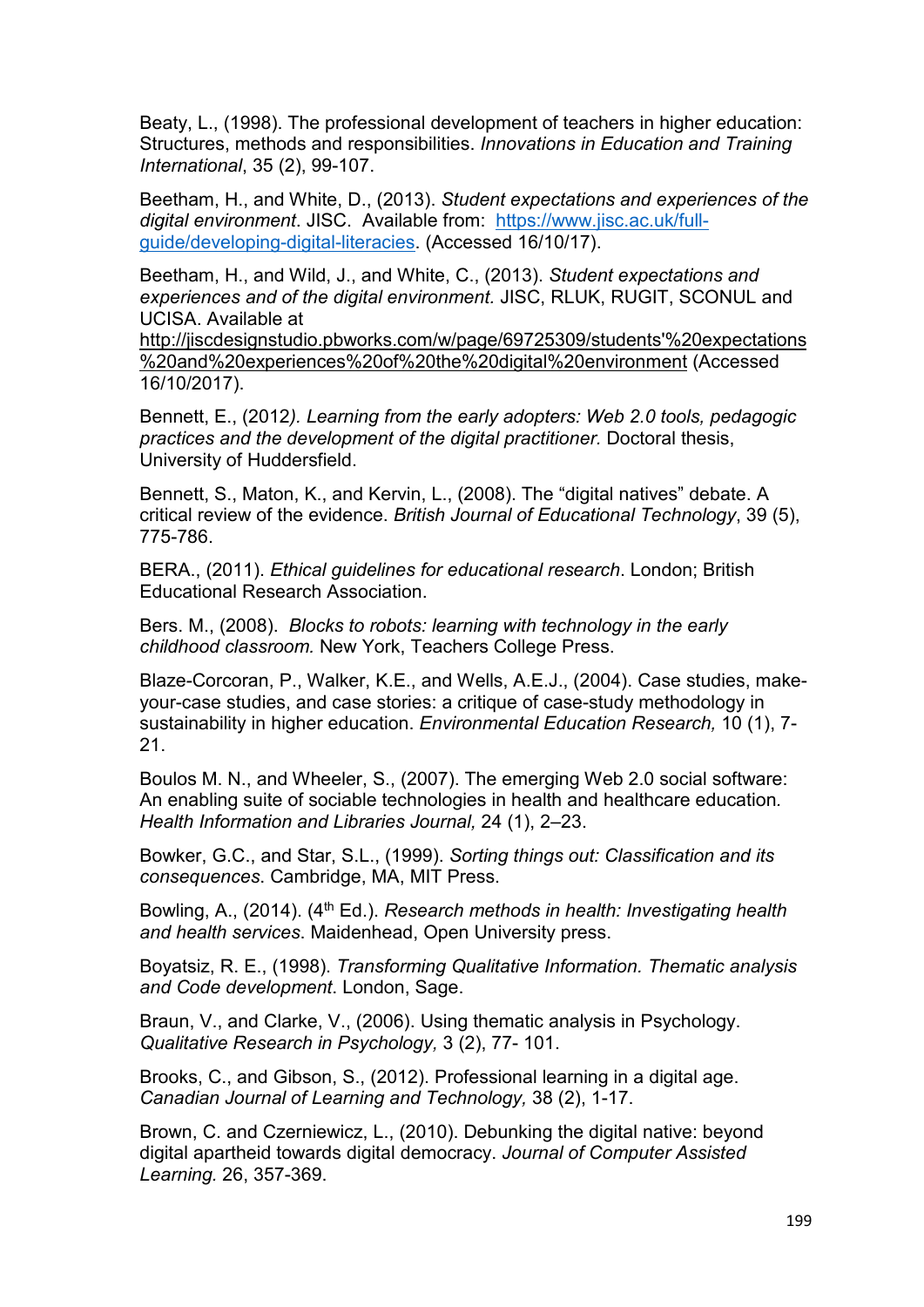Beaty, L., (1998). The professional development of teachers in higher education: Structures, methods and responsibilities. *Innovations in Education and Training International*, 35 (2), 99-107.

Beetham, H., and White, D., (2013). *Student expectations and experiences of the digital environment*. JISC. Available from: https://www.jisc.ac.uk/full-guide/developing-digital-literacies. (Accessed 16/10/17).

Beetham, H., and Wild, J., and White, C., (2013). *Student expectations and experiences and of the digital environment.* JISC, RLUK, RUGIT, SCONUL and UCISA. Available at http://jiscdesignstudio.pbworks.com/w/page/69725309/students'%20expectations%20and%20experiences%20of%20the%20digital%20environment (Accessed 16/10/2017).

Bennett, E., (2012*). Learning from the early adopters: Web 2.0 tools, pedagogic practices and the development of the digital practitioner.* Doctoral thesis, University of Huddersfield.

Bennett, S., Maton, K., and Kervin, L., (2008). The “digital natives” debate. A critical review of the evidence. *British Journal of Educational Technology*, 39 (5), 775-786.

BERA., (2011). *Ethical guidelines for educational research*. London; British Educational Research Association.

Bers. M., (2008). *Blocks to robots: learning with technology in the early childhood classroom.* New York, Teachers College Press.

Blaze-Corcoran, P., Walker, K.E., and Wells, A.E.J., (2004). Case studies, make-your-case studies, and case stories: a critique of case-study methodology in sustainability in higher education. *Environmental Education Research,* 10 (1), 7-21.

Boulos M. N., and Wheeler, S., (2007). The emerging Web 2.0 social software: An enabling suite of sociable technologies in health and healthcare education. *Health Information and Libraries Journal,* 24 (1), 2–23.

Bowker, G.C., and Star, S.L., (1999). *Sorting things out: Classification and its consequences*. Cambridge, MA, MIT Press.

Bowling, A., (2014). (4th Ed.). *Research methods in health: Investigating health and health services*. Maidenhead, Open University press.

Boyatsiz, R. E., (1998). *Transforming Qualitative Information. Thematic analysis and Code development*. London, Sage.

Braun, V., and Clarke, V., (2006). Using thematic analysis in Psychology. *Qualitative Research in Psychology,* 3 (2), 77- 101.

Brooks, C., and Gibson, S., (2012). Professional learning in a digital age. *Canadian Journal of Learning and Technology,* 38 (2), 1-17.

Brown, C. and Czerniewicz, L., (2010). Debunking the digital native: beyond digital apartheid towards digital democracy. *Journal of Computer Assisted Learning.* 26, 357-369.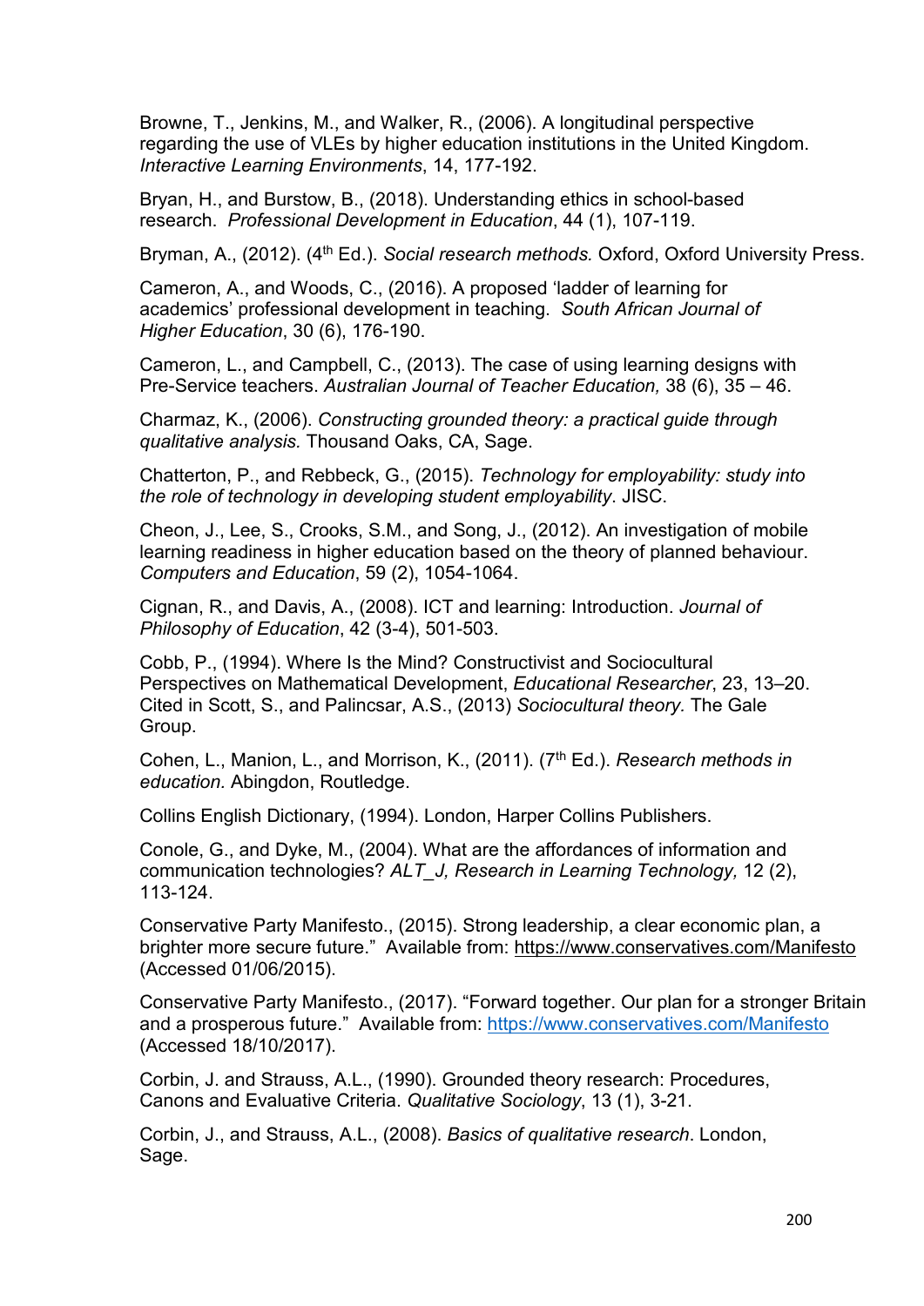Browne, T., Jenkins, M., and Walker, R., (2006). A longitudinal perspective regarding the use of VLEs by higher education institutions in the United Kingdom. *Interactive Learning Environments*, 14, 177-192.

Bryan, H., and Burstow, B., (2018). Understanding ethics in school-based research. *Professional Development in Education*, 44 (1), 107-119.

Bryman, A., (2012). (4th Ed.). *Social research methods.* Oxford, Oxford University Press.

Cameron, A., and Woods, C., (2016). A proposed 'ladder of learning for academics' professional development in teaching. *South African Journal of Higher Education*, 30 (6), 176-190.

Cameron, L., and Campbell, C., (2013). The case of using learning designs with Pre-Service teachers. *Australian Journal of Teacher Education,* 38 (6), 35 – 46.

Charmaz, K., (2006). *Constructing grounded theory: a practical guide through qualitative analysis.* Thousand Oaks, CA, Sage.

Chatterton, P., and Rebbeck, G., (2015). *Technology for employability: study into the role of technology in developing student employability*. JISC.

Cheon, J., Lee, S., Crooks, S.M., and Song, J., (2012). An investigation of mobile learning readiness in higher education based on the theory of planned behaviour. *Computers and Education*, 59 (2), 1054-1064.

Cignan, R., and Davis, A., (2008). ICT and learning: Introduction. *Journal of Philosophy of Education*, 42 (3-4), 501-503.

Cobb, P., (1994). Where Is the Mind? Constructivist and Sociocultural Perspectives on Mathematical Development, *Educational Researcher*, 23, 13–20. Cited in Scott, S., and Palincsar, A.S., (2013) *Sociocultural theory.* The Gale Group.

Cohen, L., Manion, L., and Morrison, K., (2011). (7th Ed.). *Research methods in education.* Abingdon, Routledge.

Collins English Dictionary, (1994). London, Harper Collins Publishers.

Conole, G., and Dyke, M., (2004). What are the affordances of information and communication technologies? *ALT_J, Research in Learning Technology,* 12 (2), 113-124.

Conservative Party Manifesto., (2015). Strong leadership, a clear economic plan, a brighter more secure future." Available from: https://www.conservatives.com/Manifesto (Accessed 01/06/2015).

Conservative Party Manifesto., (2017). "Forward together. Our plan for a stronger Britain and a prosperous future." Available from: https://www.conservatives.com/Manifesto (Accessed 18/10/2017).

Corbin, J. and Strauss, A.L., (1990). Grounded theory research: Procedures, Canons and Evaluative Criteria. *Qualitative Sociology*, 13 (1), 3-21.

Corbin, J., and Strauss, A.L., (2008). *Basics of qualitative research*. London, Sage.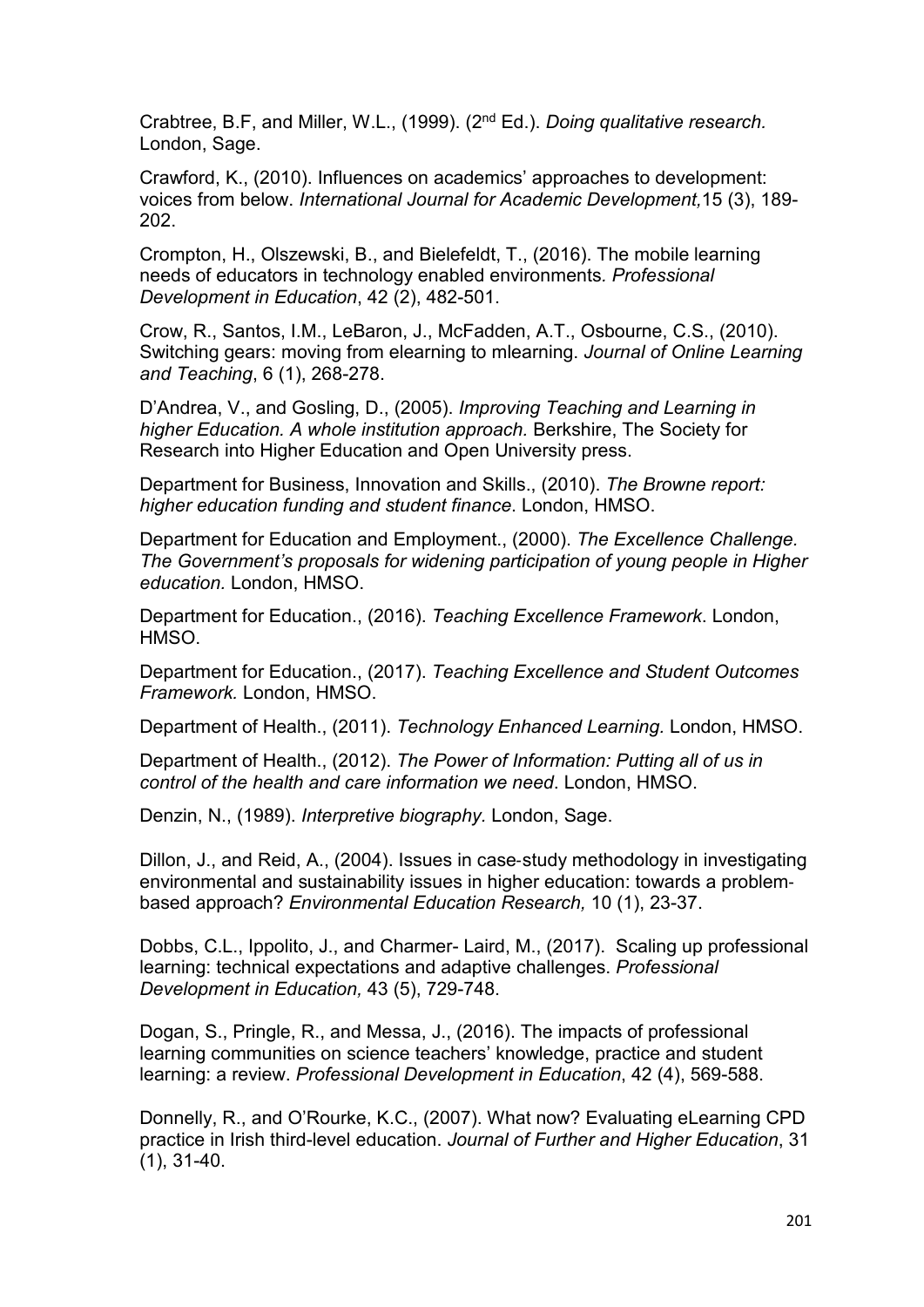Crabtree, B.F, and Miller, W.L., (1999). (2nd Ed.). *Doing qualitative research.* London, Sage.

Crawford, K., (2010). Influences on academics' approaches to development: voices from below. *International Journal for Academic Development,*15 (3), 189-202.

Crompton, H., Olszewski, B., and Bielefeldt, T., (2016). The mobile learning needs of educators in technology enabled environments*. Professional Development in Education*, 42 (2), 482-501.

Crow, R., Santos, I.M., LeBaron, J., McFadden, A.T., Osbourne, C.S., (2010). Switching gears: moving from elearning to mlearning. *Journal of Online Learning and Teaching*, 6 (1), 268-278.

D'Andrea, V., and Gosling, D., (2005). *Improving Teaching and Learning in higher Education. A whole institution approach.* Berkshire, The Society for Research into Higher Education and Open University press.

Department for Business, Innovation and Skills., (2010). *The Browne report: higher education funding and student finance*. London, HMSO.

Department for Education and Employment., (2000). *The Excellence Challenge. The Government's proposals for widening participation of young people in Higher education.* London, HMSO.

Department for Education., (2016). *Teaching Excellence Framework*. London, HMSO.

Department for Education., (2017). *Teaching Excellence and Student Outcomes Framework.* London, HMSO.

Department of Health., (2011). *Technology Enhanced Learning.* London, HMSO.

Department of Health., (2012). *The Power of Information: Putting all of us in control of the health and care information we need*. London, HMSO.

Denzin, N., (1989). *Interpretive biography*. London, Sage.

Dillon, J., and Reid, A., (2004). Issues in case-study methodology in investigating environmental and sustainability issues in higher education: towards a problem-based approach? *Environmental Education Research,* 10 (1), 23-37.

Dobbs, C.L., Ippolito, J., and Charmer- Laird, M., (2017). Scaling up professional learning: technical expectations and adaptive challenges. *Professional Development in Education,* 43 (5), 729-748.

Dogan, S., Pringle, R., and Messa, J., (2016). The impacts of professional learning communities on science teachers' knowledge, practice and student learning: a review. *Professional Development in Education*, 42 (4), 569-588.

Donnelly, R., and O'Rourke, K.C., (2007). What now? Evaluating eLearning CPD practice in Irish third-level education. *Journal of Further and Higher Education*, 31 (1), 31-40.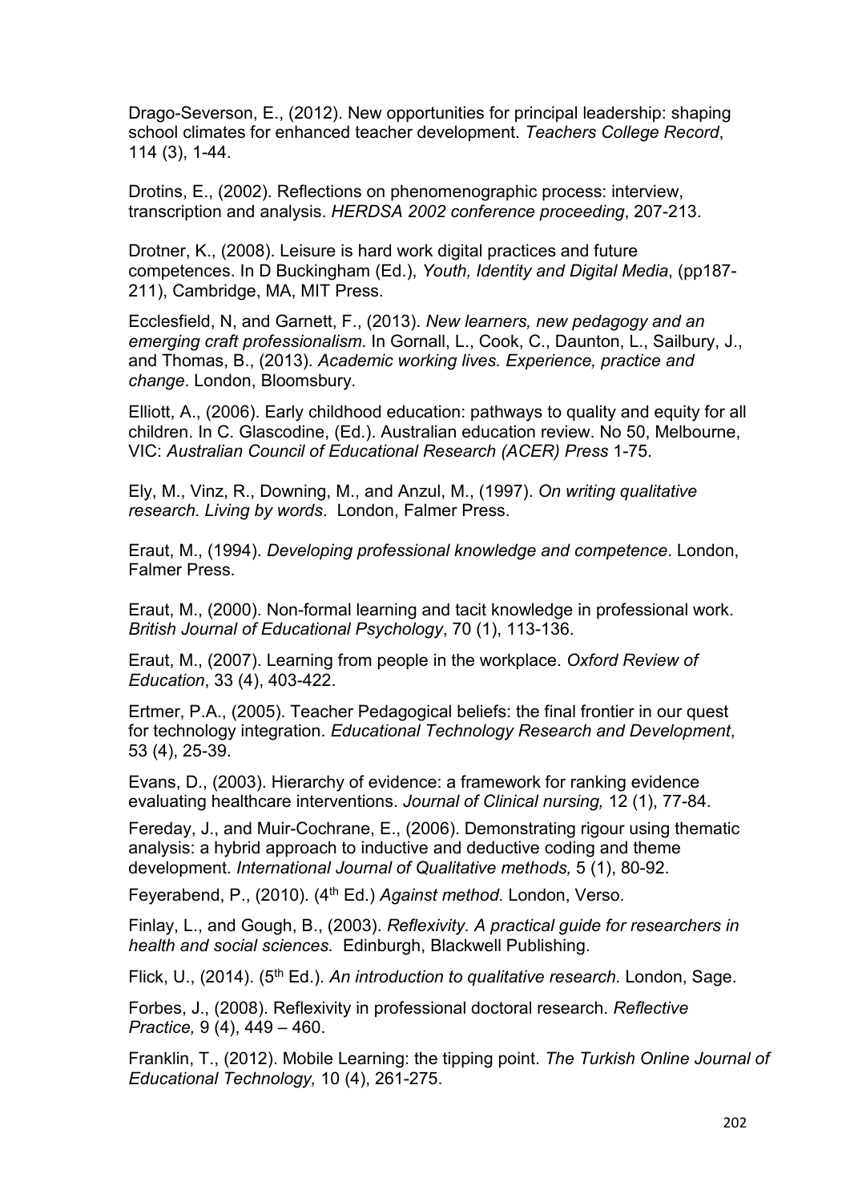Drago-Severson, E., (2012). New opportunities for principal leadership: shaping school climates for enhanced teacher development. *Teachers College Record*, 114 (3), 1-44.

Drotins, E., (2002). Reflections on phenomenographic process: interview, transcription and analysis. *HERDSA 2002 conference proceeding*, 207-213.

Drotner, K., (2008). Leisure is hard work digital practices and future competences. In D Buckingham (Ed.), *Youth, Identity and Digital Media*, (pp187-211), Cambridge, MA, MIT Press.

Ecclesfield, N, and Garnett, F., (2013). *New learners, new pedagogy and an emerging craft professionalism*. In Gornall, L., Cook, C., Daunton, L., Sailbury, J., and Thomas, B., (2013). *Academic working lives. Experience, practice and change*. London, Bloomsbury.

Elliott, A., (2006). Early childhood education: pathways to quality and equity for all children. In C. Glascodine, (Ed.). Australian education review. No 50, Melbourne, VIC: *Australian Council of Educational Research (ACER) Press* 1-75.

Ely, M., Vinz, R., Downing, M., and Anzul, M., (1997). *On writing qualitative research. Living by words*. London, Falmer Press.

Eraut, M., (1994). *Developing professional knowledge and competence*. London, Falmer Press.

Eraut, M., (2000). Non-formal learning and tacit knowledge in professional work. *British Journal of Educational Psychology*, 70 (1), 113-136.

Eraut, M., (2007). Learning from people in the workplace. *Oxford Review of Education*, 33 (4), 403-422.

Ertmer, P.A., (2005). Teacher Pedagogical beliefs: the final frontier in our quest for technology integration. *Educational Technology Research and Development*, 53 (4), 25-39.

Evans, D., (2003). Hierarchy of evidence: a framework for ranking evidence evaluating healthcare interventions. *Journal of Clinical nursing,* 12 (1), 77-84.

Fereday, J., and Muir-Cochrane, E., (2006). Demonstrating rigour using thematic analysis: a hybrid approach to inductive and deductive coding and theme development. *International Journal of Qualitative methods,* 5 (1), 80-92.

Feyerabend, P., (2010). (4th Ed.) *Against method.* London, Verso.

Finlay, L., and Gough, B., (2003). *Reflexivity. A practical guide for researchers in health and social sciences.* Edinburgh, Blackwell Publishing.

Flick, U., (2014). (5th Ed.). *An introduction to qualitative research.* London, Sage.

Forbes, J., (2008). Reflexivity in professional doctoral research. *Reflective Practice,* 9 (4), 449 – 460.

Franklin, T., (2012). Mobile Learning: the tipping point. *The Turkish Online Journal of Educational Technology,* 10 (4), 261-275.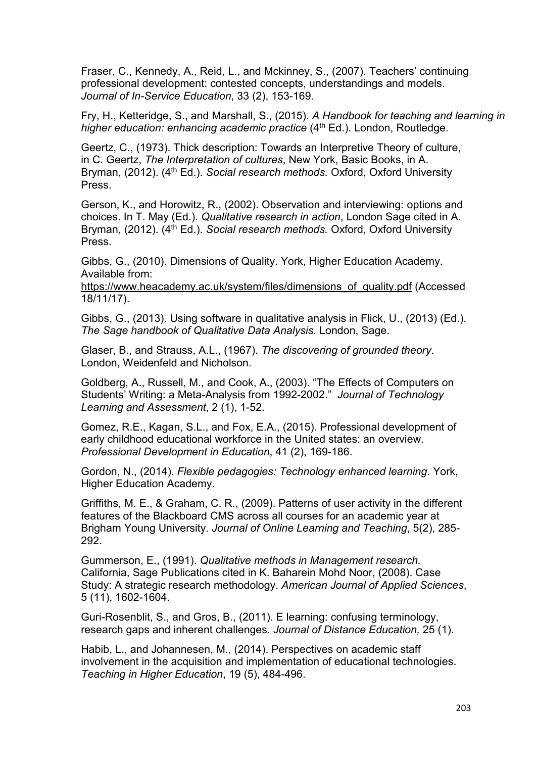Fraser, C., Kennedy, A., Reid, L., and Mckinney, S., (2007). Teachers' continuing professional development: contested concepts, understandings and models. *Journal of In-Service Education*, 33 (2), 153-169.

Fry, H., Ketteridge, S., and Marshall, S., (2015). *A Handbook for teaching and learning in higher education: enhancing academic practice* (4th Ed.). London, Routledge.

Geertz, C., (1973). Thick description: Towards an Interpretive Theory of culture, in C. Geertz, *The Interpretation of cultures*, New York, Basic Books, in A. Bryman, (2012). (4th Ed.). *Social research methods.* Oxford, Oxford University Press.

Gerson, K., and Horowitz, R., (2002). Observation and interviewing: options and choices. In T. May (Ed.). *Qualitative research in action*, London Sage cited in A. Bryman, (2012). (4th Ed.). *Social research methods.* Oxford, Oxford University Press.

Gibbs, G., (2010). Dimensions of Quality. York, Higher Education Academy. Available from: https://www.heacademy.ac.uk/system/files/dimensions_of_quality.pdf (Accessed 18/11/17).

Gibbs, G., (2013). Using software in qualitative analysis in Flick, U., (2013) (Ed.). *The Sage handbook of Qualitative Data Analysis*. London, Sage.

Glaser, B., and Strauss, A.L., (1967). *The discovering of grounded theory*. London, Weidenfeld and Nicholson.

Goldberg, A., Russell, M., and Cook, A., (2003). "The Effects of Computers on Students' Writing: a Meta-Analysis from 1992-2002." *Journal of Technology Learning and Assessment*, 2 (1), 1-52.

Gomez, R.E., Kagan, S.L., and Fox, E.A., (2015). Professional development of early childhood educational workforce in the United states: an overview. *Professional Development in Education*, 41 (2), 169-186.

Gordon, N., (2014). *Flexible pedagogies: Technology enhanced learning*. York, Higher Education Academy.

Griffiths, M. E., & Graham, C. R., (2009). Patterns of user activity in the different features of the Blackboard CMS across all courses for an academic year at Brigham Young University. *Journal of Online Learning and Teaching*, 5(2), 285-292.

Gummerson, E., (1991). *Qualitative methods in Management research.* California, Sage Publications cited in K. Baharein Mohd Noor, (2008). Case Study: A strategic research methodology. *American Journal of Applied Sciences*, 5 (11), 1602-1604.

Guri-Rosenblit, S., and Gros, B., (2011). E learning: confusing terminology, research gaps and inherent challenges. *Journal of Distance Education,* 25 (1).

Habib, L., and Johannesen, M., (2014). Perspectives on academic staff involvement in the acquisition and implementation of educational technologies. *Teaching in Higher Education*, 19 (5), 484-496.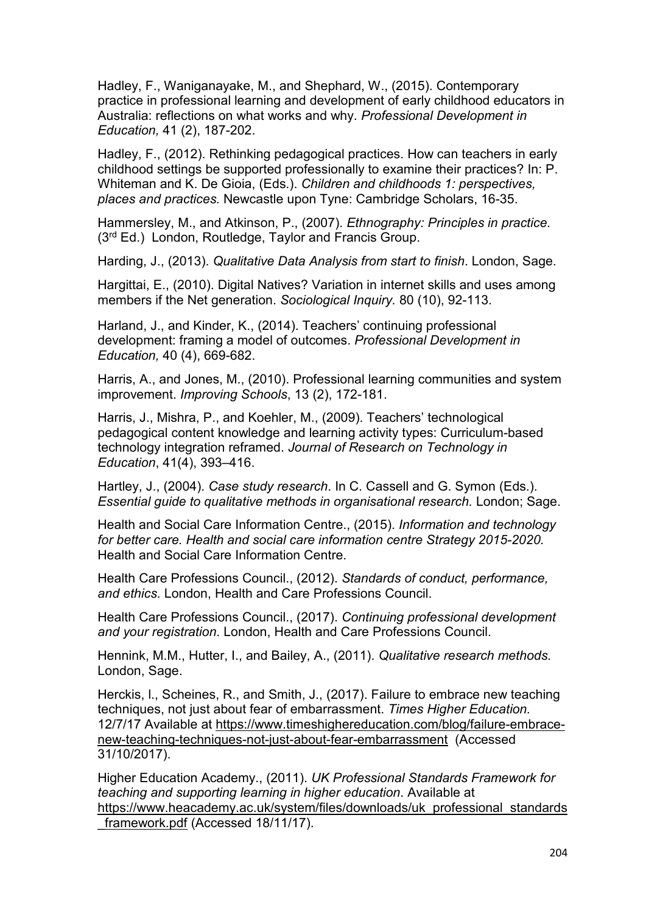Hadley, F., Waniganayake, M., and Shephard, W., (2015). Contemporary practice in professional learning and development of early childhood educators in Australia: reflections on what works and why. *Professional Development in Education,* 41 (2), 187-202.

Hadley, F., (2012). Rethinking pedagogical practices. How can teachers in early childhood settings be supported professionally to examine their practices? In: P. Whiteman and K. De Gioia, (Eds.). *Children and childhoods 1: perspectives, places and practices.* Newcastle upon Tyne: Cambridge Scholars, 16-35.

Hammersley, M., and Atkinson, P., (2007). *Ethnography: Principles in practice.* (3rd Ed.) London, Routledge, Taylor and Francis Group.

Harding, J., (2013). *Qualitative Data Analysis from start to finish*. London, Sage.

Hargittai, E., (2010). Digital Natives? Variation in internet skills and uses among members if the Net generation. *Sociological Inquiry.* 80 (10), 92-113.

Harland, J., and Kinder, K., (2014). Teachers' continuing professional development: framing a model of outcomes. *Professional Development in Education,* 40 (4), 669-682.

Harris, A., and Jones, M., (2010). Professional learning communities and system improvement. *Improving Schools*, 13 (2), 172-181.

Harris, J., Mishra, P., and Koehler, M., (2009). Teachers' technological pedagogical content knowledge and learning activity types: Curriculum-based technology integration reframed. *Journal of Research on Technology in Education*, 41(4), 393–416.

Hartley, J., (2004). *Case study research*. In C. Cassell and G. Symon (Eds.). *Essential guide to qualitative methods in organisational research.* London; Sage.

Health and Social Care Information Centre., (2015). *Information and technology for better care. Health and social care information centre Strategy 2015-2020.* Health and Social Care Information Centre.

Health Care Professions Council., (2012). *Standards of conduct, performance, and ethics.* London, Health and Care Professions Council.

Health Care Professions Council., (2017). *Continuing professional development and your registration*. London, Health and Care Professions Council.

Hennink, M.M., Hutter, I., and Bailey, A., (2011). *Qualitative research methods.* London, Sage.

Herckis, l., Scheines, R., and Smith, J., (2017). Failure to embrace new teaching techniques, not just about fear of embarrassment. *Times Higher Education.* 12/7/17 Available at https://www.timeshighereducation.com/blog/failure-embrace-new-teaching-techniques-not-just-about-fear-embarrassment (Accessed 31/10/2017).

Higher Education Academy., (2011). *UK Professional Standards Framework for teaching and supporting learning in higher education*. Available at https://www.heacademy.ac.uk/system/files/downloads/uk_professional_standards_framework.pdf (Accessed 18/11/17).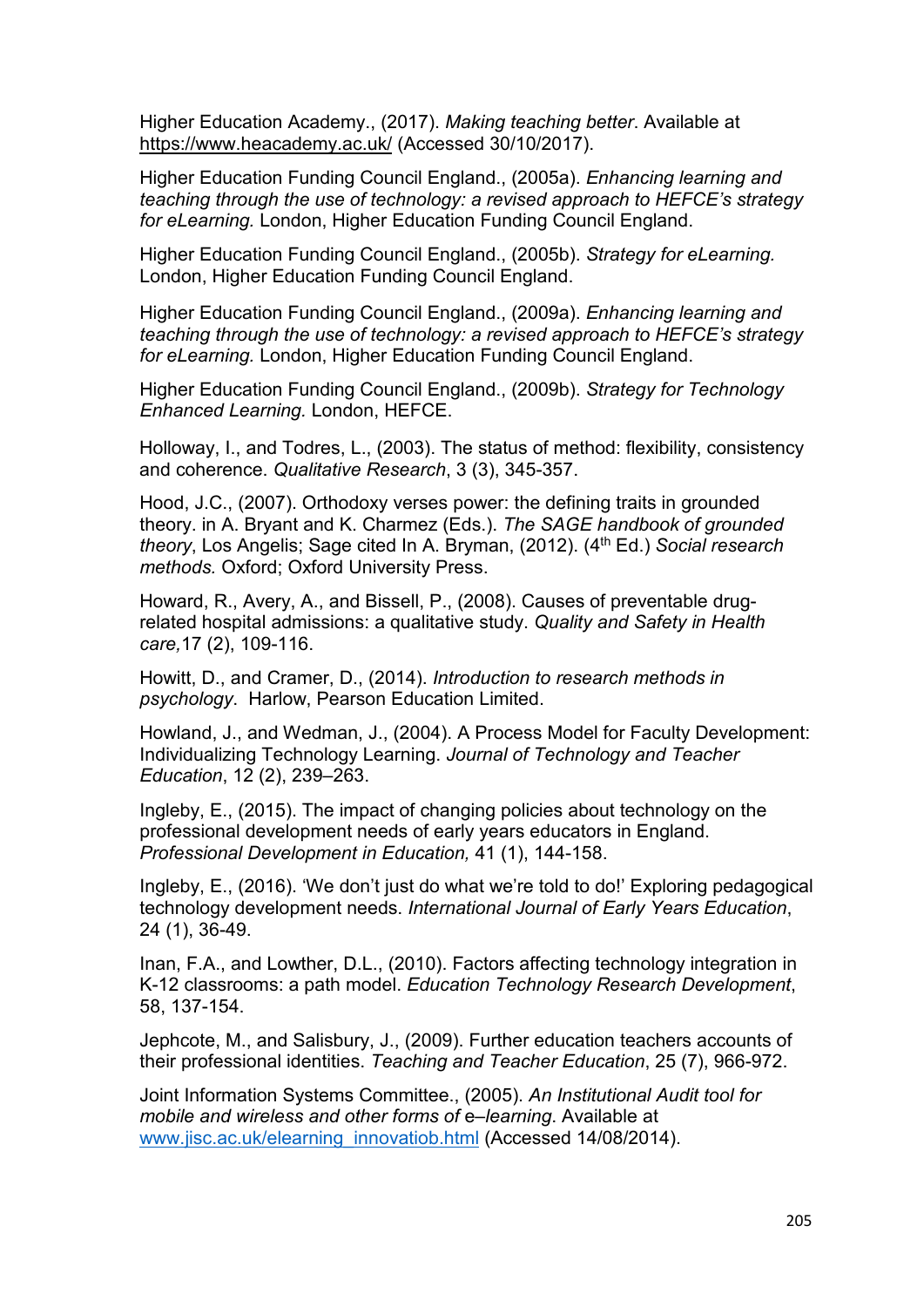Higher Education Academy., (2017). *Making teaching better*. Available at https://www.heacademy.ac.uk/ (Accessed 30/10/2017).

Higher Education Funding Council England., (2005a). *Enhancing learning and teaching through the use of technology: a revised approach to HEFCE's strategy for eLearning.* London, Higher Education Funding Council England.

Higher Education Funding Council England., (2005b). *Strategy for eLearning.* London, Higher Education Funding Council England.

Higher Education Funding Council England., (2009a). *Enhancing learning and teaching through the use of technology: a revised approach to HEFCE's strategy for eLearning.* London, Higher Education Funding Council England.

Higher Education Funding Council England., (2009b). *Strategy for Technology Enhanced Learning.* London, HEFCE.

Holloway, I., and Todres, L., (2003). The status of method: flexibility, consistency and coherence. *Qualitative Research*, 3 (3), 345-357.

Hood, J.C., (2007). Orthodoxy verses power: the defining traits in grounded theory. in A. Bryant and K. Charmez (Eds.). *The SAGE handbook of grounded theory*, Los Angelis; Sage cited In A. Bryman, (2012). (4th Ed.) *Social research methods.* Oxford; Oxford University Press.

Howard, R., Avery, A., and Bissell, P., (2008). Causes of preventable drug-related hospital admissions: a qualitative study. *Quality and Safety in Health care,*17 (2), 109-116.

Howitt, D., and Cramer, D., (2014). *Introduction to research methods in psychology*. Harlow, Pearson Education Limited.

Howland, J., and Wedman, J., (2004). A Process Model for Faculty Development: Individualizing Technology Learning. *Journal of Technology and Teacher Education*, 12 (2), 239–263.

Ingleby, E., (2015). The impact of changing policies about technology on the professional development needs of early years educators in England. *Professional Development in Education,* 41 (1), 144-158.

Ingleby, E., (2016). 'We don't just do what we're told to do!' Exploring pedagogical technology development needs. *International Journal of Early Years Education*, 24 (1), 36-49.

Inan, F.A., and Lowther, D.L., (2010). Factors affecting technology integration in K-12 classrooms: a path model. *Education Technology Research Development*, 58, 137-154.

Jephcote, M., and Salisbury, J., (2009). Further education teachers accounts of their professional identities. *Teaching and Teacher Education*, 25 (7), 966-972.

Joint Information Systems Committee., (2005). *An Institutional Audit tool for mobile and wireless and other forms of e–learning*. Available at www.jisc.ac.uk/elearning_innovatiob.html (Accessed 14/08/2014).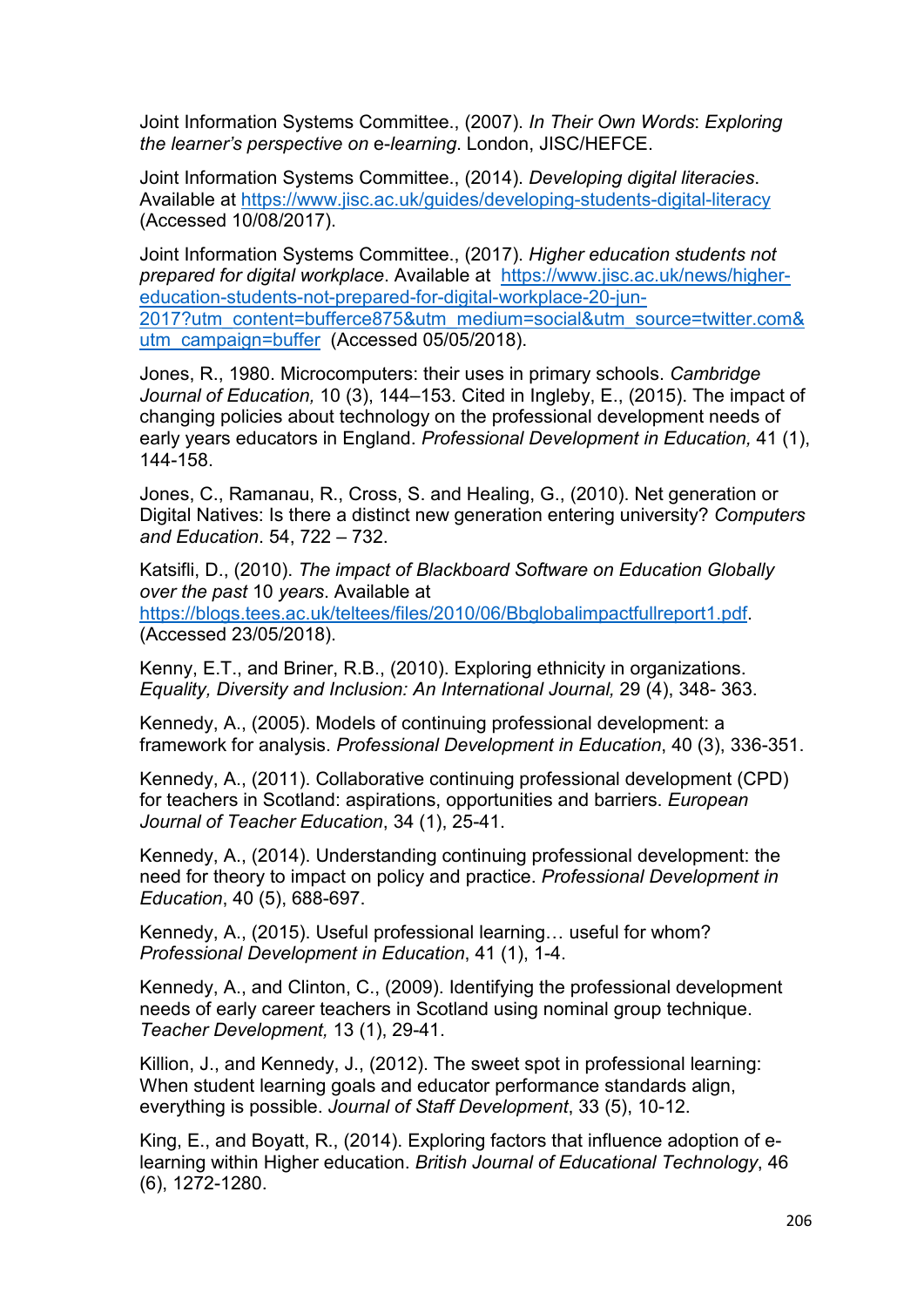Joint Information Systems Committee., (2007). *In Their Own Words*: *Exploring the learner's perspective on* e-*learning*. London, JISC/HEFCE.

Joint Information Systems Committee., (2014). *Developing digital literacies*. Available at https://www.jisc.ac.uk/guides/developing-students-digital-literacy (Accessed 10/08/2017).

Joint Information Systems Committee., (2017). *Higher education students not prepared for digital workplace*. Available at https://www.jisc.ac.uk/news/higher-education-students-not-prepared-for-digital-workplace-20-jun-2017?utm_content=bufferce875&utm_medium=social&utm_source=twitter.com&utm_campaign=buffer (Accessed 05/05/2018).

Jones, R., 1980. Microcomputers: their uses in primary schools. *Cambridge Journal of Education,* 10 (3), 144–153. Cited in Ingleby, E., (2015). The impact of changing policies about technology on the professional development needs of early years educators in England. *Professional Development in Education,* 41 (1), 144-158.

Jones, C., Ramanau, R., Cross, S. and Healing, G., (2010). Net generation or Digital Natives: Is there a distinct new generation entering university? *Computers and Education*. 54, 722 – 732.

Katsifli, D., (2010). *The impact of Blackboard Software on Education Globally over the past* 10 *years*. Available at https://blogs.tees.ac.uk/telteees/files/2010/06/Bbglobalimpactfullreport1.pdf. (Accessed 23/05/2018).

Kenny, E.T., and Briner, R.B., (2010). Exploring ethnicity in organizations. *Equality, Diversity and Inclusion: An International Journal,* 29 (4), 348- 363.

Kennedy, A., (2005). Models of continuing professional development: a framework for analysis. *Professional Development in Education*, 40 (3), 336-351.

Kennedy, A., (2011). Collaborative continuing professional development (CPD) for teachers in Scotland: aspirations, opportunities and barriers. *European Journal of Teacher Education*, 34 (1), 25-41.

Kennedy, A., (2014). Understanding continuing professional development: the need for theory to impact on policy and practice. *Professional Development in Education*, 40 (5), 688-697.

Kennedy, A., (2015). Useful professional learning… useful for whom? *Professional Development in Education*, 41 (1), 1-4.

Kennedy, A., and Clinton, C., (2009). Identifying the professional development needs of early career teachers in Scotland using nominal group technique. *Teacher Development,* 13 (1), 29-41.

Killion, J., and Kennedy, J., (2012). The sweet spot in professional learning: When student learning goals and educator performance standards align, everything is possible. *Journal of Staff Development*, 33 (5), 10-12.

King, E., and Boyatt, R., (2014). Exploring factors that influence adoption of e-learning within Higher education. *British Journal of Educational Technology*, 46 (6), 1272-1280.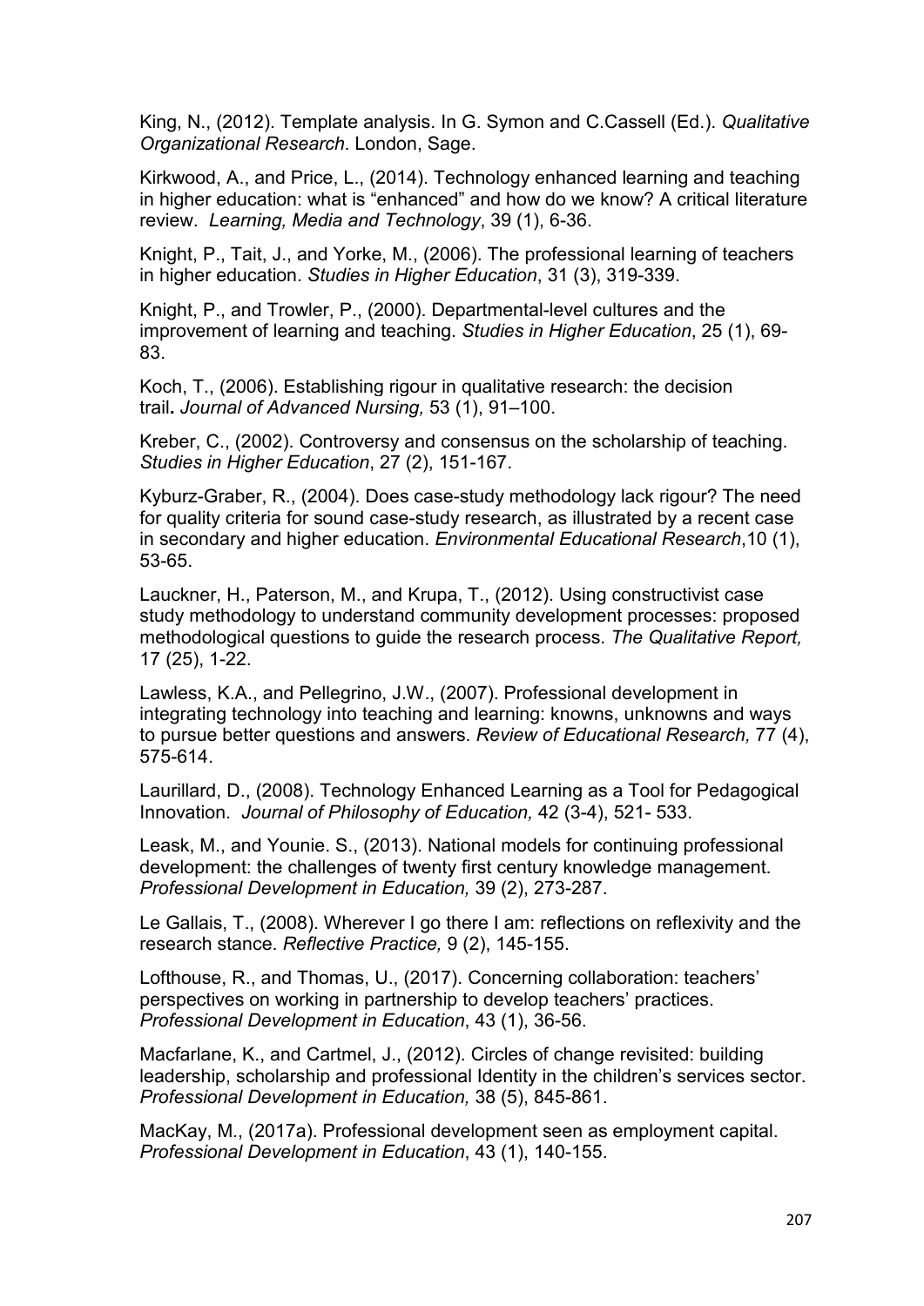King, N., (2012). Template analysis. In G. Symon and C.Cassell (Ed.). *Qualitative Organizational Research*. London, Sage.

Kirkwood, A., and Price, L., (2014). Technology enhanced learning and teaching in higher education: what is "enhanced" and how do we know? A critical literature review. *Learning, Media and Technology*, 39 (1), 6-36.

Knight, P., Tait, J., and Yorke, M., (2006). The professional learning of teachers in higher education. *Studies in Higher Education*, 31 (3), 319-339.

Knight, P., and Trowler, P., (2000). Departmental-level cultures and the improvement of learning and teaching. *Studies in Higher Education*, 25 (1), 69-83.

Koch, T., (2006). Establishing rigour in qualitative research: the decision trail**.** *Journal of Advanced Nursing,* 53 (1), 91–100.

Kreber, C., (2002). Controversy and consensus on the scholarship of teaching. *Studies in Higher Education*, 27 (2), 151-167.

Kyburz-Graber, R., (2004). Does case-study methodology lack rigour? The need for quality criteria for sound case-study research, as illustrated by a recent case in secondary and higher education. *Environmental Educational Research*,10 (1), 53-65.

Lauckner, H., Paterson, M., and Krupa, T., (2012). Using constructivist case study methodology to understand community development processes: proposed methodological questions to guide the research process. *The Qualitative Report,* 17 (25), 1-22.

Lawless, K.A., and Pellegrino, J.W., (2007). Professional development in integrating technology into teaching and learning: knowns, unknowns and ways to pursue better questions and answers. *Review of Educational Research,* 77 (4), 575-614.

Laurillard, D., (2008). Technology Enhanced Learning as a Tool for Pedagogical Innovation. *Journal of Philosophy of Education,* 42 (3-4), 521- 533.

Leask, M., and Younie. S., (2013). National models for continuing professional development: the challenges of twenty first century knowledge management. *Professional Development in Education,* 39 (2), 273-287.

Le Gallais, T., (2008). Wherever I go there I am: reflections on reflexivity and the research stance. *Reflective Practice,* 9 (2), 145-155.

Lofthouse, R., and Thomas, U., (2017). Concerning collaboration: teachers' perspectives on working in partnership to develop teachers' practices. *Professional Development in Education*, 43 (1), 36-56.

Macfarlane, K., and Cartmel, J., (2012). Circles of change revisited: building leadership, scholarship and professional Identity in the children's services sector. *Professional Development in Education,* 38 (5), 845-861.

MacKay, M., (2017a). Professional development seen as employment capital. *Professional Development in Education*, 43 (1), 140-155.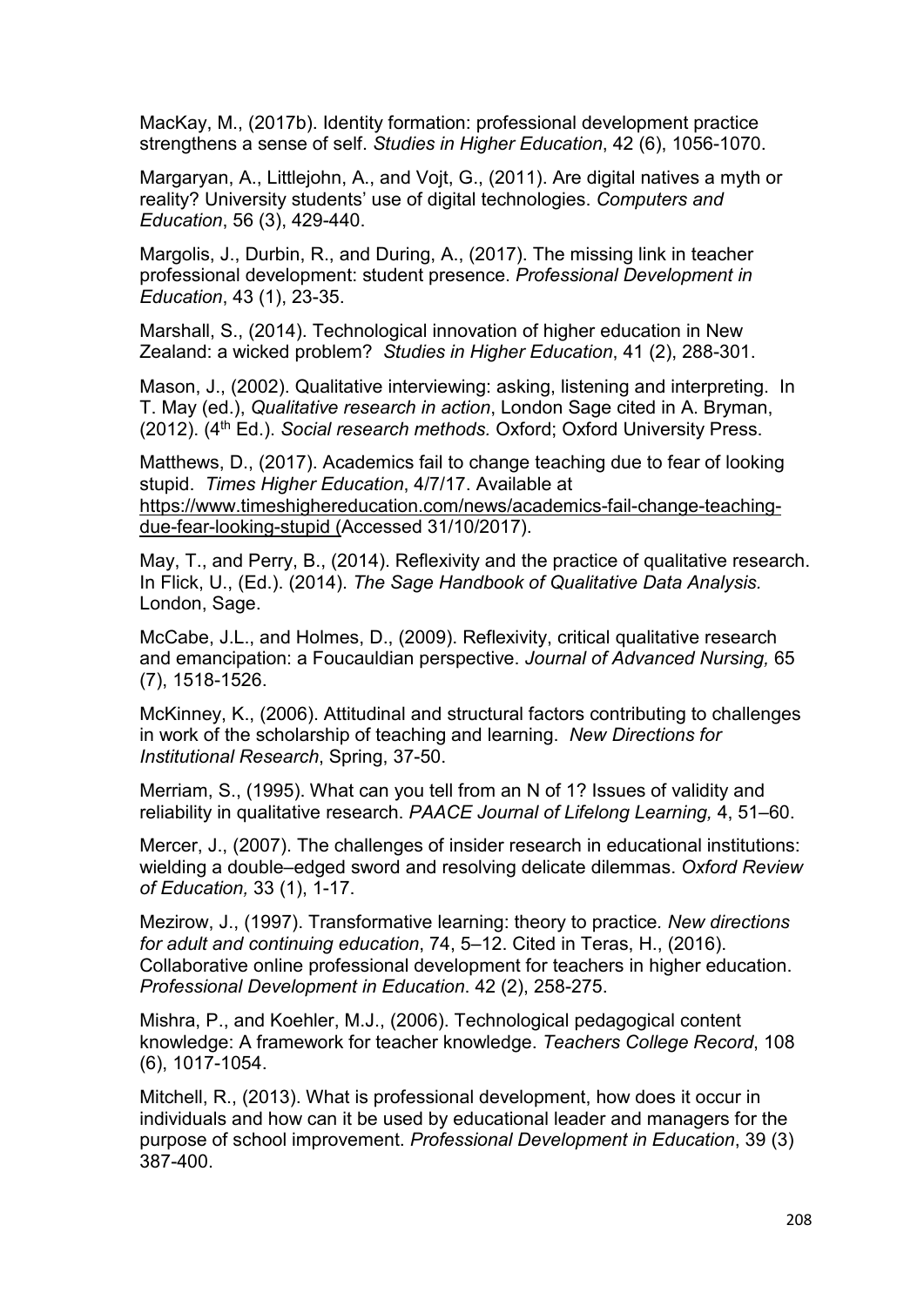MacKay, M., (2017b). Identity formation: professional development practice strengthens a sense of self. *Studies in Higher Education*, 42 (6), 1056-1070.

Margaryan, A., Littlejohn, A., and Vojt, G., (2011). Are digital natives a myth or reality? University students' use of digital technologies. *Computers and Education*, 56 (3), 429-440.

Margolis, J., Durbin, R., and During, A., (2017). The missing link in teacher professional development: student presence. *Professional Development in Education*, 43 (1), 23-35.

Marshall, S., (2014). Technological innovation of higher education in New Zealand: a wicked problem? *Studies in Higher Education*, 41 (2), 288-301.

Mason, J., (2002). Qualitative interviewing: asking, listening and interpreting. In T. May (ed.), *Qualitative research in action*, London Sage cited in A. Bryman, (2012). (4th Ed.). *Social research methods.* Oxford; Oxford University Press.

Matthews, D., (2017). Academics fail to change teaching due to fear of looking stupid. *Times Higher Education*, 4/7/17. Available at https://www.timeshighereducation.com/news/academics-fail-change-teaching-due-fear-looking-stupid (Accessed 31/10/2017).

May, T., and Perry, B., (2014). Reflexivity and the practice of qualitative research. In Flick, U., (Ed.). (2014). *The Sage Handbook of Qualitative Data Analysis.* London, Sage.

McCabe, J.L., and Holmes, D., (2009). Reflexivity, critical qualitative research and emancipation: a Foucauldian perspective. *Journal of Advanced Nursing,* 65 (7), 1518-1526.

McKinney, K., (2006). Attitudinal and structural factors contributing to challenges in work of the scholarship of teaching and learning. *New Directions for Institutional Research*, Spring, 37-50.

Merriam, S., (1995). What can you tell from an N of 1? Issues of validity and reliability in qualitative research. *PAACE Journal of Lifelong Learning,* 4, 51–60.

Mercer, J., (2007). The challenges of insider research in educational institutions: wielding a double–edged sword and resolving delicate dilemmas. *Oxford Review of Education,* 33 (1), 1-17.

Mezirow, J., (1997). Transformative learning: theory to practice. *New directions for adult and continuing education*, 74, 5–12. Cited in Teras, H., (2016). Collaborative online professional development for teachers in higher education. *Professional Development in Education*. 42 (2), 258-275.

Mishra, P., and Koehler, M.J., (2006). Technological pedagogical content knowledge: A framework for teacher knowledge. *Teachers College Record*, 108 (6), 1017-1054.

Mitchell, R., (2013). What is professional development, how does it occur in individuals and how can it be used by educational leader and managers for the purpose of school improvement. *Professional Development in Education*, 39 (3) 387-400.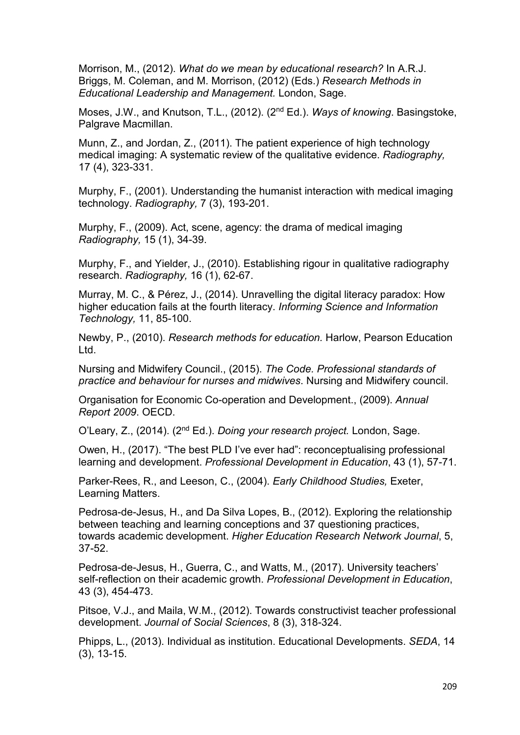Morrison, M., (2012). *What do we mean by educational research?* In A.R.J. Briggs, M. Coleman, and M. Morrison, (2012) (Eds.) *Research Methods in Educational Leadership and Management.* London, Sage.

Moses, J.W., and Knutson, T.L., (2012). (2nd Ed.). *Ways of knowing*. Basingstoke, Palgrave Macmillan.

Munn, Z., and Jordan, Z., (2011). The patient experience of high technology medical imaging: A systematic review of the qualitative evidence. *Radiography,* 17 (4), 323-331.

Murphy, F., (2001). Understanding the humanist interaction with medical imaging technology. *Radiography,* 7 (3), 193-201.

Murphy, F., (2009). Act, scene, agency: the drama of medical imaging *Radiography,* 15 (1), 34-39.

Murphy, F., and Yielder, J., (2010). Establishing rigour in qualitative radiography research. *Radiography,* 16 (1), 62-67.

Murray, M. C., & Pérez, J., (2014). Unravelling the digital literacy paradox: How higher education fails at the fourth literacy. *Informing Science and Information Technology,* 11, 85-100.

Newby, P., (2010). *Research methods for education.* Harlow, Pearson Education Ltd.

Nursing and Midwifery Council., (2015). *The Code. Professional standards of practice and behaviour for nurses and midwives*. Nursing and Midwifery council.

Organisation for Economic Co-operation and Development., (2009). *Annual Report 2009*. OECD.

O'Leary, Z., (2014). (2nd Ed.). *Doing your research project.* London, Sage.

Owen, H., (2017). "The best PLD I've ever had": reconceptualising professional learning and development. *Professional Development in Education*, 43 (1), 57-71.

Parker-Rees, R., and Leeson, C., (2004). *Early Childhood Studies,* Exeter, Learning Matters.

Pedrosa-de-Jesus, H., and Da Silva Lopes, B., (2012). Exploring the relationship between teaching and learning conceptions and 37 questioning practices, towards academic development. *Higher Education Research Network Journal*, 5, 37-52.

Pedrosa-de-Jesus, H., Guerra, C., and Watts, M., (2017). University teachers' self-reflection on their academic growth. *Professional Development in Education*, 43 (3), 454-473.

Pitsoe, V.J., and Maila, W.M., (2012). Towards constructivist teacher professional development. *Journal of Social Sciences*, 8 (3), 318-324.

Phipps, L., (2013). Individual as institution. Educational Developments. *SEDA*, 14 (3), 13-15.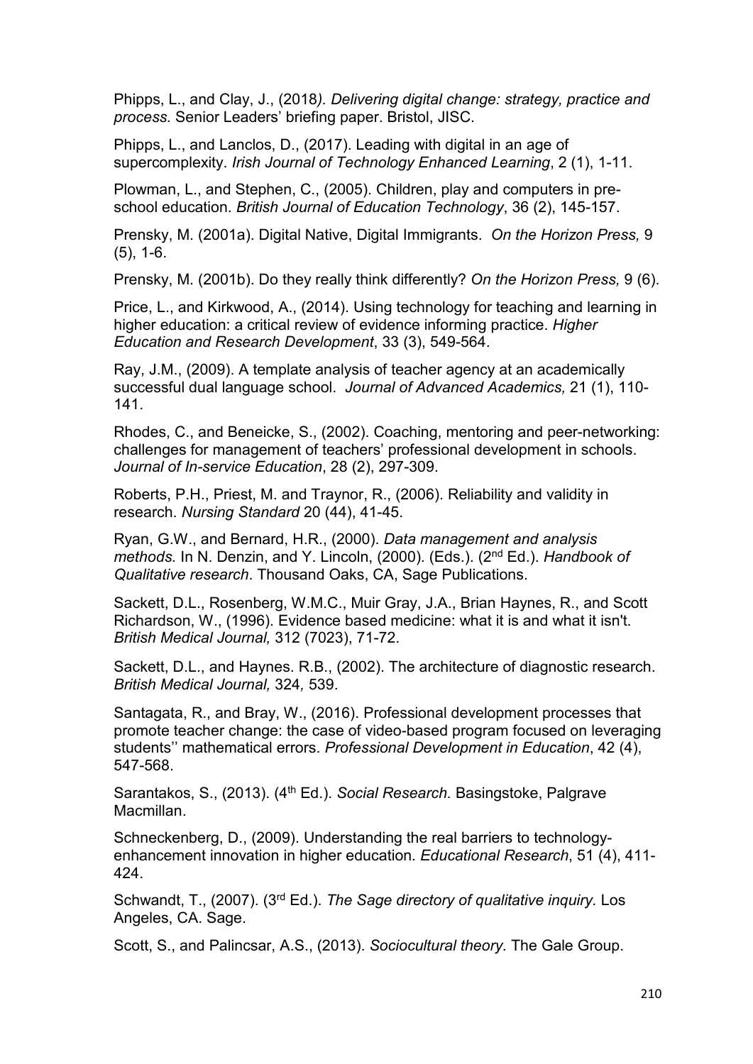Phipps, L., and Clay, J., (2018*). Delivering digital change: strategy, practice and process.* Senior Leaders' briefing paper. Bristol, JISC.

Phipps, L., and Lanclos, D., (2017). Leading with digital in an age of supercomplexity. *Irish Journal of Technology Enhanced Learning*, 2 (1), 1-11.

Plowman, L., and Stephen, C., (2005). Children, play and computers in pre-school education. *British Journal of Education Technology*, 36 (2), 145-157.

Prensky, M. (2001a). Digital Native, Digital Immigrants. *On the Horizon Press,* 9 (5), 1-6.

Prensky, M. (2001b). Do they really think differently? *On the Horizon Press,* 9 (6).

Price, L., and Kirkwood, A., (2014). Using technology for teaching and learning in higher education: a critical review of evidence informing practice. *Higher Education and Research Development*, 33 (3), 549-564.

Ray, J.M., (2009). A template analysis of teacher agency at an academically successful dual language school. *Journal of Advanced Academics,* 21 (1), 110-141.

Rhodes, C., and Beneicke, S., (2002). Coaching, mentoring and peer-networking: challenges for management of teachers' professional development in schools. *Journal of In-service Education*, 28 (2), 297-309.

Roberts, P.H., Priest, M. and Traynor, R., (2006). Reliability and validity in research. *Nursing Standard* 20 (44), 41-45.

Ryan, G.W., and Bernard, H.R., (2000). *Data management and analysis methods.* In N. Denzin, and Y. Lincoln, (2000). (Eds.). (2nd Ed.). *Handbook of Qualitative research*. Thousand Oaks, CA, Sage Publications.

Sackett, D.L., Rosenberg, W.M.C., Muir Gray, J.A., Brian Haynes, R., and Scott Richardson, W., (1996). Evidence based medicine: what it is and what it isn't. *British Medical Journal,* 312 (7023), 71-72.

Sackett, D.L., and Haynes. R.B., (2002). The architecture of diagnostic research. *British Medical Journal,* 324*,* 539.

Santagata, R., and Bray, W., (2016). Professional development processes that promote teacher change: the case of video-based program focused on leveraging students'' mathematical errors. *Professional Development in Education*, 42 (4), 547-568.

Sarantakos, S., (2013). (4th Ed.). *Social Research.* Basingstoke, Palgrave Macmillan.

Schneckenberg, D., (2009). Understanding the real barriers to technology-enhancement innovation in higher education. *Educational Research*, 51 (4), 411-424.

Schwandt, T., (2007). (3rd Ed.). *The Sage directory of qualitative inquiry.* Los Angeles, CA. Sage.

Scott, S., and Palincsar, A.S., (2013). *Sociocultural theory.* The Gale Group.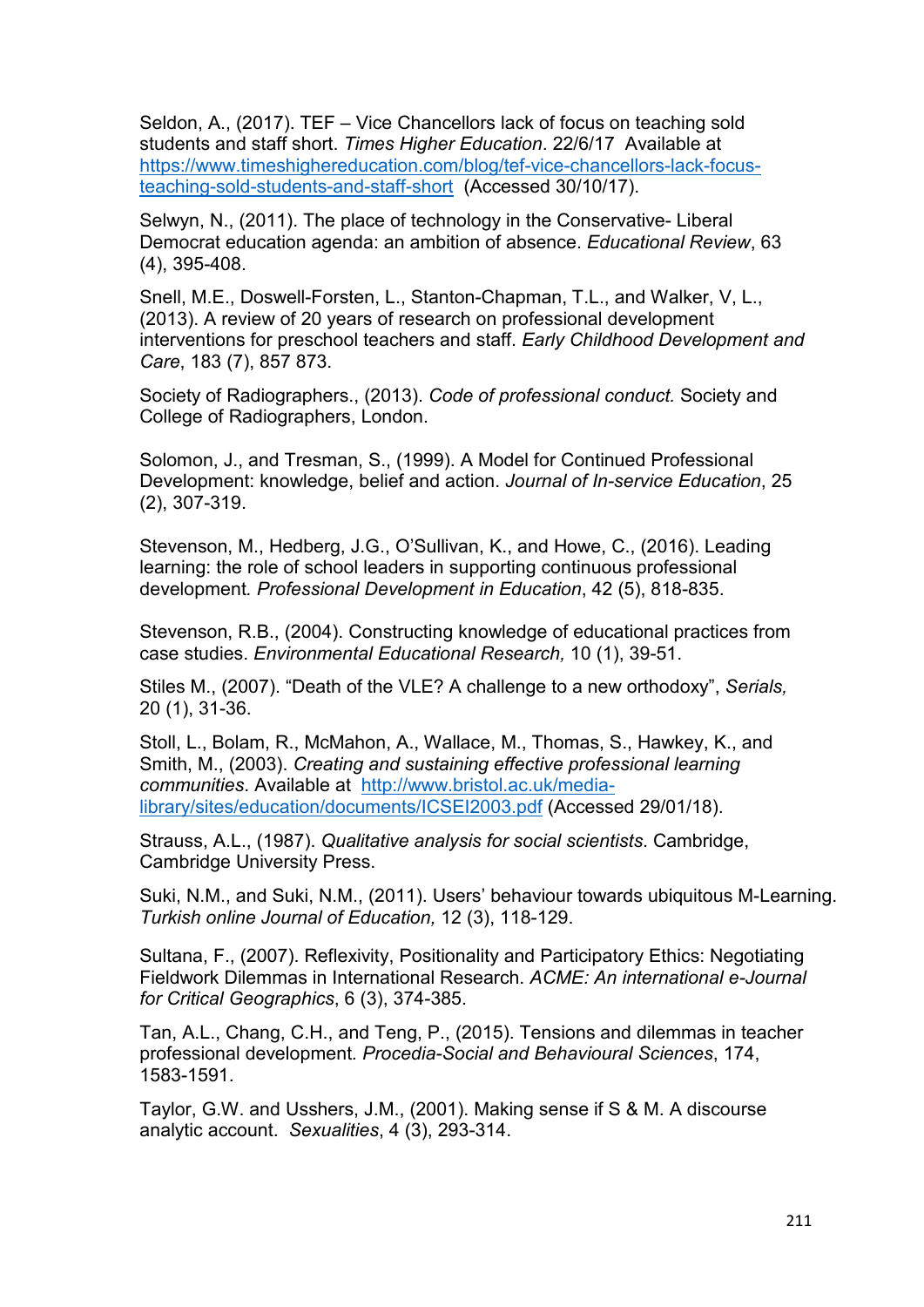Seldon, A., (2017). TEF – Vice Chancellors lack of focus on teaching sold students and staff short. *Times Higher Education*. 22/6/17 Available at https://www.timeshighereducation.com/blog/tef-vice-chancellors-lack-focus-teaching-sold-students-and-staff-short (Accessed 30/10/17).

Selwyn, N., (2011). The place of technology in the Conservative- Liberal Democrat education agenda: an ambition of absence. *Educational Review*, 63 (4), 395-408.

Snell, M.E., Doswell-Forsten, L., Stanton-Chapman, T.L., and Walker, V, L., (2013). A review of 20 years of research on professional development interventions for preschool teachers and staff. *Early Childhood Development and Care*, 183 (7), 857 873.

Society of Radiographers., (2013). *Code of professional conduct.* Society and College of Radiographers, London.

Solomon, J., and Tresman, S., (1999). A Model for Continued Professional Development: knowledge, belief and action. *Journal of In-service Education*, 25 (2), 307-319.

Stevenson, M., Hedberg, J.G., O'Sullivan, K., and Howe, C., (2016). Leading learning: the role of school leaders in supporting continuous professional development. *Professional Development in Education*, 42 (5), 818-835.

Stevenson, R.B., (2004). Constructing knowledge of educational practices from case studies. *Environmental Educational Research,* 10 (1), 39-51.

Stiles M., (2007). "Death of the VLE? A challenge to a new orthodoxy", *Serials,* 20 (1), 31-36.

Stoll, L., Bolam, R., McMahon, A., Wallace, M., Thomas, S., Hawkey, K., and Smith, M., (2003). *Creating and sustaining effective professional learning communities*. Available at http://www.bristol.ac.uk/media-library/sites/education/documents/ICSEI2003.pdf (Accessed 29/01/18).

Strauss, A.L., (1987). *Qualitative analysis for social scientists*. Cambridge, Cambridge University Press.

Suki, N.M., and Suki, N.M., (2011). Users' behaviour towards ubiquitous M-Learning. *Turkish online Journal of Education,* 12 (3), 118-129.

Sultana, F., (2007). Reflexivity, Positionality and Participatory Ethics: Negotiating Fieldwork Dilemmas in International Research. *ACME: An international e-Journal for Critical Geographics*, 6 (3), 374-385.

Tan, A.L., Chang, C.H., and Teng, P., (2015). Tensions and dilemmas in teacher professional development. *Procedia-Social and Behavioural Sciences*, 174, 1583-1591.

Taylor, G.W. and Usshers, J.M., (2001). Making sense if S & M. A discourse analytic account. *Sexualities*, 4 (3), 293-314.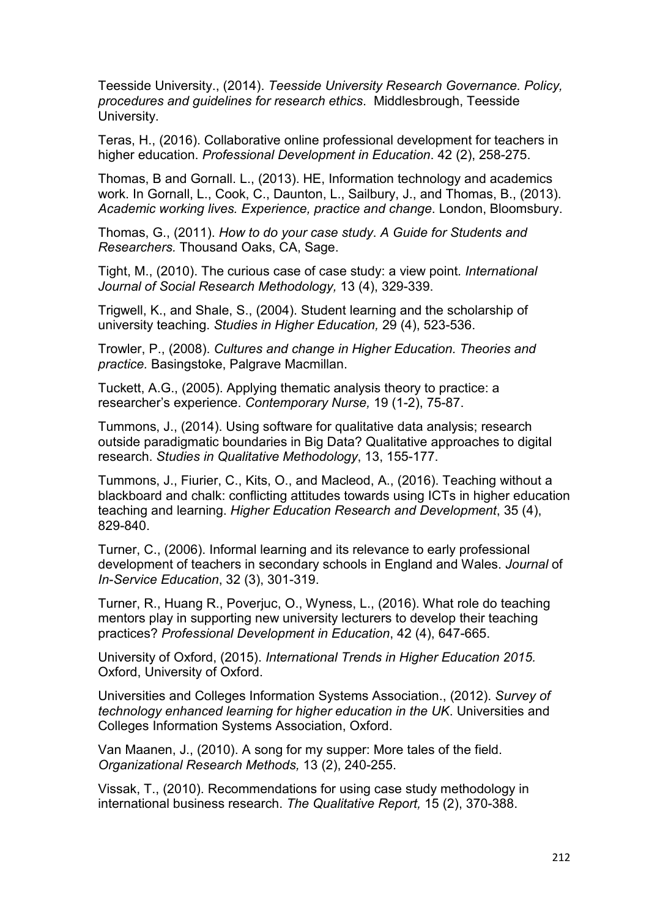Teesside University., (2014). *Teesside University Research Governance. Policy, procedures and guidelines for research ethics*. Middlesbrough, Teesside University.

Teras, H., (2016). Collaborative online professional development for teachers in higher education. *Professional Development in Education*. 42 (2), 258-275.

Thomas, B and Gornall. L., (2013). HE, Information technology and academics work. In Gornall, L., Cook, C., Daunton, L., Sailbury, J., and Thomas, B., (2013). *Academic working lives. Experience, practice and change*. London, Bloomsbury.

Thomas, G., (2011). *How to do your case study*. *A Guide for Students and Researchers.* Thousand Oaks, CA, Sage.

Tight, M., (2010). The curious case of case study: a view point. *International Journal of Social Research Methodology,* 13 (4), 329-339.

Trigwell, K., and Shale, S., (2004). Student learning and the scholarship of university teaching. *Studies in Higher Education,* 29 (4), 523-536.

Trowler, P., (2008). *Cultures and change in Higher Education. Theories and practice.* Basingstoke, Palgrave Macmillan.

Tuckett, A.G., (2005). Applying thematic analysis theory to practice: a researcher's experience. *Contemporary Nurse,* 19 (1-2), 75-87.

Tummons, J., (2014). Using software for qualitative data analysis; research outside paradigmatic boundaries in Big Data? Qualitative approaches to digital research. *Studies in Qualitative Methodology*, 13, 155-177.

Tummons, J., Fiurier, C., Kits, O., and Macleod, A., (2016). Teaching without a blackboard and chalk: conflicting attitudes towards using ICTs in higher education teaching and learning. *Higher Education Research and Development*, 35 (4), 829-840.

Turner, C., (2006). Informal learning and its relevance to early professional development of teachers in secondary schools in England and Wales. *Journal* of *In-Service Education*, 32 (3), 301-319.

Turner, R., Huang R., Poverjuc, O., Wyness, L., (2016). What role do teaching mentors play in supporting new university lecturers to develop their teaching practices? *Professional Development in Education*, 42 (4), 647-665.

University of Oxford, (2015). *International Trends in Higher Education 2015.* Oxford, University of Oxford.

Universities and Colleges Information Systems Association., (2012). *Survey of technology enhanced learning for higher education in the UK*. Universities and Colleges Information Systems Association, Oxford.

Van Maanen, J., (2010). A song for my supper: More tales of the field. *Organizational Research Methods,* 13 (2), 240-255.

Vissak, T., (2010). Recommendations for using case study methodology in international business research. *The Qualitative Report,* 15 (2), 370-388.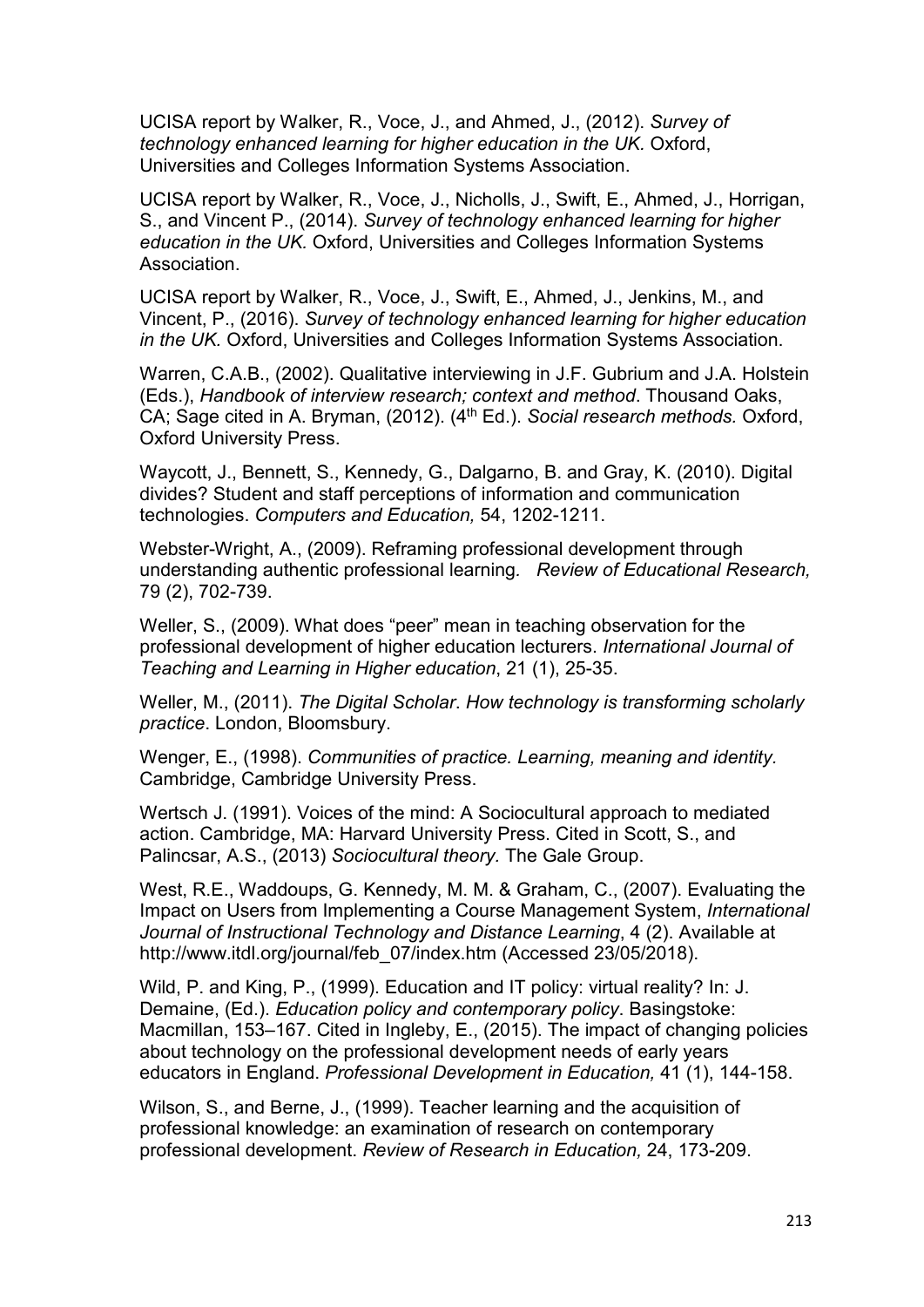UCISA report by Walker, R., Voce, J., and Ahmed, J., (2012). *Survey of technology enhanced learning for higher education in the UK.* Oxford, Universities and Colleges Information Systems Association.

UCISA report by Walker, R., Voce, J., Nicholls, J., Swift, E., Ahmed, J., Horrigan, S., and Vincent P., (2014). *Survey of technology enhanced learning for higher education in the UK.* Oxford, Universities and Colleges Information Systems Association.

UCISA report by Walker, R., Voce, J., Swift, E., Ahmed, J., Jenkins, M., and Vincent, P., (2016). *Survey of technology enhanced learning for higher education in the UK.* Oxford, Universities and Colleges Information Systems Association.

Warren, C.A.B., (2002). Qualitative interviewing in J.F. Gubrium and J.A. Holstein (Eds.), *Handbook of interview research; context and method*. Thousand Oaks, CA; Sage cited in A. Bryman, (2012). (4th Ed.). *Social research methods.* Oxford, Oxford University Press.

Waycott, J., Bennett, S., Kennedy, G., Dalgarno, B. and Gray, K. (2010). Digital divides? Student and staff perceptions of information and communication technologies. *Computers and Education,* 54, 1202-1211.

Webster-Wright, A., (2009). Reframing professional development through understanding authentic professional learning. *Review of Educational Research,* 79 (2), 702-739.

Weller, S., (2009). What does "peer" mean in teaching observation for the professional development of higher education lecturers. *International Journal of Teaching and Learning in Higher education*, 21 (1), 25-35.

Weller, M., (2011). *The Digital Scholar. How technology is transforming scholarly practice*. London, Bloomsbury.

Wenger, E., (1998). *Communities of practice. Learning, meaning and identity.* Cambridge, Cambridge University Press.

Wertsch J. (1991). Voices of the mind: A Sociocultural approach to mediated action. Cambridge, MA: Harvard University Press. Cited in Scott, S., and Palincsar, A.S., (2013) *Sociocultural theory.* The Gale Group.

West, R.E., Waddoups, G. Kennedy, M. M. & Graham, C., (2007). Evaluating the Impact on Users from Implementing a Course Management System, *International Journal of Instructional Technology and Distance Learning*, 4 (2). Available at http://www.itdl.org/journal/feb_07/index.htm (Accessed 23/05/2018).

Wild, P. and King, P., (1999). Education and IT policy: virtual reality? In: J. Demaine, (Ed.). *Education policy and contemporary policy*. Basingstoke: Macmillan, 153–167. Cited in Ingleby, E., (2015). The impact of changing policies about technology on the professional development needs of early years educators in England. *Professional Development in Education,* 41 (1), 144-158.

Wilson, S., and Berne, J., (1999). Teacher learning and the acquisition of professional knowledge: an examination of research on contemporary professional development. *Review of Research in Education,* 24, 173-209.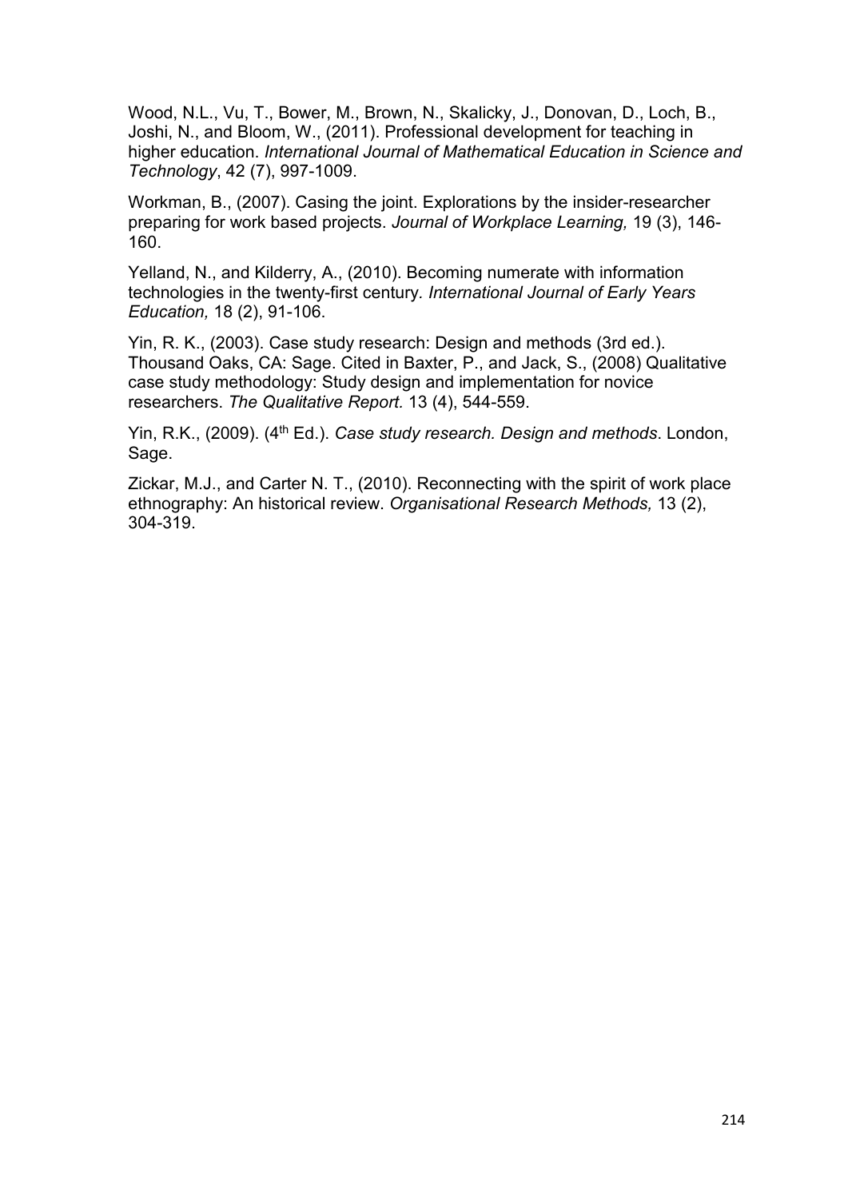Wood, N.L., Vu, T., Bower, M., Brown, N., Skalicky, J., Donovan, D., Loch, B., Joshi, N., and Bloom, W., (2011). Professional development for teaching in higher education. *International Journal of Mathematical Education in Science and Technology*, 42 (7), 997-1009.

Workman, B., (2007). Casing the joint. Explorations by the insider-researcher preparing for work based projects. *Journal of Workplace Learning,* 19 (3), 146-160.

Yelland, N., and Kilderry, A., (2010). Becoming numerate with information technologies in the twenty-first century*. International Journal of Early Years Education,* 18 (2), 91-106.

Yin, R. K., (2003). Case study research: Design and methods (3rd ed.). Thousand Oaks, CA: Sage. Cited in Baxter, P., and Jack, S., (2008) Qualitative case study methodology: Study design and implementation for novice researchers. *The Qualitative Report.* 13 (4), 544-559.

Yin, R.K., (2009). (4th Ed.). *Case study research. Design and methods*. London, Sage.

Zickar, M.J., and Carter N. T., (2010). Reconnecting with the spirit of work place ethnography: An historical review. *Organisational Research Methods,* 13 (2), 304-319.